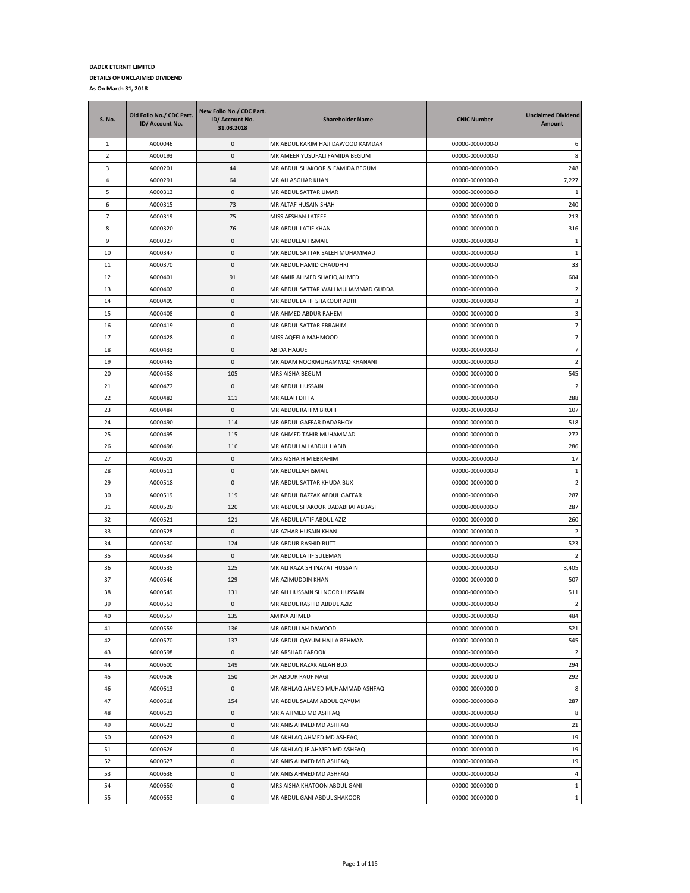**DADEX ETERNIT LIMITED**

**DETAILS OF UNCLAIMED DIVIDEND**

**As On March 31, 2018**

| S. No. | Old Folio No./ CDC Part. ID/ Account No. | New Folio No./ CDC Part. ID/ Account No. 31.03.2018 | Shareholder Name | CNIC Number | Unclaimed Dividend Amount |
|---|---|---|---|---|---|
| 1 | A000046 | 0 | MR ABDUL KARIM HAJI DAWOOD KAMDAR | 00000-0000000-0 | 6 |
| 2 | A000193 | 0 | MR AMEER YUSUFALI FAMIDA BEGUM | 00000-0000000-0 | 8 |
| 3 | A000201 | 44 | MR ABDUL SHAKOOR & FAMIDA BEGUM | 00000-0000000-0 | 248 |
| 4 | A000291 | 64 | MR ALI ASGHAR KHAN | 00000-0000000-0 | 7,227 |
| 5 | A000313 | 0 | MR ABDUL SATTAR UMAR | 00000-0000000-0 | 1 |
| 6 | A000315 | 73 | MR ALTAF HUSAIN SHAH | 00000-0000000-0 | 240 |
| 7 | A000319 | 75 | MISS AFSHAN LATEEF | 00000-0000000-0 | 213 |
| 8 | A000320 | 76 | MR ABDUL LATIF KHAN | 00000-0000000-0 | 316 |
| 9 | A000327 | 0 | MR ABDULLAH ISMAIL | 00000-0000000-0 | 1 |
| 10 | A000347 | 0 | MR ABDUL SATTAR SALEH MUHAMMAD | 00000-0000000-0 | 1 |
| 11 | A000370 | 0 | MR ABDUL HAMID CHAUDHRI | 00000-0000000-0 | 33 |
| 12 | A000401 | 91 | MR AMIR AHMED SHAFIQ AHMED | 00000-0000000-0 | 604 |
| 13 | A000402 | 0 | MR ABDUL SATTAR WALI MUHAMMAD GUDDA | 00000-0000000-0 | 2 |
| 14 | A000405 | 0 | MR ABDUL LATIF SHAKOOR ADHI | 00000-0000000-0 | 3 |
| 15 | A000408 | 0 | MR AHMED ABDUR RAHEM | 00000-0000000-0 | 3 |
| 16 | A000419 | 0 | MR ABDUL SATTAR EBRAHIM | 00000-0000000-0 | 7 |
| 17 | A000428 | 0 | MISS AQEELA MAHMOOD | 00000-0000000-0 | 7 |
| 18 | A000433 | 0 | ABIDA HAQUE | 00000-0000000-0 | 7 |
| 19 | A000445 | 0 | MR ADAM NOORMUHAMMAD KHANANI | 00000-0000000-0 | 2 |
| 20 | A000458 | 105 | MRS AISHA BEGUM | 00000-0000000-0 | 545 |
| 21 | A000472 | 0 | MR ABDUL HUSSAIN | 00000-0000000-0 | 2 |
| 22 | A000482 | 111 | MR ALLAH DITTA | 00000-0000000-0 | 288 |
| 23 | A000484 | 0 | MR ABDUL RAHIM BROHI | 00000-0000000-0 | 107 |
| 24 | A000490 | 114 | MR ABDUL GAFFAR DADABHOY | 00000-0000000-0 | 518 |
| 25 | A000495 | 115 | MR AHMED TAHIR MUHAMMAD | 00000-0000000-0 | 272 |
| 26 | A000496 | 116 | MR ABDULLAH ABDUL HABIB | 00000-0000000-0 | 286 |
| 27 | A000501 | 0 | MRS AISHA H M EBRAHIM | 00000-0000000-0 | 17 |
| 28 | A000511 | 0 | MR ABDULLAH ISMAIL | 00000-0000000-0 | 1 |
| 29 | A000518 | 0 | MR ABDUL SATTAR KHUDA BUX | 00000-0000000-0 | 2 |
| 30 | A000519 | 119 | MR ABDUL RAZZAK ABDUL GAFFAR | 00000-0000000-0 | 287 |
| 31 | A000520 | 120 | MR ABDUL SHAKOOR DADABHAI ABBASI | 00000-0000000-0 | 287 |
| 32 | A000521 | 121 | MR ABDUL LATIF ABDUL AZIZ | 00000-0000000-0 | 260 |
| 33 | A000528 | 0 | MR AZHAR HUSAIN KHAN | 00000-0000000-0 | 2 |
| 34 | A000530 | 124 | MR ABDUR RASHID BUTT | 00000-0000000-0 | 523 |
| 35 | A000534 | 0 | MR ABDUL LATIF SULEMAN | 00000-0000000-0 | 2 |
| 36 | A000535 | 125 | MR ALI RAZA SH INAYAT HUSSAIN | 00000-0000000-0 | 3,405 |
| 37 | A000546 | 129 | MR AZIMUDDIN KHAN | 00000-0000000-0 | 507 |
| 38 | A000549 | 131 | MR ALI HUSSAIN SH NOOR HUSSAIN | 00000-0000000-0 | 511 |
| 39 | A000553 | 0 | MR ABDUL RASHID ABDUL AZIZ | 00000-0000000-0 | 2 |
| 40 | A000557 | 135 | AMINA AHMED | 00000-0000000-0 | 484 |
| 41 | A000559 | 136 | MR ABDULLAH DAWOOD | 00000-0000000-0 | 521 |
| 42 | A000570 | 137 | MR ABDUL QAYUM HAJI A REHMAN | 00000-0000000-0 | 545 |
| 43 | A000598 | 0 | MR ARSHAD FAROOK | 00000-0000000-0 | 2 |
| 44 | A000600 | 149 | MR ABDUL RAZAK ALLAH BUX | 00000-0000000-0 | 294 |
| 45 | A000606 | 150 | DR ABDUR RAUF NAGI | 00000-0000000-0 | 292 |
| 46 | A000613 | 0 | MR AKHLAQ AHMED MUHAMMAD ASHFAQ | 00000-0000000-0 | 8 |
| 47 | A000618 | 154 | MR ABDUL SALAM ABDUL QAYUM | 00000-0000000-0 | 287 |
| 48 | A000621 | 0 | MR A AHMED MD ASHFAQ | 00000-0000000-0 | 8 |
| 49 | A000622 | 0 | MR ANIS AHMED MD ASHFAQ | 00000-0000000-0 | 21 |
| 50 | A000623 | 0 | MR AKHLAQ AHMED MD ASHFAQ | 00000-0000000-0 | 19 |
| 51 | A000626 | 0 | MR AKHLAQUE AHMED MD ASHFAQ | 00000-0000000-0 | 19 |
| 52 | A000627 | 0 | MR ANIS AHMED MD ASHFAQ | 00000-0000000-0 | 19 |
| 53 | A000636 | 0 | MR ANIS AHMED MD ASHFAQ | 00000-0000000-0 | 4 |
| 54 | A000650 | 0 | MRS AISHA KHATOON ABDUL GANI | 00000-0000000-0 | 1 |
| 55 | A000653 | 0 | MR ABDUL GANI ABDUL SHAKOOR | 00000-0000000-0 | 1 |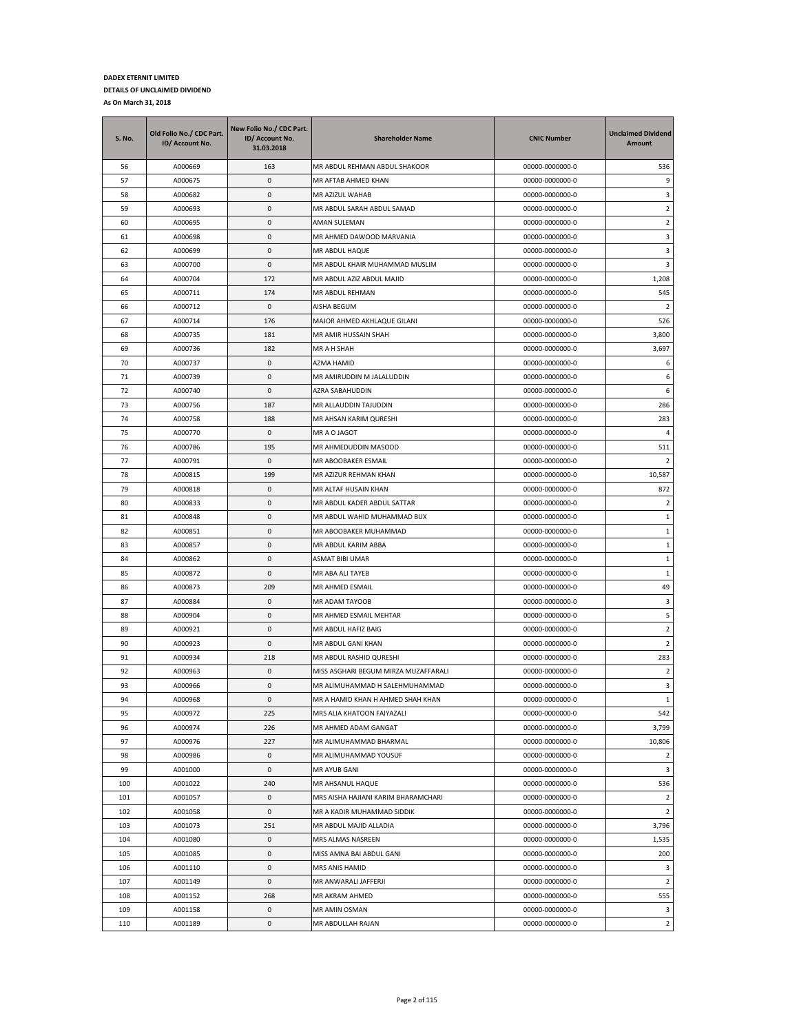**DADEX ETERNIT LIMITED**

**DETAILS OF UNCLAIMED DIVIDEND**

**As On March 31, 2018**

| S. No. | Old Folio No./ CDC Part. ID/ Account No. | New Folio No./ CDC Part. ID/ Account No. 31.03.2018 | Shareholder Name | CNIC Number | Unclaimed Dividend Amount |
|---|---|---|---|---|---|
| 56 | A000669 | 163 | MR ABDUL REHMAN ABDUL SHAKOOR | 00000-0000000-0 | 536 |
| 57 | A000675 | 0 | MR AFTAB AHMED KHAN | 00000-0000000-0 | 9 |
| 58 | A000682 | 0 | MR AZIZUL WAHAB | 00000-0000000-0 | 3 |
| 59 | A000693 | 0 | MR ABDUL SARAH ABDUL SAMAD | 00000-0000000-0 | 2 |
| 60 | A000695 | 0 | AMAN SULEMAN | 00000-0000000-0 | 2 |
| 61 | A000698 | 0 | MR AHMED DAWOOD MARVANIA | 00000-0000000-0 | 3 |
| 62 | A000699 | 0 | MR ABDUL HAQUE | 00000-0000000-0 | 3 |
| 63 | A000700 | 0 | MR ABDUL KHAIR MUHAMMAD MUSLIM | 00000-0000000-0 | 3 |
| 64 | A000704 | 172 | MR ABDUL AZIZ ABDUL MAJID | 00000-0000000-0 | 1,208 |
| 65 | A000711 | 174 | MR ABDUL REHMAN | 00000-0000000-0 | 545 |
| 66 | A000712 | 0 | AISHA BEGUM | 00000-0000000-0 | 2 |
| 67 | A000714 | 176 | MAJOR AHMED AKHLAQUE GILANI | 00000-0000000-0 | 526 |
| 68 | A000735 | 181 | MR AMIR HUSSAIN SHAH | 00000-0000000-0 | 3,800 |
| 69 | A000736 | 182 | MR A H SHAH | 00000-0000000-0 | 3,697 |
| 70 | A000737 | 0 | AZMA HAMID | 00000-0000000-0 | 6 |
| 71 | A000739 | 0 | MR AMIRUDDIN M JALALUDDIN | 00000-0000000-0 | 6 |
| 72 | A000740 | 0 | AZRA SABAHUDDIN | 00000-0000000-0 | 6 |
| 73 | A000756 | 187 | MR ALLAUDDIN TAJUDDIN | 00000-0000000-0 | 286 |
| 74 | A000758 | 188 | MR AHSAN KARIM QURESHI | 00000-0000000-0 | 283 |
| 75 | A000770 | 0 | MR A O JAGOT | 00000-0000000-0 | 4 |
| 76 | A000786 | 195 | MR AHMEDUDDIN MASOOD | 00000-0000000-0 | 511 |
| 77 | A000791 | 0 | MR ABOOBAKER ESMAIL | 00000-0000000-0 | 2 |
| 78 | A000815 | 199 | MR AZIZUR REHMAN KHAN | 00000-0000000-0 | 10,587 |
| 79 | A000818 | 0 | MR ALTAF HUSAIN KHAN | 00000-0000000-0 | 872 |
| 80 | A000833 | 0 | MR ABDUL KADER ABDUL SATTAR | 00000-0000000-0 | 2 |
| 81 | A000848 | 0 | MR ABDUL WAHID MUHAMMAD BUX | 00000-0000000-0 | 1 |
| 82 | A000851 | 0 | MR ABOOBAKER MUHAMMAD | 00000-0000000-0 | 1 |
| 83 | A000857 | 0 | MR ABDUL KARIM ABBA | 00000-0000000-0 | 1 |
| 84 | A000862 | 0 | ASMAT BIBI UMAR | 00000-0000000-0 | 1 |
| 85 | A000872 | 0 | MR ABA ALI TAYEB | 00000-0000000-0 | 1 |
| 86 | A000873 | 209 | MR AHMED ESMAIL | 00000-0000000-0 | 49 |
| 87 | A000884 | 0 | MR ADAM TAYOOB | 00000-0000000-0 | 3 |
| 88 | A000904 | 0 | MR AHMED ESMAIL MEHTAR | 00000-0000000-0 | 5 |
| 89 | A000921 | 0 | MR ABDUL HAFIZ BAIG | 00000-0000000-0 | 2 |
| 90 | A000923 | 0 | MR ABDUL GANI KHAN | 00000-0000000-0 | 2 |
| 91 | A000934 | 218 | MR ABDUL RASHID QURESHI | 00000-0000000-0 | 283 |
| 92 | A000963 | 0 | MISS ASGHARI BEGUM MIRZA MUZAFFARALI | 00000-0000000-0 | 2 |
| 93 | A000966 | 0 | MR ALIMUHAMMAD H SALEHMUHAMMAD | 00000-0000000-0 | 3 |
| 94 | A000968 | 0 | MR A HAMID KHAN H AHMED SHAH KHAN | 00000-0000000-0 | 1 |
| 95 | A000972 | 225 | MRS ALIA KHATOON FAIYAZALI | 00000-0000000-0 | 542 |
| 96 | A000974 | 226 | MR AHMED ADAM GANGAT | 00000-0000000-0 | 3,799 |
| 97 | A000976 | 227 | MR ALIMUHAMMAD BHARMAL | 00000-0000000-0 | 10,806 |
| 98 | A000986 | 0 | MR ALIMUHAMMAD YOUSUF | 00000-0000000-0 | 2 |
| 99 | A001000 | 0 | MR AYUB GANI | 00000-0000000-0 | 3 |
| 100 | A001022 | 240 | MR AHSANUL HAQUE | 00000-0000000-0 | 536 |
| 101 | A001057 | 0 | MRS AISHA HAJIANI KARIM BHARAMCHARI | 00000-0000000-0 | 2 |
| 102 | A001058 | 0 | MR A KADIR MUHAMMAD SIDDIK | 00000-0000000-0 | 2 |
| 103 | A001073 | 251 | MR ABDUL MAJID ALLADIA | 00000-0000000-0 | 3,796 |
| 104 | A001080 | 0 | MRS ALMAS NASREEN | 00000-0000000-0 | 1,535 |
| 105 | A001085 | 0 | MISS AMNA BAI ABDUL GANI | 00000-0000000-0 | 200 |
| 106 | A001110 | 0 | MRS ANIS HAMID | 00000-0000000-0 | 3 |
| 107 | A001149 | 0 | MR ANWARALI JAFFERJI | 00000-0000000-0 | 2 |
| 108 | A001152 | 268 | MR AKRAM AHMED | 00000-0000000-0 | 555 |
| 109 | A001158 | 0 | MR AMIN OSMAN | 00000-0000000-0 | 3 |
| 110 | A001189 | 0 | MR ABDULLAH RAJAN | 00000-0000000-0 | 2 |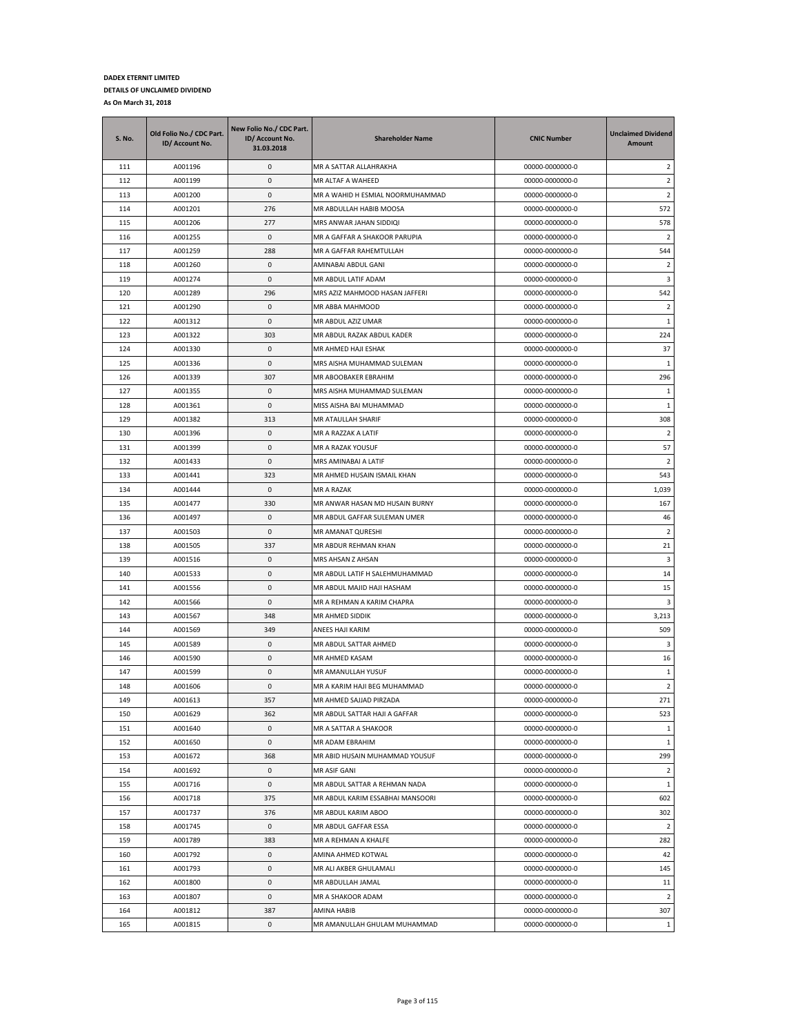**DADEX ETERNIT LIMITED**

**DETAILS OF UNCLAIMED DIVIDEND**

**As On March 31, 2018**

| S. No. | Old Folio No./ CDC Part. ID/ Account No. | New Folio No./ CDC Part. ID/ Account No. 31.03.2018 | Shareholder Name | CNIC Number | Unclaimed Dividend Amount |
|---|---|---|---|---|---|
| 111 | A001196 | 0 | MR A SATTAR ALLAHRAKHA | 00000-0000000-0 | 2 |
| 112 | A001199 | 0 | MR ALTAF A WAHEED | 00000-0000000-0 | 2 |
| 113 | A001200 | 0 | MR A WAHID H ESMIAL NOORMUHAMMAD | 00000-0000000-0 | 2 |
| 114 | A001201 | 276 | MR ABDULLAH HABIB MOOSA | 00000-0000000-0 | 572 |
| 115 | A001206 | 277 | MRS ANWAR JAHAN SIDDIQI | 00000-0000000-0 | 578 |
| 116 | A001255 | 0 | MR A GAFFAR A SHAKOOR PARUPIA | 00000-0000000-0 | 2 |
| 117 | A001259 | 288 | MR A GAFFAR RAHEMTULLAH | 00000-0000000-0 | 544 |
| 118 | A001260 | 0 | AMINABAI ABDUL GANI | 00000-0000000-0 | 2 |
| 119 | A001274 | 0 | MR ABDUL LATIF ADAM | 00000-0000000-0 | 3 |
| 120 | A001289 | 296 | MRS AZIZ MAHMOOD HASAN JAFFERI | 00000-0000000-0 | 542 |
| 121 | A001290 | 0 | MR ABBA MAHMOOD | 00000-0000000-0 | 2 |
| 122 | A001312 | 0 | MR ABDUL AZIZ UMAR | 00000-0000000-0 | 1 |
| 123 | A001322 | 303 | MR ABDUL RAZAK ABDUL KADER | 00000-0000000-0 | 224 |
| 124 | A001330 | 0 | MR AHMED HAJI ESHAK | 00000-0000000-0 | 37 |
| 125 | A001336 | 0 | MRS AISHA MUHAMMAD SULEMAN | 00000-0000000-0 | 1 |
| 126 | A001339 | 307 | MR ABOOBAKER EBRAHIM | 00000-0000000-0 | 296 |
| 127 | A001355 | 0 | MRS AISHA MUHAMMAD SULEMAN | 00000-0000000-0 | 1 |
| 128 | A001361 | 0 | MISS AISHA BAI MUHAMMAD | 00000-0000000-0 | 1 |
| 129 | A001382 | 313 | MR ATAULLAH SHARIF | 00000-0000000-0 | 308 |
| 130 | A001396 | 0 | MR A RAZZAK A LATIF | 00000-0000000-0 | 2 |
| 131 | A001399 | 0 | MR A RAZAK YOUSUF | 00000-0000000-0 | 57 |
| 132 | A001433 | 0 | MRS AMINABAI A LATIF | 00000-0000000-0 | 2 |
| 133 | A001441 | 323 | MR AHMED HUSAIN ISMAIL KHAN | 00000-0000000-0 | 543 |
| 134 | A001444 | 0 | MR A RAZAK | 00000-0000000-0 | 1,039 |
| 135 | A001477 | 330 | MR ANWAR HASAN MD HUSAIN BURNY | 00000-0000000-0 | 167 |
| 136 | A001497 | 0 | MR ABDUL GAFFAR SULEMAN UMER | 00000-0000000-0 | 46 |
| 137 | A001503 | 0 | MR AMANAT QURESHI | 00000-0000000-0 | 2 |
| 138 | A001505 | 337 | MR ABDUR REHMAN KHAN | 00000-0000000-0 | 21 |
| 139 | A001516 | 0 | MRS AHSAN Z AHSAN | 00000-0000000-0 | 3 |
| 140 | A001533 | 0 | MR ABDUL LATIF H SALEHMUHAMMAD | 00000-0000000-0 | 14 |
| 141 | A001556 | 0 | MR ABDUL MAJID HAJI HASHAM | 00000-0000000-0 | 15 |
| 142 | A001566 | 0 | MR A REHMAN A KARIM CHAPRA | 00000-0000000-0 | 3 |
| 143 | A001567 | 348 | MR AHMED SIDDIK | 00000-0000000-0 | 3,213 |
| 144 | A001569 | 349 | ANEES HAJI KARIM | 00000-0000000-0 | 509 |
| 145 | A001589 | 0 | MR ABDUL SATTAR AHMED | 00000-0000000-0 | 3 |
| 146 | A001590 | 0 | MR AHMED KASAM | 00000-0000000-0 | 16 |
| 147 | A001599 | 0 | MR AMANULLAH YUSUF | 00000-0000000-0 | 1 |
| 148 | A001606 | 0 | MR A KARIM HAJI BEG MUHAMMAD | 00000-0000000-0 | 2 |
| 149 | A001613 | 357 | MR AHMED SAJJAD PIRZADA | 00000-0000000-0 | 271 |
| 150 | A001629 | 362 | MR ABDUL SATTAR HAJI A GAFFAR | 00000-0000000-0 | 523 |
| 151 | A001640 | 0 | MR A SATTAR A SHAKOOR | 00000-0000000-0 | 1 |
| 152 | A001650 | 0 | MR ADAM EBRAHIM | 00000-0000000-0 | 1 |
| 153 | A001672 | 368 | MR ABID HUSAIN MUHAMMAD YOUSUF | 00000-0000000-0 | 299 |
| 154 | A001692 | 0 | MR ASIF GANI | 00000-0000000-0 | 2 |
| 155 | A001716 | 0 | MR ABDUL SATTAR A REHMAN NADA | 00000-0000000-0 | 1 |
| 156 | A001718 | 375 | MR ABDUL KARIM ESSABHAI MANSOORI | 00000-0000000-0 | 602 |
| 157 | A001737 | 376 | MR ABDUL KARIM ABOO | 00000-0000000-0 | 302 |
| 158 | A001745 | 0 | MR ABDUL GAFFAR ESSA | 00000-0000000-0 | 2 |
| 159 | A001789 | 383 | MR A REHMAN A KHALFE | 00000-0000000-0 | 282 |
| 160 | A001792 | 0 | AMINA AHMED KOTWAL | 00000-0000000-0 | 42 |
| 161 | A001793 | 0 | MR ALI AKBER GHULAMALI | 00000-0000000-0 | 145 |
| 162 | A001800 | 0 | MR ABDULLAH JAMAL | 00000-0000000-0 | 11 |
| 163 | A001807 | 0 | MR A SHAKOOR ADAM | 00000-0000000-0 | 2 |
| 164 | A001812 | 387 | AMINA HABIB | 00000-0000000-0 | 307 |
| 165 | A001815 | 0 | MR AMANULLAH GHULAM MUHAMMAD | 00000-0000000-0 | 1 |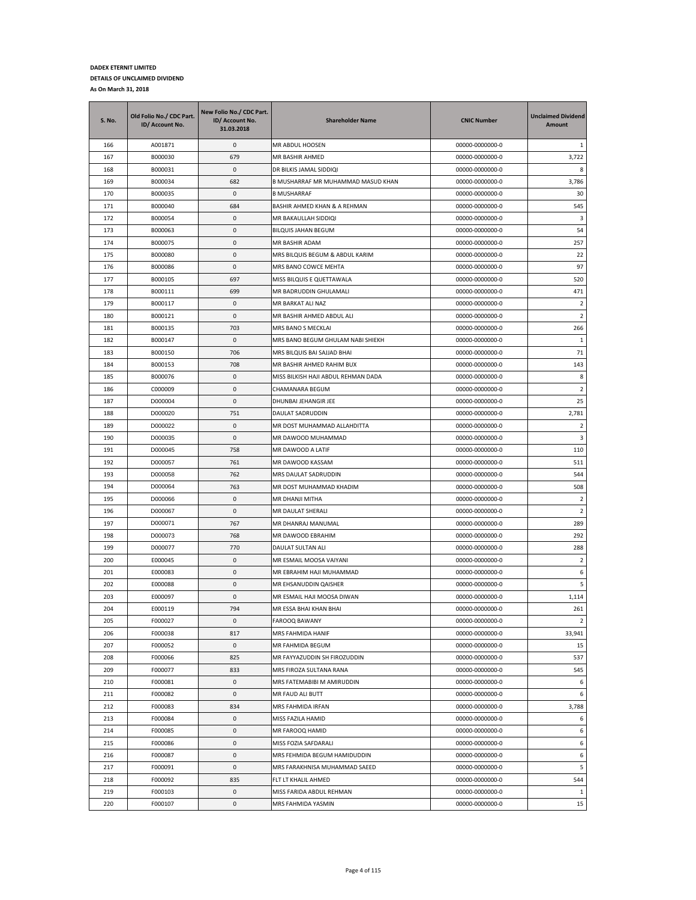**DADEX ETERNIT LIMITED**

**DETAILS OF UNCLAIMED DIVIDEND**

**As On March 31, 2018**

| S. No. | Old Folio No./ CDC Part. ID/ Account No. | New Folio No./ CDC Part. ID/ Account No. 31.03.2018 | Shareholder Name | CNIC Number | Unclaimed Dividend Amount |
|---|---|---|---|---|---|
| 166 | A001871 | 0 | MR ABDUL HOOSEN | 00000-0000000-0 | 1 |
| 167 | B000030 | 679 | MR BASHIR AHMED | 00000-0000000-0 | 3,722 |
| 168 | B000031 | 0 | DR BILKIS JAMAL SIDDIQI | 00000-0000000-0 | 8 |
| 169 | B000034 | 682 | B MUSHARRAF MR MUHAMMAD MASUD KHAN | 00000-0000000-0 | 3,786 |
| 170 | B000035 | 0 | B MUSHARRAF | 00000-0000000-0 | 30 |
| 171 | B000040 | 684 | BASHIR AHMED KHAN & A REHMAN | 00000-0000000-0 | 545 |
| 172 | B000054 | 0 | MR BAKAULLAH SIDDIQI | 00000-0000000-0 | 3 |
| 173 | B000063 | 0 | BILQUIS JAHAN BEGUM | 00000-0000000-0 | 54 |
| 174 | B000075 | 0 | MR BASHIR ADAM | 00000-0000000-0 | 257 |
| 175 | B000080 | 0 | MRS BILQUIS BEGUM & ABDUL KARIM | 00000-0000000-0 | 22 |
| 176 | B000086 | 0 | MRS BANO COWCE MEHTA | 00000-0000000-0 | 97 |
| 177 | B000105 | 697 | MISS BILQUIS E QUETTAWALA | 00000-0000000-0 | 520 |
| 178 | B000111 | 699 | MR BADRUDDIN GHULAMALI | 00000-0000000-0 | 471 |
| 179 | B000117 | 0 | MR BARKAT ALI NAZ | 00000-0000000-0 | 2 |
| 180 | B000121 | 0 | MR BASHIR AHMED ABDUL ALI | 00000-0000000-0 | 2 |
| 181 | B000135 | 703 | MRS BANO S MECKLAI | 00000-0000000-0 | 266 |
| 182 | B000147 | 0 | MRS BANO BEGUM GHULAM NABI SHIEKH | 00000-0000000-0 | 1 |
| 183 | B000150 | 706 | MRS BILQUIS BAI SAJJAD BHAI | 00000-0000000-0 | 71 |
| 184 | B000153 | 708 | MR BASHIR AHMED RAHIM BUX | 00000-0000000-0 | 143 |
| 185 | B000076 | 0 | MISS BILKISH HAJI ABDUL REHMAN DADA | 00000-0000000-0 | 8 |
| 186 | C000009 | 0 | CHAMANARA BEGUM | 00000-0000000-0 | 2 |
| 187 | D000004 | 0 | DHUNBAI JEHANGIR JEE | 00000-0000000-0 | 25 |
| 188 | D000020 | 751 | DAULAT SADRUDDIN | 00000-0000000-0 | 2,781 |
| 189 | D000022 | 0 | MR DOST MUHAMMAD ALLAHDITTA | 00000-0000000-0 | 2 |
| 190 | D000035 | 0 | MR DAWOOD MUHAMMAD | 00000-0000000-0 | 3 |
| 191 | D000045 | 758 | MR DAWOOD A LATIF | 00000-0000000-0 | 110 |
| 192 | D000057 | 761 | MR DAWOOD KASSAM | 00000-0000000-0 | 511 |
| 193 | D000058 | 762 | MRS DAULAT SADRUDDIN | 00000-0000000-0 | 544 |
| 194 | D000064 | 763 | MR DOST MUHAMMAD KHADIM | 00000-0000000-0 | 508 |
| 195 | D000066 | 0 | MR DHANJI MITHA | 00000-0000000-0 | 2 |
| 196 | D000067 | 0 | MR DAULAT SHERALI | 00000-0000000-0 | 2 |
| 197 | D000071 | 767 | MR DHANRAJ MANUMAL | 00000-0000000-0 | 289 |
| 198 | D000073 | 768 | MR DAWOOD EBRAHIM | 00000-0000000-0 | 292 |
| 199 | D000077 | 770 | DAULAT SULTAN ALI | 00000-0000000-0 | 288 |
| 200 | E000045 | 0 | MR ESMAIL MOOSA VAIYANI | 00000-0000000-0 | 2 |
| 201 | E000083 | 0 | MR EBRAHIM HAJI MUHAMMAD | 00000-0000000-0 | 6 |
| 202 | E000088 | 0 | MR EHSANUDDIN QAISHER | 00000-0000000-0 | 5 |
| 203 | E000097 | 0 | MR ESMAIL HAJI MOOSA DIWAN | 00000-0000000-0 | 1,114 |
| 204 | E000119 | 794 | MR ESSA BHAI KHAN BHAI | 00000-0000000-0 | 261 |
| 205 | F000027 | 0 | FAROOQ BAWANY | 00000-0000000-0 | 2 |
| 206 | F000038 | 817 | MRS FAHMIDA HANIF | 00000-0000000-0 | 33,941 |
| 207 | F000052 | 0 | MR FAHMIDA BEGUM | 00000-0000000-0 | 15 |
| 208 | F000066 | 825 | MR FAYYAZUDDIN SH FIROZUDDIN | 00000-0000000-0 | 537 |
| 209 | F000077 | 833 | MRS FIROZA SULTANA RANA | 00000-0000000-0 | 545 |
| 210 | F000081 | 0 | MRS FATEMABIBI M AMIRUDDIN | 00000-0000000-0 | 6 |
| 211 | F000082 | 0 | MR FAUD ALI BUTT | 00000-0000000-0 | 6 |
| 212 | F000083 | 834 | MRS FAHMIDA IRFAN | 00000-0000000-0 | 3,788 |
| 213 | F000084 | 0 | MISS FAZILA HAMID | 00000-0000000-0 | 6 |
| 214 | F000085 | 0 | MR FAROOQ HAMID | 00000-0000000-0 | 6 |
| 215 | F000086 | 0 | MISS FOZIA SAFDARALI | 00000-0000000-0 | 6 |
| 216 | F000087 | 0 | MRS FEHMIDA BEGUM HAMIDUDDIN | 00000-0000000-0 | 6 |
| 217 | F000091 | 0 | MRS FARAKHNISA MUHAMMAD SAEED | 00000-0000000-0 | 5 |
| 218 | F000092 | 835 | FLT LT KHALIL AHMED | 00000-0000000-0 | 544 |
| 219 | F000103 | 0 | MISS FARIDA ABDUL REHMAN | 00000-0000000-0 | 1 |
| 220 | F000107 | 0 | MRS FAHMIDA YASMIN | 00000-0000000-0 | 15 |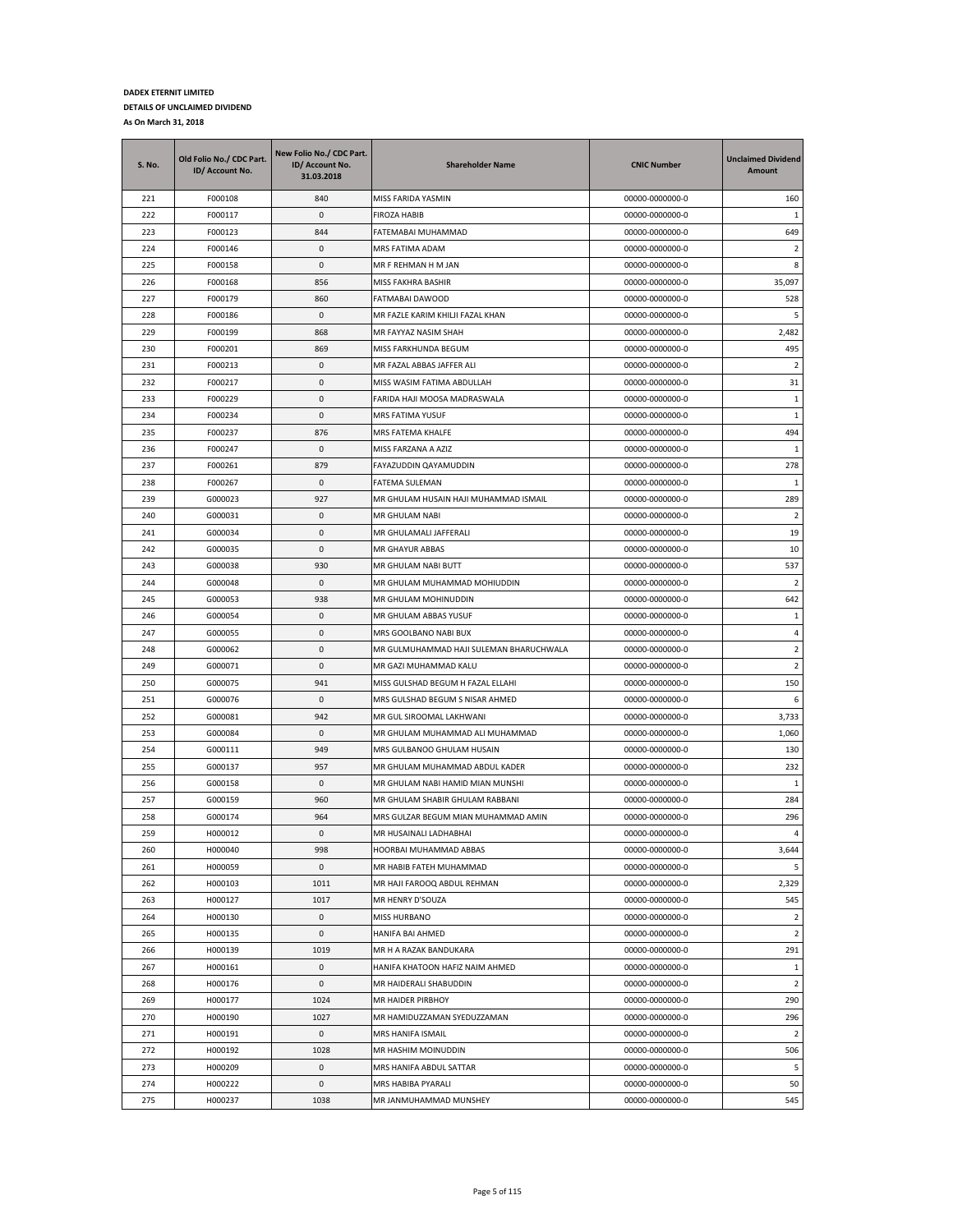**DADEX ETERNIT LIMITED**

**DETAILS OF UNCLAIMED DIVIDEND**

**As On March 31, 2018**

| S. No. | Old Folio No./ CDC Part. ID/ Account No. | New Folio No./ CDC Part. ID/ Account No. 31.03.2018 | Shareholder Name | CNIC Number | Unclaimed Dividend Amount |
|---|---|---|---|---|---|
| 221 | F000108 | 840 | MISS FARIDA YASMIN | 00000-0000000-0 | 160 |
| 222 | F000117 | 0 | FIROZA HABIB | 00000-0000000-0 | 1 |
| 223 | F000123 | 844 | FATEMABAI MUHAMMAD | 00000-0000000-0 | 649 |
| 224 | F000146 | 0 | MRS FATIMA ADAM | 00000-0000000-0 | 2 |
| 225 | F000158 | 0 | MR F REHMAN H M JAN | 00000-0000000-0 | 8 |
| 226 | F000168 | 856 | MISS FAKHRA BASHIR | 00000-0000000-0 | 35,097 |
| 227 | F000179 | 860 | FATMABAI DAWOOD | 00000-0000000-0 | 528 |
| 228 | F000186 | 0 | MR FAZLE KARIM KHILJI FAZAL KHAN | 00000-0000000-0 | 5 |
| 229 | F000199 | 868 | MR FAYYAZ NASIM SHAH | 00000-0000000-0 | 2,482 |
| 230 | F000201 | 869 | MISS FARKHUNDA BEGUM | 00000-0000000-0 | 495 |
| 231 | F000213 | 0 | MR FAZAL ABBAS JAFFER ALI | 00000-0000000-0 | 2 |
| 232 | F000217 | 0 | MISS WASIM FATIMA ABDULLAH | 00000-0000000-0 | 31 |
| 233 | F000229 | 0 | FARIDA HAJI MOOSA MADRASWALA | 00000-0000000-0 | 1 |
| 234 | F000234 | 0 | MRS FATIMA YUSUF | 00000-0000000-0 | 1 |
| 235 | F000237 | 876 | MRS FATEMA KHALFE | 00000-0000000-0 | 494 |
| 236 | F000247 | 0 | MISS FARZANA A AZIZ | 00000-0000000-0 | 1 |
| 237 | F000261 | 879 | FAYAZUDDIN QAYAMUDDIN | 00000-0000000-0 | 278 |
| 238 | F000267 | 0 | FATEMA SULEMAN | 00000-0000000-0 | 1 |
| 239 | G000023 | 927 | MR GHULAM HUSAIN HAJI MUHAMMAD ISMAIL | 00000-0000000-0 | 289 |
| 240 | G000031 | 0 | MR GHULAM NABI | 00000-0000000-0 | 2 |
| 241 | G000034 | 0 | MR GHULAMALI JAFFERALI | 00000-0000000-0 | 19 |
| 242 | G000035 | 0 | MR GHAYUR ABBAS | 00000-0000000-0 | 10 |
| 243 | G000038 | 930 | MR GHULAM NABI BUTT | 00000-0000000-0 | 537 |
| 244 | G000048 | 0 | MR GHULAM MUHAMMAD MOHIUDDIN | 00000-0000000-0 | 2 |
| 245 | G000053 | 938 | MR GHULAM MOHINUDDIN | 00000-0000000-0 | 642 |
| 246 | G000054 | 0 | MR GHULAM ABBAS YUSUF | 00000-0000000-0 | 1 |
| 247 | G000055 | 0 | MRS GOOLBANO NABI BUX | 00000-0000000-0 | 4 |
| 248 | G000062 | 0 | MR GULMUHAMMAD HAJI SULEMAN BHARUCHWALA | 00000-0000000-0 | 2 |
| 249 | G000071 | 0 | MR GAZI MUHAMMAD KALU | 00000-0000000-0 | 2 |
| 250 | G000075 | 941 | MISS GULSHAD BEGUM H FAZAL ELLAHI | 00000-0000000-0 | 150 |
| 251 | G000076 | 0 | MRS GULSHAD BEGUM S NISAR AHMED | 00000-0000000-0 | 6 |
| 252 | G000081 | 942 | MR GUL SIROOMAL LAKHWANI | 00000-0000000-0 | 3,733 |
| 253 | G000084 | 0 | MR GHULAM MUHAMMAD ALI MUHAMMAD | 00000-0000000-0 | 1,060 |
| 254 | G000111 | 949 | MRS GULBANOO GHULAM HUSAIN | 00000-0000000-0 | 130 |
| 255 | G000137 | 957 | MR GHULAM MUHAMMAD ABDUL KADER | 00000-0000000-0 | 232 |
| 256 | G000158 | 0 | MR GHULAM NABI HAMID MIAN MUNSHI | 00000-0000000-0 | 1 |
| 257 | G000159 | 960 | MR GHULAM SHABIR GHULAM RABBANI | 00000-0000000-0 | 284 |
| 258 | G000174 | 964 | MRS GULZAR BEGUM MIAN MUHAMMAD AMIN | 00000-0000000-0 | 296 |
| 259 | H000012 | 0 | MR HUSAINALI LADHABHAI | 00000-0000000-0 | 4 |
| 260 | H000040 | 998 | HOORBAI MUHAMMAD ABBAS | 00000-0000000-0 | 3,644 |
| 261 | H000059 | 0 | MR HABIB FATEH MUHAMMAD | 00000-0000000-0 | 5 |
| 262 | H000103 | 1011 | MR HAJI FAROOQ ABDUL REHMAN | 00000-0000000-0 | 2,329 |
| 263 | H000127 | 1017 | MR HENRY D'SOUZA | 00000-0000000-0 | 545 |
| 264 | H000130 | 0 | MISS HURBANO | 00000-0000000-0 | 2 |
| 265 | H000135 | 0 | HANIFA BAI AHMED | 00000-0000000-0 | 2 |
| 266 | H000139 | 1019 | MR H A RAZAK BANDUKARA | 00000-0000000-0 | 291 |
| 267 | H000161 | 0 | HANIFA KHATOON HAFIZ NAIM AHMED | 00000-0000000-0 | 1 |
| 268 | H000176 | 0 | MR HAIDERALI SHABUDDIN | 00000-0000000-0 | 2 |
| 269 | H000177 | 1024 | MR HAIDER PIRBHOY | 00000-0000000-0 | 290 |
| 270 | H000190 | 1027 | MR HAMIDUZZAMAN SYEDUZZAMAN | 00000-0000000-0 | 296 |
| 271 | H000191 | 0 | MRS HANIFA ISMAIL | 00000-0000000-0 | 2 |
| 272 | H000192 | 1028 | MR HASHIM MOINUDDIN | 00000-0000000-0 | 506 |
| 273 | H000209 | 0 | MRS HANIFA ABDUL SATTAR | 00000-0000000-0 | 5 |
| 274 | H000222 | 0 | MRS HABIBA PYARALI | 00000-0000000-0 | 50 |
| 275 | H000237 | 1038 | MR JANMUHAMMAD MUNSHEY | 00000-0000000-0 | 545 |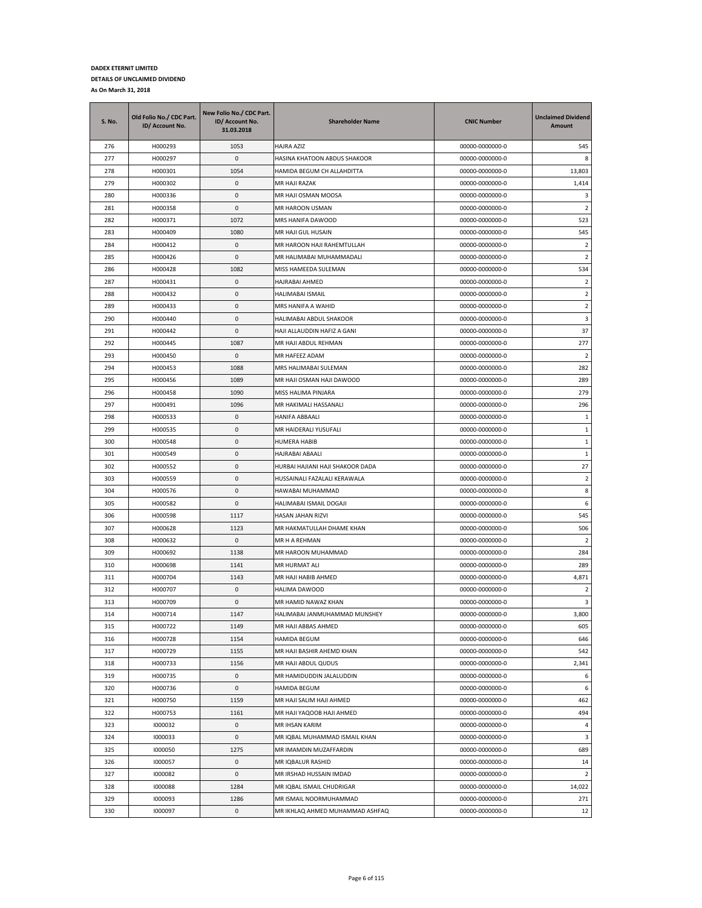**DADEX ETERNIT LIMITED**

**DETAILS OF UNCLAIMED DIVIDEND**

**As On March 31, 2018**

| S. No. | Old Folio No./ CDC Part. ID/ Account No. | New Folio No./ CDC Part. ID/ Account No. 31.03.2018 | Shareholder Name | CNIC Number | Unclaimed Dividend Amount |
|---|---|---|---|---|---|
| 276 | H000293 | 1053 | HAJRA AZIZ | 00000-0000000-0 | 545 |
| 277 | H000297 | 0 | HASINA KHATOON ABDUS SHAKOOR | 00000-0000000-0 | 8 |
| 278 | H000301 | 1054 | HAMIDA BEGUM CH ALLAHDITTA | 00000-0000000-0 | 13,803 |
| 279 | H000302 | 0 | MR HAJI RAZAK | 00000-0000000-0 | 1,414 |
| 280 | H000336 | 0 | MR HAJI OSMAN MOOSA | 00000-0000000-0 | 3 |
| 281 | H000358 | 0 | MR HAROON USMAN | 00000-0000000-0 | 2 |
| 282 | H000371 | 1072 | MRS HANIFA DAWOOD | 00000-0000000-0 | 523 |
| 283 | H000409 | 1080 | MR HAJI GUL HUSAIN | 00000-0000000-0 | 545 |
| 284 | H000412 | 0 | MR HAROON HAJI RAHEMTULLAH | 00000-0000000-0 | 2 |
| 285 | H000426 | 0 | MR HALIMABAI MUHAMMADALI | 00000-0000000-0 | 2 |
| 286 | H000428 | 1082 | MISS HAMEEDA SULEMAN | 00000-0000000-0 | 534 |
| 287 | H000431 | 0 | HAJRABAI AHMED | 00000-0000000-0 | 2 |
| 288 | H000432 | 0 | HALIMABAI ISMAIL | 00000-0000000-0 | 2 |
| 289 | H000433 | 0 | MRS HANIFA A WAHID | 00000-0000000-0 | 2 |
| 290 | H000440 | 0 | HALIMABAI ABDUL SHAKOOR | 00000-0000000-0 | 3 |
| 291 | H000442 | 0 | HAJI ALLAUDDIN HAFIZ A GANI | 00000-0000000-0 | 37 |
| 292 | H000445 | 1087 | MR HAJI ABDUL REHMAN | 00000-0000000-0 | 277 |
| 293 | H000450 | 0 | MR HAFEEZ ADAM | 00000-0000000-0 | 2 |
| 294 | H000453 | 1088 | MRS HALIMABAI SULEMAN | 00000-0000000-0 | 282 |
| 295 | H000456 | 1089 | MR HAJI OSMAN HAJI DAWOOD | 00000-0000000-0 | 289 |
| 296 | H000458 | 1090 | MISS HALIMA PINJARA | 00000-0000000-0 | 279 |
| 297 | H000491 | 1096 | MR HAKIMALI HASSANALI | 00000-0000000-0 | 296 |
| 298 | H000533 | 0 | HANIFA ABBAALI | 00000-0000000-0 | 1 |
| 299 | H000535 | 0 | MR HAIDERALI YUSUFALI | 00000-0000000-0 | 1 |
| 300 | H000548 | 0 | HUMERA HABIB | 00000-0000000-0 | 1 |
| 301 | H000549 | 0 | HAJRABAI ABAALI | 00000-0000000-0 | 1 |
| 302 | H000552 | 0 | HURBAI HAJIANI HAJI SHAKOOR DADA | 00000-0000000-0 | 27 |
| 303 | H000559 | 0 | HUSSAINALI FAZALALI KERAWALA | 00000-0000000-0 | 2 |
| 304 | H000576 | 0 | HAWABAI MUHAMMAD | 00000-0000000-0 | 8 |
| 305 | H000582 | 0 | HALIMABAI ISMAIL DOGAJI | 00000-0000000-0 | 6 |
| 306 | H000598 | 1117 | HASAN JAHAN RIZVI | 00000-0000000-0 | 545 |
| 307 | H000628 | 1123 | MR HAKMATULLAH DHAME KHAN | 00000-0000000-0 | 506 |
| 308 | H000632 | 0 | MR H A REHMAN | 00000-0000000-0 | 2 |
| 309 | H000692 | 1138 | MR HAROON MUHAMMAD | 00000-0000000-0 | 284 |
| 310 | H000698 | 1141 | MR HURMAT ALI | 00000-0000000-0 | 289 |
| 311 | H000704 | 1143 | MR HAJI HABIB AHMED | 00000-0000000-0 | 4,871 |
| 312 | H000707 | 0 | HALIMA DAWOOD | 00000-0000000-0 | 2 |
| 313 | H000709 | 0 | MR HAMID NAWAZ KHAN | 00000-0000000-0 | 3 |
| 314 | H000714 | 1147 | HALIMABAI JANMUHAMMAD MUNSHEY | 00000-0000000-0 | 3,800 |
| 315 | H000722 | 1149 | MR HAJI ABBAS AHMED | 00000-0000000-0 | 605 |
| 316 | H000728 | 1154 | HAMIDA BEGUM | 00000-0000000-0 | 646 |
| 317 | H000729 | 1155 | MR HAJI BASHIR AHEMD KHAN | 00000-0000000-0 | 542 |
| 318 | H000733 | 1156 | MR HAJI ABDUL QUDUS | 00000-0000000-0 | 2,341 |
| 319 | H000735 | 0 | MR HAMIDUDDIN JALALUDDIN | 00000-0000000-0 | 6 |
| 320 | H000736 | 0 | HAMIDA BEGUM | 00000-0000000-0 | 6 |
| 321 | H000750 | 1159 | MR HAJI SALIM HAJI AHMED | 00000-0000000-0 | 462 |
| 322 | H000753 | 1161 | MR HAJI YAQOOB HAJI AHMED | 00000-0000000-0 | 494 |
| 323 | I000032 | 0 | MR IHSAN KARIM | 00000-0000000-0 | 4 |
| 324 | I000033 | 0 | MR IQBAL MUHAMMAD ISMAIL KHAN | 00000-0000000-0 | 3 |
| 325 | I000050 | 1275 | MR IMAMDIN MUZAFFARDIN | 00000-0000000-0 | 689 |
| 326 | I000057 | 0 | MR IQBALUR RASHID | 00000-0000000-0 | 14 |
| 327 | I000082 | 0 | MR IRSHAD HUSSAIN IMDAD | 00000-0000000-0 | 2 |
| 328 | I000088 | 1284 | MR IQBAL ISMAIL CHUDRIGAR | 00000-0000000-0 | 14,022 |
| 329 | I000093 | 1286 | MR ISMAIL NOORMUHAMMAD | 00000-0000000-0 | 271 |
| 330 | I000097 | 0 | MR IKHLAQ AHMED MUHAMMAD ASHFAQ | 00000-0000000-0 | 12 |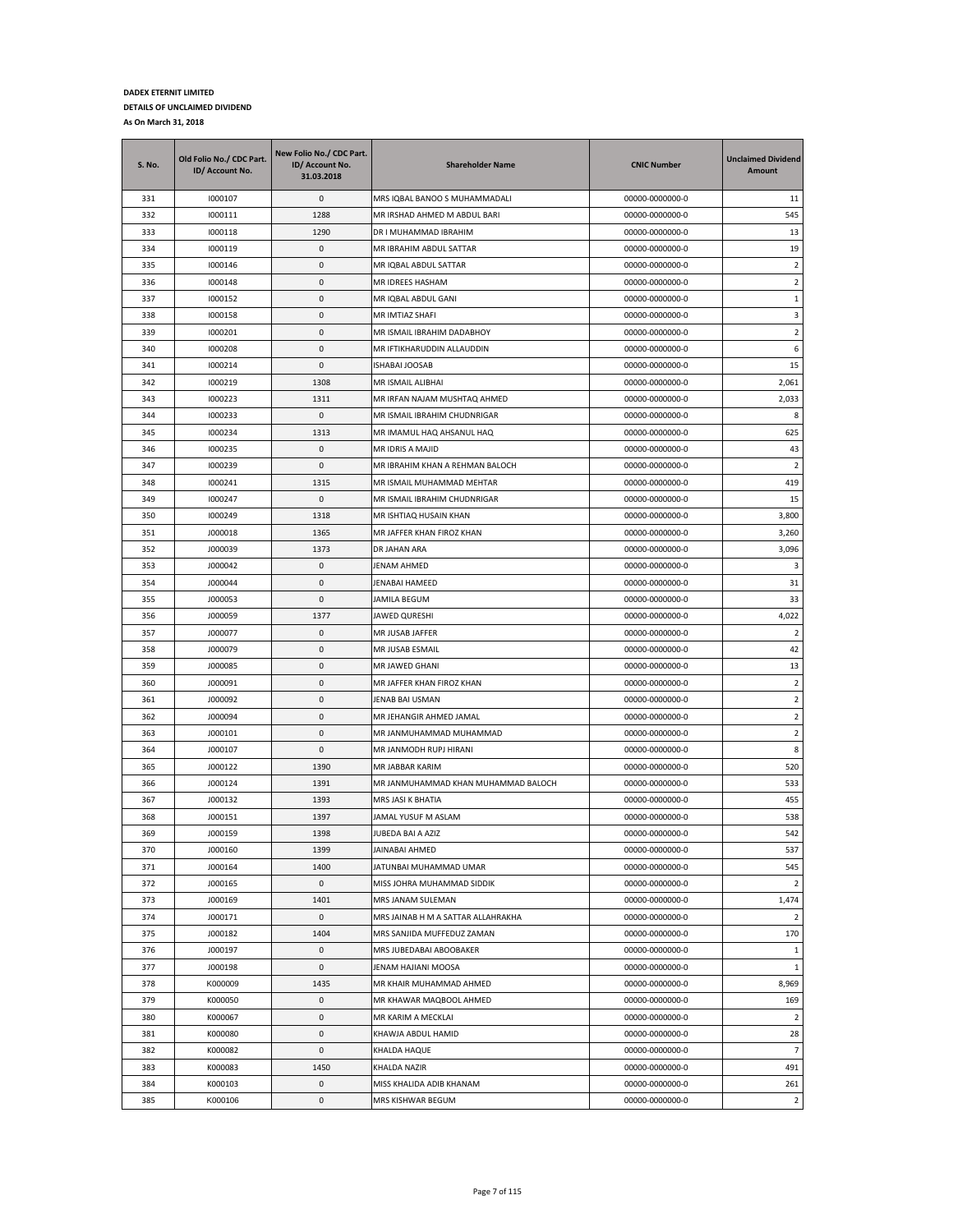**DADEX ETERNIT LIMITED**

**DETAILS OF UNCLAIMED DIVIDEND**

**As On March 31, 2018**

| S. No. | Old Folio No./ CDC Part. ID/ Account No. | New Folio No./ CDC Part. ID/ Account No. 31.03.2018 | Shareholder Name | CNIC Number | Unclaimed Dividend Amount |
|---|---|---|---|---|---|
| 331 | I000107 | 0 | MRS IQBAL BANOO S MUHAMMADALI | 00000-0000000-0 | 11 |
| 332 | I000111 | 1288 | MR IRSHAD AHMED M ABDUL BARI | 00000-0000000-0 | 545 |
| 333 | I000118 | 1290 | DR I MUHAMMAD IBRAHIM | 00000-0000000-0 | 13 |
| 334 | I000119 | 0 | MR IBRAHIM ABDUL SATTAR | 00000-0000000-0 | 19 |
| 335 | I000146 | 0 | MR IQBAL ABDUL SATTAR | 00000-0000000-0 | 2 |
| 336 | I000148 | 0 | MR IDREES HASHAM | 00000-0000000-0 | 2 |
| 337 | I000152 | 0 | MR IQBAL ABDUL GANI | 00000-0000000-0 | 1 |
| 338 | I000158 | 0 | MR IMTIAZ SHAFI | 00000-0000000-0 | 3 |
| 339 | I000201 | 0 | MR ISMAIL IBRAHIM DADABHOY | 00000-0000000-0 | 2 |
| 340 | I000208 | 0 | MR IFTIKHARUDDIN ALLAUDDIN | 00000-0000000-0 | 6 |
| 341 | I000214 | 0 | ISHABAI JOOSAB | 00000-0000000-0 | 15 |
| 342 | I000219 | 1308 | MR ISMAIL ALIBHAI | 00000-0000000-0 | 2,061 |
| 343 | I000223 | 1311 | MR IRFAN NAJAM MUSHTAQ AHMED | 00000-0000000-0 | 2,033 |
| 344 | I000233 | 0 | MR ISMAIL IBRAHIM CHUDNRIGAR | 00000-0000000-0 | 8 |
| 345 | I000234 | 1313 | MR IMAMUL HAQ AHSANUL HAQ | 00000-0000000-0 | 625 |
| 346 | I000235 | 0 | MR IDRIS A MAJID | 00000-0000000-0 | 43 |
| 347 | I000239 | 0 | MR IBRAHIM KHAN A REHMAN BALOCH | 00000-0000000-0 | 2 |
| 348 | I000241 | 1315 | MR ISMAIL MUHAMMAD MEHTAR | 00000-0000000-0 | 419 |
| 349 | I000247 | 0 | MR ISMAIL IBRAHIM CHUDNRIGAR | 00000-0000000-0 | 15 |
| 350 | I000249 | 1318 | MR ISHTIAQ HUSAIN KHAN | 00000-0000000-0 | 3,800 |
| 351 | J000018 | 1365 | MR JAFFER KHAN FIROZ KHAN | 00000-0000000-0 | 3,260 |
| 352 | J000039 | 1373 | DR JAHAN ARA | 00000-0000000-0 | 3,096 |
| 353 | J000042 | 0 | JENAM AHMED | 00000-0000000-0 | 3 |
| 354 | J000044 | 0 | JENABAI HAMEED | 00000-0000000-0 | 31 |
| 355 | J000053 | 0 | JAMILA BEGUM | 00000-0000000-0 | 33 |
| 356 | J000059 | 1377 | JAWED QURESHI | 00000-0000000-0 | 4,022 |
| 357 | J000077 | 0 | MR JUSAB JAFFER | 00000-0000000-0 | 2 |
| 358 | J000079 | 0 | MR JUSAB ESMAIL | 00000-0000000-0 | 42 |
| 359 | J000085 | 0 | MR JAWED GHANI | 00000-0000000-0 | 13 |
| 360 | J000091 | 0 | MR JAFFER KHAN FIROZ KHAN | 00000-0000000-0 | 2 |
| 361 | J000092 | 0 | JENAB BAI USMAN | 00000-0000000-0 | 2 |
| 362 | J000094 | 0 | MR JEHANGIR AHMED JAMAL | 00000-0000000-0 | 2 |
| 363 | J000101 | 0 | MR JANMUHAMMAD MUHAMMAD | 00000-0000000-0 | 2 |
| 364 | J000107 | 0 | MR JANMODH RUPJ HIRANI | 00000-0000000-0 | 8 |
| 365 | J000122 | 1390 | MR JABBAR KARIM | 00000-0000000-0 | 520 |
| 366 | J000124 | 1391 | MR JANMUHAMMAD KHAN MUHAMMAD BALOCH | 00000-0000000-0 | 533 |
| 367 | J000132 | 1393 | MRS JASI K BHATIA | 00000-0000000-0 | 455 |
| 368 | J000151 | 1397 | JAMAL YUSUF M ASLAM | 00000-0000000-0 | 538 |
| 369 | J000159 | 1398 | JUBEDA BAI A AZIZ | 00000-0000000-0 | 542 |
| 370 | J000160 | 1399 | JAINABAI AHMED | 00000-0000000-0 | 537 |
| 371 | J000164 | 1400 | JATUNBAI MUHAMMAD UMAR | 00000-0000000-0 | 545 |
| 372 | J000165 | 0 | MISS JOHRA MUHAMMAD SIDDIK | 00000-0000000-0 | 2 |
| 373 | J000169 | 1401 | MRS JANAM SULEMAN | 00000-0000000-0 | 1,474 |
| 374 | J000171 | 0 | MRS JAINAB H M A SATTAR ALLAHRAKHA | 00000-0000000-0 | 2 |
| 375 | J000182 | 1404 | MRS SANJIDA MUFFEDUZ ZAMAN | 00000-0000000-0 | 170 |
| 376 | J000197 | 0 | MRS JUBEDABAI ABOOBAKER | 00000-0000000-0 | 1 |
| 377 | J000198 | 0 | JENAM HAJIANI MOOSA | 00000-0000000-0 | 1 |
| 378 | K000009 | 1435 | MR KHAIR MUHAMMAD AHMED | 00000-0000000-0 | 8,969 |
| 379 | K000050 | 0 | MR KHAWAR MAQBOOL AHMED | 00000-0000000-0 | 169 |
| 380 | K000067 | 0 | MR KARIM A MECKLAI | 00000-0000000-0 | 2 |
| 381 | K000080 | 0 | KHAWJA ABDUL HAMID | 00000-0000000-0 | 28 |
| 382 | K000082 | 0 | KHALDA HAQUE | 00000-0000000-0 | 7 |
| 383 | K000083 | 1450 | KHALDA NAZIR | 00000-0000000-0 | 491 |
| 384 | K000103 | 0 | MISS KHALIDA ADIB KHANAM | 00000-0000000-0 | 261 |
| 385 | K000106 | 0 | MRS KISHWAR BEGUM | 00000-0000000-0 | 2 |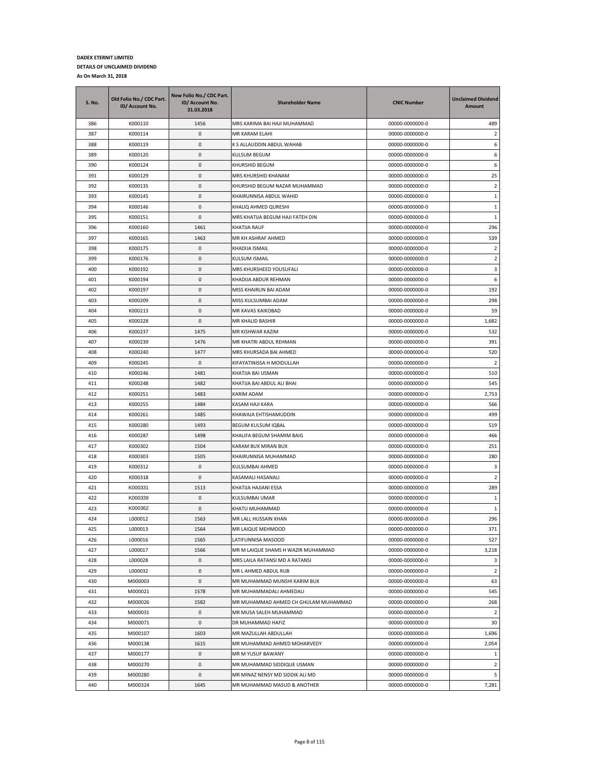**DADEX ETERNIT LIMITED**

**DETAILS OF UNCLAIMED DIVIDEND**

**As On March 31, 2018**

| S. No. | Old Folio No./ CDC Part. ID/ Account No. | New Folio No./ CDC Part. ID/ Account No. 31.03.2018 | Shareholder Name | CNIC Number | Unclaimed Dividend Amount |
|---|---|---|---|---|---|
| 386 | K000110 | 1456 | MRS KARIMA BAI HAJI MUHAMMAD | 00000-0000000-0 | 489 |
| 387 | K000114 | 0 | MR KARAM ELAHI | 00000-0000000-0 | 2 |
| 388 | K000119 | 0 | K S ALLAUDDIN ABDUL WAHAB | 00000-0000000-0 | 6 |
| 389 | K000120 | 0 | KULSUM BEGUM | 00000-0000000-0 | 6 |
| 390 | K000124 | 0 | KHURSHID BEGUM | 00000-0000000-0 | 6 |
| 391 | K000129 | 0 | MRS KHURSHID KHANAM | 00000-0000000-0 | 25 |
| 392 | K000135 | 0 | KHURSHID BEGUM NAZAR MUHAMMAD | 00000-0000000-0 | 2 |
| 393 | K000145 | 0 | KHAIRUNNISA ABDUL WAHID | 00000-0000000-0 | 1 |
| 394 | K000146 | 0 | KHALIQ AHMED QURESHI | 00000-0000000-0 | 1 |
| 395 | K000151 | 0 | MRS KHATIJA BEGUM HAJI FATEH DIN | 00000-0000000-0 | 1 |
| 396 | K000160 | 1461 | KHATIJA RAUF | 00000-0000000-0 | 296 |
| 397 | K000165 | 1463 | MR KH ASHRAF AHMED | 00000-0000000-0 | 539 |
| 398 | K000175 | 0 | KHADIJA ISMAIL | 00000-0000000-0 | 2 |
| 399 | K000176 | 0 | KULSUM ISMAIL | 00000-0000000-0 | 2 |
| 400 | K000192 | 0 | MRS KHURSHEED YOUSUFALI | 00000-0000000-0 | 3 |
| 401 | K000194 | 0 | KHADIJA ABDUR REHMAN | 00000-0000000-0 | 6 |
| 402 | K000197 | 0 | MISS KHAIRUN BAI ADAM | 00000-0000000-0 | 192 |
| 403 | K000209 | 0 | MISS KULSUMBAI ADAM | 00000-0000000-0 | 298 |
| 404 | K000213 | 0 | MR KAVAS KAIKOBAD | 00000-0000000-0 | 59 |
| 405 | K000228 | 0 | MR KHALID BASHIR | 00000-0000000-0 | 1,682 |
| 406 | K000237 | 1475 | MR KISHWAR KAZIM | 00000-0000000-0 | 532 |
| 407 | K000239 | 1476 | MR KHATRI ABDUL REHMAN | 00000-0000000-0 | 391 |
| 408 | K000240 | 1477 | MRS KHURSADA BAI AHMED | 00000-0000000-0 | 520 |
| 409 | K000245 | 0 | KIFAYATINISSA H MOIDULLAH | 00000-0000000-0 | 2 |
| 410 | K000246 | 1481 | KHATIJA BAI USMAN | 00000-0000000-0 | 510 |
| 411 | K000248 | 1482 | KHATIJA BAI ABDUL ALI BHAI | 00000-0000000-0 | 545 |
| 412 | K000251 | 1483 | KARIM ADAM | 00000-0000000-0 | 2,753 |
| 413 | K000255 | 1484 | KASAM HAJI KARA | 00000-0000000-0 | 566 |
| 414 | K000261 | 1485 | KHAWAJA EHTISHAMUDDIN | 00000-0000000-0 | 499 |
| 415 | K000280 | 1493 | BEGUM KULSUM IQBAL | 00000-0000000-0 | 519 |
| 416 | K000287 | 1498 | KHALIFA BEGUM SHAMIM BAIG | 00000-0000000-0 | 466 |
| 417 | K000302 | 1504 | KARAM BUX MIRAN BUX | 00000-0000000-0 | 251 |
| 418 | K000303 | 1505 | KHAIRUNNISA MUHAMMAD | 00000-0000000-0 | 280 |
| 419 | K000312 | 0 | KULSUMBAI AHMED | 00000-0000000-0 | 3 |
| 420 | K000318 | 0 | KASAMALI HASANALI | 00000-0000000-0 | 2 |
| 421 | K000331 | 1513 | KHATIJA HAJIANI ESSA | 00000-0000000-0 | 289 |
| 422 | K000339 | 0 | KULSUMBAI UMAR | 00000-0000000-0 | 1 |
| 423 | K000362 | 0 | KHATU MUHAMMAD | 00000-0000000-0 | 1 |
| 424 | L000012 | 1563 | MR LALL HUSSAIN KHAN | 00000-0000000-0 | 296 |
| 425 | L000013 | 1564 | MR LAIQUE MEHMOOD | 00000-0000000-0 | 371 |
| 426 | L000016 | 1565 | LATIFUNNISA MASOOD | 00000-0000000-0 | 527 |
| 427 | L000017 | 1566 | MR M LAIQUE SHAMS H WAZIR MUHAMMAD | 00000-0000000-0 | 3,218 |
| 428 | L000028 | 0 | MRS LAILA RATANSI MD A RATANSI | 00000-0000000-0 | 3 |
| 429 | L000032 | 0 | MR L AHMED ABDUL RUB | 00000-0000000-0 | 2 |
| 430 | M000003 | 0 | MR MUHAMMAD MUNSHI KARIM BUX | 00000-0000000-0 | 63 |
| 431 | M000021 | 1578 | MR MUHAMMADALI AHMEDALI | 00000-0000000-0 | 545 |
| 432 | M000026 | 1582 | MR MUHAMMAD AHMED CH GHULAM MUHAMMAD | 00000-0000000-0 | 268 |
| 433 | M000031 | 0 | MR MUSA SALEH MUHAMMAD | 00000-0000000-0 | 2 |
| 434 | M000071 | 0 | DR MUHAMMAD HAFIZ | 00000-0000000-0 | 30 |
| 435 | M000107 | 1603 | MR MAZULLAH ABDULLAH | 00000-0000000-0 | 1,696 |
| 436 | M000138 | 1615 | MR MUHAMMAD AHMED MOHARVEDY | 00000-0000000-0 | 2,054 |
| 437 | M000177 | 0 | MR M YUSUF BAWANY | 00000-0000000-0 | 1 |
| 438 | M000270 | 0 | MR MUHAMMAD SIDDIQUE USMAN | 00000-0000000-0 | 2 |
| 439 | M000280 | 0 | MR MINAZ NENSY MD SIDDIK ALI MD | 00000-0000000-0 | 5 |
| 440 | M000324 | 1645 | MR MUHAMMAD MASUD & ANOTHER | 00000-0000000-0 | 7,281 |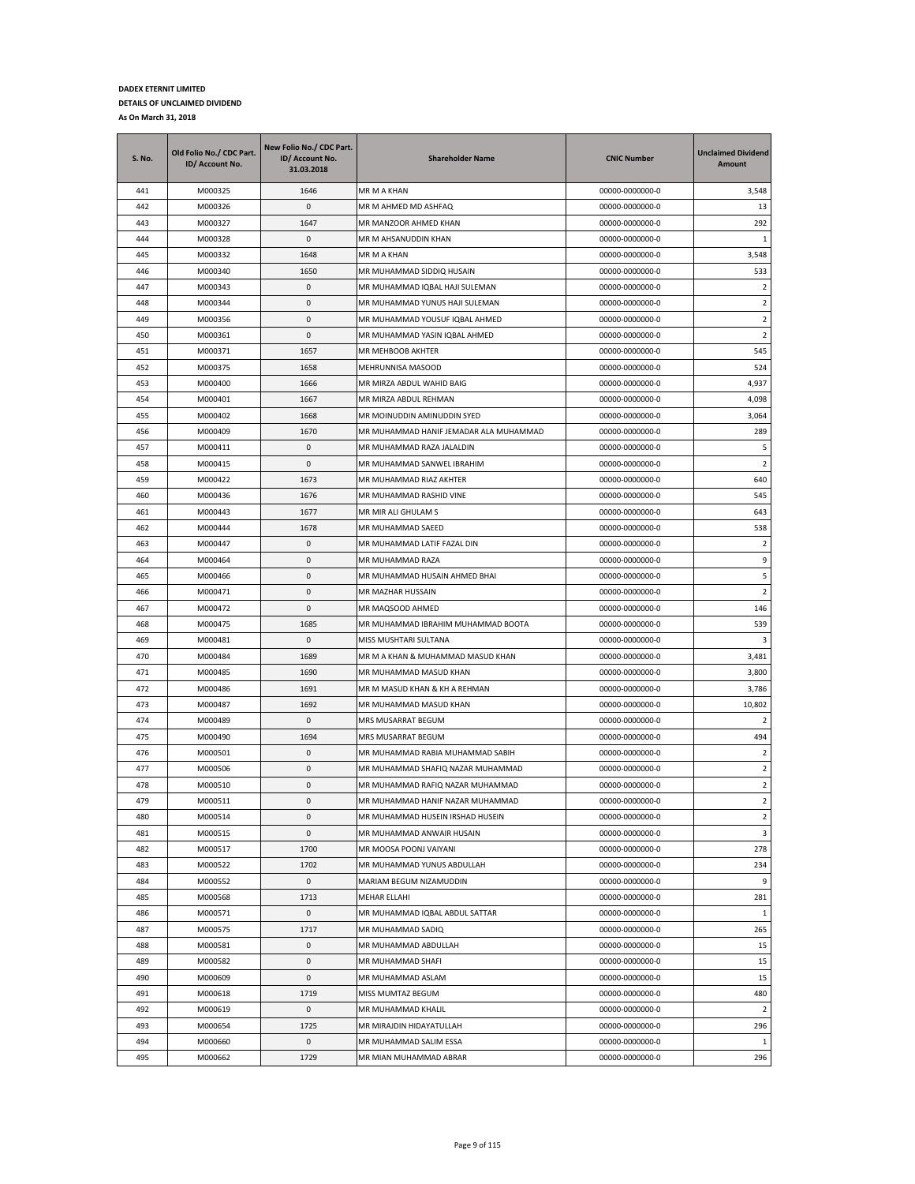**DADEX ETERNIT LIMITED**

**DETAILS OF UNCLAIMED DIVIDEND**

**As On March 31, 2018**

| S. No. | Old Folio No./ CDC Part. ID/ Account No. | New Folio No./ CDC Part. ID/ Account No. 31.03.2018 | Shareholder Name | CNIC Number | Unclaimed Dividend Amount |
|---|---|---|---|---|---|
| 441 | M000325 | 1646 | MR M A KHAN | 00000-0000000-0 | 3,548 |
| 442 | M000326 | 0 | MR M AHMED MD ASHFAQ | 00000-0000000-0 | 13 |
| 443 | M000327 | 1647 | MR MANZOOR AHMED KHAN | 00000-0000000-0 | 292 |
| 444 | M000328 | 0 | MR M AHSANUDDIN KHAN | 00000-0000000-0 | 1 |
| 445 | M000332 | 1648 | MR M A KHAN | 00000-0000000-0 | 3,548 |
| 446 | M000340 | 1650 | MR MUHAMMAD SIDDIQ HUSAIN | 00000-0000000-0 | 533 |
| 447 | M000343 | 0 | MR MUHAMMAD IQBAL HAJI SULEMAN | 00000-0000000-0 | 2 |
| 448 | M000344 | 0 | MR MUHAMMAD YUNUS HAJI SULEMAN | 00000-0000000-0 | 2 |
| 449 | M000356 | 0 | MR MUHAMMAD YOUSUF IQBAL AHMED | 00000-0000000-0 | 2 |
| 450 | M000361 | 0 | MR MUHAMMAD YASIN IQBAL AHMED | 00000-0000000-0 | 2 |
| 451 | M000371 | 1657 | MR MEHBOOB AKHTER | 00000-0000000-0 | 545 |
| 452 | M000375 | 1658 | MEHRUNNISA MASOOD | 00000-0000000-0 | 524 |
| 453 | M000400 | 1666 | MR MIRZA ABDUL WAHID BAIG | 00000-0000000-0 | 4,937 |
| 454 | M000401 | 1667 | MR MIRZA ABDUL REHMAN | 00000-0000000-0 | 4,098 |
| 455 | M000402 | 1668 | MR MOINUDDIN AMINUDDIN SYED | 00000-0000000-0 | 3,064 |
| 456 | M000409 | 1670 | MR MUHAMMAD HANIF JEMADAR ALA MUHAMMAD | 00000-0000000-0 | 289 |
| 457 | M000411 | 0 | MR MUHAMMAD RAZA JALALDIN | 00000-0000000-0 | 5 |
| 458 | M000415 | 0 | MR MUHAMMAD SANWEL IBRAHIM | 00000-0000000-0 | 2 |
| 459 | M000422 | 1673 | MR MUHAMMAD RIAZ AKHTER | 00000-0000000-0 | 640 |
| 460 | M000436 | 1676 | MR MUHAMMAD RASHID VINE | 00000-0000000-0 | 545 |
| 461 | M000443 | 1677 | MR MIR ALI GHULAM S | 00000-0000000-0 | 643 |
| 462 | M000444 | 1678 | MR MUHAMMAD SAEED | 00000-0000000-0 | 538 |
| 463 | M000447 | 0 | MR MUHAMMAD LATIF FAZAL DIN | 00000-0000000-0 | 2 |
| 464 | M000464 | 0 | MR MUHAMMAD RAZA | 00000-0000000-0 | 9 |
| 465 | M000466 | 0 | MR MUHAMMAD HUSAIN AHMED BHAI | 00000-0000000-0 | 5 |
| 466 | M000471 | 0 | MR MAZHAR HUSSAIN | 00000-0000000-0 | 2 |
| 467 | M000472 | 0 | MR MAQSOOD AHMED | 00000-0000000-0 | 146 |
| 468 | M000475 | 1685 | MR MUHAMMAD IBRAHIM MUHAMMAD BOOTA | 00000-0000000-0 | 539 |
| 469 | M000481 | 0 | MISS MUSHTARI SULTANA | 00000-0000000-0 | 3 |
| 470 | M000484 | 1689 | MR M A KHAN & MUHAMMAD MASUD KHAN | 00000-0000000-0 | 3,481 |
| 471 | M000485 | 1690 | MR MUHAMMAD MASUD KHAN | 00000-0000000-0 | 3,800 |
| 472 | M000486 | 1691 | MR M MASUD KHAN & KH A REHMAN | 00000-0000000-0 | 3,786 |
| 473 | M000487 | 1692 | MR MUHAMMAD MASUD KHAN | 00000-0000000-0 | 10,802 |
| 474 | M000489 | 0 | MRS MUSARRAT BEGUM | 00000-0000000-0 | 2 |
| 475 | M000490 | 1694 | MRS MUSARRAT BEGUM | 00000-0000000-0 | 494 |
| 476 | M000501 | 0 | MR MUHAMMAD RABIA MUHAMMAD SABIH | 00000-0000000-0 | 2 |
| 477 | M000506 | 0 | MR MUHAMMAD SHAFIQ NAZAR MUHAMMAD | 00000-0000000-0 | 2 |
| 478 | M000510 | 0 | MR MUHAMMAD RAFIQ NAZAR MUHAMMAD | 00000-0000000-0 | 2 |
| 479 | M000511 | 0 | MR MUHAMMAD HANIF NAZAR MUHAMMAD | 00000-0000000-0 | 2 |
| 480 | M000514 | 0 | MR MUHAMMAD HUSEIN IRSHAD HUSEIN | 00000-0000000-0 | 2 |
| 481 | M000515 | 0 | MR MUHAMMAD ANWAIR HUSAIN | 00000-0000000-0 | 3 |
| 482 | M000517 | 1700 | MR MOOSA POONJ VAIYANI | 00000-0000000-0 | 278 |
| 483 | M000522 | 1702 | MR MUHAMMAD YUNUS ABDULLAH | 00000-0000000-0 | 234 |
| 484 | M000552 | 0 | MARIAM BEGUM NIZAMUDDIN | 00000-0000000-0 | 9 |
| 485 | M000568 | 1713 | MEHAR ELLAHI | 00000-0000000-0 | 281 |
| 486 | M000571 | 0 | MR MUHAMMAD IQBAL ABDUL SATTAR | 00000-0000000-0 | 1 |
| 487 | M000575 | 1717 | MR MUHAMMAD SADIQ | 00000-0000000-0 | 265 |
| 488 | M000581 | 0 | MR MUHAMMAD ABDULLAH | 00000-0000000-0 | 15 |
| 489 | M000582 | 0 | MR MUHAMMAD SHAFI | 00000-0000000-0 | 15 |
| 490 | M000609 | 0 | MR MUHAMMAD ASLAM | 00000-0000000-0 | 15 |
| 491 | M000618 | 1719 | MISS MUMTAZ BEGUM | 00000-0000000-0 | 480 |
| 492 | M000619 | 0 | MR MUHAMMAD KHALIL | 00000-0000000-0 | 2 |
| 493 | M000654 | 1725 | MR MIRAJDIN HIDAYATULLAH | 00000-0000000-0 | 296 |
| 494 | M000660 | 0 | MR MUHAMMAD SALIM ESSA | 00000-0000000-0 | 1 |
| 495 | M000662 | 1729 | MR MIAN MUHAMMAD ABRAR | 00000-0000000-0 | 296 |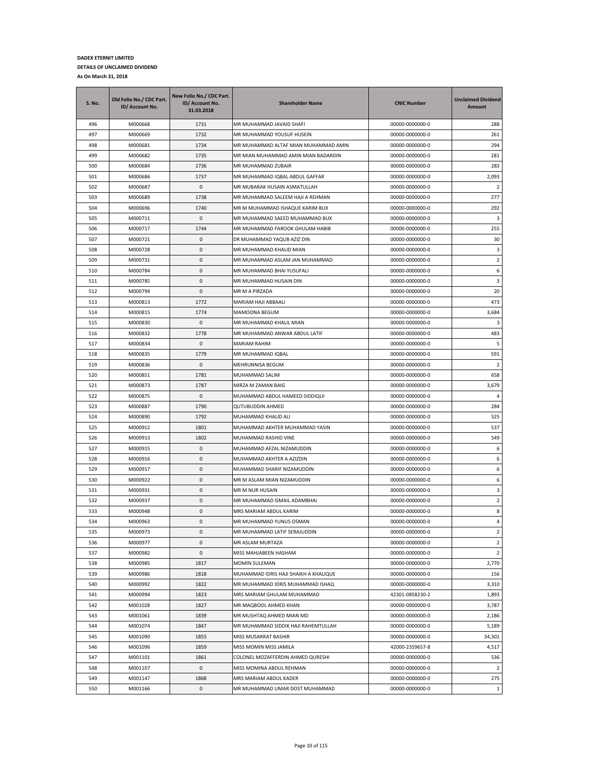**DADEX ETERNIT LIMITED**

**DETAILS OF UNCLAIMED DIVIDEND**

**As On March 31, 2018**

| S. No. | Old Folio No./ CDC Part. ID/ Account No. | New Folio No./ CDC Part. ID/ Account No. 31.03.2018 | Shareholder Name | CNIC Number | Unclaimed Dividend Amount |
|---|---|---|---|---|---|
| 496 | M000668 | 1731 | MR MUHAMMAD JAVAID SHAFI | 00000-0000000-0 | 288 |
| 497 | M000669 | 1732 | MR MUHAMMAD YOUSUF HUSEIN | 00000-0000000-0 | 261 |
| 498 | M000681 | 1734 | MR MUHAMMAD ALTAF MIAN MUHAMMAD AMIN | 00000-0000000-0 | 294 |
| 499 | M000682 | 1735 | MR MIAN MUHAMMAD AMIN MIAN BADARDIN | 00000-0000000-0 | 281 |
| 500 | M000684 | 1736 | MR MUHAMMAD ZUBAIR | 00000-0000000-0 | 283 |
| 501 | M000686 | 1737 | MR MUHAMMAD IQBAL ABDUL GAFFAR | 00000-0000000-0 | 2,093 |
| 502 | M000687 | 0 | MR MUBARAK HUSAIN ASMATULLAH | 00000-0000000-0 | 2 |
| 503 | M000689 | 1738 | MR MUHAMMAD SALEEM HAJI A REHMAN | 00000-0000000-0 | 277 |
| 504 | M000696 | 1740 | MR M MUHAMMAD ISHAQUE KARIM BUX | 00000-0000000-0 | 292 |
| 505 | M000711 | 0 | MR MUHAMMAD SAEED MUHAMMAD BUX | 00000-0000000-0 | 3 |
| 506 | M000717 | 1744 | MR MUHAMMAD FAROOK GHULAM HABIB | 00000-0000000-0 | 255 |
| 507 | M000721 | 0 | DR MUHAMMAD YAQUB AZIZ DIN | 00000-0000000-0 | 30 |
| 508 | M000728 | 0 | MR MUHAMMAD KHALID MIAN | 00000-0000000-0 | 3 |
| 509 | M000731 | 0 | MR MUHAMMAD ASLAM JAN MUHAMMAD | 00000-0000000-0 | 2 |
| 510 | M000784 | 0 | MR MUHAMMAD BHAI YUSUFALI | 00000-0000000-0 | 6 |
| 511 | M000785 | 0 | MR MUHAMMAD HUSAIN DIN | 00000-0000000-0 | 3 |
| 512 | M000794 | 0 | MR M A PIRZADA | 00000-0000000-0 | 20 |
| 513 | M000813 | 1772 | MARIAM HAJI ABBAALI | 00000-0000000-0 | 473 |
| 514 | M000815 | 1774 | MAMOONA BEGUM | 00000-0000000-0 | 3,684 |
| 515 | M000830 | 0 | MR MUHAMMAD KHALIL MIAN | 00000-0000000-0 | 3 |
| 516 | M000832 | 1778 | MR MUHAMMAD ANWAR ABDUL LATIF | 00000-0000000-0 | 483 |
| 517 | M000834 | 0 | MARIAM RAHIM | 00000-0000000-0 | 5 |
| 518 | M000835 | 1779 | MR MUHAMMAD IQBAL | 00000-0000000-0 | 591 |
| 519 | M000836 | 0 | MEHRUNNISA BEGUM | 00000-0000000-0 | 2 |
| 520 | M000851 | 1781 | MUHAMMAD SALIM | 00000-0000000-0 | 658 |
| 521 | M000873 | 1787 | MIRZA M ZAMAN BAIG | 00000-0000000-0 | 3,679 |
| 522 | M000875 | 0 | MUHAMMAD ABDUL HAMEED SIDDIQUI | 00000-0000000-0 | 4 |
| 523 | M000887 | 1790 | QUTUBUDDIN AHMED | 00000-0000000-0 | 284 |
| 524 | M000890 | 1792 | MUHAMMAD KHALID ALI | 00000-0000000-0 | 525 |
| 525 | M000912 | 1801 | MUHAMMAD AKHTER MUHAMMAD YASIN | 00000-0000000-0 | 537 |
| 526 | M000913 | 1802 | MUHAMMAD RASHID VINE | 00000-0000000-0 | 549 |
| 527 | M000915 | 0 | MUHAMMAD AFZAL NIZAMUDDIN | 00000-0000000-0 | 6 |
| 528 | M000916 | 0 | MUHAMMAD AKHTER A AZIZDIN | 00000-0000000-0 | 6 |
| 529 | M000917 | 0 | MUHAMMAD SHARIF NIZAMUDDIN | 00000-0000000-0 | 6 |
| 530 | M000922 | 0 | MR M ASLAM MIAN NIZAMUDDIN | 00000-0000000-0 | 6 |
| 531 | M000931 | 0 | MR M NUR HUSAIN | 00000-0000000-0 | 3 |
| 532 | M000937 | 0 | MR MUHAMMAD ISMAIL ADAMBHAI | 00000-0000000-0 | 2 |
| 533 | M000948 | 0 | MRS MARIAM ABDUL KARIM | 00000-0000000-0 | 8 |
| 534 | M000963 | 0 | MR MUHAMMAD YUNUS OSMAN | 00000-0000000-0 | 4 |
| 535 | M000973 | 0 | MR MUHAMMAD LATIF SERAJUDDIN | 00000-0000000-0 | 2 |
| 536 | M000977 | 0 | MR ASLAM MURTAZA | 00000-0000000-0 | 2 |
| 537 | M000982 | 0 | MISS MAHJABEEN HASHAM | 00000-0000000-0 | 2 |
| 538 | M000985 | 1817 | MOMIN SULEMAN | 00000-0000000-0 | 2,770 |
| 539 | M000986 | 1818 | MUHAMMAD IDRIS HAJI SHAIKH A KHALIQUE | 00000-0000000-0 | 156 |
| 540 | M000992 | 1822 | MR MUHAMMAD IDRIS MUHAMMAD ISHAQ | 00000-0000000-0 | 3,310 |
| 541 | M000994 | 1823 | MRS MARIAM GHULAM MUHAMMAD | 42301-0858230-2 | 1,893 |
| 542 | M001028 | 1827 | MR MAQBOOL AHMED KHAN | 00000-0000000-0 | 3,787 |
| 543 | M001061 | 1839 | MR MUSHTAQ AHMED MIAN MD | 00000-0000000-0 | 2,186 |
| 544 | M001074 | 1847 | MR MUHAMMAD SIDDIK HAJI RAHEMTULLAH | 00000-0000000-0 | 5,189 |
| 545 | M001090 | 1855 | MISS MUSARRAT BASHIR | 00000-0000000-0 | 34,301 |
| 546 | M001096 | 1859 | MISS MOMIN MISS JAMILA | 42000-2359657-8 | 4,517 |
| 547 | M001101 | 1861 | COLONEL MOZAFFERDIN AHMED QURESHI | 00000-0000000-0 | 536 |
| 548 | M001107 | 0 | MISS MOMINA ABDUL REHMAN | 00000-0000000-0 | 2 |
| 549 | M001147 | 1868 | MRS MARIAM ABDUL KADER | 00000-0000000-0 | 275 |
| 550 | M001166 | 0 | MR MUHAMMAD UMAR DOST MUHAMMAD | 00000-0000000-0 | 1 |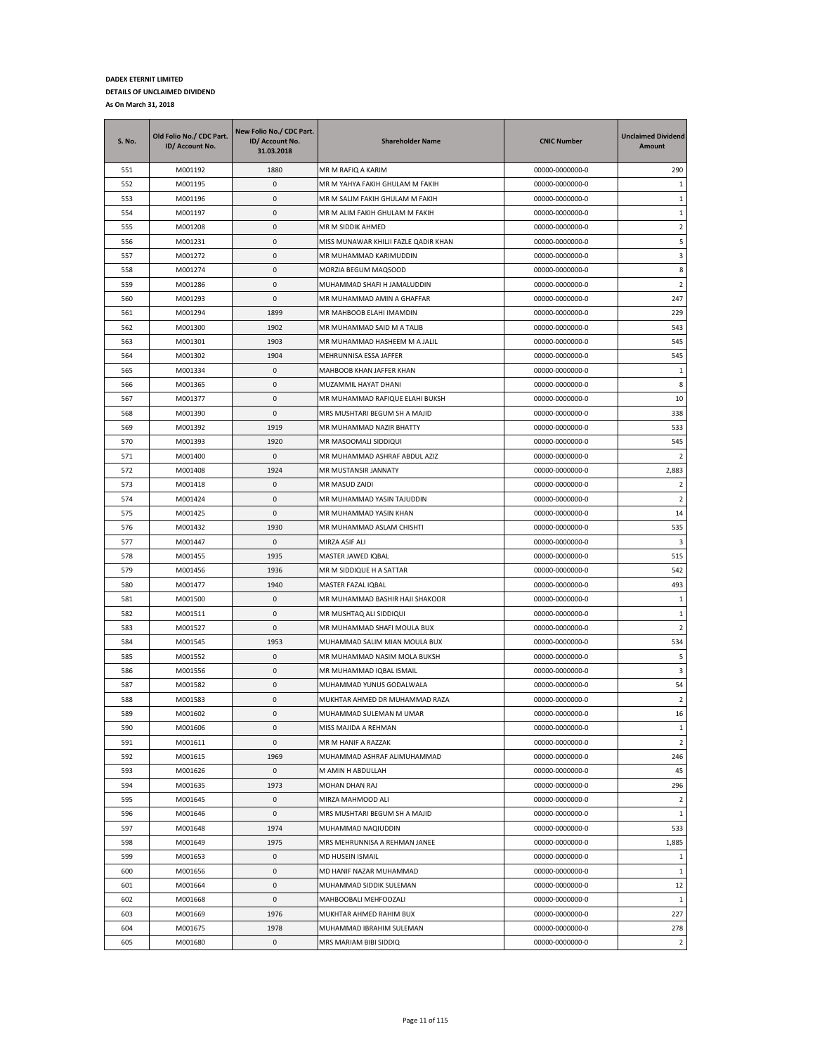**DADEX ETERNIT LIMITED**

**DETAILS OF UNCLAIMED DIVIDEND**

**As On March 31, 2018**

| S. No. | Old Folio No./ CDC Part. ID/ Account No. | New Folio No./ CDC Part. ID/ Account No. 31.03.2018 | Shareholder Name | CNIC Number | Unclaimed Dividend Amount |
|---|---|---|---|---|---|
| 551 | M001192 | 1880 | MR M RAFIQ A KARIM | 00000-0000000-0 | 290 |
| 552 | M001195 | 0 | MR M YAHYA FAKIH GHULAM M FAKIH | 00000-0000000-0 | 1 |
| 553 | M001196 | 0 | MR M SALIM FAKIH GHULAM M FAKIH | 00000-0000000-0 | 1 |
| 554 | M001197 | 0 | MR M ALIM FAKIH GHULAM M FAKIH | 00000-0000000-0 | 1 |
| 555 | M001208 | 0 | MR M SIDDIK AHMED | 00000-0000000-0 | 2 |
| 556 | M001231 | 0 | MISS MUNAWAR KHILJI FAZLE QADIR KHAN | 00000-0000000-0 | 5 |
| 557 | M001272 | 0 | MR MUHAMMAD KARIMUDDIN | 00000-0000000-0 | 3 |
| 558 | M001274 | 0 | MORZIA BEGUM MAQSOOD | 00000-0000000-0 | 8 |
| 559 | M001286 | 0 | MUHAMMAD SHAFI H JAMALUDDIN | 00000-0000000-0 | 2 |
| 560 | M001293 | 0 | MR MUHAMMAD AMIN A GHAFFAR | 00000-0000000-0 | 247 |
| 561 | M001294 | 1899 | MR MAHBOOB ELAHI IMAMDIN | 00000-0000000-0 | 229 |
| 562 | M001300 | 1902 | MR MUHAMMAD SAID M A TALIB | 00000-0000000-0 | 543 |
| 563 | M001301 | 1903 | MR MUHAMMAD HASHEEM M A JALIL | 00000-0000000-0 | 545 |
| 564 | M001302 | 1904 | MEHRUNNISA ESSA JAFFER | 00000-0000000-0 | 545 |
| 565 | M001334 | 0 | MAHBOOB KHAN JAFFER KHAN | 00000-0000000-0 | 1 |
| 566 | M001365 | 0 | MUZAMMIL HAYAT DHANI | 00000-0000000-0 | 8 |
| 567 | M001377 | 0 | MR MUHAMMAD RAFIQUE ELAHI BUKSH | 00000-0000000-0 | 10 |
| 568 | M001390 | 0 | MRS MUSHTARI BEGUM SH A MAJID | 00000-0000000-0 | 338 |
| 569 | M001392 | 1919 | MR MUHAMMAD NAZIR BHATTY | 00000-0000000-0 | 533 |
| 570 | M001393 | 1920 | MR MASOOMALI SIDDIQUI | 00000-0000000-0 | 545 |
| 571 | M001400 | 0 | MR MUHAMMAD ASHRAF ABDUL AZIZ | 00000-0000000-0 | 2 |
| 572 | M001408 | 1924 | MR MUSTANSIR JANNATY | 00000-0000000-0 | 2,883 |
| 573 | M001418 | 0 | MR MASUD ZAIDI | 00000-0000000-0 | 2 |
| 574 | M001424 | 0 | MR MUHAMMAD YASIN TAJUDDIN | 00000-0000000-0 | 2 |
| 575 | M001425 | 0 | MR MUHAMMAD YASIN KHAN | 00000-0000000-0 | 14 |
| 576 | M001432 | 1930 | MR MUHAMMAD ASLAM CHISHTI | 00000-0000000-0 | 535 |
| 577 | M001447 | 0 | MIRZA ASIF ALI | 00000-0000000-0 | 3 |
| 578 | M001455 | 1935 | MASTER JAWED IQBAL | 00000-0000000-0 | 515 |
| 579 | M001456 | 1936 | MR M SIDDIQUE H A SATTAR | 00000-0000000-0 | 542 |
| 580 | M001477 | 1940 | MASTER FAZAL IQBAL | 00000-0000000-0 | 493 |
| 581 | M001500 | 0 | MR MUHAMMAD BASHIR HAJI SHAKOOR | 00000-0000000-0 | 1 |
| 582 | M001511 | 0 | MR MUSHTAQ ALI SIDDIQUI | 00000-0000000-0 | 1 |
| 583 | M001527 | 0 | MR MUHAMMAD SHAFI MOULA BUX | 00000-0000000-0 | 2 |
| 584 | M001545 | 1953 | MUHAMMAD SALIM MIAN MOULA BUX | 00000-0000000-0 | 534 |
| 585 | M001552 | 0 | MR MUHAMMAD NASIM MOLA BUKSH | 00000-0000000-0 | 5 |
| 586 | M001556 | 0 | MR MUHAMMAD IQBAL ISMAIL | 00000-0000000-0 | 3 |
| 587 | M001582 | 0 | MUHAMMAD YUNUS GODALWALA | 00000-0000000-0 | 54 |
| 588 | M001583 | 0 | MUKHTAR AHMED DR MUHAMMAD RAZA | 00000-0000000-0 | 2 |
| 589 | M001602 | 0 | MUHAMMAD SULEMAN M UMAR | 00000-0000000-0 | 16 |
| 590 | M001606 | 0 | MISS MAJIDA A REHMAN | 00000-0000000-0 | 1 |
| 591 | M001611 | 0 | MR M HANIF A RAZZAK | 00000-0000000-0 | 2 |
| 592 | M001615 | 1969 | MUHAMMAD ASHRAF ALIMUHAMMAD | 00000-0000000-0 | 246 |
| 593 | M001626 | 0 | M AMIN H ABDULLAH | 00000-0000000-0 | 45 |
| 594 | M001635 | 1973 | MOHAN DHAN RAJ | 00000-0000000-0 | 296 |
| 595 | M001645 | 0 | MIRZA MAHMOOD ALI | 00000-0000000-0 | 2 |
| 596 | M001646 | 0 | MRS MUSHTARI BEGUM SH A MAJID | 00000-0000000-0 | 1 |
| 597 | M001648 | 1974 | MUHAMMAD NAQIUDDIN | 00000-0000000-0 | 533 |
| 598 | M001649 | 1975 | MRS MEHRUNNISA A REHMAN JANEE | 00000-0000000-0 | 1,885 |
| 599 | M001653 | 0 | MD HUSEIN ISMAIL | 00000-0000000-0 | 1 |
| 600 | M001656 | 0 | MD HANIF NAZAR MUHAMMAD | 00000-0000000-0 | 1 |
| 601 | M001664 | 0 | MUHAMMAD SIDDIK SULEMAN | 00000-0000000-0 | 12 |
| 602 | M001668 | 0 | MAHBOOBALI MEHFOOZALI | 00000-0000000-0 | 1 |
| 603 | M001669 | 1976 | MUKHTAR AHMED RAHIM BUX | 00000-0000000-0 | 227 |
| 604 | M001675 | 1978 | MUHAMMAD IBRAHIM SULEMAN | 00000-0000000-0 | 278 |
| 605 | M001680 | 0 | MRS MARIAM BIBI SIDDIQ | 00000-0000000-0 | 2 |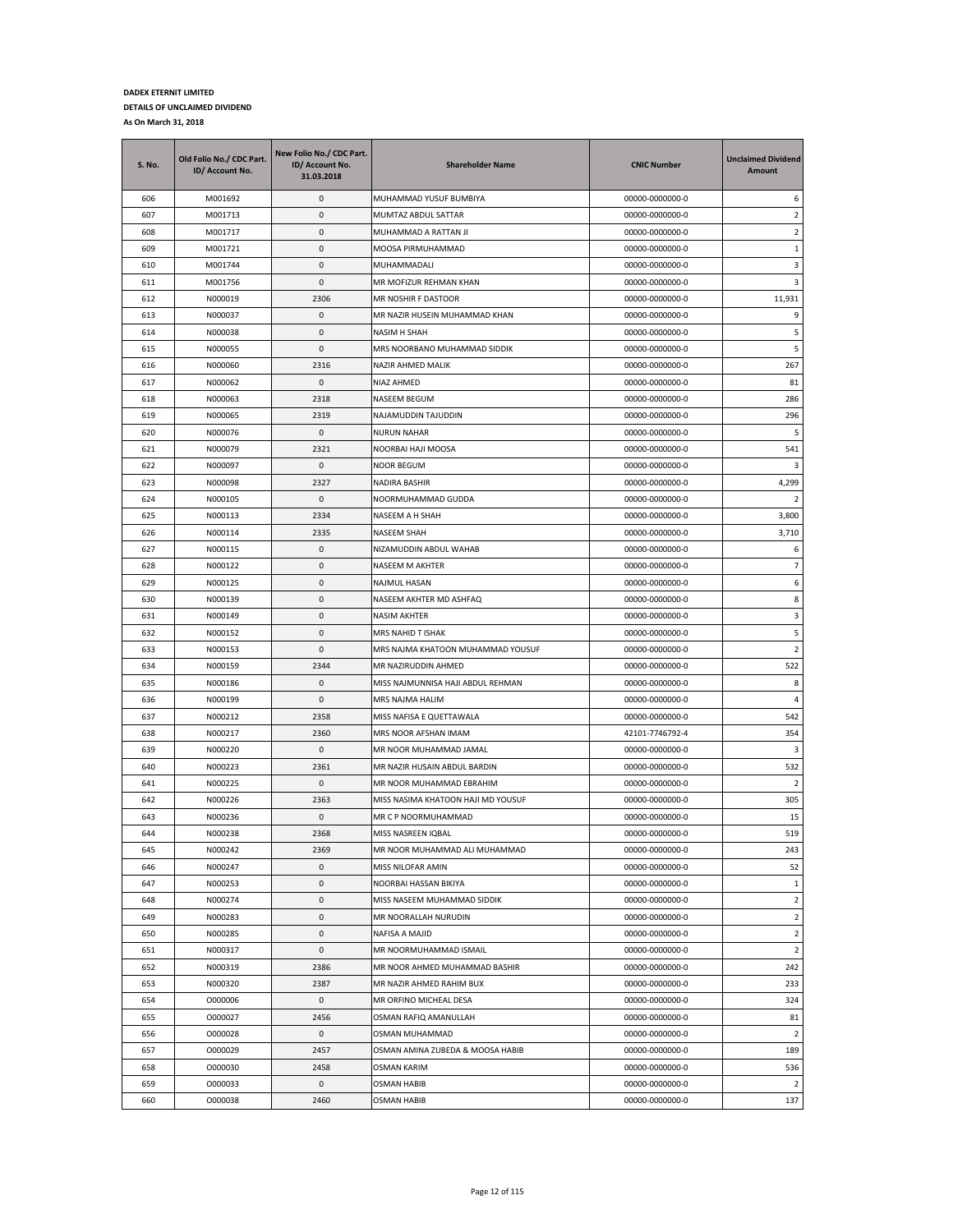**DADEX ETERNIT LIMITED**

**DETAILS OF UNCLAIMED DIVIDEND**

**As On March 31, 2018**

| S. No. | Old Folio No./ CDC Part. ID/ Account No. | New Folio No./ CDC Part. ID/ Account No. 31.03.2018 | Shareholder Name | CNIC Number | Unclaimed Dividend Amount |
|---|---|---|---|---|---|
| 606 | M001692 | 0 | MUHAMMAD YUSUF BUMBIYA | 00000-0000000-0 | 6 |
| 607 | M001713 | 0 | MUMTAZ ABDUL SATTAR | 00000-0000000-0 | 2 |
| 608 | M001717 | 0 | MUHAMMAD A RATTAN JI | 00000-0000000-0 | 2 |
| 609 | M001721 | 0 | MOOSA PIRMUHAMMAD | 00000-0000000-0 | 1 |
| 610 | M001744 | 0 | MUHAMMADALI | 00000-0000000-0 | 3 |
| 611 | M001756 | 0 | MR MOFIZUR REHMAN KHAN | 00000-0000000-0 | 3 |
| 612 | N000019 | 2306 | MR NOSHIR F DASTOOR | 00000-0000000-0 | 11,931 |
| 613 | N000037 | 0 | MR NAZIR HUSEIN MUHAMMAD KHAN | 00000-0000000-0 | 9 |
| 614 | N000038 | 0 | NASIM H SHAH | 00000-0000000-0 | 5 |
| 615 | N000055 | 0 | MRS NOORBANO MUHAMMAD SIDDIK | 00000-0000000-0 | 5 |
| 616 | N000060 | 2316 | NAZIR AHMED MALIK | 00000-0000000-0 | 267 |
| 617 | N000062 | 0 | NIAZ AHMED | 00000-0000000-0 | 81 |
| 618 | N000063 | 2318 | NASEEM BEGUM | 00000-0000000-0 | 286 |
| 619 | N000065 | 2319 | NAJAMUDDIN TAJUDDIN | 00000-0000000-0 | 296 |
| 620 | N000076 | 0 | NURUN NAHAR | 00000-0000000-0 | 5 |
| 621 | N000079 | 2321 | NOORBAI HAJI MOOSA | 00000-0000000-0 | 541 |
| 622 | N000097 | 0 | NOOR BEGUM | 00000-0000000-0 | 3 |
| 623 | N000098 | 2327 | NADIRA BASHIR | 00000-0000000-0 | 4,299 |
| 624 | N000105 | 0 | NOORMUHAMMAD GUDDA | 00000-0000000-0 | 2 |
| 625 | N000113 | 2334 | NASEEM A H SHAH | 00000-0000000-0 | 3,800 |
| 626 | N000114 | 2335 | NASEEM SHAH | 00000-0000000-0 | 3,710 |
| 627 | N000115 | 0 | NIZAMUDDIN ABDUL WAHAB | 00000-0000000-0 | 6 |
| 628 | N000122 | 0 | NASEEM M AKHTER | 00000-0000000-0 | 7 |
| 629 | N000125 | 0 | NAJMUL HASAN | 00000-0000000-0 | 6 |
| 630 | N000139 | 0 | NASEEM AKHTER MD ASHFAQ | 00000-0000000-0 | 8 |
| 631 | N000149 | 0 | NASIM AKHTER | 00000-0000000-0 | 3 |
| 632 | N000152 | 0 | MRS NAHID T ISHAK | 00000-0000000-0 | 5 |
| 633 | N000153 | 0 | MRS NAJMA KHATOON MUHAMMAD YOUSUF | 00000-0000000-0 | 2 |
| 634 | N000159 | 2344 | MR NAZIRUDDIN AHMED | 00000-0000000-0 | 522 |
| 635 | N000186 | 0 | MISS NAJMUNNISA HAJI ABDUL REHMAN | 00000-0000000-0 | 8 |
| 636 | N000199 | 0 | MRS NAJMA HALIM | 00000-0000000-0 | 4 |
| 637 | N000212 | 2358 | MISS NAFISA E QUETTAWALA | 00000-0000000-0 | 542 |
| 638 | N000217 | 2360 | MRS NOOR AFSHAN IMAM | 42101-7746792-4 | 354 |
| 639 | N000220 | 0 | MR NOOR MUHAMMAD JAMAL | 00000-0000000-0 | 3 |
| 640 | N000223 | 2361 | MR NAZIR HUSAIN ABDUL BARDIN | 00000-0000000-0 | 532 |
| 641 | N000225 | 0 | MR NOOR MUHAMMAD EBRAHIM | 00000-0000000-0 | 2 |
| 642 | N000226 | 2363 | MISS NASIMA KHATOON HAJI MD YOUSUF | 00000-0000000-0 | 305 |
| 643 | N000236 | 0 | MR C P NOORMUHAMMAD | 00000-0000000-0 | 15 |
| 644 | N000238 | 2368 | MISS NASREEN IQBAL | 00000-0000000-0 | 519 |
| 645 | N000242 | 2369 | MR NOOR MUHAMMAD ALI MUHAMMAD | 00000-0000000-0 | 243 |
| 646 | N000247 | 0 | MISS NILOFAR AMIN | 00000-0000000-0 | 52 |
| 647 | N000253 | 0 | NOORBAI HASSAN BIKIYA | 00000-0000000-0 | 1 |
| 648 | N000274 | 0 | MISS NASEEM MUHAMMAD SIDDIK | 00000-0000000-0 | 2 |
| 649 | N000283 | 0 | MR NOORALLAH NURUDIN | 00000-0000000-0 | 2 |
| 650 | N000285 | 0 | NAFISA A MAJID | 00000-0000000-0 | 2 |
| 651 | N000317 | 0 | MR NOORMUHAMMAD ISMAIL | 00000-0000000-0 | 2 |
| 652 | N000319 | 2386 | MR NOOR AHMED MUHAMMAD BASHIR | 00000-0000000-0 | 242 |
| 653 | N000320 | 2387 | MR NAZIR AHMED RAHIM BUX | 00000-0000000-0 | 233 |
| 654 | O000006 | 0 | MR ORFINO MICHEAL DESA | 00000-0000000-0 | 324 |
| 655 | O000027 | 2456 | OSMAN RAFIQ AMANULLAH | 00000-0000000-0 | 81 |
| 656 | O000028 | 0 | OSMAN MUHAMMAD | 00000-0000000-0 | 2 |
| 657 | O000029 | 2457 | OSMAN AMINA ZUBEDA & MOOSA HABIB | 00000-0000000-0 | 189 |
| 658 | O000030 | 2458 | OSMAN KARIM | 00000-0000000-0 | 536 |
| 659 | O000033 | 0 | OSMAN HABIB | 00000-0000000-0 | 2 |
| 660 | O000038 | 2460 | OSMAN HABIB | 00000-0000000-0 | 137 |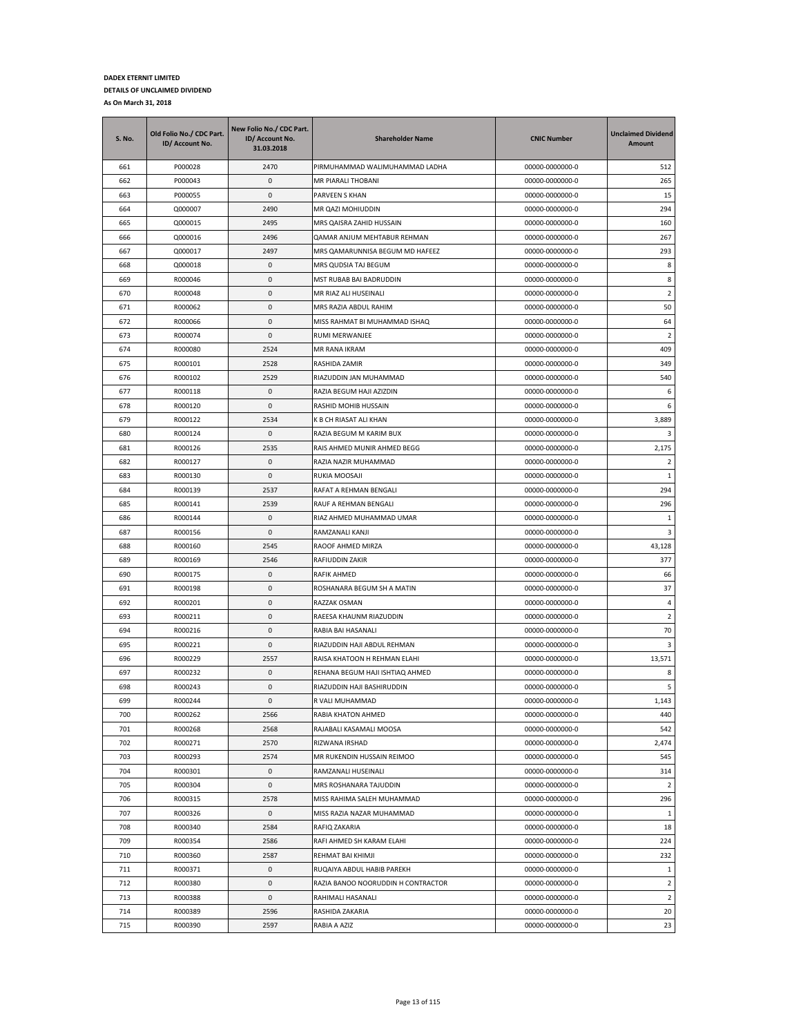**DADEX ETERNIT LIMITED**

**DETAILS OF UNCLAIMED DIVIDEND**

**As On March 31, 2018**

| S. No. | Old Folio No./ CDC Part. ID/ Account No. | New Folio No./ CDC Part. ID/ Account No. 31.03.2018 | Shareholder Name | CNIC Number | Unclaimed Dividend Amount |
|---|---|---|---|---|---|
| 661 | P000028 | 2470 | PIRMUHAMMAD WALIMUHAMMAD LADHA | 00000-0000000-0 | 512 |
| 662 | P000043 | 0 | MR PIARALI THOBANI | 00000-0000000-0 | 265 |
| 663 | P000055 | 0 | PARVEEN S KHAN | 00000-0000000-0 | 15 |
| 664 | Q000007 | 2490 | MR QAZI MOHIUDDIN | 00000-0000000-0 | 294 |
| 665 | Q000015 | 2495 | MRS QAISRA ZAHID HUSSAIN | 00000-0000000-0 | 160 |
| 666 | Q000016 | 2496 | QAMAR ANJUM MEHTABUR REHMAN | 00000-0000000-0 | 267 |
| 667 | Q000017 | 2497 | MRS QAMARUNNISA BEGUM MD HAFEEZ | 00000-0000000-0 | 293 |
| 668 | Q000018 | 0 | MRS QUDSIA TAJ BEGUM | 00000-0000000-0 | 8 |
| 669 | R000046 | 0 | MST RUBAB BAI BADRUDDIN | 00000-0000000-0 | 8 |
| 670 | R000048 | 0 | MR RIAZ ALI HUSEINALI | 00000-0000000-0 | 2 |
| 671 | R000062 | 0 | MRS RAZIA ABDUL RAHIM | 00000-0000000-0 | 50 |
| 672 | R000066 | 0 | MISS RAHMAT BI MUHAMMAD ISHAQ | 00000-0000000-0 | 64 |
| 673 | R000074 | 0 | RUMI MERWANJEE | 00000-0000000-0 | 2 |
| 674 | R000080 | 2524 | MR RANA IKRAM | 00000-0000000-0 | 409 |
| 675 | R000101 | 2528 | RASHIDA ZAMIR | 00000-0000000-0 | 349 |
| 676 | R000102 | 2529 | RIAZUDDIN JAN MUHAMMAD | 00000-0000000-0 | 540 |
| 677 | R000118 | 0 | RAZIA BEGUM HAJI AZIZDIN | 00000-0000000-0 | 6 |
| 678 | R000120 | 0 | RASHID MOHIB HUSSAIN | 00000-0000000-0 | 6 |
| 679 | R000122 | 2534 | K B CH RIASAT ALI KHAN | 00000-0000000-0 | 3,889 |
| 680 | R000124 | 0 | RAZIA BEGUM M KARIM BUX | 00000-0000000-0 | 3 |
| 681 | R000126 | 2535 | RAIS AHMED MUNIR AHMED BEGG | 00000-0000000-0 | 2,175 |
| 682 | R000127 | 0 | RAZIA NAZIR MUHAMMAD | 00000-0000000-0 | 2 |
| 683 | R000130 | 0 | RUKIA MOOSAJI | 00000-0000000-0 | 1 |
| 684 | R000139 | 2537 | RAFAT A REHMAN BENGALI | 00000-0000000-0 | 294 |
| 685 | R000141 | 2539 | RAUF A REHMAN BENGALI | 00000-0000000-0 | 296 |
| 686 | R000144 | 0 | RIAZ AHMED MUHAMMAD UMAR | 00000-0000000-0 | 1 |
| 687 | R000156 | 0 | RAMZANALI KANJI | 00000-0000000-0 | 3 |
| 688 | R000160 | 2545 | RAOOF AHMED MIRZA | 00000-0000000-0 | 43,128 |
| 689 | R000169 | 2546 | RAFIUDDIN ZAKIR | 00000-0000000-0 | 377 |
| 690 | R000175 | 0 | RAFIK AHMED | 00000-0000000-0 | 66 |
| 691 | R000198 | 0 | ROSHANARA BEGUM SH A MATIN | 00000-0000000-0 | 37 |
| 692 | R000201 | 0 | RAZZAK OSMAN | 00000-0000000-0 | 4 |
| 693 | R000211 | 0 | RAEESA KHAUNM RIAZUDDIN | 00000-0000000-0 | 2 |
| 694 | R000216 | 0 | RABIA BAI HASANALI | 00000-0000000-0 | 70 |
| 695 | R000221 | 0 | RIAZUDDIN HAJI ABDUL REHMAN | 00000-0000000-0 | 3 |
| 696 | R000229 | 2557 | RAISA KHATOON H REHMAN ELAHI | 00000-0000000-0 | 13,571 |
| 697 | R000232 | 0 | REHANA BEGUM HAJI ISHTIAQ AHMED | 00000-0000000-0 | 8 |
| 698 | R000243 | 0 | RIAZUDDIN HAJI BASHIRUDDIN | 00000-0000000-0 | 5 |
| 699 | R000244 | 0 | R VALI MUHAMMAD | 00000-0000000-0 | 1,143 |
| 700 | R000262 | 2566 | RABIA KHATON AHMED | 00000-0000000-0 | 440 |
| 701 | R000268 | 2568 | RAJABALI KASAMALI MOOSA | 00000-0000000-0 | 542 |
| 702 | R000271 | 2570 | RIZWANA IRSHAD | 00000-0000000-0 | 2,474 |
| 703 | R000293 | 2574 | MR RUKENDIN HUSSAIN REIMOO | 00000-0000000-0 | 545 |
| 704 | R000301 | 0 | RAMZANALI HUSEINALI | 00000-0000000-0 | 314 |
| 705 | R000304 | 0 | MRS ROSHANARA TAJUDDIN | 00000-0000000-0 | 2 |
| 706 | R000315 | 2578 | MISS RAHIMA SALEH MUHAMMAD | 00000-0000000-0 | 296 |
| 707 | R000326 | 0 | MISS RAZIA NAZAR MUHAMMAD | 00000-0000000-0 | 1 |
| 708 | R000340 | 2584 | RAFIQ ZAKARIA | 00000-0000000-0 | 18 |
| 709 | R000354 | 2586 | RAFI AHMED SH KARAM ELAHI | 00000-0000000-0 | 224 |
| 710 | R000360 | 2587 | REHMAT BAI KHIMJI | 00000-0000000-0 | 232 |
| 711 | R000371 | 0 | RUQAIYA ABDUL HABIB PAREKH | 00000-0000000-0 | 1 |
| 712 | R000380 | 0 | RAZIA BANOO NOORUDDIN H CONTRACTOR | 00000-0000000-0 | 2 |
| 713 | R000388 | 0 | RAHIMALI HASANALI | 00000-0000000-0 | 2 |
| 714 | R000389 | 2596 | RASHIDA ZAKARIA | 00000-0000000-0 | 20 |
| 715 | R000390 | 2597 | RABIA A AZIZ | 00000-0000000-0 | 23 |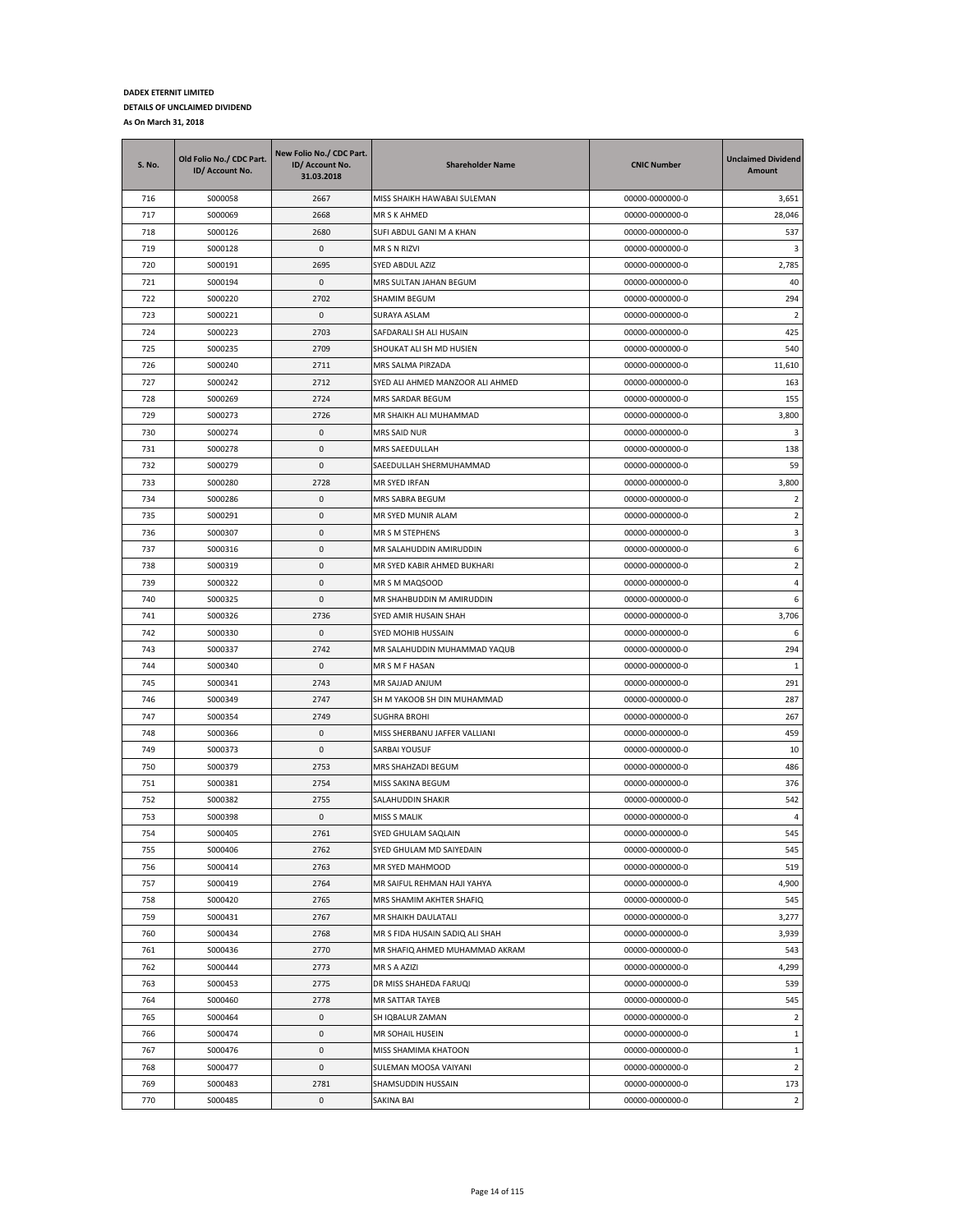**DADEX ETERNIT LIMITED**

**DETAILS OF UNCLAIMED DIVIDEND**

**As On March 31, 2018**

| S. No. | Old Folio No./ CDC Part. ID/ Account No. | New Folio No./ CDC Part. ID/ Account No. 31.03.2018 | Shareholder Name | CNIC Number | Unclaimed Dividend Amount |
|---|---|---|---|---|---|
| 716 | S000058 | 2667 | MISS SHAIKH HAWABAI SULEMAN | 00000-0000000-0 | 3,651 |
| 717 | S000069 | 2668 | MR S K AHMED | 00000-0000000-0 | 28,046 |
| 718 | S000126 | 2680 | SUFI ABDUL GANI M A KHAN | 00000-0000000-0 | 537 |
| 719 | S000128 | 0 | MR S N RIZVI | 00000-0000000-0 | 3 |
| 720 | S000191 | 2695 | SYED ABDUL AZIZ | 00000-0000000-0 | 2,785 |
| 721 | S000194 | 0 | MRS SULTAN JAHAN BEGUM | 00000-0000000-0 | 40 |
| 722 | S000220 | 2702 | SHAMIM BEGUM | 00000-0000000-0 | 294 |
| 723 | S000221 | 0 | SURAYA ASLAM | 00000-0000000-0 | 2 |
| 724 | S000223 | 2703 | SAFDARALI SH ALI HUSAIN | 00000-0000000-0 | 425 |
| 725 | S000235 | 2709 | SHOUKAT ALI SH MD HUSIEN | 00000-0000000-0 | 540 |
| 726 | S000240 | 2711 | MRS SALMA PIRZADA | 00000-0000000-0 | 11,610 |
| 727 | S000242 | 2712 | SYED ALI AHMED MANZOOR ALI AHMED | 00000-0000000-0 | 163 |
| 728 | S000269 | 2724 | MRS SARDAR BEGUM | 00000-0000000-0 | 155 |
| 729 | S000273 | 2726 | MR SHAIKH ALI MUHAMMAD | 00000-0000000-0 | 3,800 |
| 730 | S000274 | 0 | MRS SAID NUR | 00000-0000000-0 | 3 |
| 731 | S000278 | 0 | MRS SAEEDULLAH | 00000-0000000-0 | 138 |
| 732 | S000279 | 0 | SAEEDULLAH SHERMUHAMMAD | 00000-0000000-0 | 59 |
| 733 | S000280 | 2728 | MR SYED IRFAN | 00000-0000000-0 | 3,800 |
| 734 | S000286 | 0 | MRS SABRA BEGUM | 00000-0000000-0 | 2 |
| 735 | S000291 | 0 | MR SYED MUNIR ALAM | 00000-0000000-0 | 2 |
| 736 | S000307 | 0 | MR S M STEPHENS | 00000-0000000-0 | 3 |
| 737 | S000316 | 0 | MR SALAHUDDIN AMIRUDDIN | 00000-0000000-0 | 6 |
| 738 | S000319 | 0 | MR SYED KABIR AHMED BUKHARI | 00000-0000000-0 | 2 |
| 739 | S000322 | 0 | MR S M MAQSOOD | 00000-0000000-0 | 4 |
| 740 | S000325 | 0 | MR SHAHBUDDIN M AMIRUDDIN | 00000-0000000-0 | 6 |
| 741 | S000326 | 2736 | SYED AMIR HUSAIN SHAH | 00000-0000000-0 | 3,706 |
| 742 | S000330 | 0 | SYED MOHIB HUSSAIN | 00000-0000000-0 | 6 |
| 743 | S000337 | 2742 | MR SALAHUDDIN MUHAMMAD YAQUB | 00000-0000000-0 | 294 |
| 744 | S000340 | 0 | MR S M F HASAN | 00000-0000000-0 | 1 |
| 745 | S000341 | 2743 | MR SAJJAD ANJUM | 00000-0000000-0 | 291 |
| 746 | S000349 | 2747 | SH M YAKOOB SH DIN MUHAMMAD | 00000-0000000-0 | 287 |
| 747 | S000354 | 2749 | SUGHRA BROHI | 00000-0000000-0 | 267 |
| 748 | S000366 | 0 | MISS SHERBANU JAFFER VALLIANI | 00000-0000000-0 | 459 |
| 749 | S000373 | 0 | SARBAI YOUSUF | 00000-0000000-0 | 10 |
| 750 | S000379 | 2753 | MRS SHAHZADI BEGUM | 00000-0000000-0 | 486 |
| 751 | S000381 | 2754 | MISS SAKINA BEGUM | 00000-0000000-0 | 376 |
| 752 | S000382 | 2755 | SALAHUDDIN SHAKIR | 00000-0000000-0 | 542 |
| 753 | S000398 | 0 | MISS S MALIK | 00000-0000000-0 | 4 |
| 754 | S000405 | 2761 | SYED GHULAM SAQLAIN | 00000-0000000-0 | 545 |
| 755 | S000406 | 2762 | SYED GHULAM MD SAIYEDAIN | 00000-0000000-0 | 545 |
| 756 | S000414 | 2763 | MR SYED MAHMOOD | 00000-0000000-0 | 519 |
| 757 | S000419 | 2764 | MR SAIFUL REHMAN HAJI YAHYA | 00000-0000000-0 | 4,900 |
| 758 | S000420 | 2765 | MRS SHAMIM AKHTER SHAFIQ | 00000-0000000-0 | 545 |
| 759 | S000431 | 2767 | MR SHAIKH DAULATALI | 00000-0000000-0 | 3,277 |
| 760 | S000434 | 2768 | MR S FIDA HUSAIN SADIQ ALI SHAH | 00000-0000000-0 | 3,939 |
| 761 | S000436 | 2770 | MR SHAFIQ AHMED MUHAMMAD AKRAM | 00000-0000000-0 | 543 |
| 762 | S000444 | 2773 | MR S A AZIZI | 00000-0000000-0 | 4,299 |
| 763 | S000453 | 2775 | DR MISS SHAHEDA FARUQI | 00000-0000000-0 | 539 |
| 764 | S000460 | 2778 | MR SATTAR TAYEB | 00000-0000000-0 | 545 |
| 765 | S000464 | 0 | SH IQBALUR ZAMAN | 00000-0000000-0 | 2 |
| 766 | S000474 | 0 | MR SOHAIL HUSEIN | 00000-0000000-0 | 1 |
| 767 | S000476 | 0 | MISS SHAMIMA KHATOON | 00000-0000000-0 | 1 |
| 768 | S000477 | 0 | SULEMAN MOOSA VAIYANI | 00000-0000000-0 | 2 |
| 769 | S000483 | 2781 | SHAMSUDDIN HUSSAIN | 00000-0000000-0 | 173 |
| 770 | S000485 | 0 | SAKINA BAI | 00000-0000000-0 | 2 |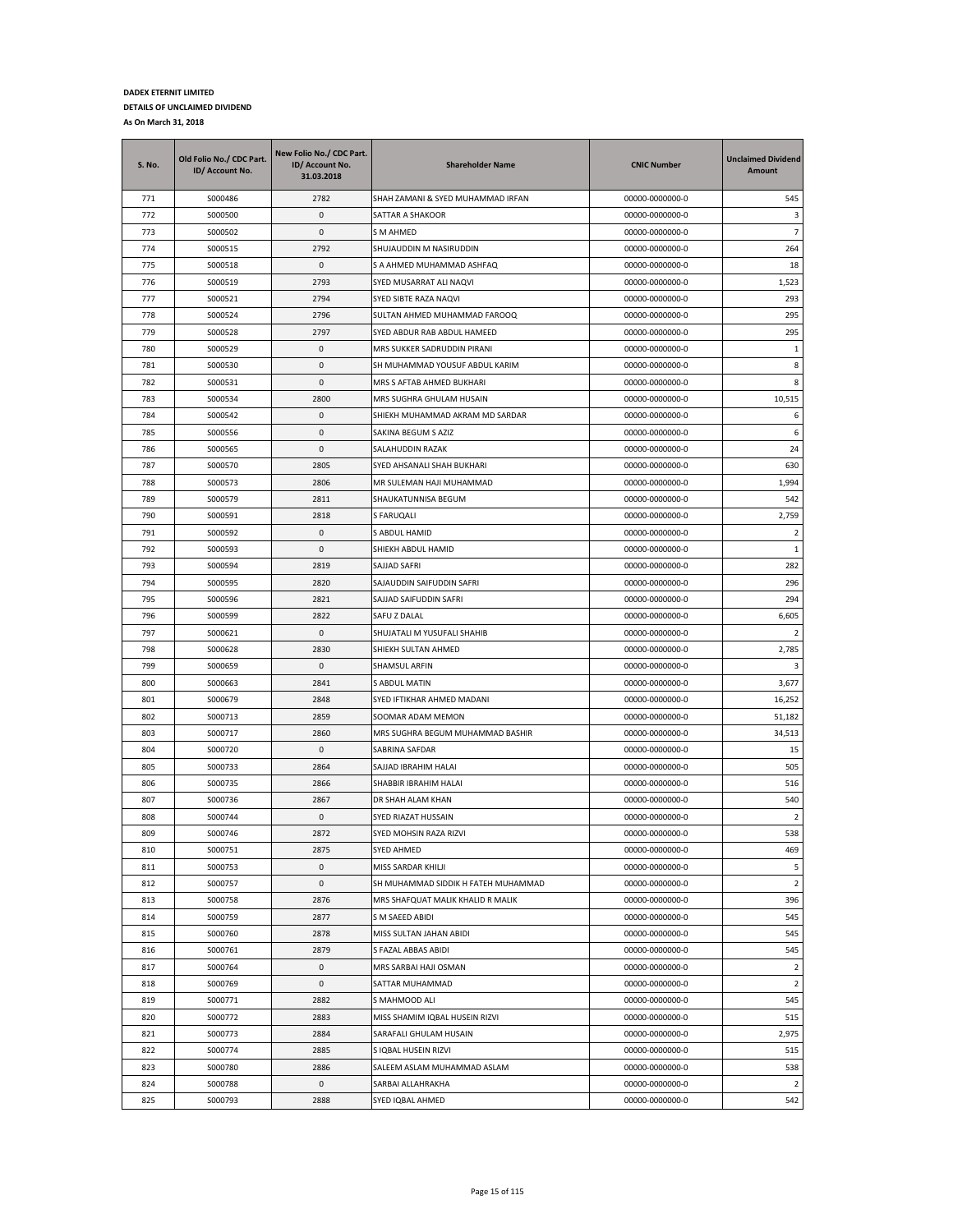**DADEX ETERNIT LIMITED**

**DETAILS OF UNCLAIMED DIVIDEND**

**As On March 31, 2018**

| S. No. | Old Folio No./ CDC Part. ID/ Account No. | New Folio No./ CDC Part. ID/ Account No. 31.03.2018 | Shareholder Name | CNIC Number | Unclaimed Dividend Amount |
|---|---|---|---|---|---|
| 771 | S000486 | 2782 | SHAH ZAMANI & SYED MUHAMMAD IRFAN | 00000-0000000-0 | 545 |
| 772 | S000500 | 0 | SATTAR A SHAKOOR | 00000-0000000-0 | 3 |
| 773 | S000502 | 0 | S M AHMED | 00000-0000000-0 | 7 |
| 774 | S000515 | 2792 | SHUJAUDDIN M NASIRUDDIN | 00000-0000000-0 | 264 |
| 775 | S000518 | 0 | S A AHMED MUHAMMAD ASHFAQ | 00000-0000000-0 | 18 |
| 776 | S000519 | 2793 | SYED MUSARRAT ALI NAQVI | 00000-0000000-0 | 1,523 |
| 777 | S000521 | 2794 | SYED SIBTE RAZA NAQVI | 00000-0000000-0 | 293 |
| 778 | S000524 | 2796 | SULTAN AHMED MUHAMMAD FAROOQ | 00000-0000000-0 | 295 |
| 779 | S000528 | 2797 | SYED ABDUR RAB ABDUL HAMEED | 00000-0000000-0 | 295 |
| 780 | S000529 | 0 | MRS SUKKER SADRUDDIN PIRANI | 00000-0000000-0 | 1 |
| 781 | S000530 | 0 | SH MUHAMMAD YOUSUF ABDUL KARIM | 00000-0000000-0 | 8 |
| 782 | S000531 | 0 | MRS S AFTAB AHMED BUKHARI | 00000-0000000-0 | 8 |
| 783 | S000534 | 2800 | MRS SUGHRA GHULAM HUSAIN | 00000-0000000-0 | 10,515 |
| 784 | S000542 | 0 | SHIEKH MUHAMMAD AKRAM MD SARDAR | 00000-0000000-0 | 6 |
| 785 | S000556 | 0 | SAKINA BEGUM S AZIZ | 00000-0000000-0 | 6 |
| 786 | S000565 | 0 | SALAHUDDIN RAZAK | 00000-0000000-0 | 24 |
| 787 | S000570 | 2805 | SYED AHSANALI SHAH BUKHARI | 00000-0000000-0 | 630 |
| 788 | S000573 | 2806 | MR SULEMAN HAJI MUHAMMAD | 00000-0000000-0 | 1,994 |
| 789 | S000579 | 2811 | SHAUKATUNNISA BEGUM | 00000-0000000-0 | 542 |
| 790 | S000591 | 2818 | S FARUQALI | 00000-0000000-0 | 2,759 |
| 791 | S000592 | 0 | S ABDUL HAMID | 00000-0000000-0 | 2 |
| 792 | S000593 | 0 | SHIEKH ABDUL HAMID | 00000-0000000-0 | 1 |
| 793 | S000594 | 2819 | SAJJAD SAFRI | 00000-0000000-0 | 282 |
| 794 | S000595 | 2820 | SAJAUDDIN SAIFUDDIN SAFRI | 00000-0000000-0 | 296 |
| 795 | S000596 | 2821 | SAJJAD SAIFUDDIN SAFRI | 00000-0000000-0 | 294 |
| 796 | S000599 | 2822 | SAFU Z DALAL | 00000-0000000-0 | 6,605 |
| 797 | S000621 | 0 | SHUJATALI M YUSUFALI SHAHIB | 00000-0000000-0 | 2 |
| 798 | S000628 | 2830 | SHIEKH SULTAN AHMED | 00000-0000000-0 | 2,785 |
| 799 | S000659 | 0 | SHAMSUL ARFIN | 00000-0000000-0 | 3 |
| 800 | S000663 | 2841 | S ABDUL MATIN | 00000-0000000-0 | 3,677 |
| 801 | S000679 | 2848 | SYED IFTIKHAR AHMED MADANI | 00000-0000000-0 | 16,252 |
| 802 | S000713 | 2859 | SOOMAR ADAM MEMON | 00000-0000000-0 | 51,182 |
| 803 | S000717 | 2860 | MRS SUGHRA BEGUM MUHAMMAD BASHIR | 00000-0000000-0 | 34,513 |
| 804 | S000720 | 0 | SABRINA SAFDAR | 00000-0000000-0 | 15 |
| 805 | S000733 | 2864 | SAJJAD IBRAHIM HALAI | 00000-0000000-0 | 505 |
| 806 | S000735 | 2866 | SHABBIR IBRAHIM HALAI | 00000-0000000-0 | 516 |
| 807 | S000736 | 2867 | DR SHAH ALAM KHAN | 00000-0000000-0 | 540 |
| 808 | S000744 | 0 | SYED RIAZAT HUSSAIN | 00000-0000000-0 | 2 |
| 809 | S000746 | 2872 | SYED MOHSIN RAZA RIZVI | 00000-0000000-0 | 538 |
| 810 | S000751 | 2875 | SYED AHMED | 00000-0000000-0 | 469 |
| 811 | S000753 | 0 | MISS SARDAR KHILJI | 00000-0000000-0 | 5 |
| 812 | S000757 | 0 | SH MUHAMMAD SIDDIK H FATEH MUHAMMAD | 00000-0000000-0 | 2 |
| 813 | S000758 | 2876 | MRS SHAFQUAT MALIK KHALID R MALIK | 00000-0000000-0 | 396 |
| 814 | S000759 | 2877 | S M SAEED ABIDI | 00000-0000000-0 | 545 |
| 815 | S000760 | 2878 | MISS SULTAN JAHAN ABIDI | 00000-0000000-0 | 545 |
| 816 | S000761 | 2879 | S FAZAL ABBAS ABIDI | 00000-0000000-0 | 545 |
| 817 | S000764 | 0 | MRS SARBAI HAJI OSMAN | 00000-0000000-0 | 2 |
| 818 | S000769 | 0 | SATTAR MUHAMMAD | 00000-0000000-0 | 2 |
| 819 | S000771 | 2882 | S MAHMOOD ALI | 00000-0000000-0 | 545 |
| 820 | S000772 | 2883 | MISS SHAMIM IQBAL HUSEIN RIZVI | 00000-0000000-0 | 515 |
| 821 | S000773 | 2884 | SARAFALI GHULAM HUSAIN | 00000-0000000-0 | 2,975 |
| 822 | S000774 | 2885 | S IQBAL HUSEIN RIZVI | 00000-0000000-0 | 515 |
| 823 | S000780 | 2886 | SALEEM ASLAM MUHAMMAD ASLAM | 00000-0000000-0 | 538 |
| 824 | S000788 | 0 | SARBAI ALLAHRAKHA | 00000-0000000-0 | 2 |
| 825 | S000793 | 2888 | SYED IQBAL AHMED | 00000-0000000-0 | 542 |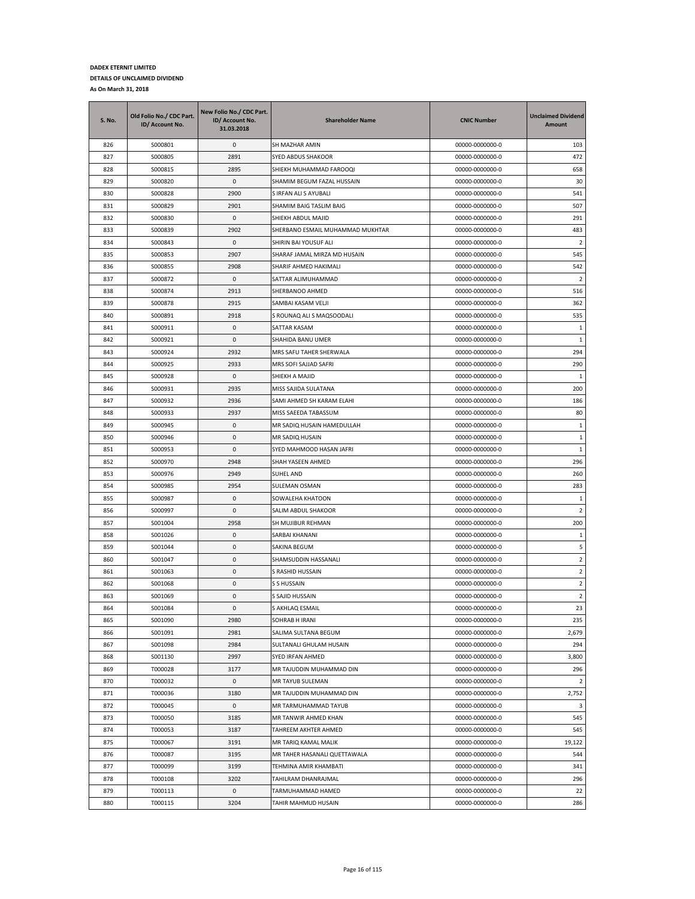**DADEX ETERNIT LIMITED**

**DETAILS OF UNCLAIMED DIVIDEND**

**As On March 31, 2018**

| S. No. | Old Folio No./ CDC Part. ID/ Account No. | New Folio No./ CDC Part. ID/ Account No. 31.03.2018 | Shareholder Name | CNIC Number | Unclaimed Dividend Amount |
|---|---|---|---|---|---|
| 826 | S000801 | 0 | SH MAZHAR AMIN | 00000-0000000-0 | 103 |
| 827 | S000805 | 2891 | SYED ABDUS SHAKOOR | 00000-0000000-0 | 472 |
| 828 | S000815 | 2895 | SHIEKH MUHAMMAD FAROOQI | 00000-0000000-0 | 658 |
| 829 | S000820 | 0 | SHAMIM BEGUM FAZAL HUSSAIN | 00000-0000000-0 | 30 |
| 830 | S000828 | 2900 | S IRFAN ALI S AYUBALI | 00000-0000000-0 | 541 |
| 831 | S000829 | 2901 | SHAMIM BAIG TASLIM BAIG | 00000-0000000-0 | 507 |
| 832 | S000830 | 0 | SHIEKH ABDUL MAJID | 00000-0000000-0 | 291 |
| 833 | S000839 | 2902 | SHERBANO ESMAIL MUHAMMAD MUKHTAR | 00000-0000000-0 | 483 |
| 834 | S000843 | 0 | SHIRIN BAI YOUSUF ALI | 00000-0000000-0 | 2 |
| 835 | S000853 | 2907 | SHARAF JAMAL MIRZA MD HUSAIN | 00000-0000000-0 | 545 |
| 836 | S000855 | 2908 | SHARIF AHMED HAKIMALI | 00000-0000000-0 | 542 |
| 837 | S000872 | 0 | SATTAR ALIMUHAMMAD | 00000-0000000-0 | 2 |
| 838 | S000874 | 2913 | SHERBANOO AHMED | 00000-0000000-0 | 516 |
| 839 | S000878 | 2915 | SAMBAI KASAM VELJI | 00000-0000000-0 | 362 |
| 840 | S000891 | 2918 | S ROUNAQ ALI S MAQSOODALI | 00000-0000000-0 | 535 |
| 841 | S000911 | 0 | SATTAR KASAM | 00000-0000000-0 | 1 |
| 842 | S000921 | 0 | SHAHIDA BANU UMER | 00000-0000000-0 | 1 |
| 843 | S000924 | 2932 | MRS SAFU TAHER SHERWALA | 00000-0000000-0 | 294 |
| 844 | S000925 | 2933 | MRS SOFI SAJJAD SAFRI | 00000-0000000-0 | 290 |
| 845 | S000928 | 0 | SHIEKH A MAJID | 00000-0000000-0 | 1 |
| 846 | S000931 | 2935 | MISS SAJIDA SULATANA | 00000-0000000-0 | 200 |
| 847 | S000932 | 2936 | SAMI AHMED SH KARAM ELAHI | 00000-0000000-0 | 186 |
| 848 | S000933 | 2937 | MISS SAEEDA TABASSUM | 00000-0000000-0 | 80 |
| 849 | S000945 | 0 | MR SADIQ HUSAIN HAMEDULLAH | 00000-0000000-0 | 1 |
| 850 | S000946 | 0 | MR SADIQ HUSAIN | 00000-0000000-0 | 1 |
| 851 | S000953 | 0 | SYED MAHMOOD HASAN JAFRI | 00000-0000000-0 | 1 |
| 852 | S000970 | 2948 | SHAH YASEEN AHMED | 00000-0000000-0 | 296 |
| 853 | S000976 | 2949 | SUHEL AND | 00000-0000000-0 | 260 |
| 854 | S000985 | 2954 | SULEMAN OSMAN | 00000-0000000-0 | 283 |
| 855 | S000987 | 0 | SOWALEHA KHATOON | 00000-0000000-0 | 1 |
| 856 | S000997 | 0 | SALIM ABDUL SHAKOOR | 00000-0000000-0 | 2 |
| 857 | S001004 | 2958 | SH MUJIBUR REHMAN | 00000-0000000-0 | 200 |
| 858 | S001026 | 0 | SARBAI KHANANI | 00000-0000000-0 | 1 |
| 859 | S001044 | 0 | SAKINA BEGUM | 00000-0000000-0 | 5 |
| 860 | S001047 | 0 | SHAMSUDDIN HASSANALI | 00000-0000000-0 | 2 |
| 861 | S001063 | 0 | S RASHID HUSSAIN | 00000-0000000-0 | 2 |
| 862 | S001068 | 0 | S S HUSSAIN | 00000-0000000-0 | 2 |
| 863 | S001069 | 0 | S SAJID HUSSAIN | 00000-0000000-0 | 2 |
| 864 | S001084 | 0 | S AKHLAQ ESMAIL | 00000-0000000-0 | 23 |
| 865 | S001090 | 2980 | SOHRAB H IRANI | 00000-0000000-0 | 235 |
| 866 | S001091 | 2981 | SALIMA SULTANA BEGUM | 00000-0000000-0 | 2,679 |
| 867 | S001098 | 2984 | SULTANALI GHULAM HUSAIN | 00000-0000000-0 | 294 |
| 868 | S001130 | 2997 | SYED IRFAN AHMED | 00000-0000000-0 | 3,800 |
| 869 | T000028 | 3177 | MR TAJUDDIN MUHAMMAD DIN | 00000-0000000-0 | 296 |
| 870 | T000032 | 0 | MR TAYUB SULEMAN | 00000-0000000-0 | 2 |
| 871 | T000036 | 3180 | MR TAJUDDIN MUHAMMAD DIN | 00000-0000000-0 | 2,752 |
| 872 | T000045 | 0 | MR TARMUHAMMAD TAYUB | 00000-0000000-0 | 3 |
| 873 | T000050 | 3185 | MR TANWIR AHMED KHAN | 00000-0000000-0 | 545 |
| 874 | T000053 | 3187 | TAHREEM AKHTER AHMED | 00000-0000000-0 | 545 |
| 875 | T000067 | 3191 | MR TARIQ KAMAL MALIK | 00000-0000000-0 | 19,122 |
| 876 | T000087 | 3195 | MR TAHER HASANALI QUETTAWALA | 00000-0000000-0 | 544 |
| 877 | T000099 | 3199 | TEHMINA AMIR KHAMBATI | 00000-0000000-0 | 341 |
| 878 | T000108 | 3202 | TAHILRAM DHANRAJMAL | 00000-0000000-0 | 296 |
| 879 | T000113 | 0 | TARMUHAMMAD HAMED | 00000-0000000-0 | 22 |
| 880 | T000115 | 3204 | TAHIR MAHMUD HUSAIN | 00000-0000000-0 | 286 |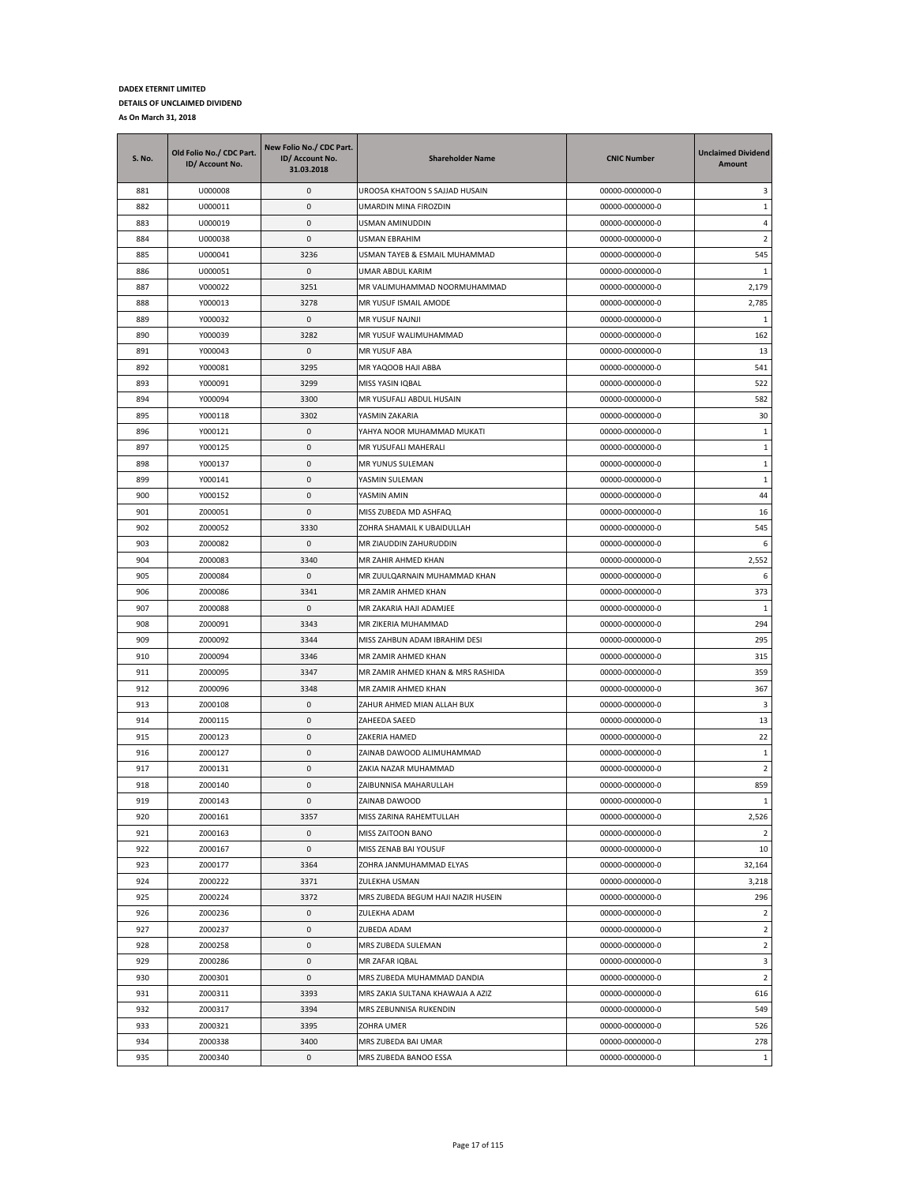**DADEX ETERNIT LIMITED**

**DETAILS OF UNCLAIMED DIVIDEND**

**As On March 31, 2018**

| S. No. | Old Folio No./ CDC Part. ID/ Account No. | New Folio No./ CDC Part. ID/ Account No. 31.03.2018 | Shareholder Name | CNIC Number | Unclaimed Dividend Amount |
|---|---|---|---|---|---|
| 881 | U000008 | 0 | UROOSA KHATOON S SAJJAD HUSAIN | 00000-0000000-0 | 3 |
| 882 | U000011 | 0 | UMARDIN MINA FIROZDIN | 00000-0000000-0 | 1 |
| 883 | U000019 | 0 | USMAN AMINUDDIN | 00000-0000000-0 | 4 |
| 884 | U000038 | 0 | USMAN EBRAHIM | 00000-0000000-0 | 2 |
| 885 | U000041 | 3236 | USMAN TAYEB & ESMAIL MUHAMMAD | 00000-0000000-0 | 545 |
| 886 | U000051 | 0 | UMAR ABDUL KARIM | 00000-0000000-0 | 1 |
| 887 | V000022 | 3251 | MR VALIMUHAMMAD NOORMUHAMMAD | 00000-0000000-0 | 2,179 |
| 888 | Y000013 | 3278 | MR YUSUF ISMAIL AMODE | 00000-0000000-0 | 2,785 |
| 889 | Y000032 | 0 | MR YUSUF NAJNJI | 00000-0000000-0 | 1 |
| 890 | Y000039 | 3282 | MR YUSUF WALIMUHAMMAD | 00000-0000000-0 | 162 |
| 891 | Y000043 | 0 | MR YUSUF ABA | 00000-0000000-0 | 13 |
| 892 | Y000081 | 3295 | MR YAQOOB HAJI ABBA | 00000-0000000-0 | 541 |
| 893 | Y000091 | 3299 | MISS YASIN IQBAL | 00000-0000000-0 | 522 |
| 894 | Y000094 | 3300 | MR YUSUFALI ABDUL HUSAIN | 00000-0000000-0 | 582 |
| 895 | Y000118 | 3302 | YASMIN ZAKARIA | 00000-0000000-0 | 30 |
| 896 | Y000121 | 0 | YAHYA NOOR MUHAMMAD MUKATI | 00000-0000000-0 | 1 |
| 897 | Y000125 | 0 | MR YUSUFALI MAHERALI | 00000-0000000-0 | 1 |
| 898 | Y000137 | 0 | MR YUNUS SULEMAN | 00000-0000000-0 | 1 |
| 899 | Y000141 | 0 | YASMIN SULEMAN | 00000-0000000-0 | 1 |
| 900 | Y000152 | 0 | YASMIN AMIN | 00000-0000000-0 | 44 |
| 901 | Z000051 | 0 | MISS ZUBEDA MD ASHFAQ | 00000-0000000-0 | 16 |
| 902 | Z000052 | 3330 | ZOHRA SHAMAIL K UBAIDULLAH | 00000-0000000-0 | 545 |
| 903 | Z000082 | 0 | MR ZIAUDDIN ZAHURUDDIN | 00000-0000000-0 | 6 |
| 904 | Z000083 | 3340 | MR ZAHIR AHMED KHAN | 00000-0000000-0 | 2,552 |
| 905 | Z000084 | 0 | MR ZUULQARNAIN MUHAMMAD KHAN | 00000-0000000-0 | 6 |
| 906 | Z000086 | 3341 | MR ZAMIR AHMED KHAN | 00000-0000000-0 | 373 |
| 907 | Z000088 | 0 | MR ZAKARIA HAJI ADAMJEE | 00000-0000000-0 | 1 |
| 908 | Z000091 | 3343 | MR ZIKERIA MUHAMMAD | 00000-0000000-0 | 294 |
| 909 | Z000092 | 3344 | MISS ZAHBUN ADAM IBRAHIM DESI | 00000-0000000-0 | 295 |
| 910 | Z000094 | 3346 | MR ZAMIR AHMED KHAN | 00000-0000000-0 | 315 |
| 911 | Z000095 | 3347 | MR ZAMIR AHMED KHAN & MRS RASHIDA | 00000-0000000-0 | 359 |
| 912 | Z000096 | 3348 | MR ZAMIR AHMED KHAN | 00000-0000000-0 | 367 |
| 913 | Z000108 | 0 | ZAHUR AHMED MIAN ALLAH BUX | 00000-0000000-0 | 3 |
| 914 | Z000115 | 0 | ZAHEEDA SAEED | 00000-0000000-0 | 13 |
| 915 | Z000123 | 0 | ZAKERIA HAMED | 00000-0000000-0 | 22 |
| 916 | Z000127 | 0 | ZAINAB DAWOOD ALIMUHAMMAD | 00000-0000000-0 | 1 |
| 917 | Z000131 | 0 | ZAKIA NAZAR MUHAMMAD | 00000-0000000-0 | 2 |
| 918 | Z000140 | 0 | ZAIBUNNISA MAHARULLAH | 00000-0000000-0 | 859 |
| 919 | Z000143 | 0 | ZAINAB DAWOOD | 00000-0000000-0 | 1 |
| 920 | Z000161 | 3357 | MISS ZARINA RAHEMTULLAH | 00000-0000000-0 | 2,526 |
| 921 | Z000163 | 0 | MISS ZAITOON BANO | 00000-0000000-0 | 2 |
| 922 | Z000167 | 0 | MISS ZENAB BAI YOUSUF | 00000-0000000-0 | 10 |
| 923 | Z000177 | 3364 | ZOHRA JANMUHAMMAD ELYAS | 00000-0000000-0 | 32,164 |
| 924 | Z000222 | 3371 | ZULEKHA USMAN | 00000-0000000-0 | 3,218 |
| 925 | Z000224 | 3372 | MRS ZUBEDA BEGUM HAJI NAZIR HUSEIN | 00000-0000000-0 | 296 |
| 926 | Z000236 | 0 | ZULEKHA ADAM | 00000-0000000-0 | 2 |
| 927 | Z000237 | 0 | ZUBEDA ADAM | 00000-0000000-0 | 2 |
| 928 | Z000258 | 0 | MRS ZUBEDA SULEMAN | 00000-0000000-0 | 2 |
| 929 | Z000286 | 0 | MR ZAFAR IQBAL | 00000-0000000-0 | 3 |
| 930 | Z000301 | 0 | MRS ZUBEDA MUHAMMAD DANDIA | 00000-0000000-0 | 2 |
| 931 | Z000311 | 3393 | MRS ZAKIA SULTANA KHAWAJA A AZIZ | 00000-0000000-0 | 616 |
| 932 | Z000317 | 3394 | MRS ZEBUNNISA RUKENDIN | 00000-0000000-0 | 549 |
| 933 | Z000321 | 3395 | ZOHRA UMER | 00000-0000000-0 | 526 |
| 934 | Z000338 | 3400 | MRS ZUBEDA BAI UMAR | 00000-0000000-0 | 278 |
| 935 | Z000340 | 0 | MRS ZUBEDA BANOO ESSA | 00000-0000000-0 | 1 |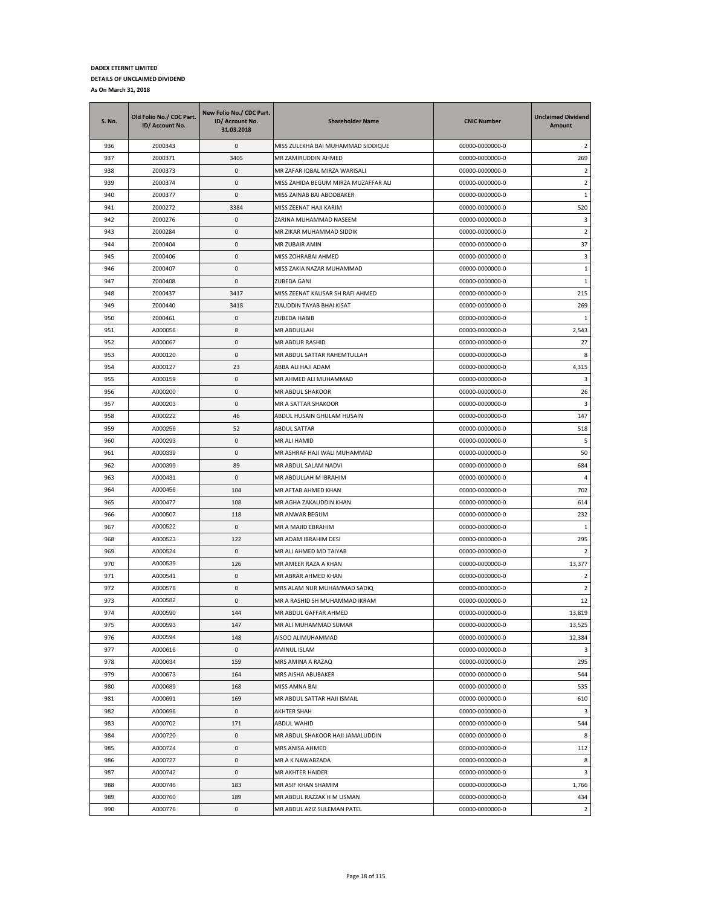**DADEX ETERNIT LIMITED**

**DETAILS OF UNCLAIMED DIVIDEND**

**As On March 31, 2018**

| S. No. | Old Folio No./ CDC Part. ID/ Account No. | New Folio No./ CDC Part. ID/ Account No. 31.03.2018 | Shareholder Name | CNIC Number | Unclaimed Dividend Amount |
|---|---|---|---|---|---|
| 936 | Z000343 | 0 | MISS ZULEKHA BAI MUHAMMAD SIDDIQUE | 00000-0000000-0 | 2 |
| 937 | Z000371 | 3405 | MR ZAMIRUDDIN AHMED | 00000-0000000-0 | 269 |
| 938 | Z000373 | 0 | MR ZAFAR IQBAL MIRZA WARISALI | 00000-0000000-0 | 2 |
| 939 | Z000374 | 0 | MISS ZAHIDA BEGUM MIRZA MUZAFFAR ALI | 00000-0000000-0 | 2 |
| 940 | Z000377 | 0 | MISS ZAINAB BAI ABOOBAKER | 00000-0000000-0 | 1 |
| 941 | Z000272 | 3384 | MISS ZEENAT HAJI KARIM | 00000-0000000-0 | 520 |
| 942 | Z000276 | 0 | ZARINA MUHAMMAD NASEEM | 00000-0000000-0 | 3 |
| 943 | Z000284 | 0 | MR ZIKAR MUHAMMAD SIDDIK | 00000-0000000-0 | 2 |
| 944 | Z000404 | 0 | MR ZUBAIR AMIN | 00000-0000000-0 | 37 |
| 945 | Z000406 | 0 | MISS ZOHRABAI AHMED | 00000-0000000-0 | 3 |
| 946 | Z000407 | 0 | MISS ZAKIA NAZAR MUHAMMAD | 00000-0000000-0 | 1 |
| 947 | Z000408 | 0 | ZUBEDA GANI | 00000-0000000-0 | 1 |
| 948 | Z000437 | 3417 | MISS ZEENAT KAUSAR SH RAFI AHMED | 00000-0000000-0 | 215 |
| 949 | Z000440 | 3418 | ZIAUDDIN TAYAB BHAI KISAT | 00000-0000000-0 | 269 |
| 950 | Z000461 | 0 | ZUBEDA HABIB | 00000-0000000-0 | 1 |
| 951 | A000056 | 8 | MR ABDULLAH | 00000-0000000-0 | 2,543 |
| 952 | A000067 | 0 | MR ABDUR RASHID | 00000-0000000-0 | 27 |
| 953 | A000120 | 0 | MR ABDUL SATTAR RAHEMTULLAH | 00000-0000000-0 | 8 |
| 954 | A000127 | 23 | ABBA ALI HAJI ADAM | 00000-0000000-0 | 4,315 |
| 955 | A000159 | 0 | MR AHMED ALI MUHAMMAD | 00000-0000000-0 | 3 |
| 956 | A000200 | 0 | MR ABDUL SHAKOOR | 00000-0000000-0 | 26 |
| 957 | A000203 | 0 | MR A SATTAR SHAKOOR | 00000-0000000-0 | 3 |
| 958 | A000222 | 46 | ABDUL HUSAIN GHULAM HUSAIN | 00000-0000000-0 | 147 |
| 959 | A000256 | 52 | ABDUL SATTAR | 00000-0000000-0 | 518 |
| 960 | A000293 | 0 | MR ALI HAMID | 00000-0000000-0 | 5 |
| 961 | A000339 | 0 | MR ASHRAF HAJI WALI MUHAMMAD | 00000-0000000-0 | 50 |
| 962 | A000399 | 89 | MR ABDUL SALAM NADVI | 00000-0000000-0 | 684 |
| 963 | A000431 | 0 | MR ABDULLAH M IBRAHIM | 00000-0000000-0 | 4 |
| 964 | A000456 | 104 | MR AFTAB AHMED KHAN | 00000-0000000-0 | 702 |
| 965 | A000477 | 108 | MR AGHA ZAKAUDDIN KHAN | 00000-0000000-0 | 614 |
| 966 | A000507 | 118 | MR ANWAR BEGUM | 00000-0000000-0 | 232 |
| 967 | A000522 | 0 | MR A MAJID EBRAHIM | 00000-0000000-0 | 1 |
| 968 | A000523 | 122 | MR ADAM IBRAHIM DESI | 00000-0000000-0 | 295 |
| 969 | A000524 | 0 | MR ALI AHMED MD TAIYAB | 00000-0000000-0 | 2 |
| 970 | A000539 | 126 | MR AMEER RAZA A KHAN | 00000-0000000-0 | 13,377 |
| 971 | A000541 | 0 | MR ABRAR AHMED KHAN | 00000-0000000-0 | 2 |
| 972 | A000578 | 0 | MRS ALAM NUR MUHAMMAD SADIQ | 00000-0000000-0 | 2 |
| 973 | A000582 | 0 | MR A RASHID SH MUHAMMAD IKRAM | 00000-0000000-0 | 12 |
| 974 | A000590 | 144 | MR ABDUL GAFFAR AHMED | 00000-0000000-0 | 13,819 |
| 975 | A000593 | 147 | MR ALI MUHAMMAD SUMAR | 00000-0000000-0 | 13,525 |
| 976 | A000594 | 148 | AISOO ALIMUHAMMAD | 00000-0000000-0 | 12,384 |
| 977 | A000616 | 0 | AMINUL ISLAM | 00000-0000000-0 | 3 |
| 978 | A000634 | 159 | MRS AMINA A RAZAQ | 00000-0000000-0 | 295 |
| 979 | A000673 | 164 | MRS AISHA ABUBAKER | 00000-0000000-0 | 544 |
| 980 | A000689 | 168 | MISS AMNA BAI | 00000-0000000-0 | 535 |
| 981 | A000691 | 169 | MR ABDUL SATTAR HAJI ISMAIL | 00000-0000000-0 | 610 |
| 982 | A000696 | 0 | AKHTER SHAH | 00000-0000000-0 | 3 |
| 983 | A000702 | 171 | ABDUL WAHID | 00000-0000000-0 | 544 |
| 984 | A000720 | 0 | MR ABDUL SHAKOOR HAJI JAMALUDDIN | 00000-0000000-0 | 8 |
| 985 | A000724 | 0 | MRS ANISA AHMED | 00000-0000000-0 | 112 |
| 986 | A000727 | 0 | MR A K NAWABZADA | 00000-0000000-0 | 8 |
| 987 | A000742 | 0 | MR AKHTER HAIDER | 00000-0000000-0 | 3 |
| 988 | A000746 | 183 | MR ASIF KHAN SHAMIM | 00000-0000000-0 | 1,766 |
| 989 | A000760 | 189 | MR ABDUL RAZZAK H M USMAN | 00000-0000000-0 | 434 |
| 990 | A000776 | 0 | MR ABDUL AZIZ SULEMAN PATEL | 00000-0000000-0 | 2 |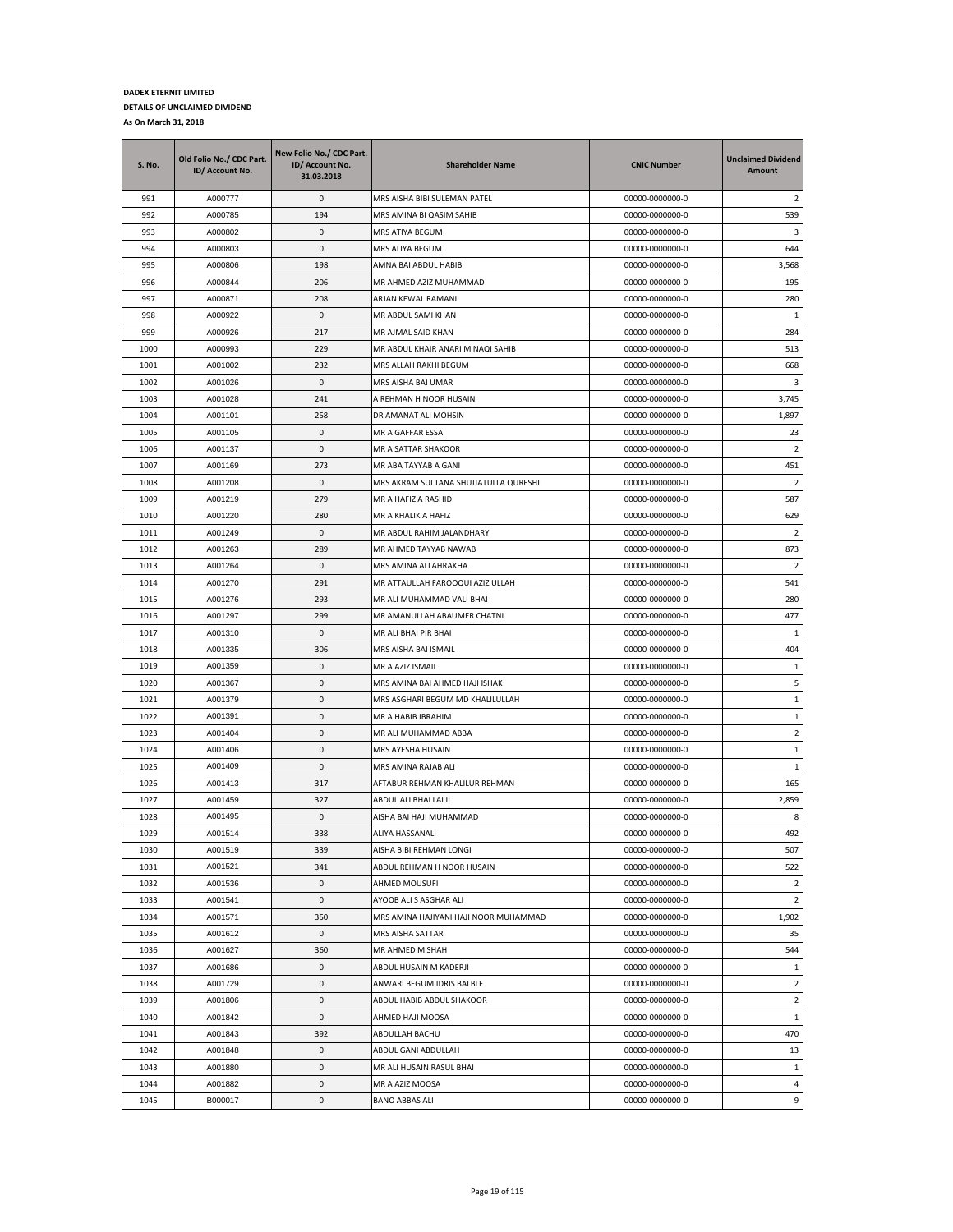**DADEX ETERNIT LIMITED**

**DETAILS OF UNCLAIMED DIVIDEND**

**As On March 31, 2018**

| S. No. | Old Folio No./ CDC Part. ID/ Account No. | New Folio No./ CDC Part. ID/ Account No. 31.03.2018 | Shareholder Name | CNIC Number | Unclaimed Dividend Amount |
|---|---|---|---|---|---|
| 991 | A000777 | 0 | MRS AISHA BIBI SULEMAN PATEL | 00000-0000000-0 | 2 |
| 992 | A000785 | 194 | MRS AMINA BI QASIM SAHIB | 00000-0000000-0 | 539 |
| 993 | A000802 | 0 | MRS ATIYA BEGUM | 00000-0000000-0 | 3 |
| 994 | A000803 | 0 | MRS ALIYA BEGUM | 00000-0000000-0 | 644 |
| 995 | A000806 | 198 | AMNA BAI ABDUL HABIB | 00000-0000000-0 | 3,568 |
| 996 | A000844 | 206 | MR AHMED AZIZ MUHAMMAD | 00000-0000000-0 | 195 |
| 997 | A000871 | 208 | ARJAN KEWAL RAMANI | 00000-0000000-0 | 280 |
| 998 | A000922 | 0 | MR ABDUL SAMI KHAN | 00000-0000000-0 | 1 |
| 999 | A000926 | 217 | MR AJMAL SAID KHAN | 00000-0000000-0 | 284 |
| 1000 | A000993 | 229 | MR ABDUL KHAIR ANARI M NAQI SAHIB | 00000-0000000-0 | 513 |
| 1001 | A001002 | 232 | MRS ALLAH RAKHI BEGUM | 00000-0000000-0 | 668 |
| 1002 | A001026 | 0 | MRS AISHA BAI UMAR | 00000-0000000-0 | 3 |
| 1003 | A001028 | 241 | A REHMAN H NOOR HUSAIN | 00000-0000000-0 | 3,745 |
| 1004 | A001101 | 258 | DR AMANAT ALI MOHSIN | 00000-0000000-0 | 1,897 |
| 1005 | A001105 | 0 | MR A GAFFAR ESSA | 00000-0000000-0 | 23 |
| 1006 | A001137 | 0 | MR A SATTAR SHAKOOR | 00000-0000000-0 | 2 |
| 1007 | A001169 | 273 | MR ABA TAYYAB A GANI | 00000-0000000-0 | 451 |
| 1008 | A001208 | 0 | MRS AKRAM SULTANA SHUJJATULLA QURESHI | 00000-0000000-0 | 2 |
| 1009 | A001219 | 279 | MR A HAFIZ A RASHID | 00000-0000000-0 | 587 |
| 1010 | A001220 | 280 | MR A KHALIK A HAFIZ | 00000-0000000-0 | 629 |
| 1011 | A001249 | 0 | MR ABDUL RAHIM JALANDHARY | 00000-0000000-0 | 2 |
| 1012 | A001263 | 289 | MR AHMED TAYYAB NAWAB | 00000-0000000-0 | 873 |
| 1013 | A001264 | 0 | MRS AMINA ALLAHRAKHA | 00000-0000000-0 | 2 |
| 1014 | A001270 | 291 | MR ATTAULLAH FAROOQUI AZIZ ULLAH | 00000-0000000-0 | 541 |
| 1015 | A001276 | 293 | MR ALI MUHAMMAD VALI BHAI | 00000-0000000-0 | 280 |
| 1016 | A001297 | 299 | MR AMANULLAH ABAUMER CHATNI | 00000-0000000-0 | 477 |
| 1017 | A001310 | 0 | MR ALI BHAI PIR BHAI | 00000-0000000-0 | 1 |
| 1018 | A001335 | 306 | MRS AISHA BAI ISMAIL | 00000-0000000-0 | 404 |
| 1019 | A001359 | 0 | MR A AZIZ ISMAIL | 00000-0000000-0 | 1 |
| 1020 | A001367 | 0 | MRS AMINA BAI AHMED HAJI ISHAK | 00000-0000000-0 | 5 |
| 1021 | A001379 | 0 | MRS ASGHARI BEGUM MD KHALILULLAH | 00000-0000000-0 | 1 |
| 1022 | A001391 | 0 | MR A HABIB IBRAHIM | 00000-0000000-0 | 1 |
| 1023 | A001404 | 0 | MR ALI MUHAMMAD ABBA | 00000-0000000-0 | 2 |
| 1024 | A001406 | 0 | MRS AYESHA HUSAIN | 00000-0000000-0 | 1 |
| 1025 | A001409 | 0 | MRS AMINA RAJAB ALI | 00000-0000000-0 | 1 |
| 1026 | A001413 | 317 | AFTABUR REHMAN KHALILUR REHMAN | 00000-0000000-0 | 165 |
| 1027 | A001459 | 327 | ABDUL ALI BHAI LALJI | 00000-0000000-0 | 2,859 |
| 1028 | A001495 | 0 | AISHA BAI HAJI MUHAMMAD | 00000-0000000-0 | 8 |
| 1029 | A001514 | 338 | ALIYA HASSANALI | 00000-0000000-0 | 492 |
| 1030 | A001519 | 339 | AISHA BIBI REHMAN LONGI | 00000-0000000-0 | 507 |
| 1031 | A001521 | 341 | ABDUL REHMAN H NOOR HUSAIN | 00000-0000000-0 | 522 |
| 1032 | A001536 | 0 | AHMED MOUSUFI | 00000-0000000-0 | 2 |
| 1033 | A001541 | 0 | AYOOB ALI S ASGHAR ALI | 00000-0000000-0 | 2 |
| 1034 | A001571 | 350 | MRS AMINA HAJIYANI HAJI NOOR MUHAMMAD | 00000-0000000-0 | 1,902 |
| 1035 | A001612 | 0 | MRS AISHA SATTAR | 00000-0000000-0 | 35 |
| 1036 | A001627 | 360 | MR AHMED M SHAH | 00000-0000000-0 | 544 |
| 1037 | A001686 | 0 | ABDUL HUSAIN M KADERJI | 00000-0000000-0 | 1 |
| 1038 | A001729 | 0 | ANWARI BEGUM IDRIS BALBLE | 00000-0000000-0 | 2 |
| 1039 | A001806 | 0 | ABDUL HABIB ABDUL SHAKOOR | 00000-0000000-0 | 2 |
| 1040 | A001842 | 0 | AHMED HAJI MOOSA | 00000-0000000-0 | 1 |
| 1041 | A001843 | 392 | ABDULLAH BACHU | 00000-0000000-0 | 470 |
| 1042 | A001848 | 0 | ABDUL GANI ABDULLAH | 00000-0000000-0 | 13 |
| 1043 | A001880 | 0 | MR ALI HUSAIN RASUL BHAI | 00000-0000000-0 | 1 |
| 1044 | A001882 | 0 | MR A AZIZ MOOSA | 00000-0000000-0 | 4 |
| 1045 | B000017 | 0 | BANO ABBAS ALI | 00000-0000000-0 | 9 |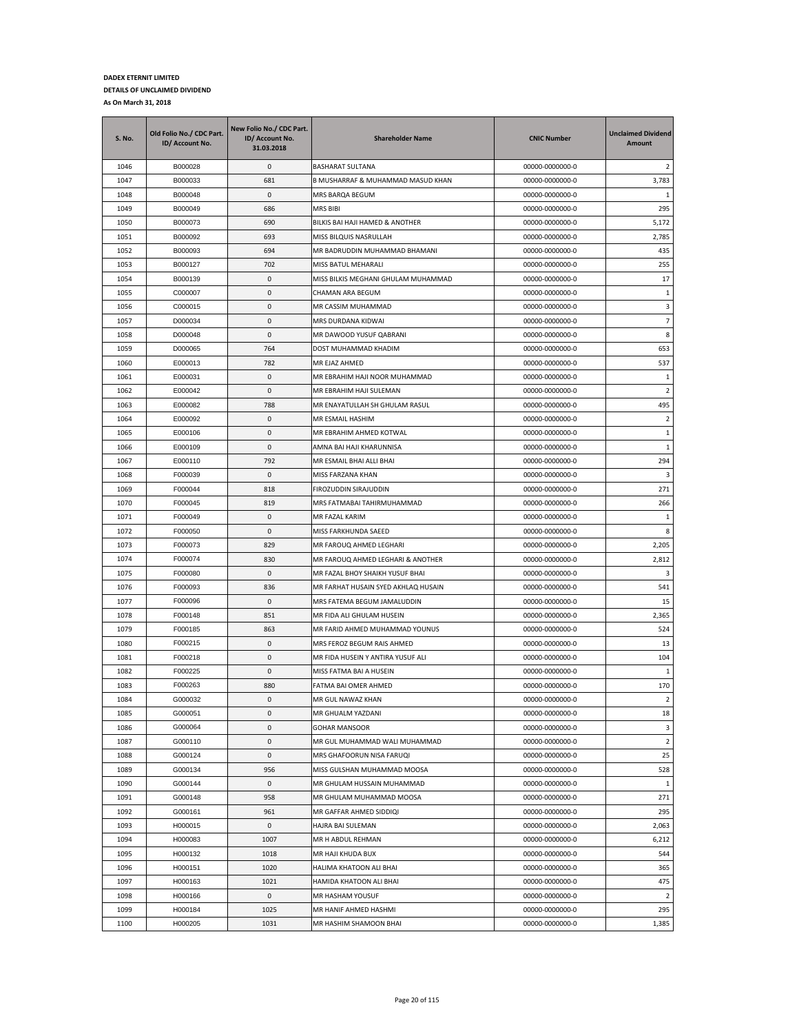**DADEX ETERNIT LIMITED**

**DETAILS OF UNCLAIMED DIVIDEND**

**As On March 31, 2018**

| S. No. | Old Folio No./ CDC Part. ID/ Account No. | New Folio No./ CDC Part. ID/ Account No. 31.03.2018 | Shareholder Name | CNIC Number | Unclaimed Dividend Amount |
|---|---|---|---|---|---|
| 1046 | B000028 | 0 | BASHARAT SULTANA | 00000-0000000-0 | 2 |
| 1047 | B000033 | 681 | B MUSHARRAF & MUHAMMAD MASUD KHAN | 00000-0000000-0 | 3,783 |
| 1048 | B000048 | 0 | MRS BARQA BEGUM | 00000-0000000-0 | 1 |
| 1049 | B000049 | 686 | MRS BIBI | 00000-0000000-0 | 295 |
| 1050 | B000073 | 690 | BILKIS BAI HAJI HAMED & ANOTHER | 00000-0000000-0 | 5,172 |
| 1051 | B000092 | 693 | MISS BILQUIS NASRULLAH | 00000-0000000-0 | 2,785 |
| 1052 | B000093 | 694 | MR BADRUDDIN MUHAMMAD BHAMANI | 00000-0000000-0 | 435 |
| 1053 | B000127 | 702 | MISS BATUL MEHARALI | 00000-0000000-0 | 255 |
| 1054 | B000139 | 0 | MISS BILKIS MEGHANI GHULAM MUHAMMAD | 00000-0000000-0 | 17 |
| 1055 | C000007 | 0 | CHAMAN ARA BEGUM | 00000-0000000-0 | 1 |
| 1056 | C000015 | 0 | MR CASSIM MUHAMMAD | 00000-0000000-0 | 3 |
| 1057 | D000034 | 0 | MRS DURDANA KIDWAI | 00000-0000000-0 | 7 |
| 1058 | D000048 | 0 | MR DAWOOD YUSUF QABRANI | 00000-0000000-0 | 8 |
| 1059 | D000065 | 764 | DOST MUHAMMAD KHADIM | 00000-0000000-0 | 653 |
| 1060 | E000013 | 782 | MR EJAZ AHMED | 00000-0000000-0 | 537 |
| 1061 | E000031 | 0 | MR EBRAHIM HAJI NOOR MUHAMMAD | 00000-0000000-0 | 1 |
| 1062 | E000042 | 0 | MR EBRAHIM HAJI SULEMAN | 00000-0000000-0 | 2 |
| 1063 | E000082 | 788 | MR ENAYATULLAH SH GHULAM RASUL | 00000-0000000-0 | 495 |
| 1064 | E000092 | 0 | MR ESMAIL HASHIM | 00000-0000000-0 | 2 |
| 1065 | E000106 | 0 | MR EBRAHIM AHMED KOTWAL | 00000-0000000-0 | 1 |
| 1066 | E000109 | 0 | AMNA BAI HAJI KHARUNNISA | 00000-0000000-0 | 1 |
| 1067 | E000110 | 792 | MR ESMAIL BHAI ALLI BHAI | 00000-0000000-0 | 294 |
| 1068 | F000039 | 0 | MISS FARZANA KHAN | 00000-0000000-0 | 3 |
| 1069 | F000044 | 818 | FIROZUDDIN SIRAJUDDIN | 00000-0000000-0 | 271 |
| 1070 | F000045 | 819 | MRS FATMABAI TAHIRMUHAMMAD | 00000-0000000-0 | 266 |
| 1071 | F000049 | 0 | MR FAZAL KARIM | 00000-0000000-0 | 1 |
| 1072 | F000050 | 0 | MISS FARKHUNDA SAEED | 00000-0000000-0 | 8 |
| 1073 | F000073 | 829 | MR FAROUQ AHMED LEGHARI | 00000-0000000-0 | 2,205 |
| 1074 | F000074 | 830 | MR FAROUQ AHMED LEGHARI & ANOTHER | 00000-0000000-0 | 2,812 |
| 1075 | F000080 | 0 | MR FAZAL BHOY SHAIKH YUSUF BHAI | 00000-0000000-0 | 3 |
| 1076 | F000093 | 836 | MR FARHAT HUSAIN SYED AKHLAQ HUSAIN | 00000-0000000-0 | 541 |
| 1077 | F000096 | 0 | MRS FATEMA BEGUM JAMALUDDIN | 00000-0000000-0 | 15 |
| 1078 | F000148 | 851 | MR FIDA ALI GHULAM HUSEIN | 00000-0000000-0 | 2,365 |
| 1079 | F000185 | 863 | MR FARID AHMED MUHAMMAD YOUNUS | 00000-0000000-0 | 524 |
| 1080 | F000215 | 0 | MRS FEROZ BEGUM RAIS AHMED | 00000-0000000-0 | 13 |
| 1081 | F000218 | 0 | MR FIDA HUSEIN Y ANTIRA YUSUF ALI | 00000-0000000-0 | 104 |
| 1082 | F000225 | 0 | MISS FATMA BAI A HUSEIN | 00000-0000000-0 | 1 |
| 1083 | F000263 | 880 | FATMA BAI OMER AHMED | 00000-0000000-0 | 170 |
| 1084 | G000032 | 0 | MR GUL NAWAZ KHAN | 00000-0000000-0 | 2 |
| 1085 | G000051 | 0 | MR GHUALM YAZDANI | 00000-0000000-0 | 18 |
| 1086 | G000064 | 0 | GOHAR MANSOOR | 00000-0000000-0 | 3 |
| 1087 | G000110 | 0 | MR GUL MUHAMMAD WALI MUHAMMAD | 00000-0000000-0 | 2 |
| 1088 | G000124 | 0 | MRS GHAFOORUN NISA FARUQI | 00000-0000000-0 | 25 |
| 1089 | G000134 | 956 | MISS GULSHAN MUHAMMAD MOOSA | 00000-0000000-0 | 528 |
| 1090 | G000144 | 0 | MR GHULAM HUSSAIN MUHAMMAD | 00000-0000000-0 | 1 |
| 1091 | G000148 | 958 | MR GHULAM MUHAMMAD MOOSA | 00000-0000000-0 | 271 |
| 1092 | G000161 | 961 | MR GAFFAR AHMED SIDDIQI | 00000-0000000-0 | 295 |
| 1093 | H000015 | 0 | HAJRA BAI SULEMAN | 00000-0000000-0 | 2,063 |
| 1094 | H000083 | 1007 | MR H ABDUL REHMAN | 00000-0000000-0 | 6,212 |
| 1095 | H000132 | 1018 | MR HAJI KHUDA BUX | 00000-0000000-0 | 544 |
| 1096 | H000151 | 1020 | HALIMA KHATOON ALI BHAI | 00000-0000000-0 | 365 |
| 1097 | H000163 | 1021 | HAMIDA KHATOON ALI BHAI | 00000-0000000-0 | 475 |
| 1098 | H000166 | 0 | MR HASHAM YOUSUF | 00000-0000000-0 | 2 |
| 1099 | H000184 | 1025 | MR HANIF AHMED HASHMI | 00000-0000000-0 | 295 |
| 1100 | H000205 | 1031 | MR HASHIM SHAMOON BHAI | 00000-0000000-0 | 1,385 |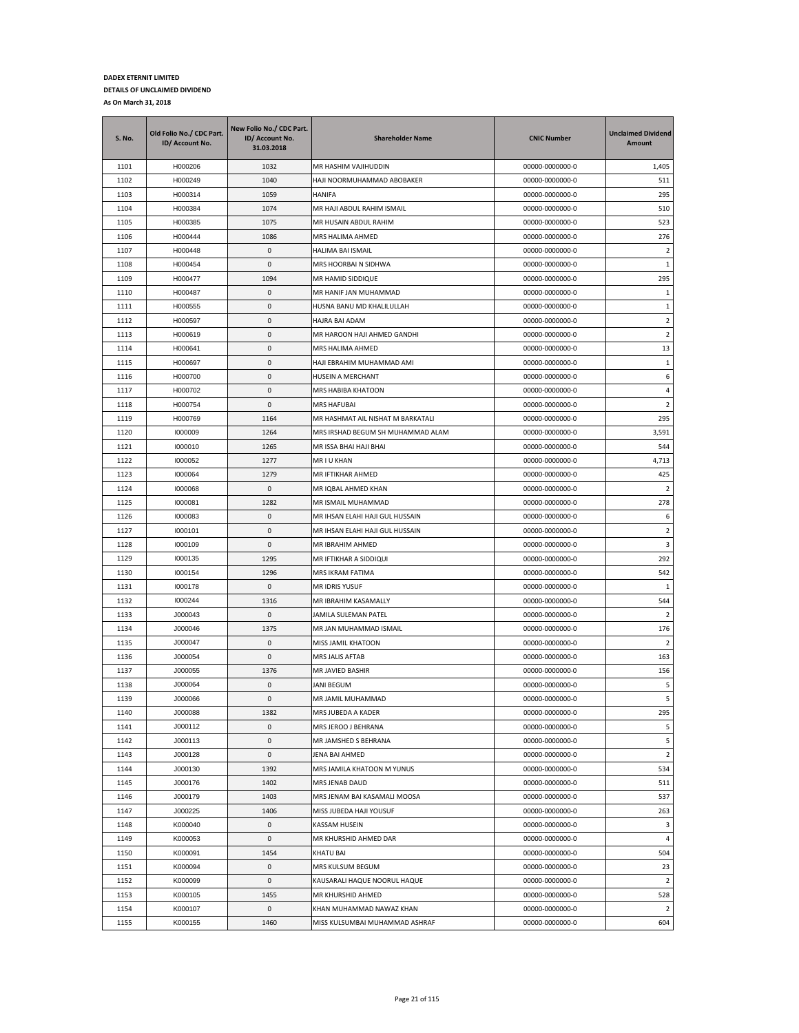**DADEX ETERNIT LIMITED**

**DETAILS OF UNCLAIMED DIVIDEND**

**As On March 31, 2018**

| S. No. | Old Folio No./ CDC Part. ID/ Account No. | New Folio No./ CDC Part. ID/ Account No. 31.03.2018 | Shareholder Name | CNIC Number | Unclaimed Dividend Amount |
|---|---|---|---|---|---|
| 1101 | H000206 | 1032 | MR HASHIM VAJIHUDDIN | 00000-0000000-0 | 1,405 |
| 1102 | H000249 | 1040 | HAJI NOORMUHAMMAD ABOBAKER | 00000-0000000-0 | 511 |
| 1103 | H000314 | 1059 | HANIFA | 00000-0000000-0 | 295 |
| 1104 | H000384 | 1074 | MR HAJI ABDUL RAHIM ISMAIL | 00000-0000000-0 | 510 |
| 1105 | H000385 | 1075 | MR HUSAIN ABDUL RAHIM | 00000-0000000-0 | 523 |
| 1106 | H000444 | 1086 | MRS HALIMA AHMED | 00000-0000000-0 | 276 |
| 1107 | H000448 | 0 | HALIMA BAI ISMAIL | 00000-0000000-0 | 2 |
| 1108 | H000454 | 0 | MRS HOORBAI N SIDHWA | 00000-0000000-0 | 1 |
| 1109 | H000477 | 1094 | MR HAMID SIDDIQUE | 00000-0000000-0 | 295 |
| 1110 | H000487 | 0 | MR HANIF JAN MUHAMMAD | 00000-0000000-0 | 1 |
| 1111 | H000555 | 0 | HUSNA BANU MD KHALILULLAH | 00000-0000000-0 | 1 |
| 1112 | H000597 | 0 | HAJRA BAI ADAM | 00000-0000000-0 | 2 |
| 1113 | H000619 | 0 | MR HAROON HAJI AHMED GANDHI | 00000-0000000-0 | 2 |
| 1114 | H000641 | 0 | MRS HALIMA AHMED | 00000-0000000-0 | 13 |
| 1115 | H000697 | 0 | HAJI EBRAHIM MUHAMMAD AMI | 00000-0000000-0 | 1 |
| 1116 | H000700 | 0 | HUSEIN A MERCHANT | 00000-0000000-0 | 6 |
| 1117 | H000702 | 0 | MRS HABIBA KHATOON | 00000-0000000-0 | 4 |
| 1118 | H000754 | 0 | MRS HAFUBAI | 00000-0000000-0 | 2 |
| 1119 | H000769 | 1164 | MR HASHMAT AIL NISHAT M BARKATALI | 00000-0000000-0 | 295 |
| 1120 | I000009 | 1264 | MRS IRSHAD BEGUM SH MUHAMMAD ALAM | 00000-0000000-0 | 3,591 |
| 1121 | I000010 | 1265 | MR ISSA BHAI HAJI BHAI | 00000-0000000-0 | 544 |
| 1122 | I000052 | 1277 | MR I U KHAN | 00000-0000000-0 | 4,713 |
| 1123 | I000064 | 1279 | MR IFTIKHAR AHMED | 00000-0000000-0 | 425 |
| 1124 | I000068 | 0 | MR IQBAL AHMED KHAN | 00000-0000000-0 | 2 |
| 1125 | I000081 | 1282 | MR ISMAIL MUHAMMAD | 00000-0000000-0 | 278 |
| 1126 | I000083 | 0 | MR IHSAN ELAHI HAJI GUL HUSSAIN | 00000-0000000-0 | 6 |
| 1127 | I000101 | 0 | MR IHSAN ELAHI HAJI GUL HUSSAIN | 00000-0000000-0 | 2 |
| 1128 | I000109 | 0 | MR IBRAHIM AHMED | 00000-0000000-0 | 3 |
| 1129 | I000135 | 1295 | MR IFTIKHAR A SIDDIQUI | 00000-0000000-0 | 292 |
| 1130 | I000154 | 1296 | MRS IKRAM FATIMA | 00000-0000000-0 | 542 |
| 1131 | I000178 | 0 | MR IDRIS YUSUF | 00000-0000000-0 | 1 |
| 1132 | I000244 | 1316 | MR IBRAHIM KASAMALLY | 00000-0000000-0 | 544 |
| 1133 | J000043 | 0 | JAMILA SULEMAN PATEL | 00000-0000000-0 | 2 |
| 1134 | J000046 | 1375 | MR JAN MUHAMMAD ISMAIL | 00000-0000000-0 | 176 |
| 1135 | J000047 | 0 | MISS JAMIL KHATOON | 00000-0000000-0 | 2 |
| 1136 | J000054 | 0 | MRS JALIS AFTAB | 00000-0000000-0 | 163 |
| 1137 | J000055 | 1376 | MR JAVIED BASHIR | 00000-0000000-0 | 156 |
| 1138 | J000064 | 0 | JANI BEGUM | 00000-0000000-0 | 5 |
| 1139 | J000066 | 0 | MR JAMIL MUHAMMAD | 00000-0000000-0 | 5 |
| 1140 | J000088 | 1382 | MRS JUBEDA A KADER | 00000-0000000-0 | 295 |
| 1141 | J000112 | 0 | MRS JEROO J BEHRANA | 00000-0000000-0 | 5 |
| 1142 | J000113 | 0 | MR JAMSHED S BEHRANA | 00000-0000000-0 | 5 |
| 1143 | J000128 | 0 | JENA BAI AHMED | 00000-0000000-0 | 2 |
| 1144 | J000130 | 1392 | MRS JAMILA KHATOON M YUNUS | 00000-0000000-0 | 534 |
| 1145 | J000176 | 1402 | MRS JENAB DAUD | 00000-0000000-0 | 511 |
| 1146 | J000179 | 1403 | MRS JENAM BAI KASAMALI MOOSA | 00000-0000000-0 | 537 |
| 1147 | J000225 | 1406 | MISS JUBEDA HAJI YOUSUF | 00000-0000000-0 | 263 |
| 1148 | K000040 | 0 | KASSAM HUSEIN | 00000-0000000-0 | 3 |
| 1149 | K000053 | 0 | MR KHURSHID AHMED DAR | 00000-0000000-0 | 4 |
| 1150 | K000091 | 1454 | KHATU BAI | 00000-0000000-0 | 504 |
| 1151 | K000094 | 0 | MRS KULSUM BEGUM | 00000-0000000-0 | 23 |
| 1152 | K000099 | 0 | KAUSARALI HAQUE NOORUL HAQUE | 00000-0000000-0 | 2 |
| 1153 | K000105 | 1455 | MR KHURSHID AHMED | 00000-0000000-0 | 528 |
| 1154 | K000107 | 0 | KHAN MUHAMMAD NAWAZ KHAN | 00000-0000000-0 | 2 |
| 1155 | K000155 | 1460 | MISS KULSUMBAI MUHAMMAD ASHRAF | 00000-0000000-0 | 604 |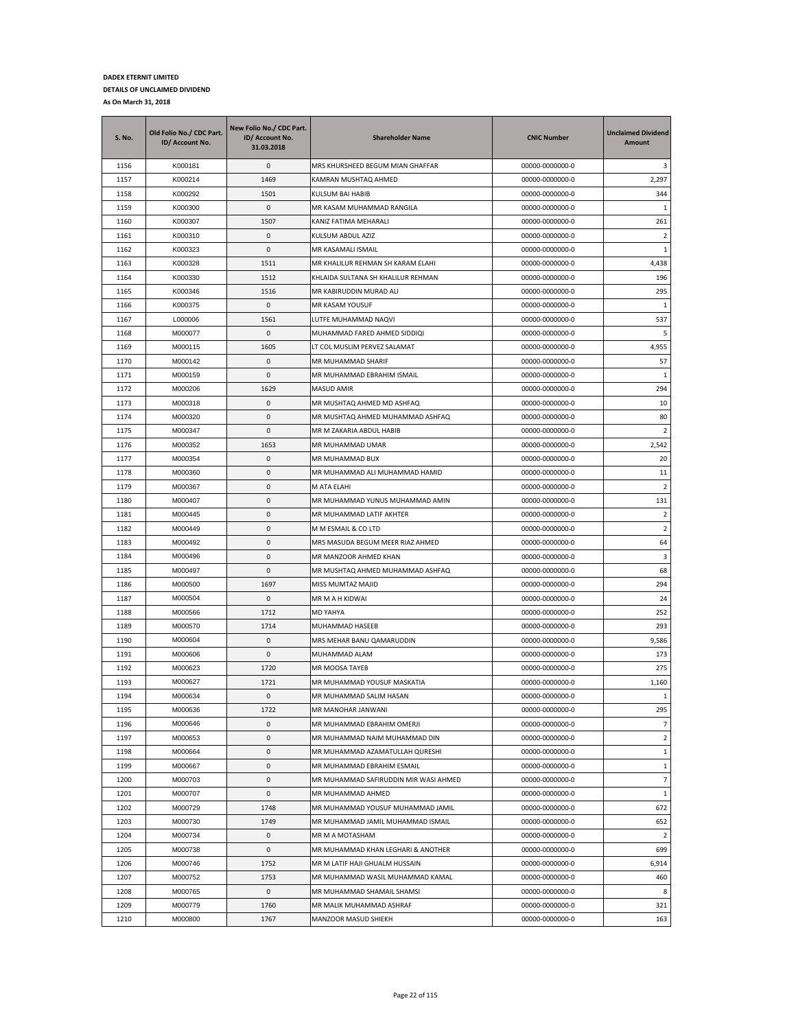**DADEX ETERNIT LIMITED**

**DETAILS OF UNCLAIMED DIVIDEND**

**As On March 31, 2018**

| S. No. | Old Folio No./ CDC Part. ID/ Account No. | New Folio No./ CDC Part. ID/ Account No. 31.03.2018 | Shareholder Name | CNIC Number | Unclaimed Dividend Amount |
|---|---|---|---|---|---|
| 1156 | K000181 | 0 | MRS KHURSHEED BEGUM MIAN GHAFFAR | 00000-0000000-0 | 3 |
| 1157 | K000214 | 1469 | KAMRAN MUSHTAQ AHMED | 00000-0000000-0 | 2,297 |
| 1158 | K000292 | 1501 | KULSUM BAI HABIB | 00000-0000000-0 | 344 |
| 1159 | K000300 | 0 | MR KASAM MUHAMMAD RANGILA | 00000-0000000-0 | 1 |
| 1160 | K000307 | 1507 | KANIZ FATIMA MEHARALI | 00000-0000000-0 | 261 |
| 1161 | K000310 | 0 | KULSUM ABDUL AZIZ | 00000-0000000-0 | 2 |
| 1162 | K000323 | 0 | MR KASAMALI ISMAIL | 00000-0000000-0 | 1 |
| 1163 | K000328 | 1511 | MR KHALILUR REHMAN SH KARAM ELAHI | 00000-0000000-0 | 4,438 |
| 1164 | K000330 | 1512 | KHLAIDA SULTANA SH KHALILUR REHMAN | 00000-0000000-0 | 196 |
| 1165 | K000346 | 1516 | MR KABIRUDDIN MURAD ALI | 00000-0000000-0 | 295 |
| 1166 | K000375 | 0 | MR KASAM YOUSUF | 00000-0000000-0 | 1 |
| 1167 | L000006 | 1561 | LUTFE MUHAMMAD NAQVI | 00000-0000000-0 | 537 |
| 1168 | M000077 | 0 | MUHAMMAD FARED AHMED SIDDIQI | 00000-0000000-0 | 5 |
| 1169 | M000115 | 1605 | LT COL MUSLIM PERVEZ SALAMAT | 00000-0000000-0 | 4,955 |
| 1170 | M000142 | 0 | MR MUHAMMAD SHARIF | 00000-0000000-0 | 57 |
| 1171 | M000159 | 0 | MR MUHAMMAD EBRAHIM ISMAIL | 00000-0000000-0 | 1 |
| 1172 | M000206 | 1629 | MASUD AMIR | 00000-0000000-0 | 294 |
| 1173 | M000318 | 0 | MR MUSHTAQ AHMED MD ASHFAQ | 00000-0000000-0 | 10 |
| 1174 | M000320 | 0 | MR MUSHTAQ AHMED MUHAMMAD ASHFAQ | 00000-0000000-0 | 80 |
| 1175 | M000347 | 0 | MR M ZAKARIA ABDUL HABIB | 00000-0000000-0 | 2 |
| 1176 | M000352 | 1653 | MR MUHAMMAD UMAR | 00000-0000000-0 | 2,542 |
| 1177 | M000354 | 0 | MR MUHAMMAD BUX | 00000-0000000-0 | 20 |
| 1178 | M000360 | 0 | MR MUHAMMAD ALI MUHAMMAD HAMID | 00000-0000000-0 | 11 |
| 1179 | M000367 | 0 | M ATA ELAHI | 00000-0000000-0 | 2 |
| 1180 | M000407 | 0 | MR MUHAMMAD YUNUS MUHAMMAD AMIN | 00000-0000000-0 | 131 |
| 1181 | M000445 | 0 | MR MUHAMMAD LATIF AKHTER | 00000-0000000-0 | 2 |
| 1182 | M000449 | 0 | M M ESMAIL & CO LTD | 00000-0000000-0 | 2 |
| 1183 | M000492 | 0 | MRS MASUDA BEGUM MEER RIAZ AHMED | 00000-0000000-0 | 64 |
| 1184 | M000496 | 0 | MR MANZOOR AHMED KHAN | 00000-0000000-0 | 3 |
| 1185 | M000497 | 0 | MR MUSHTAQ AHMED MUHAMMAD ASHFAQ | 00000-0000000-0 | 68 |
| 1186 | M000500 | 1697 | MISS MUMTAZ MAJID | 00000-0000000-0 | 294 |
| 1187 | M000504 | 0 | MR M A H KIDWAI | 00000-0000000-0 | 24 |
| 1188 | M000566 | 1712 | MD YAHYA | 00000-0000000-0 | 252 |
| 1189 | M000570 | 1714 | MUHAMMAD HASEEB | 00000-0000000-0 | 293 |
| 1190 | M000604 | 0 | MRS MEHAR BANU QAMARUDDIN | 00000-0000000-0 | 9,586 |
| 1191 | M000606 | 0 | MUHAMMAD ALAM | 00000-0000000-0 | 173 |
| 1192 | M000623 | 1720 | MR MOOSA TAYEB | 00000-0000000-0 | 275 |
| 1193 | M000627 | 1721 | MR MUHAMMAD YOUSUF MASKATIA | 00000-0000000-0 | 1,160 |
| 1194 | M000634 | 0 | MR MUHAMMAD SALIM HASAN | 00000-0000000-0 | 1 |
| 1195 | M000636 | 1722 | MR MANOHAR JANWANI | 00000-0000000-0 | 295 |
| 1196 | M000646 | 0 | MR MUHAMMAD EBRAHIM OMERJI | 00000-0000000-0 | 7 |
| 1197 | M000653 | 0 | MR MUHAMMAD NAIM MUHAMMAD DIN | 00000-0000000-0 | 2 |
| 1198 | M000664 | 0 | MR MUHAMMAD AZAMATULLAH QURESHI | 00000-0000000-0 | 1 |
| 1199 | M000667 | 0 | MR MUHAMMAD EBRAHIM ESMAIL | 00000-0000000-0 | 1 |
| 1200 | M000703 | 0 | MR MUHAMMAD SAFIRUDDIN MIR WASI AHMED | 00000-0000000-0 | 7 |
| 1201 | M000707 | 0 | MR MUHAMMAD AHMED | 00000-0000000-0 | 1 |
| 1202 | M000729 | 1748 | MR MUHAMMAD YOUSUF MUHAMMAD JAMIL | 00000-0000000-0 | 672 |
| 1203 | M000730 | 1749 | MR MUHAMMAD JAMIL MUHAMMAD ISMAIL | 00000-0000000-0 | 652 |
| 1204 | M000734 | 0 | MR M A MOTASHAM | 00000-0000000-0 | 2 |
| 1205 | M000738 | 0 | MR MUHAMMAD KHAN LEGHARI & ANOTHER | 00000-0000000-0 | 699 |
| 1206 | M000746 | 1752 | MR M LATIF HAJI GHUALM HUSSAIN | 00000-0000000-0 | 6,914 |
| 1207 | M000752 | 1753 | MR MUHAMMAD WASIL MUHAMMAD KAMAL | 00000-0000000-0 | 460 |
| 1208 | M000765 | 0 | MR MUHAMMAD SHAMAIL SHAMSI | 00000-0000000-0 | 8 |
| 1209 | M000779 | 1760 | MR MALIK MUHAMMAD ASHRAF | 00000-0000000-0 | 321 |
| 1210 | M000800 | 1767 | MANZOOR MASUD SHIEKH | 00000-0000000-0 | 163 |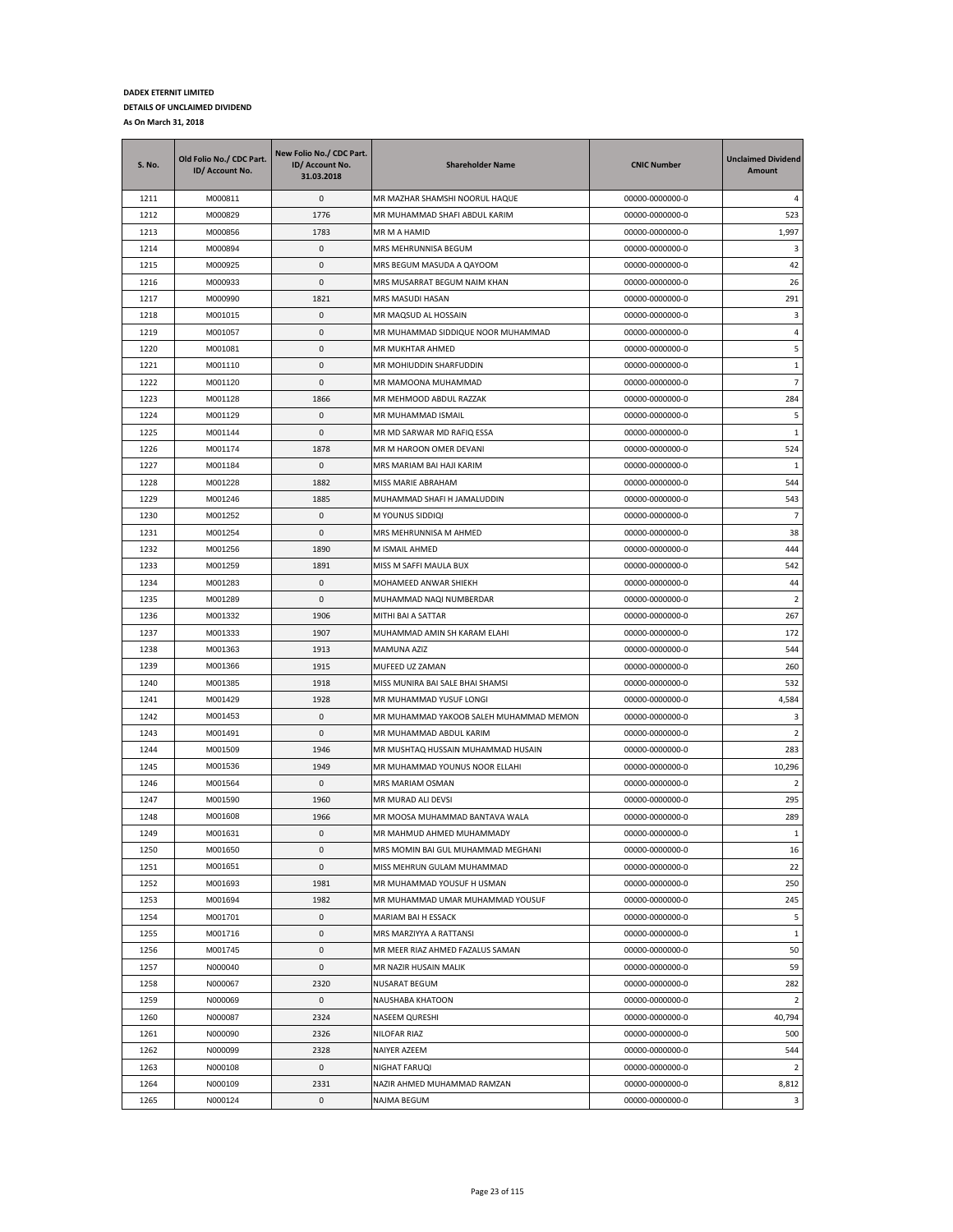**DADEX ETERNIT LIMITED**

**DETAILS OF UNCLAIMED DIVIDEND**

**As On March 31, 2018**

| S. No. | Old Folio No./ CDC Part. ID/ Account No. | New Folio No./ CDC Part. ID/ Account No. 31.03.2018 | Shareholder Name | CNIC Number | Unclaimed Dividend Amount |
|---|---|---|---|---|---|
| 1211 | M000811 | 0 | MR MAZHAR SHAMSHI NOORUL HAQUE | 00000-0000000-0 | 4 |
| 1212 | M000829 | 1776 | MR MUHAMMAD SHAFI ABDUL KARIM | 00000-0000000-0 | 523 |
| 1213 | M000856 | 1783 | MR M A HAMID | 00000-0000000-0 | 1,997 |
| 1214 | M000894 | 0 | MRS MEHRUNNISA BEGUM | 00000-0000000-0 | 3 |
| 1215 | M000925 | 0 | MRS BEGUM MASUDA A QAYOOM | 00000-0000000-0 | 42 |
| 1216 | M000933 | 0 | MRS MUSARRAT BEGUM NAIM KHAN | 00000-0000000-0 | 26 |
| 1217 | M000990 | 1821 | MRS MASUDI HASAN | 00000-0000000-0 | 291 |
| 1218 | M001015 | 0 | MR MAQSUD AL HOSSAIN | 00000-0000000-0 | 3 |
| 1219 | M001057 | 0 | MR MUHAMMAD SIDDIQUE NOOR MUHAMMAD | 00000-0000000-0 | 4 |
| 1220 | M001081 | 0 | MR MUKHTAR AHMED | 00000-0000000-0 | 5 |
| 1221 | M001110 | 0 | MR MOHIUDDIN SHARFUDDIN | 00000-0000000-0 | 1 |
| 1222 | M001120 | 0 | MR MAMOONA MUHAMMAD | 00000-0000000-0 | 7 |
| 1223 | M001128 | 1866 | MR MEHMOOD ABDUL RAZZAK | 00000-0000000-0 | 284 |
| 1224 | M001129 | 0 | MR MUHAMMAD ISMAIL | 00000-0000000-0 | 5 |
| 1225 | M001144 | 0 | MR MD SARWAR MD RAFIQ ESSA | 00000-0000000-0 | 1 |
| 1226 | M001174 | 1878 | MR M HAROON OMER DEVANI | 00000-0000000-0 | 524 |
| 1227 | M001184 | 0 | MRS MARIAM BAI HAJI KARIM | 00000-0000000-0 | 1 |
| 1228 | M001228 | 1882 | MISS MARIE ABRAHAM | 00000-0000000-0 | 544 |
| 1229 | M001246 | 1885 | MUHAMMAD SHAFI H JAMALUDDIN | 00000-0000000-0 | 543 |
| 1230 | M001252 | 0 | M YOUNUS SIDDIQI | 00000-0000000-0 | 7 |
| 1231 | M001254 | 0 | MRS MEHRUNNISA M AHMED | 00000-0000000-0 | 38 |
| 1232 | M001256 | 1890 | M ISMAIL AHMED | 00000-0000000-0 | 444 |
| 1233 | M001259 | 1891 | MISS M SAFFI MAULA BUX | 00000-0000000-0 | 542 |
| 1234 | M001283 | 0 | MOHAMEED ANWAR SHIEKH | 00000-0000000-0 | 44 |
| 1235 | M001289 | 0 | MUHAMMAD NAQI NUMBERDAR | 00000-0000000-0 | 2 |
| 1236 | M001332 | 1906 | MITHI BAI A SATTAR | 00000-0000000-0 | 267 |
| 1237 | M001333 | 1907 | MUHAMMAD AMIN SH KARAM ELAHI | 00000-0000000-0 | 172 |
| 1238 | M001363 | 1913 | MAMUNA AZIZ | 00000-0000000-0 | 544 |
| 1239 | M001366 | 1915 | MUFEED UZ ZAMAN | 00000-0000000-0 | 260 |
| 1240 | M001385 | 1918 | MISS MUNIRA BAI SALE BHAI SHAMSI | 00000-0000000-0 | 532 |
| 1241 | M001429 | 1928 | MR MUHAMMAD YUSUF LONGI | 00000-0000000-0 | 4,584 |
| 1242 | M001453 | 0 | MR MUHAMMAD YAKOOB SALEH MUHAMMAD MEMON | 00000-0000000-0 | 3 |
| 1243 | M001491 | 0 | MR MUHAMMAD ABDUL KARIM | 00000-0000000-0 | 2 |
| 1244 | M001509 | 1946 | MR MUSHTAQ HUSSAIN MUHAMMAD HUSAIN | 00000-0000000-0 | 283 |
| 1245 | M001536 | 1949 | MR MUHAMMAD YOUNUS NOOR ELLAHI | 00000-0000000-0 | 10,296 |
| 1246 | M001564 | 0 | MRS MARIAM OSMAN | 00000-0000000-0 | 2 |
| 1247 | M001590 | 1960 | MR MURAD ALI DEVSI | 00000-0000000-0 | 295 |
| 1248 | M001608 | 1966 | MR MOOSA MUHAMMAD BANTAVA WALA | 00000-0000000-0 | 289 |
| 1249 | M001631 | 0 | MR MAHMUD AHMED MUHAMMADY | 00000-0000000-0 | 1 |
| 1250 | M001650 | 0 | MRS MOMIN BAI GUL MUHAMMAD MEGHANI | 00000-0000000-0 | 16 |
| 1251 | M001651 | 0 | MISS MEHRUN GULAM MUHAMMAD | 00000-0000000-0 | 22 |
| 1252 | M001693 | 1981 | MR MUHAMMAD YOUSUF H USMAN | 00000-0000000-0 | 250 |
| 1253 | M001694 | 1982 | MR MUHAMMAD UMAR MUHAMMAD YOUSUF | 00000-0000000-0 | 245 |
| 1254 | M001701 | 0 | MARIAM BAI H ESSACK | 00000-0000000-0 | 5 |
| 1255 | M001716 | 0 | MRS MARZIYYA A RATTANSI | 00000-0000000-0 | 1 |
| 1256 | M001745 | 0 | MR MEER RIAZ AHMED FAZALUS SAMAN | 00000-0000000-0 | 50 |
| 1257 | N000040 | 0 | MR NAZIR HUSAIN MALIK | 00000-0000000-0 | 59 |
| 1258 | N000067 | 2320 | NUSARAT BEGUM | 00000-0000000-0 | 282 |
| 1259 | N000069 | 0 | NAUSHABA KHATOON | 00000-0000000-0 | 2 |
| 1260 | N000087 | 2324 | NASEEM QURESHI | 00000-0000000-0 | 40,794 |
| 1261 | N000090 | 2326 | NILOFAR RIAZ | 00000-0000000-0 | 500 |
| 1262 | N000099 | 2328 | NAIYER AZEEM | 00000-0000000-0 | 544 |
| 1263 | N000108 | 0 | NIGHAT FARUQI | 00000-0000000-0 | 2 |
| 1264 | N000109 | 2331 | NAZIR AHMED MUHAMMAD RAMZAN | 00000-0000000-0 | 8,812 |
| 1265 | N000124 | 0 | NAJMA BEGUM | 00000-0000000-0 | 3 |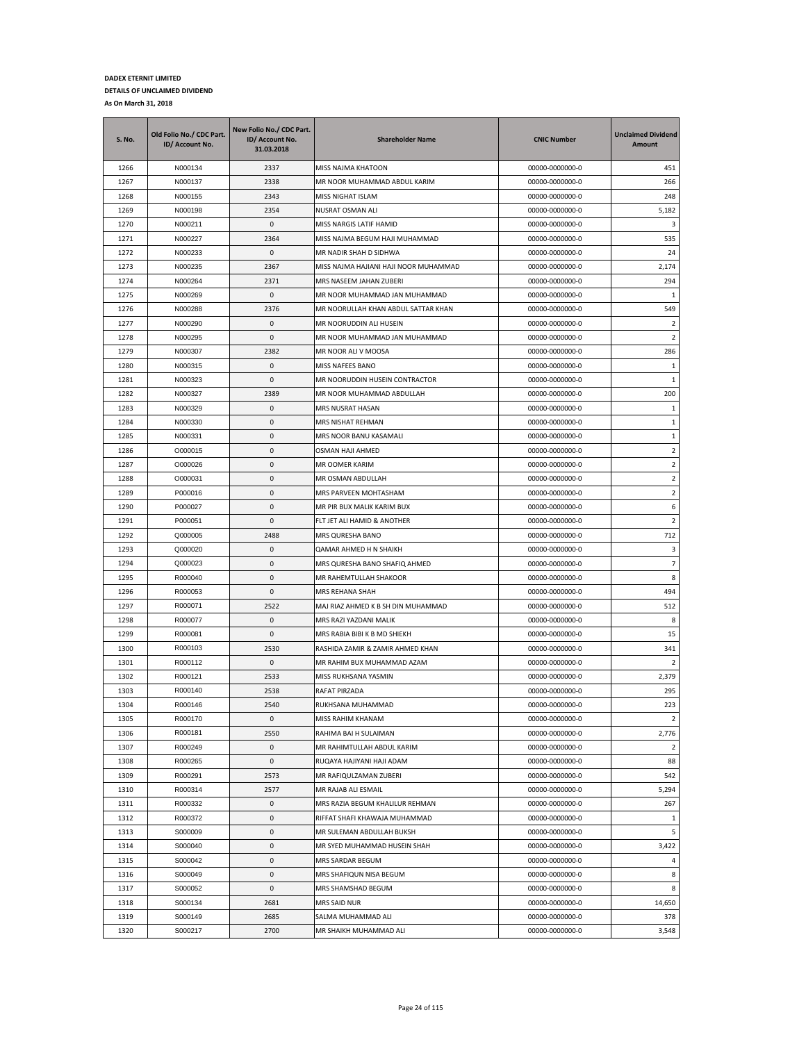**DADEX ETERNIT LIMITED**

**DETAILS OF UNCLAIMED DIVIDEND**

**As On March 31, 2018**

| S. No. | Old Folio No./ CDC Part. ID/ Account No. | New Folio No./ CDC Part. ID/ Account No. 31.03.2018 | Shareholder Name | CNIC Number | Unclaimed Dividend Amount |
|---|---|---|---|---|---|
| 1266 | N000134 | 2337 | MISS NAJMA KHATOON | 00000-0000000-0 | 451 |
| 1267 | N000137 | 2338 | MR NOOR MUHAMMAD ABDUL KARIM | 00000-0000000-0 | 266 |
| 1268 | N000155 | 2343 | MISS NIGHAT ISLAM | 00000-0000000-0 | 248 |
| 1269 | N000198 | 2354 | NUSRAT OSMAN ALI | 00000-0000000-0 | 5,182 |
| 1270 | N000211 | 0 | MISS NARGIS LATIF HAMID | 00000-0000000-0 | 3 |
| 1271 | N000227 | 2364 | MISS NAJMA BEGUM HAJI MUHAMMAD | 00000-0000000-0 | 535 |
| 1272 | N000233 | 0 | MR NADIR SHAH D SIDHWA | 00000-0000000-0 | 24 |
| 1273 | N000235 | 2367 | MISS NAJMA HAJIANI HAJI NOOR MUHAMMAD | 00000-0000000-0 | 2,174 |
| 1274 | N000264 | 2371 | MRS NASEEM JAHAN ZUBERI | 00000-0000000-0 | 294 |
| 1275 | N000269 | 0 | MR NOOR MUHAMMAD JAN MUHAMMAD | 00000-0000000-0 | 1 |
| 1276 | N000288 | 2376 | MR NOORULLAH KHAN ABDUL SATTAR KHAN | 00000-0000000-0 | 549 |
| 1277 | N000290 | 0 | MR NOORUDDIN ALI HUSEIN | 00000-0000000-0 | 2 |
| 1278 | N000295 | 0 | MR NOOR MUHAMMAD JAN MUHAMMAD | 00000-0000000-0 | 2 |
| 1279 | N000307 | 2382 | MR NOOR ALI V MOOSA | 00000-0000000-0 | 286 |
| 1280 | N000315 | 0 | MISS NAFEES BANO | 00000-0000000-0 | 1 |
| 1281 | N000323 | 0 | MR NOORUDDIN HUSEIN CONTRACTOR | 00000-0000000-0 | 1 |
| 1282 | N000327 | 2389 | MR NOOR MUHAMMAD ABDULLAH | 00000-0000000-0 | 200 |
| 1283 | N000329 | 0 | MRS NUSRAT HASAN | 00000-0000000-0 | 1 |
| 1284 | N000330 | 0 | MRS NISHAT REHMAN | 00000-0000000-0 | 1 |
| 1285 | N000331 | 0 | MRS NOOR BANU KASAMALI | 00000-0000000-0 | 1 |
| 1286 | O000015 | 0 | OSMAN HAJI AHMED | 00000-0000000-0 | 2 |
| 1287 | O000026 | 0 | MR OOMER KARIM | 00000-0000000-0 | 2 |
| 1288 | O000031 | 0 | MR OSMAN ABDULLAH | 00000-0000000-0 | 2 |
| 1289 | P000016 | 0 | MRS PARVEEN MOHTASHAM | 00000-0000000-0 | 2 |
| 1290 | P000027 | 0 | MR PIR BUX MALIK KARIM BUX | 00000-0000000-0 | 6 |
| 1291 | P000051 | 0 | FLT JET ALI HAMID & ANOTHER | 00000-0000000-0 | 2 |
| 1292 | Q000005 | 2488 | MRS QURESHA BANO | 00000-0000000-0 | 712 |
| 1293 | Q000020 | 0 | QAMAR AHMED H N SHAIKH | 00000-0000000-0 | 3 |
| 1294 | Q000023 | 0 | MRS QURESHA BANO SHAFIQ AHMED | 00000-0000000-0 | 7 |
| 1295 | R000040 | 0 | MR RAHEMTULLAH SHAKOOR | 00000-0000000-0 | 8 |
| 1296 | R000053 | 0 | MRS REHANA SHAH | 00000-0000000-0 | 494 |
| 1297 | R000071 | 2522 | MAJ RIAZ AHMED K B SH DIN MUHAMMAD | 00000-0000000-0 | 512 |
| 1298 | R000077 | 0 | MRS RAZI YAZDANI MALIK | 00000-0000000-0 | 8 |
| 1299 | R000081 | 0 | MRS RABIA BIBI K B MD SHIEKH | 00000-0000000-0 | 15 |
| 1300 | R000103 | 2530 | RASHIDA ZAMIR & ZAMIR AHMED KHAN | 00000-0000000-0 | 341 |
| 1301 | R000112 | 0 | MR RAHIM BUX MUHAMMAD AZAM | 00000-0000000-0 | 2 |
| 1302 | R000121 | 2533 | MISS RUKHSANA YASMIN | 00000-0000000-0 | 2,379 |
| 1303 | R000140 | 2538 | RAFAT PIRZADA | 00000-0000000-0 | 295 |
| 1304 | R000146 | 2540 | RUKHSANA MUHAMMAD | 00000-0000000-0 | 223 |
| 1305 | R000170 | 0 | MISS RAHIM KHANAM | 00000-0000000-0 | 2 |
| 1306 | R000181 | 2550 | RAHIMA BAI H SULAIMAN | 00000-0000000-0 | 2,776 |
| 1307 | R000249 | 0 | MR RAHIMTULLAH ABDUL KARIM | 00000-0000000-0 | 2 |
| 1308 | R000265 | 0 | RUQAYA HAJIYANI HAJI ADAM | 00000-0000000-0 | 88 |
| 1309 | R000291 | 2573 | MR RAFIQULZAMAN ZUBERI | 00000-0000000-0 | 542 |
| 1310 | R000314 | 2577 | MR RAJAB ALI ESMAIL | 00000-0000000-0 | 5,294 |
| 1311 | R000332 | 0 | MRS RAZIA BEGUM KHALILUR REHMAN | 00000-0000000-0 | 267 |
| 1312 | R000372 | 0 | RIFFAT SHAFI KHAWAJA MUHAMMAD | 00000-0000000-0 | 1 |
| 1313 | S000009 | 0 | MR SULEMAN ABDULLAH BUKSH | 00000-0000000-0 | 5 |
| 1314 | S000040 | 0 | MR SYED MUHAMMAD HUSEIN SHAH | 00000-0000000-0 | 3,422 |
| 1315 | S000042 | 0 | MRS SARDAR BEGUM | 00000-0000000-0 | 4 |
| 1316 | S000049 | 0 | MRS SHAFIQUN NISA BEGUM | 00000-0000000-0 | 8 |
| 1317 | S000052 | 0 | MRS SHAMSHAD BEGUM | 00000-0000000-0 | 8 |
| 1318 | S000134 | 2681 | MRS SAID NUR | 00000-0000000-0 | 14,650 |
| 1319 | S000149 | 2685 | SALMA MUHAMMAD ALI | 00000-0000000-0 | 378 |
| 1320 | S000217 | 2700 | MR SHAIKH MUHAMMAD ALI | 00000-0000000-0 | 3,548 |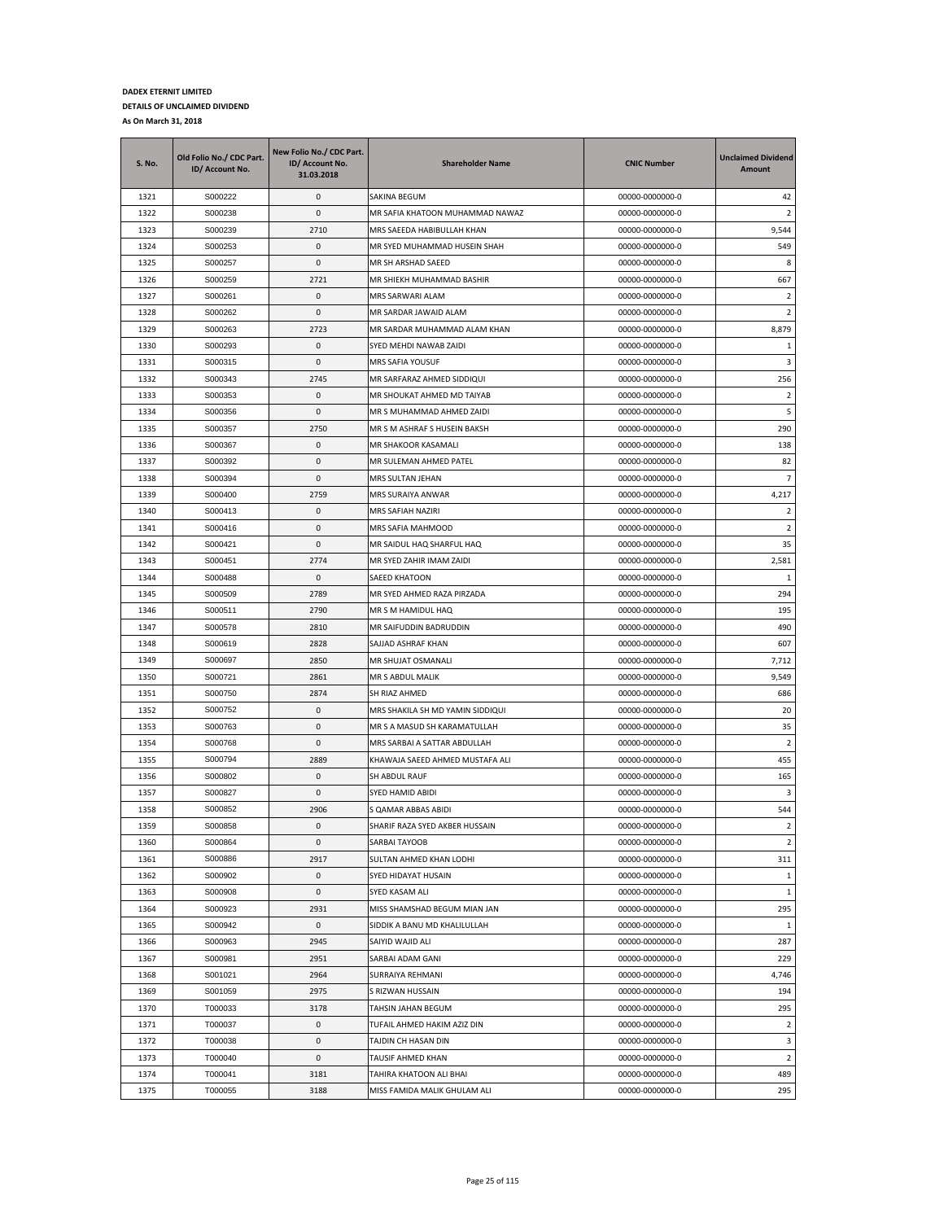**DADEX ETERNIT LIMITED**

**DETAILS OF UNCLAIMED DIVIDEND**

**As On March 31, 2018**

| S. No. | Old Folio No./ CDC Part. ID/ Account No. | New Folio No./ CDC Part. ID/ Account No. 31.03.2018 | Shareholder Name | CNIC Number | Unclaimed Dividend Amount |
|---|---|---|---|---|---|
| 1321 | S000222 | 0 | SAKINA BEGUM | 00000-0000000-0 | 42 |
| 1322 | S000238 | 0 | MR SAFIA KHATOON MUHAMMAD NAWAZ | 00000-0000000-0 | 2 |
| 1323 | S000239 | 2710 | MRS SAEEDA HABIBULLAH KHAN | 00000-0000000-0 | 9,544 |
| 1324 | S000253 | 0 | MR SYED MUHAMMAD HUSEIN SHAH | 00000-0000000-0 | 549 |
| 1325 | S000257 | 0 | MR SH ARSHAD SAEED | 00000-0000000-0 | 8 |
| 1326 | S000259 | 2721 | MR SHIEKH MUHAMMAD BASHIR | 00000-0000000-0 | 667 |
| 1327 | S000261 | 0 | MRS SARWARI ALAM | 00000-0000000-0 | 2 |
| 1328 | S000262 | 0 | MR SARDAR JAWAID ALAM | 00000-0000000-0 | 2 |
| 1329 | S000263 | 2723 | MR SARDAR MUHAMMAD ALAM KHAN | 00000-0000000-0 | 8,879 |
| 1330 | S000293 | 0 | SYED MEHDI NAWAB ZAIDI | 00000-0000000-0 | 1 |
| 1331 | S000315 | 0 | MRS SAFIA YOUSUF | 00000-0000000-0 | 3 |
| 1332 | S000343 | 2745 | MR SARFARAZ AHMED SIDDIQUI | 00000-0000000-0 | 256 |
| 1333 | S000353 | 0 | MR SHOUKAT AHMED MD TAIYAB | 00000-0000000-0 | 2 |
| 1334 | S000356 | 0 | MR S MUHAMMAD AHMED ZAIDI | 00000-0000000-0 | 5 |
| 1335 | S000357 | 2750 | MR S M ASHRAF S HUSEIN BAKSH | 00000-0000000-0 | 290 |
| 1336 | S000367 | 0 | MR SHAKOOR KASAMALI | 00000-0000000-0 | 138 |
| 1337 | S000392 | 0 | MR SULEMAN AHMED PATEL | 00000-0000000-0 | 82 |
| 1338 | S000394 | 0 | MRS SULTAN JEHAN | 00000-0000000-0 | 7 |
| 1339 | S000400 | 2759 | MRS SURAIYA ANWAR | 00000-0000000-0 | 4,217 |
| 1340 | S000413 | 0 | MRS SAFIAH NAZIRI | 00000-0000000-0 | 2 |
| 1341 | S000416 | 0 | MRS SAFIA MAHMOOD | 00000-0000000-0 | 2 |
| 1342 | S000421 | 0 | MR SAIDUL HAQ SHARFUL HAQ | 00000-0000000-0 | 35 |
| 1343 | S000451 | 2774 | MR SYED ZAHIR IMAM ZAIDI | 00000-0000000-0 | 2,581 |
| 1344 | S000488 | 0 | SAEED KHATOON | 00000-0000000-0 | 1 |
| 1345 | S000509 | 2789 | MR SYED AHMED RAZA PIRZADA | 00000-0000000-0 | 294 |
| 1346 | S000511 | 2790 | MR S M HAMIDUL HAQ | 00000-0000000-0 | 195 |
| 1347 | S000578 | 2810 | MR SAIFUDDIN BADRUDDIN | 00000-0000000-0 | 490 |
| 1348 | S000619 | 2828 | SAJJAD ASHRAF KHAN | 00000-0000000-0 | 607 |
| 1349 | S000697 | 2850 | MR SHUJAT OSMANALI | 00000-0000000-0 | 7,712 |
| 1350 | S000721 | 2861 | MR S ABDUL MALIK | 00000-0000000-0 | 9,549 |
| 1351 | S000750 | 2874 | SH RIAZ AHMED | 00000-0000000-0 | 686 |
| 1352 | S000752 | 0 | MRS SHAKILA SH MD YAMIN SIDDIQUI | 00000-0000000-0 | 20 |
| 1353 | S000763 | 0 | MR S A MASUD SH KARAMATULLAH | 00000-0000000-0 | 35 |
| 1354 | S000768 | 0 | MRS SARBAI A SATTAR ABDULLAH | 00000-0000000-0 | 2 |
| 1355 | S000794 | 2889 | KHAWAJA SAEED AHMED MUSTAFA ALI | 00000-0000000-0 | 455 |
| 1356 | S000802 | 0 | SH ABDUL RAUF | 00000-0000000-0 | 165 |
| 1357 | S000827 | 0 | SYED HAMID ABIDI | 00000-0000000-0 | 3 |
| 1358 | S000852 | 2906 | S QAMAR ABBAS ABIDI | 00000-0000000-0 | 544 |
| 1359 | S000858 | 0 | SHARIF RAZA SYED AKBER HUSSAIN | 00000-0000000-0 | 2 |
| 1360 | S000864 | 0 | SARBAI TAYOOB | 00000-0000000-0 | 2 |
| 1361 | S000886 | 2917 | SULTAN AHMED KHAN LODHI | 00000-0000000-0 | 311 |
| 1362 | S000902 | 0 | SYED HIDAYAT HUSAIN | 00000-0000000-0 | 1 |
| 1363 | S000908 | 0 | SYED KASAM ALI | 00000-0000000-0 | 1 |
| 1364 | S000923 | 2931 | MISS SHAMSHAD BEGUM MIAN JAN | 00000-0000000-0 | 295 |
| 1365 | S000942 | 0 | SIDDIK A BANU MD KHALILULLAH | 00000-0000000-0 | 1 |
| 1366 | S000963 | 2945 | SAIYID WAJID ALI | 00000-0000000-0 | 287 |
| 1367 | S000981 | 2951 | SARBAI ADAM GANI | 00000-0000000-0 | 229 |
| 1368 | S001021 | 2964 | SURRAIYA REHMANI | 00000-0000000-0 | 4,746 |
| 1369 | S001059 | 2975 | S RIZWAN HUSSAIN | 00000-0000000-0 | 194 |
| 1370 | T000033 | 3178 | TAHSIN JAHAN BEGUM | 00000-0000000-0 | 295 |
| 1371 | T000037 | 0 | TUFAIL AHMED HAKIM AZIZ DIN | 00000-0000000-0 | 2 |
| 1372 | T000038 | 0 | TAJDIN CH HASAN DIN | 00000-0000000-0 | 3 |
| 1373 | T000040 | 0 | TAUSIF AHMED KHAN | 00000-0000000-0 | 2 |
| 1374 | T000041 | 3181 | TAHIRA KHATOON ALI BHAI | 00000-0000000-0 | 489 |
| 1375 | T000055 | 3188 | MISS FAMIDA MALIK GHULAM ALI | 00000-0000000-0 | 295 |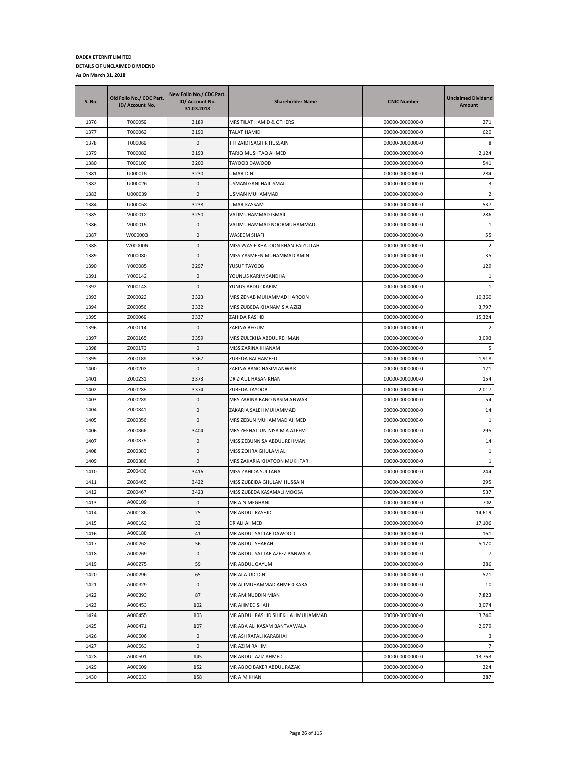**DADEX ETERNIT LIMITED**

**DETAILS OF UNCLAIMED DIVIDEND**

**As On March 31, 2018**

| S. No. | Old Folio No./ CDC Part. ID/ Account No. | New Folio No./ CDC Part. ID/ Account No. 31.03.2018 | Shareholder Name | CNIC Number | Unclaimed Dividend Amount |
|---|---|---|---|---|---|
| 1376 | T000059 | 3189 | MRS TILAT HAMID & OTHERS | 00000-0000000-0 | 271 |
| 1377 | T000062 | 3190 | TALAT HAMID | 00000-0000000-0 | 620 |
| 1378 | T000069 | 0 | T H ZAIDI SAGHIR HUSSAIN | 00000-0000000-0 | 8 |
| 1379 | T000082 | 3193 | TARIQ MUSHTAQ AHMED | 00000-0000000-0 | 2,124 |
| 1380 | T000100 | 3200 | TAYOOB DAWOOD | 00000-0000000-0 | 541 |
| 1381 | U000015 | 3230 | UMAR DIN | 00000-0000000-0 | 284 |
| 1382 | U000026 | 0 | USMAN GANI HAJI ISMAIL | 00000-0000000-0 | 3 |
| 1383 | U000039 | 0 | USMAN MUHAMMAD | 00000-0000000-0 | 2 |
| 1384 | U000053 | 3238 | UMAR KASSAM | 00000-0000000-0 | 537 |
| 1385 | V000012 | 3250 | VALIMUHAMMAD ISMAIL | 00000-0000000-0 | 286 |
| 1386 | V000015 | 0 | VALIMUHAMMAD NOORMUHAMMAD | 00000-0000000-0 | 1 |
| 1387 | W000003 | 0 | WASEEM SHAFI | 00000-0000000-0 | 55 |
| 1388 | W000006 | 0 | MISS WASIF KHATOON KHAN FAIZULLAH | 00000-0000000-0 | 2 |
| 1389 | Y000030 | 0 | MISS YASMEEN MUHAMMAD AMIN | 00000-0000000-0 | 35 |
| 1390 | Y000085 | 3297 | YUSUF TAYOOB | 00000-0000000-0 | 129 |
| 1391 | Y000142 | 0 | YOUNUS KARIM SANDHA | 00000-0000000-0 | 1 |
| 1392 | Y000143 | 0 | YUNUS ABDUL KARIM | 00000-0000000-0 | 1 |
| 1393 | Z000022 | 3323 | MRS ZENAB MUHAMMAD HAROON | 00000-0000000-0 | 10,360 |
| 1394 | Z000056 | 3332 | MRS ZUBEDA KHANAM S A AZIZI | 00000-0000000-0 | 3,797 |
| 1395 | Z000069 | 3337 | ZAHIDA RASHID | 00000-0000000-0 | 15,324 |
| 1396 | Z000114 | 0 | ZARINA BEGUM | 00000-0000000-0 | 2 |
| 1397 | Z000165 | 3359 | MRS ZULEKHA ABDUL REHMAN | 00000-0000000-0 | 3,093 |
| 1398 | Z000173 | 0 | MISS ZARINA KHANAM | 00000-0000000-0 | 5 |
| 1399 | Z000189 | 3367 | ZUBEDA BAI HAMEED | 00000-0000000-0 | 1,918 |
| 1400 | Z000203 | 0 | ZARINA BANO NASIM ANWAR | 00000-0000000-0 | 171 |
| 1401 | Z000231 | 3373 | DR ZIAUL HASAN KHAN | 00000-0000000-0 | 154 |
| 1402 | Z000235 | 3374 | ZUBEDA TAYOOB | 00000-0000000-0 | 2,017 |
| 1403 | Z000239 | 0 | MRS ZARINA BANO NASIM ANWAR | 00000-0000000-0 | 54 |
| 1404 | Z000341 | 0 | ZAKARIA SALEH MUHAMMAD | 00000-0000000-0 | 14 |
| 1405 | Z000356 | 0 | MRS ZEBUN MUHAMMAD AHMED | 00000-0000000-0 | 1 |
| 1406 | Z000366 | 3404 | MRS ZEENAT-UN-NISA M A ALEEM | 00000-0000000-0 | 295 |
| 1407 | Z000375 | 0 | MISS ZEBUNNISA ABDUL REHMAN | 00000-0000000-0 | 14 |
| 1408 | Z000383 | 0 | MISS ZOHRA GHULAM ALI | 00000-0000000-0 | 1 |
| 1409 | Z000386 | 0 | MRS ZAKARIA KHATOON MUKHTAR | 00000-0000000-0 | 1 |
| 1410 | Z000436 | 3416 | MISS ZAHIDA SULTANA | 00000-0000000-0 | 244 |
| 1411 | Z000465 | 3422 | MISS ZUBEIDA GHULAM HUSSAIN | 00000-0000000-0 | 295 |
| 1412 | Z000467 | 3423 | MISS ZUBEDA KASAMALI MOOSA | 00000-0000000-0 | 537 |
| 1413 | A000109 | 0 | MR A N MEGHANI | 00000-0000000-0 | 702 |
| 1414 | A000136 | 25 | MR ABDUL RASHID | 00000-0000000-0 | 14,619 |
| 1415 | A000162 | 33 | DR ALI AHMED | 00000-0000000-0 | 17,106 |
| 1416 | A000188 | 41 | MR ABDUL SATTAR DAWOOD | 00000-0000000-0 | 161 |
| 1417 | A000262 | 56 | MR ABDUL SHARAH | 00000-0000000-0 | 5,170 |
| 1418 | A000269 | 0 | MR ABDUL SATTAR AZEEZ PANWALA | 00000-0000000-0 | 7 |
| 1419 | A000275 | 59 | MR ABDUL QAYUM | 00000-0000000-0 | 286 |
| 1420 | A000296 | 65 | MR ALA-UD-DIN | 00000-0000000-0 | 521 |
| 1421 | A000329 | 0 | MR ALIMUHAMMAD AHMED KARA | 00000-0000000-0 | 10 |
| 1422 | A000393 | 87 | MR AMINUDDIN MIAN | 00000-0000000-0 | 7,823 |
| 1423 | A000453 | 102 | MR AHMED SHAH | 00000-0000000-0 | 3,074 |
| 1424 | A000455 | 103 | MR ABDUL RASHID SHIEKH ALIMUHAMMAD | 00000-0000000-0 | 3,740 |
| 1425 | A000471 | 107 | MR ABA ALI KASAM BANTVAWALA | 00000-0000000-0 | 2,979 |
| 1426 | A000506 | 0 | MR ASHRAFALI KARABHAI | 00000-0000000-0 | 3 |
| 1427 | A000563 | 0 | MR AZIM RAHIM | 00000-0000000-0 | 7 |
| 1428 | A000591 | 145 | MR ABDUL AZIZ AHMED | 00000-0000000-0 | 13,763 |
| 1429 | A000609 | 152 | MR ABOO BAKER ABDUL RAZAK | 00000-0000000-0 | 224 |
| 1430 | A000633 | 158 | MR A M KHAN | 00000-0000000-0 | 287 |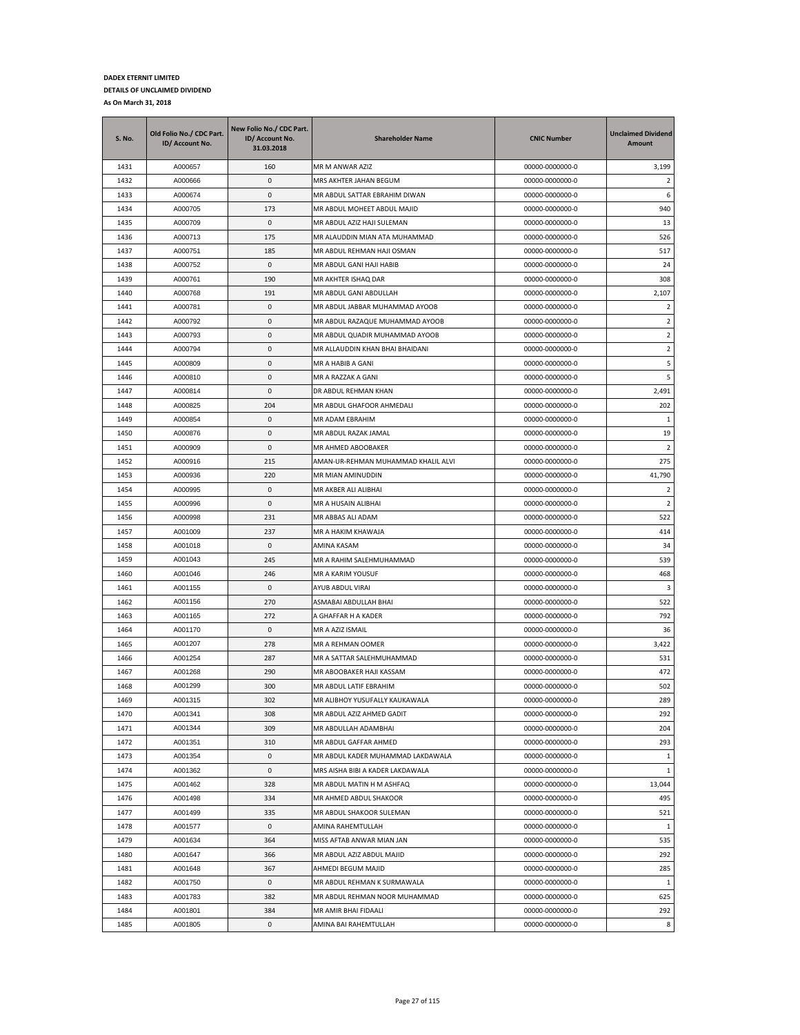**DADEX ETERNIT LIMITED**

**DETAILS OF UNCLAIMED DIVIDEND**

**As On March 31, 2018**

| S. No. | Old Folio No./ CDC Part. ID/ Account No. | New Folio No./ CDC Part. ID/ Account No. 31.03.2018 | Shareholder Name | CNIC Number | Unclaimed Dividend Amount |
|---|---|---|---|---|---|
| 1431 | A000657 | 160 | MR M ANWAR AZIZ | 00000-0000000-0 | 3,199 |
| 1432 | A000666 | 0 | MRS AKHTER JAHAN BEGUM | 00000-0000000-0 | 2 |
| 1433 | A000674 | 0 | MR ABDUL SATTAR EBRAHIM DIWAN | 00000-0000000-0 | 6 |
| 1434 | A000705 | 173 | MR ABDUL MOHEET ABDUL MAJID | 00000-0000000-0 | 940 |
| 1435 | A000709 | 0 | MR ABDUL AZIZ HAJI SULEMAN | 00000-0000000-0 | 13 |
| 1436 | A000713 | 175 | MR ALAUDDIN MIAN ATA MUHAMMAD | 00000-0000000-0 | 526 |
| 1437 | A000751 | 185 | MR ABDUL REHMAN HAJI OSMAN | 00000-0000000-0 | 517 |
| 1438 | A000752 | 0 | MR ABDUL GANI HAJI HABIB | 00000-0000000-0 | 24 |
| 1439 | A000761 | 190 | MR AKHTER ISHAQ DAR | 00000-0000000-0 | 308 |
| 1440 | A000768 | 191 | MR ABDUL GANI ABDULLAH | 00000-0000000-0 | 2,107 |
| 1441 | A000781 | 0 | MR ABDUL JABBAR MUHAMMAD AYOOB | 00000-0000000-0 | 2 |
| 1442 | A000792 | 0 | MR ABDUL RAZAQUE MUHAMMAD AYOOB | 00000-0000000-0 | 2 |
| 1443 | A000793 | 0 | MR ABDUL QUADIR MUHAMMAD AYOOB | 00000-0000000-0 | 2 |
| 1444 | A000794 | 0 | MR ALLAUDDIN KHAN BHAI BHAIDANI | 00000-0000000-0 | 2 |
| 1445 | A000809 | 0 | MR A HABIB A GANI | 00000-0000000-0 | 5 |
| 1446 | A000810 | 0 | MR A RAZZAK A GANI | 00000-0000000-0 | 5 |
| 1447 | A000814 | 0 | DR ABDUL REHMAN KHAN | 00000-0000000-0 | 2,491 |
| 1448 | A000825 | 204 | MR ABDUL GHAFOOR AHMEDALI | 00000-0000000-0 | 202 |
| 1449 | A000854 | 0 | MR ADAM EBRAHIM | 00000-0000000-0 | 1 |
| 1450 | A000876 | 0 | MR ABDUL RAZAK JAMAL | 00000-0000000-0 | 19 |
| 1451 | A000909 | 0 | MR AHMED ABOOBAKER | 00000-0000000-0 | 2 |
| 1452 | A000916 | 215 | AMAN-UR-REHMAN MUHAMMAD KHALIL ALVI | 00000-0000000-0 | 275 |
| 1453 | A000936 | 220 | MR MIAN AMINUDDIN | 00000-0000000-0 | 41,790 |
| 1454 | A000995 | 0 | MR AKBER ALI ALIBHAI | 00000-0000000-0 | 2 |
| 1455 | A000996 | 0 | MR A HUSAIN ALIBHAI | 00000-0000000-0 | 2 |
| 1456 | A000998 | 231 | MR ABBAS ALI ADAM | 00000-0000000-0 | 522 |
| 1457 | A001009 | 237 | MR A HAKIM KHAWAJA | 00000-0000000-0 | 414 |
| 1458 | A001018 | 0 | AMINA KASAM | 00000-0000000-0 | 34 |
| 1459 | A001043 | 245 | MR A RAHIM SALEHMUHAMMAD | 00000-0000000-0 | 539 |
| 1460 | A001046 | 246 | MR A KARIM YOUSUF | 00000-0000000-0 | 468 |
| 1461 | A001155 | 0 | AYUB ABDUL VIRAI | 00000-0000000-0 | 3 |
| 1462 | A001156 | 270 | ASMABAI ABDULLAH BHAI | 00000-0000000-0 | 522 |
| 1463 | A001165 | 272 | A GHAFFAR H A KADER | 00000-0000000-0 | 792 |
| 1464 | A001170 | 0 | MR A AZIZ ISMAIL | 00000-0000000-0 | 36 |
| 1465 | A001207 | 278 | MR A REHMAN OOMER | 00000-0000000-0 | 3,422 |
| 1466 | A001254 | 287 | MR A SATTAR SALEHMUHAMMAD | 00000-0000000-0 | 531 |
| 1467 | A001268 | 290 | MR ABOOBAKER HAJI KASSAM | 00000-0000000-0 | 472 |
| 1468 | A001299 | 300 | MR ABDUL LATIF EBRAHIM | 00000-0000000-0 | 502 |
| 1469 | A001315 | 302 | MR ALIBHOY YUSUFALLY KAUKAWALA | 00000-0000000-0 | 289 |
| 1470 | A001341 | 308 | MR ABDUL AZIZ AHMED GADIT | 00000-0000000-0 | 292 |
| 1471 | A001344 | 309 | MR ABDULLAH ADAMBHAI | 00000-0000000-0 | 204 |
| 1472 | A001351 | 310 | MR ABDUL GAFFAR AHMED | 00000-0000000-0 | 293 |
| 1473 | A001354 | 0 | MR ABDUL KADER MUHAMMAD LAKDAWALA | 00000-0000000-0 | 1 |
| 1474 | A001362 | 0 | MRS AISHA BIBI A KADER LAKDAWALA | 00000-0000000-0 | 1 |
| 1475 | A001462 | 328 | MR ABDUL MATIN H M ASHFAQ | 00000-0000000-0 | 13,044 |
| 1476 | A001498 | 334 | MR AHMED ABDUL SHAKOOR | 00000-0000000-0 | 495 |
| 1477 | A001499 | 335 | MR ABDUL SHAKOOR SULEMAN | 00000-0000000-0 | 521 |
| 1478 | A001577 | 0 | AMINA RAHEMTULLAH | 00000-0000000-0 | 1 |
| 1479 | A001634 | 364 | MISS AFTAB ANWAR MIAN JAN | 00000-0000000-0 | 535 |
| 1480 | A001647 | 366 | MR ABDUL AZIZ ABDUL MAJID | 00000-0000000-0 | 292 |
| 1481 | A001648 | 367 | AHMEDI BEGUM MAJID | 00000-0000000-0 | 285 |
| 1482 | A001750 | 0 | MR ABDUL REHMAN K SURMAWALA | 00000-0000000-0 | 1 |
| 1483 | A001783 | 382 | MR ABDUL REHMAN NOOR MUHAMMAD | 00000-0000000-0 | 625 |
| 1484 | A001801 | 384 | MR AMIR BHAI FIDAALI | 00000-0000000-0 | 292 |
| 1485 | A001805 | 0 | AMINA BAI RAHEMTULLAH | 00000-0000000-0 | 8 |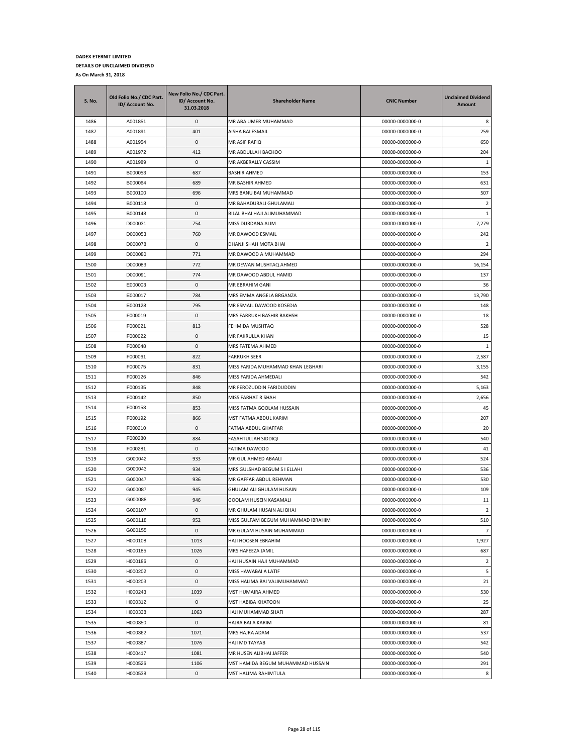**DADEX ETERNIT LIMITED**

**DETAILS OF UNCLAIMED DIVIDEND**

**As On March 31, 2018**

| S. No. | Old Folio No./ CDC Part. ID/ Account No. | New Folio No./ CDC Part. ID/ Account No. 31.03.2018 | Shareholder Name | CNIC Number | Unclaimed Dividend Amount |
|---|---|---|---|---|---|
| 1486 | A001851 | 0 | MR ABA UMER MUHAMMAD | 00000-0000000-0 | 8 |
| 1487 | A001891 | 401 | AISHA BAI ESMAIL | 00000-0000000-0 | 259 |
| 1488 | A001954 | 0 | MR ASIF RAFIQ | 00000-0000000-0 | 650 |
| 1489 | A001972 | 412 | MR ABDULLAH BACHOO | 00000-0000000-0 | 204 |
| 1490 | A001989 | 0 | MR AKBERALLY CASSIM | 00000-0000000-0 | 1 |
| 1491 | B000053 | 687 | BASHIR AHMED | 00000-0000000-0 | 153 |
| 1492 | B000064 | 689 | MR BASHIR AHMED | 00000-0000000-0 | 631 |
| 1493 | B000100 | 696 | MRS BANU BAI MUHAMMAD | 00000-0000000-0 | 507 |
| 1494 | B000118 | 0 | MR BAHADURALI GHULAMALI | 00000-0000000-0 | 2 |
| 1495 | B000148 | 0 | BILAL BHAI HAJI ALIMUHAMMAD | 00000-0000000-0 | 1 |
| 1496 | D000031 | 754 | MISS DURDANA ALIM | 00000-0000000-0 | 7,279 |
| 1497 | D000053 | 760 | MR DAWOOD ESMAIL | 00000-0000000-0 | 242 |
| 1498 | D000078 | 0 | DHANJI SHAH MOTA BHAI | 00000-0000000-0 | 2 |
| 1499 | D000080 | 771 | MR DAWOOD A MUHAMMAD | 00000-0000000-0 | 294 |
| 1500 | D000083 | 772 | MR DEWAN MUSHTAQ AHMED | 00000-0000000-0 | 16,154 |
| 1501 | D000091 | 774 | MR DAWOOD ABDUL HAMID | 00000-0000000-0 | 137 |
| 1502 | E000003 | 0 | MR EBRAHIM GANI | 00000-0000000-0 | 36 |
| 1503 | E000017 | 784 | MRS EMMA ANGELA BRGANZA | 00000-0000000-0 | 13,790 |
| 1504 | E000128 | 795 | MR ESMAIL DAWOOD KOSEDIA | 00000-0000000-0 | 148 |
| 1505 | F000019 | 0 | MRS FARRUKH BASHIR BAKHSH | 00000-0000000-0 | 18 |
| 1506 | F000021 | 813 | FEHMIDA MUSHTAQ | 00000-0000000-0 | 528 |
| 1507 | F000022 | 0 | MR FAKRULLA KHAN | 00000-0000000-0 | 15 |
| 1508 | F000048 | 0 | MRS FATEMA AHMED | 00000-0000000-0 | 1 |
| 1509 | F000061 | 822 | FARRUKH SEER | 00000-0000000-0 | 2,587 |
| 1510 | F000075 | 831 | MISS FARIDA MUHAMMAD KHAN LEGHARI | 00000-0000000-0 | 3,155 |
| 1511 | F000126 | 846 | MISS FARIDA AHMEDALI | 00000-0000000-0 | 542 |
| 1512 | F000135 | 848 | MR FEROZUDDIN FARIDUDDIN | 00000-0000000-0 | 5,163 |
| 1513 | F000142 | 850 | MISS FARHAT R SHAH | 00000-0000000-0 | 2,656 |
| 1514 | F000153 | 853 | MISS FATMA GOOLAM HUSSAIN | 00000-0000000-0 | 45 |
| 1515 | F000192 | 866 | MST FATMA ABDUL KARIM | 00000-0000000-0 | 207 |
| 1516 | F000210 | 0 | FATMA ABDUL GHAFFAR | 00000-0000000-0 | 20 |
| 1517 | F000280 | 884 | FASAHTULLAH SIDDIQI | 00000-0000000-0 | 540 |
| 1518 | F000281 | 0 | FATIMA DAWOOD | 00000-0000000-0 | 41 |
| 1519 | G000042 | 933 | MR GUL AHMED ABAALI | 00000-0000000-0 | 524 |
| 1520 | G000043 | 934 | MRS GULSHAD BEGUM S I ELLAHI | 00000-0000000-0 | 536 |
| 1521 | G000047 | 936 | MR GAFFAR ABDUL REHMAN | 00000-0000000-0 | 530 |
| 1522 | G000087 | 945 | GHULAM ALI GHULAM HUSAIN | 00000-0000000-0 | 109 |
| 1523 | G000088 | 946 | GOOLAM HUSEIN KASAMALI | 00000-0000000-0 | 11 |
| 1524 | G000107 | 0 | MR GHULAM HUSAIN ALI BHAI | 00000-0000000-0 | 2 |
| 1525 | G000118 | 952 | MISS GULFAM BEGUM MUHAMMAD IBRAHIM | 00000-0000000-0 | 510 |
| 1526 | G000155 | 0 | MR GULAM HUSAIN MUHAMMAD | 00000-0000000-0 | 7 |
| 1527 | H000108 | 1013 | HAJI HOOSEN EBRAHIM | 00000-0000000-0 | 1,927 |
| 1528 | H000185 | 1026 | MRS HAFEEZA JAMIL | 00000-0000000-0 | 687 |
| 1529 | H000186 | 0 | HAJI HUSAIN HAJI MUHAMMAD | 00000-0000000-0 | 2 |
| 1530 | H000202 | 0 | MISS HAWABAI A LATIF | 00000-0000000-0 | 5 |
| 1531 | H000203 | 0 | MISS HALIMA BAI VALIMUHAMMAD | 00000-0000000-0 | 21 |
| 1532 | H000243 | 1039 | MST HUMAIRA AHMED | 00000-0000000-0 | 530 |
| 1533 | H000312 | 0 | MST HABIBA KHATOON | 00000-0000000-0 | 25 |
| 1534 | H000338 | 1063 | HAJI MUHAMMAD SHAFI | 00000-0000000-0 | 287 |
| 1535 | H000350 | 0 | HAJRA BAI A KARIM | 00000-0000000-0 | 81 |
| 1536 | H000362 | 1071 | MRS HAJRA ADAM | 00000-0000000-0 | 537 |
| 1537 | H000387 | 1076 | HAJI MD TAYYAB | 00000-0000000-0 | 542 |
| 1538 | H000417 | 1081 | MR HUSEN ALIBHAI JAFFER | 00000-0000000-0 | 540 |
| 1539 | H000526 | 1106 | MST HAMIDA BEGUM MUHAMMAD HUSSAIN | 00000-0000000-0 | 291 |
| 1540 | H000538 | 0 | MST HALIMA RAHIMTULA | 00000-0000000-0 | 8 |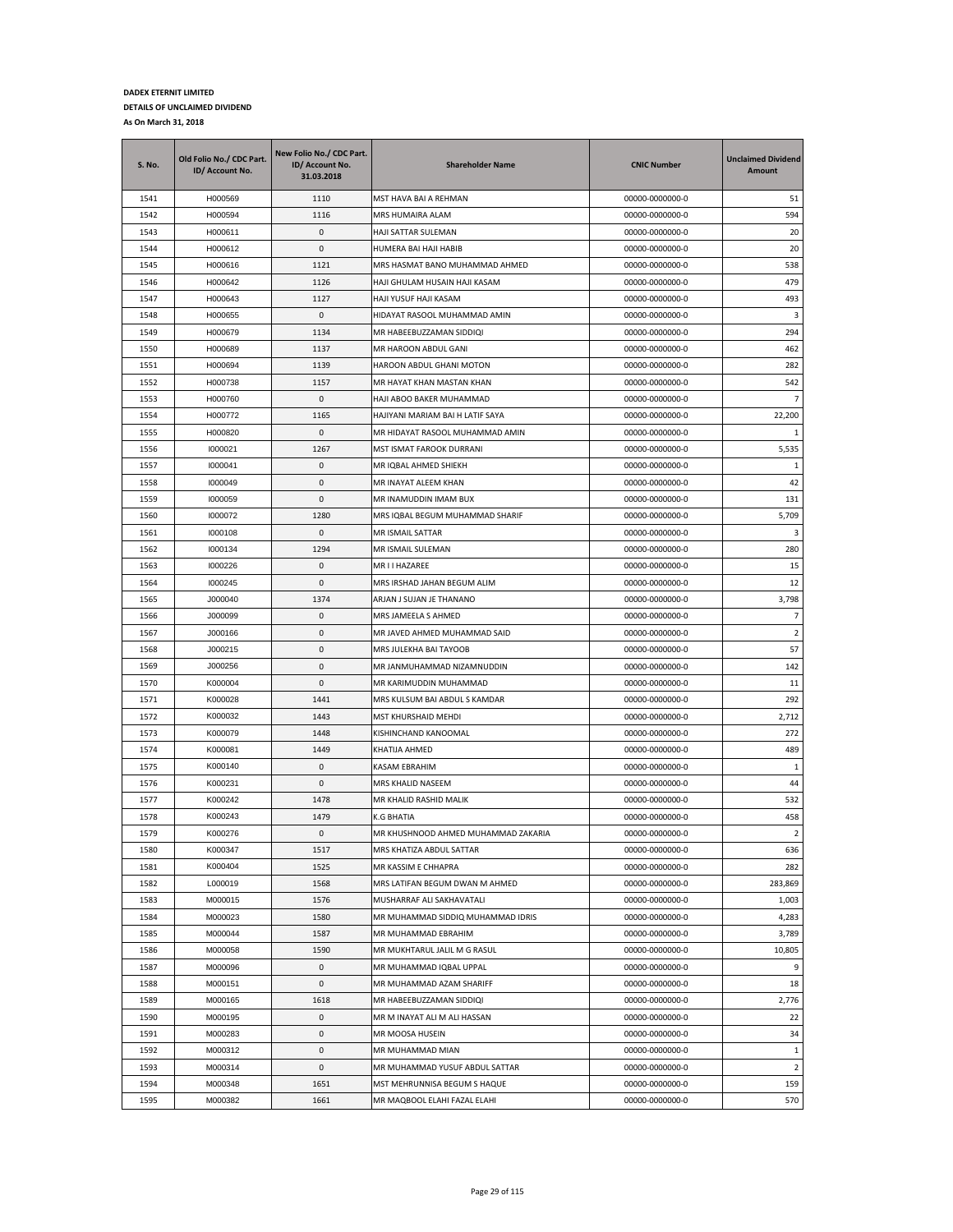**DADEX ETERNIT LIMITED**

**DETAILS OF UNCLAIMED DIVIDEND**

**As On March 31, 2018**

| S. No. | Old Folio No./ CDC Part. ID/ Account No. | New Folio No./ CDC Part. ID/ Account No. 31.03.2018 | Shareholder Name | CNIC Number | Unclaimed Dividend Amount |
|---|---|---|---|---|---|
| 1541 | H000569 | 1110 | MST HAVA BAI A REHMAN | 00000-0000000-0 | 51 |
| 1542 | H000594 | 1116 | MRS HUMAIRA ALAM | 00000-0000000-0 | 594 |
| 1543 | H000611 | 0 | HAJI SATTAR SULEMAN | 00000-0000000-0 | 20 |
| 1544 | H000612 | 0 | HUMERA BAI HAJI HABIB | 00000-0000000-0 | 20 |
| 1545 | H000616 | 1121 | MRS HASMAT BANO MUHAMMAD AHMED | 00000-0000000-0 | 538 |
| 1546 | H000642 | 1126 | HAJI GHULAM HUSAIN HAJI KASAM | 00000-0000000-0 | 479 |
| 1547 | H000643 | 1127 | HAJI YUSUF HAJI KASAM | 00000-0000000-0 | 493 |
| 1548 | H000655 | 0 | HIDAYAT RASOOL MUHAMMAD AMIN | 00000-0000000-0 | 3 |
| 1549 | H000679 | 1134 | MR HABEEBUZZAMAN SIDDIQI | 00000-0000000-0 | 294 |
| 1550 | H000689 | 1137 | MR HAROON ABDUL GANI | 00000-0000000-0 | 462 |
| 1551 | H000694 | 1139 | HAROON ABDUL GHANI MOTON | 00000-0000000-0 | 282 |
| 1552 | H000738 | 1157 | MR HAYAT KHAN MASTAN KHAN | 00000-0000000-0 | 542 |
| 1553 | H000760 | 0 | HAJI ABOO BAKER MUHAMMAD | 00000-0000000-0 | 7 |
| 1554 | H000772 | 1165 | HAJIYANI MARIAM BAI H LATIF SAYA | 00000-0000000-0 | 22,200 |
| 1555 | H000820 | 0 | MR HIDAYAT RASOOL MUHAMMAD AMIN | 00000-0000000-0 | 1 |
| 1556 | I000021 | 1267 | MST ISMAT FAROOK DURRANI | 00000-0000000-0 | 5,535 |
| 1557 | I000041 | 0 | MR IQBAL AHMED SHIEKH | 00000-0000000-0 | 1 |
| 1558 | I000049 | 0 | MR INAYAT ALEEM KHAN | 00000-0000000-0 | 42 |
| 1559 | I000059 | 0 | MR INAMUDDIN IMAM BUX | 00000-0000000-0 | 131 |
| 1560 | I000072 | 1280 | MRS IQBAL BEGUM MUHAMMAD SHARIF | 00000-0000000-0 | 5,709 |
| 1561 | I000108 | 0 | MR ISMAIL SATTAR | 00000-0000000-0 | 3 |
| 1562 | I000134 | 1294 | MR ISMAIL SULEMAN | 00000-0000000-0 | 280 |
| 1563 | I000226 | 0 | MR I I HAZAREE | 00000-0000000-0 | 15 |
| 1564 | I000245 | 0 | MRS IRSHAD JAHAN BEGUM ALIM | 00000-0000000-0 | 12 |
| 1565 | J000040 | 1374 | ARJAN J SUJAN JE THANANO | 00000-0000000-0 | 3,798 |
| 1566 | J000099 | 0 | MRS JAMEELA S AHMED | 00000-0000000-0 | 7 |
| 1567 | J000166 | 0 | MR JAVED AHMED MUHAMMAD SAID | 00000-0000000-0 | 2 |
| 1568 | J000215 | 0 | MRS JULEKHA BAI TAYOOB | 00000-0000000-0 | 57 |
| 1569 | J000256 | 0 | MR JANMUHAMMAD NIZAMNUDDIN | 00000-0000000-0 | 142 |
| 1570 | K000004 | 0 | MR KARIMUDDIN MUHAMMAD | 00000-0000000-0 | 11 |
| 1571 | K000028 | 1441 | MRS KULSUM BAI ABDUL S KAMDAR | 00000-0000000-0 | 292 |
| 1572 | K000032 | 1443 | MST KHURSHAID MEHDI | 00000-0000000-0 | 2,712 |
| 1573 | K000079 | 1448 | KISHINCHAND KANOOMAL | 00000-0000000-0 | 272 |
| 1574 | K000081 | 1449 | KHATIJA AHMED | 00000-0000000-0 | 489 |
| 1575 | K000140 | 0 | KASAM EBRAHIM | 00000-0000000-0 | 1 |
| 1576 | K000231 | 0 | MRS KHALID NASEEM | 00000-0000000-0 | 44 |
| 1577 | K000242 | 1478 | MR KHALID RASHID MALIK | 00000-0000000-0 | 532 |
| 1578 | K000243 | 1479 | K.G BHATIA | 00000-0000000-0 | 458 |
| 1579 | K000276 | 0 | MR KHUSHNOOD AHMED MUHAMMAD ZAKARIA | 00000-0000000-0 | 2 |
| 1580 | K000347 | 1517 | MRS KHATIZA ABDUL SATTAR | 00000-0000000-0 | 636 |
| 1581 | K000404 | 1525 | MR KASSIM E CHHAPRA | 00000-0000000-0 | 282 |
| 1582 | L000019 | 1568 | MRS LATIFAN BEGUM DWAN M AHMED | 00000-0000000-0 | 283,869 |
| 1583 | M000015 | 1576 | MUSHARRAF ALI SAKHAVATALI | 00000-0000000-0 | 1,003 |
| 1584 | M000023 | 1580 | MR MUHAMMAD SIDDIQ MUHAMMAD IDRIS | 00000-0000000-0 | 4,283 |
| 1585 | M000044 | 1587 | MR MUHAMMAD EBRAHIM | 00000-0000000-0 | 3,789 |
| 1586 | M000058 | 1590 | MR MUKHTARUL JALIL M G RASUL | 00000-0000000-0 | 10,805 |
| 1587 | M000096 | 0 | MR MUHAMMAD IQBAL UPPAL | 00000-0000000-0 | 9 |
| 1588 | M000151 | 0 | MR MUHAMMAD AZAM SHARIFF | 00000-0000000-0 | 18 |
| 1589 | M000165 | 1618 | MR HABEEBUZZAMAN SIDDIQI | 00000-0000000-0 | 2,776 |
| 1590 | M000195 | 0 | MR M INAYAT ALI M ALI HASSAN | 00000-0000000-0 | 22 |
| 1591 | M000283 | 0 | MR MOOSA HUSEIN | 00000-0000000-0 | 34 |
| 1592 | M000312 | 0 | MR MUHAMMAD MIAN | 00000-0000000-0 | 1 |
| 1593 | M000314 | 0 | MR MUHAMMAD YUSUF ABDUL SATTAR | 00000-0000000-0 | 2 |
| 1594 | M000348 | 1651 | MST MEHRUNNISA BEGUM S HAQUE | 00000-0000000-0 | 159 |
| 1595 | M000382 | 1661 | MR MAQBOOL ELAHI FAZAL ELAHI | 00000-0000000-0 | 570 |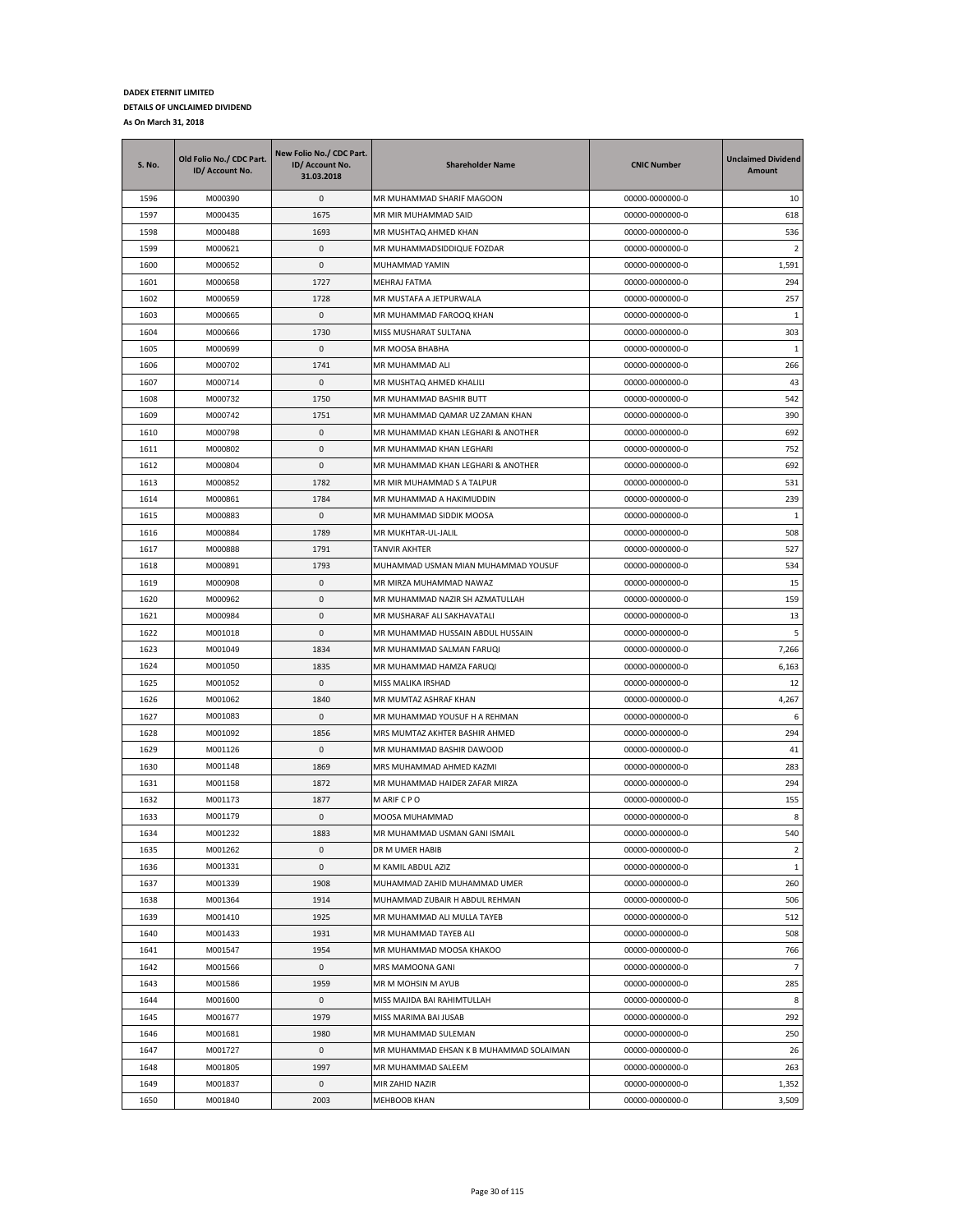**DADEX ETERNIT LIMITED**

**DETAILS OF UNCLAIMED DIVIDEND**

**As On March 31, 2018**

| S. No. | Old Folio No./ CDC Part. ID/ Account No. | New Folio No./ CDC Part. ID/ Account No. 31.03.2018 | Shareholder Name | CNIC Number | Unclaimed Dividend Amount |
|---|---|---|---|---|---|
| 1596 | M000390 | 0 | MR MUHAMMAD SHARIF MAGOON | 00000-0000000-0 | 10 |
| 1597 | M000435 | 1675 | MR MIR MUHAMMAD SAID | 00000-0000000-0 | 618 |
| 1598 | M000488 | 1693 | MR MUSHTAQ AHMED KHAN | 00000-0000000-0 | 536 |
| 1599 | M000621 | 0 | MR MUHAMMADSIDDIQUE FOZDAR | 00000-0000000-0 | 2 |
| 1600 | M000652 | 0 | MUHAMMAD YAMIN | 00000-0000000-0 | 1,591 |
| 1601 | M000658 | 1727 | MEHRAJ FATMA | 00000-0000000-0 | 294 |
| 1602 | M000659 | 1728 | MR MUSTAFA A JETPURWALA | 00000-0000000-0 | 257 |
| 1603 | M000665 | 0 | MR MUHAMMAD FAROOQ KHAN | 00000-0000000-0 | 1 |
| 1604 | M000666 | 1730 | MISS MUSHARAT SULTANA | 00000-0000000-0 | 303 |
| 1605 | M000699 | 0 | MR MOOSA BHABHA | 00000-0000000-0 | 1 |
| 1606 | M000702 | 1741 | MR MUHAMMAD ALI | 00000-0000000-0 | 266 |
| 1607 | M000714 | 0 | MR MUSHTAQ AHMED KHALILI | 00000-0000000-0 | 43 |
| 1608 | M000732 | 1750 | MR MUHAMMAD BASHIR BUTT | 00000-0000000-0 | 542 |
| 1609 | M000742 | 1751 | MR MUHAMMAD QAMAR UZ ZAMAN KHAN | 00000-0000000-0 | 390 |
| 1610 | M000798 | 0 | MR MUHAMMAD KHAN LEGHARI & ANOTHER | 00000-0000000-0 | 692 |
| 1611 | M000802 | 0 | MR MUHAMMAD KHAN LEGHARI | 00000-0000000-0 | 752 |
| 1612 | M000804 | 0 | MR MUHAMMAD KHAN LEGHARI & ANOTHER | 00000-0000000-0 | 692 |
| 1613 | M000852 | 1782 | MR MIR MUHAMMAD S A TALPUR | 00000-0000000-0 | 531 |
| 1614 | M000861 | 1784 | MR MUHAMMAD A HAKIMUDDIN | 00000-0000000-0 | 239 |
| 1615 | M000883 | 0 | MR MUHAMMAD SIDDIK MOOSA | 00000-0000000-0 | 1 |
| 1616 | M000884 | 1789 | MR MUKHTAR-UL-JALIL | 00000-0000000-0 | 508 |
| 1617 | M000888 | 1791 | TANVIR AKHTER | 00000-0000000-0 | 527 |
| 1618 | M000891 | 1793 | MUHAMMAD USMAN MIAN MUHAMMAD YOUSUF | 00000-0000000-0 | 534 |
| 1619 | M000908 | 0 | MR MIRZA MUHAMMAD NAWAZ | 00000-0000000-0 | 15 |
| 1620 | M000962 | 0 | MR MUHAMMAD NAZIR SH AZMATULLAH | 00000-0000000-0 | 159 |
| 1621 | M000984 | 0 | MR MUSHARAF ALI SAKHAVATALI | 00000-0000000-0 | 13 |
| 1622 | M001018 | 0 | MR MUHAMMAD HUSSAIN ABDUL HUSSAIN | 00000-0000000-0 | 5 |
| 1623 | M001049 | 1834 | MR MUHAMMAD SALMAN FARUQI | 00000-0000000-0 | 7,266 |
| 1624 | M001050 | 1835 | MR MUHAMMAD HAMZA FARUQI | 00000-0000000-0 | 6,163 |
| 1625 | M001052 | 0 | MISS MALIKA IRSHAD | 00000-0000000-0 | 12 |
| 1626 | M001062 | 1840 | MR MUMTAZ ASHRAF KHAN | 00000-0000000-0 | 4,267 |
| 1627 | M001083 | 0 | MR MUHAMMAD YOUSUF H A REHMAN | 00000-0000000-0 | 6 |
| 1628 | M001092 | 1856 | MRS MUMTAZ AKHTER BASHIR AHMED | 00000-0000000-0 | 294 |
| 1629 | M001126 | 0 | MR MUHAMMAD BASHIR DAWOOD | 00000-0000000-0 | 41 |
| 1630 | M001148 | 1869 | MRS MUHAMMAD AHMED KAZMI | 00000-0000000-0 | 283 |
| 1631 | M001158 | 1872 | MR MUHAMMAD HAIDER ZAFAR MIRZA | 00000-0000000-0 | 294 |
| 1632 | M001173 | 1877 | M ARIF C P O | 00000-0000000-0 | 155 |
| 1633 | M001179 | 0 | MOOSA MUHAMMAD | 00000-0000000-0 | 8 |
| 1634 | M001232 | 1883 | MR MUHAMMAD USMAN GANI ISMAIL | 00000-0000000-0 | 540 |
| 1635 | M001262 | 0 | DR M UMER HABIB | 00000-0000000-0 | 2 |
| 1636 | M001331 | 0 | M KAMIL ABDUL AZIZ | 00000-0000000-0 | 1 |
| 1637 | M001339 | 1908 | MUHAMMAD ZAHID MUHAMMAD UMER | 00000-0000000-0 | 260 |
| 1638 | M001364 | 1914 | MUHAMMAD ZUBAIR H ABDUL REHMAN | 00000-0000000-0 | 506 |
| 1639 | M001410 | 1925 | MR MUHAMMAD ALI MULLA TAYEB | 00000-0000000-0 | 512 |
| 1640 | M001433 | 1931 | MR MUHAMMAD TAYEB ALI | 00000-0000000-0 | 508 |
| 1641 | M001547 | 1954 | MR MUHAMMAD MOOSA KHAKOO | 00000-0000000-0 | 766 |
| 1642 | M001566 | 0 | MRS MAMOONA GANI | 00000-0000000-0 | 7 |
| 1643 | M001586 | 1959 | MR M MOHSIN M AYUB | 00000-0000000-0 | 285 |
| 1644 | M001600 | 0 | MISS MAJIDA BAI RAHIMTULLAH | 00000-0000000-0 | 8 |
| 1645 | M001677 | 1979 | MISS MARIMA BAI JUSAB | 00000-0000000-0 | 292 |
| 1646 | M001681 | 1980 | MR MUHAMMAD SULEMAN | 00000-0000000-0 | 250 |
| 1647 | M001727 | 0 | MR MUHAMMAD EHSAN K B MUHAMMAD SOLAIMAN | 00000-0000000-0 | 26 |
| 1648 | M001805 | 1997 | MR MUHAMMAD SALEEM | 00000-0000000-0 | 263 |
| 1649 | M001837 | 0 | MIR ZAHID NAZIR | 00000-0000000-0 | 1,352 |
| 1650 | M001840 | 2003 | MEHBOOB KHAN | 00000-0000000-0 | 3,509 |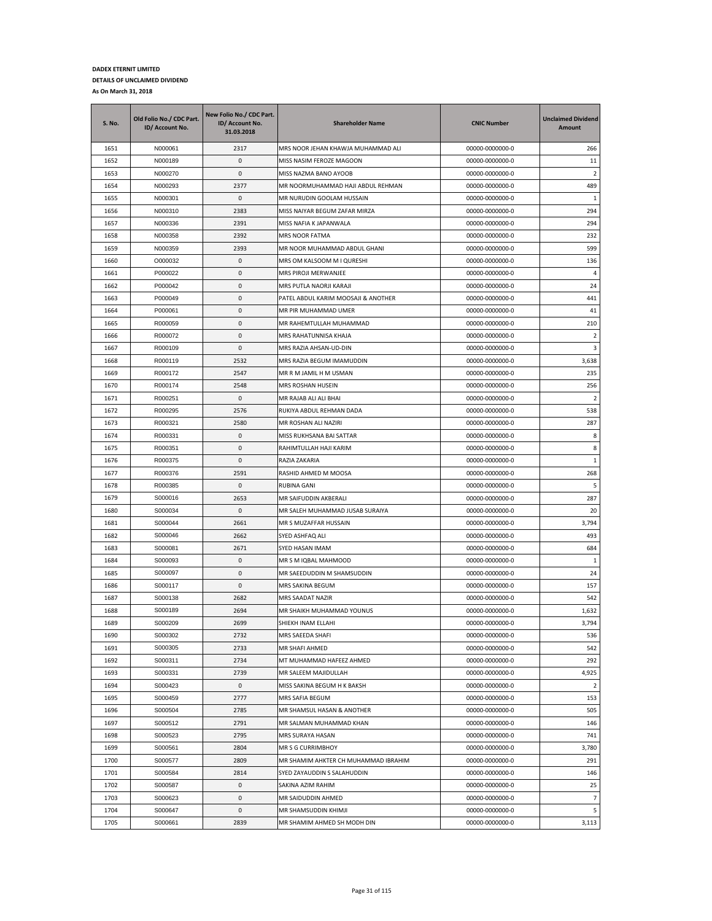**DADEX ETERNIT LIMITED**

**DETAILS OF UNCLAIMED DIVIDEND**

**As On March 31, 2018**

| S. No. | Old Folio No./ CDC Part. ID/ Account No. | New Folio No./ CDC Part. ID/ Account No. 31.03.2018 | Shareholder Name | CNIC Number | Unclaimed Dividend Amount |
|---|---|---|---|---|---|
| 1651 | N000061 | 2317 | MRS NOOR JEHAN KHAWJA MUHAMMAD ALI | 00000-0000000-0 | 266 |
| 1652 | N000189 | 0 | MISS NASIM FEROZE MAGOON | 00000-0000000-0 | 11 |
| 1653 | N000270 | 0 | MISS NAZMA BANO AYOOB | 00000-0000000-0 | 2 |
| 1654 | N000293 | 2377 | MR NOORMUHAMMAD HAJI ABDUL REHMAN | 00000-0000000-0 | 489 |
| 1655 | N000301 | 0 | MR NURUDIN GOOLAM HUSSAIN | 00000-0000000-0 | 1 |
| 1656 | N000310 | 2383 | MISS NAIYAR BEGUM ZAFAR MIRZA | 00000-0000000-0 | 294 |
| 1657 | N000336 | 2391 | MISS NAFIA K JAPANWALA | 00000-0000000-0 | 294 |
| 1658 | N000358 | 2392 | MRS NOOR FATMA | 00000-0000000-0 | 232 |
| 1659 | N000359 | 2393 | MR NOOR MUHAMMAD ABDUL GHANI | 00000-0000000-0 | 599 |
| 1660 | O000032 | 0 | MRS OM KALSOOM M I QURESHI | 00000-0000000-0 | 136 |
| 1661 | P000022 | 0 | MRS PIROJI MERWANJEE | 00000-0000000-0 | 4 |
| 1662 | P000042 | 0 | MRS PUTLA NAORJI KARAJI | 00000-0000000-0 | 24 |
| 1663 | P000049 | 0 | PATEL ABDUL KARIM MOOSAJI & ANOTHER | 00000-0000000-0 | 441 |
| 1664 | P000061 | 0 | MR PIR MUHAMMAD UMER | 00000-0000000-0 | 41 |
| 1665 | R000059 | 0 | MR RAHEMTULLAH MUHAMMAD | 00000-0000000-0 | 210 |
| 1666 | R000072 | 0 | MRS RAHATUNNISA KHAJA | 00000-0000000-0 | 2 |
| 1667 | R000109 | 0 | MRS RAZIA AHSAN-UD-DIN | 00000-0000000-0 | 3 |
| 1668 | R000119 | 2532 | MRS RAZIA BEGUM IMAMUDDIN | 00000-0000000-0 | 3,638 |
| 1669 | R000172 | 2547 | MR R M JAMIL H M USMAN | 00000-0000000-0 | 235 |
| 1670 | R000174 | 2548 | MRS ROSHAN HUSEIN | 00000-0000000-0 | 256 |
| 1671 | R000251 | 0 | MR RAJAB ALI ALI BHAI | 00000-0000000-0 | 2 |
| 1672 | R000295 | 2576 | RUKIYA ABDUL REHMAN DADA | 00000-0000000-0 | 538 |
| 1673 | R000321 | 2580 | MR ROSHAN ALI NAZIRI | 00000-0000000-0 | 287 |
| 1674 | R000331 | 0 | MISS RUKHSANA BAI SATTAR | 00000-0000000-0 | 8 |
| 1675 | R000351 | 0 | RAHIMTULLAH HAJI KARIM | 00000-0000000-0 | 8 |
| 1676 | R000375 | 0 | RAZIA ZAKARIA | 00000-0000000-0 | 1 |
| 1677 | R000376 | 2591 | RASHID AHMED M MOOSA | 00000-0000000-0 | 268 |
| 1678 | R000385 | 0 | RUBINA GANI | 00000-0000000-0 | 5 |
| 1679 | S000016 | 2653 | MR SAIFUDDIN AKBERALI | 00000-0000000-0 | 287 |
| 1680 | S000034 | 0 | MR SALEH MUHAMMAD JUSAB SURAIYA | 00000-0000000-0 | 20 |
| 1681 | S000044 | 2661 | MR S MUZAFFAR HUSSAIN | 00000-0000000-0 | 3,794 |
| 1682 | S000046 | 2662 | SYED ASHFAQ ALI | 00000-0000000-0 | 493 |
| 1683 | S000081 | 2671 | SYED HASAN IMAM | 00000-0000000-0 | 684 |
| 1684 | S000093 | 0 | MR S M IQBAL MAHMOOD | 00000-0000000-0 | 1 |
| 1685 | S000097 | 0 | MR SAEEDUDDIN M SHAMSUDDIN | 00000-0000000-0 | 24 |
| 1686 | S000117 | 0 | MRS SAKINA BEGUM | 00000-0000000-0 | 157 |
| 1687 | S000138 | 2682 | MRS SAADAT NAZIR | 00000-0000000-0 | 542 |
| 1688 | S000189 | 2694 | MR SHAIKH MUHAMMAD YOUNUS | 00000-0000000-0 | 1,632 |
| 1689 | S000209 | 2699 | SHIEKH INAM ELLAHI | 00000-0000000-0 | 3,794 |
| 1690 | S000302 | 2732 | MRS SAEEDA SHAFI | 00000-0000000-0 | 536 |
| 1691 | S000305 | 2733 | MR SHAFI AHMED | 00000-0000000-0 | 542 |
| 1692 | S000311 | 2734 | MT MUHAMMAD HAFEEZ AHMED | 00000-0000000-0 | 292 |
| 1693 | S000331 | 2739 | MR SALEEM MAJIDULLAH | 00000-0000000-0 | 4,925 |
| 1694 | S000423 | 0 | MISS SAKINA BEGUM H K BAKSH | 00000-0000000-0 | 2 |
| 1695 | S000459 | 2777 | MRS SAFIA BEGUM | 00000-0000000-0 | 153 |
| 1696 | S000504 | 2785 | MR SHAMSUL HASAN & ANOTHER | 00000-0000000-0 | 505 |
| 1697 | S000512 | 2791 | MR SALMAN MUHAMMAD KHAN | 00000-0000000-0 | 146 |
| 1698 | S000523 | 2795 | MRS SURAYA HASAN | 00000-0000000-0 | 741 |
| 1699 | S000561 | 2804 | MR S G CURRIMBHOY | 00000-0000000-0 | 3,780 |
| 1700 | S000577 | 2809 | MR SHAMIM AHKTER CH MUHAMMAD IBRAHIM | 00000-0000000-0 | 291 |
| 1701 | S000584 | 2814 | SYED ZAYAUDDIN S SALAHUDDIN | 00000-0000000-0 | 146 |
| 1702 | S000587 | 0 | SAKINA AZIM RAHIM | 00000-0000000-0 | 25 |
| 1703 | S000623 | 0 | MR SAIDUDDIN AHMED | 00000-0000000-0 | 7 |
| 1704 | S000647 | 0 | MR SHAMSUDDIN KHIMJI | 00000-0000000-0 | 5 |
| 1705 | S000661 | 2839 | MR SHAMIM AHMED SH MODH DIN | 00000-0000000-0 | 3,113 |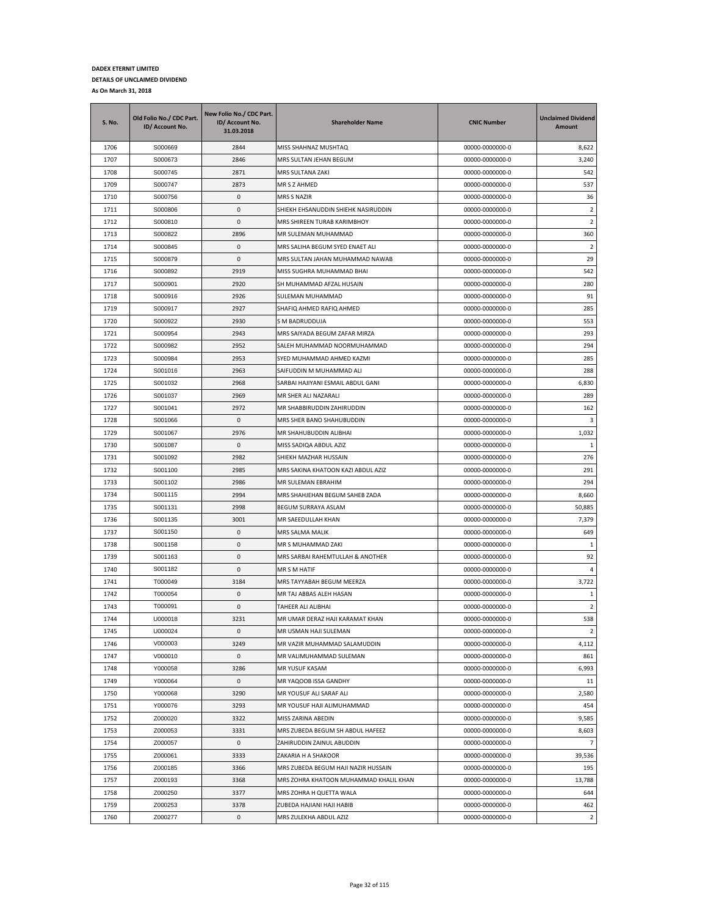**DADEX ETERNIT LIMITED**

**DETAILS OF UNCLAIMED DIVIDEND**

**As On March 31, 2018**

| S. No. | Old Folio No./ CDC Part. ID/ Account No. | New Folio No./ CDC Part. ID/ Account No. 31.03.2018 | Shareholder Name | CNIC Number | Unclaimed Dividend Amount |
|---|---|---|---|---|---|
| 1706 | S000669 | 2844 | MISS SHAHNAZ MUSHTAQ | 00000-0000000-0 | 8,622 |
| 1707 | S000673 | 2846 | MRS SULTAN JEHAN BEGUM | 00000-0000000-0 | 3,240 |
| 1708 | S000745 | 2871 | MRS SULTANA ZAKI | 00000-0000000-0 | 542 |
| 1709 | S000747 | 2873 | MR S Z AHMED | 00000-0000000-0 | 537 |
| 1710 | S000756 | 0 | MRS S NAZIR | 00000-0000000-0 | 36 |
| 1711 | S000806 | 0 | SHIEKH EHSANUDDIN SHIEHK NASIRUDDIN | 00000-0000000-0 | 2 |
| 1712 | S000810 | 0 | MRS SHIREEN TURAB KARIMBHOY | 00000-0000000-0 | 2 |
| 1713 | S000822 | 2896 | MR SULEMAN MUHAMMAD | 00000-0000000-0 | 360 |
| 1714 | S000845 | 0 | MRS SALIHA BEGUM SYED ENAET ALI | 00000-0000000-0 | 2 |
| 1715 | S000879 | 0 | MRS SULTAN JAHAN MUHAMMAD NAWAB | 00000-0000000-0 | 29 |
| 1716 | S000892 | 2919 | MISS SUGHRA MUHAMMAD BHAI | 00000-0000000-0 | 542 |
| 1717 | S000901 | 2920 | SH MUHAMMAD AFZAL HUSAIN | 00000-0000000-0 | 280 |
| 1718 | S000916 | 2926 | SULEMAN MUHAMMAD | 00000-0000000-0 | 91 |
| 1719 | S000917 | 2927 | SHAFIQ AHMED RAFIQ AHMED | 00000-0000000-0 | 285 |
| 1720 | S000922 | 2930 | S M BADRUDDUJA | 00000-0000000-0 | 553 |
| 1721 | S000954 | 2943 | MRS SAIYADA BEGUM ZAFAR MIRZA | 00000-0000000-0 | 293 |
| 1722 | S000982 | 2952 | SALEH MUHAMMAD NOORMUHAMMAD | 00000-0000000-0 | 294 |
| 1723 | S000984 | 2953 | SYED MUHAMMAD AHMED KAZMI | 00000-0000000-0 | 285 |
| 1724 | S001016 | 2963 | SAIFUDDIN M MUHAMMAD ALI | 00000-0000000-0 | 288 |
| 1725 | S001032 | 2968 | SARBAI HAJIYANI ESMAIL ABDUL GANI | 00000-0000000-0 | 6,830 |
| 1726 | S001037 | 2969 | MR SHER ALI NAZARALI | 00000-0000000-0 | 289 |
| 1727 | S001041 | 2972 | MR SHABBIRUDDIN ZAHIRUDDIN | 00000-0000000-0 | 162 |
| 1728 | S001066 | 0 | MRS SHER BANO SHAHUBUDDIN | 00000-0000000-0 | 3 |
| 1729 | S001067 | 2976 | MR SHAHUBUDDIN ALIBHAI | 00000-0000000-0 | 1,032 |
| 1730 | S001087 | 0 | MISS SADIQA ABDUL AZIZ | 00000-0000000-0 | 1 |
| 1731 | S001092 | 2982 | SHIEKH MAZHAR HUSSAIN | 00000-0000000-0 | 276 |
| 1732 | S001100 | 2985 | MRS SAKINA KHATOON KAZI ABDUL AZIZ | 00000-0000000-0 | 291 |
| 1733 | S001102 | 2986 | MR SULEMAN EBRAHIM | 00000-0000000-0 | 294 |
| 1734 | S001115 | 2994 | MRS SHAHJEHAN BEGUM SAHEB ZADA | 00000-0000000-0 | 8,660 |
| 1735 | S001131 | 2998 | BEGUM SURRAYA ASLAM | 00000-0000000-0 | 50,885 |
| 1736 | S001135 | 3001 | MR SAEEDULLAH KHAN | 00000-0000000-0 | 7,379 |
| 1737 | S001150 | 0 | MRS SALMA MALIK | 00000-0000000-0 | 649 |
| 1738 | S001158 | 0 | MR S MUHAMMAD ZAKI | 00000-0000000-0 | 1 |
| 1739 | S001163 | 0 | MRS SARBAI RAHEMTULLAH & ANOTHER | 00000-0000000-0 | 92 |
| 1740 | S001182 | 0 | MR S M HATIF | 00000-0000000-0 | 4 |
| 1741 | T000049 | 3184 | MRS TAYYABAH BEGUM MEERZA | 00000-0000000-0 | 3,722 |
| 1742 | T000054 | 0 | MR TAJ ABBAS ALEH HASAN | 00000-0000000-0 | 1 |
| 1743 | T000091 | 0 | TAHEER ALI ALIBHAI | 00000-0000000-0 | 2 |
| 1744 | U000018 | 3231 | MR UMAR DERAZ HAJI KARAMAT KHAN | 00000-0000000-0 | 538 |
| 1745 | U000024 | 0 | MR USMAN HAJI SULEMAN | 00000-0000000-0 | 2 |
| 1746 | V000003 | 3249 | MR VAZIR MUHAMMAD SALAMUDDIN | 00000-0000000-0 | 4,112 |
| 1747 | V000010 | 0 | MR VALIMUHAMMAD SULEMAN | 00000-0000000-0 | 861 |
| 1748 | Y000058 | 3286 | MR YUSUF KASAM | 00000-0000000-0 | 6,993 |
| 1749 | Y000064 | 0 | MR YAQOOB ISSA GANDHY | 00000-0000000-0 | 11 |
| 1750 | Y000068 | 3290 | MR YOUSUF ALI SARAF ALI | 00000-0000000-0 | 2,580 |
| 1751 | Y000076 | 3293 | MR YOUSUF HAJI ALIMUHAMMAD | 00000-0000000-0 | 454 |
| 1752 | Z000020 | 3322 | MISS ZARINA ABEDIN | 00000-0000000-0 | 9,585 |
| 1753 | Z000053 | 3331 | MRS ZUBEDA BEGUM SH ABDUL HAFEEZ | 00000-0000000-0 | 8,603 |
| 1754 | Z000057 | 0 | ZAHIRUDDIN ZAINUL ABUDDIN | 00000-0000000-0 | 7 |
| 1755 | Z000061 | 3333 | ZAKARIA H A SHAKOOR | 00000-0000000-0 | 39,536 |
| 1756 | Z000185 | 3366 | MRS ZUBEDA BEGUM HAJI NAZIR HUSSAIN | 00000-0000000-0 | 195 |
| 1757 | Z000193 | 3368 | MRS ZOHRA KHATOON MUHAMMAD KHALIL KHAN | 00000-0000000-0 | 13,788 |
| 1758 | Z000250 | 3377 | MRS ZOHRA H QUETTA WALA | 00000-0000000-0 | 644 |
| 1759 | Z000253 | 3378 | ZUBEDA HAJIANI HAJI HABIB | 00000-0000000-0 | 462 |
| 1760 | Z000277 | 0 | MRS ZULEKHA ABDUL AZIZ | 00000-0000000-0 | 2 |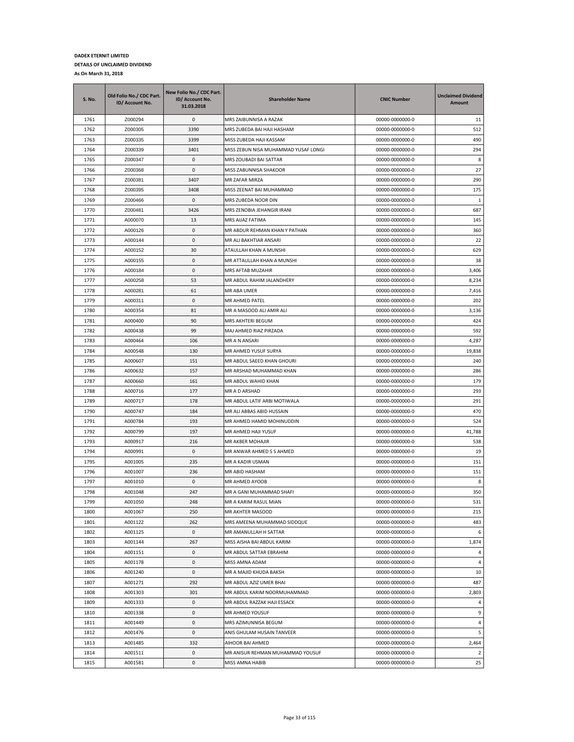**DADEX ETERNIT LIMITED**

**DETAILS OF UNCLAIMED DIVIDEND**

**As On March 31, 2018**

| S. No. | Old Folio No./ CDC Part. ID/ Account No. | New Folio No./ CDC Part. ID/ Account No. 31.03.2018 | Shareholder Name | CNIC Number | Unclaimed Dividend Amount |
|---|---|---|---|---|---|
| 1761 | Z000294 | 0 | MRS ZAIBUNNISA A RAZAK | 00000-0000000-0 | 11 |
| 1762 | Z000305 | 3390 | MRS ZUBEDA BAI HAJI HASHAM | 00000-0000000-0 | 512 |
| 1763 | Z000335 | 3399 | MISS ZUBEDA HAJI KASSAM | 00000-0000000-0 | 490 |
| 1764 | Z000339 | 3401 | MISS ZEBUN NISA MUHAMMAD YUSAF LONGI | 00000-0000000-0 | 294 |
| 1765 | Z000347 | 0 | MRS ZOUBADI BAI SATTAR | 00000-0000000-0 | 8 |
| 1766 | Z000368 | 0 | MISS ZABUNNISA SHAKOOR | 00000-0000000-0 | 27 |
| 1767 | Z000381 | 3407 | MR ZAFAR MIRZA | 00000-0000000-0 | 290 |
| 1768 | Z000395 | 3408 | MISS ZEENAT BAI MUHAMMAD | 00000-0000000-0 | 175 |
| 1769 | Z000466 | 0 | MRS ZUBEDA NOOR DIN | 00000-0000000-0 | 1 |
| 1770 | Z000481 | 3426 | MRS ZENOBIA JEHANGIR IRANI | 00000-0000000-0 | 687 |
| 1771 | A000070 | 13 | MRS AIJAZ FATIMA | 00000-0000000-0 | 145 |
| 1772 | A000126 | 0 | MR ABDUR REHMAN KHAN Y PATHAN | 00000-0000000-0 | 360 |
| 1773 | A000144 | 0 | MR ALI BAKHTIAR ANSARI | 00000-0000000-0 | 22 |
| 1774 | A000152 | 30 | ATAULLAH KHAN A MUNSHI | 00000-0000000-0 | 629 |
| 1775 | A000155 | 0 | MR ATTAULLAH KHAN A MUNSHI | 00000-0000000-0 | 38 |
| 1776 | A000184 | 0 | MRS AFTAB MUZAHIR | 00000-0000000-0 | 3,406 |
| 1777 | A000258 | 53 | MR ABDUL RAHIM JALANDHERY | 00000-0000000-0 | 8,234 |
| 1778 | A000281 | 61 | MR ABA UMER | 00000-0000000-0 | 7,416 |
| 1779 | A000311 | 0 | MR AHMED PATEL | 00000-0000000-0 | 202 |
| 1780 | A000354 | 81 | MR A MASOOD ALI AMIR ALI | 00000-0000000-0 | 3,136 |
| 1781 | A000400 | 90 | MRS AKHTERI BEGUM | 00000-0000000-0 | 424 |
| 1782 | A000438 | 99 | MAJ AHMED RIAZ PIRZADA | 00000-0000000-0 | 592 |
| 1783 | A000464 | 106 | MR A N ANSARI | 00000-0000000-0 | 4,287 |
| 1784 | A000548 | 130 | MR AHMED YUSUF SURYA | 00000-0000000-0 | 19,838 |
| 1785 | A000607 | 151 | MR ABDUL SAEED KHAN GHOURI | 00000-0000000-0 | 240 |
| 1786 | A000632 | 157 | MR ARSHAD MUHAMMAD KHAN | 00000-0000000-0 | 286 |
| 1787 | A000660 | 161 | MR ABDUL WAHID KHAN | 00000-0000000-0 | 179 |
| 1788 | A000716 | 177 | MR A D ARSHAD | 00000-0000000-0 | 293 |
| 1789 | A000717 | 178 | MR ABDUL LATIF ARBI MOTIWALA | 00000-0000000-0 | 291 |
| 1790 | A000747 | 184 | MR ALI ABBAS ABID HUSSAIN | 00000-0000000-0 | 470 |
| 1791 | A000784 | 193 | MR AHMED HAMID MOHINUDDIN | 00000-0000000-0 | 524 |
| 1792 | A000799 | 197 | MR AHMED HAJI YUSUF | 00000-0000000-0 | 41,788 |
| 1793 | A000917 | 216 | MR AKBER MOHAJIR | 00000-0000000-0 | 538 |
| 1794 | A000991 | 0 | MR ANWAR AHMED S S AHMED | 00000-0000000-0 | 19 |
| 1795 | A001005 | 235 | MR A KADIR USMAN | 00000-0000000-0 | 151 |
| 1796 | A001007 | 236 | MR ABID HASHAM | 00000-0000000-0 | 151 |
| 1797 | A001010 | 0 | MR AHMED AYOOB | 00000-0000000-0 | 8 |
| 1798 | A001048 | 247 | MR A GANI MUHAMMAD SHAFI | 00000-0000000-0 | 350 |
| 1799 | A001050 | 248 | MR A KARIM RASUL MIAN | 00000-0000000-0 | 531 |
| 1800 | A001067 | 250 | MR AKHTER MASOOD | 00000-0000000-0 | 215 |
| 1801 | A001122 | 262 | MRS AMEENA MUHAMMAD SIDDQUE | 00000-0000000-0 | 483 |
| 1802 | A001125 | 0 | MR AMANULLAH H SATTAR | 00000-0000000-0 | 6 |
| 1803 | A001144 | 267 | MISS AISHA BAI ABDUL KARIM | 00000-0000000-0 | 1,874 |
| 1804 | A001151 | 0 | MR ABDUL SATTAR EBRAHIM | 00000-0000000-0 | 4 |
| 1805 | A001178 | 0 | MISS AMNA ADAM | 00000-0000000-0 | 4 |
| 1806 | A001240 | 0 | MR A MAJID KHUDA BAKSH | 00000-0000000-0 | 10 |
| 1807 | A001271 | 292 | MR ABDUL AZIZ UMER BHAI | 00000-0000000-0 | 487 |
| 1808 | A001303 | 301 | MR ABDUL KARIM NOORMUHAMMAD | 00000-0000000-0 | 2,803 |
| 1809 | A001333 | 0 | MR ABDUL RAZZAK HAJI ESSACK | 00000-0000000-0 | 4 |
| 1810 | A001338 | 0 | MR AHMED YOUSUF | 00000-0000000-0 | 9 |
| 1811 | A001449 | 0 | MRS AZIMUNNISA BEGUM | 00000-0000000-0 | 4 |
| 1812 | A001476 | 0 | ANIS GHULAM HUSAIN TANVEER | 00000-0000000-0 | 5 |
| 1813 | A001485 | 332 | AIHOOR BAI AHMED | 00000-0000000-0 | 2,464 |
| 1814 | A001511 | 0 | MR ANISUR REHMAN MUHAMMAD YOUSUF | 00000-0000000-0 | 2 |
| 1815 | A001581 | 0 | MISS AMNA HABIB | 00000-0000000-0 | 25 |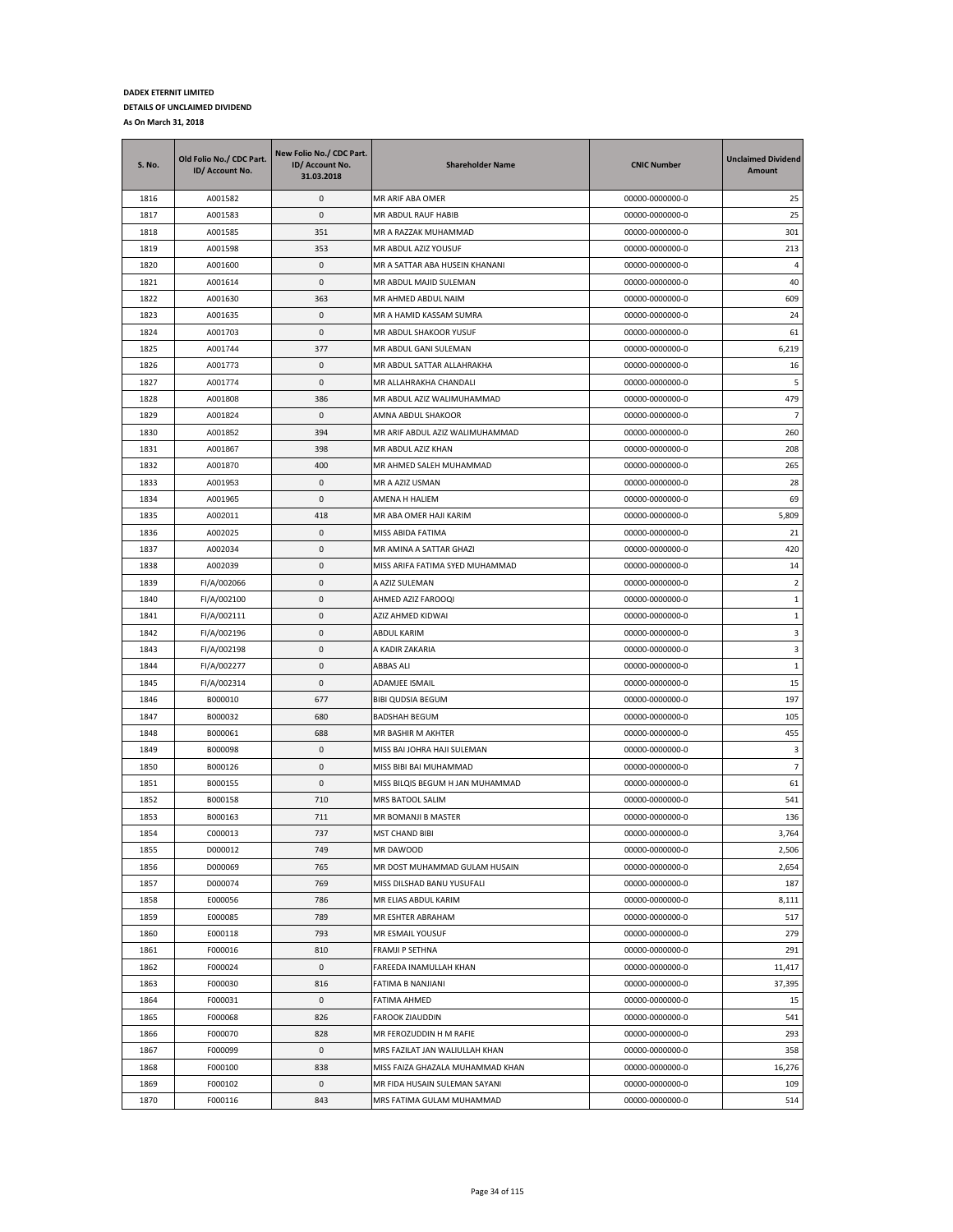**DADEX ETERNIT LIMITED**

**DETAILS OF UNCLAIMED DIVIDEND**

**As On March 31, 2018**

| S. No. | Old Folio No./ CDC Part. ID/ Account No. | New Folio No./ CDC Part. ID/ Account No. 31.03.2018 | Shareholder Name | CNIC Number | Unclaimed Dividend Amount |
|---|---|---|---|---|---|
| 1816 | A001582 | 0 | MR ARIF ABA OMER | 00000-0000000-0 | 25 |
| 1817 | A001583 | 0 | MR ABDUL RAUF HABIB | 00000-0000000-0 | 25 |
| 1818 | A001585 | 351 | MR A RAZZAK MUHAMMAD | 00000-0000000-0 | 301 |
| 1819 | A001598 | 353 | MR ABDUL AZIZ YOUSUF | 00000-0000000-0 | 213 |
| 1820 | A001600 | 0 | MR A SATTAR ABA HUSEIN KHANANI | 00000-0000000-0 | 4 |
| 1821 | A001614 | 0 | MR ABDUL MAJID SULEMAN | 00000-0000000-0 | 40 |
| 1822 | A001630 | 363 | MR AHMED ABDUL NAIM | 00000-0000000-0 | 609 |
| 1823 | A001635 | 0 | MR A HAMID KASSAM SUMRA | 00000-0000000-0 | 24 |
| 1824 | A001703 | 0 | MR ABDUL SHAKOOR YUSUF | 00000-0000000-0 | 61 |
| 1825 | A001744 | 377 | MR ABDUL GANI SULEMAN | 00000-0000000-0 | 6,219 |
| 1826 | A001773 | 0 | MR ABDUL SATTAR ALLAHRAKHA | 00000-0000000-0 | 16 |
| 1827 | A001774 | 0 | MR ALLAHRAKHA CHANDALI | 00000-0000000-0 | 5 |
| 1828 | A001808 | 386 | MR ABDUL AZIZ WALIMUHAMMAD | 00000-0000000-0 | 479 |
| 1829 | A001824 | 0 | AMNA ABDUL SHAKOOR | 00000-0000000-0 | 7 |
| 1830 | A001852 | 394 | MR ARIF ABDUL AZIZ WALIMUHAMMAD | 00000-0000000-0 | 260 |
| 1831 | A001867 | 398 | MR ABDUL AZIZ KHAN | 00000-0000000-0 | 208 |
| 1832 | A001870 | 400 | MR AHMED SALEH MUHAMMAD | 00000-0000000-0 | 265 |
| 1833 | A001953 | 0 | MR A AZIZ USMAN | 00000-0000000-0 | 28 |
| 1834 | A001965 | 0 | AMENA H HALIEM | 00000-0000000-0 | 69 |
| 1835 | A002011 | 418 | MR ABA OMER HAJI KARIM | 00000-0000000-0 | 5,809 |
| 1836 | A002025 | 0 | MISS ABIDA FATIMA | 00000-0000000-0 | 21 |
| 1837 | A002034 | 0 | MR AMINA A SATTAR GHAZI | 00000-0000000-0 | 420 |
| 1838 | A002039 | 0 | MISS ARIFA FATIMA SYED MUHAMMAD | 00000-0000000-0 | 14 |
| 1839 | FI/A/002066 | 0 | A AZIZ SULEMAN | 00000-0000000-0 | 2 |
| 1840 | FI/A/002100 | 0 | AHMED AZIZ FAROOQI | 00000-0000000-0 | 1 |
| 1841 | FI/A/002111 | 0 | AZIZ AHMED KIDWAI | 00000-0000000-0 | 1 |
| 1842 | FI/A/002196 | 0 | ABDUL KARIM | 00000-0000000-0 | 3 |
| 1843 | FI/A/002198 | 0 | A KADIR ZAKARIA | 00000-0000000-0 | 3 |
| 1844 | FI/A/002277 | 0 | ABBAS ALI | 00000-0000000-0 | 1 |
| 1845 | FI/A/002314 | 0 | ADAMJEE ISMAIL | 00000-0000000-0 | 15 |
| 1846 | B000010 | 677 | BIBI QUDSIA BEGUM | 00000-0000000-0 | 197 |
| 1847 | B000032 | 680 | BADSHAH BEGUM | 00000-0000000-0 | 105 |
| 1848 | B000061 | 688 | MR BASHIR M AKHTER | 00000-0000000-0 | 455 |
| 1849 | B000098 | 0 | MISS BAI JOHRA HAJI SULEMAN | 00000-0000000-0 | 3 |
| 1850 | B000126 | 0 | MISS BIBI BAI MUHAMMAD | 00000-0000000-0 | 7 |
| 1851 | B000155 | 0 | MISS BILQIS BEGUM H JAN MUHAMMAD | 00000-0000000-0 | 61 |
| 1852 | B000158 | 710 | MRS BATOOL SALIM | 00000-0000000-0 | 541 |
| 1853 | B000163 | 711 | MR BOMANJI B MASTER | 00000-0000000-0 | 136 |
| 1854 | C000013 | 737 | MST CHAND BIBI | 00000-0000000-0 | 3,764 |
| 1855 | D000012 | 749 | MR DAWOOD | 00000-0000000-0 | 2,506 |
| 1856 | D000069 | 765 | MR DOST MUHAMMAD GULAM HUSAIN | 00000-0000000-0 | 2,654 |
| 1857 | D000074 | 769 | MISS DILSHAD BANU YUSUFALI | 00000-0000000-0 | 187 |
| 1858 | E000056 | 786 | MR ELIAS ABDUL KARIM | 00000-0000000-0 | 8,111 |
| 1859 | E000085 | 789 | MR ESHTER ABRAHAM | 00000-0000000-0 | 517 |
| 1860 | E000118 | 793 | MR ESMAIL YOUSUF | 00000-0000000-0 | 279 |
| 1861 | F000016 | 810 | FRAMJI P SETHNA | 00000-0000000-0 | 291 |
| 1862 | F000024 | 0 | FAREEDA INAMULLAH KHAN | 00000-0000000-0 | 11,417 |
| 1863 | F000030 | 816 | FATIMA B NANJIANI | 00000-0000000-0 | 37,395 |
| 1864 | F000031 | 0 | FATIMA AHMED | 00000-0000000-0 | 15 |
| 1865 | F000068 | 826 | FAROOK ZIAUDDIN | 00000-0000000-0 | 541 |
| 1866 | F000070 | 828 | MR FEROZUDDIN H M RAFIE | 00000-0000000-0 | 293 |
| 1867 | F000099 | 0 | MRS FAZILAT JAN WALIULLAH KHAN | 00000-0000000-0 | 358 |
| 1868 | F000100 | 838 | MISS FAIZA GHAZALA MUHAMMAD KHAN | 00000-0000000-0 | 16,276 |
| 1869 | F000102 | 0 | MR FIDA HUSAIN SULEMAN SAYANI | 00000-0000000-0 | 109 |
| 1870 | F000116 | 843 | MRS FATIMA GULAM MUHAMMAD | 00000-0000000-0 | 514 |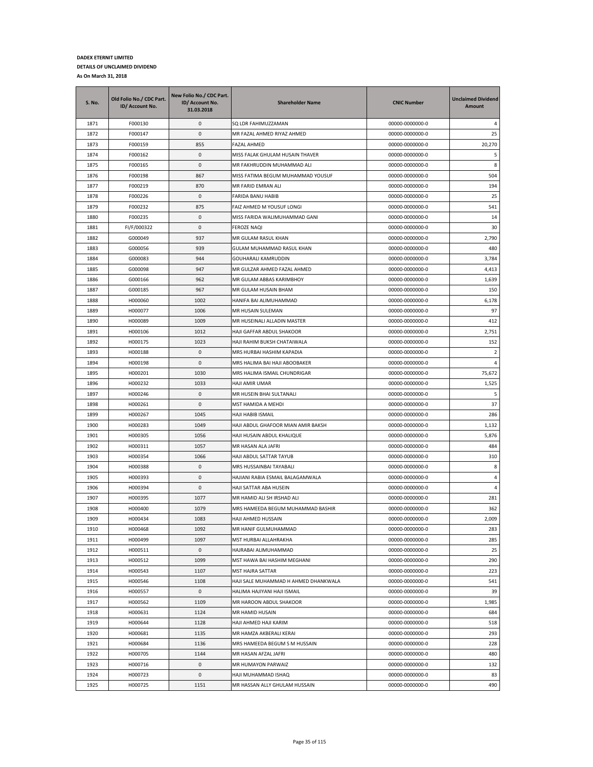**DADEX ETERNIT LIMITED**

**DETAILS OF UNCLAIMED DIVIDEND**

**As On March 31, 2018**

| S. No. | Old Folio No./ CDC Part. ID/ Account No. | New Folio No./ CDC Part. ID/ Account No. 31.03.2018 | Shareholder Name | CNIC Number | Unclaimed Dividend Amount |
|---|---|---|---|---|---|
| 1871 | F000130 | 0 | SQ LDR FAHIMUZZAMAN | 00000-0000000-0 | 4 |
| 1872 | F000147 | 0 | MR FAZAL AHMED RIYAZ AHMED | 00000-0000000-0 | 25 |
| 1873 | F000159 | 855 | FAZAL AHMED | 00000-0000000-0 | 20,270 |
| 1874 | F000162 | 0 | MISS FALAK GHULAM HUSAIN THAVER | 00000-0000000-0 | 5 |
| 1875 | F000165 | 0 | MR FAKHRUDDIN MUHAMMAD ALI | 00000-0000000-0 | 8 |
| 1876 | F000198 | 867 | MISS FATIMA BEGUM MUHAMMAD YOUSUF | 00000-0000000-0 | 504 |
| 1877 | F000219 | 870 | MR FARID EMRAN ALI | 00000-0000000-0 | 194 |
| 1878 | F000226 | 0 | FARIDA BANU HABIB | 00000-0000000-0 | 25 |
| 1879 | F000232 | 875 | FAIZ AHMED M YOUSUF LONGI | 00000-0000000-0 | 541 |
| 1880 | F000235 | 0 | MISS FARIDA WALIMUHAMMAD GANI | 00000-0000000-0 | 14 |
| 1881 | FI/F/000322 | 0 | FEROZE NAQI | 00000-0000000-0 | 30 |
| 1882 | G000049 | 937 | MR GULAM RASUL KHAN | 00000-0000000-0 | 2,790 |
| 1883 | G000056 | 939 | GULAM MUHAMMAD RASUL KHAN | 00000-0000000-0 | 480 |
| 1884 | G000083 | 944 | GOUHARALI KAMRUDDIN | 00000-0000000-0 | 3,784 |
| 1885 | G000098 | 947 | MR GULZAR AHMED FAZAL AHMED | 00000-0000000-0 | 4,413 |
| 1886 | G000166 | 962 | MR GULAM ABBAS KARIMBHOY | 00000-0000000-0 | 1,639 |
| 1887 | G000185 | 967 | MR GULAM HUSAIN BHAM | 00000-0000000-0 | 150 |
| 1888 | H000060 | 1002 | HANIFA BAI ALIMUHAMMAD | 00000-0000000-0 | 6,178 |
| 1889 | H000077 | 1006 | MR HUSAIN SULEMAN | 00000-0000000-0 | 97 |
| 1890 | H000089 | 1009 | MR HUSEINALI ALLADIN MASTER | 00000-0000000-0 | 412 |
| 1891 | H000106 | 1012 | HAJI GAFFAR ABDUL SHAKOOR | 00000-0000000-0 | 2,751 |
| 1892 | H000175 | 1023 | HAJI RAHIM BUKSH CHATAIWALA | 00000-0000000-0 | 152 |
| 1893 | H000188 | 0 | MRS HURBAI HASHIM KAPADIA | 00000-0000000-0 | 2 |
| 1894 | H000198 | 0 | MRS HALIMA BAI HAJI ABOOBAKER | 00000-0000000-0 | 4 |
| 1895 | H000201 | 1030 | MRS HALIMA ISMAIL CHUNDRIGAR | 00000-0000000-0 | 75,672 |
| 1896 | H000232 | 1033 | HAJI AMIR UMAR | 00000-0000000-0 | 1,525 |
| 1897 | H000246 | 0 | MR HUSEIN BHAI SULTANALI | 00000-0000000-0 | 5 |
| 1898 | H000261 | 0 | MST HAMIDA A MEHDI | 00000-0000000-0 | 37 |
| 1899 | H000267 | 1045 | HAJI HABIB ISMAIL | 00000-0000000-0 | 286 |
| 1900 | H000283 | 1049 | HAJI ABDUL GHAFOOR MIAN AMIR BAKSH | 00000-0000000-0 | 1,132 |
| 1901 | H000305 | 1056 | HAJI HUSAIN ABDUL KHALIQUE | 00000-0000000-0 | 5,876 |
| 1902 | H000311 | 1057 | MR HASAN ALA JAFRI | 00000-0000000-0 | 484 |
| 1903 | H000354 | 1066 | HAJI ABDUL SATTAR TAYUB | 00000-0000000-0 | 310 |
| 1904 | H000388 | 0 | MRS HUSSAINBAI TAYABALI | 00000-0000000-0 | 8 |
| 1905 | H000393 | 0 | HAJIANI RABIA ESMAIL BALAGAMWALA | 00000-0000000-0 | 4 |
| 1906 | H000394 | 0 | HAJI SATTAR ABA HUSEIN | 00000-0000000-0 | 4 |
| 1907 | H000395 | 1077 | MR HAMID ALI SH IRSHAD ALI | 00000-0000000-0 | 281 |
| 1908 | H000400 | 1079 | MRS HAMEEDA BEGUM MUHAMMAD BASHIR | 00000-0000000-0 | 362 |
| 1909 | H000434 | 1083 | HAJI AHMED HUSSAIN | 00000-0000000-0 | 2,009 |
| 1910 | H000468 | 1092 | MR HANIF GULMUHAMMAD | 00000-0000000-0 | 283 |
| 1911 | H000499 | 1097 | MST HURBAI ALLAHRAKHA | 00000-0000000-0 | 285 |
| 1912 | H000511 | 0 | HAJRABAI ALIMUHAMMAD | 00000-0000000-0 | 25 |
| 1913 | H000512 | 1099 | MST HAWA BAI HASHIM MEGHANI | 00000-0000000-0 | 290 |
| 1914 | H000543 | 1107 | MST HAJRA SATTAR | 00000-0000000-0 | 223 |
| 1915 | H000546 | 1108 | HAJI SALE MUHAMMAD H AHMED DHANKWALA | 00000-0000000-0 | 541 |
| 1916 | H000557 | 0 | HALIMA HAJIYANI HAJI ISMAIL | 00000-0000000-0 | 39 |
| 1917 | H000562 | 1109 | MR HAROON ABDUL SHAKOOR | 00000-0000000-0 | 1,985 |
| 1918 | H000631 | 1124 | MR HAMID HUSAIN | 00000-0000000-0 | 684 |
| 1919 | H000644 | 1128 | HAJI AHMED HAJI KARIM | 00000-0000000-0 | 518 |
| 1920 | H000681 | 1135 | MR HAMZA AKBERALI KERAI | 00000-0000000-0 | 293 |
| 1921 | H000684 | 1136 | MRS HAMEEDA BEGUM S M HUSSAIN | 00000-0000000-0 | 228 |
| 1922 | H000705 | 1144 | MR HASAN AFZAL JAFRI | 00000-0000000-0 | 480 |
| 1923 | H000716 | 0 | MR HUMAYON PARWAIZ | 00000-0000000-0 | 132 |
| 1924 | H000723 | 0 | HAJI MUHAMMAD ISHAQ | 00000-0000000-0 | 83 |
| 1925 | H000725 | 1151 | MR HASSAN ALLY GHULAM HUSSAIN | 00000-0000000-0 | 490 |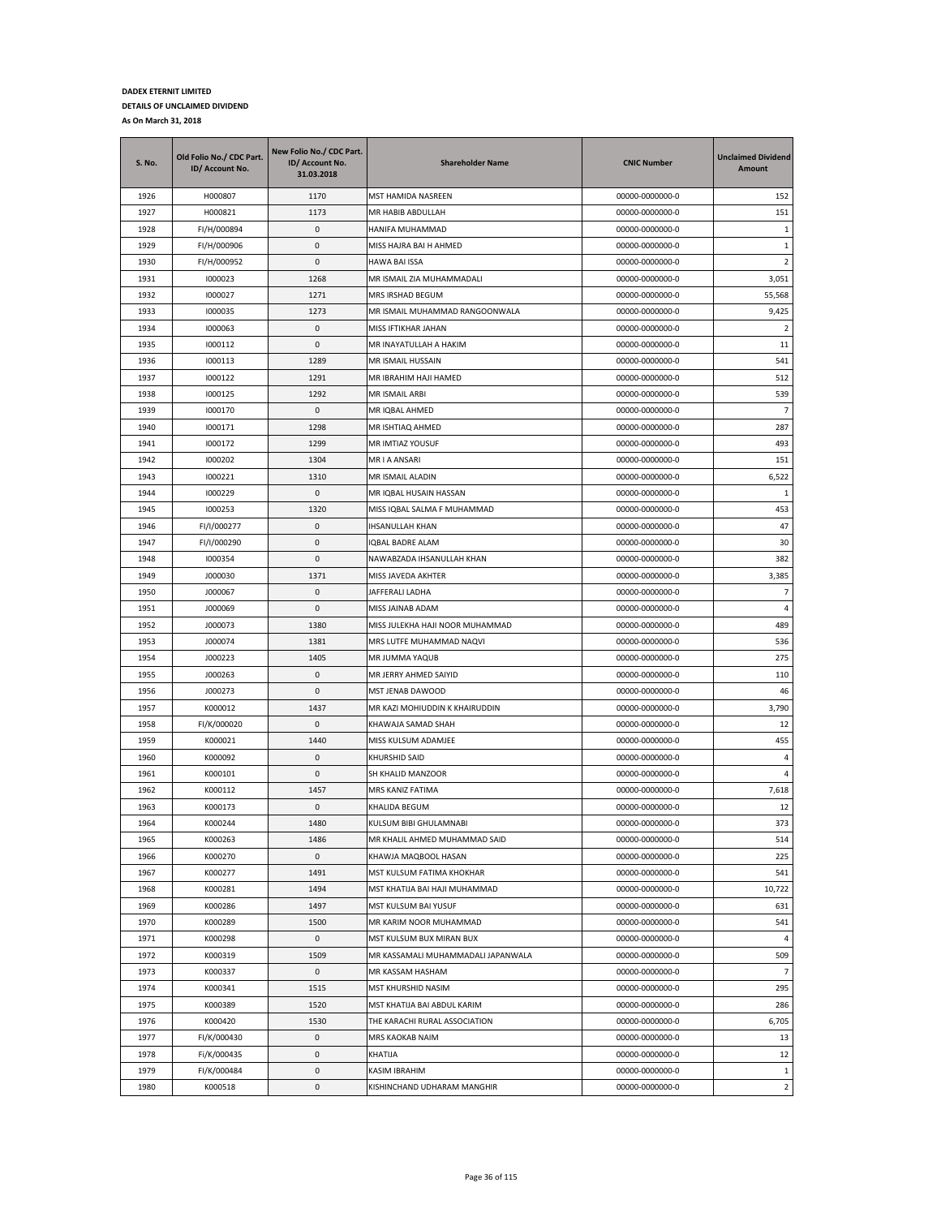**DADEX ETERNIT LIMITED**

**DETAILS OF UNCLAIMED DIVIDEND**

**As On March 31, 2018**

| S. No. | Old Folio No./ CDC Part. ID/ Account No. | New Folio No./ CDC Part. ID/ Account No. 31.03.2018 | Shareholder Name | CNIC Number | Unclaimed Dividend Amount |
|---|---|---|---|---|---|
| 1926 | H000807 | 1170 | MST HAMIDA NASREEN | 00000-0000000-0 | 152 |
| 1927 | H000821 | 1173 | MR HABIB ABDULLAH | 00000-0000000-0 | 151 |
| 1928 | FI/H/000894 | 0 | HANIFA MUHAMMAD | 00000-0000000-0 | 1 |
| 1929 | FI/H/000906 | 0 | MISS HAJRA BAI H AHMED | 00000-0000000-0 | 1 |
| 1930 | FI/H/000952 | 0 | HAWA BAI ISSA | 00000-0000000-0 | 2 |
| 1931 | I000023 | 1268 | MR ISMAIL ZIA MUHAMMADALI | 00000-0000000-0 | 3,051 |
| 1932 | I000027 | 1271 | MRS IRSHAD BEGUM | 00000-0000000-0 | 55,568 |
| 1933 | I000035 | 1273 | MR ISMAIL MUHAMMAD RANGOONWALA | 00000-0000000-0 | 9,425 |
| 1934 | I000063 | 0 | MISS IFTIKHAR JAHAN | 00000-0000000-0 | 2 |
| 1935 | I000112 | 0 | MR INAYATULLAH A HAKIM | 00000-0000000-0 | 11 |
| 1936 | I000113 | 1289 | MR ISMAIL HUSSAIN | 00000-0000000-0 | 541 |
| 1937 | I000122 | 1291 | MR IBRAHIM HAJI HAMED | 00000-0000000-0 | 512 |
| 1938 | I000125 | 1292 | MR ISMAIL ARBI | 00000-0000000-0 | 539 |
| 1939 | I000170 | 0 | MR IQBAL AHMED | 00000-0000000-0 | 7 |
| 1940 | I000171 | 1298 | MR ISHTIAQ AHMED | 00000-0000000-0 | 287 |
| 1941 | I000172 | 1299 | MR IMTIAZ YOUSUF | 00000-0000000-0 | 493 |
| 1942 | I000202 | 1304 | MR I A ANSARI | 00000-0000000-0 | 151 |
| 1943 | I000221 | 1310 | MR ISMAIL ALADIN | 00000-0000000-0 | 6,522 |
| 1944 | I000229 | 0 | MR IQBAL HUSAIN HASSAN | 00000-0000000-0 | 1 |
| 1945 | I000253 | 1320 | MISS IQBAL SALMA F MUHAMMAD | 00000-0000000-0 | 453 |
| 1946 | FI/I/000277 | 0 | IHSANULLAH KHAN | 00000-0000000-0 | 47 |
| 1947 | FI/I/000290 | 0 | IQBAL BADRE ALAM | 00000-0000000-0 | 30 |
| 1948 | I000354 | 0 | NAWABZADA IHSANULLAH KHAN | 00000-0000000-0 | 382 |
| 1949 | J000030 | 1371 | MISS JAVEDA AKHTER | 00000-0000000-0 | 3,385 |
| 1950 | J000067 | 0 | JAFFERALI LADHA | 00000-0000000-0 | 7 |
| 1951 | J000069 | 0 | MISS JAINAB ADAM | 00000-0000000-0 | 4 |
| 1952 | J000073 | 1380 | MISS JULEKHA HAJI NOOR MUHAMMAD | 00000-0000000-0 | 489 |
| 1953 | J000074 | 1381 | MRS LUTFE MUHAMMAD NAQVI | 00000-0000000-0 | 536 |
| 1954 | J000223 | 1405 | MR JUMMA YAQUB | 00000-0000000-0 | 275 |
| 1955 | J000263 | 0 | MR JERRY AHMED SAIYID | 00000-0000000-0 | 110 |
| 1956 | J000273 | 0 | MST JENAB DAWOOD | 00000-0000000-0 | 46 |
| 1957 | K000012 | 1437 | MR KAZI MOHIUDDIN K KHAIRUDDIN | 00000-0000000-0 | 3,790 |
| 1958 | FI/K/000020 | 0 | KHAWAJA SAMAD SHAH | 00000-0000000-0 | 12 |
| 1959 | K000021 | 1440 | MISS KULSUM ADAMJEE | 00000-0000000-0 | 455 |
| 1960 | K000092 | 0 | KHURSHID SAID | 00000-0000000-0 | 4 |
| 1961 | K000101 | 0 | SH KHALID MANZOOR | 00000-0000000-0 | 4 |
| 1962 | K000112 | 1457 | MRS KANIZ FATIMA | 00000-0000000-0 | 7,618 |
| 1963 | K000173 | 0 | KHALIDA BEGUM | 00000-0000000-0 | 12 |
| 1964 | K000244 | 1480 | KULSUM BIBI GHULAMNABI | 00000-0000000-0 | 373 |
| 1965 | K000263 | 1486 | MR KHALIL AHMED MUHAMMAD SAID | 00000-0000000-0 | 514 |
| 1966 | K000270 | 0 | KHAWJA MAQBOOL HASAN | 00000-0000000-0 | 225 |
| 1967 | K000277 | 1491 | MST KULSUM FATIMA KHOKHAR | 00000-0000000-0 | 541 |
| 1968 | K000281 | 1494 | MST KHATIJA BAI HAJI MUHAMMAD | 00000-0000000-0 | 10,722 |
| 1969 | K000286 | 1497 | MST KULSUM BAI YUSUF | 00000-0000000-0 | 631 |
| 1970 | K000289 | 1500 | MR KARIM NOOR MUHAMMAD | 00000-0000000-0 | 541 |
| 1971 | K000298 | 0 | MST KULSUM BUX MIRAN BUX | 00000-0000000-0 | 4 |
| 1972 | K000319 | 1509 | MR KASSAMALI MUHAMMADALI JAPANWALA | 00000-0000000-0 | 509 |
| 1973 | K000337 | 0 | MR KASSAM HASHAM | 00000-0000000-0 | 7 |
| 1974 | K000341 | 1515 | MST KHURSHID NASIM | 00000-0000000-0 | 295 |
| 1975 | K000389 | 1520 | MST KHATIJA BAI ABDUL KARIM | 00000-0000000-0 | 286 |
| 1976 | K000420 | 1530 | THE KARACHI RURAL ASSOCIATION | 00000-0000000-0 | 6,705 |
| 1977 | FI/K/000430 | 0 | MRS KAOKAB NAIM | 00000-0000000-0 | 13 |
| 1978 | Fi/K/000435 | 0 | KHATIJA | 00000-0000000-0 | 12 |
| 1979 | FI/K/000484 | 0 | KASIM IBRAHIM | 00000-0000000-0 | 1 |
| 1980 | K000518 | 0 | KISHINCHAND UDHARAM MANGHIR | 00000-0000000-0 | 2 |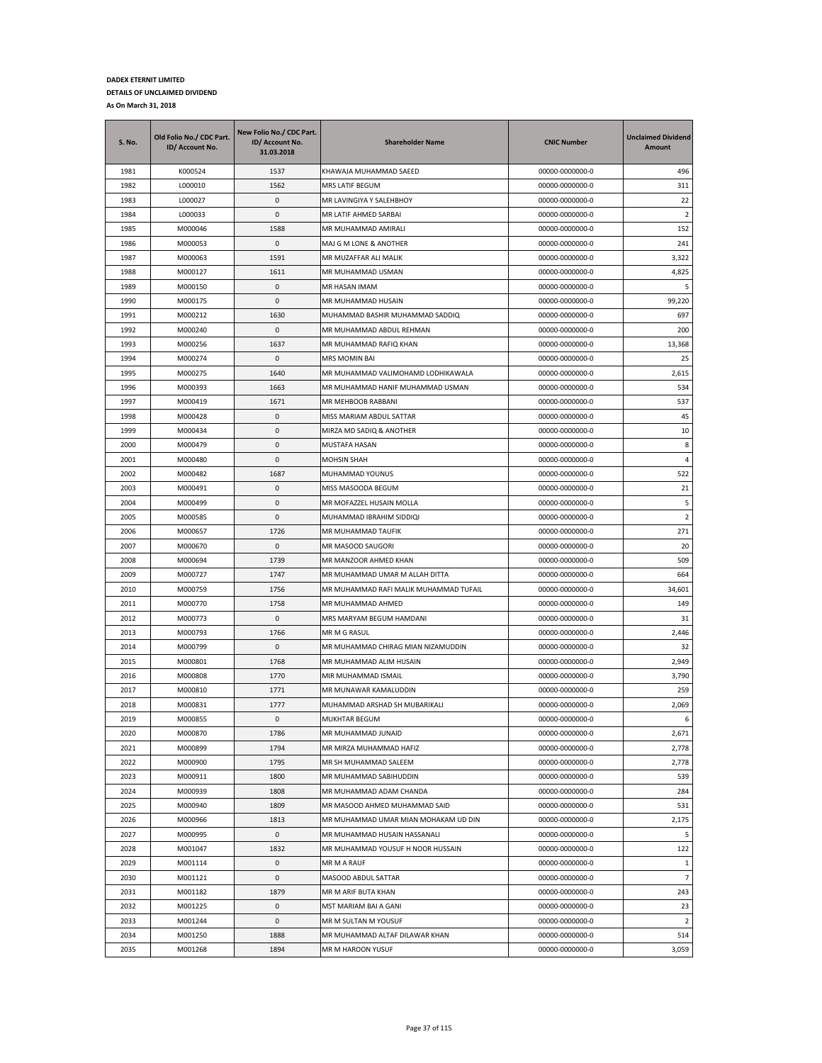**DADEX ETERNIT LIMITED**

**DETAILS OF UNCLAIMED DIVIDEND**

**As On March 31, 2018**

| S. No. | Old Folio No./ CDC Part. ID/ Account No. | New Folio No./ CDC Part. ID/ Account No. 31.03.2018 | Shareholder Name | CNIC Number | Unclaimed Dividend Amount |
|---|---|---|---|---|---|
| 1981 | K000524 | 1537 | KHAWAJA MUHAMMAD SAEED | 00000-0000000-0 | 496 |
| 1982 | L000010 | 1562 | MRS LATIF BEGUM | 00000-0000000-0 | 311 |
| 1983 | L000027 | 0 | MR LAVINGIYA Y SALEHBHOY | 00000-0000000-0 | 22 |
| 1984 | L000033 | 0 | MR LATIF AHMED SARBAI | 00000-0000000-0 | 2 |
| 1985 | M000046 | 1588 | MR MUHAMMAD AMIRALI | 00000-0000000-0 | 152 |
| 1986 | M000053 | 0 | MAJ G M LONE & ANOTHER | 00000-0000000-0 | 241 |
| 1987 | M000063 | 1591 | MR MUZAFFAR ALI MALIK | 00000-0000000-0 | 3,322 |
| 1988 | M000127 | 1611 | MR MUHAMMAD USMAN | 00000-0000000-0 | 4,825 |
| 1989 | M000150 | 0 | MR HASAN IMAM | 00000-0000000-0 | 5 |
| 1990 | M000175 | 0 | MR MUHAMMAD HUSAIN | 00000-0000000-0 | 99,220 |
| 1991 | M000212 | 1630 | MUHAMMAD BASHIR MUHAMMAD SADDIQ | 00000-0000000-0 | 697 |
| 1992 | M000240 | 0 | MR MUHAMMAD ABDUL REHMAN | 00000-0000000-0 | 200 |
| 1993 | M000256 | 1637 | MR MUHAMMAD RAFIQ KHAN | 00000-0000000-0 | 13,368 |
| 1994 | M000274 | 0 | MRS MOMIN BAI | 00000-0000000-0 | 25 |
| 1995 | M000275 | 1640 | MR MUHAMMAD VALIMOHAMD LODHIKAWALA | 00000-0000000-0 | 2,615 |
| 1996 | M000393 | 1663 | MR MUHAMMAD HANIF MUHAMMAD USMAN | 00000-0000000-0 | 534 |
| 1997 | M000419 | 1671 | MR MEHBOOB RABBANI | 00000-0000000-0 | 537 |
| 1998 | M000428 | 0 | MISS MARIAM ABDUL SATTAR | 00000-0000000-0 | 45 |
| 1999 | M000434 | 0 | MIRZA MD SADIQ & ANOTHER | 00000-0000000-0 | 10 |
| 2000 | M000479 | 0 | MUSTAFA HASAN | 00000-0000000-0 | 8 |
| 2001 | M000480 | 0 | MOHSIN SHAH | 00000-0000000-0 | 4 |
| 2002 | M000482 | 1687 | MUHAMMAD YOUNUS | 00000-0000000-0 | 522 |
| 2003 | M000491 | 0 | MISS MASOODA BEGUM | 00000-0000000-0 | 21 |
| 2004 | M000499 | 0 | MR MOFAZZEL HUSAIN MOLLA | 00000-0000000-0 | 5 |
| 2005 | M000585 | 0 | MUHAMMAD IBRAHIM SIDDIQI | 00000-0000000-0 | 2 |
| 2006 | M000657 | 1726 | MR MUHAMMAD TAUFIK | 00000-0000000-0 | 271 |
| 2007 | M000670 | 0 | MR MASOOD SAUGORI | 00000-0000000-0 | 20 |
| 2008 | M000694 | 1739 | MR MANZOOR AHMED KHAN | 00000-0000000-0 | 509 |
| 2009 | M000727 | 1747 | MR MUHAMMAD UMAR M ALLAH DITTA | 00000-0000000-0 | 664 |
| 2010 | M000759 | 1756 | MR MUHAMMAD RAFI MALIK MUHAMMAD TUFAIL | 00000-0000000-0 | 34,601 |
| 2011 | M000770 | 1758 | MR MUHAMMAD AHMED | 00000-0000000-0 | 149 |
| 2012 | M000773 | 0 | MRS MARYAM BEGUM HAMDANI | 00000-0000000-0 | 31 |
| 2013 | M000793 | 1766 | MR M G RASUL | 00000-0000000-0 | 2,446 |
| 2014 | M000799 | 0 | MR MUHAMMAD CHIRAG MIAN NIZAMUDDIN | 00000-0000000-0 | 32 |
| 2015 | M000801 | 1768 | MR MUHAMMAD ALIM HUSAIN | 00000-0000000-0 | 2,949 |
| 2016 | M000808 | 1770 | MIR MUHAMMAD ISMAIL | 00000-0000000-0 | 3,790 |
| 2017 | M000810 | 1771 | MR MUNAWAR KAMALUDDIN | 00000-0000000-0 | 259 |
| 2018 | M000831 | 1777 | MUHAMMAD ARSHAD SH MUBARIKALI | 00000-0000000-0 | 2,069 |
| 2019 | M000855 | 0 | MUKHTAR BEGUM | 00000-0000000-0 | 6 |
| 2020 | M000870 | 1786 | MR MUHAMMAD JUNAID | 00000-0000000-0 | 2,671 |
| 2021 | M000899 | 1794 | MR MIRZA MUHAMMAD HAFIZ | 00000-0000000-0 | 2,778 |
| 2022 | M000900 | 1795 | MR SH MUHAMMAD SALEEM | 00000-0000000-0 | 2,778 |
| 2023 | M000911 | 1800 | MR MUHAMMAD SABIHUDDIN | 00000-0000000-0 | 539 |
| 2024 | M000939 | 1808 | MR MUHAMMAD ADAM CHANDA | 00000-0000000-0 | 284 |
| 2025 | M000940 | 1809 | MR MASOOD AHMED MUHAMMAD SAID | 00000-0000000-0 | 531 |
| 2026 | M000966 | 1813 | MR MUHAMMAD UMAR MIAN MOHAKAM UD DIN | 00000-0000000-0 | 2,175 |
| 2027 | M000995 | 0 | MR MUHAMMAD HUSAIN HASSANALI | 00000-0000000-0 | 5 |
| 2028 | M001047 | 1832 | MR MUHAMMAD YOUSUF H NOOR HUSSAIN | 00000-0000000-0 | 122 |
| 2029 | M001114 | 0 | MR M A RAUF | 00000-0000000-0 | 1 |
| 2030 | M001121 | 0 | MASOOD ABDUL SATTAR | 00000-0000000-0 | 7 |
| 2031 | M001182 | 1879 | MR M ARIF BUTA KHAN | 00000-0000000-0 | 243 |
| 2032 | M001225 | 0 | MST MARIAM BAI A GANI | 00000-0000000-0 | 23 |
| 2033 | M001244 | 0 | MR M SULTAN M YOUSUF | 00000-0000000-0 | 2 |
| 2034 | M001250 | 1888 | MR MUHAMMAD ALTAF DILAWAR KHAN | 00000-0000000-0 | 514 |
| 2035 | M001268 | 1894 | MR M HAROON YUSUF | 00000-0000000-0 | 3,059 |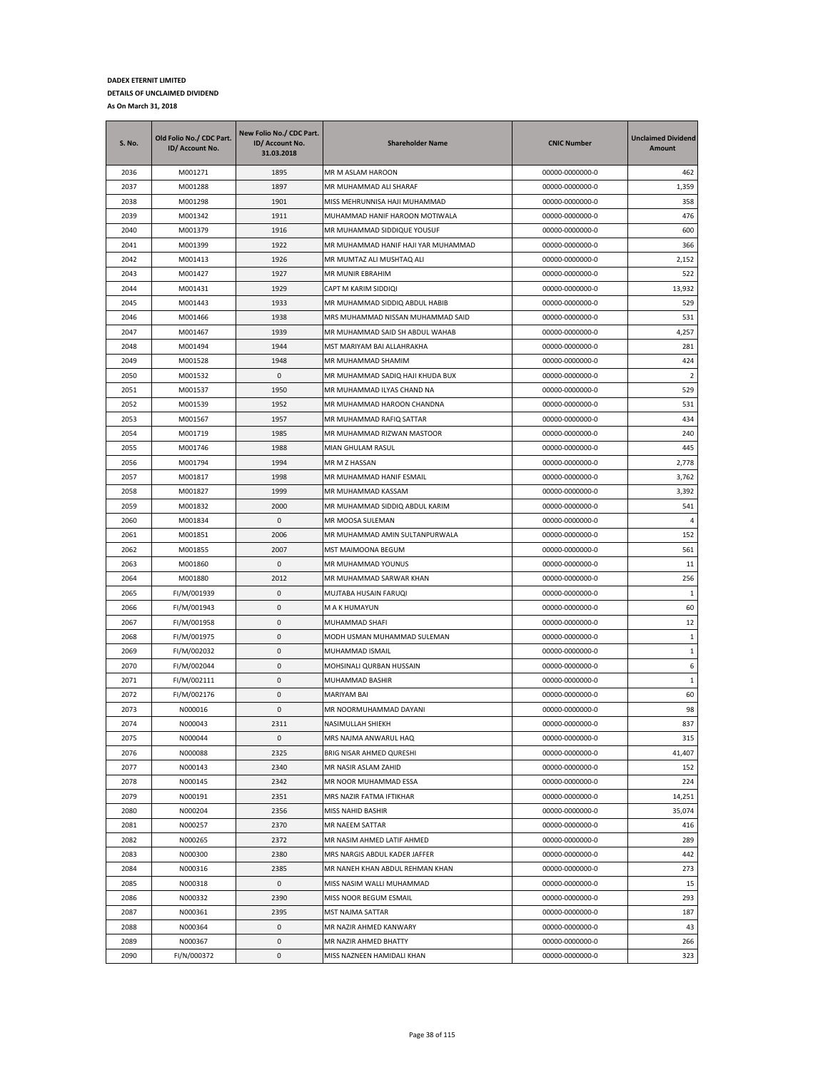**DADEX ETERNIT LIMITED**

**DETAILS OF UNCLAIMED DIVIDEND**

**As On March 31, 2018**

| S. No. | Old Folio No./ CDC Part. ID/ Account No. | New Folio No./ CDC Part. ID/ Account No. 31.03.2018 | Shareholder Name | CNIC Number | Unclaimed Dividend Amount |
|---|---|---|---|---|---|
| 2036 | M001271 | 1895 | MR M ASLAM HAROON | 00000-0000000-0 | 462 |
| 2037 | M001288 | 1897 | MR MUHAMMAD ALI SHARAF | 00000-0000000-0 | 1,359 |
| 2038 | M001298 | 1901 | MISS MEHRUNNISA HAJI MUHAMMAD | 00000-0000000-0 | 358 |
| 2039 | M001342 | 1911 | MUHAMMAD HANIF HAROON MOTIWALA | 00000-0000000-0 | 476 |
| 2040 | M001379 | 1916 | MR MUHAMMAD SIDDIQUE YOUSUF | 00000-0000000-0 | 600 |
| 2041 | M001399 | 1922 | MR MUHAMMAD HANIF HAJI YAR MUHAMMAD | 00000-0000000-0 | 366 |
| 2042 | M001413 | 1926 | MR MUMTAZ ALI MUSHTAQ ALI | 00000-0000000-0 | 2,152 |
| 2043 | M001427 | 1927 | MR MUNIR EBRAHIM | 00000-0000000-0 | 522 |
| 2044 | M001431 | 1929 | CAPT M KARIM SIDDIQI | 00000-0000000-0 | 13,932 |
| 2045 | M001443 | 1933 | MR MUHAMMAD SIDDIQ ABDUL HABIB | 00000-0000000-0 | 529 |
| 2046 | M001466 | 1938 | MRS MUHAMMAD NISSAN MUHAMMAD SAID | 00000-0000000-0 | 531 |
| 2047 | M001467 | 1939 | MR MUHAMMAD SAID SH ABDUL WAHAB | 00000-0000000-0 | 4,257 |
| 2048 | M001494 | 1944 | MST MARIYAM BAI ALLAHRAKHA | 00000-0000000-0 | 281 |
| 2049 | M001528 | 1948 | MR MUHAMMAD SHAMIM | 00000-0000000-0 | 424 |
| 2050 | M001532 | 0 | MR MUHAMMAD SADIQ HAJI KHUDA BUX | 00000-0000000-0 | 2 |
| 2051 | M001537 | 1950 | MR MUHAMMAD ILYAS CHAND NA | 00000-0000000-0 | 529 |
| 2052 | M001539 | 1952 | MR MUHAMMAD HAROON CHANDNA | 00000-0000000-0 | 531 |
| 2053 | M001567 | 1957 | MR MUHAMMAD RAFIQ SATTAR | 00000-0000000-0 | 434 |
| 2054 | M001719 | 1985 | MR MUHAMMAD RIZWAN MASTOOR | 00000-0000000-0 | 240 |
| 2055 | M001746 | 1988 | MIAN GHULAM RASUL | 00000-0000000-0 | 445 |
| 2056 | M001794 | 1994 | MR M Z HASSAN | 00000-0000000-0 | 2,778 |
| 2057 | M001817 | 1998 | MR MUHAMMAD HANIF ESMAIL | 00000-0000000-0 | 3,762 |
| 2058 | M001827 | 1999 | MR MUHAMMAD KASSAM | 00000-0000000-0 | 3,392 |
| 2059 | M001832 | 2000 | MR MUHAMMAD SIDDIQ ABDUL KARIM | 00000-0000000-0 | 541 |
| 2060 | M001834 | 0 | MR MOOSA SULEMAN | 00000-0000000-0 | 4 |
| 2061 | M001851 | 2006 | MR MUHAMMAD AMIN SULTANPURWALA | 00000-0000000-0 | 152 |
| 2062 | M001855 | 2007 | MST MAIMOONA BEGUM | 00000-0000000-0 | 561 |
| 2063 | M001860 | 0 | MR MUHAMMAD YOUNUS | 00000-0000000-0 | 11 |
| 2064 | M001880 | 2012 | MR MUHAMMAD SARWAR KHAN | 00000-0000000-0 | 256 |
| 2065 | FI/M/001939 | 0 | MUJTABA HUSAIN FARUQI | 00000-0000000-0 | 1 |
| 2066 | FI/M/001943 | 0 | M A K HUMAYUN | 00000-0000000-0 | 60 |
| 2067 | FI/M/001958 | 0 | MUHAMMAD SHAFI | 00000-0000000-0 | 12 |
| 2068 | FI/M/001975 | 0 | MODH USMAN MUHAMMAD SULEMAN | 00000-0000000-0 | 1 |
| 2069 | FI/M/002032 | 0 | MUHAMMAD ISMAIL | 00000-0000000-0 | 1 |
| 2070 | FI/M/002044 | 0 | MOHSINALI QURBAN HUSSAIN | 00000-0000000-0 | 6 |
| 2071 | FI/M/002111 | 0 | MUHAMMAD BASHIR | 00000-0000000-0 | 1 |
| 2072 | FI/M/002176 | 0 | MARIYAM BAI | 00000-0000000-0 | 60 |
| 2073 | N000016 | 0 | MR NOORMUHAMMAD DAYANI | 00000-0000000-0 | 98 |
| 2074 | N000043 | 2311 | NASIMULLAH SHIEKH | 00000-0000000-0 | 837 |
| 2075 | N000044 | 0 | MRS NAJMA ANWARUL HAQ | 00000-0000000-0 | 315 |
| 2076 | N000088 | 2325 | BRIG NISAR AHMED QURESHI | 00000-0000000-0 | 41,407 |
| 2077 | N000143 | 2340 | MR NASIR ASLAM ZAHID | 00000-0000000-0 | 152 |
| 2078 | N000145 | 2342 | MR NOOR MUHAMMAD ESSA | 00000-0000000-0 | 224 |
| 2079 | N000191 | 2351 | MRS NAZIR FATMA IFTIKHAR | 00000-0000000-0 | 14,251 |
| 2080 | N000204 | 2356 | MISS NAHID BASHIR | 00000-0000000-0 | 35,074 |
| 2081 | N000257 | 2370 | MR NAEEM SATTAR | 00000-0000000-0 | 416 |
| 2082 | N000265 | 2372 | MR NASIM AHMED LATIF AHMED | 00000-0000000-0 | 289 |
| 2083 | N000300 | 2380 | MRS NARGIS ABDUL KADER JAFFER | 00000-0000000-0 | 442 |
| 2084 | N000316 | 2385 | MR NANEH KHAN ABDUL REHMAN KHAN | 00000-0000000-0 | 273 |
| 2085 | N000318 | 0 | MISS NASIM WALLI MUHAMMAD | 00000-0000000-0 | 15 |
| 2086 | N000332 | 2390 | MISS NOOR BEGUM ESMAIL | 00000-0000000-0 | 293 |
| 2087 | N000361 | 2395 | MST NAJMA SATTAR | 00000-0000000-0 | 187 |
| 2088 | N000364 | 0 | MR NAZIR AHMED KANWARY | 00000-0000000-0 | 43 |
| 2089 | N000367 | 0 | MR NAZIR AHMED BHATTY | 00000-0000000-0 | 266 |
| 2090 | FI/N/000372 | 0 | MISS NAZNEEN HAMIDALI KHAN | 00000-0000000-0 | 323 |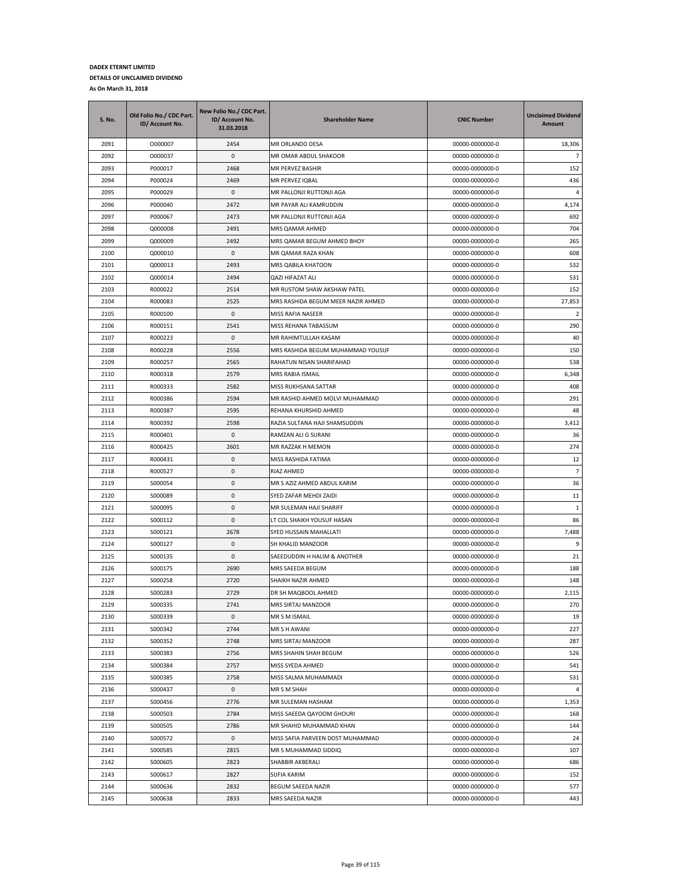**DADEX ETERNIT LIMITED**

**DETAILS OF UNCLAIMED DIVIDEND**

**As On March 31, 2018**

| S. No. | Old Folio No./ CDC Part. ID/ Account No. | New Folio No./ CDC Part. ID/ Account No. 31.03.2018 | Shareholder Name | CNIC Number | Unclaimed Dividend Amount |
|---|---|---|---|---|---|
| 2091 | O000007 | 2454 | MR ORLANDO DESA | 00000-0000000-0 | 18,306 |
| 2092 | O000037 | 0 | MR OMAR ABDUL SHAKOOR | 00000-0000000-0 | 7 |
| 2093 | P000017 | 2468 | MR PERVEZ BASHIR | 00000-0000000-0 | 152 |
| 2094 | P000024 | 2469 | MR PERVEZ IQBAL | 00000-0000000-0 | 436 |
| 2095 | P000029 | 0 | MR PALLONJI RUTTONJI AGA | 00000-0000000-0 | 4 |
| 2096 | P000040 | 2472 | MR PAYAR ALI KAMRUDDIN | 00000-0000000-0 | 4,174 |
| 2097 | P000067 | 2473 | MR PALLONJI RUTTONJI AGA | 00000-0000000-0 | 692 |
| 2098 | Q000008 | 2491 | MRS QAMAR AHMED | 00000-0000000-0 | 704 |
| 2099 | Q000009 | 2492 | MRS QAMAR BEGUM AHMED BHOY | 00000-0000000-0 | 265 |
| 2100 | Q000010 | 0 | MR QAMAR RAZA KHAN | 00000-0000000-0 | 608 |
| 2101 | Q000013 | 2493 | MRS QABILA KHATOON | 00000-0000000-0 | 532 |
| 2102 | Q000014 | 2494 | QAZI HIFAZAT ALI | 00000-0000000-0 | 531 |
| 2103 | R000022 | 2514 | MR RUSTOM SHAW AKSHAW PATEL | 00000-0000000-0 | 152 |
| 2104 | R000083 | 2525 | MRS RASHIDA BEGUM MEER NAZIR AHMED | 00000-0000000-0 | 27,853 |
| 2105 | R000100 | 0 | MISS RAFIA NASEER | 00000-0000000-0 | 2 |
| 2106 | R000151 | 2541 | MISS REHANA TABASSUM | 00000-0000000-0 | 290 |
| 2107 | R000223 | 0 | MR RAHIMTULLAH KASAM | 00000-0000000-0 | 40 |
| 2108 | R000228 | 2556 | MRS RASHIDA BEGUM MUHAMMAD YOUSUF | 00000-0000000-0 | 150 |
| 2109 | R000257 | 2565 | RAHATUN NISAN SHARIFAHAD | 00000-0000000-0 | 538 |
| 2110 | R000318 | 2579 | MRS RABIA ISMAIL | 00000-0000000-0 | 6,348 |
| 2111 | R000333 | 2582 | MISS RUKHSANA SATTAR | 00000-0000000-0 | 408 |
| 2112 | R000386 | 2594 | MR RASHID AHMED MOLVI MUHAMMAD | 00000-0000000-0 | 291 |
| 2113 | R000387 | 2595 | REHANA KHURSHID AHMED | 00000-0000000-0 | 48 |
| 2114 | R000392 | 2598 | RAZIA SULTANA HAJI SHAMSUDDIN | 00000-0000000-0 | 3,412 |
| 2115 | R000401 | 0 | RAMZAN ALI G SURANI | 00000-0000000-0 | 36 |
| 2116 | R000425 | 2601 | MR RAZZAK H MEMON | 00000-0000000-0 | 274 |
| 2117 | R000431 | 0 | MISS RASHIDA FATIMA | 00000-0000000-0 | 12 |
| 2118 | R000527 | 0 | RIAZ AHMED | 00000-0000000-0 | 7 |
| 2119 | S000054 | 0 | MR S AZIZ AHMED ABDUL KARIM | 00000-0000000-0 | 36 |
| 2120 | S000089 | 0 | SYED ZAFAR MEHDI ZAIDI | 00000-0000000-0 | 11 |
| 2121 | S000095 | 0 | MR SULEMAN HAJI SHARIFF | 00000-0000000-0 | 1 |
| 2122 | S000112 | 0 | LT COL SHAIKH YOUSUF HASAN | 00000-0000000-0 | 86 |
| 2123 | S000121 | 2678 | SYED HUSSAIN MAHALLATI | 00000-0000000-0 | 7,488 |
| 2124 | S000127 | 0 | SH KHALID MANZOOR | 00000-0000000-0 | 9 |
| 2125 | S000135 | 0 | SAEEDUDDIN H HALIM & ANOTHER | 00000-0000000-0 | 21 |
| 2126 | S000175 | 2690 | MRS SAEEDA BEGUM | 00000-0000000-0 | 188 |
| 2127 | S000258 | 2720 | SHAIKH NAZIR AHMED | 00000-0000000-0 | 148 |
| 2128 | S000283 | 2729 | DR SH MAQBOOL AHMED | 00000-0000000-0 | 2,115 |
| 2129 | S000335 | 2741 | MRS SIRTAJ MANZOOR | 00000-0000000-0 | 270 |
| 2130 | S000339 | 0 | MR S M ISMAIL | 00000-0000000-0 | 19 |
| 2131 | S000342 | 2744 | MR S H AWANI | 00000-0000000-0 | 227 |
| 2132 | S000352 | 2748 | MRS SIRTAJ MANZOOR | 00000-0000000-0 | 287 |
| 2133 | S000383 | 2756 | MRS SHAHIN SHAH BEGUM | 00000-0000000-0 | 526 |
| 2134 | S000384 | 2757 | MISS SYEDA AHMED | 00000-0000000-0 | 541 |
| 2135 | S000385 | 2758 | MISS SALMA MUHAMMADI | 00000-0000000-0 | 531 |
| 2136 | S000437 | 0 | MR S M SHAH | 00000-0000000-0 | 4 |
| 2137 | S000456 | 2776 | MR SULEMAN HASHAM | 00000-0000000-0 | 1,353 |
| 2138 | S000503 | 2784 | MISS SAEEDA QAYOOM GHOURI | 00000-0000000-0 | 168 |
| 2139 | S000505 | 2786 | MR SHAHID MUHAMMAD KHAN | 00000-0000000-0 | 144 |
| 2140 | S000572 | 0 | MISS SAFIA PARVEEN DOST MUHAMMAD | 00000-0000000-0 | 24 |
| 2141 | S000585 | 2815 | MR S MUHAMMAD SIDDIQ | 00000-0000000-0 | 107 |
| 2142 | S000605 | 2823 | SHABBIR AKBERALI | 00000-0000000-0 | 686 |
| 2143 | S000617 | 2827 | SUFIA KARIM | 00000-0000000-0 | 152 |
| 2144 | S000636 | 2832 | BEGUM SAEEDA NAZIR | 00000-0000000-0 | 577 |
| 2145 | S000638 | 2833 | MRS SAEEDA NAZIR | 00000-0000000-0 | 443 |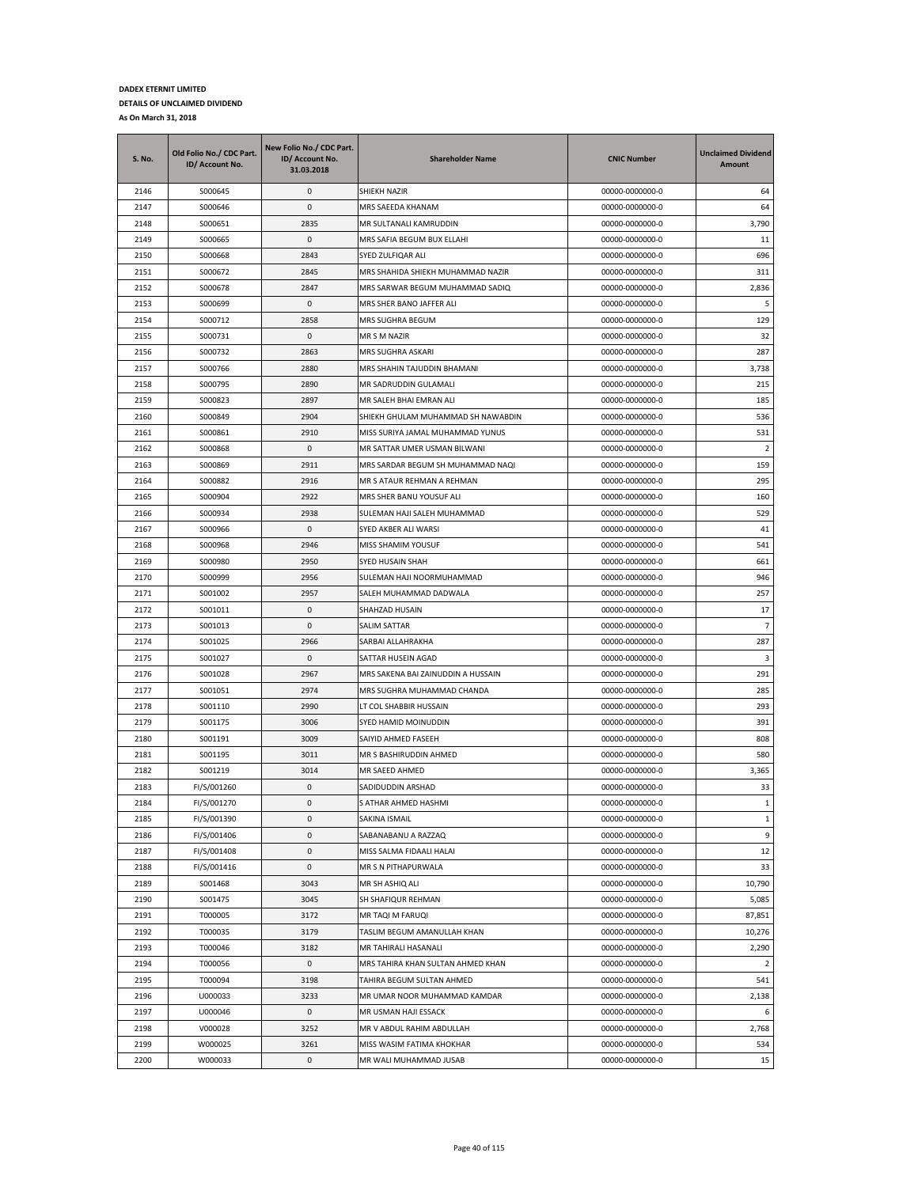**DADEX ETERNIT LIMITED**

**DETAILS OF UNCLAIMED DIVIDEND**

**As On March 31, 2018**

| S. No. | Old Folio No./ CDC Part. ID/ Account No. | New Folio No./ CDC Part. ID/ Account No. 31.03.2018 | Shareholder Name | CNIC Number | Unclaimed Dividend Amount |
|---|---|---|---|---|---|
| 2146 | S000645 | 0 | SHIEKH NAZIR | 00000-0000000-0 | 64 |
| 2147 | S000646 | 0 | MRS SAEEDA KHANAM | 00000-0000000-0 | 64 |
| 2148 | S000651 | 2835 | MR SULTANALI KAMRUDDIN | 00000-0000000-0 | 3,790 |
| 2149 | S000665 | 0 | MRS SAFIA BEGUM BUX ELLAHI | 00000-0000000-0 | 11 |
| 2150 | S000668 | 2843 | SYED ZULFIQAR ALI | 00000-0000000-0 | 696 |
| 2151 | S000672 | 2845 | MRS SHAHIDA SHIEKH MUHAMMAD NAZIR | 00000-0000000-0 | 311 |
| 2152 | S000678 | 2847 | MRS SARWAR BEGUM MUHAMMAD SADIQ | 00000-0000000-0 | 2,836 |
| 2153 | S000699 | 0 | MRS SHER BANO JAFFER ALI | 00000-0000000-0 | 5 |
| 2154 | S000712 | 2858 | MRS SUGHRA BEGUM | 00000-0000000-0 | 129 |
| 2155 | S000731 | 0 | MR S M NAZIR | 00000-0000000-0 | 32 |
| 2156 | S000732 | 2863 | MRS SUGHRA ASKARI | 00000-0000000-0 | 287 |
| 2157 | S000766 | 2880 | MRS SHAHIN TAJUDDIN BHAMANI | 00000-0000000-0 | 3,738 |
| 2158 | S000795 | 2890 | MR SADRUDDIN GULAMALI | 00000-0000000-0 | 215 |
| 2159 | S000823 | 2897 | MR SALEH BHAI EMRAN ALI | 00000-0000000-0 | 185 |
| 2160 | S000849 | 2904 | SHIEKH GHULAM MUHAMMAD SH NAWABDIN | 00000-0000000-0 | 536 |
| 2161 | S000861 | 2910 | MISS SURIYA JAMAL MUHAMMAD YUNUS | 00000-0000000-0 | 531 |
| 2162 | S000868 | 0 | MR SATTAR UMER USMAN BILWANI | 00000-0000000-0 | 2 |
| 2163 | S000869 | 2911 | MRS SARDAR BEGUM SH MUHAMMAD NAQI | 00000-0000000-0 | 159 |
| 2164 | S000882 | 2916 | MR S ATAUR REHMAN A REHMAN | 00000-0000000-0 | 295 |
| 2165 | S000904 | 2922 | MRS SHER BANU YOUSUF ALI | 00000-0000000-0 | 160 |
| 2166 | S000934 | 2938 | SULEMAN HAJI SALEH MUHAMMAD | 00000-0000000-0 | 529 |
| 2167 | S000966 | 0 | SYED AKBER ALI WARSI | 00000-0000000-0 | 41 |
| 2168 | S000968 | 2946 | MISS SHAMIM YOUSUF | 00000-0000000-0 | 541 |
| 2169 | S000980 | 2950 | SYED HUSAIN SHAH | 00000-0000000-0 | 661 |
| 2170 | S000999 | 2956 | SULEMAN HAJI NOORMUHAMMAD | 00000-0000000-0 | 946 |
| 2171 | S001002 | 2957 | SALEH MUHAMMAD DADWALA | 00000-0000000-0 | 257 |
| 2172 | S001011 | 0 | SHAHZAD HUSAIN | 00000-0000000-0 | 17 |
| 2173 | S001013 | 0 | SALIM SATTAR | 00000-0000000-0 | 7 |
| 2174 | S001025 | 2966 | SARBAI ALLAHRAKHA | 00000-0000000-0 | 287 |
| 2175 | S001027 | 0 | SATTAR HUSEIN AGAD | 00000-0000000-0 | 3 |
| 2176 | S001028 | 2967 | MRS SAKENA BAI ZAINUDDIN A HUSSAIN | 00000-0000000-0 | 291 |
| 2177 | S001051 | 2974 | MRS SUGHRA MUHAMMAD CHANDA | 00000-0000000-0 | 285 |
| 2178 | S001110 | 2990 | LT COL SHABBIR HUSSAIN | 00000-0000000-0 | 293 |
| 2179 | S001175 | 3006 | SYED HAMID MOINUDDIN | 00000-0000000-0 | 391 |
| 2180 | S001191 | 3009 | SAIYID AHMED FASEEH | 00000-0000000-0 | 808 |
| 2181 | S001195 | 3011 | MR S BASHIRUDDIN AHMED | 00000-0000000-0 | 580 |
| 2182 | S001219 | 3014 | MR SAEED AHMED | 00000-0000000-0 | 3,365 |
| 2183 | FI/S/001260 | 0 | SADIDUDDIN ARSHAD | 00000-0000000-0 | 33 |
| 2184 | FI/S/001270 | 0 | S ATHAR AHMED HASHMI | 00000-0000000-0 | 1 |
| 2185 | FI/S/001390 | 0 | SAKINA ISMAIL | 00000-0000000-0 | 1 |
| 2186 | FI/S/001406 | 0 | SABANABANU A RAZZAQ | 00000-0000000-0 | 9 |
| 2187 | FI/S/001408 | 0 | MISS SALMA FIDAALI HALAI | 00000-0000000-0 | 12 |
| 2188 | FI/S/001416 | 0 | MR S N PITHAPURWALA | 00000-0000000-0 | 33 |
| 2189 | S001468 | 3043 | MR SH ASHIQ ALI | 00000-0000000-0 | 10,790 |
| 2190 | S001475 | 3045 | SH SHAFIQUR REHMAN | 00000-0000000-0 | 5,085 |
| 2191 | T000005 | 3172 | MR TAQI M FARUQI | 00000-0000000-0 | 87,851 |
| 2192 | T000035 | 3179 | TASLIM BEGUM AMANULLAH KHAN | 00000-0000000-0 | 10,276 |
| 2193 | T000046 | 3182 | MR TAHIRALI HASANALI | 00000-0000000-0 | 2,290 |
| 2194 | T000056 | 0 | MRS TAHIRA KHAN SULTAN AHMED KHAN | 00000-0000000-0 | 2 |
| 2195 | T000094 | 3198 | TAHIRA BEGUM SULTAN AHMED | 00000-0000000-0 | 541 |
| 2196 | U000033 | 3233 | MR UMAR NOOR MUHAMMAD KAMDAR | 00000-0000000-0 | 2,138 |
| 2197 | U000046 | 0 | MR USMAN HAJI ESSACK | 00000-0000000-0 | 6 |
| 2198 | V000028 | 3252 | MR V ABDUL RAHIM ABDULLAH | 00000-0000000-0 | 2,768 |
| 2199 | W000025 | 3261 | MISS WASIM FATIMA KHOKHAR | 00000-0000000-0 | 534 |
| 2200 | W000033 | 0 | MR WALI MUHAMMAD JUSAB | 00000-0000000-0 | 15 |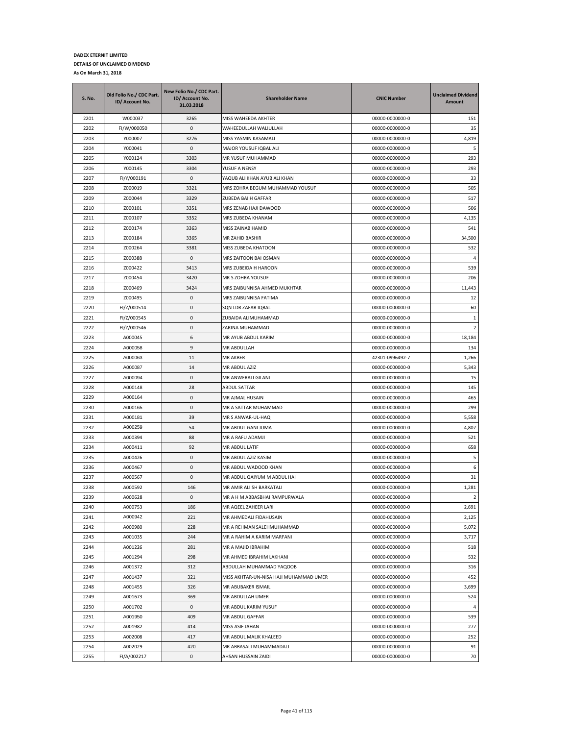**DADEX ETERNIT LIMITED**

**DETAILS OF UNCLAIMED DIVIDEND**

**As On March 31, 2018**

| S. No. | Old Folio No./ CDC Part. ID/ Account No. | New Folio No./ CDC Part. ID/ Account No. 31.03.2018 | Shareholder Name | CNIC Number | Unclaimed Dividend Amount |
|---|---|---|---|---|---|
| 2201 | W000037 | 3265 | MISS WAHEEDA AKHTER | 00000-0000000-0 | 151 |
| 2202 | FI/W/000050 | 0 | WAHEEDULLAH WALIULLAH | 00000-0000000-0 | 35 |
| 2203 | Y000007 | 3276 | MISS YASMIN KASAMALI | 00000-0000000-0 | 4,819 |
| 2204 | Y000041 | 0 | MAJOR YOUSUF IQBAL ALI | 00000-0000000-0 | 5 |
| 2205 | Y000124 | 3303 | MR YUSUF MUHAMMAD | 00000-0000000-0 | 293 |
| 2206 | Y000145 | 3304 | YUSUF A NENSY | 00000-0000000-0 | 293 |
| 2207 | FI/Y/000191 | 0 | YAQUB ALI KHAN AYUB ALI KHAN | 00000-0000000-0 | 33 |
| 2208 | Z000019 | 3321 | MRS ZOHRA BEGUM MUHAMMAD YOUSUF | 00000-0000000-0 | 505 |
| 2209 | Z000044 | 3329 | ZUBEDA BAI H GAFFAR | 00000-0000000-0 | 517 |
| 2210 | Z000101 | 3351 | MRS ZENAB HAJI DAWOOD | 00000-0000000-0 | 506 |
| 2211 | Z000107 | 3352 | MRS ZUBEDA KHANAM | 00000-0000000-0 | 4,135 |
| 2212 | Z000174 | 3363 | MISS ZAINAB HAMID | 00000-0000000-0 | 541 |
| 2213 | Z000184 | 3365 | MR ZAHID BASHIR | 00000-0000000-0 | 34,500 |
| 2214 | Z000264 | 3381 | MISS ZUBEDA KHATOON | 00000-0000000-0 | 532 |
| 2215 | Z000388 | 0 | MRS ZAITOON BAI OSMAN | 00000-0000000-0 | 4 |
| 2216 | Z000422 | 3413 | MRS ZUBEIDA H HAROON | 00000-0000000-0 | 539 |
| 2217 | Z000454 | 3420 | MR S ZOHRA YOUSUF | 00000-0000000-0 | 206 |
| 2218 | Z000469 | 3424 | MRS ZAIBUNNISA AHMED MUKHTAR | 00000-0000000-0 | 11,443 |
| 2219 | Z000495 | 0 | MRS ZAIBUNNISA FATIMA | 00000-0000000-0 | 12 |
| 2220 | FI/Z/000514 | 0 | SQN LDR ZAFAR IQBAL | 00000-0000000-0 | 60 |
| 2221 | FI/Z/000545 | 0 | ZUBAIDA ALIMUHAMMAD | 00000-0000000-0 | 1 |
| 2222 | FI/Z/000546 | 0 | ZARINA MUHAMMAD | 00000-0000000-0 | 2 |
| 2223 | A000045 | 6 | MR AYUB ABDUL KARIM | 00000-0000000-0 | 18,184 |
| 2224 | A000058 | 9 | MR ABDULLAH | 00000-0000000-0 | 134 |
| 2225 | A000063 | 11 | MR AKBER | 42301-0996492-7 | 1,266 |
| 2226 | A000087 | 14 | MR ABDUL AZIZ | 00000-0000000-0 | 5,343 |
| 2227 | A000094 | 0 | MR ANWERALI GILANI | 00000-0000000-0 | 15 |
| 2228 | A000148 | 28 | ABDUL SATTAR | 00000-0000000-0 | 145 |
| 2229 | A000164 | 0 | MR AJMAL HUSAIN | 00000-0000000-0 | 465 |
| 2230 | A000165 | 0 | MR A SATTAR MUHAMMAD | 00000-0000000-0 | 299 |
| 2231 | A000181 | 39 | MR S ANWAR-UL-HAQ | 00000-0000000-0 | 5,558 |
| 2232 | A000259 | 54 | MR ABDUL GANI JUMA | 00000-0000000-0 | 4,807 |
| 2233 | A000394 | 88 | MR A RAFU ADAMJI | 00000-0000000-0 | 521 |
| 2234 | A000411 | 92 | MR ABDUL LATIF | 00000-0000000-0 | 658 |
| 2235 | A000426 | 0 | MR ABDUL AZIZ KASIM | 00000-0000000-0 | 5 |
| 2236 | A000467 | 0 | MR ABDUL WADOOD KHAN | 00000-0000000-0 | 6 |
| 2237 | A000567 | 0 | MR ABDUL QAIYUM M ABDUL HAI | 00000-0000000-0 | 31 |
| 2238 | A000592 | 146 | MR AMIR ALI SH BARKATALI | 00000-0000000-0 | 1,281 |
| 2239 | A000628 | 0 | MR A H M ABBASBHAI RAMPURWALA | 00000-0000000-0 | 2 |
| 2240 | A000753 | 186 | MR AQEEL ZAHEER LARI | 00000-0000000-0 | 2,691 |
| 2241 | A000942 | 221 | MR AHMEDALI FIDAHUSAIN | 00000-0000000-0 | 2,125 |
| 2242 | A000980 | 228 | MR A REHMAN SALEHMUHAMMAD | 00000-0000000-0 | 5,072 |
| 2243 | A001035 | 244 | MR A RAHIM A KARIM MARFANI | 00000-0000000-0 | 3,717 |
| 2244 | A001226 | 281 | MR A MAJID IBRAHIM | 00000-0000000-0 | 518 |
| 2245 | A001294 | 298 | MR AHMED IBRAHIM LAKHANI | 00000-0000000-0 | 532 |
| 2246 | A001372 | 312 | ABDULLAH MUHAMMAD YAQOOB | 00000-0000000-0 | 316 |
| 2247 | A001437 | 321 | MISS AKHTAR-UN-NISA HAJI MUHAMMAD UMER | 00000-0000000-0 | 452 |
| 2248 | A001455 | 326 | MR ABUBAKER ISMAIL | 00000-0000000-0 | 3,699 |
| 2249 | A001673 | 369 | MR ABDULLAH UMER | 00000-0000000-0 | 524 |
| 2250 | A001702 | 0 | MR ABDUL KARIM YUSUF | 00000-0000000-0 | 4 |
| 2251 | A001950 | 409 | MR ABDUL GAFFAR | 00000-0000000-0 | 539 |
| 2252 | A001982 | 414 | MISS ASIF JAHAN | 00000-0000000-0 | 277 |
| 2253 | A002008 | 417 | MR ABDUL MALIK KHALEED | 00000-0000000-0 | 252 |
| 2254 | A002029 | 420 | MR ABBASALI MUHAMMADALI | 00000-0000000-0 | 91 |
| 2255 | FI/A/002217 | 0 | AHSAN HUSSAIN ZAIDI | 00000-0000000-0 | 70 |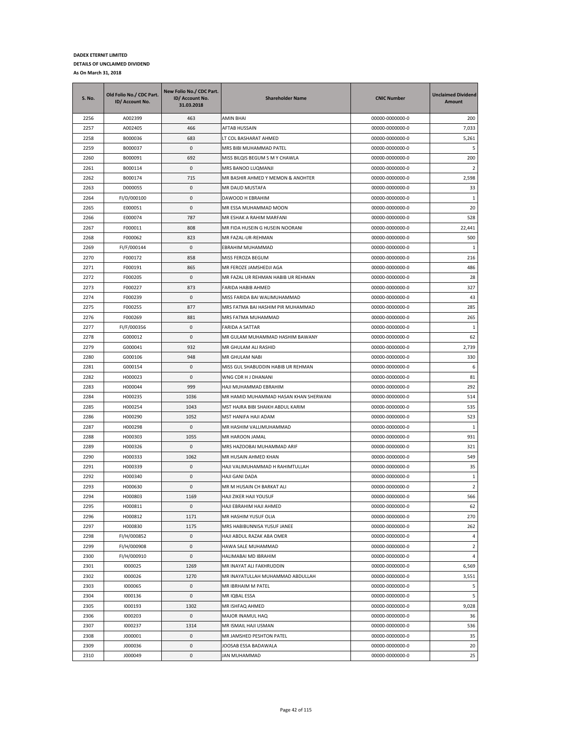**DADEX ETERNIT LIMITED**

**DETAILS OF UNCLAIMED DIVIDEND**

**As On March 31, 2018**

| S. No. | Old Folio No./ CDC Part. ID/ Account No. | New Folio No./ CDC Part. ID/ Account No. 31.03.2018 | Shareholder Name | CNIC Number | Unclaimed Dividend Amount |
|---|---|---|---|---|---|
| 2256 | A002399 | 463 | AMIN BHAI | 00000-0000000-0 | 200 |
| 2257 | A002405 | 466 | AFTAB HUSSAIN | 00000-0000000-0 | 7,033 |
| 2258 | B000036 | 683 | LT COL BASHARAT AHMED | 00000-0000000-0 | 5,261 |
| 2259 | B000037 | 0 | MRS BIBI MUHAMMAD PATEL | 00000-0000000-0 | 5 |
| 2260 | B000091 | 692 | MISS BILQIS BEGUM S M Y CHAWLA | 00000-0000000-0 | 200 |
| 2261 | B000114 | 0 | MRS BANOO LUQMANJI | 00000-0000000-0 | 2 |
| 2262 | B000174 | 715 | MR BASHIR AHMED Y MEMON & ANOHTER | 00000-0000000-0 | 2,598 |
| 2263 | D000055 | 0 | MR DAUD MUSTAFA | 00000-0000000-0 | 33 |
| 2264 | FI/D/000100 | 0 | DAWOOD H EBRAHIM | 00000-0000000-0 | 1 |
| 2265 | E000051 | 0 | MR ESSA MUHAMMAD MOON | 00000-0000000-0 | 20 |
| 2266 | E000074 | 787 | MR ESHAK A RAHIM MARFANI | 00000-0000000-0 | 528 |
| 2267 | F000011 | 808 | MR FIDA HUSEIN G HUSEIN NOORANI | 00000-0000000-0 | 22,441 |
| 2268 | F000062 | 823 | MR FAZAL-UR-REHMAN | 00000-0000000-0 | 500 |
| 2269 | FI/F/000144 | 0 | EBRAHIM MUHAMMAD | 00000-0000000-0 | 1 |
| 2270 | F000172 | 858 | MISS FEROZA BEGUM | 00000-0000000-0 | 216 |
| 2271 | F000191 | 865 | MR FEROZE JAMSHEDJI AGA | 00000-0000000-0 | 486 |
| 2272 | F000205 | 0 | MR FAZAL UR REHMAN HABIB UR REHMAN | 00000-0000000-0 | 28 |
| 2273 | F000227 | 873 | FARIDA HABIB AHMED | 00000-0000000-0 | 327 |
| 2274 | F000239 | 0 | MISS FARIDA BAI WALIMUHAMMAD | 00000-0000000-0 | 43 |
| 2275 | F000255 | 877 | MRS FATMA BAI HASHIM PIR MUHAMMAD | 00000-0000000-0 | 285 |
| 2276 | F000269 | 881 | MRS FATMA MUHAMMAD | 00000-0000000-0 | 265 |
| 2277 | FI/F/000356 | 0 | FARIDA A SATTAR | 00000-0000000-0 | 1 |
| 2278 | G000012 | 0 | MR GULAM MUHAMMAD HASHIM BAWANY | 00000-0000000-0 | 62 |
| 2279 | G000041 | 932 | MR GHULAM ALI RASHID | 00000-0000000-0 | 2,739 |
| 2280 | G000106 | 948 | MR GHULAM NABI | 00000-0000000-0 | 330 |
| 2281 | G000154 | 0 | MISS GUL SHABUDDIN HABIB UR REHMAN | 00000-0000000-0 | 6 |
| 2282 | H000023 | 0 | WNG CDR H J DHANANI | 00000-0000000-0 | 81 |
| 2283 | H000044 | 999 | HAJI MUHAMMAD EBRAHIM | 00000-0000000-0 | 292 |
| 2284 | H000235 | 1036 | MR HAMID MUHAMMAD HASAN KHAN SHERWANI | 00000-0000000-0 | 514 |
| 2285 | H000254 | 1043 | MST HAJRA BIBI SHAIKH ABDUL KARIM | 00000-0000000-0 | 535 |
| 2286 | H000290 | 1052 | MST HANIFA HAJI ADAM | 00000-0000000-0 | 523 |
| 2287 | H000298 | 0 | MR HASHIM VALLIMUHAMMAD | 00000-0000000-0 | 1 |
| 2288 | H000303 | 1055 | MR HAROON JAMAL | 00000-0000000-0 | 931 |
| 2289 | H000326 | 0 | MRS HAZOOBAI MUHAMMAD ARIF | 00000-0000000-0 | 321 |
| 2290 | H000333 | 1062 | MR HUSAIN AHMED KHAN | 00000-0000000-0 | 549 |
| 2291 | H000339 | 0 | HAJI VALIMUHAMMAD H RAHIMTULLAH | 00000-0000000-0 | 35 |
| 2292 | H000340 | 0 | HAJI GANI DADA | 00000-0000000-0 | 1 |
| 2293 | H000630 | 0 | MR M HUSAIN CH BARKAT ALI | 00000-0000000-0 | 2 |
| 2294 | H000803 | 1169 | HAJI ZIKER HAJI YOUSUF | 00000-0000000-0 | 566 |
| 2295 | H000811 | 0 | HAJI EBRAHIM HAJI AHMED | 00000-0000000-0 | 62 |
| 2296 | H000812 | 1171 | MR HASHIM YUSUF OLIA | 00000-0000000-0 | 270 |
| 2297 | H000830 | 1175 | MRS HABIBUNNISA YUSUF JANEE | 00000-0000000-0 | 262 |
| 2298 | FI/H/000852 | 0 | HAJI ABDUL RAZAK ABA OMER | 00000-0000000-0 | 4 |
| 2299 | FI/H/000908 | 0 | HAWA SALE MUHAMMAD | 00000-0000000-0 | 2 |
| 2300 | FI/H/000910 | 0 | HALIMABAI MD IBRAHIM | 00000-0000000-0 | 4 |
| 2301 | I000025 | 1269 | MR INAYAT ALI FAKHRUDDIN | 00000-0000000-0 | 6,569 |
| 2302 | I000026 | 1270 | MR INAYATULLAH MUHAMMAD ABDULLAH | 00000-0000000-0 | 3,551 |
| 2303 | I000065 | 0 | MR IBRHAIM M PATEL | 00000-0000000-0 | 5 |
| 2304 | I000136 | 0 | MR IQBAL ESSA | 00000-0000000-0 | 5 |
| 2305 | I000193 | 1302 | MR ISHFAQ AHMED | 00000-0000000-0 | 9,028 |
| 2306 | I000203 | 0 | MAJOR INAMUL HAQ | 00000-0000000-0 | 36 |
| 2307 | I000237 | 1314 | MR ISMAIL HAJI USMAN | 00000-0000000-0 | 536 |
| 2308 | J000001 | 0 | MR JAMSHED PESHTON PATEL | 00000-0000000-0 | 35 |
| 2309 | J000036 | 0 | JOOSAB ESSA BADAWALA | 00000-0000000-0 | 20 |
| 2310 | J000049 | 0 | JAN MUHAMMAD | 00000-0000000-0 | 25 |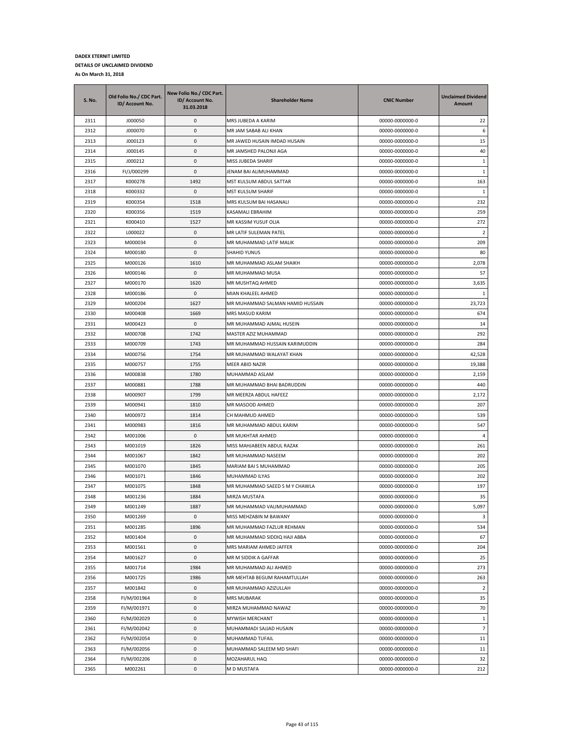**DADEX ETERNIT LIMITED**
**DETAILS OF UNCLAIMED DIVIDEND**
**As On March 31, 2018**

| S. No. | Old Folio No./ CDC Part. ID/ Account No. | New Folio No./ CDC Part. ID/ Account No. 31.03.2018 | Shareholder Name | CNIC Number | Unclaimed Dividend Amount |
|---|---|---|---|---|---|
| 2311 | J000050 | 0 | MRS JUBEDA A KARIM | 00000-0000000-0 | 22 |
| 2312 | J000070 | 0 | MR JAM SABAB ALI KHAN | 00000-0000000-0 | 6 |
| 2313 | J000123 | 0 | MR JAWED HUSAIN IMDAD HUSAIN | 00000-0000000-0 | 15 |
| 2314 | J000145 | 0 | MR JAMSHED PALONJI AGA | 00000-0000000-0 | 40 |
| 2315 | J000212 | 0 | MISS JUBEDA SHARIF | 00000-0000000-0 | 1 |
| 2316 | FI/J/000299 | 0 | JENAM BAI ALIMUHAMMAD | 00000-0000000-0 | 1 |
| 2317 | K000278 | 1492 | MST KULSUM ABDUL SATTAR | 00000-0000000-0 | 163 |
| 2318 | K000332 | 0 | MST KULSUM SHARIF | 00000-0000000-0 | 1 |
| 2319 | K000354 | 1518 | MRS KULSUM BAI HASANALI | 00000-0000000-0 | 232 |
| 2320 | K000356 | 1519 | KASAMALI EBRAHIM | 00000-0000000-0 | 259 |
| 2321 | K000410 | 1527 | MR KASSIM YUSUF OLIA | 00000-0000000-0 | 272 |
| 2322 | L000022 | 0 | MR LATIF SULEMAN PATEL | 00000-0000000-0 | 2 |
| 2323 | M000034 | 0 | MR MUHAMMAD LATIF MALIK | 00000-0000000-0 | 209 |
| 2324 | M000180 | 0 | SHAHID YUNUS | 00000-0000000-0 | 80 |
| 2325 | M000126 | 1610 | MR MUHAMMAD ASLAM SHAIKH | 00000-0000000-0 | 2,078 |
| 2326 | M000146 | 0 | MR MUHAMMAD MUSA | 00000-0000000-0 | 57 |
| 2327 | M000170 | 1620 | MR MUSHTAQ AHMED | 00000-0000000-0 | 3,635 |
| 2328 | M000186 | 0 | MIAN KHALEEL AHMED | 00000-0000000-0 | 1 |
| 2329 | M000204 | 1627 | MR MUHAMMAD SALMAN HAMID HUSSAIN | 00000-0000000-0 | 23,723 |
| 2330 | M000408 | 1669 | MRS MASUD KARIM | 00000-0000000-0 | 674 |
| 2331 | M000423 | 0 | MR MUHAMMAD AJMAL HUSEIN | 00000-0000000-0 | 14 |
| 2332 | M000708 | 1742 | MASTER AZIZ MUHAMMAD | 00000-0000000-0 | 292 |
| 2333 | M000709 | 1743 | MR MUHAMMAD HUSSAIN KARIMUDDIN | 00000-0000000-0 | 284 |
| 2334 | M000756 | 1754 | MR MUHAMMAD WALAYAT KHAN | 00000-0000000-0 | 42,528 |
| 2335 | M000757 | 1755 | MEER ABID NAZIR | 00000-0000000-0 | 19,388 |
| 2336 | M000838 | 1780 | MUHAMMAD ASLAM | 00000-0000000-0 | 2,159 |
| 2337 | M000881 | 1788 | MR MUHAMMAD BHAI BADRUDDIN | 00000-0000000-0 | 440 |
| 2338 | M000907 | 1799 | MR MEERZA ABDUL HAFEEZ | 00000-0000000-0 | 2,172 |
| 2339 | M000941 | 1810 | MR MASOOD AHMED | 00000-0000000-0 | 207 |
| 2340 | M000972 | 1814 | CH MAHMUD AHMED | 00000-0000000-0 | 539 |
| 2341 | M000983 | 1816 | MR MUHAMMAD ABDUL KARIM | 00000-0000000-0 | 547 |
| 2342 | M001006 | 0 | MR MUKHTAR AHMED | 00000-0000000-0 | 4 |
| 2343 | M001019 | 1826 | MISS MAHJABEEN ABDUL RAZAK | 00000-0000000-0 | 261 |
| 2344 | M001067 | 1842 | MR MUHAMMAD NASEEM | 00000-0000000-0 | 202 |
| 2345 | M001070 | 1845 | MARIAM BAI S MUHAMMAD | 00000-0000000-0 | 205 |
| 2346 | M001071 | 1846 | MUHAMMAD ILYAS | 00000-0000000-0 | 202 |
| 2347 | M001075 | 1848 | MR MUHAMMAD SAEED S M Y CHAWLA | 00000-0000000-0 | 197 |
| 2348 | M001236 | 1884 | MIRZA MUSTAFA | 00000-0000000-0 | 35 |
| 2349 | M001249 | 1887 | MR MUHAMMAD VALIMUHAMMAD | 00000-0000000-0 | 5,097 |
| 2350 | M001269 | 0 | MISS MEHZABIN M BAWANY | 00000-0000000-0 | 3 |
| 2351 | M001285 | 1896 | MR MUHAMMAD FAZLUR REHMAN | 00000-0000000-0 | 534 |
| 2352 | M001404 | 0 | MR MUHAMMAD SIDDIQ HAJI ABBA | 00000-0000000-0 | 67 |
| 2353 | M001561 | 0 | MRS MARIAM AHMED JAFFER | 00000-0000000-0 | 204 |
| 2354 | M001627 | 0 | MR M SIDDIK A GAFFAR | 00000-0000000-0 | 25 |
| 2355 | M001714 | 1984 | MR MUHAMMAD ALI AHMED | 00000-0000000-0 | 273 |
| 2356 | M001725 | 1986 | MR MEHTAB BEGUM RAHAMTULLAH | 00000-0000000-0 | 263 |
| 2357 | M001842 | 0 | MR MUHAMMAD AZIZULLAH | 00000-0000000-0 | 2 |
| 2358 | FI/M/001964 | 0 | MRS MUBARAK | 00000-0000000-0 | 35 |
| 2359 | FI/M/001971 | 0 | MIRZA MUHAMMAD NAWAZ | 00000-0000000-0 | 70 |
| 2360 | FI/M/002029 | 0 | MYWISH MERCHANT | 00000-0000000-0 | 1 |
| 2361 | FI/M/002042 | 0 | MUHAMMADI SAJJAD HUSAIN | 00000-0000000-0 | 7 |
| 2362 | FI/M/002054 | 0 | MUHAMMAD TUFAIL | 00000-0000000-0 | 11 |
| 2363 | FI/M/002056 | 0 | MUHAMMAD SALEEM MD SHAFI | 00000-0000000-0 | 11 |
| 2364 | FI/M/002206 | 0 | MOZAHARUL HAQ | 00000-0000000-0 | 32 |
| 2365 | M002261 | 0 | M D MUSTAFA | 00000-0000000-0 | 212 |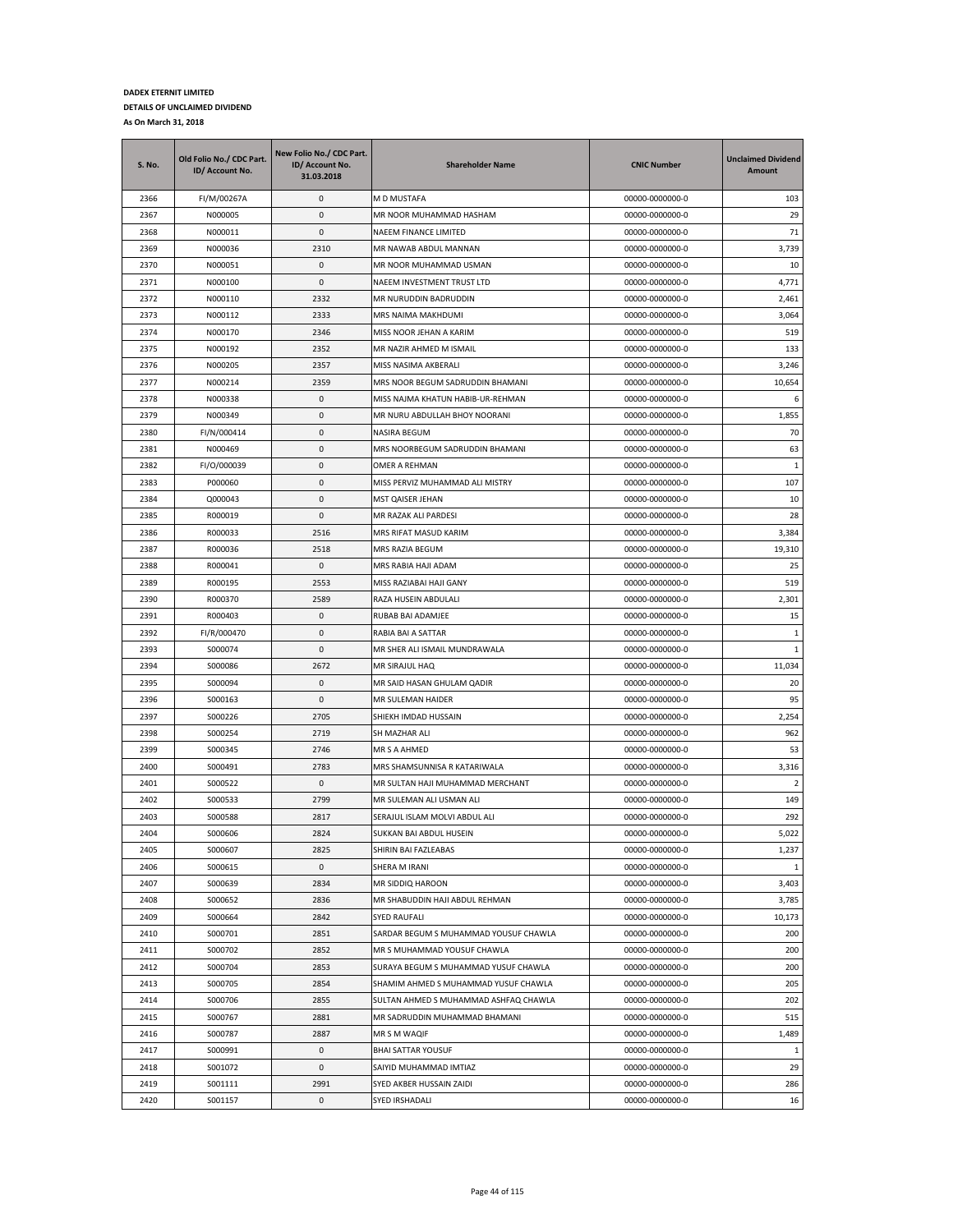**DADEX ETERNIT LIMITED**

**DETAILS OF UNCLAIMED DIVIDEND**

**As On March 31, 2018**

| S. No. | Old Folio No./ CDC Part. ID/ Account No. | New Folio No./ CDC Part. ID/ Account No. 31.03.2018 | Shareholder Name | CNIC Number | Unclaimed Dividend Amount |
|---|---|---|---|---|---|
| 2366 | FI/M/00267A | 0 | M D MUSTAFA | 00000-0000000-0 | 103 |
| 2367 | N000005 | 0 | MR NOOR MUHAMMAD HASHAM | 00000-0000000-0 | 29 |
| 2368 | N000011 | 0 | NAEEM FINANCE LIMITED | 00000-0000000-0 | 71 |
| 2369 | N000036 | 2310 | MR NAWAB ABDUL MANNAN | 00000-0000000-0 | 3,739 |
| 2370 | N000051 | 0 | MR NOOR MUHAMMAD USMAN | 00000-0000000-0 | 10 |
| 2371 | N000100 | 0 | NAEEM INVESTMENT TRUST LTD | 00000-0000000-0 | 4,771 |
| 2372 | N000110 | 2332 | MR NURUDDIN BADRUDDIN | 00000-0000000-0 | 2,461 |
| 2373 | N000112 | 2333 | MRS NAIMA MAKHDUMI | 00000-0000000-0 | 3,064 |
| 2374 | N000170 | 2346 | MISS NOOR JEHAN A KARIM | 00000-0000000-0 | 519 |
| 2375 | N000192 | 2352 | MR NAZIR AHMED M ISMAIL | 00000-0000000-0 | 133 |
| 2376 | N000205 | 2357 | MISS NASIMA AKBERALI | 00000-0000000-0 | 3,246 |
| 2377 | N000214 | 2359 | MRS NOOR BEGUM SADRUDDIN BHAMANI | 00000-0000000-0 | 10,654 |
| 2378 | N000338 | 0 | MISS NAJMA KHATUN HABIB-UR-REHMAN | 00000-0000000-0 | 6 |
| 2379 | N000349 | 0 | MR NURU ABDULLAH BHOY NOORANI | 00000-0000000-0 | 1,855 |
| 2380 | FI/N/000414 | 0 | NASIRA BEGUM | 00000-0000000-0 | 70 |
| 2381 | N000469 | 0 | MRS NOORBEGUM SADRUDDIN BHAMANI | 00000-0000000-0 | 63 |
| 2382 | FI/O/000039 | 0 | OMER A REHMAN | 00000-0000000-0 | 1 |
| 2383 | P000060 | 0 | MISS PERVIZ MUHAMMAD ALI MISTRY | 00000-0000000-0 | 107 |
| 2384 | Q000043 | 0 | MST QAISER JEHAN | 00000-0000000-0 | 10 |
| 2385 | R000019 | 0 | MR RAZAK ALI PARDESI | 00000-0000000-0 | 28 |
| 2386 | R000033 | 2516 | MRS RIFAT MASUD KARIM | 00000-0000000-0 | 3,384 |
| 2387 | R000036 | 2518 | MRS RAZIA BEGUM | 00000-0000000-0 | 19,310 |
| 2388 | R000041 | 0 | MRS RABIA HAJI ADAM | 00000-0000000-0 | 25 |
| 2389 | R000195 | 2553 | MISS RAZIABAI HAJI GANY | 00000-0000000-0 | 519 |
| 2390 | R000370 | 2589 | RAZA HUSEIN ABDULALI | 00000-0000000-0 | 2,301 |
| 2391 | R000403 | 0 | RUBAB BAI ADAMJEE | 00000-0000000-0 | 15 |
| 2392 | FI/R/000470 | 0 | RABIA BAI A SATTAR | 00000-0000000-0 | 1 |
| 2393 | S000074 | 0 | MR SHER ALI ISMAIL MUNDRAWALA | 00000-0000000-0 | 1 |
| 2394 | S000086 | 2672 | MR SIRAJUL HAQ | 00000-0000000-0 | 11,034 |
| 2395 | S000094 | 0 | MR SAID HASAN GHULAM QADIR | 00000-0000000-0 | 20 |
| 2396 | S000163 | 0 | MR SULEMAN HAIDER | 00000-0000000-0 | 95 |
| 2397 | S000226 | 2705 | SHIEKH IMDAD HUSSAIN | 00000-0000000-0 | 2,254 |
| 2398 | S000254 | 2719 | SH MAZHAR ALI | 00000-0000000-0 | 962 |
| 2399 | S000345 | 2746 | MR S A AHMED | 00000-0000000-0 | 53 |
| 2400 | S000491 | 2783 | MRS SHAMSUNNISA R KATARIWALA | 00000-0000000-0 | 3,316 |
| 2401 | S000522 | 0 | MR SULTAN HAJI MUHAMMAD MERCHANT | 00000-0000000-0 | 2 |
| 2402 | S000533 | 2799 | MR SULEMAN ALI USMAN ALI | 00000-0000000-0 | 149 |
| 2403 | S000588 | 2817 | SERAJUL ISLAM MOLVI ABDUL ALI | 00000-0000000-0 | 292 |
| 2404 | S000606 | 2824 | SUKKAN BAI ABDUL HUSEIN | 00000-0000000-0 | 5,022 |
| 2405 | S000607 | 2825 | SHIRIN BAI FAZLEABAS | 00000-0000000-0 | 1,237 |
| 2406 | S000615 | 0 | SHERA M IRANI | 00000-0000000-0 | 1 |
| 2407 | S000639 | 2834 | MR SIDDIQ HAROON | 00000-0000000-0 | 3,403 |
| 2408 | S000652 | 2836 | MR SHABUDDIN HAJI ABDUL REHMAN | 00000-0000000-0 | 3,785 |
| 2409 | S000664 | 2842 | SYED RAUFALI | 00000-0000000-0 | 10,173 |
| 2410 | S000701 | 2851 | SARDAR BEGUM S MUHAMMAD YOUSUF CHAWLA | 00000-0000000-0 | 200 |
| 2411 | S000702 | 2852 | MR S MUHAMMAD YOUSUF CHAWLA | 00000-0000000-0 | 200 |
| 2412 | S000704 | 2853 | SURAYA BEGUM S MUHAMMAD YUSUF CHAWLA | 00000-0000000-0 | 200 |
| 2413 | S000705 | 2854 | SHAMIM AHMED S MUHAMMAD YUSUF CHAWLA | 00000-0000000-0 | 205 |
| 2414 | S000706 | 2855 | SULTAN AHMED S MUHAMMAD ASHFAQ CHAWLA | 00000-0000000-0 | 202 |
| 2415 | S000767 | 2881 | MR SADRUDDIN MUHAMMAD BHAMANI | 00000-0000000-0 | 515 |
| 2416 | S000787 | 2887 | MR S M WAQIF | 00000-0000000-0 | 1,489 |
| 2417 | S000991 | 0 | BHAI SATTAR YOUSUF | 00000-0000000-0 | 1 |
| 2418 | S001072 | 0 | SAIYID MUHAMMAD IMTIAZ | 00000-0000000-0 | 29 |
| 2419 | S001111 | 2991 | SYED AKBER HUSSAIN ZAIDI | 00000-0000000-0 | 286 |
| 2420 | S001157 | 0 | SYED IRSHADALI | 00000-0000000-0 | 16 |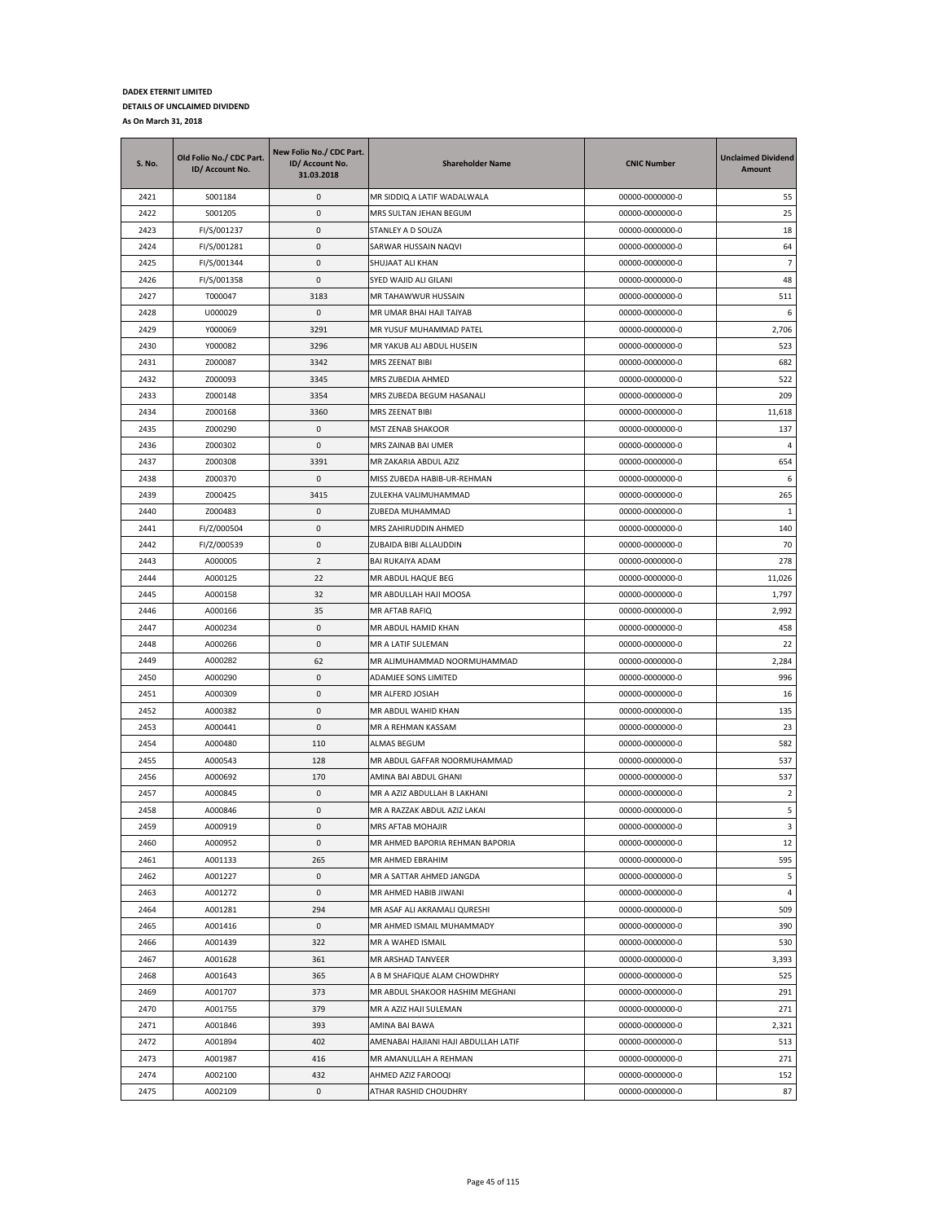**DADEX ETERNIT LIMITED**

**DETAILS OF UNCLAIMED DIVIDEND**

**As On March 31, 2018**

| S. No. | Old Folio No./ CDC Part. ID/ Account No. | New Folio No./ CDC Part. ID/ Account No. 31.03.2018 | Shareholder Name | CNIC Number | Unclaimed Dividend Amount |
|---|---|---|---|---|---|
| 2421 | S001184 | 0 | MR SIDDIQ A LATIF WADALWALA | 00000-0000000-0 | 55 |
| 2422 | S001205 | 0 | MRS SULTAN JEHAN BEGUM | 00000-0000000-0 | 25 |
| 2423 | FI/S/001237 | 0 | STANLEY A D SOUZA | 00000-0000000-0 | 18 |
| 2424 | FI/S/001281 | 0 | SARWAR HUSSAIN NAQVI | 00000-0000000-0 | 64 |
| 2425 | FI/S/001344 | 0 | SHUJAAT ALI KHAN | 00000-0000000-0 | 7 |
| 2426 | FI/S/001358 | 0 | SYED WAJID ALI GILANI | 00000-0000000-0 | 48 |
| 2427 | T000047 | 3183 | MR TAHAWWUR HUSSAIN | 00000-0000000-0 | 511 |
| 2428 | U000029 | 0 | MR UMAR BHAI HAJI TAIYAB | 00000-0000000-0 | 6 |
| 2429 | Y000069 | 3291 | MR YUSUF MUHAMMAD PATEL | 00000-0000000-0 | 2,706 |
| 2430 | Y000082 | 3296 | MR YAKUB ALI ABDUL HUSEIN | 00000-0000000-0 | 523 |
| 2431 | Z000087 | 3342 | MRS ZEENAT BIBI | 00000-0000000-0 | 682 |
| 2432 | Z000093 | 3345 | MRS ZUBEDIA AHMED | 00000-0000000-0 | 522 |
| 2433 | Z000148 | 3354 | MRS ZUBEDA BEGUM HASANALI | 00000-0000000-0 | 209 |
| 2434 | Z000168 | 3360 | MRS ZEENAT BIBI | 00000-0000000-0 | 11,618 |
| 2435 | Z000290 | 0 | MST ZENAB SHAKOOR | 00000-0000000-0 | 137 |
| 2436 | Z000302 | 0 | MRS ZAINAB BAI UMER | 00000-0000000-0 | 4 |
| 2437 | Z000308 | 3391 | MR ZAKARIA ABDUL AZIZ | 00000-0000000-0 | 654 |
| 2438 | Z000370 | 0 | MISS ZUBEDA HABIB-UR-REHMAN | 00000-0000000-0 | 6 |
| 2439 | Z000425 | 3415 | ZULEKHA VALIMUHAMMAD | 00000-0000000-0 | 265 |
| 2440 | Z000483 | 0 | ZUBEDA MUHAMMAD | 00000-0000000-0 | 1 |
| 2441 | FI/Z/000504 | 0 | MRS ZAHIRUDDIN AHMED | 00000-0000000-0 | 140 |
| 2442 | FI/Z/000539 | 0 | ZUBAIDA BIBI ALLAUDDIN | 00000-0000000-0 | 70 |
| 2443 | A000005 | 2 | BAI RUKAIYA ADAM | 00000-0000000-0 | 278 |
| 2444 | A000125 | 22 | MR ABDUL HAQUE BEG | 00000-0000000-0 | 11,026 |
| 2445 | A000158 | 32 | MR ABDULLAH HAJI MOOSA | 00000-0000000-0 | 1,797 |
| 2446 | A000166 | 35 | MR AFTAB RAFIQ | 00000-0000000-0 | 2,992 |
| 2447 | A000234 | 0 | MR ABDUL HAMID KHAN | 00000-0000000-0 | 458 |
| 2448 | A000266 | 0 | MR A LATIF SULEMAN | 00000-0000000-0 | 22 |
| 2449 | A000282 | 62 | MR ALIMUHAMMAD NOORMUHAMMAD | 00000-0000000-0 | 2,284 |
| 2450 | A000290 | 0 | ADAMJEE SONS LIMITED | 00000-0000000-0 | 996 |
| 2451 | A000309 | 0 | MR ALFERD JOSIAH | 00000-0000000-0 | 16 |
| 2452 | A000382 | 0 | MR ABDUL WAHID KHAN | 00000-0000000-0 | 135 |
| 2453 | A000441 | 0 | MR A REHMAN KASSAM | 00000-0000000-0 | 23 |
| 2454 | A000480 | 110 | ALMAS BEGUM | 00000-0000000-0 | 582 |
| 2455 | A000543 | 128 | MR ABDUL GAFFAR NOORMUHAMMAD | 00000-0000000-0 | 537 |
| 2456 | A000692 | 170 | AMINA BAI ABDUL GHANI | 00000-0000000-0 | 537 |
| 2457 | A000845 | 0 | MR A AZIZ ABDULLAH B LAKHANI | 00000-0000000-0 | 2 |
| 2458 | A000846 | 0 | MR A RAZZAK ABDUL AZIZ LAKAI | 00000-0000000-0 | 5 |
| 2459 | A000919 | 0 | MRS AFTAB MOHAJIR | 00000-0000000-0 | 3 |
| 2460 | A000952 | 0 | MR AHMED BAPORIA REHMAN BAPORIA | 00000-0000000-0 | 12 |
| 2461 | A001133 | 265 | MR AHMED EBRAHIM | 00000-0000000-0 | 595 |
| 2462 | A001227 | 0 | MR A SATTAR AHMED JANGDA | 00000-0000000-0 | 5 |
| 2463 | A001272 | 0 | MR AHMED HABIB JIWANI | 00000-0000000-0 | 4 |
| 2464 | A001281 | 294 | MR ASAF ALI AKRAMALI QURESHI | 00000-0000000-0 | 509 |
| 2465 | A001416 | 0 | MR AHMED ISMAIL MUHAMMADY | 00000-0000000-0 | 390 |
| 2466 | A001439 | 322 | MR A WAHED ISMAIL | 00000-0000000-0 | 530 |
| 2467 | A001628 | 361 | MR ARSHAD TANVEER | 00000-0000000-0 | 3,393 |
| 2468 | A001643 | 365 | A B M SHAFIQUE ALAM CHOWDHRY | 00000-0000000-0 | 525 |
| 2469 | A001707 | 373 | MR ABDUL SHAKOOR HASHIM MEGHANI | 00000-0000000-0 | 291 |
| 2470 | A001755 | 379 | MR A AZIZ HAJI SULEMAN | 00000-0000000-0 | 271 |
| 2471 | A001846 | 393 | AMINA BAI BAWA | 00000-0000000-0 | 2,321 |
| 2472 | A001894 | 402 | AMENABAI HAJIANI HAJI ABDULLAH LATIF | 00000-0000000-0 | 513 |
| 2473 | A001987 | 416 | MR AMANULLAH A REHMAN | 00000-0000000-0 | 271 |
| 2474 | A002100 | 432 | AHMED AZIZ FAROOQI | 00000-0000000-0 | 152 |
| 2475 | A002109 | 0 | ATHAR RASHID CHOUDHRY | 00000-0000000-0 | 87 |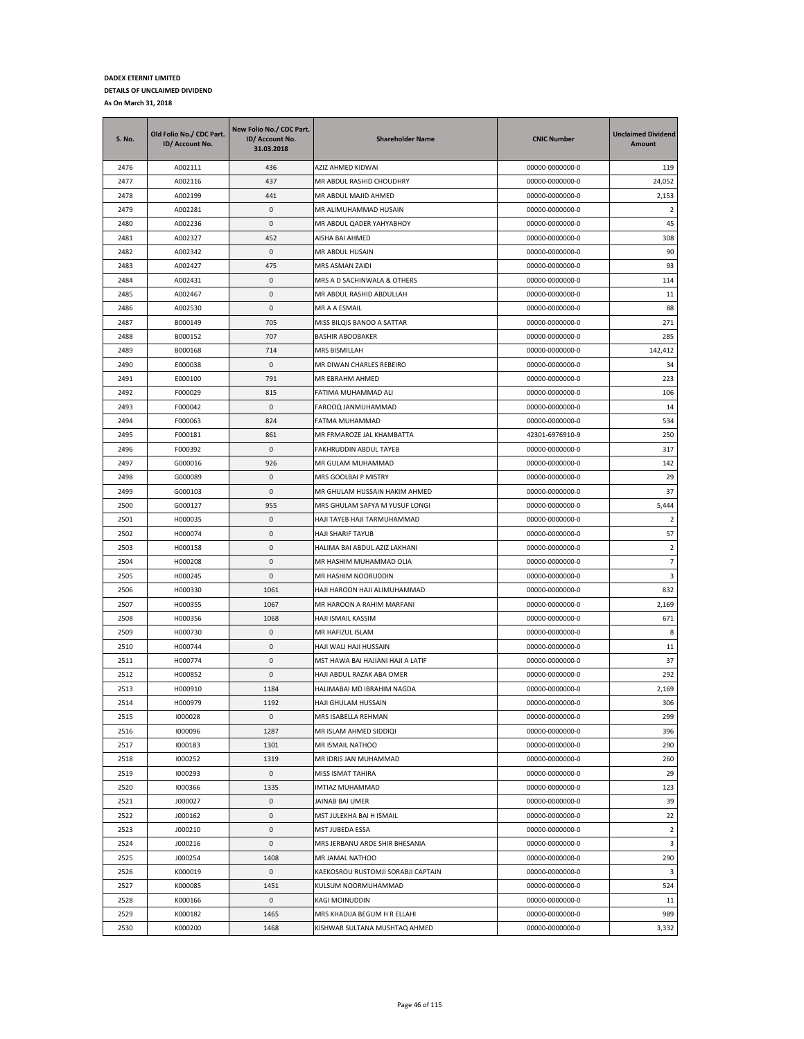**DADEX ETERNIT LIMITED**

**DETAILS OF UNCLAIMED DIVIDEND**

**As On March 31, 2018**

| S. No. | Old Folio No./ CDC Part. ID/ Account No. | New Folio No./ CDC Part. ID/ Account No. 31.03.2018 | Shareholder Name | CNIC Number | Unclaimed Dividend Amount |
|---|---|---|---|---|---|
| 2476 | A002111 | 436 | AZIZ AHMED KIDWAI | 00000-0000000-0 | 119 |
| 2477 | A002116 | 437 | MR ABDUL RASHID CHOUDHRY | 00000-0000000-0 | 24,052 |
| 2478 | A002199 | 441 | MR ABDUL MAJID AHMED | 00000-0000000-0 | 2,153 |
| 2479 | A002281 | 0 | MR ALIMUHAMMAD HUSAIN | 00000-0000000-0 | 2 |
| 2480 | A002236 | 0 | MR ABDUL QADER YAHYABHOY | 00000-0000000-0 | 45 |
| 2481 | A002327 | 452 | AISHA BAI AHMED | 00000-0000000-0 | 308 |
| 2482 | A002342 | 0 | MR ABDUL HUSAIN | 00000-0000000-0 | 90 |
| 2483 | A002427 | 475 | MRS ASMAN ZAIDI | 00000-0000000-0 | 93 |
| 2484 | A002431 | 0 | MRS A D SACHINWALA & OTHERS | 00000-0000000-0 | 114 |
| 2485 | A002467 | 0 | MR ABDUL RASHID ABDULLAH | 00000-0000000-0 | 11 |
| 2486 | A002530 | 0 | MR A A ESMAIL | 00000-0000000-0 | 88 |
| 2487 | B000149 | 705 | MISS BILQIS BANOO A SATTAR | 00000-0000000-0 | 271 |
| 2488 | B000152 | 707 | BASHIR ABOOBAKER | 00000-0000000-0 | 285 |
| 2489 | B000168 | 714 | MRS BISMILLAH | 00000-0000000-0 | 142,412 |
| 2490 | E000038 | 0 | MR DIWAN CHARLES REBEIRO | 00000-0000000-0 | 34 |
| 2491 | E000100 | 791 | MR EBRAHM AHMED | 00000-0000000-0 | 223 |
| 2492 | F000029 | 815 | FATIMA MUHAMMAD ALI | 00000-0000000-0 | 106 |
| 2493 | F000042 | 0 | FAROOQ JANMUHAMMAD | 00000-0000000-0 | 14 |
| 2494 | F000063 | 824 | FATMA MUHAMMAD | 00000-0000000-0 | 534 |
| 2495 | F000181 | 861 | MR FRMAROZE JAL KHAMBATTA | 42301-6976910-9 | 250 |
| 2496 | F000392 | 0 | FAKHRUDDIN ABDUL TAYEB | 00000-0000000-0 | 317 |
| 2497 | G000016 | 926 | MR GULAM MUHAMMAD | 00000-0000000-0 | 142 |
| 2498 | G000089 | 0 | MRS GOOLBAI P MISTRY | 00000-0000000-0 | 29 |
| 2499 | G000103 | 0 | MR GHULAM HUSSAIN HAKIM AHMED | 00000-0000000-0 | 37 |
| 2500 | G000127 | 955 | MRS GHULAM SAFYA M YUSUF LONGI | 00000-0000000-0 | 5,444 |
| 2501 | H000035 | 0 | HAJI TAYEB HAJI TARMUHAMMAD | 00000-0000000-0 | 2 |
| 2502 | H000074 | 0 | HAJI SHARIF TAYUB | 00000-0000000-0 | 57 |
| 2503 | H000158 | 0 | HALIMA BAI ABDUL AZIZ LAKHANI | 00000-0000000-0 | 2 |
| 2504 | H000208 | 0 | MR HASHIM MUHAMMAD OLIA | 00000-0000000-0 | 7 |
| 2505 | H000245 | 0 | MR HASHIM NOORUDDIN | 00000-0000000-0 | 3 |
| 2506 | H000330 | 1061 | HAJI HAROON HAJI ALIMUHAMMAD | 00000-0000000-0 | 832 |
| 2507 | H000355 | 1067 | MR HAROON A RAHIM MARFANI | 00000-0000000-0 | 2,169 |
| 2508 | H000356 | 1068 | HAJI ISMAIL KASSIM | 00000-0000000-0 | 671 |
| 2509 | H000730 | 0 | MR HAFIZUL ISLAM | 00000-0000000-0 | 8 |
| 2510 | H000744 | 0 | HAJI WALI HAJI HUSSAIN | 00000-0000000-0 | 11 |
| 2511 | H000774 | 0 | MST HAWA BAI HAJIANI HAJI A LATIF | 00000-0000000-0 | 37 |
| 2512 | H000852 | 0 | HAJI ABDUL RAZAK ABA OMER | 00000-0000000-0 | 292 |
| 2513 | H000910 | 1184 | HALIMABAI MD IBRAHIM NAGDA | 00000-0000000-0 | 2,169 |
| 2514 | H000979 | 1192 | HAJI GHULAM HUSSAIN | 00000-0000000-0 | 306 |
| 2515 | I000028 | 0 | MRS ISABELLA REHMAN | 00000-0000000-0 | 299 |
| 2516 | I000096 | 1287 | MR ISLAM AHMED SIDDIQI | 00000-0000000-0 | 396 |
| 2517 | I000183 | 1301 | MR ISMAIL NATHOO | 00000-0000000-0 | 290 |
| 2518 | I000252 | 1319 | MR IDRIS JAN MUHAMMAD | 00000-0000000-0 | 260 |
| 2519 | I000293 | 0 | MISS ISMAT TAHIRA | 00000-0000000-0 | 29 |
| 2520 | I000366 | 1335 | IMTIAZ MUHAMMAD | 00000-0000000-0 | 123 |
| 2521 | J000027 | 0 | JAINAB BAI UMER | 00000-0000000-0 | 39 |
| 2522 | J000162 | 0 | MST JULEKHA BAI H ISMAIL | 00000-0000000-0 | 22 |
| 2523 | J000210 | 0 | MST JUBEDA ESSA | 00000-0000000-0 | 2 |
| 2524 | J000216 | 0 | MRS JERBANU ARDE SHIR BHESANIA | 00000-0000000-0 | 3 |
| 2525 | J000254 | 1408 | MR JAMAL NATHOO | 00000-0000000-0 | 290 |
| 2526 | K000019 | 0 | KAEKOSROU RUSTOMJI SORABJI CAPTAIN | 00000-0000000-0 | 3 |
| 2527 | K000085 | 1451 | KULSUM NOORMUHAMMAD | 00000-0000000-0 | 524 |
| 2528 | K000166 | 0 | KAGI MOINUDDIN | 00000-0000000-0 | 11 |
| 2529 | K000182 | 1465 | MRS KHADIJA BEGUM H R ELLAHI | 00000-0000000-0 | 989 |
| 2530 | K000200 | 1468 | KISHWAR SULTANA MUSHTAQ AHMED | 00000-0000000-0 | 3,332 |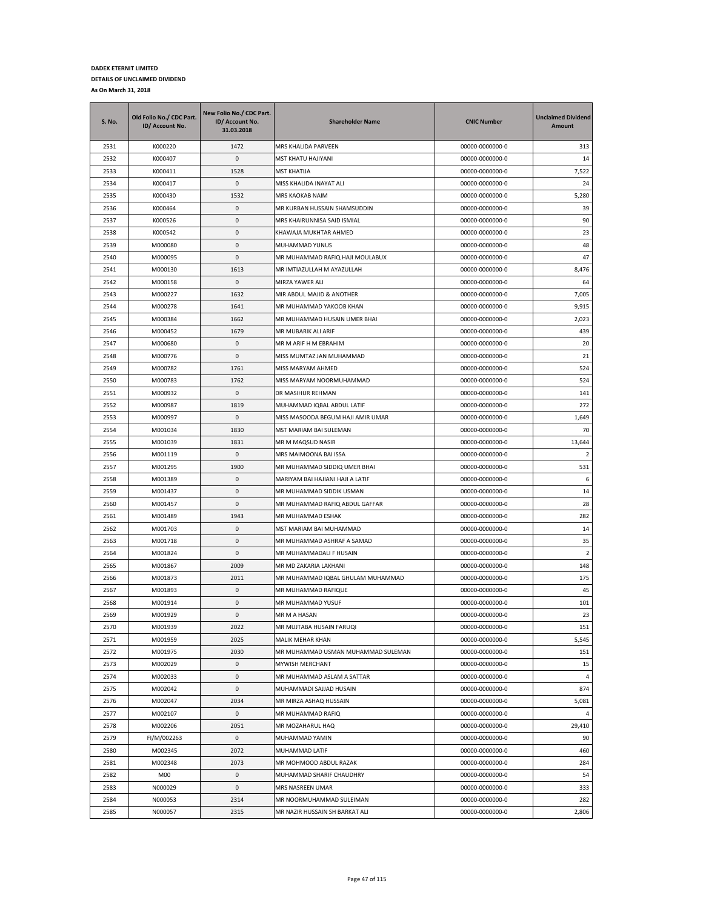**DADEX ETERNIT LIMITED**

**DETAILS OF UNCLAIMED DIVIDEND**

**As On March 31, 2018**

| S. No. | Old Folio No./ CDC Part. ID/ Account No. | New Folio No./ CDC Part. ID/ Account No. 31.03.2018 | Shareholder Name | CNIC Number | Unclaimed Dividend Amount |
|---|---|---|---|---|---|
| 2531 | K000220 | 1472 | MRS KHALIDA PARVEEN | 00000-0000000-0 | 313 |
| 2532 | K000407 | 0 | MST KHATU HAJIYANI | 00000-0000000-0 | 14 |
| 2533 | K000411 | 1528 | MST KHATIJA | 00000-0000000-0 | 7,522 |
| 2534 | K000417 | 0 | MISS KHALIDA INAYAT ALI | 00000-0000000-0 | 24 |
| 2535 | K000430 | 1532 | MRS KAOKAB NAIM | 00000-0000000-0 | 5,280 |
| 2536 | K000464 | 0 | MR KURBAN HUSSAIN SHAMSUDDIN | 00000-0000000-0 | 39 |
| 2537 | K000526 | 0 | MRS KHAIRUNNISA SAID ISMIAL | 00000-0000000-0 | 90 |
| 2538 | K000542 | 0 | KHAWAJA MUKHTAR AHMED | 00000-0000000-0 | 23 |
| 2539 | M000080 | 0 | MUHAMMAD YUNUS | 00000-0000000-0 | 48 |
| 2540 | M000095 | 0 | MR MUHAMMAD RAFIQ HAJI MOULABUX | 00000-0000000-0 | 47 |
| 2541 | M000130 | 1613 | MR IMTIAZULLAH M AYAZULLAH | 00000-0000000-0 | 8,476 |
| 2542 | M000158 | 0 | MIRZA YAWER ALI | 00000-0000000-0 | 64 |
| 2543 | M000227 | 1632 | MIR ABDUL MAJID & ANOTHER | 00000-0000000-0 | 7,005 |
| 2544 | M000278 | 1641 | MR MUHAMMAD YAKOOB KHAN | 00000-0000000-0 | 9,915 |
| 2545 | M000384 | 1662 | MR MUHAMMAD HUSAIN UMER BHAI | 00000-0000000-0 | 2,023 |
| 2546 | M000452 | 1679 | MR MUBARIK ALI ARIF | 00000-0000000-0 | 439 |
| 2547 | M000680 | 0 | MR M ARIF H M EBRAHIM | 00000-0000000-0 | 20 |
| 2548 | M000776 | 0 | MISS MUMTAZ JAN MUHAMMAD | 00000-0000000-0 | 21 |
| 2549 | M000782 | 1761 | MISS MARYAM AHMED | 00000-0000000-0 | 524 |
| 2550 | M000783 | 1762 | MISS MARYAM NOORMUHAMMAD | 00000-0000000-0 | 524 |
| 2551 | M000932 | 0 | DR MASIHUR REHMAN | 00000-0000000-0 | 141 |
| 2552 | M000987 | 1819 | MUHAMMAD IQBAL ABDUL LATIF | 00000-0000000-0 | 272 |
| 2553 | M000997 | 0 | MISS MASOODA BEGUM HAJI AMIR UMAR | 00000-0000000-0 | 1,649 |
| 2554 | M001034 | 1830 | MST MARIAM BAI SULEMAN | 00000-0000000-0 | 70 |
| 2555 | M001039 | 1831 | MR M MAQSUD NASIR | 00000-0000000-0 | 13,644 |
| 2556 | M001119 | 0 | MRS MAIMOONA BAI ISSA | 00000-0000000-0 | 2 |
| 2557 | M001295 | 1900 | MR MUHAMMAD SIDDIQ UMER BHAI | 00000-0000000-0 | 531 |
| 2558 | M001389 | 0 | MARIYAM BAI HAJIANI HAJI A LATIF | 00000-0000000-0 | 6 |
| 2559 | M001437 | 0 | MR MUHAMMAD SIDDIK USMAN | 00000-0000000-0 | 14 |
| 2560 | M001457 | 0 | MR MUHAMMAD RAFIQ ABDUL GAFFAR | 00000-0000000-0 | 28 |
| 2561 | M001489 | 1943 | MR MUHAMMAD ESHAK | 00000-0000000-0 | 282 |
| 2562 | M001703 | 0 | MST MARIAM BAI MUHAMMAD | 00000-0000000-0 | 14 |
| 2563 | M001718 | 0 | MR MUHAMMAD ASHRAF A SAMAD | 00000-0000000-0 | 35 |
| 2564 | M001824 | 0 | MR MUHAMMADALI F HUSAIN | 00000-0000000-0 | 2 |
| 2565 | M001867 | 2009 | MR MD ZAKARIA LAKHANI | 00000-0000000-0 | 148 |
| 2566 | M001873 | 2011 | MR MUHAMMAD IQBAL GHULAM MUHAMMAD | 00000-0000000-0 | 175 |
| 2567 | M001893 | 0 | MR MUHAMMAD RAFIQUE | 00000-0000000-0 | 45 |
| 2568 | M001914 | 0 | MR MUHAMMAD YUSUF | 00000-0000000-0 | 101 |
| 2569 | M001929 | 0 | MR M A HASAN | 00000-0000000-0 | 23 |
| 2570 | M001939 | 2022 | MR MUJTABA HUSAIN FARUQI | 00000-0000000-0 | 151 |
| 2571 | M001959 | 2025 | MALIK MEHAR KHAN | 00000-0000000-0 | 5,545 |
| 2572 | M001975 | 2030 | MR MUHAMMAD USMAN MUHAMMAD SULEMAN | 00000-0000000-0 | 151 |
| 2573 | M002029 | 0 | MYWISH MERCHANT | 00000-0000000-0 | 15 |
| 2574 | M002033 | 0 | MR MUHAMMAD ASLAM A SATTAR | 00000-0000000-0 | 4 |
| 2575 | M002042 | 0 | MUHAMMADI SAJJAD HUSAIN | 00000-0000000-0 | 874 |
| 2576 | M002047 | 2034 | MR MIRZA ASHAQ HUSSAIN | 00000-0000000-0 | 5,081 |
| 2577 | M002107 | 0 | MR MUHAMMAD RAFIQ | 00000-0000000-0 | 4 |
| 2578 | M002206 | 2051 | MR MOZAHARUL HAQ | 00000-0000000-0 | 29,410 |
| 2579 | FI/M/002263 | 0 | MUHAMMAD YAMIN | 00000-0000000-0 | 90 |
| 2580 | M002345 | 2072 | MUHAMMAD LATIF | 00000-0000000-0 | 460 |
| 2581 | M002348 | 2073 | MR MOHMOOD ABDUL RAZAK | 00000-0000000-0 | 284 |
| 2582 | M00 | 0 | MUHAMMAD SHARIF CHAUDHRY | 00000-0000000-0 | 54 |
| 2583 | N000029 | 0 | MRS NASREEN UMAR | 00000-0000000-0 | 333 |
| 2584 | N000053 | 2314 | MR NOORMUHAMMAD SULEIMAN | 00000-0000000-0 | 282 |
| 2585 | N000057 | 2315 | MR NAZIR HUSSAIN SH BARKAT ALI | 00000-0000000-0 | 2,806 |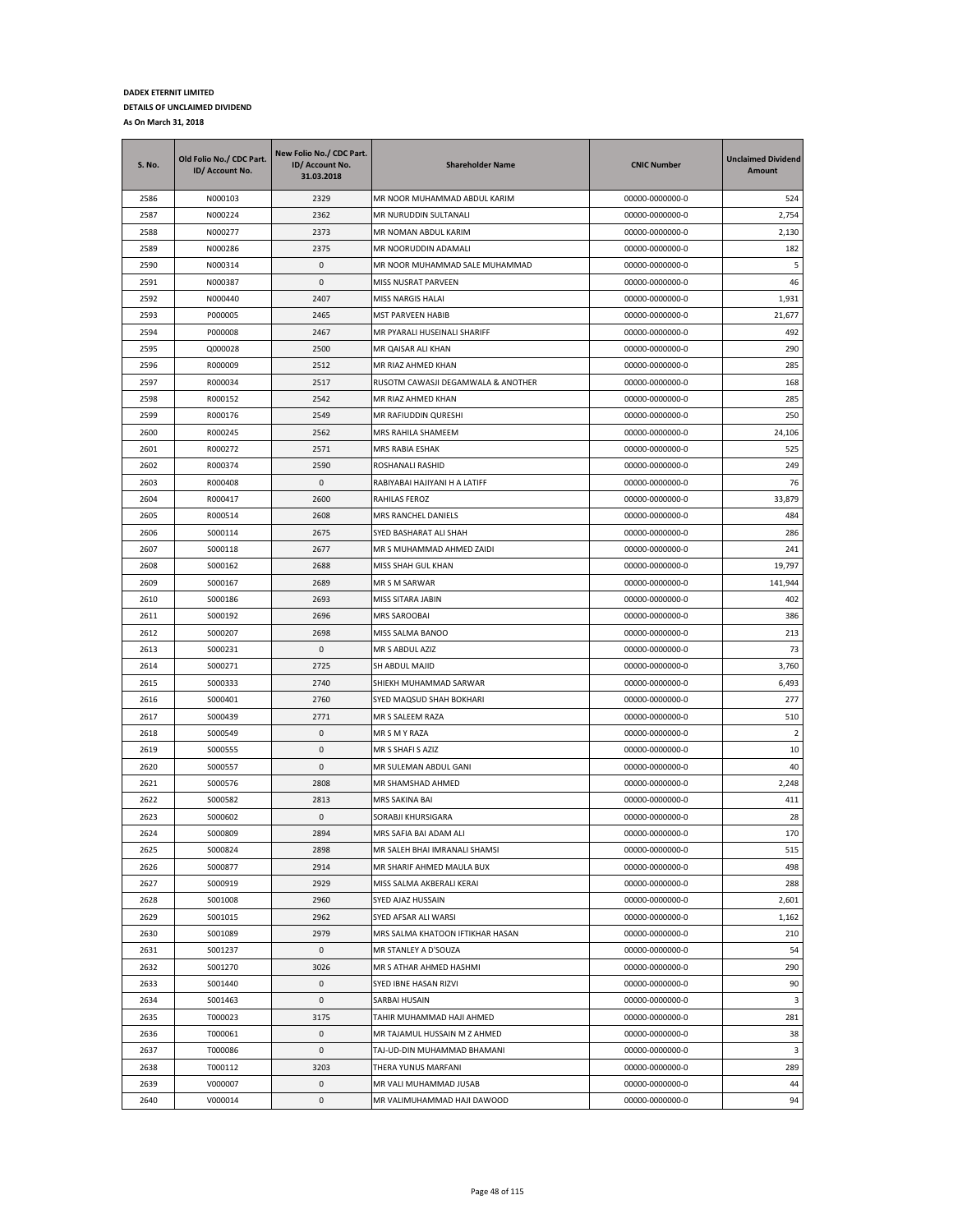**DADEX ETERNIT LIMITED**
**DETAILS OF UNCLAIMED DIVIDEND**
**As On March 31, 2018**

| S. No. | Old Folio No./ CDC Part. ID/ Account No. | New Folio No./ CDC Part. ID/ Account No. 31.03.2018 | Shareholder Name | CNIC Number | Unclaimed Dividend Amount |
|---|---|---|---|---|---|
| 2586 | N000103 | 2329 | MR NOOR MUHAMMAD ABDUL KARIM | 00000-0000000-0 | 524 |
| 2587 | N000224 | 2362 | MR NURUDDIN SULTANALI | 00000-0000000-0 | 2,754 |
| 2588 | N000277 | 2373 | MR NOMAN ABDUL KARIM | 00000-0000000-0 | 2,130 |
| 2589 | N000286 | 2375 | MR NOORUDDIN ADAMALI | 00000-0000000-0 | 182 |
| 2590 | N000314 | 0 | MR NOOR MUHAMMAD SALE MUHAMMAD | 00000-0000000-0 | 5 |
| 2591 | N000387 | 0 | MISS NUSRAT PARVEEN | 00000-0000000-0 | 46 |
| 2592 | N000440 | 2407 | MISS NARGIS HALAI | 00000-0000000-0 | 1,931 |
| 2593 | P000005 | 2465 | MST PARVEEN HABIB | 00000-0000000-0 | 21,677 |
| 2594 | P000008 | 2467 | MR PYARALI HUSEINALI SHARIFF | 00000-0000000-0 | 492 |
| 2595 | Q000028 | 2500 | MR QAISAR ALI KHAN | 00000-0000000-0 | 290 |
| 2596 | R000009 | 2512 | MR RIAZ AHMED KHAN | 00000-0000000-0 | 285 |
| 2597 | R000034 | 2517 | RUSOTM CAWASJI DEGAMWALA & ANOTHER | 00000-0000000-0 | 168 |
| 2598 | R000152 | 2542 | MR RIAZ AHMED KHAN | 00000-0000000-0 | 285 |
| 2599 | R000176 | 2549 | MR RAFIUDDIN QURESHI | 00000-0000000-0 | 250 |
| 2600 | R000245 | 2562 | MRS RAHILA SHAMEEM | 00000-0000000-0 | 24,106 |
| 2601 | R000272 | 2571 | MRS RABIA ESHAK | 00000-0000000-0 | 525 |
| 2602 | R000374 | 2590 | ROSHANALI RASHID | 00000-0000000-0 | 249 |
| 2603 | R000408 | 0 | RABIYABAI HAJIYANI H A LATIFF | 00000-0000000-0 | 76 |
| 2604 | R000417 | 2600 | RAHILAS FEROZ | 00000-0000000-0 | 33,879 |
| 2605 | R000514 | 2608 | MRS RANCHEL DANIELS | 00000-0000000-0 | 484 |
| 2606 | S000114 | 2675 | SYED BASHARAT ALI SHAH | 00000-0000000-0 | 286 |
| 2607 | S000118 | 2677 | MR S MUHAMMAD AHMED ZAIDI | 00000-0000000-0 | 241 |
| 2608 | S000162 | 2688 | MISS SHAH GUL KHAN | 00000-0000000-0 | 19,797 |
| 2609 | S000167 | 2689 | MR S M SARWAR | 00000-0000000-0 | 141,944 |
| 2610 | S000186 | 2693 | MISS SITARA JABIN | 00000-0000000-0 | 402 |
| 2611 | S000192 | 2696 | MRS SAROOBAI | 00000-0000000-0 | 386 |
| 2612 | S000207 | 2698 | MISS SALMA BANOO | 00000-0000000-0 | 213 |
| 2613 | S000231 | 0 | MR S ABDUL AZIZ | 00000-0000000-0 | 73 |
| 2614 | S000271 | 2725 | SH ABDUL MAJID | 00000-0000000-0 | 3,760 |
| 2615 | S000333 | 2740 | SHIEKH MUHAMMAD SARWAR | 00000-0000000-0 | 6,493 |
| 2616 | S000401 | 2760 | SYED MAQSUD SHAH BOKHARI | 00000-0000000-0 | 277 |
| 2617 | S000439 | 2771 | MR S SALEEM RAZA | 00000-0000000-0 | 510 |
| 2618 | S000549 | 0 | MR S M Y RAZA | 00000-0000000-0 | 2 |
| 2619 | S000555 | 0 | MR S SHAFI S AZIZ | 00000-0000000-0 | 10 |
| 2620 | S000557 | 0 | MR SULEMAN ABDUL GANI | 00000-0000000-0 | 40 |
| 2621 | S000576 | 2808 | MR SHAMSHAD AHMED | 00000-0000000-0 | 2,248 |
| 2622 | S000582 | 2813 | MRS SAKINA BAI | 00000-0000000-0 | 411 |
| 2623 | S000602 | 0 | SORABJI KHURSIGARA | 00000-0000000-0 | 28 |
| 2624 | S000809 | 2894 | MRS SAFIA BAI ADAM ALI | 00000-0000000-0 | 170 |
| 2625 | S000824 | 2898 | MR SALEH BHAI IMRANALI SHAMSI | 00000-0000000-0 | 515 |
| 2626 | S000877 | 2914 | MR SHARIF AHMED MAULA BUX | 00000-0000000-0 | 498 |
| 2627 | S000919 | 2929 | MISS SALMA AKBERALI KERAI | 00000-0000000-0 | 288 |
| 2628 | S001008 | 2960 | SYED AJAZ HUSSAIN | 00000-0000000-0 | 2,601 |
| 2629 | S001015 | 2962 | SYED AFSAR ALI WARSI | 00000-0000000-0 | 1,162 |
| 2630 | S001089 | 2979 | MRS SALMA KHATOON IFTIKHAR HASAN | 00000-0000000-0 | 210 |
| 2631 | S001237 | 0 | MR STANLEY A D'SOUZA | 00000-0000000-0 | 54 |
| 2632 | S001270 | 3026 | MR S ATHAR AHMED HASHMI | 00000-0000000-0 | 290 |
| 2633 | S001440 | 0 | SYED IBNE HASAN RIZVI | 00000-0000000-0 | 90 |
| 2634 | S001463 | 0 | SARBAI HUSAIN | 00000-0000000-0 | 3 |
| 2635 | T000023 | 3175 | TAHIR MUHAMMAD HAJI AHMED | 00000-0000000-0 | 281 |
| 2636 | T000061 | 0 | MR TAJAMUL HUSSAIN M Z AHMED | 00000-0000000-0 | 38 |
| 2637 | T000086 | 0 | TAJ-UD-DIN MUHAMMAD BHAMANI | 00000-0000000-0 | 3 |
| 2638 | T000112 | 3203 | THERA YUNUS MARFANI | 00000-0000000-0 | 289 |
| 2639 | V000007 | 0 | MR VALI MUHAMMAD JUSAB | 00000-0000000-0 | 44 |
| 2640 | V000014 | 0 | MR VALIMUHAMMAD HAJI DAWOOD | 00000-0000000-0 | 94 |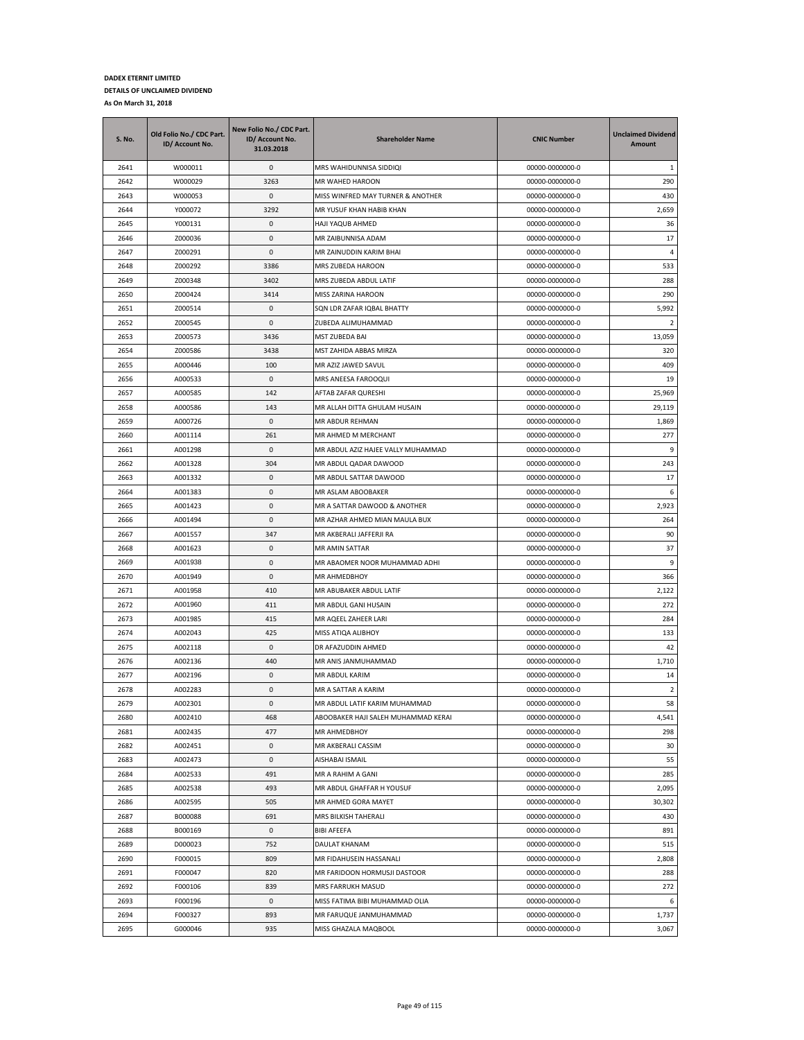**DADEX ETERNIT LIMITED**

**DETAILS OF UNCLAIMED DIVIDEND**

**As On March 31, 2018**

| S. No. | Old Folio No./ CDC Part. ID/ Account No. | New Folio No./ CDC Part. ID/ Account No. 31.03.2018 | Shareholder Name | CNIC Number | Unclaimed Dividend Amount |
|---|---|---|---|---|---|
| 2641 | W000011 | 0 | MRS WAHIDUNNISA SIDDIQI | 00000-0000000-0 | 1 |
| 2642 | W000029 | 3263 | MR WAHED HAROON | 00000-0000000-0 | 290 |
| 2643 | W000053 | 0 | MISS WINFRED MAY TURNER & ANOTHER | 00000-0000000-0 | 430 |
| 2644 | Y000072 | 3292 | MR YUSUF KHAN HABIB KHAN | 00000-0000000-0 | 2,659 |
| 2645 | Y000131 | 0 | HAJI YAQUB AHMED | 00000-0000000-0 | 36 |
| 2646 | Z000036 | 0 | MR ZAIBUNNISA ADAM | 00000-0000000-0 | 17 |
| 2647 | Z000291 | 0 | MR ZAINUDDIN KARIM BHAI | 00000-0000000-0 | 4 |
| 2648 | Z000292 | 3386 | MRS ZUBEDA HAROON | 00000-0000000-0 | 533 |
| 2649 | Z000348 | 3402 | MRS ZUBEDA ABDUL LATIF | 00000-0000000-0 | 288 |
| 2650 | Z000424 | 3414 | MISS ZARINA HAROON | 00000-0000000-0 | 290 |
| 2651 | Z000514 | 0 | SQN LDR ZAFAR IQBAL BHATTY | 00000-0000000-0 | 5,992 |
| 2652 | Z000545 | 0 | ZUBEDA ALIMUHAMMAD | 00000-0000000-0 | 2 |
| 2653 | Z000573 | 3436 | MST ZUBEDA BAI | 00000-0000000-0 | 13,059 |
| 2654 | Z000586 | 3438 | MST ZAHIDA ABBAS MIRZA | 00000-0000000-0 | 320 |
| 2655 | A000446 | 100 | MR AZIZ JAWED SAVUL | 00000-0000000-0 | 409 |
| 2656 | A000533 | 0 | MRS ANEESA FAROOQUI | 00000-0000000-0 | 19 |
| 2657 | A000585 | 142 | AFTAB ZAFAR QURESHI | 00000-0000000-0 | 25,969 |
| 2658 | A000586 | 143 | MR ALLAH DITTA GHULAM HUSAIN | 00000-0000000-0 | 29,119 |
| 2659 | A000726 | 0 | MR ABDUR REHMAN | 00000-0000000-0 | 1,869 |
| 2660 | A001114 | 261 | MR AHMED M MERCHANT | 00000-0000000-0 | 277 |
| 2661 | A001298 | 0 | MR ABDUL AZIZ HAJEE VALLY MUHAMMAD | 00000-0000000-0 | 9 |
| 2662 | A001328 | 304 | MR ABDUL QADAR DAWOOD | 00000-0000000-0 | 243 |
| 2663 | A001332 | 0 | MR ABDUL SATTAR DAWOOD | 00000-0000000-0 | 17 |
| 2664 | A001383 | 0 | MR ASLAM ABOOBAKER | 00000-0000000-0 | 6 |
| 2665 | A001423 | 0 | MR A SATTAR DAWOOD & ANOTHER | 00000-0000000-0 | 2,923 |
| 2666 | A001494 | 0 | MR AZHAR AHMED MIAN MAULA BUX | 00000-0000000-0 | 264 |
| 2667 | A001557 | 347 | MR AKBERALI JAFFERJI RA | 00000-0000000-0 | 90 |
| 2668 | A001623 | 0 | MR AMIN SATTAR | 00000-0000000-0 | 37 |
| 2669 | A001938 | 0 | MR ABAOMER NOOR MUHAMMAD ADHI | 00000-0000000-0 | 9 |
| 2670 | A001949 | 0 | MR AHMEDBHOY | 00000-0000000-0 | 366 |
| 2671 | A001958 | 410 | MR ABUBAKER ABDUL LATIF | 00000-0000000-0 | 2,122 |
| 2672 | A001960 | 411 | MR ABDUL GANI HUSAIN | 00000-0000000-0 | 272 |
| 2673 | A001985 | 415 | MR AQEEL ZAHEER LARI | 00000-0000000-0 | 284 |
| 2674 | A002043 | 425 | MISS ATIQA ALIBHOY | 00000-0000000-0 | 133 |
| 2675 | A002118 | 0 | DR AFAZUDDIN AHMED | 00000-0000000-0 | 42 |
| 2676 | A002136 | 440 | MR ANIS JANMUHAMMAD | 00000-0000000-0 | 1,710 |
| 2677 | A002196 | 0 | MR ABDUL KARIM | 00000-0000000-0 | 14 |
| 2678 | A002283 | 0 | MR A SATTAR A KARIM | 00000-0000000-0 | 2 |
| 2679 | A002301 | 0 | MR ABDUL LATIF KARIM MUHAMMAD | 00000-0000000-0 | 58 |
| 2680 | A002410 | 468 | ABOOBAKER HAJI SALEH MUHAMMAD KERAI | 00000-0000000-0 | 4,541 |
| 2681 | A002435 | 477 | MR AHMEDBHOY | 00000-0000000-0 | 298 |
| 2682 | A002451 | 0 | MR AKBERALI CASSIM | 00000-0000000-0 | 30 |
| 2683 | A002473 | 0 | AISHABAI ISMAIL | 00000-0000000-0 | 55 |
| 2684 | A002533 | 491 | MR A RAHIM A GANI | 00000-0000000-0 | 285 |
| 2685 | A002538 | 493 | MR ABDUL GHAFFAR H YOUSUF | 00000-0000000-0 | 2,095 |
| 2686 | A002595 | 505 | MR AHMED GORA MAYET | 00000-0000000-0 | 30,302 |
| 2687 | B000088 | 691 | MRS BILKISH TAHERALI | 00000-0000000-0 | 430 |
| 2688 | B000169 | 0 | BIBI AFEEFA | 00000-0000000-0 | 891 |
| 2689 | D000023 | 752 | DAULAT KHANAM | 00000-0000000-0 | 515 |
| 2690 | F000015 | 809 | MR FIDAHUSEIN HASSANALI | 00000-0000000-0 | 2,808 |
| 2691 | F000047 | 820 | MR FARIDOON HORMUSJI DASTOOR | 00000-0000000-0 | 288 |
| 2692 | F000106 | 839 | MRS FARRUKH MASUD | 00000-0000000-0 | 272 |
| 2693 | F000196 | 0 | MISS FATIMA BIBI MUHAMMAD OLIA | 00000-0000000-0 | 6 |
| 2694 | F000327 | 893 | MR FARUQUE JANMUHAMMAD | 00000-0000000-0 | 1,737 |
| 2695 | G000046 | 935 | MISS GHAZALA MAQBOOL | 00000-0000000-0 | 3,067 |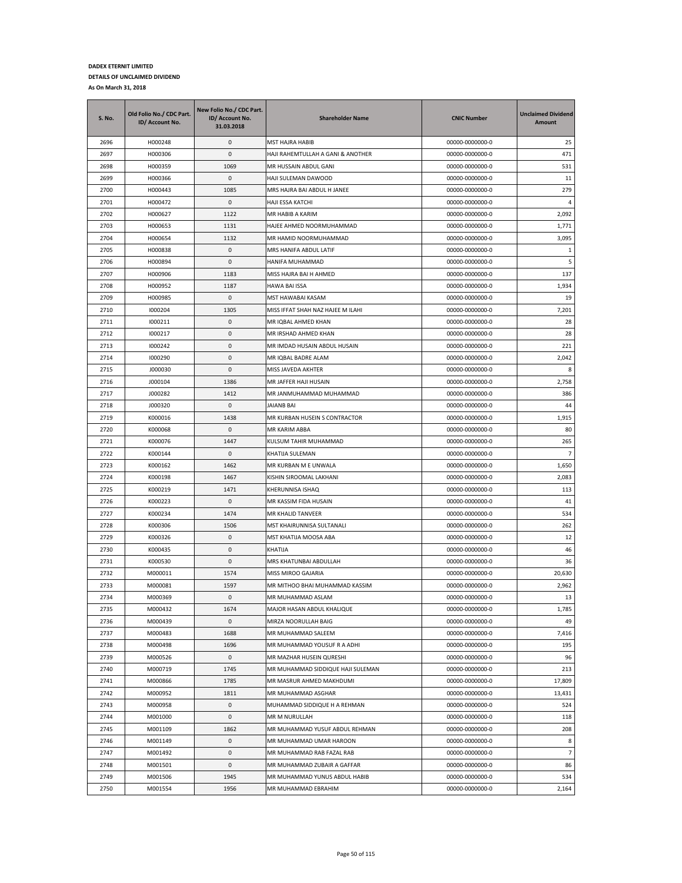**DADEX ETERNIT LIMITED**

**DETAILS OF UNCLAIMED DIVIDEND**

**As On March 31, 2018**

| S. No. | Old Folio No./ CDC Part. ID/ Account No. | New Folio No./ CDC Part. ID/ Account No. 31.03.2018 | Shareholder Name | CNIC Number | Unclaimed Dividend Amount |
|---|---|---|---|---|---|
| 2696 | H000248 | 0 | MST HAJRA HABIB | 00000-0000000-0 | 25 |
| 2697 | H000306 | 0 | HAJI RAHEMTULLAH A GANI & ANOTHER | 00000-0000000-0 | 471 |
| 2698 | H000359 | 1069 | MR HUSSAIN ABDUL GANI | 00000-0000000-0 | 531 |
| 2699 | H000366 | 0 | HAJI SULEMAN DAWOOD | 00000-0000000-0 | 11 |
| 2700 | H000443 | 1085 | MRS HAJRA BAI ABDUL H JANEE | 00000-0000000-0 | 279 |
| 2701 | H000472 | 0 | HAJI ESSA KATCHI | 00000-0000000-0 | 4 |
| 2702 | H000627 | 1122 | MR HABIB A KARIM | 00000-0000000-0 | 2,092 |
| 2703 | H000653 | 1131 | HAJEE AHMED NOORMUHAMMAD | 00000-0000000-0 | 1,771 |
| 2704 | H000654 | 1132 | MR HAMID NOORMUHAMMAD | 00000-0000000-0 | 3,095 |
| 2705 | H000838 | 0 | MRS HANIFA ABDUL LATIF | 00000-0000000-0 | 1 |
| 2706 | H000894 | 0 | HANIFA MUHAMMAD | 00000-0000000-0 | 5 |
| 2707 | H000906 | 1183 | MISS HAJRA BAI H AHMED | 00000-0000000-0 | 137 |
| 2708 | H000952 | 1187 | HAWA BAI ISSA | 00000-0000000-0 | 1,934 |
| 2709 | H000985 | 0 | MST HAWABAI KASAM | 00000-0000000-0 | 19 |
| 2710 | I000204 | 1305 | MISS IFFAT SHAH NAZ HAJEE M ILAHI | 00000-0000000-0 | 7,201 |
| 2711 | I000211 | 0 | MR IQBAL AHMED KHAN | 00000-0000000-0 | 28 |
| 2712 | I000217 | 0 | MR IRSHAD AHMED KHAN | 00000-0000000-0 | 28 |
| 2713 | I000242 | 0 | MR IMDAD HUSAIN ABDUL HUSAIN | 00000-0000000-0 | 221 |
| 2714 | I000290 | 0 | MR IQBAL BADRE ALAM | 00000-0000000-0 | 2,042 |
| 2715 | J000030 | 0 | MISS JAVEDA AKHTER | 00000-0000000-0 | 8 |
| 2716 | J000104 | 1386 | MR JAFFER HAJI HUSAIN | 00000-0000000-0 | 2,758 |
| 2717 | J000282 | 1412 | MR JANMUHAMMAD MUHAMMAD | 00000-0000000-0 | 386 |
| 2718 | J000320 | 0 | JAIANB BAI | 00000-0000000-0 | 44 |
| 2719 | K000016 | 1438 | MR KURBAN HUSEIN S CONTRACTOR | 00000-0000000-0 | 1,915 |
| 2720 | K000068 | 0 | MR KARIM ABBA | 00000-0000000-0 | 80 |
| 2721 | K000076 | 1447 | KULSUM TAHIR MUHAMMAD | 00000-0000000-0 | 265 |
| 2722 | K000144 | 0 | KHATIJA SULEMAN | 00000-0000000-0 | 7 |
| 2723 | K000162 | 1462 | MR KURBAN M E UNWALA | 00000-0000000-0 | 1,650 |
| 2724 | K000198 | 1467 | KISHIN SIROOMAL LAKHANI | 00000-0000000-0 | 2,083 |
| 2725 | K000219 | 1471 | KHERUNNISA ISHAQ | 00000-0000000-0 | 113 |
| 2726 | K000223 | 0 | MR KASSIM FIDA HUSAIN | 00000-0000000-0 | 41 |
| 2727 | K000234 | 1474 | MR KHALID TANVEER | 00000-0000000-0 | 534 |
| 2728 | K000306 | 1506 | MST KHAIRUNNISA SULTANALI | 00000-0000000-0 | 262 |
| 2729 | K000326 | 0 | MST KHATIJA MOOSA ABA | 00000-0000000-0 | 12 |
| 2730 | K000435 | 0 | KHATIJA | 00000-0000000-0 | 46 |
| 2731 | K000530 | 0 | MRS KHATUNBAI ABDULLAH | 00000-0000000-0 | 36 |
| 2732 | M000011 | 1574 | MISS MIROO GAJARIA | 00000-0000000-0 | 20,630 |
| 2733 | M000081 | 1597 | MR MITHOO BHAI MUHAMMAD KASSIM | 00000-0000000-0 | 2,962 |
| 2734 | M000369 | 0 | MR MUHAMMAD ASLAM | 00000-0000000-0 | 13 |
| 2735 | M000432 | 1674 | MAJOR HASAN ABDUL KHALIQUE | 00000-0000000-0 | 1,785 |
| 2736 | M000439 | 0 | MIRZA NOORULLAH BAIG | 00000-0000000-0 | 49 |
| 2737 | M000483 | 1688 | MR MUHAMMAD SALEEM | 00000-0000000-0 | 7,416 |
| 2738 | M000498 | 1696 | MR MUHAMMAD YOUSUF R A ADHI | 00000-0000000-0 | 195 |
| 2739 | M000526 | 0 | MR MAZHAR HUSEIN QURESHI | 00000-0000000-0 | 96 |
| 2740 | M000719 | 1745 | MR MUHAMMAD SIDDIQUE HAJI SULEMAN | 00000-0000000-0 | 213 |
| 2741 | M000866 | 1785 | MR MASRUR AHMED MAKHDUMI | 00000-0000000-0 | 17,809 |
| 2742 | M000952 | 1811 | MR MUHAMMAD ASGHAR | 00000-0000000-0 | 13,431 |
| 2743 | M000958 | 0 | MUHAMMAD SIDDIQUE H A REHMAN | 00000-0000000-0 | 524 |
| 2744 | M001000 | 0 | MR M NURULLAH | 00000-0000000-0 | 118 |
| 2745 | M001109 | 1862 | MR MUHAMMAD YUSUF ABDUL REHMAN | 00000-0000000-0 | 208 |
| 2746 | M001149 | 0 | MR MUHAMMAD UMAR HAROON | 00000-0000000-0 | 8 |
| 2747 | M001492 | 0 | MR MUHAMMAD RAB FAZAL RAB | 00000-0000000-0 | 7 |
| 2748 | M001501 | 0 | MR MUHAMMAD ZUBAIR A GAFFAR | 00000-0000000-0 | 86 |
| 2749 | M001506 | 1945 | MR MUHAMMAD YUNUS ABDUL HABIB | 00000-0000000-0 | 534 |
| 2750 | M001554 | 1956 | MR MUHAMMAD EBRAHIM | 00000-0000000-0 | 2,164 |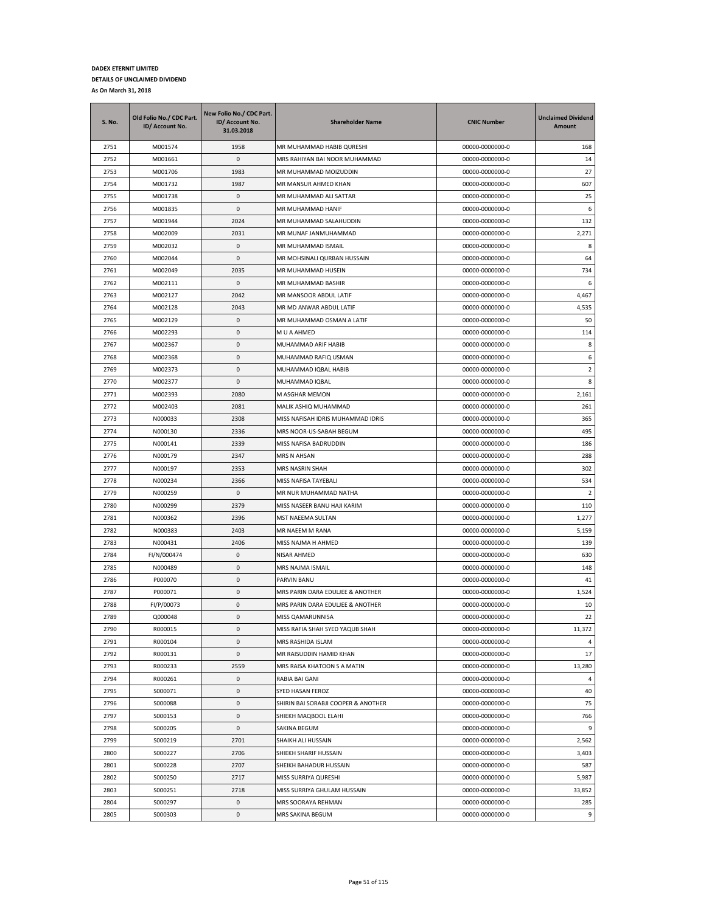**DADEX ETERNIT LIMITED**

**DETAILS OF UNCLAIMED DIVIDEND**

**As On March 31, 2018**

| S. No. | Old Folio No./ CDC Part. ID/ Account No. | New Folio No./ CDC Part. ID/ Account No. 31.03.2018 | Shareholder Name | CNIC Number | Unclaimed Dividend Amount |
|---|---|---|---|---|---|
| 2751 | M001574 | 1958 | MR MUHAMMAD HABIB QURESHI | 00000-0000000-0 | 168 |
| 2752 | M001661 | 0 | MRS RAHIYAN BAI NOOR MUHAMMAD | 00000-0000000-0 | 14 |
| 2753 | M001706 | 1983 | MR MUHAMMAD MOIZUDDIN | 00000-0000000-0 | 27 |
| 2754 | M001732 | 1987 | MR MANSUR AHMED KHAN | 00000-0000000-0 | 607 |
| 2755 | M001738 | 0 | MR MUHAMMAD ALI SATTAR | 00000-0000000-0 | 25 |
| 2756 | M001835 | 0 | MR MUHAMMAD HANIF | 00000-0000000-0 | 6 |
| 2757 | M001944 | 2024 | MR MUHAMMAD SALAHUDDIN | 00000-0000000-0 | 132 |
| 2758 | M002009 | 2031 | MR MUNAF JANMUHAMMAD | 00000-0000000-0 | 2,271 |
| 2759 | M002032 | 0 | MR MUHAMMAD ISMAIL | 00000-0000000-0 | 8 |
| 2760 | M002044 | 0 | MR MOHSINALI QURBAN HUSSAIN | 00000-0000000-0 | 64 |
| 2761 | M002049 | 2035 | MR MUHAMMAD HUSEIN | 00000-0000000-0 | 734 |
| 2762 | M002111 | 0 | MR MUHAMMAD BASHIR | 00000-0000000-0 | 6 |
| 2763 | M002127 | 2042 | MR MANSOOR ABDUL LATIF | 00000-0000000-0 | 4,467 |
| 2764 | M002128 | 2043 | MR MD ANWAR ABDUL LATIF | 00000-0000000-0 | 4,535 |
| 2765 | M002129 | 0 | MR MUHAMMAD OSMAN A LATIF | 00000-0000000-0 | 50 |
| 2766 | M002293 | 0 | M U A AHMED | 00000-0000000-0 | 114 |
| 2767 | M002367 | 0 | MUHAMMAD ARIF HABIB | 00000-0000000-0 | 8 |
| 2768 | M002368 | 0 | MUHAMMAD RAFIQ USMAN | 00000-0000000-0 | 6 |
| 2769 | M002373 | 0 | MUHAMMAD IQBAL HABIB | 00000-0000000-0 | 2 |
| 2770 | M002377 | 0 | MUHAMMAD IQBAL | 00000-0000000-0 | 8 |
| 2771 | M002393 | 2080 | M ASGHAR MEMON | 00000-0000000-0 | 2,161 |
| 2772 | M002403 | 2081 | MALIK ASHIQ MUHAMMAD | 00000-0000000-0 | 261 |
| 2773 | N000033 | 2308 | MISS NAFISAH IDRIS MUHAMMAD IDRIS | 00000-0000000-0 | 365 |
| 2774 | N000130 | 2336 | MRS NOOR-US-SABAH BEGUM | 00000-0000000-0 | 495 |
| 2775 | N000141 | 2339 | MISS NAFISA BADRUDDIN | 00000-0000000-0 | 186 |
| 2776 | N000179 | 2347 | MRS N AHSAN | 00000-0000000-0 | 288 |
| 2777 | N000197 | 2353 | MRS NASRIN SHAH | 00000-0000000-0 | 302 |
| 2778 | N000234 | 2366 | MISS NAFISA TAYEBALI | 00000-0000000-0 | 534 |
| 2779 | N000259 | 0 | MR NUR MUHAMMAD NATHA | 00000-0000000-0 | 2 |
| 2780 | N000299 | 2379 | MISS NASEER BANU HAJI KARIM | 00000-0000000-0 | 110 |
| 2781 | N000362 | 2396 | MST NAEEMA SULTAN | 00000-0000000-0 | 1,277 |
| 2782 | N000383 | 2403 | MR NAEEM M RANA | 00000-0000000-0 | 5,159 |
| 2783 | N000431 | 2406 | MISS NAJMA H AHMED | 00000-0000000-0 | 139 |
| 2784 | FI/N/000474 | 0 | NISAR AHMED | 00000-0000000-0 | 630 |
| 2785 | N000489 | 0 | MRS NAJMA ISMAIL | 00000-0000000-0 | 148 |
| 2786 | P000070 | 0 | PARVIN BANU | 00000-0000000-0 | 41 |
| 2787 | P000071 | 0 | MRS PARIN DARA EDULJEE & ANOTHER | 00000-0000000-0 | 1,524 |
| 2788 | FI/P/00073 | 0 | MRS PARIN DARA EDULJEE & ANOTHER | 00000-0000000-0 | 10 |
| 2789 | Q000048 | 0 | MISS QAMARUNNISA | 00000-0000000-0 | 22 |
| 2790 | R000015 | 0 | MISS RAFIA SHAH SYED YAQUB SHAH | 00000-0000000-0 | 11,372 |
| 2791 | R000104 | 0 | MRS RASHIDA ISLAM | 00000-0000000-0 | 4 |
| 2792 | R000131 | 0 | MR RAISUDDIN HAMID KHAN | 00000-0000000-0 | 17 |
| 2793 | R000233 | 2559 | MRS RAISA KHATOON S A MATIN | 00000-0000000-0 | 13,280 |
| 2794 | R000261 | 0 | RABIA BAI GANI | 00000-0000000-0 | 4 |
| 2795 | S000071 | 0 | SYED HASAN FEROZ | 00000-0000000-0 | 40 |
| 2796 | S000088 | 0 | SHIRIN BAI SORABJI COOPER & ANOTHER | 00000-0000000-0 | 75 |
| 2797 | S000153 | 0 | SHIEKH MAQBOOL ELAHI | 00000-0000000-0 | 766 |
| 2798 | S000205 | 0 | SAKINA BEGUM | 00000-0000000-0 | 9 |
| 2799 | S000219 | 2701 | SHAIKH ALI HUSSAIN | 00000-0000000-0 | 2,562 |
| 2800 | S000227 | 2706 | SHIEKH SHARIF HUSSAIN | 00000-0000000-0 | 3,403 |
| 2801 | S000228 | 2707 | SHEIKH BAHADUR HUSSAIN | 00000-0000000-0 | 587 |
| 2802 | S000250 | 2717 | MISS SURRIYA QURESHI | 00000-0000000-0 | 5,987 |
| 2803 | S000251 | 2718 | MISS SURRIYA GHULAM HUSSAIN | 00000-0000000-0 | 33,852 |
| 2804 | S000297 | 0 | MRS SOORAYA REHMAN | 00000-0000000-0 | 285 |
| 2805 | S000303 | 0 | MRS SAKINA BEGUM | 00000-0000000-0 | 9 |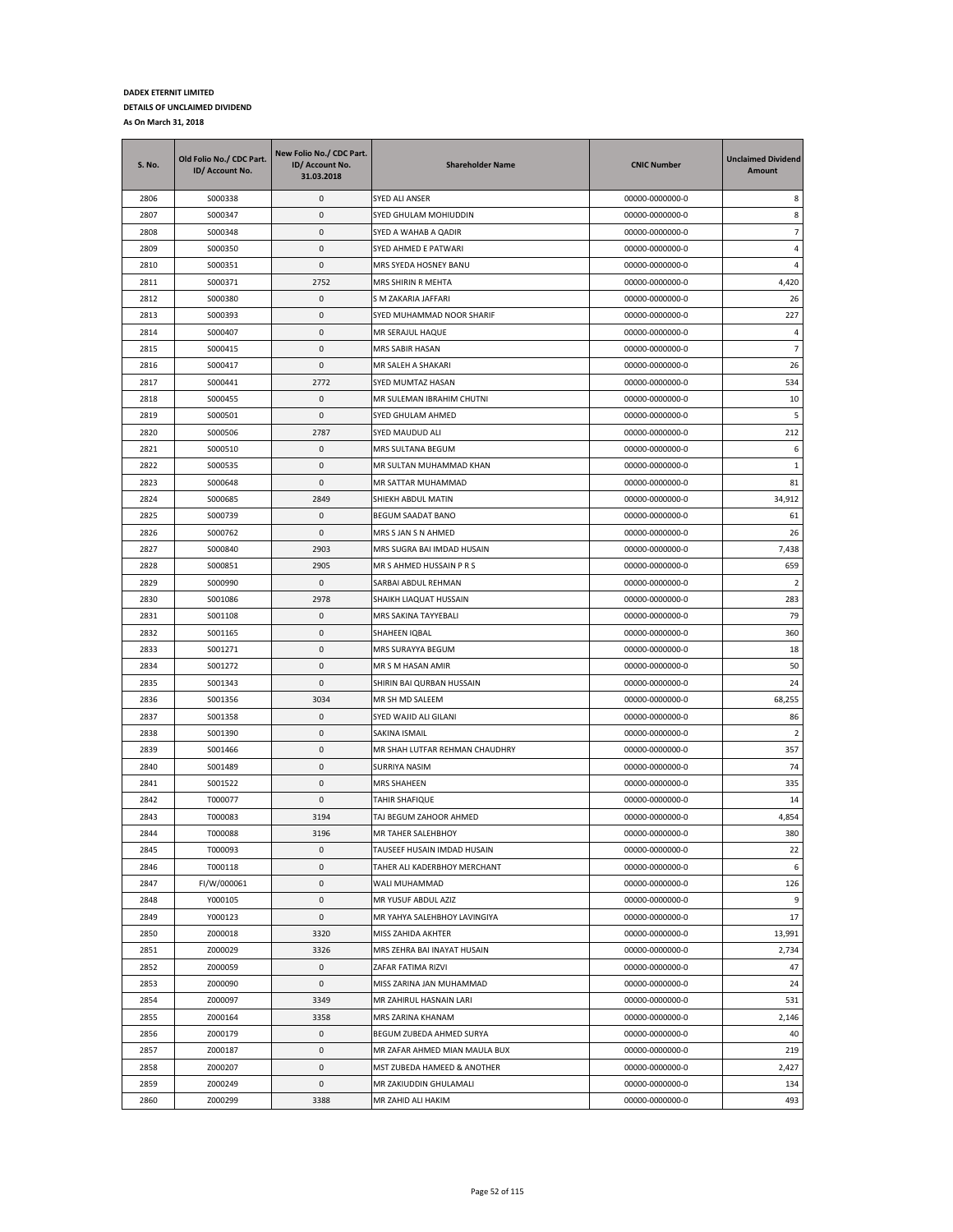**DADEX ETERNIT LIMITED**

**DETAILS OF UNCLAIMED DIVIDEND**

**As On March 31, 2018**

| S. No. | Old Folio No./ CDC Part. ID/ Account No. | New Folio No./ CDC Part. ID/ Account No. 31.03.2018 | Shareholder Name | CNIC Number | Unclaimed Dividend Amount |
|---|---|---|---|---|---|
| 2806 | S000338 | 0 | SYED ALI ANSER | 00000-0000000-0 | 8 |
| 2807 | S000347 | 0 | SYED GHULAM MOHIUDDIN | 00000-0000000-0 | 8 |
| 2808 | S000348 | 0 | SYED A WAHAB A QADIR | 00000-0000000-0 | 7 |
| 2809 | S000350 | 0 | SYED AHMED E PATWARI | 00000-0000000-0 | 4 |
| 2810 | S000351 | 0 | MRS SYEDA HOSNEY BANU | 00000-0000000-0 | 4 |
| 2811 | S000371 | 2752 | MRS SHIRIN R MEHTA | 00000-0000000-0 | 4,420 |
| 2812 | S000380 | 0 | S M ZAKARIA JAFFARI | 00000-0000000-0 | 26 |
| 2813 | S000393 | 0 | SYED MUHAMMAD NOOR SHARIF | 00000-0000000-0 | 227 |
| 2814 | S000407 | 0 | MR SERAJUL HAQUE | 00000-0000000-0 | 4 |
| 2815 | S000415 | 0 | MRS SABIR HASAN | 00000-0000000-0 | 7 |
| 2816 | S000417 | 0 | MR SALEH A SHAKARI | 00000-0000000-0 | 26 |
| 2817 | S000441 | 2772 | SYED MUMTAZ HASAN | 00000-0000000-0 | 534 |
| 2818 | S000455 | 0 | MR SULEMAN IBRAHIM CHUTNI | 00000-0000000-0 | 10 |
| 2819 | S000501 | 0 | SYED GHULAM AHMED | 00000-0000000-0 | 5 |
| 2820 | S000506 | 2787 | SYED MAUDUD ALI | 00000-0000000-0 | 212 |
| 2821 | S000510 | 0 | MRS SULTANA BEGUM | 00000-0000000-0 | 6 |
| 2822 | S000535 | 0 | MR SULTAN MUHAMMAD KHAN | 00000-0000000-0 | 1 |
| 2823 | S000648 | 0 | MR SATTAR MUHAMMAD | 00000-0000000-0 | 81 |
| 2824 | S000685 | 2849 | SHIEKH ABDUL MATIN | 00000-0000000-0 | 34,912 |
| 2825 | S000739 | 0 | BEGUM SAADAT BANO | 00000-0000000-0 | 61 |
| 2826 | S000762 | 0 | MRS S JAN S N AHMED | 00000-0000000-0 | 26 |
| 2827 | S000840 | 2903 | MRS SUGRA BAI IMDAD HUSAIN | 00000-0000000-0 | 7,438 |
| 2828 | S000851 | 2905 | MR S AHMED HUSSAIN P R S | 00000-0000000-0 | 659 |
| 2829 | S000990 | 0 | SARBAI ABDUL REHMAN | 00000-0000000-0 | 2 |
| 2830 | S001086 | 2978 | SHAIKH LIAQUAT HUSSAIN | 00000-0000000-0 | 283 |
| 2831 | S001108 | 0 | MRS SAKINA TAYYEBALI | 00000-0000000-0 | 79 |
| 2832 | S001165 | 0 | SHAHEEN IQBAL | 00000-0000000-0 | 360 |
| 2833 | S001271 | 0 | MRS SURAYYA BEGUM | 00000-0000000-0 | 18 |
| 2834 | S001272 | 0 | MR S M HASAN AMIR | 00000-0000000-0 | 50 |
| 2835 | S001343 | 0 | SHIRIN BAI QURBAN HUSSAIN | 00000-0000000-0 | 24 |
| 2836 | S001356 | 3034 | MR SH MD SALEEM | 00000-0000000-0 | 68,255 |
| 2837 | S001358 | 0 | SYED WAJID ALI GILANI | 00000-0000000-0 | 86 |
| 2838 | S001390 | 0 | SAKINA ISMAIL | 00000-0000000-0 | 2 |
| 2839 | S001466 | 0 | MR SHAH LUTFAR REHMAN CHAUDHRY | 00000-0000000-0 | 357 |
| 2840 | S001489 | 0 | SURRIYA NASIM | 00000-0000000-0 | 74 |
| 2841 | S001522 | 0 | MRS SHAHEEN | 00000-0000000-0 | 335 |
| 2842 | T000077 | 0 | TAHIR SHAFIQUE | 00000-0000000-0 | 14 |
| 2843 | T000083 | 3194 | TAJ BEGUM ZAHOOR AHMED | 00000-0000000-0 | 4,854 |
| 2844 | T000088 | 3196 | MR TAHER SALEHBHOY | 00000-0000000-0 | 380 |
| 2845 | T000093 | 0 | TAUSEEF HUSAIN IMDAD HUSAIN | 00000-0000000-0 | 22 |
| 2846 | T000118 | 0 | TAHER ALI KADERBHOY MERCHANT | 00000-0000000-0 | 6 |
| 2847 | FI/W/000061 | 0 | WALI MUHAMMAD | 00000-0000000-0 | 126 |
| 2848 | Y000105 | 0 | MR YUSUF ABDUL AZIZ | 00000-0000000-0 | 9 |
| 2849 | Y000123 | 0 | MR YAHYA SALEHBHOY LAVINGIYA | 00000-0000000-0 | 17 |
| 2850 | Z000018 | 3320 | MISS ZAHIDA AKHTER | 00000-0000000-0 | 13,991 |
| 2851 | Z000029 | 3326 | MRS ZEHRA BAI INAYAT HUSAIN | 00000-0000000-0 | 2,734 |
| 2852 | Z000059 | 0 | ZAFAR FATIMA RIZVI | 00000-0000000-0 | 47 |
| 2853 | Z000090 | 0 | MISS ZARINA JAN MUHAMMAD | 00000-0000000-0 | 24 |
| 2854 | Z000097 | 3349 | MR ZAHIRUL HASNAIN LARI | 00000-0000000-0 | 531 |
| 2855 | Z000164 | 3358 | MRS ZARINA KHANAM | 00000-0000000-0 | 2,146 |
| 2856 | Z000179 | 0 | BEGUM ZUBEDA AHMED SURYA | 00000-0000000-0 | 40 |
| 2857 | Z000187 | 0 | MR ZAFAR AHMED MIAN MAULA BUX | 00000-0000000-0 | 219 |
| 2858 | Z000207 | 0 | MST ZUBEDA HAMEED & ANOTHER | 00000-0000000-0 | 2,427 |
| 2859 | Z000249 | 0 | MR ZAKIUDDIN GHULAMALI | 00000-0000000-0 | 134 |
| 2860 | Z000299 | 3388 | MR ZAHID ALI HAKIM | 00000-0000000-0 | 493 |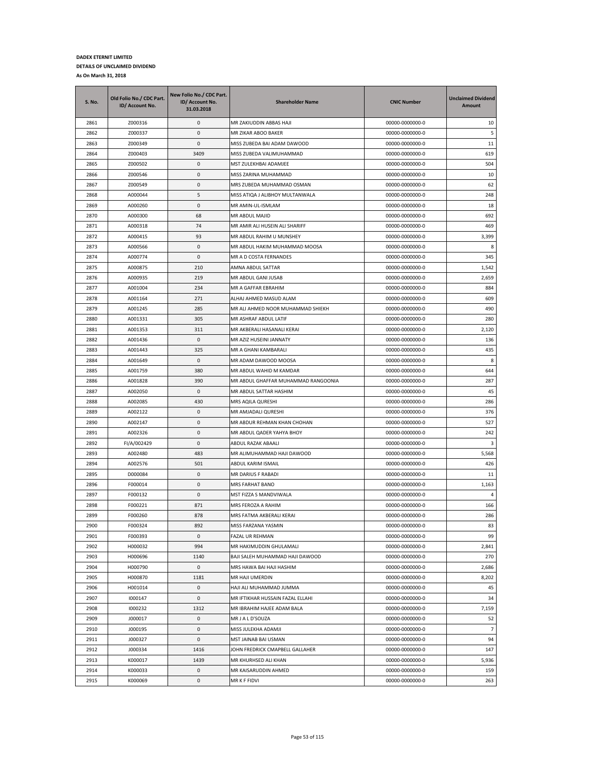**DADEX ETERNIT LIMITED**

**DETAILS OF UNCLAIMED DIVIDEND**

**As On March 31, 2018**

| S. No. | Old Folio No./ CDC Part. ID/ Account No. | New Folio No./ CDC Part. ID/ Account No. 31.03.2018 | Shareholder Name | CNIC Number | Unclaimed Dividend Amount |
|---|---|---|---|---|---|
| 2861 | Z000316 | 0 | MR ZAKIUDDIN ABBAS HAJI | 00000-0000000-0 | 10 |
| 2862 | Z000337 | 0 | MR ZIKAR ABOO BAKER | 00000-0000000-0 | 5 |
| 2863 | Z000349 | 0 | MISS ZUBEDA BAI ADAM DAWOOD | 00000-0000000-0 | 11 |
| 2864 | Z000403 | 3409 | MISS ZUBEDA VALIMUHAMMAD | 00000-0000000-0 | 619 |
| 2865 | Z000502 | 0 | MST ZULEKHBAI ADAMJEE | 00000-0000000-0 | 504 |
| 2866 | Z000546 | 0 | MISS ZARINA MUHAMMAD | 00000-0000000-0 | 10 |
| 2867 | Z000549 | 0 | MRS ZUBEDA MUHAMMAD OSMAN | 00000-0000000-0 | 62 |
| 2868 | A000044 | 5 | MISS ATIQA J ALIBHOY MULTANWALA | 00000-0000000-0 | 248 |
| 2869 | A000260 | 0 | MR AMIN-UL-ISMLAM | 00000-0000000-0 | 18 |
| 2870 | A000300 | 68 | MR ABDUL MAJID | 00000-0000000-0 | 692 |
| 2871 | A000318 | 74 | MR AMIR ALI HUSEIN ALI SHARIFF | 00000-0000000-0 | 469 |
| 2872 | A000415 | 93 | MR ABDUL RAHIM U MUNSHEY | 00000-0000000-0 | 3,399 |
| 2873 | A000566 | 0 | MR ABDUL HAKIM MUHAMMAD MOOSA | 00000-0000000-0 | 8 |
| 2874 | A000774 | 0 | MR A D COSTA FERNANDES | 00000-0000000-0 | 345 |
| 2875 | A000875 | 210 | AMNA ABDUL SATTAR | 00000-0000000-0 | 1,542 |
| 2876 | A000935 | 219 | MR ABDUL GANI JUSAB | 00000-0000000-0 | 2,659 |
| 2877 | A001004 | 234 | MR A GAFFAR EBRAHIM | 00000-0000000-0 | 884 |
| 2878 | A001164 | 271 | ALHAJ AHMED MASUD ALAM | 00000-0000000-0 | 609 |
| 2879 | A001245 | 285 | MR ALI AHMED NOOR MUHAMMAD SHIEKH | 00000-0000000-0 | 490 |
| 2880 | A001331 | 305 | MR ASHRAF ABDUL LATIF | 00000-0000000-0 | 280 |
| 2881 | A001353 | 311 | MR AKBERALI HASANALI KERAI | 00000-0000000-0 | 2,120 |
| 2882 | A001436 | 0 | MR AZIZ HUSEINI JANNATY | 00000-0000000-0 | 136 |
| 2883 | A001443 | 325 | MR A GHANI KAMBARALI | 00000-0000000-0 | 435 |
| 2884 | A001649 | 0 | MR ADAM DAWOOD MOOSA | 00000-0000000-0 | 8 |
| 2885 | A001759 | 380 | MR ABDUL WAHID M KAMDAR | 00000-0000000-0 | 644 |
| 2886 | A001828 | 390 | MR ABDUL GHAFFAR MUHAMMAD RANGOONIA | 00000-0000000-0 | 287 |
| 2887 | A002050 | 0 | MR ABDUL SATTAR HASHIM | 00000-0000000-0 | 45 |
| 2888 | A002085 | 430 | MRS AQILA QURESHI | 00000-0000000-0 | 286 |
| 2889 | A002122 | 0 | MR AMJADALI QURESHI | 00000-0000000-0 | 376 |
| 2890 | A002147 | 0 | MR ABDUR REHMAN KHAN CHOHAN | 00000-0000000-0 | 527 |
| 2891 | A002326 | 0 | MR ABDUL QADER YAHYA BHOY | 00000-0000000-0 | 242 |
| 2892 | FI/A/002429 | 0 | ABDUL RAZAK ABAALI | 00000-0000000-0 | 3 |
| 2893 | A002480 | 483 | MR ALIMUHAMMAD HAJI DAWOOD | 00000-0000000-0 | 5,568 |
| 2894 | A002576 | 501 | ABDUL KARIM ISMAIL | 00000-0000000-0 | 426 |
| 2895 | D000084 | 0 | MR DARIUS F RABADI | 00000-0000000-0 | 11 |
| 2896 | F000014 | 0 | MRS FARHAT BANO | 00000-0000000-0 | 1,163 |
| 2897 | F000132 | 0 | MST FIZZA S MANDVIWALA | 00000-0000000-0 | 4 |
| 2898 | F000221 | 871 | MRS FEROZA A RAHIM | 00000-0000000-0 | 166 |
| 2899 | F000260 | 878 | MRS FATMA AKBERALI KERAI | 00000-0000000-0 | 286 |
| 2900 | F000324 | 892 | MISS FARZANA YASMIN | 00000-0000000-0 | 83 |
| 2901 | F000393 | 0 | FAZAL UR REHMAN | 00000-0000000-0 | 99 |
| 2902 | H000032 | 994 | MR HAKIMUDDIN GHULAMALI | 00000-0000000-0 | 2,841 |
| 2903 | H000696 | 1140 | BAJI SALEH MUHAMMAD HAJI DAWOOD | 00000-0000000-0 | 270 |
| 2904 | H000790 | 0 | MRS HAWA BAI HAJI HASHIM | 00000-0000000-0 | 2,686 |
| 2905 | H000870 | 1181 | MR HAJI UMERDIN | 00000-0000000-0 | 8,202 |
| 2906 | H001014 | 0 | HAJI ALI MUHAMMAD JUMMA | 00000-0000000-0 | 45 |
| 2907 | I000147 | 0 | MR IFTIKHAR HUSSAIN FAZAL ELLAHI | 00000-0000000-0 | 34 |
| 2908 | I000232 | 1312 | MR IBRAHIM HAJEE ADAM BALA | 00000-0000000-0 | 7,159 |
| 2909 | J000017 | 0 | MR J A L D'SOUZA | 00000-0000000-0 | 52 |
| 2910 | J000195 | 0 | MISS JULEKHA ADAMJI | 00000-0000000-0 | 7 |
| 2911 | J000327 | 0 | MST JAINAB BAI USMAN | 00000-0000000-0 | 94 |
| 2912 | J000334 | 1416 | JOHN FREDRICK CMAPBELL GALLAHER | 00000-0000000-0 | 147 |
| 2913 | K000017 | 1439 | MR KHURHSED ALI KHAN | 00000-0000000-0 | 5,936 |
| 2914 | K000033 | 0 | MR KAISARUDDIN AHMED | 00000-0000000-0 | 159 |
| 2915 | K000069 | 0 | MR K F FIDVI | 00000-0000000-0 | 263 |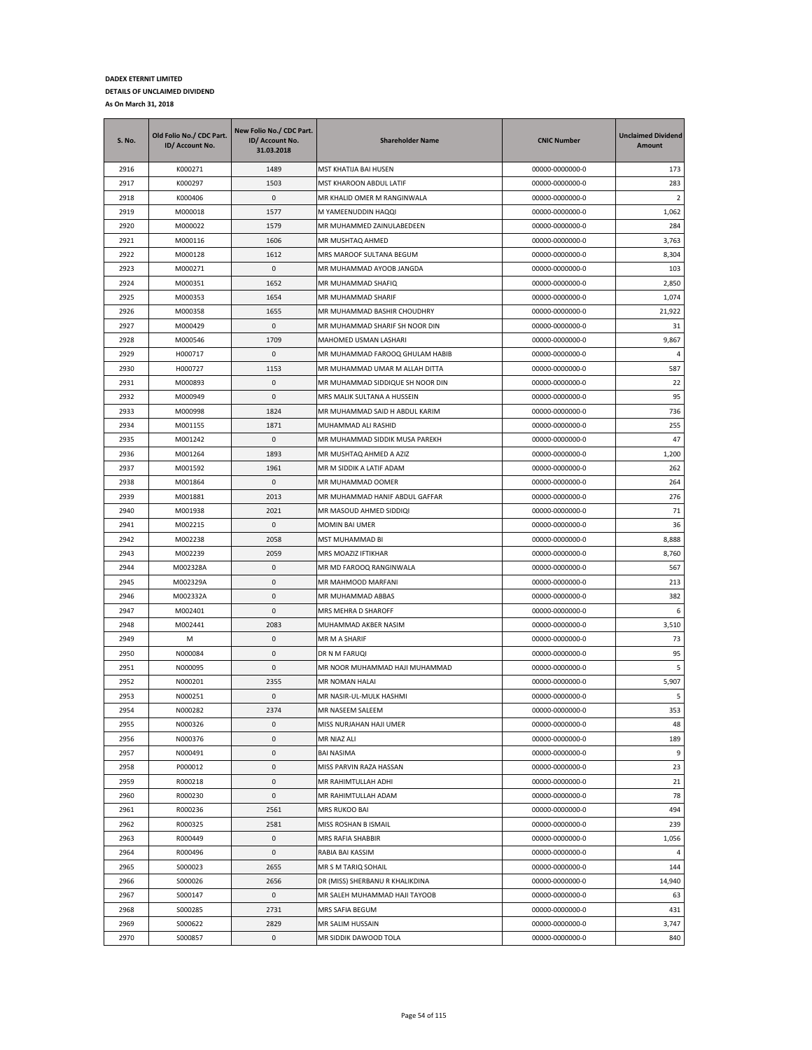**DADEX ETERNIT LIMITED**

**DETAILS OF UNCLAIMED DIVIDEND**

**As On March 31, 2018**

| S. No. | Old Folio No./ CDC Part. ID/ Account No. | New Folio No./ CDC Part. ID/ Account No. 31.03.2018 | Shareholder Name | CNIC Number | Unclaimed Dividend Amount |
|---|---|---|---|---|---|
| 2916 | K000271 | 1489 | MST KHATIJA BAI HUSEN | 00000-0000000-0 | 173 |
| 2917 | K000297 | 1503 | MST KHAROON ABDUL LATIF | 00000-0000000-0 | 283 |
| 2918 | K000406 | 0 | MR KHALID OMER M RANGINWALA | 00000-0000000-0 | 2 |
| 2919 | M000018 | 1577 | M YAMEENUDDIN HAQQI | 00000-0000000-0 | 1,062 |
| 2920 | M000022 | 1579 | MR MUHAMMED ZAINULABEDEEN | 00000-0000000-0 | 284 |
| 2921 | M000116 | 1606 | MR MUSHTAQ AHMED | 00000-0000000-0 | 3,763 |
| 2922 | M000128 | 1612 | MRS MAROOF SULTANA BEGUM | 00000-0000000-0 | 8,304 |
| 2923 | M000271 | 0 | MR MUHAMMAD AYOOB JANGDA | 00000-0000000-0 | 103 |
| 2924 | M000351 | 1652 | MR MUHAMMAD SHAFIQ | 00000-0000000-0 | 2,850 |
| 2925 | M000353 | 1654 | MR MUHAMMAD SHARIF | 00000-0000000-0 | 1,074 |
| 2926 | M000358 | 1655 | MR MUHAMMAD BASHIR CHOUDHRY | 00000-0000000-0 | 21,922 |
| 2927 | M000429 | 0 | MR MUHAMMAD SHARIF SH NOOR DIN | 00000-0000000-0 | 31 |
| 2928 | M000546 | 1709 | MAHOMED USMAN LASHARI | 00000-0000000-0 | 9,867 |
| 2929 | H000717 | 0 | MR MUHAMMAD FAROOQ GHULAM HABIB | 00000-0000000-0 | 4 |
| 2930 | H000727 | 1153 | MR MUHAMMAD UMAR M ALLAH DITTA | 00000-0000000-0 | 587 |
| 2931 | M000893 | 0 | MR MUHAMMAD SIDDIQUE SH NOOR DIN | 00000-0000000-0 | 22 |
| 2932 | M000949 | 0 | MRS MALIK SULTANA A HUSSEIN | 00000-0000000-0 | 95 |
| 2933 | M000998 | 1824 | MR MUHAMMAD SAID H ABDUL KARIM | 00000-0000000-0 | 736 |
| 2934 | M001155 | 1871 | MUHAMMAD ALI RASHID | 00000-0000000-0 | 255 |
| 2935 | M001242 | 0 | MR MUHAMMAD SIDDIK MUSA PAREKH | 00000-0000000-0 | 47 |
| 2936 | M001264 | 1893 | MR MUSHTAQ AHMED A AZIZ | 00000-0000000-0 | 1,200 |
| 2937 | M001592 | 1961 | MR M SIDDIK A LATIF ADAM | 00000-0000000-0 | 262 |
| 2938 | M001864 | 0 | MR MUHAMMAD OOMER | 00000-0000000-0 | 264 |
| 2939 | M001881 | 2013 | MR MUHAMMAD HANIF ABDUL GAFFAR | 00000-0000000-0 | 276 |
| 2940 | M001938 | 2021 | MR MASOUD AHMED SIDDIQI | 00000-0000000-0 | 71 |
| 2941 | M002215 | 0 | MOMIN BAI UMER | 00000-0000000-0 | 36 |
| 2942 | M002238 | 2058 | MST MUHAMMAD BI | 00000-0000000-0 | 8,888 |
| 2943 | M002239 | 2059 | MRS MOAZIZ IFTIKHAR | 00000-0000000-0 | 8,760 |
| 2944 | M002328A | 0 | MR MD FAROOQ RANGINWALA | 00000-0000000-0 | 567 |
| 2945 | M002329A | 0 | MR MAHMOOD MARFANI | 00000-0000000-0 | 213 |
| 2946 | M002332A | 0 | MR MUHAMMAD ABBAS | 00000-0000000-0 | 382 |
| 2947 | M002401 | 0 | MRS MEHRA D SHAROFF | 00000-0000000-0 | 6 |
| 2948 | M002441 | 2083 | MUHAMMAD AKBER NASIM | 00000-0000000-0 | 3,510 |
| 2949 | M | 0 | MR M A SHARIF | 00000-0000000-0 | 73 |
| 2950 | N000084 | 0 | DR N M FARUQI | 00000-0000000-0 | 95 |
| 2951 | N000095 | 0 | MR NOOR MUHAMMAD HAJI MUHAMMAD | 00000-0000000-0 | 5 |
| 2952 | N000201 | 2355 | MR NOMAN HALAI | 00000-0000000-0 | 5,907 |
| 2953 | N000251 | 0 | MR NASIR-UL-MULK HASHMI | 00000-0000000-0 | 5 |
| 2954 | N000282 | 2374 | MR NASEEM SALEEM | 00000-0000000-0 | 353 |
| 2955 | N000326 | 0 | MISS NURJAHAN HAJI UMER | 00000-0000000-0 | 48 |
| 2956 | N000376 | 0 | MR NIAZ ALI | 00000-0000000-0 | 189 |
| 2957 | N000491 | 0 | BAI NASIMA | 00000-0000000-0 | 9 |
| 2958 | P000012 | 0 | MISS PARVIN RAZA HASSAN | 00000-0000000-0 | 23 |
| 2959 | R000218 | 0 | MR RAHIMTULLAH ADHI | 00000-0000000-0 | 21 |
| 2960 | R000230 | 0 | MR RAHIMTULLAH ADAM | 00000-0000000-0 | 78 |
| 2961 | R000236 | 2561 | MRS RUKOO BAI | 00000-0000000-0 | 494 |
| 2962 | R000325 | 2581 | MISS ROSHAN B ISMAIL | 00000-0000000-0 | 239 |
| 2963 | R000449 | 0 | MRS RAFIA SHABBIR | 00000-0000000-0 | 1,056 |
| 2964 | R000496 | 0 | RABIA BAI KASSIM | 00000-0000000-0 | 4 |
| 2965 | S000023 | 2655 | MR S M TARIQ SOHAIL | 00000-0000000-0 | 144 |
| 2966 | S000026 | 2656 | DR (MISS) SHERBANU R KHALIKDINA | 00000-0000000-0 | 14,940 |
| 2967 | S000147 | 0 | MR SALEH MUHAMMAD HAJI TAYOOB | 00000-0000000-0 | 63 |
| 2968 | S000285 | 2731 | MRS SAFIA BEGUM | 00000-0000000-0 | 431 |
| 2969 | S000622 | 2829 | MR SALIM HUSSAIN | 00000-0000000-0 | 3,747 |
| 2970 | S000857 | 0 | MR SIDDIK DAWOOD TOLA | 00000-0000000-0 | 840 |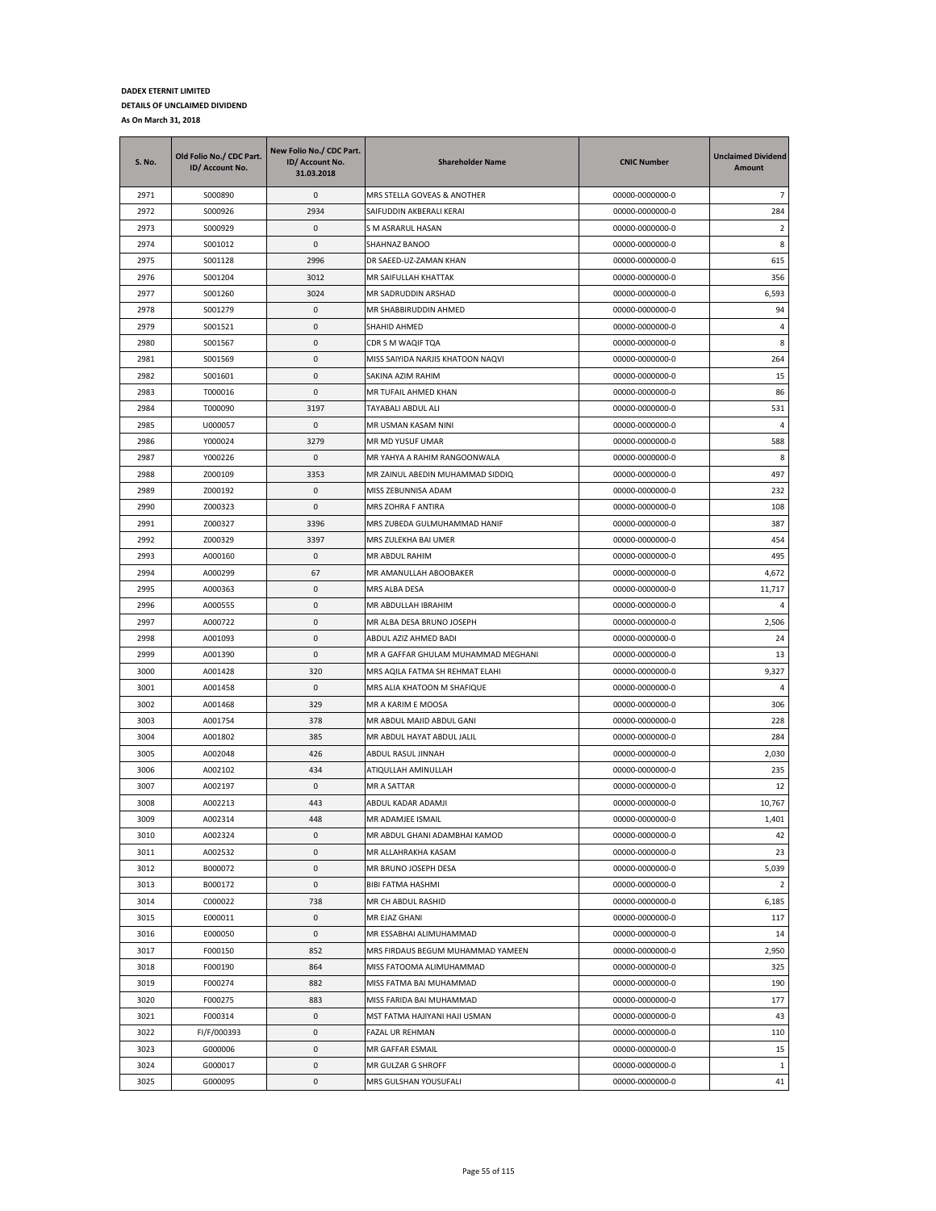**DADEX ETERNIT LIMITED**

**DETAILS OF UNCLAIMED DIVIDEND**

**As On March 31, 2018**

| S. No. | Old Folio No./ CDC Part. ID/ Account No. | New Folio No./ CDC Part. ID/ Account No. 31.03.2018 | Shareholder Name | CNIC Number | Unclaimed Dividend Amount |
|---|---|---|---|---|---|
| 2971 | S000890 | 0 | MRS STELLA GOVEAS & ANOTHER | 00000-0000000-0 | 7 |
| 2972 | S000926 | 2934 | SAIFUDDIN AKBERALI KERAI | 00000-0000000-0 | 284 |
| 2973 | S000929 | 0 | S M ASRARUL HASAN | 00000-0000000-0 | 2 |
| 2974 | S001012 | 0 | SHAHNAZ BANOO | 00000-0000000-0 | 8 |
| 2975 | S001128 | 2996 | DR SAEED-UZ-ZAMAN KHAN | 00000-0000000-0 | 615 |
| 2976 | S001204 | 3012 | MR SAIFULLAH KHATTAK | 00000-0000000-0 | 356 |
| 2977 | S001260 | 3024 | MR SADRUDDIN ARSHAD | 00000-0000000-0 | 6,593 |
| 2978 | S001279 | 0 | MR SHABBIRUDDIN AHMED | 00000-0000000-0 | 94 |
| 2979 | S001521 | 0 | SHAHID AHMED | 00000-0000000-0 | 4 |
| 2980 | S001567 | 0 | CDR S M WAQIF TQA | 00000-0000000-0 | 8 |
| 2981 | S001569 | 0 | MISS SAIYIDA NARJIS KHATOON NAQVI | 00000-0000000-0 | 264 |
| 2982 | S001601 | 0 | SAKINA AZIM RAHIM | 00000-0000000-0 | 15 |
| 2983 | T000016 | 0 | MR TUFAIL AHMED KHAN | 00000-0000000-0 | 86 |
| 2984 | T000090 | 3197 | TAYABALI ABDUL ALI | 00000-0000000-0 | 531 |
| 2985 | U000057 | 0 | MR USMAN KASAM NINI | 00000-0000000-0 | 4 |
| 2986 | Y000024 | 3279 | MR MD YUSUF UMAR | 00000-0000000-0 | 588 |
| 2987 | Y000226 | 0 | MR YAHYA A RAHIM RANGOONWALA | 00000-0000000-0 | 8 |
| 2988 | Z000109 | 3353 | MR ZAINUL ABEDIN MUHAMMAD SIDDIQ | 00000-0000000-0 | 497 |
| 2989 | Z000192 | 0 | MISS ZEBUNNISA ADAM | 00000-0000000-0 | 232 |
| 2990 | Z000323 | 0 | MRS ZOHRA F ANTIRA | 00000-0000000-0 | 108 |
| 2991 | Z000327 | 3396 | MRS ZUBEDA GULMUHAMMAD HANIF | 00000-0000000-0 | 387 |
| 2992 | Z000329 | 3397 | MRS ZULEKHA BAI UMER | 00000-0000000-0 | 454 |
| 2993 | A000160 | 0 | MR ABDUL RAHIM | 00000-0000000-0 | 495 |
| 2994 | A000299 | 67 | MR AMANULLAH ABOOBAKER | 00000-0000000-0 | 4,672 |
| 2995 | A000363 | 0 | MRS ALBA DESA | 00000-0000000-0 | 11,717 |
| 2996 | A000555 | 0 | MR ABDULLAH IBRAHIM | 00000-0000000-0 | 4 |
| 2997 | A000722 | 0 | MR ALBA DESA BRUNO JOSEPH | 00000-0000000-0 | 2,506 |
| 2998 | A001093 | 0 | ABDUL AZIZ AHMED BADI | 00000-0000000-0 | 24 |
| 2999 | A001390 | 0 | MR A GAFFAR GHULAM MUHAMMAD MEGHANI | 00000-0000000-0 | 13 |
| 3000 | A001428 | 320 | MRS AQILA FATMA SH REHMAT ELAHI | 00000-0000000-0 | 9,327 |
| 3001 | A001458 | 0 | MRS ALIA KHATOON M SHAFIQUE | 00000-0000000-0 | 4 |
| 3002 | A001468 | 329 | MR A KARIM E MOOSA | 00000-0000000-0 | 306 |
| 3003 | A001754 | 378 | MR ABDUL MAJID ABDUL GANI | 00000-0000000-0 | 228 |
| 3004 | A001802 | 385 | MR ABDUL HAYAT ABDUL JALIL | 00000-0000000-0 | 284 |
| 3005 | A002048 | 426 | ABDUL RASUL JINNAH | 00000-0000000-0 | 2,030 |
| 3006 | A002102 | 434 | ATIQULLAH AMINULLAH | 00000-0000000-0 | 235 |
| 3007 | A002197 | 0 | MR A SATTAR | 00000-0000000-0 | 12 |
| 3008 | A002213 | 443 | ABDUL KADAR ADAMJI | 00000-0000000-0 | 10,767 |
| 3009 | A002314 | 448 | MR ADAMJEE ISMAIL | 00000-0000000-0 | 1,401 |
| 3010 | A002324 | 0 | MR ABDUL GHANI ADAMBHAI KAMOD | 00000-0000000-0 | 42 |
| 3011 | A002532 | 0 | MR ALLAHRAKHA KASAM | 00000-0000000-0 | 23 |
| 3012 | B000072 | 0 | MR BRUNO JOSEPH DESA | 00000-0000000-0 | 5,039 |
| 3013 | B000172 | 0 | BIBI FATMA HASHMI | 00000-0000000-0 | 2 |
| 3014 | C000022 | 738 | MR CH ABDUL RASHID | 00000-0000000-0 | 6,185 |
| 3015 | E000011 | 0 | MR EJAZ GHANI | 00000-0000000-0 | 117 |
| 3016 | E000050 | 0 | MR ESSABHAI ALIMUHAMMAD | 00000-0000000-0 | 14 |
| 3017 | F000150 | 852 | MRS FIRDAUS BEGUM MUHAMMAD YAMEEN | 00000-0000000-0 | 2,950 |
| 3018 | F000190 | 864 | MISS FATOOMA ALIMUHAMMAD | 00000-0000000-0 | 325 |
| 3019 | F000274 | 882 | MISS FATMA BAI MUHAMMAD | 00000-0000000-0 | 190 |
| 3020 | F000275 | 883 | MISS FARIDA BAI MUHAMMAD | 00000-0000000-0 | 177 |
| 3021 | F000314 | 0 | MST FATMA HAJIYANI HAJI USMAN | 00000-0000000-0 | 43 |
| 3022 | FI/F/000393 | 0 | FAZAL UR REHMAN | 00000-0000000-0 | 110 |
| 3023 | G000006 | 0 | MR GAFFAR ESMAIL | 00000-0000000-0 | 15 |
| 3024 | G000017 | 0 | MR GULZAR G SHROFF | 00000-0000000-0 | 1 |
| 3025 | G000095 | 0 | MRS GULSHAN YOUSUFALI | 00000-0000000-0 | 41 |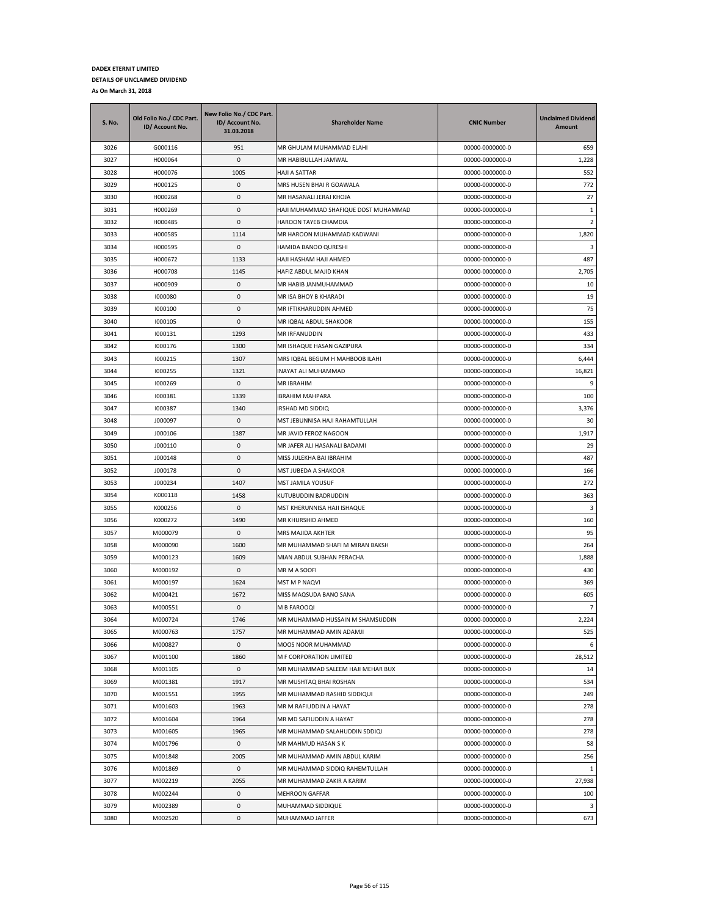**DADEX ETERNIT LIMITED**

**DETAILS OF UNCLAIMED DIVIDEND**

**As On March 31, 2018**

| S. No. | Old Folio No./ CDC Part. ID/ Account No. | New Folio No./ CDC Part. ID/ Account No. 31.03.2018 | Shareholder Name | CNIC Number | Unclaimed Dividend Amount |
|---|---|---|---|---|---|
| 3026 | G000116 | 951 | MR GHULAM MUHAMMAD ELAHI | 00000-0000000-0 | 659 |
| 3027 | H000064 | 0 | MR HABIBULLAH JAMWAL | 00000-0000000-0 | 1,228 |
| 3028 | H000076 | 1005 | HAJI A SATTAR | 00000-0000000-0 | 552 |
| 3029 | H000125 | 0 | MRS HUSEN BHAI R GOAWALA | 00000-0000000-0 | 772 |
| 3030 | H000268 | 0 | MR HASANALI JERAJ KHOJA | 00000-0000000-0 | 27 |
| 3031 | H000269 | 0 | HAJI MUHAMMAD SHAFIQUE DOST MUHAMMAD | 00000-0000000-0 | 1 |
| 3032 | H000485 | 0 | HAROON TAYEB CHAMDIA | 00000-0000000-0 | 2 |
| 3033 | H000585 | 1114 | MR HAROON MUHAMMAD KADWANI | 00000-0000000-0 | 1,820 |
| 3034 | H000595 | 0 | HAMIDA BANOO QURESHI | 00000-0000000-0 | 3 |
| 3035 | H000672 | 1133 | HAJI HASHAM HAJI AHMED | 00000-0000000-0 | 487 |
| 3036 | H000708 | 1145 | HAFIZ ABDUL MAJID KHAN | 00000-0000000-0 | 2,705 |
| 3037 | H000909 | 0 | MR HABIB JANMUHAMMAD | 00000-0000000-0 | 10 |
| 3038 | I000080 | 0 | MR ISA BHOY B KHARADI | 00000-0000000-0 | 19 |
| 3039 | I000100 | 0 | MR IFTIKHARUDDIN AHMED | 00000-0000000-0 | 75 |
| 3040 | I000105 | 0 | MR IQBAL ABDUL SHAKOOR | 00000-0000000-0 | 155 |
| 3041 | I000131 | 1293 | MR IRFANUDDIN | 00000-0000000-0 | 433 |
| 3042 | I000176 | 1300 | MR ISHAQUE HASAN GAZIPURA | 00000-0000000-0 | 334 |
| 3043 | I000215 | 1307 | MRS IQBAL BEGUM H MAHBOOB ILAHI | 00000-0000000-0 | 6,444 |
| 3044 | I000255 | 1321 | INAYAT ALI MUHAMMAD | 00000-0000000-0 | 16,821 |
| 3045 | I000269 | 0 | MR IBRAHIM | 00000-0000000-0 | 9 |
| 3046 | I000381 | 1339 | IBRAHIM MAHPARA | 00000-0000000-0 | 100 |
| 3047 | I000387 | 1340 | IRSHAD MD SIDDIQ | 00000-0000000-0 | 3,376 |
| 3048 | J000097 | 0 | MST JEBUNNISA HAJI RAHAMTULLAH | 00000-0000000-0 | 30 |
| 3049 | J000106 | 1387 | MR JAVID FEROZ NAGOON | 00000-0000000-0 | 1,917 |
| 3050 | J000110 | 0 | MR JAFER ALI HASANALI BADAMI | 00000-0000000-0 | 29 |
| 3051 | J000148 | 0 | MISS JULEKHA BAI IBRAHIM | 00000-0000000-0 | 487 |
| 3052 | J000178 | 0 | MST JUBEDA A SHAKOOR | 00000-0000000-0 | 166 |
| 3053 | J000234 | 1407 | MST JAMILA YOUSUF | 00000-0000000-0 | 272 |
| 3054 | K000118 | 1458 | KUTUBUDDIN BADRUDDIN | 00000-0000000-0 | 363 |
| 3055 | K000256 | 0 | MST KHERUNNISA HAJI ISHAQUE | 00000-0000000-0 | 3 |
| 3056 | K000272 | 1490 | MR KHURSHID AHMED | 00000-0000000-0 | 160 |
| 3057 | M000079 | 0 | MRS MAJIDA AKHTER | 00000-0000000-0 | 95 |
| 3058 | M000090 | 1600 | MR MUHAMMAD SHAFI M MIRAN BAKSH | 00000-0000000-0 | 264 |
| 3059 | M000123 | 1609 | MIAN ABDUL SUBHAN PERACHA | 00000-0000000-0 | 1,888 |
| 3060 | M000192 | 0 | MR M A SOOFI | 00000-0000000-0 | 430 |
| 3061 | M000197 | 1624 | MST M P NAQVI | 00000-0000000-0 | 369 |
| 3062 | M000421 | 1672 | MISS MAQSUDA BANO SANA | 00000-0000000-0 | 605 |
| 3063 | M000551 | 0 | M B FAROOQI | 00000-0000000-0 | 7 |
| 3064 | M000724 | 1746 | MR MUHAMMAD HUSSAIN M SHAMSUDDIN | 00000-0000000-0 | 2,224 |
| 3065 | M000763 | 1757 | MR MUHAMMAD AMIN ADAMJI | 00000-0000000-0 | 525 |
| 3066 | M000827 | 0 | MOOS NOOR MUHAMMAD | 00000-0000000-0 | 6 |
| 3067 | M001100 | 1860 | M F CORPORATION LIMITED | 00000-0000000-0 | 28,512 |
| 3068 | M001105 | 0 | MR MUHAMMAD SALEEM HAJI MEHAR BUX | 00000-0000000-0 | 14 |
| 3069 | M001381 | 1917 | MR MUSHTAQ BHAI ROSHAN | 00000-0000000-0 | 534 |
| 3070 | M001551 | 1955 | MR MUHAMMAD RASHID SIDDIQUI | 00000-0000000-0 | 249 |
| 3071 | M001603 | 1963 | MR M RAFIUDDIN A HAYAT | 00000-0000000-0 | 278 |
| 3072 | M001604 | 1964 | MR MD SAFIUDDIN A HAYAT | 00000-0000000-0 | 278 |
| 3073 | M001605 | 1965 | MR MUHAMMAD SALAHUDDIN SDDIQI | 00000-0000000-0 | 278 |
| 3074 | M001796 | 0 | MR MAHMUD HASAN S K | 00000-0000000-0 | 58 |
| 3075 | M001848 | 2005 | MR MUHAMMAD AMIN ABDUL KARIM | 00000-0000000-0 | 256 |
| 3076 | M001869 | 0 | MR MUHAMMAD SIDDIQ RAHEMTULLAH | 00000-0000000-0 | 1 |
| 3077 | M002219 | 2055 | MR MUHAMMAD ZAKIR A KARIM | 00000-0000000-0 | 27,938 |
| 3078 | M002244 | 0 | MEHROON GAFFAR | 00000-0000000-0 | 100 |
| 3079 | M002389 | 0 | MUHAMMAD SIDDIQUE | 00000-0000000-0 | 3 |
| 3080 | M002520 | 0 | MUHAMMAD JAFFER | 00000-0000000-0 | 673 |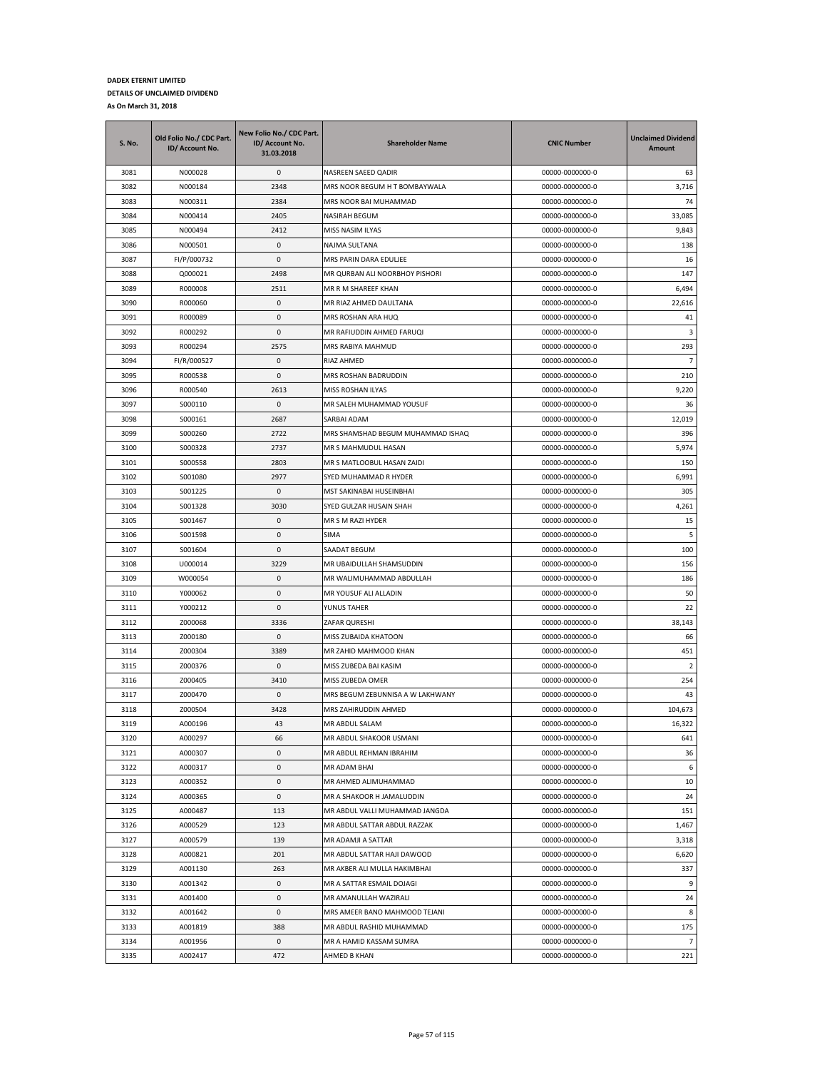**DADEX ETERNIT LIMITED**

**DETAILS OF UNCLAIMED DIVIDEND**

**As On March 31, 2018**

| S. No. | Old Folio No./ CDC Part. ID/ Account No. | New Folio No./ CDC Part. ID/ Account No. 31.03.2018 | Shareholder Name | CNIC Number | Unclaimed Dividend Amount |
|---|---|---|---|---|---|
| 3081 | N000028 | 0 | NASREEN SAEED QADIR | 00000-0000000-0 | 63 |
| 3082 | N000184 | 2348 | MRS NOOR BEGUM H T BOMBAYWALA | 00000-0000000-0 | 3,716 |
| 3083 | N000311 | 2384 | MRS NOOR BAI MUHAMMAD | 00000-0000000-0 | 74 |
| 3084 | N000414 | 2405 | NASIRAH BEGUM | 00000-0000000-0 | 33,085 |
| 3085 | N000494 | 2412 | MISS NASIM ILYAS | 00000-0000000-0 | 9,843 |
| 3086 | N000501 | 0 | NAJMA SULTANA | 00000-0000000-0 | 138 |
| 3087 | FI/P/000732 | 0 | MRS PARIN DARA EDULJEE | 00000-0000000-0 | 16 |
| 3088 | Q000021 | 2498 | MR QURBAN ALI NOORBHOY PISHORI | 00000-0000000-0 | 147 |
| 3089 | R000008 | 2511 | MR R M SHAREEF KHAN | 00000-0000000-0 | 6,494 |
| 3090 | R000060 | 0 | MR RIAZ AHMED DAULTANA | 00000-0000000-0 | 22,616 |
| 3091 | R000089 | 0 | MRS ROSHAN ARA HUQ | 00000-0000000-0 | 41 |
| 3092 | R000292 | 0 | MR RAFIUDDIN AHMED FARUQI | 00000-0000000-0 | 3 |
| 3093 | R000294 | 2575 | MRS RABIYA MAHMUD | 00000-0000000-0 | 293 |
| 3094 | FI/R/000527 | 0 | RIAZ AHMED | 00000-0000000-0 | 7 |
| 3095 | R000538 | 0 | MRS ROSHAN BADRUDDIN | 00000-0000000-0 | 210 |
| 3096 | R000540 | 2613 | MISS ROSHAN ILYAS | 00000-0000000-0 | 9,220 |
| 3097 | S000110 | 0 | MR SALEH MUHAMMAD YOUSUF | 00000-0000000-0 | 36 |
| 3098 | S000161 | 2687 | SARBAI ADAM | 00000-0000000-0 | 12,019 |
| 3099 | S000260 | 2722 | MRS SHAMSHAD BEGUM MUHAMMAD ISHAQ | 00000-0000000-0 | 396 |
| 3100 | S000328 | 2737 | MR S MAHMUDUL HASAN | 00000-0000000-0 | 5,974 |
| 3101 | S000558 | 2803 | MR S MATLOOBUL HASAN ZAIDI | 00000-0000000-0 | 150 |
| 3102 | S001080 | 2977 | SYED MUHAMMAD R HYDER | 00000-0000000-0 | 6,991 |
| 3103 | S001225 | 0 | MST SAKINABAI HUSEINBHAI | 00000-0000000-0 | 305 |
| 3104 | S001328 | 3030 | SYED GULZAR HUSAIN SHAH | 00000-0000000-0 | 4,261 |
| 3105 | S001467 | 0 | MR S M RAZI HYDER | 00000-0000000-0 | 15 |
| 3106 | S001598 | 0 | SIMA | 00000-0000000-0 | 5 |
| 3107 | S001604 | 0 | SAADAT BEGUM | 00000-0000000-0 | 100 |
| 3108 | U000014 | 3229 | MR UBAIDULLAH SHAMSUDDIN | 00000-0000000-0 | 156 |
| 3109 | W000054 | 0 | MR WALIMUHAMMAD ABDULLAH | 00000-0000000-0 | 186 |
| 3110 | Y000062 | 0 | MR YOUSUF ALI ALLADIN | 00000-0000000-0 | 50 |
| 3111 | Y000212 | 0 | YUNUS TAHER | 00000-0000000-0 | 22 |
| 3112 | Z000068 | 3336 | ZAFAR QURESHI | 00000-0000000-0 | 38,143 |
| 3113 | Z000180 | 0 | MISS ZUBAIDA KHATOON | 00000-0000000-0 | 66 |
| 3114 | Z000304 | 3389 | MR ZAHID MAHMOOD KHAN | 00000-0000000-0 | 451 |
| 3115 | Z000376 | 0 | MISS ZUBEDA BAI KASIM | 00000-0000000-0 | 2 |
| 3116 | Z000405 | 3410 | MISS ZUBEDA OMER | 00000-0000000-0 | 254 |
| 3117 | Z000470 | 0 | MRS BEGUM ZEBUNNISA A W LAKHWANY | 00000-0000000-0 | 43 |
| 3118 | Z000504 | 3428 | MRS ZAHIRUDDIN AHMED | 00000-0000000-0 | 104,673 |
| 3119 | A000196 | 43 | MR ABDUL SALAM | 00000-0000000-0 | 16,322 |
| 3120 | A000297 | 66 | MR ABDUL SHAKOOR USMANI | 00000-0000000-0 | 641 |
| 3121 | A000307 | 0 | MR ABDUL REHMAN IBRAHIM | 00000-0000000-0 | 36 |
| 3122 | A000317 | 0 | MR ADAM BHAI | 00000-0000000-0 | 6 |
| 3123 | A000352 | 0 | MR AHMED ALIMUHAMMAD | 00000-0000000-0 | 10 |
| 3124 | A000365 | 0 | MR A SHAKOOR H JAMALUDDIN | 00000-0000000-0 | 24 |
| 3125 | A000487 | 113 | MR ABDUL VALLI MUHAMMAD JANGDA | 00000-0000000-0 | 151 |
| 3126 | A000529 | 123 | MR ABDUL SATTAR ABDUL RAZZAK | 00000-0000000-0 | 1,467 |
| 3127 | A000579 | 139 | MR ADAMJI A SATTAR | 00000-0000000-0 | 3,318 |
| 3128 | A000821 | 201 | MR ABDUL SATTAR HAJI DAWOOD | 00000-0000000-0 | 6,620 |
| 3129 | A001130 | 263 | MR AKBER ALI MULLA HAKIMBHAI | 00000-0000000-0 | 337 |
| 3130 | A001342 | 0 | MR A SATTAR ESMAIL DOJAGI | 00000-0000000-0 | 9 |
| 3131 | A001400 | 0 | MR AMANULLAH WAZIRALI | 00000-0000000-0 | 24 |
| 3132 | A001642 | 0 | MRS AMEER BANO MAHMOOD TEJANI | 00000-0000000-0 | 8 |
| 3133 | A001819 | 388 | MR ABDUL RASHID MUHAMMAD | 00000-0000000-0 | 175 |
| 3134 | A001956 | 0 | MR A HAMID KASSAM SUMRA | 00000-0000000-0 | 7 |
| 3135 | A002417 | 472 | AHMED B KHAN | 00000-0000000-0 | 221 |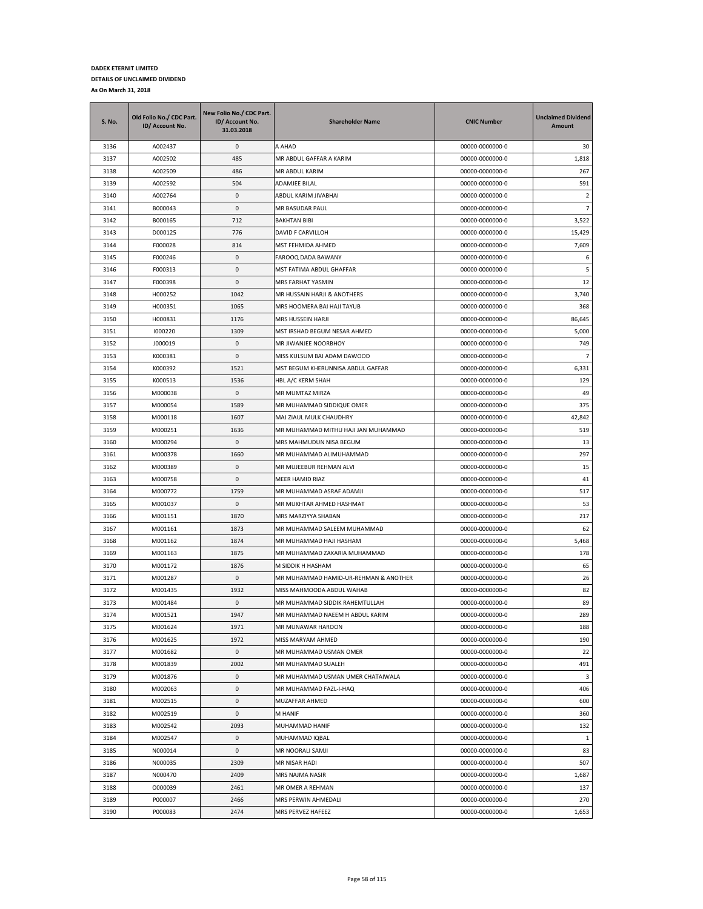**DADEX ETERNIT LIMITED**

**DETAILS OF UNCLAIMED DIVIDEND**

**As On March 31, 2018**

| S. No. | Old Folio No./ CDC Part. ID/ Account No. | New Folio No./ CDC Part. ID/ Account No. 31.03.2018 | Shareholder Name | CNIC Number | Unclaimed Dividend Amount |
|---|---|---|---|---|---|
| 3136 | A002437 | 0 | A AHAD | 00000-0000000-0 | 30 |
| 3137 | A002502 | 485 | MR ABDUL GAFFAR A KARIM | 00000-0000000-0 | 1,818 |
| 3138 | A002509 | 486 | MR ABDUL KARIM | 00000-0000000-0 | 267 |
| 3139 | A002592 | 504 | ADAMJEE BILAL | 00000-0000000-0 | 591 |
| 3140 | A002764 | 0 | ABDUL KARIM JIVABHAI | 00000-0000000-0 | 2 |
| 3141 | B000043 | 0 | MR BASUDAR PAUL | 00000-0000000-0 | 7 |
| 3142 | B000165 | 712 | BAKHTAN BIBI | 00000-0000000-0 | 3,522 |
| 3143 | D000125 | 776 | DAVID F CARVILLOH | 00000-0000000-0 | 15,429 |
| 3144 | F000028 | 814 | MST FEHMIDA AHMED | 00000-0000000-0 | 7,609 |
| 3145 | F000246 | 0 | FAROOQ DADA BAWANY | 00000-0000000-0 | 6 |
| 3146 | F000313 | 0 | MST FATIMA ABDUL GHAFFAR | 00000-0000000-0 | 5 |
| 3147 | F000398 | 0 | MRS FARHAT YASMIN | 00000-0000000-0 | 12 |
| 3148 | H000252 | 1042 | MR HUSSAIN HARJI & ANOTHERS | 00000-0000000-0 | 3,740 |
| 3149 | H000351 | 1065 | MRS HOOMERA BAI HAJI TAYUB | 00000-0000000-0 | 368 |
| 3150 | H000831 | 1176 | MRS HUSSEIN HARJI | 00000-0000000-0 | 86,645 |
| 3151 | I000220 | 1309 | MST IRSHAD BEGUM NESAR AHMED | 00000-0000000-0 | 5,000 |
| 3152 | J000019 | 0 | MR JIWANJEE NOORBHOY | 00000-0000000-0 | 749 |
| 3153 | K000381 | 0 | MISS KULSUM BAI ADAM DAWOOD | 00000-0000000-0 | 7 |
| 3154 | K000392 | 1521 | MST BEGUM KHERUNNISA ABDUL GAFFAR | 00000-0000000-0 | 6,331 |
| 3155 | K000513 | 1536 | HBL A/C KERM SHAH | 00000-0000000-0 | 129 |
| 3156 | M000038 | 0 | MR MUMTAZ MIRZA | 00000-0000000-0 | 49 |
| 3157 | M000054 | 1589 | MR MUHAMMAD SIDDIQUE OMER | 00000-0000000-0 | 375 |
| 3158 | M000118 | 1607 | MAJ ZIAUL MULK CHAUDHRY | 00000-0000000-0 | 42,842 |
| 3159 | M000251 | 1636 | MR MUHAMMAD MITHU HAJI JAN MUHAMMAD | 00000-0000000-0 | 519 |
| 3160 | M000294 | 0 | MRS MAHMUDUN NISA BEGUM | 00000-0000000-0 | 13 |
| 3161 | M000378 | 1660 | MR MUHAMMAD ALIMUHAMMAD | 00000-0000000-0 | 297 |
| 3162 | M000389 | 0 | MR MUJEEBUR REHMAN ALVI | 00000-0000000-0 | 15 |
| 3163 | M000758 | 0 | MEER HAMID RIAZ | 00000-0000000-0 | 41 |
| 3164 | M000772 | 1759 | MR MUHAMMAD ASRAF ADAMJI | 00000-0000000-0 | 517 |
| 3165 | M001037 | 0 | MR MUKHTAR AHMED HASHMAT | 00000-0000000-0 | 53 |
| 3166 | M001151 | 1870 | MRS MARZIYYA SHABAN | 00000-0000000-0 | 217 |
| 3167 | M001161 | 1873 | MR MUHAMMAD SALEEM MUHAMMAD | 00000-0000000-0 | 62 |
| 3168 | M001162 | 1874 | MR MUHAMMAD HAJI HASHAM | 00000-0000000-0 | 5,468 |
| 3169 | M001163 | 1875 | MR MUHAMMAD ZAKARIA MUHAMMAD | 00000-0000000-0 | 178 |
| 3170 | M001172 | 1876 | M SIDDIK H HASHAM | 00000-0000000-0 | 65 |
| 3171 | M001287 | 0 | MR MUHAMMAD HAMID-UR-REHMAN & ANOTHER | 00000-0000000-0 | 26 |
| 3172 | M001435 | 1932 | MISS MAHMOODA ABDUL WAHAB | 00000-0000000-0 | 82 |
| 3173 | M001484 | 0 | MR MUHAMMAD SIDDIK RAHEMTULLAH | 00000-0000000-0 | 89 |
| 3174 | M001521 | 1947 | MR MUHAMMAD NAEEM H ABDUL KARIM | 00000-0000000-0 | 289 |
| 3175 | M001624 | 1971 | MR MUNAWAR HAROON | 00000-0000000-0 | 188 |
| 3176 | M001625 | 1972 | MISS MARYAM AHMED | 00000-0000000-0 | 190 |
| 3177 | M001682 | 0 | MR MUHAMMAD USMAN OMER | 00000-0000000-0 | 22 |
| 3178 | M001839 | 2002 | MR MUHAMMAD SUALEH | 00000-0000000-0 | 491 |
| 3179 | M001876 | 0 | MR MUHAMMAD USMAN UMER CHATAIWALA | 00000-0000000-0 | 3 |
| 3180 | M002063 | 0 | MR MUHAMMAD FAZL-I-HAQ | 00000-0000000-0 | 406 |
| 3181 | M002515 | 0 | MUZAFFAR AHMED | 00000-0000000-0 | 600 |
| 3182 | M002519 | 0 | M HANIF | 00000-0000000-0 | 360 |
| 3183 | M002542 | 2093 | MUHAMMAD HANIF | 00000-0000000-0 | 132 |
| 3184 | M002547 | 0 | MUHAMMAD IQBAL | 00000-0000000-0 | 1 |
| 3185 | N000014 | 0 | MR NOORALI SAMJI | 00000-0000000-0 | 83 |
| 3186 | N000035 | 2309 | MR NISAR HADI | 00000-0000000-0 | 507 |
| 3187 | N000470 | 2409 | MRS NAJMA NASIR | 00000-0000000-0 | 1,687 |
| 3188 | O000039 | 2461 | MR OMER A REHMAN | 00000-0000000-0 | 137 |
| 3189 | P000007 | 2466 | MRS PERWIN AHMEDALI | 00000-0000000-0 | 270 |
| 3190 | P000083 | 2474 | MRS PERVEZ HAFEEZ | 00000-0000000-0 | 1,653 |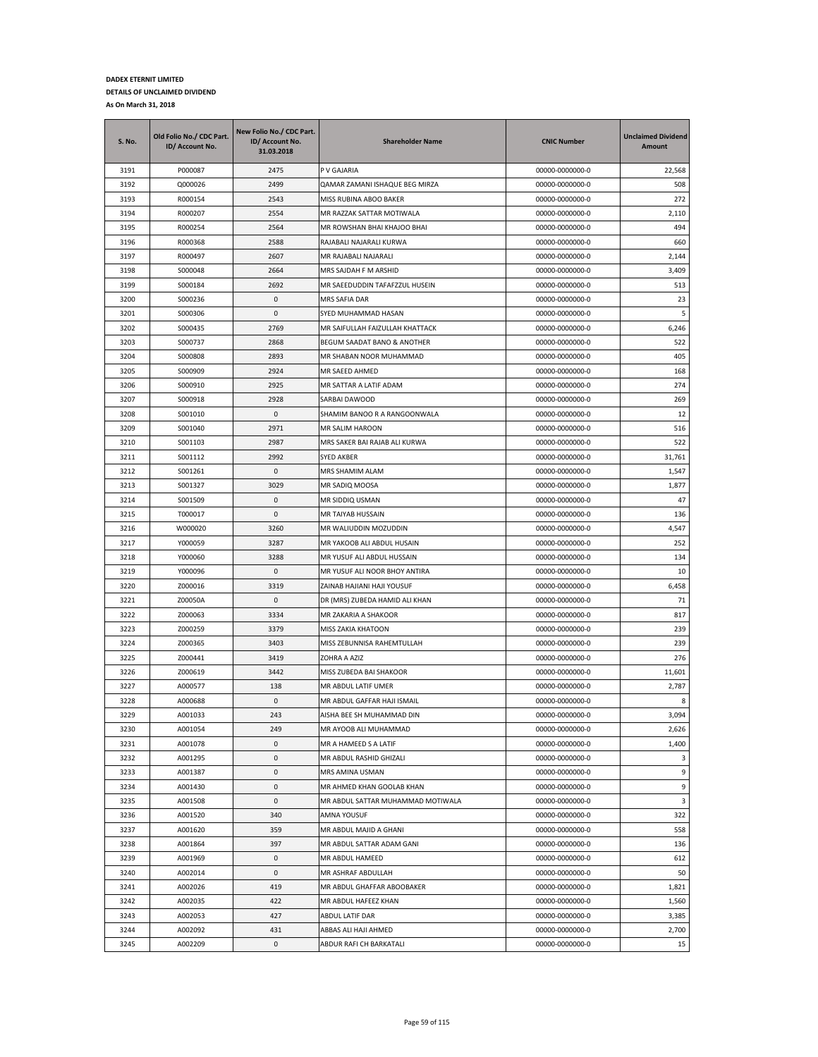**DADEX ETERNIT LIMITED**

**DETAILS OF UNCLAIMED DIVIDEND**

**As On March 31, 2018**

| S. No. | Old Folio No./ CDC Part. ID/ Account No. | New Folio No./ CDC Part. ID/ Account No. 31.03.2018 | Shareholder Name | CNIC Number | Unclaimed Dividend Amount |
|---|---|---|---|---|---|
| 3191 | P000087 | 2475 | P V GAJARIA | 00000-0000000-0 | 22,568 |
| 3192 | Q000026 | 2499 | QAMAR ZAMANI ISHAQUE BEG MIRZA | 00000-0000000-0 | 508 |
| 3193 | R000154 | 2543 | MISS RUBINA ABOO BAKER | 00000-0000000-0 | 272 |
| 3194 | R000207 | 2554 | MR RAZZAK SATTAR MOTIWALA | 00000-0000000-0 | 2,110 |
| 3195 | R000254 | 2564 | MR ROWSHAN BHAI KHAJOO BHAI | 00000-0000000-0 | 494 |
| 3196 | R000368 | 2588 | RAJABALI NAJARALI KURWA | 00000-0000000-0 | 660 |
| 3197 | R000497 | 2607 | MR RAJABALI NAJARALI | 00000-0000000-0 | 2,144 |
| 3198 | S000048 | 2664 | MRS SAJDAH F M ARSHID | 00000-0000000-0 | 3,409 |
| 3199 | S000184 | 2692 | MR SAEEDUDDIN TAFAFZZUL HUSEIN | 00000-0000000-0 | 513 |
| 3200 | S000236 | 0 | MRS SAFIA DAR | 00000-0000000-0 | 23 |
| 3201 | S000306 | 0 | SYED MUHAMMAD HASAN | 00000-0000000-0 | 5 |
| 3202 | S000435 | 2769 | MR SAIFULLAH FAIZULLAH KHATTACK | 00000-0000000-0 | 6,246 |
| 3203 | S000737 | 2868 | BEGUM SAADAT BANO & ANOTHER | 00000-0000000-0 | 522 |
| 3204 | S000808 | 2893 | MR SHABAN NOOR MUHAMMAD | 00000-0000000-0 | 405 |
| 3205 | S000909 | 2924 | MR SAEED AHMED | 00000-0000000-0 | 168 |
| 3206 | S000910 | 2925 | MR SATTAR A LATIF ADAM | 00000-0000000-0 | 274 |
| 3207 | S000918 | 2928 | SARBAI DAWOOD | 00000-0000000-0 | 269 |
| 3208 | S001010 | 0 | SHAMIM BANOO R A RANGOONWALA | 00000-0000000-0 | 12 |
| 3209 | S001040 | 2971 | MR SALIM HAROON | 00000-0000000-0 | 516 |
| 3210 | S001103 | 2987 | MRS SAKER BAI RAJAB ALI KURWA | 00000-0000000-0 | 522 |
| 3211 | S001112 | 2992 | SYED AKBER | 00000-0000000-0 | 31,761 |
| 3212 | S001261 | 0 | MRS SHAMIM ALAM | 00000-0000000-0 | 1,547 |
| 3213 | S001327 | 3029 | MR SADIQ MOOSA | 00000-0000000-0 | 1,877 |
| 3214 | S001509 | 0 | MR SIDDIQ USMAN | 00000-0000000-0 | 47 |
| 3215 | T000017 | 0 | MR TAIYAB HUSSAIN | 00000-0000000-0 | 136 |
| 3216 | W000020 | 3260 | MR WALIUDDIN MOZUDDIN | 00000-0000000-0 | 4,547 |
| 3217 | Y000059 | 3287 | MR YAKOOB ALI ABDUL HUSAIN | 00000-0000000-0 | 252 |
| 3218 | Y000060 | 3288 | MR YUSUF ALI ABDUL HUSSAIN | 00000-0000000-0 | 134 |
| 3219 | Y000096 | 0 | MR YUSUF ALI NOOR BHOY ANTIRA | 00000-0000000-0 | 10 |
| 3220 | Z000016 | 3319 | ZAINAB HAJIANI HAJI YOUSUF | 00000-0000000-0 | 6,458 |
| 3221 | Z00050A | 0 | DR (MRS) ZUBEDA HAMID ALI KHAN | 00000-0000000-0 | 71 |
| 3222 | Z000063 | 3334 | MR ZAKARIA A SHAKOOR | 00000-0000000-0 | 817 |
| 3223 | Z000259 | 3379 | MISS ZAKIA KHATOON | 00000-0000000-0 | 239 |
| 3224 | Z000365 | 3403 | MISS ZEBUNNISA RAHEMTULLAH | 00000-0000000-0 | 239 |
| 3225 | Z000441 | 3419 | ZOHRA A AZIZ | 00000-0000000-0 | 276 |
| 3226 | Z000619 | 3442 | MISS ZUBEDA BAI SHAKOOR | 00000-0000000-0 | 11,601 |
| 3227 | A000577 | 138 | MR ABDUL LATIF UMER | 00000-0000000-0 | 2,787 |
| 3228 | A000688 | 0 | MR ABDUL GAFFAR HAJI ISMAIL | 00000-0000000-0 | 8 |
| 3229 | A001033 | 243 | AISHA BEE SH MUHAMMAD DIN | 00000-0000000-0 | 3,094 |
| 3230 | A001054 | 249 | MR AYOOB ALI MUHAMMAD | 00000-0000000-0 | 2,626 |
| 3231 | A001078 | 0 | MR A HAMEED S A LATIF | 00000-0000000-0 | 1,400 |
| 3232 | A001295 | 0 | MR ABDUL RASHID GHIZALI | 00000-0000000-0 | 3 |
| 3233 | A001387 | 0 | MRS AMINA USMAN | 00000-0000000-0 | 9 |
| 3234 | A001430 | 0 | MR AHMED KHAN GOOLAB KHAN | 00000-0000000-0 | 9 |
| 3235 | A001508 | 0 | MR ABDUL SATTAR MUHAMMAD MOTIWALA | 00000-0000000-0 | 3 |
| 3236 | A001520 | 340 | AMNA YOUSUF | 00000-0000000-0 | 322 |
| 3237 | A001620 | 359 | MR ABDUL MAJID A GHANI | 00000-0000000-0 | 558 |
| 3238 | A001864 | 397 | MR ABDUL SATTAR ADAM GANI | 00000-0000000-0 | 136 |
| 3239 | A001969 | 0 | MR ABDUL HAMEED | 00000-0000000-0 | 612 |
| 3240 | A002014 | 0 | MR ASHRAF ABDULLAH | 00000-0000000-0 | 50 |
| 3241 | A002026 | 419 | MR ABDUL GHAFFAR ABOOBAKER | 00000-0000000-0 | 1,821 |
| 3242 | A002035 | 422 | MR ABDUL HAFEEZ KHAN | 00000-0000000-0 | 1,560 |
| 3243 | A002053 | 427 | ABDUL LATIF DAR | 00000-0000000-0 | 3,385 |
| 3244 | A002092 | 431 | ABBAS ALI HAJI AHMED | 00000-0000000-0 | 2,700 |
| 3245 | A002209 | 0 | ABDUR RAFI CH BARKATALI | 00000-0000000-0 | 15 |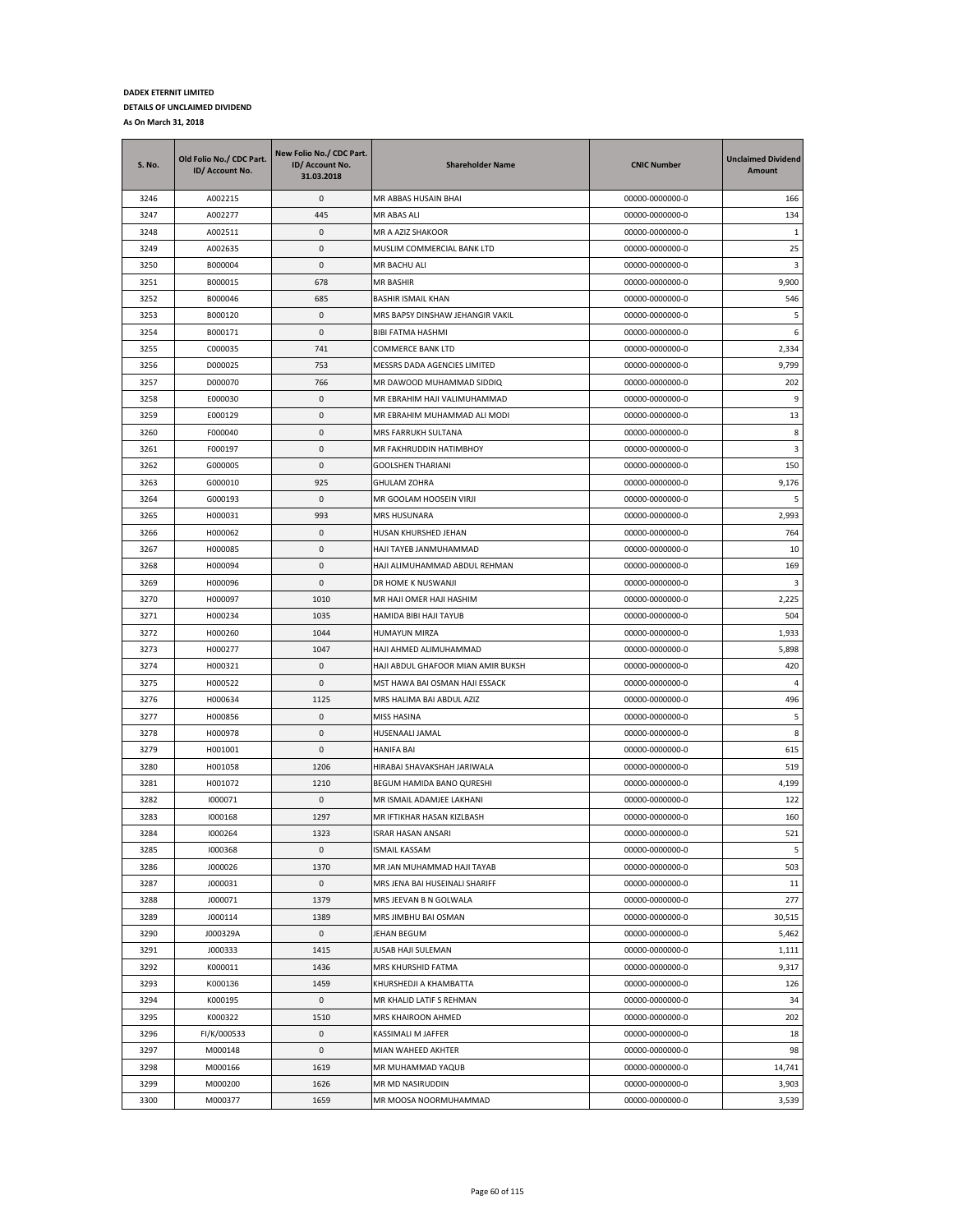**DADEX ETERNIT LIMITED**

**DETAILS OF UNCLAIMED DIVIDEND**

**As On March 31, 2018**

| S. No. | Old Folio No./ CDC Part. ID/ Account No. | New Folio No./ CDC Part. ID/ Account No. 31.03.2018 | Shareholder Name | CNIC Number | Unclaimed Dividend Amount |
|---|---|---|---|---|---|
| 3246 | A002215 | 0 | MR ABBAS HUSAIN BHAI | 00000-0000000-0 | 166 |
| 3247 | A002277 | 445 | MR ABAS ALI | 00000-0000000-0 | 134 |
| 3248 | A002511 | 0 | MR A AZIZ SHAKOOR | 00000-0000000-0 | 1 |
| 3249 | A002635 | 0 | MUSLIM COMMERCIAL BANK LTD | 00000-0000000-0 | 25 |
| 3250 | B000004 | 0 | MR BACHU ALI | 00000-0000000-0 | 3 |
| 3251 | B000015 | 678 | MR BASHIR | 00000-0000000-0 | 9,900 |
| 3252 | B000046 | 685 | BASHIR ISMAIL KHAN | 00000-0000000-0 | 546 |
| 3253 | B000120 | 0 | MRS BAPSY DINSHAW JEHANGIR VAKIL | 00000-0000000-0 | 5 |
| 3254 | B000171 | 0 | BIBI FATMA HASHMI | 00000-0000000-0 | 6 |
| 3255 | C000035 | 741 | COMMERCE BANK LTD | 00000-0000000-0 | 2,334 |
| 3256 | D000025 | 753 | MESSRS DADA AGENCIES LIMITED | 00000-0000000-0 | 9,799 |
| 3257 | D000070 | 766 | MR DAWOOD MUHAMMAD SIDDIQ | 00000-0000000-0 | 202 |
| 3258 | E000030 | 0 | MR EBRAHIM HAJI VALIMUHAMMAD | 00000-0000000-0 | 9 |
| 3259 | E000129 | 0 | MR EBRAHIM MUHAMMAD ALI MODI | 00000-0000000-0 | 13 |
| 3260 | F000040 | 0 | MRS FARRUKH SULTANA | 00000-0000000-0 | 8 |
| 3261 | F000197 | 0 | MR FAKHRUDDIN HATIMBHOY | 00000-0000000-0 | 3 |
| 3262 | G000005 | 0 | GOOLSHEN THARIANI | 00000-0000000-0 | 150 |
| 3263 | G000010 | 925 | GHULAM ZOHRA | 00000-0000000-0 | 9,176 |
| 3264 | G000193 | 0 | MR GOOLAM HOOSEIN VIRJI | 00000-0000000-0 | 5 |
| 3265 | H000031 | 993 | MRS HUSUNARA | 00000-0000000-0 | 2,993 |
| 3266 | H000062 | 0 | HUSAN KHURSHED JEHAN | 00000-0000000-0 | 764 |
| 3267 | H000085 | 0 | HAJI TAYEB JANMUHAMMAD | 00000-0000000-0 | 10 |
| 3268 | H000094 | 0 | HAJI ALIMUHAMMAD ABDUL REHMAN | 00000-0000000-0 | 169 |
| 3269 | H000096 | 0 | DR HOME K NUSWANJI | 00000-0000000-0 | 3 |
| 3270 | H000097 | 1010 | MR HAJI OMER HAJI HASHIM | 00000-0000000-0 | 2,225 |
| 3271 | H000234 | 1035 | HAMIDA BIBI HAJI TAYUB | 00000-0000000-0 | 504 |
| 3272 | H000260 | 1044 | HUMAYUN MIRZA | 00000-0000000-0 | 1,933 |
| 3273 | H000277 | 1047 | HAJI AHMED ALIMUHAMMAD | 00000-0000000-0 | 5,898 |
| 3274 | H000321 | 0 | HAJI ABDUL GHAFOOR MIAN AMIR BUKSH | 00000-0000000-0 | 420 |
| 3275 | H000522 | 0 | MST HAWA BAI OSMAN HAJI ESSACK | 00000-0000000-0 | 4 |
| 3276 | H000634 | 1125 | MRS HALIMA BAI ABDUL AZIZ | 00000-0000000-0 | 496 |
| 3277 | H000856 | 0 | MISS HASINA | 00000-0000000-0 | 5 |
| 3278 | H000978 | 0 | HUSENAALI JAMAL | 00000-0000000-0 | 8 |
| 3279 | H001001 | 0 | HANIFA BAI | 00000-0000000-0 | 615 |
| 3280 | H001058 | 1206 | HIRABAI SHAVAKSHAH JARIWALA | 00000-0000000-0 | 519 |
| 3281 | H001072 | 1210 | BEGUM HAMIDA BANO QURESHI | 00000-0000000-0 | 4,199 |
| 3282 | I000071 | 0 | MR ISMAIL ADAMJEE LAKHANI | 00000-0000000-0 | 122 |
| 3283 | I000168 | 1297 | MR IFTIKHAR HASAN KIZLBASH | 00000-0000000-0 | 160 |
| 3284 | I000264 | 1323 | ISRAR HASAN ANSARI | 00000-0000000-0 | 521 |
| 3285 | I000368 | 0 | ISMAIL KASSAM | 00000-0000000-0 | 5 |
| 3286 | J000026 | 1370 | MR JAN MUHAMMAD HAJI TAYAB | 00000-0000000-0 | 503 |
| 3287 | J000031 | 0 | MRS JENA BAI HUSEINALI SHARIFF | 00000-0000000-0 | 11 |
| 3288 | J000071 | 1379 | MRS JEEVAN B N GOLWALA | 00000-0000000-0 | 277 |
| 3289 | J000114 | 1389 | MRS JIMBHU BAI OSMAN | 00000-0000000-0 | 30,515 |
| 3290 | J000329A | 0 | JEHAN BEGUM | 00000-0000000-0 | 5,462 |
| 3291 | J000333 | 1415 | JUSAB HAJI SULEMAN | 00000-0000000-0 | 1,111 |
| 3292 | K000011 | 1436 | MRS KHURSHID FATMA | 00000-0000000-0 | 9,317 |
| 3293 | K000136 | 1459 | KHURSHEDJI A KHAMBATTA | 00000-0000000-0 | 126 |
| 3294 | K000195 | 0 | MR KHALID LATIF S REHMAN | 00000-0000000-0 | 34 |
| 3295 | K000322 | 1510 | MRS KHAIROON AHMED | 00000-0000000-0 | 202 |
| 3296 | FI/K/000533 | 0 | KASSIMALI M JAFFER | 00000-0000000-0 | 18 |
| 3297 | M000148 | 0 | MIAN WAHEED AKHTER | 00000-0000000-0 | 98 |
| 3298 | M000166 | 1619 | MR MUHAMMAD YAQUB | 00000-0000000-0 | 14,741 |
| 3299 | M000200 | 1626 | MR MD NASIRUDDIN | 00000-0000000-0 | 3,903 |
| 3300 | M000377 | 1659 | MR MOOSA NOORMUHAMMAD | 00000-0000000-0 | 3,539 |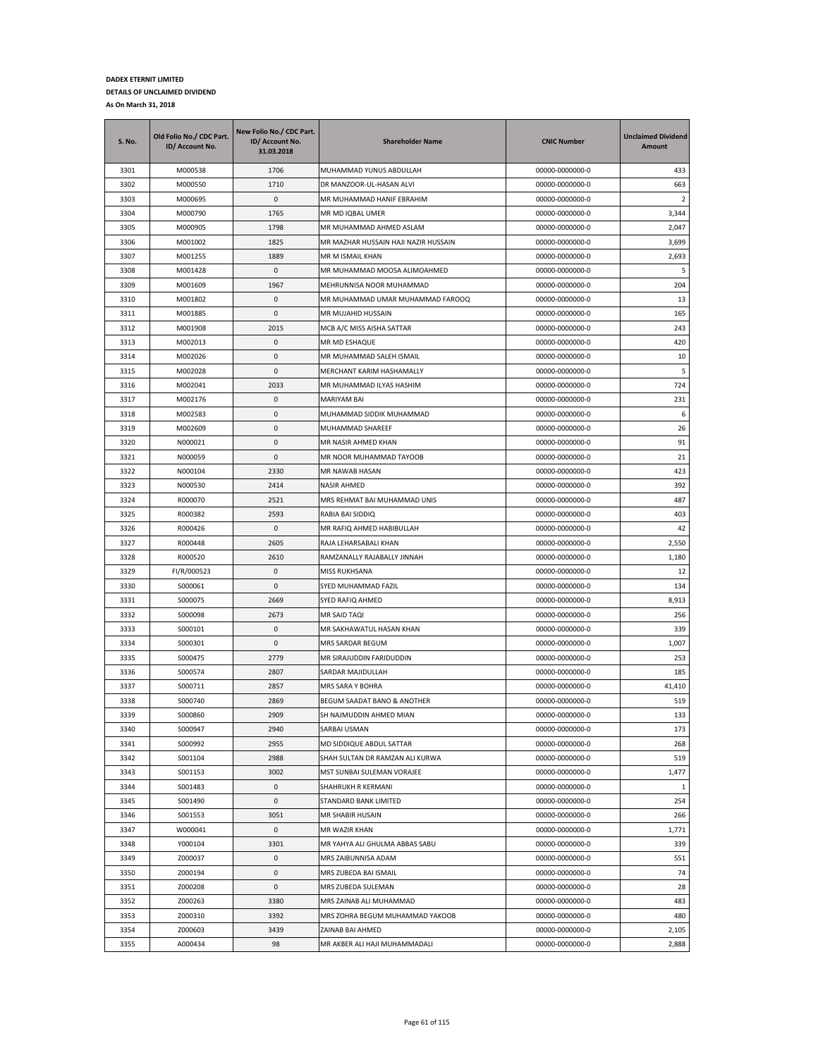**DADEX ETERNIT LIMITED**

**DETAILS OF UNCLAIMED DIVIDEND**

**As On March 31, 2018**

| S. No. | Old Folio No./ CDC Part. ID/ Account No. | New Folio No./ CDC Part. ID/ Account No. 31.03.2018 | Shareholder Name | CNIC Number | Unclaimed Dividend Amount |
|---|---|---|---|---|---|
| 3301 | M000538 | 1706 | MUHAMMAD YUNUS ABDULLAH | 00000-0000000-0 | 433 |
| 3302 | M000550 | 1710 | DR MANZOOR-UL-HASAN ALVI | 00000-0000000-0 | 663 |
| 3303 | M000695 | 0 | MR MUHAMMAD HANIF EBRAHIM | 00000-0000000-0 | 2 |
| 3304 | M000790 | 1765 | MR MD IQBAL UMER | 00000-0000000-0 | 3,344 |
| 3305 | M000905 | 1798 | MR MUHAMMAD AHMED ASLAM | 00000-0000000-0 | 2,047 |
| 3306 | M001002 | 1825 | MR MAZHAR HUSSAIN HAJI NAZIR HUSSAIN | 00000-0000000-0 | 3,699 |
| 3307 | M001255 | 1889 | MR M ISMAIL KHAN | 00000-0000000-0 | 2,693 |
| 3308 | M001428 | 0 | MR MUHAMMAD MOOSA ALIMOAHMED | 00000-0000000-0 | 5 |
| 3309 | M001609 | 1967 | MEHRUNNISA NOOR MUHAMMAD | 00000-0000000-0 | 204 |
| 3310 | M001802 | 0 | MR MUHAMMAD UMAR MUHAMMAD FAROOQ | 00000-0000000-0 | 13 |
| 3311 | M001885 | 0 | MR MUJAHID HUSSAIN | 00000-0000000-0 | 165 |
| 3312 | M001908 | 2015 | MCB A/C MISS AISHA SATTAR | 00000-0000000-0 | 243 |
| 3313 | M002013 | 0 | MR MD ESHAQUE | 00000-0000000-0 | 420 |
| 3314 | M002026 | 0 | MR MUHAMMAD SALEH ISMAIL | 00000-0000000-0 | 10 |
| 3315 | M002028 | 0 | MERCHANT KARIM HASHAMALLY | 00000-0000000-0 | 5 |
| 3316 | M002041 | 2033 | MR MUHAMMAD ILYAS HASHIM | 00000-0000000-0 | 724 |
| 3317 | M002176 | 0 | MARIYAM BAI | 00000-0000000-0 | 231 |
| 3318 | M002583 | 0 | MUHAMMAD SIDDIK MUHAMMAD | 00000-0000000-0 | 6 |
| 3319 | M002609 | 0 | MUHAMMAD SHAREEF | 00000-0000000-0 | 26 |
| 3320 | N000021 | 0 | MR NASIR AHMED KHAN | 00000-0000000-0 | 91 |
| 3321 | N000059 | 0 | MR NOOR MUHAMMAD TAYOOB | 00000-0000000-0 | 21 |
| 3322 | N000104 | 2330 | MR NAWAB HASAN | 00000-0000000-0 | 423 |
| 3323 | N000530 | 2414 | NASIR AHMED | 00000-0000000-0 | 392 |
| 3324 | R000070 | 2521 | MRS REHMAT BAI MUHAMMAD UNIS | 00000-0000000-0 | 487 |
| 3325 | R000382 | 2593 | RABIA BAI SIDDIQ | 00000-0000000-0 | 403 |
| 3326 | R000426 | 0 | MR RAFIQ AHMED HABIBULLAH | 00000-0000000-0 | 42 |
| 3327 | R000448 | 2605 | RAJA LEHARSABALI KHAN | 00000-0000000-0 | 2,550 |
| 3328 | R000520 | 2610 | RAMZANALLY RAJABALLY JINNAH | 00000-0000000-0 | 1,180 |
| 3329 | FI/R/000523 | 0 | MISS RUKHSANA | 00000-0000000-0 | 12 |
| 3330 | S000061 | 0 | SYED MUHAMMAD FAZIL | 00000-0000000-0 | 134 |
| 3331 | S000075 | 2669 | SYED RAFIQ AHMED | 00000-0000000-0 | 8,913 |
| 3332 | S000098 | 2673 | MR SAID TAQI | 00000-0000000-0 | 256 |
| 3333 | S000101 | 0 | MR SAKHAWATUL HASAN KHAN | 00000-0000000-0 | 339 |
| 3334 | S000301 | 0 | MRS SARDAR BEGUM | 00000-0000000-0 | 1,007 |
| 3335 | S000475 | 2779 | MR SIRAJUDDIN FARIDUDDIN | 00000-0000000-0 | 253 |
| 3336 | S000574 | 2807 | SARDAR MAJIDULLAH | 00000-0000000-0 | 185 |
| 3337 | S000711 | 2857 | MRS SARA Y BOHRA | 00000-0000000-0 | 41,410 |
| 3338 | S000740 | 2869 | BEGUM SAADAT BANO & ANOTHER | 00000-0000000-0 | 519 |
| 3339 | S000860 | 2909 | SH NAJMUDDIN AHMED MIAN | 00000-0000000-0 | 133 |
| 3340 | S000947 | 2940 | SARBAI USMAN | 00000-0000000-0 | 173 |
| 3341 | S000992 | 2955 | MD SIDDIQUE ABDUL SATTAR | 00000-0000000-0 | 268 |
| 3342 | S001104 | 2988 | SHAH SULTAN DR RAMZAN ALI KURWA | 00000-0000000-0 | 519 |
| 3343 | S001153 | 3002 | MST SUNBAI SULEMAN VORAJEE | 00000-0000000-0 | 1,477 |
| 3344 | S001483 | 0 | SHAHRUKH R KERMANI | 00000-0000000-0 | 1 |
| 3345 | S001490 | 0 | STANDARD BANK LIMITED | 00000-0000000-0 | 254 |
| 3346 | S001553 | 3051 | MR SHABIR HUSAIN | 00000-0000000-0 | 266 |
| 3347 | W000041 | 0 | MR WAZIR KHAN | 00000-0000000-0 | 1,771 |
| 3348 | Y000104 | 3301 | MR YAHYA ALI GHULMA ABBAS SABU | 00000-0000000-0 | 339 |
| 3349 | Z000037 | 0 | MRS ZAIBUNNISA ADAM | 00000-0000000-0 | 551 |
| 3350 | Z000194 | 0 | MRS ZUBEDA BAI ISMAIL | 00000-0000000-0 | 74 |
| 3351 | Z000208 | 0 | MRS ZUBEDA SULEMAN | 00000-0000000-0 | 28 |
| 3352 | Z000263 | 3380 | MRS ZAINAB ALI MUHAMMAD | 00000-0000000-0 | 483 |
| 3353 | Z000310 | 3392 | MRS ZOHRA BEGUM MUHAMMAD YAKOOB | 00000-0000000-0 | 480 |
| 3354 | Z000603 | 3439 | ZAINAB BAI AHMED | 00000-0000000-0 | 2,105 |
| 3355 | A000434 | 98 | MR AKBER ALI HAJI MUHAMMADALI | 00000-0000000-0 | 2,888 |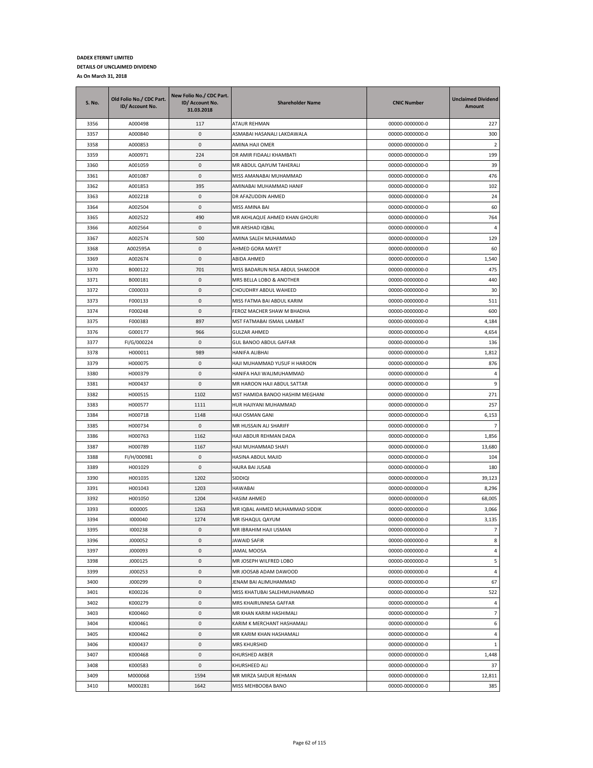**DADEX ETERNIT LIMITED**

**DETAILS OF UNCLAIMED DIVIDEND**

**As On March 31, 2018**

| S. No. | Old Folio No./ CDC Part. ID/ Account No. | New Folio No./ CDC Part. ID/ Account No. 31.03.2018 | Shareholder Name | CNIC Number | Unclaimed Dividend Amount |
|---|---|---|---|---|---|
| 3356 | A000498 | 117 | ATAUR REHMAN | 00000-0000000-0 | 227 |
| 3357 | A000840 | 0 | ASMABAI HASANALI LAKDAWALA | 00000-0000000-0 | 300 |
| 3358 | A000853 | 0 | AMINA HAJI OMER | 00000-0000000-0 | 2 |
| 3359 | A000971 | 224 | DR AMIR FIDAALI KHAMBATI | 00000-0000000-0 | 199 |
| 3360 | A001059 | 0 | MR ABDUL QAIYUM TAHERALI | 00000-0000000-0 | 39 |
| 3361 | A001087 | 0 | MISS AMANABAI MUHAMMAD | 00000-0000000-0 | 476 |
| 3362 | A001853 | 395 | AMINABAI MUHAMMAD HANIF | 00000-0000000-0 | 102 |
| 3363 | A002218 | 0 | DR AFAZUDDIN AHMED | 00000-0000000-0 | 24 |
| 3364 | A002504 | 0 | MISS AMINA BAI | 00000-0000000-0 | 60 |
| 3365 | A002522 | 490 | MR AKHLAQUE AHMED KHAN GHOURI | 00000-0000000-0 | 764 |
| 3366 | A002564 | 0 | MR ARSHAD IQBAL | 00000-0000000-0 | 4 |
| 3367 | A002574 | 500 | AMINA SALEH MUHAMMAD | 00000-0000000-0 | 129 |
| 3368 | A002595A | 0 | AHMED GORA MAYET | 00000-0000000-0 | 60 |
| 3369 | A002674 | 0 | ABIDA AHMED | 00000-0000000-0 | 1,540 |
| 3370 | B000122 | 701 | MISS BADARUN NISA ABDUL SHAKOOR | 00000-0000000-0 | 475 |
| 3371 | B000181 | 0 | MRS BELLA LOBO & ANOTHER | 00000-0000000-0 | 440 |
| 3372 | C000033 | 0 | CHOUDHRY ABDUL WAHEED | 00000-0000000-0 | 30 |
| 3373 | F000133 | 0 | MISS FATMA BAI ABDUL KARIM | 00000-0000000-0 | 511 |
| 3374 | F000248 | 0 | FEROZ MACHER SHAW M BHADHA | 00000-0000000-0 | 600 |
| 3375 | F000383 | 897 | MST FATMABAI ISMAIL LAMBAT | 00000-0000000-0 | 4,184 |
| 3376 | G000177 | 966 | GULZAR AHMED | 00000-0000000-0 | 4,654 |
| 3377 | FI/G/000224 | 0 | GUL BANOO ABDUL GAFFAR | 00000-0000000-0 | 136 |
| 3378 | H000011 | 989 | HANIFA ALIBHAI | 00000-0000000-0 | 1,812 |
| 3379 | H000075 | 0 | HAJI MUHAMMAD YUSUF H HAROON | 00000-0000000-0 | 876 |
| 3380 | H000379 | 0 | HANIFA HAJI WALIMUHAMMAD | 00000-0000000-0 | 4 |
| 3381 | H000437 | 0 | MR HAROON HAJI ABDUL SATTAR | 00000-0000000-0 | 9 |
| 3382 | H000515 | 1102 | MST HAMIDA BANOO HASHIM MEGHANI | 00000-0000000-0 | 271 |
| 3383 | H000577 | 1111 | HUR HAJIYANI MUHAMMAD | 00000-0000000-0 | 257 |
| 3384 | H000718 | 1148 | HAJI OSMAN GANI | 00000-0000000-0 | 6,153 |
| 3385 | H000734 | 0 | MR HUSSAIN ALI SHARIFF | 00000-0000000-0 | 7 |
| 3386 | H000763 | 1162 | HAJI ABDUR REHMAN DADA | 00000-0000000-0 | 1,856 |
| 3387 | H000789 | 1167 | HAJI MUHAMMAD SHAFI | 00000-0000000-0 | 13,680 |
| 3388 | FI/H/000981 | 0 | HASINA ABDUL MAJID | 00000-0000000-0 | 104 |
| 3389 | H001029 | 0 | HAJRA BAI JUSAB | 00000-0000000-0 | 180 |
| 3390 | H001035 | 1202 | SIDDIQI | 00000-0000000-0 | 39,123 |
| 3391 | H001043 | 1203 | HAWABAI | 00000-0000000-0 | 8,296 |
| 3392 | H001050 | 1204 | HASIM AHMED | 00000-0000000-0 | 68,005 |
| 3393 | I000005 | 1263 | MR IQBAL AHMED MUHAMMAD SIDDIK | 00000-0000000-0 | 3,066 |
| 3394 | I000040 | 1274 | MR ISHAQUL QAYUM | 00000-0000000-0 | 3,135 |
| 3395 | I000238 | 0 | MR IBRAHIM HAJI USMAN | 00000-0000000-0 | 7 |
| 3396 | J000052 | 0 | JAWAID SAFIR | 00000-0000000-0 | 8 |
| 3397 | J000093 | 0 | JAMAL MOOSA | 00000-0000000-0 | 4 |
| 3398 | J000125 | 0 | MR JOSEPH WILFRED LOBO | 00000-0000000-0 | 5 |
| 3399 | J000253 | 0 | MR JOOSAB ADAM DAWOOD | 00000-0000000-0 | 4 |
| 3400 | J000299 | 0 | JENAM BAI ALIMUHAMMAD | 00000-0000000-0 | 67 |
| 3401 | K000226 | 0 | MISS KHATUBAI SALEHMUHAMMAD | 00000-0000000-0 | 522 |
| 3402 | K000279 | 0 | MRS KHAIRUNNISA GAFFAR | 00000-0000000-0 | 4 |
| 3403 | K000460 | 0 | MR KHAN KARIM HASHIMALI | 00000-0000000-0 | 7 |
| 3404 | K000461 | 0 | KARIM K MERCHANT HASHAMALI | 00000-0000000-0 | 6 |
| 3405 | K000462 | 0 | MR KARIM KHAN HASHAMALI | 00000-0000000-0 | 4 |
| 3406 | K000437 | 0 | MRS KHURSHID | 00000-0000000-0 | 1 |
| 3407 | K000468 | 0 | KHURSHED AKBER | 00000-0000000-0 | 1,448 |
| 3408 | K000583 | 0 | KHURSHEED ALI | 00000-0000000-0 | 37 |
| 3409 | M000068 | 1594 | MR MIRZA SAIDUR REHMAN | 00000-0000000-0 | 12,811 |
| 3410 | M000281 | 1642 | MISS MEHBOOBA BANO | 00000-0000000-0 | 385 |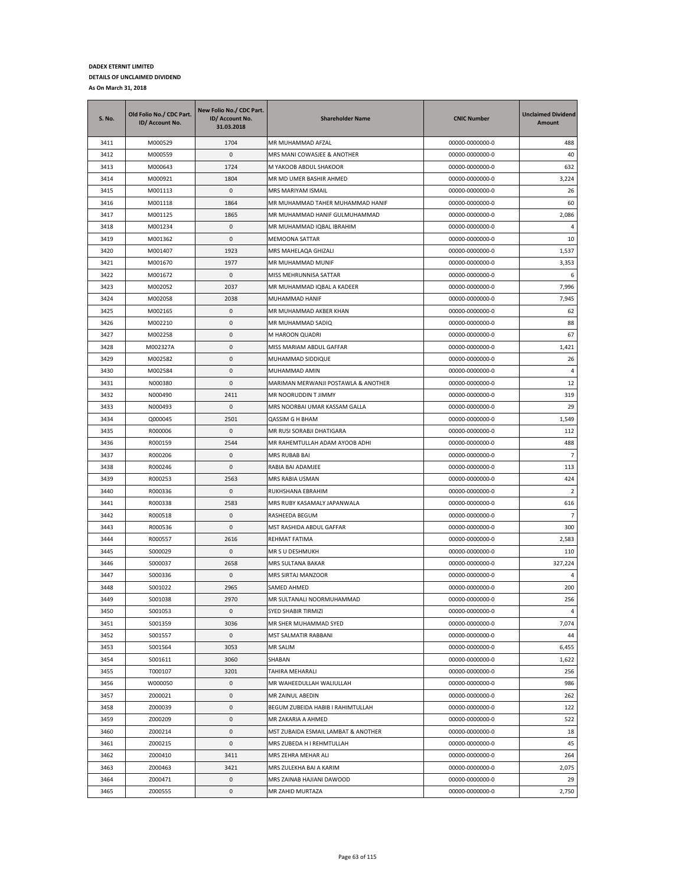**DADEX ETERNIT LIMITED**

**DETAILS OF UNCLAIMED DIVIDEND**

**As On March 31, 2018**

| S. No. | Old Folio No./ CDC Part. ID/ Account No. | New Folio No./ CDC Part. ID/ Account No. 31.03.2018 | Shareholder Name | CNIC Number | Unclaimed Dividend Amount |
|---|---|---|---|---|---|
| 3411 | M000529 | 1704 | MR MUHAMMAD AFZAL | 00000-0000000-0 | 488 |
| 3412 | M000559 | 0 | MRS MANI COWASJEE & ANOTHER | 00000-0000000-0 | 40 |
| 3413 | M000643 | 1724 | M YAKOOB ABDUL SHAKOOR | 00000-0000000-0 | 632 |
| 3414 | M000921 | 1804 | MR MD UMER BASHIR AHMED | 00000-0000000-0 | 3,224 |
| 3415 | M001113 | 0 | MRS MARIYAM ISMAIL | 00000-0000000-0 | 26 |
| 3416 | M001118 | 1864 | MR MUHAMMAD TAHER MUHAMMAD HANIF | 00000-0000000-0 | 60 |
| 3417 | M001125 | 1865 | MR MUHAMMAD HANIF GULMUHAMMAD | 00000-0000000-0 | 2,086 |
| 3418 | M001234 | 0 | MR MUHAMMAD IQBAL IBRAHIM | 00000-0000000-0 | 4 |
| 3419 | M001362 | 0 | MEMOONA SATTAR | 00000-0000000-0 | 10 |
| 3420 | M001407 | 1923 | MRS MAHELAQA GHIZALI | 00000-0000000-0 | 1,537 |
| 3421 | M001670 | 1977 | MR MUHAMMAD MUNIF | 00000-0000000-0 | 3,353 |
| 3422 | M001672 | 0 | MISS MEHRUNNISA SATTAR | 00000-0000000-0 | 6 |
| 3423 | M002052 | 2037 | MR MUHAMMAD IQBAL A KADEER | 00000-0000000-0 | 7,996 |
| 3424 | M002058 | 2038 | MUHAMMAD HANIF | 00000-0000000-0 | 7,945 |
| 3425 | M002165 | 0 | MR MUHAMMAD AKBER KHAN | 00000-0000000-0 | 62 |
| 3426 | M002210 | 0 | MR MUHAMMAD SADIQ | 00000-0000000-0 | 88 |
| 3427 | M002258 | 0 | M HAROON QUADRI | 00000-0000000-0 | 67 |
| 3428 | M002327A | 0 | MISS MARIAM ABDUL GAFFAR | 00000-0000000-0 | 1,421 |
| 3429 | M002582 | 0 | MUHAMMAD SIDDIQUE | 00000-0000000-0 | 26 |
| 3430 | M002584 | 0 | MUHAMMAD AMIN | 00000-0000000-0 | 4 |
| 3431 | N000380 | 0 | MARIMAN MERWANJI POSTAWLA & ANOTHER | 00000-0000000-0 | 12 |
| 3432 | N000490 | 2411 | MR NOORUDDIN T JIMMY | 00000-0000000-0 | 319 |
| 3433 | N000493 | 0 | MRS NOORBAI UMAR KASSAM GALLA | 00000-0000000-0 | 29 |
| 3434 | Q000045 | 2501 | QASSIM G H BHAM | 00000-0000000-0 | 1,549 |
| 3435 | R000006 | 0 | MR RUSI SORABJI DHATIGARA | 00000-0000000-0 | 112 |
| 3436 | R000159 | 2544 | MR RAHEMTULLAH ADAM AYOOB ADHI | 00000-0000000-0 | 488 |
| 3437 | R000206 | 0 | MRS RUBAB BAI | 00000-0000000-0 | 7 |
| 3438 | R000246 | 0 | RABIA BAI ADAMJEE | 00000-0000000-0 | 113 |
| 3439 | R000253 | 2563 | MRS RABIA USMAN | 00000-0000000-0 | 424 |
| 3440 | R000336 | 0 | RUKHSHANA EBRAHIM | 00000-0000000-0 | 2 |
| 3441 | R000338 | 2583 | MRS RUBY KASAMALY JAPANWALA | 00000-0000000-0 | 616 |
| 3442 | R000518 | 0 | RASHEEDA BEGUM | 00000-0000000-0 | 7 |
| 3443 | R000536 | 0 | MST RASHIDA ABDUL GAFFAR | 00000-0000000-0 | 300 |
| 3444 | R000557 | 2616 | REHMAT FATIMA | 00000-0000000-0 | 2,583 |
| 3445 | S000029 | 0 | MR S U DESHMUKH | 00000-0000000-0 | 110 |
| 3446 | S000037 | 2658 | MRS SULTANA BAKAR | 00000-0000000-0 | 327,224 |
| 3447 | S000336 | 0 | MRS SIRTAJ MANZOOR | 00000-0000000-0 | 4 |
| 3448 | S001022 | 2965 | SAMED AHMED | 00000-0000000-0 | 200 |
| 3449 | S001038 | 2970 | MR SULTANALI NOORMUHAMMAD | 00000-0000000-0 | 256 |
| 3450 | S001053 | 0 | SYED SHABIR TIRMIZI | 00000-0000000-0 | 4 |
| 3451 | S001359 | 3036 | MR SHER MUHAMMAD SYED | 00000-0000000-0 | 7,074 |
| 3452 | S001557 | 0 | MST SALMATIR RABBANI | 00000-0000000-0 | 44 |
| 3453 | S001564 | 3053 | MR SALIM | 00000-0000000-0 | 6,455 |
| 3454 | S001611 | 3060 | SHABAN | 00000-0000000-0 | 1,622 |
| 3455 | T000107 | 3201 | TAHIRA MEHARALI | 00000-0000000-0 | 256 |
| 3456 | W000050 | 0 | MR WAHEEDULLAH WALIULLAH | 00000-0000000-0 | 986 |
| 3457 | Z000021 | 0 | MR ZAINUL ABEDIN | 00000-0000000-0 | 262 |
| 3458 | Z000039 | 0 | BEGUM ZUBEIDA HABIB I RAHIMTULLAH | 00000-0000000-0 | 122 |
| 3459 | Z000209 | 0 | MR ZAKARIA A AHMED | 00000-0000000-0 | 522 |
| 3460 | Z000214 | 0 | MST ZUBAIDA ESMAIL LAMBAT & ANOTHER | 00000-0000000-0 | 18 |
| 3461 | Z000215 | 0 | MRS ZUBEDA H I REHMTULLAH | 00000-0000000-0 | 45 |
| 3462 | Z000410 | 3411 | MRS ZEHRA MEHAR ALI | 00000-0000000-0 | 264 |
| 3463 | Z000463 | 3421 | MRS ZULEKHA BAI A KARIM | 00000-0000000-0 | 2,075 |
| 3464 | Z000471 | 0 | MRS ZAINAB HAJIANI DAWOOD | 00000-0000000-0 | 29 |
| 3465 | Z000555 | 0 | MR ZAHID MURTAZA | 00000-0000000-0 | 2,750 |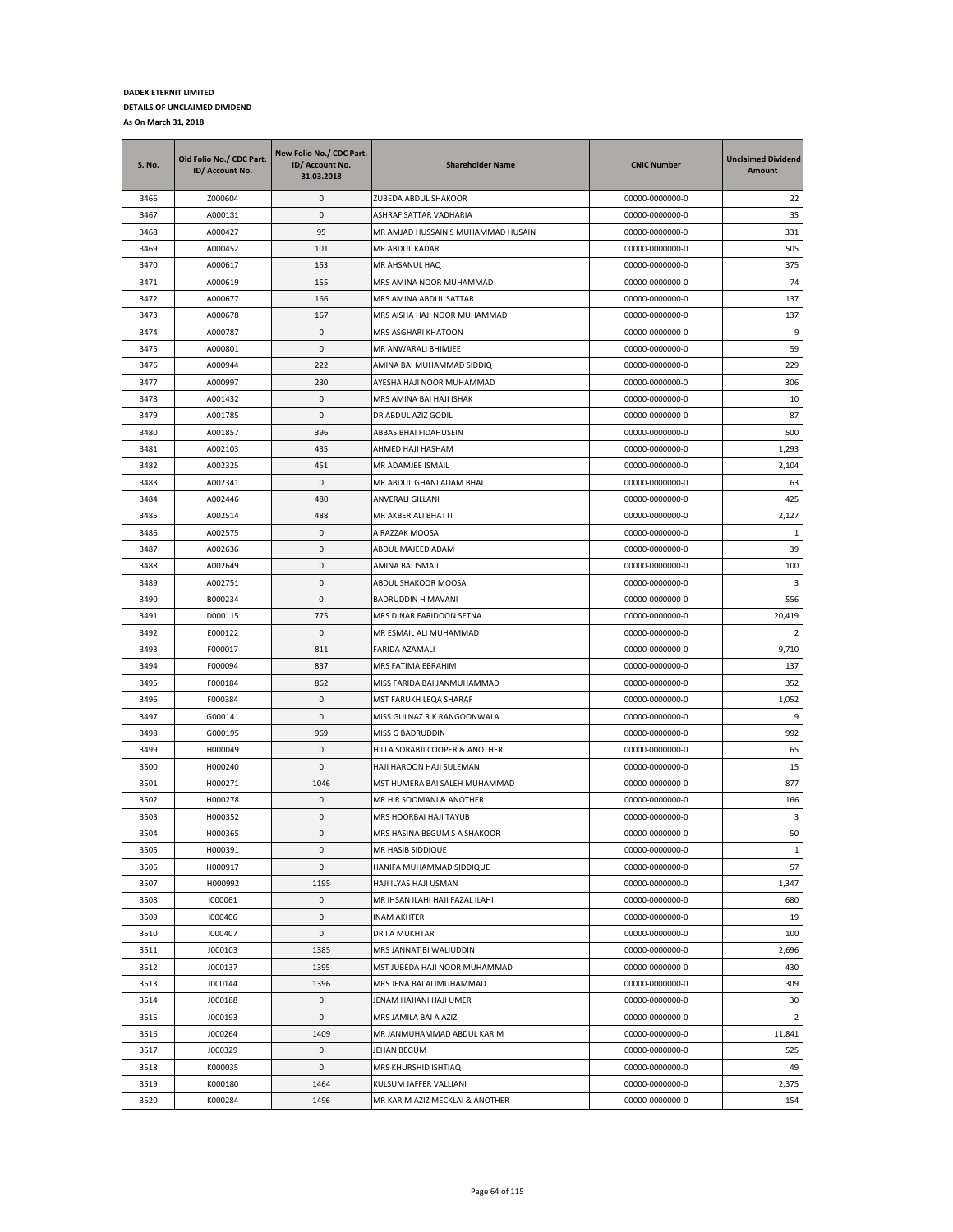**DADEX ETERNIT LIMITED**

**DETAILS OF UNCLAIMED DIVIDEND**

**As On March 31, 2018**

| S. No. | Old Folio No./ CDC Part. ID/ Account No. | New Folio No./ CDC Part. ID/ Account No. 31.03.2018 | Shareholder Name | CNIC Number | Unclaimed Dividend Amount |
|---|---|---|---|---|---|
| 3466 | Z000604 | 0 | ZUBEDA ABDUL SHAKOOR | 00000-0000000-0 | 22 |
| 3467 | A000131 | 0 | ASHRAF SATTAR VADHARIA | 00000-0000000-0 | 35 |
| 3468 | A000427 | 95 | MR AMJAD HUSSAIN S MUHAMMAD HUSAIN | 00000-0000000-0 | 331 |
| 3469 | A000452 | 101 | MR ABDUL KADAR | 00000-0000000-0 | 505 |
| 3470 | A000617 | 153 | MR AHSANUL HAQ | 00000-0000000-0 | 375 |
| 3471 | A000619 | 155 | MRS AMINA NOOR MUHAMMAD | 00000-0000000-0 | 74 |
| 3472 | A000677 | 166 | MRS AMINA ABDUL SATTAR | 00000-0000000-0 | 137 |
| 3473 | A000678 | 167 | MRS AISHA HAJI NOOR MUHAMMAD | 00000-0000000-0 | 137 |
| 3474 | A000787 | 0 | MRS ASGHARI KHATOON | 00000-0000000-0 | 9 |
| 3475 | A000801 | 0 | MR ANWARALI BHIMJEE | 00000-0000000-0 | 59 |
| 3476 | A000944 | 222 | AMINA BAI MUHAMMAD SIDDIQ | 00000-0000000-0 | 229 |
| 3477 | A000997 | 230 | AYESHA HAJI NOOR MUHAMMAD | 00000-0000000-0 | 306 |
| 3478 | A001432 | 0 | MRS AMINA BAI HAJI ISHAK | 00000-0000000-0 | 10 |
| 3479 | A001785 | 0 | DR ABDUL AZIZ GODIL | 00000-0000000-0 | 87 |
| 3480 | A001857 | 396 | ABBAS BHAI FIDAHUSEIN | 00000-0000000-0 | 500 |
| 3481 | A002103 | 435 | AHMED HAJI HASHAM | 00000-0000000-0 | 1,293 |
| 3482 | A002325 | 451 | MR ADAMJEE ISMAIL | 00000-0000000-0 | 2,104 |
| 3483 | A002341 | 0 | MR ABDUL GHANI ADAM BHAI | 00000-0000000-0 | 63 |
| 3484 | A002446 | 480 | ANVERALI GILLANI | 00000-0000000-0 | 425 |
| 3485 | A002514 | 488 | MR AKBER ALI BHATTI | 00000-0000000-0 | 2,127 |
| 3486 | A002575 | 0 | A RAZZAK MOOSA | 00000-0000000-0 | 1 |
| 3487 | A002636 | 0 | ABDUL MAJEED ADAM | 00000-0000000-0 | 39 |
| 3488 | A002649 | 0 | AMINA BAI ISMAIL | 00000-0000000-0 | 100 |
| 3489 | A002751 | 0 | ABDUL SHAKOOR MOOSA | 00000-0000000-0 | 3 |
| 3490 | B000234 | 0 | BADRUDDIN H MAVANI | 00000-0000000-0 | 556 |
| 3491 | D000115 | 775 | MRS DINAR FARIDOON SETNA | 00000-0000000-0 | 20,419 |
| 3492 | E000122 | 0 | MR ESMAIL ALI MUHAMMAD | 00000-0000000-0 | 2 |
| 3493 | F000017 | 811 | FARIDA AZAMALI | 00000-0000000-0 | 9,710 |
| 3494 | F000094 | 837 | MRS FATIMA EBRAHIM | 00000-0000000-0 | 137 |
| 3495 | F000184 | 862 | MISS FARIDA BAI JANMUHAMMAD | 00000-0000000-0 | 352 |
| 3496 | F000384 | 0 | MST FARUKH LEQA SHARAF | 00000-0000000-0 | 1,052 |
| 3497 | G000141 | 0 | MISS GULNAZ R.K RANGOONWALA | 00000-0000000-0 | 9 |
| 3498 | G000195 | 969 | MISS G BADRUDDIN | 00000-0000000-0 | 992 |
| 3499 | H000049 | 0 | HILLA SORABJI COOPER & ANOTHER | 00000-0000000-0 | 65 |
| 3500 | H000240 | 0 | HAJI HAROON HAJI SULEMAN | 00000-0000000-0 | 15 |
| 3501 | H000271 | 1046 | MST HUMERA BAI SALEH MUHAMMAD | 00000-0000000-0 | 877 |
| 3502 | H000278 | 0 | MR H R SOOMANI & ANOTHER | 00000-0000000-0 | 166 |
| 3503 | H000352 | 0 | MRS HOORBAI HAJI TAYUB | 00000-0000000-0 | 3 |
| 3504 | H000365 | 0 | MRS HASINA BEGUM S A SHAKOOR | 00000-0000000-0 | 50 |
| 3505 | H000391 | 0 | MR HASIB SIDDIQUE | 00000-0000000-0 | 1 |
| 3506 | H000917 | 0 | HANIFA MUHAMMAD SIDDIQUE | 00000-0000000-0 | 57 |
| 3507 | H000992 | 1195 | HAJI ILYAS HAJI USMAN | 00000-0000000-0 | 1,347 |
| 3508 | I000061 | 0 | MR IHSAN ILAHI HAJI FAZAL ILAHI | 00000-0000000-0 | 680 |
| 3509 | I000406 | 0 | INAM AKHTER | 00000-0000000-0 | 19 |
| 3510 | I000407 | 0 | DR I A MUKHTAR | 00000-0000000-0 | 100 |
| 3511 | J000103 | 1385 | MRS JANNAT BI WALIUDDIN | 00000-0000000-0 | 2,696 |
| 3512 | J000137 | 1395 | MST JUBEDA HAJI NOOR MUHAMMAD | 00000-0000000-0 | 430 |
| 3513 | J000144 | 1396 | MRS JENA BAI ALIMUHAMMAD | 00000-0000000-0 | 309 |
| 3514 | J000188 | 0 | JENAM HAJIANI HAJI UMER | 00000-0000000-0 | 30 |
| 3515 | J000193 | 0 | MRS JAMILA BAI A AZIZ | 00000-0000000-0 | 2 |
| 3516 | J000264 | 1409 | MR JANMUHAMMAD ABDUL KARIM | 00000-0000000-0 | 11,841 |
| 3517 | J000329 | 0 | JEHAN BEGUM | 00000-0000000-0 | 525 |
| 3518 | K000035 | 0 | MRS KHURSHID ISHTIAQ | 00000-0000000-0 | 49 |
| 3519 | K000180 | 1464 | KULSUM JAFFER VALLIANI | 00000-0000000-0 | 2,375 |
| 3520 | K000284 | 1496 | MR KARIM AZIZ MECKLAI & ANOTHER | 00000-0000000-0 | 154 |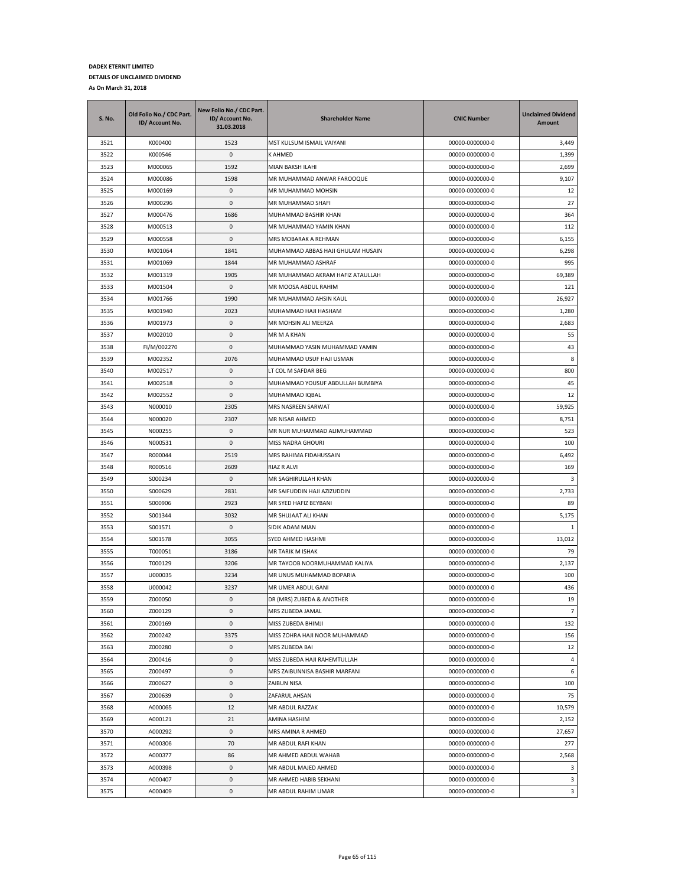**DADEX ETERNIT LIMITED**

**DETAILS OF UNCLAIMED DIVIDEND**

**As On March 31, 2018**

| S. No. | Old Folio No./ CDC Part. ID/ Account No. | New Folio No./ CDC Part. ID/ Account No. 31.03.2018 | Shareholder Name | CNIC Number | Unclaimed Dividend Amount |
|---|---|---|---|---|---|
| 3521 | K000400 | 1523 | MST KULSUM ISMAIL VAIYANI | 00000-0000000-0 | 3,449 |
| 3522 | K000546 | 0 | K AHMED | 00000-0000000-0 | 1,399 |
| 3523 | M000065 | 1592 | MIAN BAKSH ILAHI | 00000-0000000-0 | 2,699 |
| 3524 | M000086 | 1598 | MR MUHAMMAD ANWAR FAROOQUE | 00000-0000000-0 | 9,107 |
| 3525 | M000169 | 0 | MR MUHAMMAD MOHSIN | 00000-0000000-0 | 12 |
| 3526 | M000296 | 0 | MR MUHAMMAD SHAFI | 00000-0000000-0 | 27 |
| 3527 | M000476 | 1686 | MUHAMMAD BASHIR KHAN | 00000-0000000-0 | 364 |
| 3528 | M000513 | 0 | MR MUHAMMAD YAMIN KHAN | 00000-0000000-0 | 112 |
| 3529 | M000558 | 0 | MRS MOBARAK A REHMAN | 00000-0000000-0 | 6,155 |
| 3530 | M001064 | 1841 | MUHAMMAD ABBAS HAJI GHULAM HUSAIN | 00000-0000000-0 | 6,298 |
| 3531 | M001069 | 1844 | MR MUHAMMAD ASHRAF | 00000-0000000-0 | 995 |
| 3532 | M001319 | 1905 | MR MUHAMMAD AKRAM HAFIZ ATAULLAH | 00000-0000000-0 | 69,389 |
| 3533 | M001504 | 0 | MR MOOSA ABDUL RAHIM | 00000-0000000-0 | 121 |
| 3534 | M001766 | 1990 | MR MUHAMMAD AHSIN KAUL | 00000-0000000-0 | 26,927 |
| 3535 | M001940 | 2023 | MUHAMMAD HAJI HASHAM | 00000-0000000-0 | 1,280 |
| 3536 | M001973 | 0 | MR MOHSIN ALI MEERZA | 00000-0000000-0 | 2,683 |
| 3537 | M002010 | 0 | MR M A KHAN | 00000-0000000-0 | 55 |
| 3538 | FI/M/002270 | 0 | MUHAMMAD YASIN MUHAMMAD YAMIN | 00000-0000000-0 | 43 |
| 3539 | M002352 | 2076 | MUHAMMAD USUF HAJI USMAN | 00000-0000000-0 | 8 |
| 3540 | M002517 | 0 | LT COL M SAFDAR BEG | 00000-0000000-0 | 800 |
| 3541 | M002518 | 0 | MUHAMMAD YOUSUF ABDULLAH BUMBIYA | 00000-0000000-0 | 45 |
| 3542 | M002552 | 0 | MUHAMMAD IQBAL | 00000-0000000-0 | 12 |
| 3543 | N000010 | 2305 | MRS NASREEN SARWAT | 00000-0000000-0 | 59,925 |
| 3544 | N000020 | 2307 | MR NISAR AHMED | 00000-0000000-0 | 8,751 |
| 3545 | N000255 | 0 | MR NUR MUHAMMAD ALIMUHAMMAD | 00000-0000000-0 | 523 |
| 3546 | N000531 | 0 | MISS NADRA GHOURI | 00000-0000000-0 | 100 |
| 3547 | R000044 | 2519 | MRS RAHIMA FIDAHUSSAIN | 00000-0000000-0 | 6,492 |
| 3548 | R000516 | 2609 | RIAZ R ALVI | 00000-0000000-0 | 169 |
| 3549 | S000234 | 0 | MR SAGHIRULLAH KHAN | 00000-0000000-0 | 3 |
| 3550 | S000629 | 2831 | MR SAIFUDDIN HAJI AZIZUDDIN | 00000-0000000-0 | 2,733 |
| 3551 | S000906 | 2923 | MR SYED HAFIZ BEYBANI | 00000-0000000-0 | 89 |
| 3552 | S001344 | 3032 | MR SHUJAAT ALI KHAN | 00000-0000000-0 | 5,175 |
| 3553 | S001571 | 0 | SIDIK ADAM MIAN | 00000-0000000-0 | 1 |
| 3554 | S001578 | 3055 | SYED AHMED HASHMI | 00000-0000000-0 | 13,012 |
| 3555 | T000051 | 3186 | MR TARIK M ISHAK | 00000-0000000-0 | 79 |
| 3556 | T000129 | 3206 | MR TAYOOB NOORMUHAMMAD KALIYA | 00000-0000000-0 | 2,137 |
| 3557 | U000035 | 3234 | MR UNUS MUHAMMAD BOPARIA | 00000-0000000-0 | 100 |
| 3558 | U000042 | 3237 | MR UMER ABDUL GANI | 00000-0000000-0 | 436 |
| 3559 | Z000050 | 0 | DR (MRS) ZUBEDA & ANOTHER | 00000-0000000-0 | 19 |
| 3560 | Z000129 | 0 | MRS ZUBEDA JAMAL | 00000-0000000-0 | 7 |
| 3561 | Z000169 | 0 | MISS ZUBEDA BHIMJI | 00000-0000000-0 | 132 |
| 3562 | Z000242 | 3375 | MISS ZOHRA HAJI NOOR MUHAMMAD | 00000-0000000-0 | 156 |
| 3563 | Z000280 | 0 | MRS ZUBEDA BAI | 00000-0000000-0 | 12 |
| 3564 | Z000416 | 0 | MISS ZUBEDA HAJI RAHEMTULLAH | 00000-0000000-0 | 4 |
| 3565 | Z000497 | 0 | MRS ZAIBUNNISA BASHIR MARFANI | 00000-0000000-0 | 6 |
| 3566 | Z000627 | 0 | ZAIBUN NISA | 00000-0000000-0 | 100 |
| 3567 | Z000639 | 0 | ZAFARUL AHSAN | 00000-0000000-0 | 75 |
| 3568 | A000065 | 12 | MR ABDUL RAZZAK | 00000-0000000-0 | 10,579 |
| 3569 | A000121 | 21 | AMINA HASHIM | 00000-0000000-0 | 2,152 |
| 3570 | A000292 | 0 | MRS AMINA R AHMED | 00000-0000000-0 | 27,657 |
| 3571 | A000306 | 70 | MR ABDUL RAFI KHAN | 00000-0000000-0 | 277 |
| 3572 | A000377 | 86 | MR AHMED ABDUL WAHAB | 00000-0000000-0 | 2,568 |
| 3573 | A000398 | 0 | MR ABDUL MAJED AHMED | 00000-0000000-0 | 3 |
| 3574 | A000407 | 0 | MR AHMED HABIB SEKHANI | 00000-0000000-0 | 3 |
| 3575 | A000409 | 0 | MR ABDUL RAHIM UMAR | 00000-0000000-0 | 3 |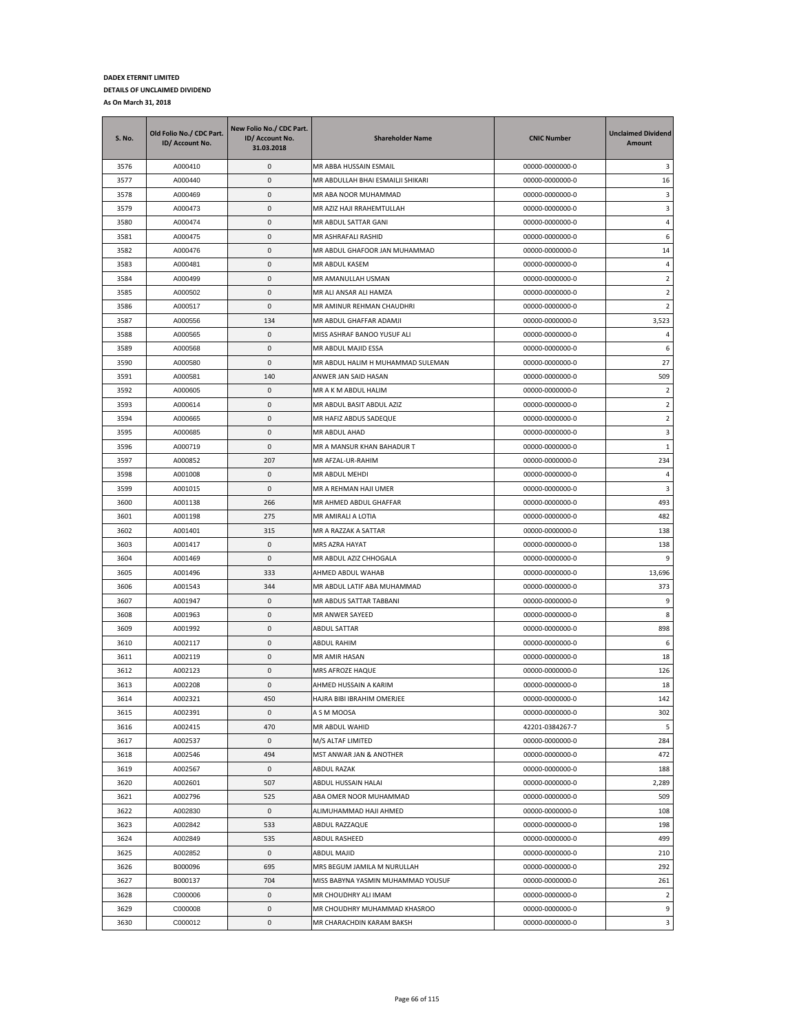**DADEX ETERNIT LIMITED**

**DETAILS OF UNCLAIMED DIVIDEND**

**As On March 31, 2018**

| S. No. | Old Folio No./ CDC Part. ID/ Account No. | New Folio No./ CDC Part. ID/ Account No. 31.03.2018 | Shareholder Name | CNIC Number | Unclaimed Dividend Amount |
|---|---|---|---|---|---|
| 3576 | A000410 | 0 | MR ABBA HUSSAIN ESMAIL | 00000-0000000-0 | 3 |
| 3577 | A000440 | 0 | MR ABDULLAH BHAI ESMAILJI SHIKARI | 00000-0000000-0 | 16 |
| 3578 | A000469 | 0 | MR ABA NOOR MUHAMMAD | 00000-0000000-0 | 3 |
| 3579 | A000473 | 0 | MR AZIZ HAJI RRAHEMTULLAH | 00000-0000000-0 | 3 |
| 3580 | A000474 | 0 | MR ABDUL SATTAR GANI | 00000-0000000-0 | 4 |
| 3581 | A000475 | 0 | MR ASHRAFALI RASHID | 00000-0000000-0 | 6 |
| 3582 | A000476 | 0 | MR ABDUL GHAFOOR JAN MUHAMMAD | 00000-0000000-0 | 14 |
| 3583 | A000481 | 0 | MR ABDUL KASEM | 00000-0000000-0 | 4 |
| 3584 | A000499 | 0 | MR AMANULLAH USMAN | 00000-0000000-0 | 2 |
| 3585 | A000502 | 0 | MR ALI ANSAR ALI HAMZA | 00000-0000000-0 | 2 |
| 3586 | A000517 | 0 | MR AMINUR REHMAN CHAUDHRI | 00000-0000000-0 | 2 |
| 3587 | A000556 | 134 | MR ABDUL GHAFFAR ADAMJI | 00000-0000000-0 | 3,523 |
| 3588 | A000565 | 0 | MISS ASHRAF BANOO YUSUF ALI | 00000-0000000-0 | 4 |
| 3589 | A000568 | 0 | MR ABDUL MAJID ESSA | 00000-0000000-0 | 6 |
| 3590 | A000580 | 0 | MR ABDUL HALIM H MUHAMMAD SULEMAN | 00000-0000000-0 | 27 |
| 3591 | A000581 | 140 | ANWER JAN SAID HASAN | 00000-0000000-0 | 509 |
| 3592 | A000605 | 0 | MR A K M ABDUL HALIM | 00000-0000000-0 | 2 |
| 3593 | A000614 | 0 | MR ABDUL BASIT ABDUL AZIZ | 00000-0000000-0 | 2 |
| 3594 | A000665 | 0 | MR HAFIZ ABDUS SADEQUE | 00000-0000000-0 | 2 |
| 3595 | A000685 | 0 | MR ABDUL AHAD | 00000-0000000-0 | 3 |
| 3596 | A000719 | 0 | MR A MANSUR KHAN BAHADUR T | 00000-0000000-0 | 1 |
| 3597 | A000852 | 207 | MR AFZAL-UR-RAHIM | 00000-0000000-0 | 234 |
| 3598 | A001008 | 0 | MR ABDUL MEHDI | 00000-0000000-0 | 4 |
| 3599 | A001015 | 0 | MR A REHMAN HAJI UMER | 00000-0000000-0 | 3 |
| 3600 | A001138 | 266 | MR AHMED ABDUL GHAFFAR | 00000-0000000-0 | 493 |
| 3601 | A001198 | 275 | MR AMIRALI A LOTIA | 00000-0000000-0 | 482 |
| 3602 | A001401 | 315 | MR A RAZZAK A SATTAR | 00000-0000000-0 | 138 |
| 3603 | A001417 | 0 | MRS AZRA HAYAT | 00000-0000000-0 | 138 |
| 3604 | A001469 | 0 | MR ABDUL AZIZ CHHOGALA | 00000-0000000-0 | 9 |
| 3605 | A001496 | 333 | AHMED ABDUL WAHAB | 00000-0000000-0 | 13,696 |
| 3606 | A001543 | 344 | MR ABDUL LATIF ABA MUHAMMAD | 00000-0000000-0 | 373 |
| 3607 | A001947 | 0 | MR ABDUS SATTAR TABBANI | 00000-0000000-0 | 9 |
| 3608 | A001963 | 0 | MR ANWER SAYEED | 00000-0000000-0 | 8 |
| 3609 | A001992 | 0 | ABDUL SATTAR | 00000-0000000-0 | 898 |
| 3610 | A002117 | 0 | ABDUL RAHIM | 00000-0000000-0 | 6 |
| 3611 | A002119 | 0 | MR AMIR HASAN | 00000-0000000-0 | 18 |
| 3612 | A002123 | 0 | MRS AFROZE HAQUE | 00000-0000000-0 | 126 |
| 3613 | A002208 | 0 | AHMED HUSSAIN A KARIM | 00000-0000000-0 | 18 |
| 3614 | A002321 | 450 | HAJRA BIBI IBRAHIM OMERJEE | 00000-0000000-0 | 142 |
| 3615 | A002391 | 0 | A S M MOOSA | 00000-0000000-0 | 302 |
| 3616 | A002415 | 470 | MR ABDUL WAHID | 42201-0384267-7 | 5 |
| 3617 | A002537 | 0 | M/S ALTAF LIMITED | 00000-0000000-0 | 284 |
| 3618 | A002546 | 494 | MST ANWAR JAN & ANOTHER | 00000-0000000-0 | 472 |
| 3619 | A002567 | 0 | ABDUL RAZAK | 00000-0000000-0 | 188 |
| 3620 | A002601 | 507 | ABDUL HUSSAIN HALAI | 00000-0000000-0 | 2,289 |
| 3621 | A002796 | 525 | ABA OMER NOOR MUHAMMAD | 00000-0000000-0 | 509 |
| 3622 | A002830 | 0 | ALIMUHAMMAD HAJI AHMED | 00000-0000000-0 | 108 |
| 3623 | A002842 | 533 | ABDUL RAZZAQUE | 00000-0000000-0 | 198 |
| 3624 | A002849 | 535 | ABDUL RASHEED | 00000-0000000-0 | 499 |
| 3625 | A002852 | 0 | ABDUL MAJID | 00000-0000000-0 | 210 |
| 3626 | B000096 | 695 | MRS BEGUM JAMILA M NURULLAH | 00000-0000000-0 | 292 |
| 3627 | B000137 | 704 | MISS BABYNA YASMIN MUHAMMAD YOUSUF | 00000-0000000-0 | 261 |
| 3628 | C000006 | 0 | MR CHOUDHRY ALI IMAM | 00000-0000000-0 | 2 |
| 3629 | C000008 | 0 | MR CHOUDHRY MUHAMMAD KHASROO | 00000-0000000-0 | 9 |
| 3630 | C000012 | 0 | MR CHARACHDIN KARAM BAKSH | 00000-0000000-0 | 3 |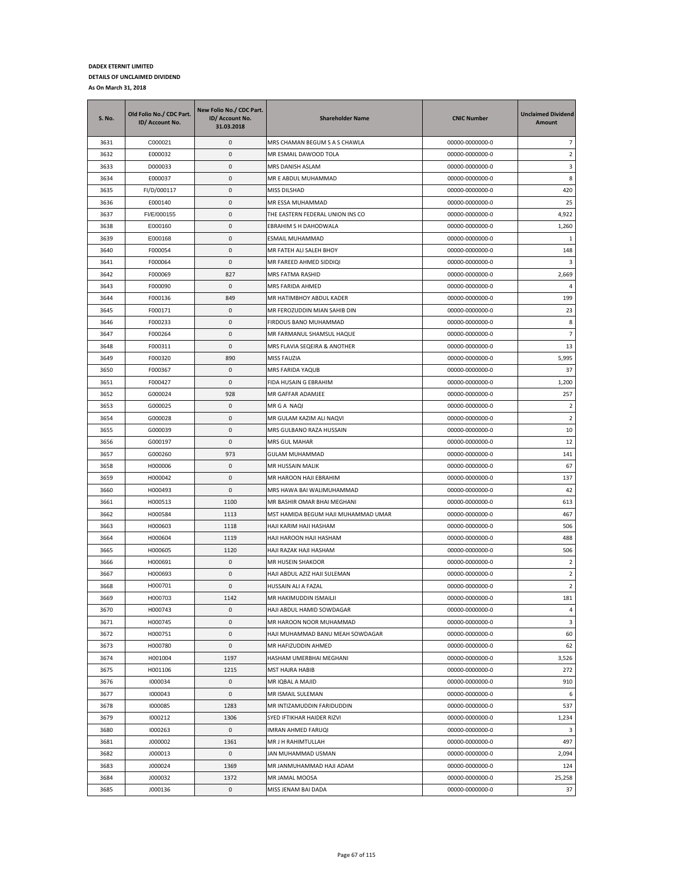**DADEX ETERNIT LIMITED**

**DETAILS OF UNCLAIMED DIVIDEND**

**As On March 31, 2018**

| S. No. | Old Folio No./ CDC Part. ID/ Account No. | New Folio No./ CDC Part. ID/ Account No. 31.03.2018 | Shareholder Name | CNIC Number | Unclaimed Dividend Amount |
|---|---|---|---|---|---|
| 3631 | C000021 | 0 | MRS CHAMAN BEGUM S A S CHAWLA | 00000-0000000-0 | 7 |
| 3632 | E000032 | 0 | MR ESMAIL DAWOOD TOLA | 00000-0000000-0 | 2 |
| 3633 | D000033 | 0 | MRS DANISH ASLAM | 00000-0000000-0 | 3 |
| 3634 | E000037 | 0 | MR E ABDUL MUHAMMAD | 00000-0000000-0 | 8 |
| 3635 | FI/D/000117 | 0 | MISS DILSHAD | 00000-0000000-0 | 420 |
| 3636 | E000140 | 0 | MR ESSA MUHAMMAD | 00000-0000000-0 | 25 |
| 3637 | FI/E/000155 | 0 | THE EASTERN FEDERAL UNION INS CO | 00000-0000000-0 | 4,922 |
| 3638 | E000160 | 0 | EBRAHIM S H DAHODWALA | 00000-0000000-0 | 1,260 |
| 3639 | E000168 | 0 | ESMAIL MUHAMMAD | 00000-0000000-0 | 1 |
| 3640 | F000054 | 0 | MR FATEH ALI SALEH BHOY | 00000-0000000-0 | 148 |
| 3641 | F000064 | 0 | MR FAREED AHMED SIDDIQI | 00000-0000000-0 | 3 |
| 3642 | F000069 | 827 | MRS FATMA RASHID | 00000-0000000-0 | 2,669 |
| 3643 | F000090 | 0 | MRS FARIDA AHMED | 00000-0000000-0 | 4 |
| 3644 | F000136 | 849 | MR HATIMBHOY ABDUL KADER | 00000-0000000-0 | 199 |
| 3645 | F000171 | 0 | MR FEROZUDDIN MIAN SAHIB DIN | 00000-0000000-0 | 23 |
| 3646 | F000233 | 0 | FIRDOUS BANO MUHAMMAD | 00000-0000000-0 | 8 |
| 3647 | F000264 | 0 | MR FARMANUL SHAMSUL HAQUE | 00000-0000000-0 | 7 |
| 3648 | F000311 | 0 | MRS FLAVIA SEQEIRA & ANOTHER | 00000-0000000-0 | 13 |
| 3649 | F000320 | 890 | MISS FAUZIA | 00000-0000000-0 | 5,995 |
| 3650 | F000367 | 0 | MRS FARIDA YAQUB | 00000-0000000-0 | 37 |
| 3651 | F000427 | 0 | FIDA HUSAIN G EBRAHIM | 00000-0000000-0 | 1,200 |
| 3652 | G000024 | 928 | MR GAFFAR ADAMJEE | 00000-0000000-0 | 257 |
| 3653 | G000025 | 0 | MR G A NAQI | 00000-0000000-0 | 2 |
| 3654 | G000028 | 0 | MR GULAM KAZIM ALI NAQVI | 00000-0000000-0 | 2 |
| 3655 | G000039 | 0 | MRS GULBANO RAZA HUSSAIN | 00000-0000000-0 | 10 |
| 3656 | G000197 | 0 | MRS GUL MAHAR | 00000-0000000-0 | 12 |
| 3657 | G000260 | 973 | GULAM MUHAMMAD | 00000-0000000-0 | 141 |
| 3658 | H000006 | 0 | MR HUSSAIN MALIK | 00000-0000000-0 | 67 |
| 3659 | H000042 | 0 | MR HAROON HAJI EBRAHIM | 00000-0000000-0 | 137 |
| 3660 | H000493 | 0 | MRS HAWA BAI WALIMUHAMMAD | 00000-0000000-0 | 42 |
| 3661 | H000513 | 1100 | MR BASHIR OMAR BHAI MEGHANI | 00000-0000000-0 | 613 |
| 3662 | H000584 | 1113 | MST HAMIDA BEGUM HAJI MUHAMMAD UMAR | 00000-0000000-0 | 467 |
| 3663 | H000603 | 1118 | HAJI KARIM HAJI HASHAM | 00000-0000000-0 | 506 |
| 3664 | H000604 | 1119 | HAJI HAROON HAJI HASHAM | 00000-0000000-0 | 488 |
| 3665 | H000605 | 1120 | HAJI RAZAK HAJI HASHAM | 00000-0000000-0 | 506 |
| 3666 | H000691 | 0 | MR HUSEIN SHAKOOR | 00000-0000000-0 | 2 |
| 3667 | H000693 | 0 | HAJI ABDUL AZIZ HAJI SULEMAN | 00000-0000000-0 | 2 |
| 3668 | H000701 | 0 | HUSSAIN ALI A FAZAL | 00000-0000000-0 | 2 |
| 3669 | H000703 | 1142 | MR HAKIMUDDIN ISMAILJI | 00000-0000000-0 | 181 |
| 3670 | H000743 | 0 | HAJI ABDUL HAMID SOWDAGAR | 00000-0000000-0 | 4 |
| 3671 | H000745 | 0 | MR HAROON NOOR MUHAMMAD | 00000-0000000-0 | 3 |
| 3672 | H000751 | 0 | HAJI MUHAMMAD BANU MEAH SOWDAGAR | 00000-0000000-0 | 60 |
| 3673 | H000780 | 0 | MR HAFIZUDDIN AHMED | 00000-0000000-0 | 62 |
| 3674 | H001004 | 1197 | HASHAM UMERBHAI MEGHANI | 00000-0000000-0 | 3,526 |
| 3675 | H001106 | 1215 | MST HAJRA HABIB | 00000-0000000-0 | 272 |
| 3676 | I000034 | 0 | MR IQBAL A MAJID | 00000-0000000-0 | 910 |
| 3677 | I000043 | 0 | MR ISMAIL SULEMAN | 00000-0000000-0 | 6 |
| 3678 | I000085 | 1283 | MR INTIZAMUDDIN FARIDUDDIN | 00000-0000000-0 | 537 |
| 3679 | I000212 | 1306 | SYED IFTIKHAR HAIDER RIZVI | 00000-0000000-0 | 1,234 |
| 3680 | I000263 | 0 | IMRAN AHMED FARUQI | 00000-0000000-0 | 3 |
| 3681 | J000002 | 1361 | MR J H RAHIMTULLAH | 00000-0000000-0 | 497 |
| 3682 | J000013 | 0 | JAN MUHAMMAD USMAN | 00000-0000000-0 | 2,094 |
| 3683 | J000024 | 1369 | MR JANMUHAMMAD HAJI ADAM | 00000-0000000-0 | 124 |
| 3684 | J000032 | 1372 | MR JAMAL MOOSA | 00000-0000000-0 | 25,258 |
| 3685 | J000136 | 0 | MISS JENAM BAI DADA | 00000-0000000-0 | 37 |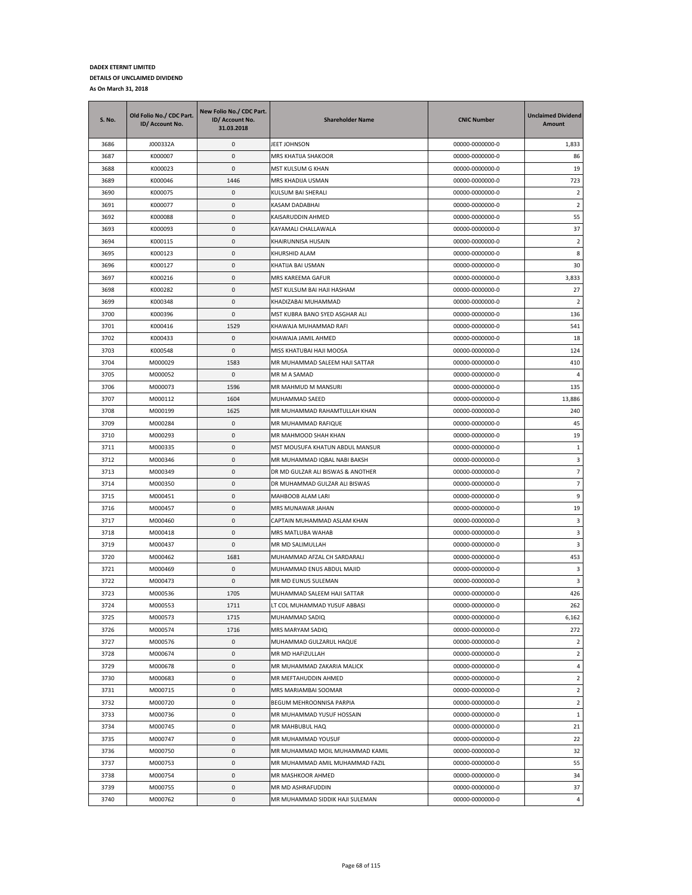**DADEX ETERNIT LIMITED**

**DETAILS OF UNCLAIMED DIVIDEND**

**As On March 31, 2018**

| S. No. | Old Folio No./ CDC Part. ID/ Account No. | New Folio No./ CDC Part. ID/ Account No. 31.03.2018 | Shareholder Name | CNIC Number | Unclaimed Dividend Amount |
|---|---|---|---|---|---|
| 3686 | J000332A | 0 | JEET JOHNSON | 00000-0000000-0 | 1,833 |
| 3687 | K000007 | 0 | MRS KHATIJA SHAKOOR | 00000-0000000-0 | 86 |
| 3688 | K000023 | 0 | MST KULSUM G KHAN | 00000-0000000-0 | 19 |
| 3689 | K000046 | 1446 | MRS KHADIJA USMAN | 00000-0000000-0 | 723 |
| 3690 | K000075 | 0 | KULSUM BAI SHERALI | 00000-0000000-0 | 2 |
| 3691 | K000077 | 0 | KASAM DADABHAI | 00000-0000000-0 | 2 |
| 3692 | K000088 | 0 | KAISARUDDIN AHMED | 00000-0000000-0 | 55 |
| 3693 | K000093 | 0 | KAYAMALI CHALLAWALA | 00000-0000000-0 | 37 |
| 3694 | K000115 | 0 | KHAIRUNNISA HUSAIN | 00000-0000000-0 | 2 |
| 3695 | K000123 | 0 | KHURSHID ALAM | 00000-0000000-0 | 8 |
| 3696 | K000127 | 0 | KHATIJA BAI USMAN | 00000-0000000-0 | 30 |
| 3697 | K000216 | 0 | MRS KAREEMA GAFUR | 00000-0000000-0 | 3,833 |
| 3698 | K000282 | 0 | MST KULSUM BAI HAJI HASHAM | 00000-0000000-0 | 27 |
| 3699 | K000348 | 0 | KHADIZABAI MUHAMMAD | 00000-0000000-0 | 2 |
| 3700 | K000396 | 0 | MST KUBRA BANO SYED ASGHAR ALI | 00000-0000000-0 | 136 |
| 3701 | K000416 | 1529 | KHAWAJA MUHAMMAD RAFI | 00000-0000000-0 | 541 |
| 3702 | K000433 | 0 | KHAWAJA JAMIL AHMED | 00000-0000000-0 | 18 |
| 3703 | K000548 | 0 | MISS KHATUBAI HAJI MOOSA | 00000-0000000-0 | 124 |
| 3704 | M000029 | 1583 | MR MUHAMMAD SALEEM HAJI SATTAR | 00000-0000000-0 | 410 |
| 3705 | M000052 | 0 | MR M A SAMAD | 00000-0000000-0 | 4 |
| 3706 | M000073 | 1596 | MR MAHMUD M MANSURI | 00000-0000000-0 | 135 |
| 3707 | M000112 | 1604 | MUHAMMAD SAEED | 00000-0000000-0 | 13,886 |
| 3708 | M000199 | 1625 | MR MUHAMMAD RAHAMTULLAH KHAN | 00000-0000000-0 | 240 |
| 3709 | M000284 | 0 | MR MUHAMMAD RAFIQUE | 00000-0000000-0 | 45 |
| 3710 | M000293 | 0 | MR MAHMOOD SHAH KHAN | 00000-0000000-0 | 19 |
| 3711 | M000335 | 0 | MST MOUSUFA KHATUN ABDUL MANSUR | 00000-0000000-0 | 1 |
| 3712 | M000346 | 0 | MR MUHAMMAD IQBAL NABI BAKSH | 00000-0000000-0 | 3 |
| 3713 | M000349 | 0 | DR MD GULZAR ALI BISWAS & ANOTHER | 00000-0000000-0 | 7 |
| 3714 | M000350 | 0 | DR MUHAMMAD GULZAR ALI BISWAS | 00000-0000000-0 | 7 |
| 3715 | M000451 | 0 | MAHBOOB ALAM LARI | 00000-0000000-0 | 9 |
| 3716 | M000457 | 0 | MRS MUNAWAR JAHAN | 00000-0000000-0 | 19 |
| 3717 | M000460 | 0 | CAPTAIN MUHAMMAD ASLAM KHAN | 00000-0000000-0 | 3 |
| 3718 | M000418 | 0 | MRS MATLUBA WAHAB | 00000-0000000-0 | 3 |
| 3719 | M000437 | 0 | MR MD SALIMULLAH | 00000-0000000-0 | 3 |
| 3720 | M000462 | 1681 | MUHAMMAD AFZAL CH SARDARALI | 00000-0000000-0 | 453 |
| 3721 | M000469 | 0 | MUHAMMAD ENUS ABDUL MAJID | 00000-0000000-0 | 3 |
| 3722 | M000473 | 0 | MR MD EUNUS SULEMAN | 00000-0000000-0 | 3 |
| 3723 | M000536 | 1705 | MUHAMMAD SALEEM HAJI SATTAR | 00000-0000000-0 | 426 |
| 3724 | M000553 | 1711 | LT COL MUHAMMAD YUSUF ABBASI | 00000-0000000-0 | 262 |
| 3725 | M000573 | 1715 | MUHAMMAD SADIQ | 00000-0000000-0 | 6,162 |
| 3726 | M000574 | 1716 | MRS MARYAM SADIQ | 00000-0000000-0 | 272 |
| 3727 | M000576 | 0 | MUHAMMAD GULZARUL HAQUE | 00000-0000000-0 | 2 |
| 3728 | M000674 | 0 | MR MD HAFIZULLAH | 00000-0000000-0 | 2 |
| 3729 | M000678 | 0 | MR MUHAMMAD ZAKARIA MALICK | 00000-0000000-0 | 4 |
| 3730 | M000683 | 0 | MR MEFTAHUDDIN AHMED | 00000-0000000-0 | 2 |
| 3731 | M000715 | 0 | MRS MARIAMBAI SOOMAR | 00000-0000000-0 | 2 |
| 3732 | M000720 | 0 | BEGUM MEHROONNISA PARPIA | 00000-0000000-0 | 2 |
| 3733 | M000736 | 0 | MR MUHAMMAD YUSUF HOSSAIN | 00000-0000000-0 | 1 |
| 3734 | M000745 | 0 | MR MAHBUBUL HAQ | 00000-0000000-0 | 21 |
| 3735 | M000747 | 0 | MR MUHAMMAD YOUSUF | 00000-0000000-0 | 22 |
| 3736 | M000750 | 0 | MR MUHAMMAD MOIL MUHAMMAD KAMIL | 00000-0000000-0 | 32 |
| 3737 | M000753 | 0 | MR MUHAMMAD AMIL MUHAMMAD FAZIL | 00000-0000000-0 | 55 |
| 3738 | M000754 | 0 | MR MASHKOOR AHMED | 00000-0000000-0 | 34 |
| 3739 | M000755 | 0 | MR MD ASHRAFUDDIN | 00000-0000000-0 | 37 |
| 3740 | M000762 | 0 | MR MUHAMMAD SIDDIK HAJI SULEMAN | 00000-0000000-0 | 4 |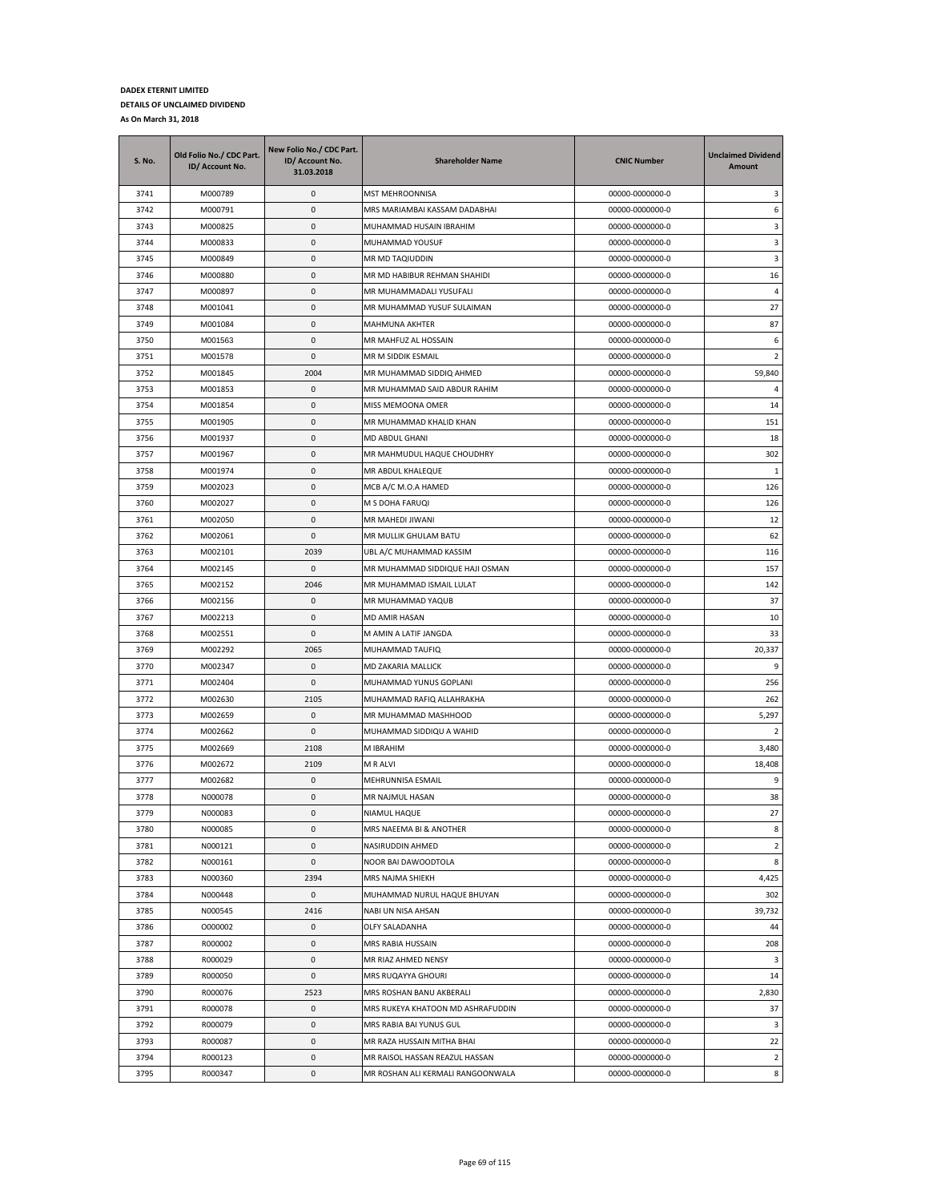**DADEX ETERNIT LIMITED**

**DETAILS OF UNCLAIMED DIVIDEND**

**As On March 31, 2018**

| S. No. | Old Folio No./ CDC Part. ID/ Account No. | New Folio No./ CDC Part. ID/ Account No. 31.03.2018 | Shareholder Name | CNIC Number | Unclaimed Dividend Amount |
|---|---|---|---|---|---|
| 3741 | M000789 | 0 | MST MEHROONNISA | 00000-0000000-0 | 3 |
| 3742 | M000791 | 0 | MRS MARIAMBAI KASSAM DADABHAI | 00000-0000000-0 | 6 |
| 3743 | M000825 | 0 | MUHAMMAD HUSAIN IBRAHIM | 00000-0000000-0 | 3 |
| 3744 | M000833 | 0 | MUHAMMAD YOUSUF | 00000-0000000-0 | 3 |
| 3745 | M000849 | 0 | MR MD TAQIUDDIN | 00000-0000000-0 | 3 |
| 3746 | M000880 | 0 | MR MD HABIBUR REHMAN SHAHIDI | 00000-0000000-0 | 16 |
| 3747 | M000897 | 0 | MR MUHAMMADALI YUSUFALI | 00000-0000000-0 | 4 |
| 3748 | M001041 | 0 | MR MUHAMMAD YUSUF SULAIMAN | 00000-0000000-0 | 27 |
| 3749 | M001084 | 0 | MAHMUNA AKHTER | 00000-0000000-0 | 87 |
| 3750 | M001563 | 0 | MR MAHFUZ AL HOSSAIN | 00000-0000000-0 | 6 |
| 3751 | M001578 | 0 | MR M SIDDIK ESMAIL | 00000-0000000-0 | 2 |
| 3752 | M001845 | 2004 | MR MUHAMMAD SIDDIQ AHMED | 00000-0000000-0 | 59,840 |
| 3753 | M001853 | 0 | MR MUHAMMAD SAID ABDUR RAHIM | 00000-0000000-0 | 4 |
| 3754 | M001854 | 0 | MISS MEMOONA OMER | 00000-0000000-0 | 14 |
| 3755 | M001905 | 0 | MR MUHAMMAD KHALID KHAN | 00000-0000000-0 | 151 |
| 3756 | M001937 | 0 | MD ABDUL GHANI | 00000-0000000-0 | 18 |
| 3757 | M001967 | 0 | MR MAHMUDUL HAQUE CHOUDHRY | 00000-0000000-0 | 302 |
| 3758 | M001974 | 0 | MR ABDUL KHALEQUE | 00000-0000000-0 | 1 |
| 3759 | M002023 | 0 | MCB A/C M.O.A HAMED | 00000-0000000-0 | 126 |
| 3760 | M002027 | 0 | M S DOHA FARUQI | 00000-0000000-0 | 126 |
| 3761 | M002050 | 0 | MR MAHEDI JIWANI | 00000-0000000-0 | 12 |
| 3762 | M002061 | 0 | MR MULLIK GHULAM BATU | 00000-0000000-0 | 62 |
| 3763 | M002101 | 2039 | UBL A/C MUHAMMAD KASSIM | 00000-0000000-0 | 116 |
| 3764 | M002145 | 0 | MR MUHAMMAD SIDDIQUE HAJI OSMAN | 00000-0000000-0 | 157 |
| 3765 | M002152 | 2046 | MR MUHAMMAD ISMAIL LULAT | 00000-0000000-0 | 142 |
| 3766 | M002156 | 0 | MR MUHAMMAD YAQUB | 00000-0000000-0 | 37 |
| 3767 | M002213 | 0 | MD AMIR HASAN | 00000-0000000-0 | 10 |
| 3768 | M002551 | 0 | M AMIN A LATIF JANGDA | 00000-0000000-0 | 33 |
| 3769 | M002292 | 2065 | MUHAMMAD TAUFIQ | 00000-0000000-0 | 20,337 |
| 3770 | M002347 | 0 | MD ZAKARIA MALLICK | 00000-0000000-0 | 9 |
| 3771 | M002404 | 0 | MUHAMMAD YUNUS GOPLANI | 00000-0000000-0 | 256 |
| 3772 | M002630 | 2105 | MUHAMMAD RAFIQ ALLAHRAKHA | 00000-0000000-0 | 262 |
| 3773 | M002659 | 0 | MR MUHAMMAD MASHHOOD | 00000-0000000-0 | 5,297 |
| 3774 | M002662 | 0 | MUHAMMAD SIDDIQU A WAHID | 00000-0000000-0 | 2 |
| 3775 | M002669 | 2108 | M IBRAHIM | 00000-0000000-0 | 3,480 |
| 3776 | M002672 | 2109 | M R ALVI | 00000-0000000-0 | 18,408 |
| 3777 | M002682 | 0 | MEHRUNNISA ESMAIL | 00000-0000000-0 | 9 |
| 3778 | N000078 | 0 | MR NAJMUL HASAN | 00000-0000000-0 | 38 |
| 3779 | N000083 | 0 | NIAMUL HAQUE | 00000-0000000-0 | 27 |
| 3780 | N000085 | 0 | MRS NAEEMA BI & ANOTHER | 00000-0000000-0 | 8 |
| 3781 | N000121 | 0 | NASIRUDDIN AHMED | 00000-0000000-0 | 2 |
| 3782 | N000161 | 0 | NOOR BAI DAWOODTOLA | 00000-0000000-0 | 8 |
| 3783 | N000360 | 2394 | MRS NAJMA SHIEKH | 00000-0000000-0 | 4,425 |
| 3784 | N000448 | 0 | MUHAMMAD NURUL HAQUE BHUYAN | 00000-0000000-0 | 302 |
| 3785 | N000545 | 2416 | NABI UN NISA AHSAN | 00000-0000000-0 | 39,732 |
| 3786 | O000002 | 0 | OLFY SALADANHA | 00000-0000000-0 | 44 |
| 3787 | R000002 | 0 | MRS RABIA HUSSAIN | 00000-0000000-0 | 208 |
| 3788 | R000029 | 0 | MR RIAZ AHMED NENSY | 00000-0000000-0 | 3 |
| 3789 | R000050 | 0 | MRS RUQAYYA GHOURI | 00000-0000000-0 | 14 |
| 3790 | R000076 | 2523 | MRS ROSHAN BANU AKBERALI | 00000-0000000-0 | 2,830 |
| 3791 | R000078 | 0 | MRS RUKEYA KHATOON MD ASHRAFUDDIN | 00000-0000000-0 | 37 |
| 3792 | R000079 | 0 | MRS RABIA BAI YUNUS GUL | 00000-0000000-0 | 3 |
| 3793 | R000087 | 0 | MR RAZA HUSSAIN MITHA BHAI | 00000-0000000-0 | 22 |
| 3794 | R000123 | 0 | MR RAISOL HASSAN REAZUL HASSAN | 00000-0000000-0 | 2 |
| 3795 | R000347 | 0 | MR ROSHAN ALI KERMALI RANGOONWALA | 00000-0000000-0 | 8 |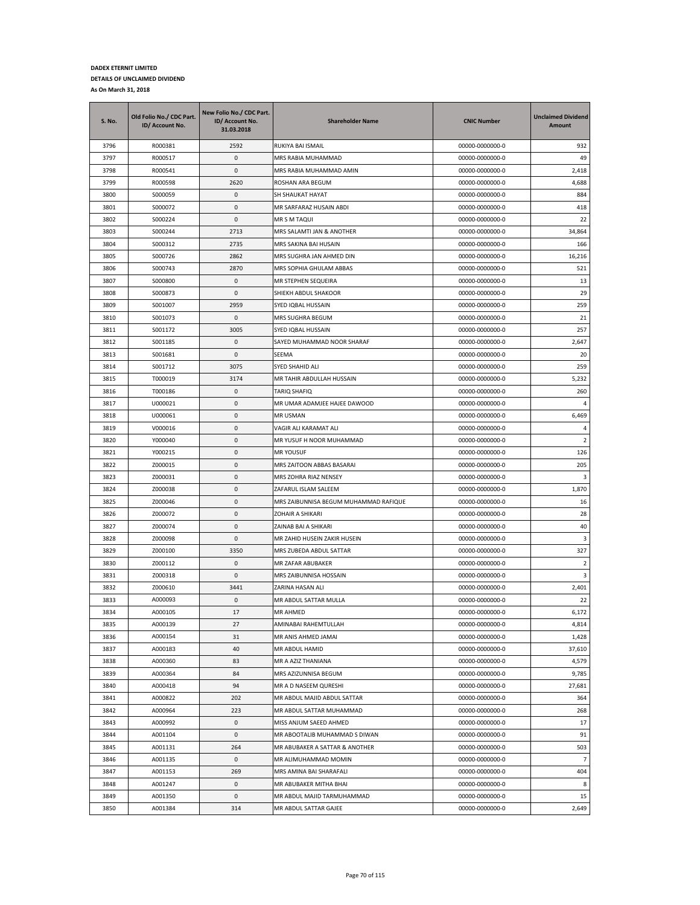**DADEX ETERNIT LIMITED**

**DETAILS OF UNCLAIMED DIVIDEND**

**As On March 31, 2018**

| S. No. | Old Folio No./ CDC Part. ID/ Account No. | New Folio No./ CDC Part. ID/ Account No. 31.03.2018 | Shareholder Name | CNIC Number | Unclaimed Dividend Amount |
|---|---|---|---|---|---|
| 3796 | R000381 | 2592 | RUKIYA BAI ISMAIL | 00000-0000000-0 | 932 |
| 3797 | R000517 | 0 | MRS RABIA MUHAMMAD | 00000-0000000-0 | 49 |
| 3798 | R000541 | 0 | MRS RABIA MUHAMMAD AMIN | 00000-0000000-0 | 2,418 |
| 3799 | R000598 | 2620 | ROSHAN ARA BEGUM | 00000-0000000-0 | 4,688 |
| 3800 | S000059 | 0 | SH SHAUKAT HAYAT | 00000-0000000-0 | 884 |
| 3801 | S000072 | 0 | MR SARFARAZ HUSAIN ABDI | 00000-0000000-0 | 418 |
| 3802 | S000224 | 0 | MR S M TAQUI | 00000-0000000-0 | 22 |
| 3803 | S000244 | 2713 | MRS SALAMTI JAN & ANOTHER | 00000-0000000-0 | 34,864 |
| 3804 | S000312 | 2735 | MRS SAKINA BAI HUSAIN | 00000-0000000-0 | 166 |
| 3805 | S000726 | 2862 | MRS SUGHRA JAN AHMED DIN | 00000-0000000-0 | 16,216 |
| 3806 | S000743 | 2870 | MRS SOPHIA GHULAM ABBAS | 00000-0000000-0 | 521 |
| 3807 | S000800 | 0 | MR STEPHEN SEQUEIRA | 00000-0000000-0 | 13 |
| 3808 | S000873 | 0 | SHIEKH ABDUL SHAKOOR | 00000-0000000-0 | 29 |
| 3809 | S001007 | 2959 | SYED IQBAL HUSSAIN | 00000-0000000-0 | 259 |
| 3810 | S001073 | 0 | MRS SUGHRA BEGUM | 00000-0000000-0 | 21 |
| 3811 | S001172 | 3005 | SYED IQBAL HUSSAIN | 00000-0000000-0 | 257 |
| 3812 | S001185 | 0 | SAYED MUHAMMAD NOOR SHARAF | 00000-0000000-0 | 2,647 |
| 3813 | S001681 | 0 | SEEMA | 00000-0000000-0 | 20 |
| 3814 | S001712 | 3075 | SYED SHAHID ALI | 00000-0000000-0 | 259 |
| 3815 | T000019 | 3174 | MR TAHIR ABDULLAH HUSSAIN | 00000-0000000-0 | 5,232 |
| 3816 | T000186 | 0 | TARIQ SHAFIQ | 00000-0000000-0 | 260 |
| 3817 | U000021 | 0 | MR UMAR ADAMJEE HAJEE DAWOOD | 00000-0000000-0 | 4 |
| 3818 | U000061 | 0 | MR USMAN | 00000-0000000-0 | 6,469 |
| 3819 | V000016 | 0 | VAGIR ALI KARAMAT ALI | 00000-0000000-0 | 4 |
| 3820 | Y000040 | 0 | MR YUSUF H NOOR MUHAMMAD | 00000-0000000-0 | 2 |
| 3821 | Y000215 | 0 | MR YOUSUF | 00000-0000000-0 | 126 |
| 3822 | Z000015 | 0 | MRS ZAITOON ABBAS BASARAI | 00000-0000000-0 | 205 |
| 3823 | Z000031 | 0 | MRS ZOHRA RIAZ NENSEY | 00000-0000000-0 | 3 |
| 3824 | Z000038 | 0 | ZAFARUL ISLAM SALEEM | 00000-0000000-0 | 1,870 |
| 3825 | Z000046 | 0 | MRS ZAIBUNNISA BEGUM MUHAMMAD RAFIQUE | 00000-0000000-0 | 16 |
| 3826 | Z000072 | 0 | ZOHAIR A SHIKARI | 00000-0000000-0 | 28 |
| 3827 | Z000074 | 0 | ZAINAB BAI A SHIKARI | 00000-0000000-0 | 40 |
| 3828 | Z000098 | 0 | MR ZAHID HUSEIN ZAKIR HUSEIN | 00000-0000000-0 | 3 |
| 3829 | Z000100 | 3350 | MRS ZUBEDA ABDUL SATTAR | 00000-0000000-0 | 327 |
| 3830 | Z000112 | 0 | MR ZAFAR ABUBAKER | 00000-0000000-0 | 2 |
| 3831 | Z000318 | 0 | MRS ZAIBUNNISA HOSSAIN | 00000-0000000-0 | 3 |
| 3832 | Z000610 | 3441 | ZARINA HASAN ALI | 00000-0000000-0 | 2,401 |
| 3833 | A000093 | 0 | MR ABDUL SATTAR MULLA | 00000-0000000-0 | 22 |
| 3834 | A000105 | 17 | MR AHMED | 00000-0000000-0 | 6,172 |
| 3835 | A000139 | 27 | AMINABAI RAHEMTULLAH | 00000-0000000-0 | 4,814 |
| 3836 | A000154 | 31 | MR ANIS AHMED JAMAI | 00000-0000000-0 | 1,428 |
| 3837 | A000183 | 40 | MR ABDUL HAMID | 00000-0000000-0 | 37,610 |
| 3838 | A000360 | 83 | MR A AZIZ THANIANA | 00000-0000000-0 | 4,579 |
| 3839 | A000364 | 84 | MRS AZIZUNNISA BEGUM | 00000-0000000-0 | 9,785 |
| 3840 | A000418 | 94 | MR A D NASEEM QURESHI | 00000-0000000-0 | 27,681 |
| 3841 | A000822 | 202 | MR ABDUL MAJID ABDUL SATTAR | 00000-0000000-0 | 364 |
| 3842 | A000964 | 223 | MR ABDUL SATTAR MUHAMMAD | 00000-0000000-0 | 268 |
| 3843 | A000992 | 0 | MISS ANJUM SAEED AHMED | 00000-0000000-0 | 17 |
| 3844 | A001104 | 0 | MR ABOOTALIB MUHAMMAD S DIWAN | 00000-0000000-0 | 91 |
| 3845 | A001131 | 264 | MR ABUBAKER A SATTAR & ANOTHER | 00000-0000000-0 | 503 |
| 3846 | A001135 | 0 | MR ALIMUHAMMAD MOMIN | 00000-0000000-0 | 7 |
| 3847 | A001153 | 269 | MRS AMINA BAI SHARAFALI | 00000-0000000-0 | 404 |
| 3848 | A001247 | 0 | MR ABUBAKER MITHA BHAI | 00000-0000000-0 | 8 |
| 3849 | A001350 | 0 | MR ABDUL MAJID TARMUHAMMAD | 00000-0000000-0 | 15 |
| 3850 | A001384 | 314 | MR ABDUL SATTAR GAJEE | 00000-0000000-0 | 2,649 |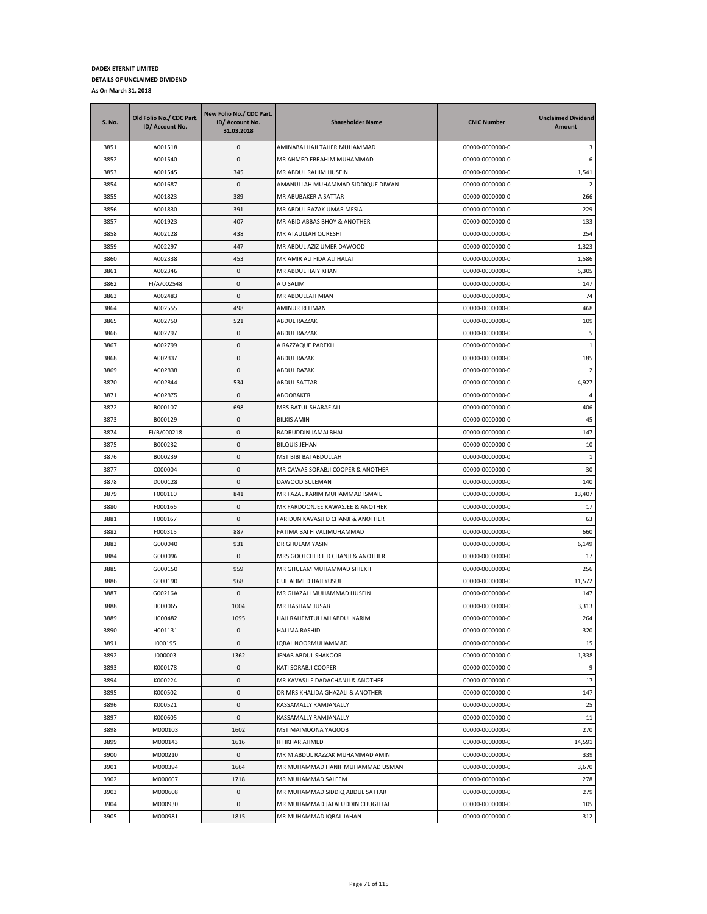**DADEX ETERNIT LIMITED**

**DETAILS OF UNCLAIMED DIVIDEND**

**As On March 31, 2018**

| S. No. | Old Folio No./ CDC Part. ID/ Account No. | New Folio No./ CDC Part. ID/ Account No. 31.03.2018 | Shareholder Name | CNIC Number | Unclaimed Dividend Amount |
|---|---|---|---|---|---|
| 3851 | A001518 | 0 | AMINABAI HAJI TAHER MUHAMMAD | 00000-0000000-0 | 3 |
| 3852 | A001540 | 0 | MR AHMED EBRAHIM MUHAMMAD | 00000-0000000-0 | 6 |
| 3853 | A001545 | 345 | MR ABDUL RAHIM HUSEIN | 00000-0000000-0 | 1,541 |
| 3854 | A001687 | 0 | AMANULLAH MUHAMMAD SIDDIQUE DIWAN | 00000-0000000-0 | 2 |
| 3855 | A001823 | 389 | MR ABUBAKER A SATTAR | 00000-0000000-0 | 266 |
| 3856 | A001830 | 391 | MR ABDUL RAZAK UMAR MESIA | 00000-0000000-0 | 229 |
| 3857 | A001923 | 407 | MR ABID ABBAS BHOY & ANOTHER | 00000-0000000-0 | 133 |
| 3858 | A002128 | 438 | MR ATAULLAH QURESHI | 00000-0000000-0 | 254 |
| 3859 | A002297 | 447 | MR ABDUL AZIZ UMER DAWOOD | 00000-0000000-0 | 1,323 |
| 3860 | A002338 | 453 | MR AMIR ALI FIDA ALI HALAI | 00000-0000000-0 | 1,586 |
| 3861 | A002346 | 0 | MR ABDUL HAIY KHAN | 00000-0000000-0 | 5,305 |
| 3862 | FI/A/002548 | 0 | A U SALIM | 00000-0000000-0 | 147 |
| 3863 | A002483 | 0 | MR ABDULLAH MIAN | 00000-0000000-0 | 74 |
| 3864 | A002555 | 498 | AMINUR REHMAN | 00000-0000000-0 | 468 |
| 3865 | A002750 | 521 | ABDUL RAZZAK | 00000-0000000-0 | 109 |
| 3866 | A002797 | 0 | ABDUL RAZZAK | 00000-0000000-0 | 5 |
| 3867 | A002799 | 0 | A RAZZAQUE PAREKH | 00000-0000000-0 | 1 |
| 3868 | A002837 | 0 | ABDUL RAZAK | 00000-0000000-0 | 185 |
| 3869 | A002838 | 0 | ABDUL RAZAK | 00000-0000000-0 | 2 |
| 3870 | A002844 | 534 | ABDUL SATTAR | 00000-0000000-0 | 4,927 |
| 3871 | A002875 | 0 | ABOOBAKER | 00000-0000000-0 | 4 |
| 3872 | B000107 | 698 | MRS BATUL SHARAF ALI | 00000-0000000-0 | 406 |
| 3873 | B000129 | 0 | BILKIS AMIN | 00000-0000000-0 | 45 |
| 3874 | FI/B/000218 | 0 | BADRUDDIN JAMALBHAI | 00000-0000000-0 | 147 |
| 3875 | B000232 | 0 | BILQUIS JEHAN | 00000-0000000-0 | 10 |
| 3876 | B000239 | 0 | MST BIBI BAI ABDULLAH | 00000-0000000-0 | 1 |
| 3877 | C000004 | 0 | MR CAWAS SORABJI COOPER & ANOTHER | 00000-0000000-0 | 30 |
| 3878 | D000128 | 0 | DAWOOD SULEMAN | 00000-0000000-0 | 140 |
| 3879 | F000110 | 841 | MR FAZAL KARIM MUHAMMAD ISMAIL | 00000-0000000-0 | 13,407 |
| 3880 | F000166 | 0 | MR FARDOONJEE KAWASJEE & ANOTHER | 00000-0000000-0 | 17 |
| 3881 | F000167 | 0 | FARIDUN KAVASJI D CHANJI & ANOTHER | 00000-0000000-0 | 63 |
| 3882 | F000315 | 887 | FATIMA BAI H VALIMUHAMMAD | 00000-0000000-0 | 660 |
| 3883 | G000040 | 931 | DR GHULAM YASIN | 00000-0000000-0 | 6,149 |
| 3884 | G000096 | 0 | MRS GOOLCHER F D CHANJI & ANOTHER | 00000-0000000-0 | 17 |
| 3885 | G000150 | 959 | MR GHULAM MUHAMMAD SHIEKH | 00000-0000000-0 | 256 |
| 3886 | G000190 | 968 | GUL AHMED HAJI YUSUF | 00000-0000000-0 | 11,572 |
| 3887 | G00216A | 0 | MR GHAZALI MUHAMMAD HUSEIN | 00000-0000000-0 | 147 |
| 3888 | H000065 | 1004 | MR HASHAM JUSAB | 00000-0000000-0 | 3,313 |
| 3889 | H000482 | 1095 | HAJI RAHEMTULLAH ABDUL KARIM | 00000-0000000-0 | 264 |
| 3890 | H001131 | 0 | HALIMA RASHID | 00000-0000000-0 | 320 |
| 3891 | I000195 | 0 | IQBAL NOORMUHAMMAD | 00000-0000000-0 | 15 |
| 3892 | J000003 | 1362 | JENAB ABDUL SHAKOOR | 00000-0000000-0 | 1,338 |
| 3893 | K000178 | 0 | KATI SORABJI COOPER | 00000-0000000-0 | 9 |
| 3894 | K000224 | 0 | MR KAVASJI F DADACHANJI & ANOTHER | 00000-0000000-0 | 17 |
| 3895 | K000502 | 0 | DR MRS KHALIDA GHAZALI & ANOTHER | 00000-0000000-0 | 147 |
| 3896 | K000521 | 0 | KASSAMALLY RAMJANALLY | 00000-0000000-0 | 25 |
| 3897 | K000605 | 0 | KASSAMALLY RAMJANALLY | 00000-0000000-0 | 11 |
| 3898 | M000103 | 1602 | MST MAIMOONA YAQOOB | 00000-0000000-0 | 270 |
| 3899 | M000143 | 1616 | IFTIKHAR AHMED | 00000-0000000-0 | 14,591 |
| 3900 | M000210 | 0 | MR M ABDUL RAZZAK MUHAMMAD AMIN | 00000-0000000-0 | 339 |
| 3901 | M000394 | 1664 | MR MUHAMMAD HANIF MUHAMMAD USMAN | 00000-0000000-0 | 3,670 |
| 3902 | M000607 | 1718 | MR MUHAMMAD SALEEM | 00000-0000000-0 | 278 |
| 3903 | M000608 | 0 | MR MUHAMMAD SIDDIQ ABDUL SATTAR | 00000-0000000-0 | 279 |
| 3904 | M000930 | 0 | MR MUHAMMAD JALALUDDIN CHUGHTAI | 00000-0000000-0 | 105 |
| 3905 | M000981 | 1815 | MR MUHAMMAD IQBAL JAHAN | 00000-0000000-0 | 312 |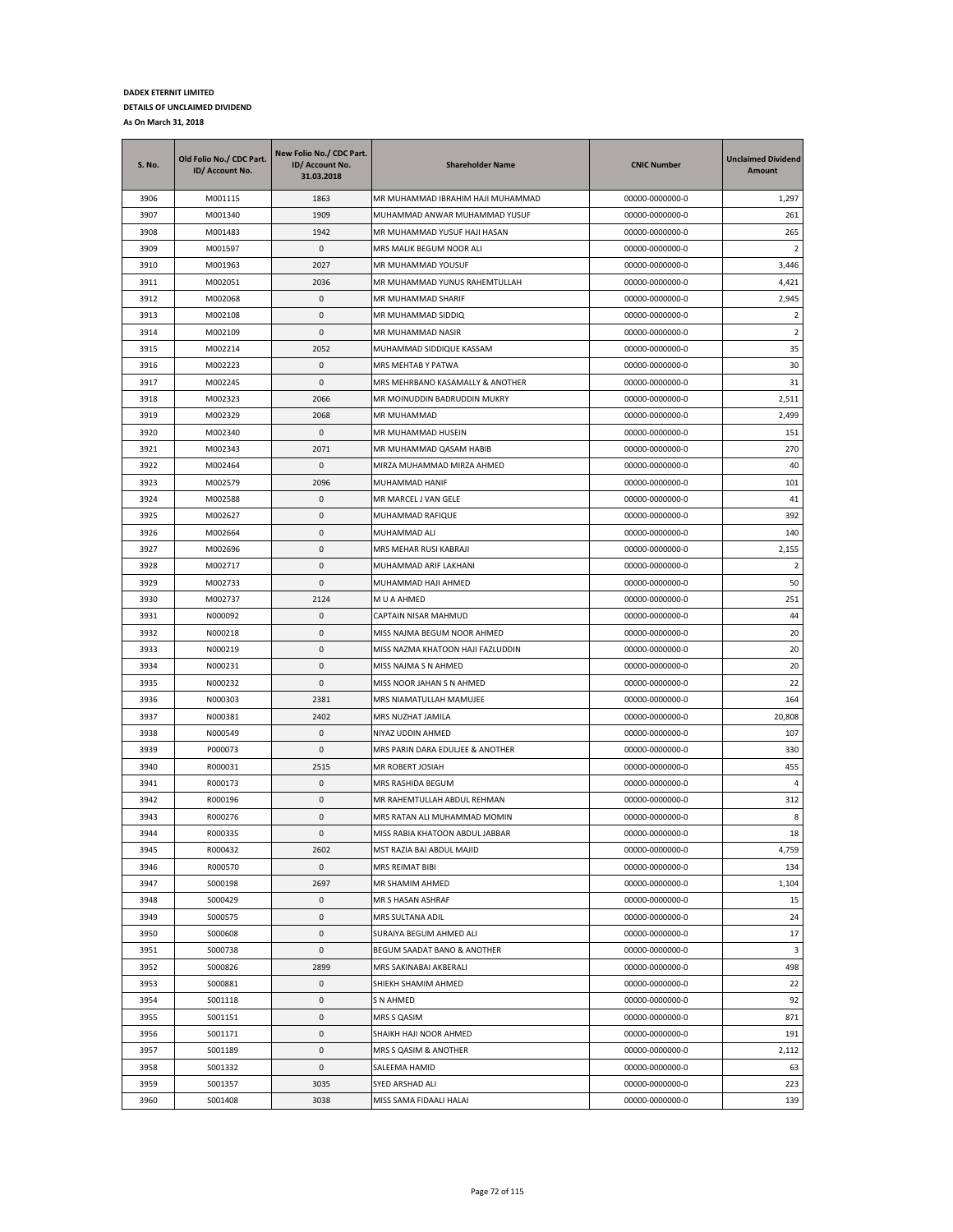**DADEX ETERNIT LIMITED**

**DETAILS OF UNCLAIMED DIVIDEND**

**As On March 31, 2018**

| S. No. | Old Folio No./ CDC Part. ID/ Account No. | New Folio No./ CDC Part. ID/ Account No. 31.03.2018 | Shareholder Name | CNIC Number | Unclaimed Dividend Amount |
|---|---|---|---|---|---|
| 3906 | M001115 | 1863 | MR MUHAMMAD IBRAHIM HAJI MUHAMMAD | 00000-0000000-0 | 1,297 |
| 3907 | M001340 | 1909 | MUHAMMAD ANWAR MUHAMMAD YUSUF | 00000-0000000-0 | 261 |
| 3908 | M001483 | 1942 | MR MUHAMMAD YUSUF HAJI HASAN | 00000-0000000-0 | 265 |
| 3909 | M001597 | 0 | MRS MALIK BEGUM NOOR ALI | 00000-0000000-0 | 2 |
| 3910 | M001963 | 2027 | MR MUHAMMAD YOUSUF | 00000-0000000-0 | 3,446 |
| 3911 | M002051 | 2036 | MR MUHAMMAD YUNUS RAHEMTULLAH | 00000-0000000-0 | 4,421 |
| 3912 | M002068 | 0 | MR MUHAMMAD SHARIF | 00000-0000000-0 | 2,945 |
| 3913 | M002108 | 0 | MR MUHAMMAD SIDDIQ | 00000-0000000-0 | 2 |
| 3914 | M002109 | 0 | MR MUHAMMAD NASIR | 00000-0000000-0 | 2 |
| 3915 | M002214 | 2052 | MUHAMMAD SIDDIQUE KASSAM | 00000-0000000-0 | 35 |
| 3916 | M002223 | 0 | MRS MEHTAB Y PATWA | 00000-0000000-0 | 30 |
| 3917 | M002245 | 0 | MRS MEHRBANO KASAMALLY & ANOTHER | 00000-0000000-0 | 31 |
| 3918 | M002323 | 2066 | MR MOINUDDIN BADRUDDIN MUKRY | 00000-0000000-0 | 2,511 |
| 3919 | M002329 | 2068 | MR MUHAMMAD | 00000-0000000-0 | 2,499 |
| 3920 | M002340 | 0 | MR MUHAMMAD HUSEIN | 00000-0000000-0 | 151 |
| 3921 | M002343 | 2071 | MR MUHAMMAD QASAM HABIB | 00000-0000000-0 | 270 |
| 3922 | M002464 | 0 | MIRZA MUHAMMAD MIRZA AHMED | 00000-0000000-0 | 40 |
| 3923 | M002579 | 2096 | MUHAMMAD HANIF | 00000-0000000-0 | 101 |
| 3924 | M002588 | 0 | MR MARCEL J VAN GELE | 00000-0000000-0 | 41 |
| 3925 | M002627 | 0 | MUHAMMAD RAFIQUE | 00000-0000000-0 | 392 |
| 3926 | M002664 | 0 | MUHAMMAD ALI | 00000-0000000-0 | 140 |
| 3927 | M002696 | 0 | MRS MEHAR RUSI KABRAJI | 00000-0000000-0 | 2,155 |
| 3928 | M002717 | 0 | MUHAMMAD ARIF LAKHANI | 00000-0000000-0 | 2 |
| 3929 | M002733 | 0 | MUHAMMAD HAJI AHMED | 00000-0000000-0 | 50 |
| 3930 | M002737 | 2124 | M U A AHMED | 00000-0000000-0 | 251 |
| 3931 | N000092 | 0 | CAPTAIN NISAR MAHMUD | 00000-0000000-0 | 44 |
| 3932 | N000218 | 0 | MISS NAJMA BEGUM NOOR AHMED | 00000-0000000-0 | 20 |
| 3933 | N000219 | 0 | MISS NAZMA KHATOON HAJI FAZLUDDIN | 00000-0000000-0 | 20 |
| 3934 | N000231 | 0 | MISS NAJMA S N AHMED | 00000-0000000-0 | 20 |
| 3935 | N000232 | 0 | MISS NOOR JAHAN S N AHMED | 00000-0000000-0 | 22 |
| 3936 | N000303 | 2381 | MRS NIAMATULLAH MAMUJEE | 00000-0000000-0 | 164 |
| 3937 | N000381 | 2402 | MRS NUZHAT JAMILA | 00000-0000000-0 | 20,808 |
| 3938 | N000549 | 0 | NIYAZ UDDIN AHMED | 00000-0000000-0 | 107 |
| 3939 | P000073 | 0 | MRS PARIN DARA EDULJEE & ANOTHER | 00000-0000000-0 | 330 |
| 3940 | R000031 | 2515 | MR ROBERT JOSIAH | 00000-0000000-0 | 455 |
| 3941 | R000173 | 0 | MRS RASHIDA BEGUM | 00000-0000000-0 | 4 |
| 3942 | R000196 | 0 | MR RAHEMTULLAH ABDUL REHMAN | 00000-0000000-0 | 312 |
| 3943 | R000276 | 0 | MRS RATAN ALI MUHAMMAD MOMIN | 00000-0000000-0 | 8 |
| 3944 | R000335 | 0 | MISS RABIA KHATOON ABDUL JABBAR | 00000-0000000-0 | 18 |
| 3945 | R000432 | 2602 | MST RAZIA BAI ABDUL MAJID | 00000-0000000-0 | 4,759 |
| 3946 | R000570 | 0 | MRS REIMAT BIBI | 00000-0000000-0 | 134 |
| 3947 | S000198 | 2697 | MR SHAMIM AHMED | 00000-0000000-0 | 1,104 |
| 3948 | S000429 | 0 | MR S HASAN ASHRAF | 00000-0000000-0 | 15 |
| 3949 | S000575 | 0 | MRS SULTANA ADIL | 00000-0000000-0 | 24 |
| 3950 | S000608 | 0 | SURAIYA BEGUM AHMED ALI | 00000-0000000-0 | 17 |
| 3951 | S000738 | 0 | BEGUM SAADAT BANO & ANOTHER | 00000-0000000-0 | 3 |
| 3952 | S000826 | 2899 | MRS SAKINABAI AKBERALI | 00000-0000000-0 | 498 |
| 3953 | S000881 | 0 | SHIEKH SHAMIM AHMED | 00000-0000000-0 | 22 |
| 3954 | S001118 | 0 | S N AHMED | 00000-0000000-0 | 92 |
| 3955 | S001151 | 0 | MRS S QASIM | 00000-0000000-0 | 871 |
| 3956 | S001171 | 0 | SHAIKH HAJI NOOR AHMED | 00000-0000000-0 | 191 |
| 3957 | S001189 | 0 | MRS S QASIM & ANOTHER | 00000-0000000-0 | 2,112 |
| 3958 | S001332 | 0 | SALEEMA HAMID | 00000-0000000-0 | 63 |
| 3959 | S001357 | 3035 | SYED ARSHAD ALI | 00000-0000000-0 | 223 |
| 3960 | S001408 | 3038 | MISS SAMA FIDAALI HALAI | 00000-0000000-0 | 139 |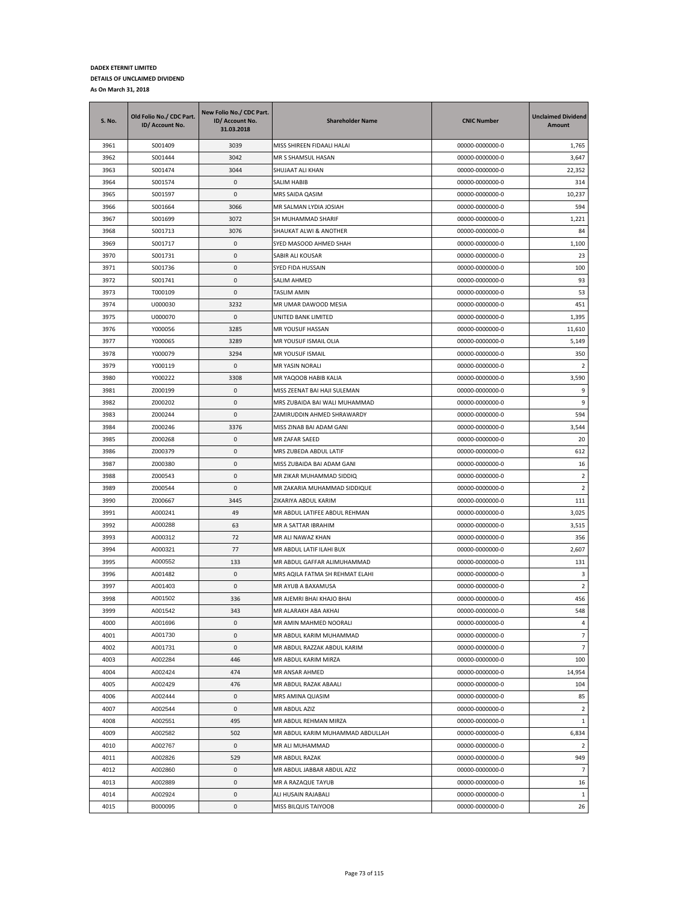**DADEX ETERNIT LIMITED**

**DETAILS OF UNCLAIMED DIVIDEND**

**As On March 31, 2018**

| S. No. | Old Folio No./ CDC Part. ID/ Account No. | New Folio No./ CDC Part. ID/ Account No. 31.03.2018 | Shareholder Name | CNIC Number | Unclaimed Dividend Amount |
|---|---|---|---|---|---|
| 3961 | S001409 | 3039 | MISS SHIREEN FIDAALI HALAI | 00000-0000000-0 | 1,765 |
| 3962 | S001444 | 3042 | MR S SHAMSUL HASAN | 00000-0000000-0 | 3,647 |
| 3963 | S001474 | 3044 | SHUJAAT ALI KHAN | 00000-0000000-0 | 22,352 |
| 3964 | S001574 | 0 | SALIM HABIB | 00000-0000000-0 | 314 |
| 3965 | S001597 | 0 | MRS SAIDA QASIM | 00000-0000000-0 | 10,237 |
| 3966 | S001664 | 3066 | MR SALMAN LYDIA JOSIAH | 00000-0000000-0 | 594 |
| 3967 | S001699 | 3072 | SH MUHAMMAD SHARIF | 00000-0000000-0 | 1,221 |
| 3968 | S001713 | 3076 | SHAUKAT ALWI & ANOTHER | 00000-0000000-0 | 84 |
| 3969 | S001717 | 0 | SYED MASOOD AHMED SHAH | 00000-0000000-0 | 1,100 |
| 3970 | S001731 | 0 | SABIR ALI KOUSAR | 00000-0000000-0 | 23 |
| 3971 | S001736 | 0 | SYED FIDA HUSSAIN | 00000-0000000-0 | 100 |
| 3972 | S001741 | 0 | SALIM AHMED | 00000-0000000-0 | 93 |
| 3973 | T000109 | 0 | TASLIM AMIN | 00000-0000000-0 | 53 |
| 3974 | U000030 | 3232 | MR UMAR DAWOOD MESIA | 00000-0000000-0 | 451 |
| 3975 | U000070 | 0 | UNITED BANK LIMITED | 00000-0000000-0 | 1,395 |
| 3976 | Y000056 | 3285 | MR YOUSUF HASSAN | 00000-0000000-0 | 11,610 |
| 3977 | Y000065 | 3289 | MR YOUSUF ISMAIL OLIA | 00000-0000000-0 | 5,149 |
| 3978 | Y000079 | 3294 | MR YOUSUF ISMAIL | 00000-0000000-0 | 350 |
| 3979 | Y000119 | 0 | MR YASIN NORALI | 00000-0000000-0 | 2 |
| 3980 | Y000222 | 3308 | MR YAQOOB HABIB KALIA | 00000-0000000-0 | 3,590 |
| 3981 | Z000199 | 0 | MISS ZEENAT BAI HAJI SULEMAN | 00000-0000000-0 | 9 |
| 3982 | Z000202 | 0 | MRS ZUBAIDA BAI WALI MUHAMMAD | 00000-0000000-0 | 9 |
| 3983 | Z000244 | 0 | ZAMIRUDDIN AHMED SHRAWARDY | 00000-0000000-0 | 594 |
| 3984 | Z000246 | 3376 | MISS ZINAB BAI ADAM GANI | 00000-0000000-0 | 3,544 |
| 3985 | Z000268 | 0 | MR ZAFAR SAEED | 00000-0000000-0 | 20 |
| 3986 | Z000379 | 0 | MRS ZUBEDA ABDUL LATIF | 00000-0000000-0 | 612 |
| 3987 | Z000380 | 0 | MISS ZUBAIDA BAI ADAM GANI | 00000-0000000-0 | 16 |
| 3988 | Z000543 | 0 | MR ZIKAR MUHAMMAD SIDDIQ | 00000-0000000-0 | 2 |
| 3989 | Z000544 | 0 | MR ZAKARIA MUHAMMAD SIDDIQUE | 00000-0000000-0 | 2 |
| 3990 | Z000667 | 3445 | ZIKARIYA ABDUL KARIM | 00000-0000000-0 | 111 |
| 3991 | A000241 | 49 | MR ABDUL LATIFEE ABDUL REHMAN | 00000-0000000-0 | 3,025 |
| 3992 | A000288 | 63 | MR A SATTAR IBRAHIM | 00000-0000000-0 | 3,515 |
| 3993 | A000312 | 72 | MR ALI NAWAZ KHAN | 00000-0000000-0 | 356 |
| 3994 | A000321 | 77 | MR ABDUL LATIF ILAHI BUX | 00000-0000000-0 | 2,607 |
| 3995 | A000552 | 133 | MR ABDUL GAFFAR ALIMUHAMMAD | 00000-0000000-0 | 131 |
| 3996 | A001482 | 0 | MRS AQILA FATMA SH REHMAT ELAHI | 00000-0000000-0 | 3 |
| 3997 | A001403 | 0 | MR AYUB A BAXAMUSA | 00000-0000000-0 | 2 |
| 3998 | A001502 | 336 | MR AJEMRI BHAI KHAJO BHAI | 00000-0000000-0 | 456 |
| 3999 | A001542 | 343 | MR ALARAKH ABA AKHAI | 00000-0000000-0 | 548 |
| 4000 | A001696 | 0 | MR AMIN MAHMED NOORALI | 00000-0000000-0 | 4 |
| 4001 | A001730 | 0 | MR ABDUL KARIM MUHAMMAD | 00000-0000000-0 | 7 |
| 4002 | A001731 | 0 | MR ABDUL RAZZAK ABDUL KARIM | 00000-0000000-0 | 7 |
| 4003 | A002284 | 446 | MR ABDUL KARIM MIRZA | 00000-0000000-0 | 100 |
| 4004 | A002424 | 474 | MR ANSAR AHMED | 00000-0000000-0 | 14,954 |
| 4005 | A002429 | 476 | MR ABDUL RAZAK ABAALI | 00000-0000000-0 | 104 |
| 4006 | A002444 | 0 | MRS AMINA QUASIM | 00000-0000000-0 | 85 |
| 4007 | A002544 | 0 | MR ABDUL AZIZ | 00000-0000000-0 | 2 |
| 4008 | A002551 | 495 | MR ABDUL REHMAN MIRZA | 00000-0000000-0 | 1 |
| 4009 | A002582 | 502 | MR ABDUL KARIM MUHAMMAD ABDULLAH | 00000-0000000-0 | 6,834 |
| 4010 | A002767 | 0 | MR ALI MUHAMMAD | 00000-0000000-0 | 2 |
| 4011 | A002826 | 529 | MR ABDUL RAZAK | 00000-0000000-0 | 949 |
| 4012 | A002860 | 0 | MR ABDUL JABBAR ABDUL AZIZ | 00000-0000000-0 | 7 |
| 4013 | A002889 | 0 | MR A RAZAQUE TAYUB | 00000-0000000-0 | 16 |
| 4014 | A002924 | 0 | ALI HUSAIN RAJABALI | 00000-0000000-0 | 1 |
| 4015 | B000095 | 0 | MISS BILQUIS TAIYOOB | 00000-0000000-0 | 26 |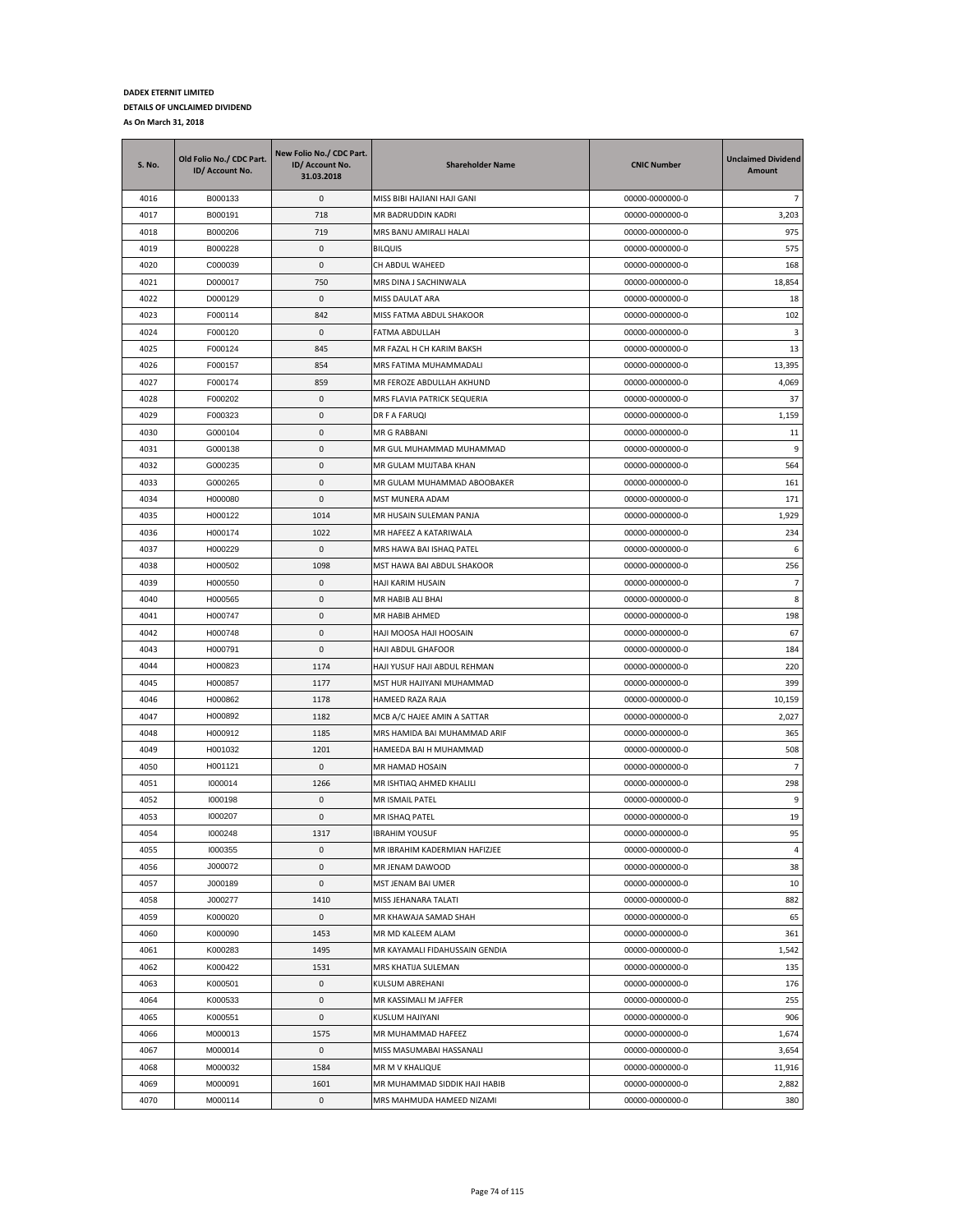**DADEX ETERNIT LIMITED**

**DETAILS OF UNCLAIMED DIVIDEND**

**As On March 31, 2018**

| S. No. | Old Folio No./ CDC Part. ID/ Account No. | New Folio No./ CDC Part. ID/ Account No. 31.03.2018 | Shareholder Name | CNIC Number | Unclaimed Dividend Amount |
|---|---|---|---|---|---|
| 4016 | B000133 | 0 | MISS BIBI HAJIANI HAJI GANI | 00000-0000000-0 | 7 |
| 4017 | B000191 | 718 | MR BADRUDDIN KADRI | 00000-0000000-0 | 3,203 |
| 4018 | B000206 | 719 | MRS BANU AMIRALI HALAI | 00000-0000000-0 | 975 |
| 4019 | B000228 | 0 | BILQUIS | 00000-0000000-0 | 575 |
| 4020 | C000039 | 0 | CH ABDUL WAHEED | 00000-0000000-0 | 168 |
| 4021 | D000017 | 750 | MRS DINA J SACHINWALA | 00000-0000000-0 | 18,854 |
| 4022 | D000129 | 0 | MISS DAULAT ARA | 00000-0000000-0 | 18 |
| 4023 | F000114 | 842 | MISS FATMA ABDUL SHAKOOR | 00000-0000000-0 | 102 |
| 4024 | F000120 | 0 | FATMA ABDULLAH | 00000-0000000-0 | 3 |
| 4025 | F000124 | 845 | MR FAZAL H CH KARIM BAKSH | 00000-0000000-0 | 13 |
| 4026 | F000157 | 854 | MRS FATIMA MUHAMMADALI | 00000-0000000-0 | 13,395 |
| 4027 | F000174 | 859 | MR FEROZE ABDULLAH AKHUND | 00000-0000000-0 | 4,069 |
| 4028 | F000202 | 0 | MRS FLAVIA PATRICK SEQUERIA | 00000-0000000-0 | 37 |
| 4029 | F000323 | 0 | DR F A FARUQI | 00000-0000000-0 | 1,159 |
| 4030 | G000104 | 0 | MR G RABBANI | 00000-0000000-0 | 11 |
| 4031 | G000138 | 0 | MR GUL MUHAMMAD MUHAMMAD | 00000-0000000-0 | 9 |
| 4032 | G000235 | 0 | MR GULAM MUJTABA KHAN | 00000-0000000-0 | 564 |
| 4033 | G000265 | 0 | MR GULAM MUHAMMAD ABOOBAKER | 00000-0000000-0 | 161 |
| 4034 | H000080 | 0 | MST MUNERA ADAM | 00000-0000000-0 | 171 |
| 4035 | H000122 | 1014 | MR HUSAIN SULEMAN PANJA | 00000-0000000-0 | 1,929 |
| 4036 | H000174 | 1022 | MR HAFEEZ A KATARIWALA | 00000-0000000-0 | 234 |
| 4037 | H000229 | 0 | MRS HAWA BAI ISHAQ PATEL | 00000-0000000-0 | 6 |
| 4038 | H000502 | 1098 | MST HAWA BAI ABDUL SHAKOOR | 00000-0000000-0 | 256 |
| 4039 | H000550 | 0 | HAJI KARIM HUSAIN | 00000-0000000-0 | 7 |
| 4040 | H000565 | 0 | MR HABIB ALI BHAI | 00000-0000000-0 | 8 |
| 4041 | H000747 | 0 | MR HABIB AHMED | 00000-0000000-0 | 198 |
| 4042 | H000748 | 0 | HAJI MOOSA HAJI HOOSAIN | 00000-0000000-0 | 67 |
| 4043 | H000791 | 0 | HAJI ABDUL GHAFOOR | 00000-0000000-0 | 184 |
| 4044 | H000823 | 1174 | HAJI YUSUF HAJI ABDUL REHMAN | 00000-0000000-0 | 220 |
| 4045 | H000857 | 1177 | MST HUR HAJIYANI MUHAMMAD | 00000-0000000-0 | 399 |
| 4046 | H000862 | 1178 | HAMEED RAZA RAJA | 00000-0000000-0 | 10,159 |
| 4047 | H000892 | 1182 | MCB A/C HAJEE AMIN A SATTAR | 00000-0000000-0 | 2,027 |
| 4048 | H000912 | 1185 | MRS HAMIDA BAI MUHAMMAD ARIF | 00000-0000000-0 | 365 |
| 4049 | H001032 | 1201 | HAMEEDA BAI H MUHAMMAD | 00000-0000000-0 | 508 |
| 4050 | H001121 | 0 | MR HAMAD HOSAIN | 00000-0000000-0 | 7 |
| 4051 | I000014 | 1266 | MR ISHTIAQ AHMED KHALILI | 00000-0000000-0 | 298 |
| 4052 | I000198 | 0 | MR ISMAIL PATEL | 00000-0000000-0 | 9 |
| 4053 | I000207 | 0 | MR ISHAQ PATEL | 00000-0000000-0 | 19 |
| 4054 | I000248 | 1317 | IBRAHIM YOUSUF | 00000-0000000-0 | 95 |
| 4055 | I000355 | 0 | MR IBRAHIM KADERMIAN HAFIZJEE | 00000-0000000-0 | 4 |
| 4056 | J000072 | 0 | MR JENAM DAWOOD | 00000-0000000-0 | 38 |
| 4057 | J000189 | 0 | MST JENAM BAI UMER | 00000-0000000-0 | 10 |
| 4058 | J000277 | 1410 | MISS JEHANARA TALATI | 00000-0000000-0 | 882 |
| 4059 | K000020 | 0 | MR KHAWAJA SAMAD SHAH | 00000-0000000-0 | 65 |
| 4060 | K000090 | 1453 | MR MD KALEEM ALAM | 00000-0000000-0 | 361 |
| 4061 | K000283 | 1495 | MR KAYAMALI FIDAHUSSAIN GENDIA | 00000-0000000-0 | 1,542 |
| 4062 | K000422 | 1531 | MRS KHATIJA SULEMAN | 00000-0000000-0 | 135 |
| 4063 | K000501 | 0 | KULSUM ABREHANI | 00000-0000000-0 | 176 |
| 4064 | K000533 | 0 | MR KASSIMALI M JAFFER | 00000-0000000-0 | 255 |
| 4065 | K000551 | 0 | KUSLUM HAJIYANI | 00000-0000000-0 | 906 |
| 4066 | M000013 | 1575 | MR MUHAMMAD HAFEEZ | 00000-0000000-0 | 1,674 |
| 4067 | M000014 | 0 | MISS MASUMABAI HASSANALI | 00000-0000000-0 | 3,654 |
| 4068 | M000032 | 1584 | MR M V KHALIQUE | 00000-0000000-0 | 11,916 |
| 4069 | M000091 | 1601 | MR MUHAMMAD SIDDIK HAJI HABIB | 00000-0000000-0 | 2,882 |
| 4070 | M000114 | 0 | MRS MAHMUDA HAMEED NIZAMI | 00000-0000000-0 | 380 |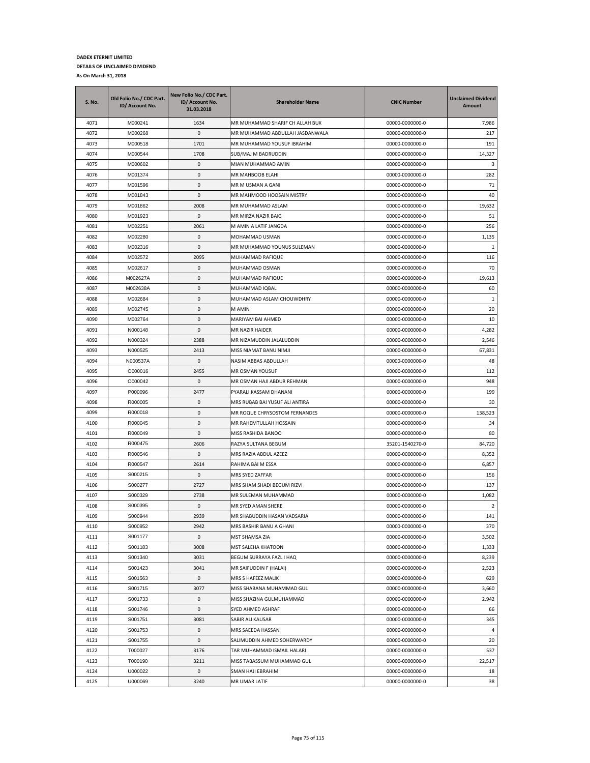**DADEX ETERNIT LIMITED**

**DETAILS OF UNCLAIMED DIVIDEND**

**As On March 31, 2018**

| S. No. | Old Folio No./ CDC Part. ID/ Account No. | New Folio No./ CDC Part. ID/ Account No. 31.03.2018 | Shareholder Name | CNIC Number | Unclaimed Dividend Amount |
|---|---|---|---|---|---|
| 4071 | M000241 | 1634 | MR MUHAMMAD SHARIF CH ALLAH BUX | 00000-0000000-0 | 7,986 |
| 4072 | M000268 | 0 | MR MUHAMMAD ABDULLAH JASDANWALA | 00000-0000000-0 | 217 |
| 4073 | M000518 | 1701 | MR MUHAMMAD YOUSUF IBRAHIM | 00000-0000000-0 | 191 |
| 4074 | M000544 | 1708 | SUB/MAJ M BADRUDDIN | 00000-0000000-0 | 14,327 |
| 4075 | M000602 | 0 | MIAN MUHAMMAD AMIN | 00000-0000000-0 | 3 |
| 4076 | M001374 | 0 | MR MAHBOOB ELAHI | 00000-0000000-0 | 282 |
| 4077 | M001596 | 0 | MR M USMAN A GANI | 00000-0000000-0 | 71 |
| 4078 | M001843 | 0 | MR MAHMOOD HOOSAIN MISTRY | 00000-0000000-0 | 40 |
| 4079 | M001862 | 2008 | MR MUHAMMAD ASLAM | 00000-0000000-0 | 19,632 |
| 4080 | M001923 | 0 | MR MIRZA NAZIR BAIG | 00000-0000000-0 | 51 |
| 4081 | M002251 | 2061 | M AMIN A LATIF JANGDA | 00000-0000000-0 | 256 |
| 4082 | M002280 | 0 | MOHAMMAD USMAN | 00000-0000000-0 | 1,135 |
| 4083 | M002316 | 0 | MR MUHAMMAD YOUNUS SULEMAN | 00000-0000000-0 | 1 |
| 4084 | M002572 | 2095 | MUHAMMAD RAFIQUE | 00000-0000000-0 | 116 |
| 4085 | M002617 | 0 | MUHAMMAD OSMAN | 00000-0000000-0 | 70 |
| 4086 | M002627A | 0 | MUHAMMAD RAFIQUE | 00000-0000000-0 | 19,613 |
| 4087 | M002638A | 0 | MUHAMMAD IQBAL | 00000-0000000-0 | 60 |
| 4088 | M002684 | 0 | MUHAMMAD ASLAM CHOUWDHRY | 00000-0000000-0 | 1 |
| 4089 | M002745 | 0 | M AMIN | 00000-0000000-0 | 20 |
| 4090 | M002764 | 0 | MARIYAM BAI AHMED | 00000-0000000-0 | 10 |
| 4091 | N000148 | 0 | MR NAZIR HAIDER | 00000-0000000-0 | 4,282 |
| 4092 | N000324 | 2388 | MR NIZAMUDDIN JALALUDDIN | 00000-0000000-0 | 2,546 |
| 4093 | N000525 | 2413 | MISS NIAMAT BANU NIMJI | 00000-0000000-0 | 67,831 |
| 4094 | N000537A | 0 | NASIM ABBAS ABDULLAH | 00000-0000000-0 | 48 |
| 4095 | O000016 | 2455 | MR OSMAN YOUSUF | 00000-0000000-0 | 112 |
| 4096 | O000042 | 0 | MR OSMAN HAJI ABDUR REHMAN | 00000-0000000-0 | 948 |
| 4097 | P000096 | 2477 | PYARALI KASSAM DHANANI | 00000-0000000-0 | 199 |
| 4098 | R000005 | 0 | MRS RUBAB BAI YUSUF ALI ANTIRA | 00000-0000000-0 | 30 |
| 4099 | R000018 | 0 | MR ROQUE CHRYSOSTOM FERNANDES | 00000-0000000-0 | 138,523 |
| 4100 | R000045 | 0 | MR RAHEMTULLAH HOSSAIN | 00000-0000000-0 | 34 |
| 4101 | R000049 | 0 | MISS RASHIDA BANOO | 00000-0000000-0 | 80 |
| 4102 | R000475 | 2606 | RAZYA SULTANA BEGUM | 35201-1540270-0 | 84,720 |
| 4103 | R000546 | 0 | MRS RAZIA ABDUL AZEEZ | 00000-0000000-0 | 8,352 |
| 4104 | R000547 | 2614 | RAHIMA BAI M ESSA | 00000-0000000-0 | 6,857 |
| 4105 | S000215 | 0 | MRS SYED ZAFFAR | 00000-0000000-0 | 156 |
| 4106 | S000277 | 2727 | MRS SHAM SHADI BEGUM RIZVI | 00000-0000000-0 | 137 |
| 4107 | S000329 | 2738 | MR SULEMAN MUHAMMAD | 00000-0000000-0 | 1,082 |
| 4108 | S000395 | 0 | MR SYED AMAN SHERE | 00000-0000000-0 | 2 |
| 4109 | S000944 | 2939 | MR SHABUDDIN HASAN VADSARIA | 00000-0000000-0 | 141 |
| 4110 | S000952 | 2942 | MRS BASHIR BANU A GHANI | 00000-0000000-0 | 370 |
| 4111 | S001177 | 0 | MST SHAMSA ZIA | 00000-0000000-0 | 3,502 |
| 4112 | S001183 | 3008 | MST SALEHA KHATOON | 00000-0000000-0 | 1,333 |
| 4113 | S001340 | 3031 | BEGUM SURRAYA FAZL I HAQ | 00000-0000000-0 | 8,239 |
| 4114 | S001423 | 3041 | MR SAIFUDDIN F (HALAI) | 00000-0000000-0 | 2,523 |
| 4115 | S001563 | 0 | MRS S HAFEEZ MALIK | 00000-0000000-0 | 629 |
| 4116 | S001715 | 3077 | MISS SHABANA MUHAMMAD GUL | 00000-0000000-0 | 3,660 |
| 4117 | S001733 | 0 | MISS SHAZINA GULMUHAMMAD | 00000-0000000-0 | 2,942 |
| 4118 | S001746 | 0 | SYED AHMED ASHRAF | 00000-0000000-0 | 66 |
| 4119 | S001751 | 3081 | SABIR ALI KAUSAR | 00000-0000000-0 | 345 |
| 4120 | S001753 | 0 | MRS SAEEDA HASSAN | 00000-0000000-0 | 4 |
| 4121 | S001755 | 0 | SALIMUDDIN AHMED SOHERWARDY | 00000-0000000-0 | 20 |
| 4122 | T000027 | 3176 | TAR MUHAMMAD ISMAIL HALARI | 00000-0000000-0 | 537 |
| 4123 | T000190 | 3211 | MISS TABASSUM MUHAMMAD GUL | 00000-0000000-0 | 22,517 |
| 4124 | U000022 | 0 | SMAN HAJI EBRAHIM | 00000-0000000-0 | 18 |
| 4125 | U000069 | 3240 | MR UMAR LATIF | 00000-0000000-0 | 38 |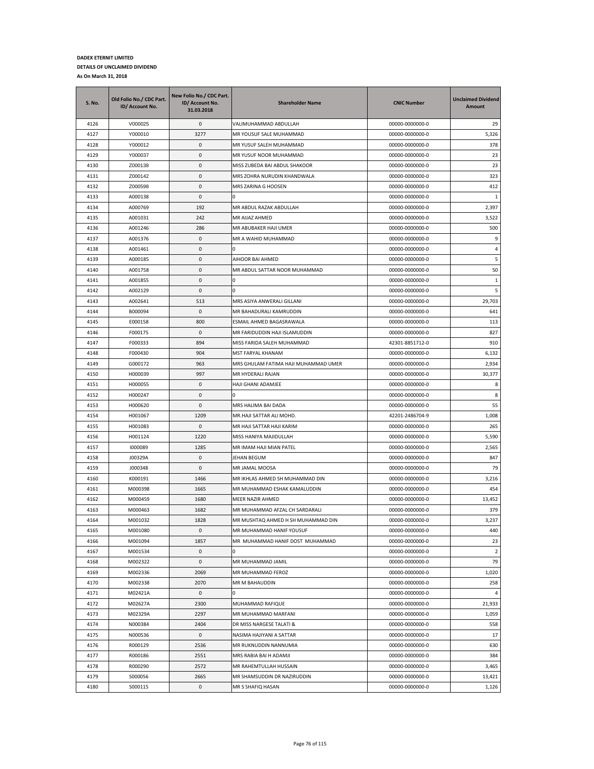**DADEX ETERNIT LIMITED**

**DETAILS OF UNCLAIMED DIVIDEND**

**As On March 31, 2018**

| S. No. | Old Folio No./ CDC Part. ID/ Account No. | New Folio No./ CDC Part. ID/ Account No. 31.03.2018 | Shareholder Name | CNIC Number | Unclaimed Dividend Amount |
|---|---|---|---|---|---|
| 4126 | V000025 | 0 | VALIMUHAMMAD ABDULLAH | 00000-0000000-0 | 29 |
| 4127 | Y000010 | 3277 | MR YOUSUF SALE MUHAMMAD | 00000-0000000-0 | 5,326 |
| 4128 | Y000012 | 0 | MR YUSUF SALEH MUHAMMAD | 00000-0000000-0 | 378 |
| 4129 | Y000037 | 0 | MR YUSUF NOOR MUHAMMAD | 00000-0000000-0 | 23 |
| 4130 | Z000138 | 0 | MISS ZUBEDA BAI ABDUL SHAKOOR | 00000-0000000-0 | 23 |
| 4131 | Z000142 | 0 | MRS ZOHRA NURUDIN KHANDWALA | 00000-0000000-0 | 323 |
| 4132 | Z000598 | 0 | MRS ZARINA G HOOSEN | 00000-0000000-0 | 412 |
| 4133 | A000138 | 0 | 0 | 00000-0000000-0 | 1 |
| 4134 | A000769 | 192 | MR ABDUL RAZAK ABDULLAH | 00000-0000000-0 | 2,397 |
| 4135 | A001031 | 242 | MR AIJAZ AHMED | 00000-0000000-0 | 3,522 |
| 4136 | A001246 | 286 | MR ABUBAKER HAJI UMER | 00000-0000000-0 | 500 |
| 4137 | A001376 | 0 | MR A WAHID MUHAMMAD | 00000-0000000-0 | 9 |
| 4138 | A001461 | 0 | 0 | 00000-0000000-0 | 4 |
| 4139 | A000185 | 0 | AIHOOR BAI AHMED | 00000-0000000-0 | 5 |
| 4140 | A001758 | 0 | MR ABDUL SATTAR NOOR MUHAMMAD | 00000-0000000-0 | 50 |
| 4141 | A001855 | 0 | 0 | 00000-0000000-0 | 1 |
| 4142 | A002129 | 0 | 0 | 00000-0000000-0 | 5 |
| 4143 | A002641 | 513 | MRS ASIYA ANWERALI GILLANI | 00000-0000000-0 | 29,703 |
| 4144 | B000094 | 0 | MR BAHADURALI KAMRUDDIN | 00000-0000000-0 | 641 |
| 4145 | E000158 | 800 | ESMAIL AHMED BAGASRAWALA | 00000-0000000-0 | 113 |
| 4146 | F000175 | 0 | MR FARIDUDDIN HAJI ISLAMUDDIN | 00000-0000000-0 | 827 |
| 4147 | F000333 | 894 | MISS FARIDA SALEH MUHAMMAD | 42301-8851712-0 | 910 |
| 4148 | F000430 | 904 | MST FARYAL KHANAM | 00000-0000000-0 | 6,132 |
| 4149 | G000172 | 963 | MRS GHULAM FATIMA HAJI MUHAMMAD UMER | 00000-0000000-0 | 2,934 |
| 4150 | H000039 | 997 | MR HYDERALI RAJAN | 00000-0000000-0 | 30,377 |
| 4151 | H000055 | 0 | HAJI GHANI ADAMJEE | 00000-0000000-0 | 8 |
| 4152 | H000247 | 0 | 0 | 00000-0000000-0 | 8 |
| 4153 | H000620 | 0 | MRS HALIMA BAI DADA | 00000-0000000-0 | 55 |
| 4154 | H001067 | 1209 | MR.HAJI SATTAR ALI MOHD. | 42201-2486704-9 | 1,008 |
| 4155 | H001083 | 0 | MR HAJI SATTAR HAJI KARIM | 00000-0000000-0 | 265 |
| 4156 | H001124 | 1220 | MISS HANIYA MAJIDULLAH | 00000-0000000-0 | 5,590 |
| 4157 | I000089 | 1285 | MR IMAM HAJI MIAN PATEL | 00000-0000000-0 | 2,565 |
| 4158 | J00329A | 0 | JEHAN BEGUM | 00000-0000000-0 | 847 |
| 4159 | J000348 | 0 | MR JAMAL MOOSA | 00000-0000000-0 | 79 |
| 4160 | K000191 | 1466 | MR IKHLAS AHMED SH MUHAMMAD DIN | 00000-0000000-0 | 3,216 |
| 4161 | M000398 | 1665 | MR MUHAMMAD ESHAK KAMALUDDIN | 00000-0000000-0 | 454 |
| 4162 | M000459 | 1680 | MEER NAZIR AHMED | 00000-0000000-0 | 13,452 |
| 4163 | M000463 | 1682 | MR MUHAMMAD AFZAL CH SARDARALI | 00000-0000000-0 | 379 |
| 4164 | M001032 | 1828 | MR MUSHTAQ AHMED H SH MUHAMMAD DIN | 00000-0000000-0 | 3,237 |
| 4165 | M001080 | 0 | MR MUHAMMAD HANIF YOUSUF | 00000-0000000-0 | 440 |
| 4166 | M001094 | 1857 | MR MUHAMMAD HANIF DOST MUHAMMAD | 00000-0000000-0 | 23 |
| 4167 | M001534 | 0 | 0 | 00000-0000000-0 | 2 |
| 4168 | M002322 | 0 | MR MUHAMMAD JAMIL | 00000-0000000-0 | 79 |
| 4169 | M002336 | 2069 | MR MUHAMMAD FEROZ | 00000-0000000-0 | 1,020 |
| 4170 | M002338 | 2070 | MR M BAHAUDDIN | 00000-0000000-0 | 258 |
| 4171 | M02421A | 0 | 0 | 00000-0000000-0 | 4 |
| 4172 | M02627A | 2300 | MUHAMMAD RAFIQUE | 00000-0000000-0 | 21,933 |
| 4173 | M02329A | 2297 | MR MUHAMMAD MARFANI | 00000-0000000-0 | 1,059 |
| 4174 | N000384 | 2404 | DR MISS NARGESE TALATI & | 00000-0000000-0 | 558 |
| 4175 | N000536 | 0 | NASIMA HAJIYANI A SATTAR | 00000-0000000-0 | 17 |
| 4176 | R000129 | 2536 | MR RUKNUDDIN NANNUMIA | 00000-0000000-0 | 630 |
| 4177 | R000186 | 2551 | MRS RABIA BAI H ADAMJI | 00000-0000000-0 | 384 |
| 4178 | R000290 | 2572 | MR RAHEMTULLAH HUSSAIN | 00000-0000000-0 | 3,465 |
| 4179 | S000056 | 2665 | MR SHAMSUDDIN DR NAZIRUDDIN | 00000-0000000-0 | 13,421 |
| 4180 | S000115 | 0 | MR S SHAFIQ HASAN | 00000-0000000-0 | 1,126 |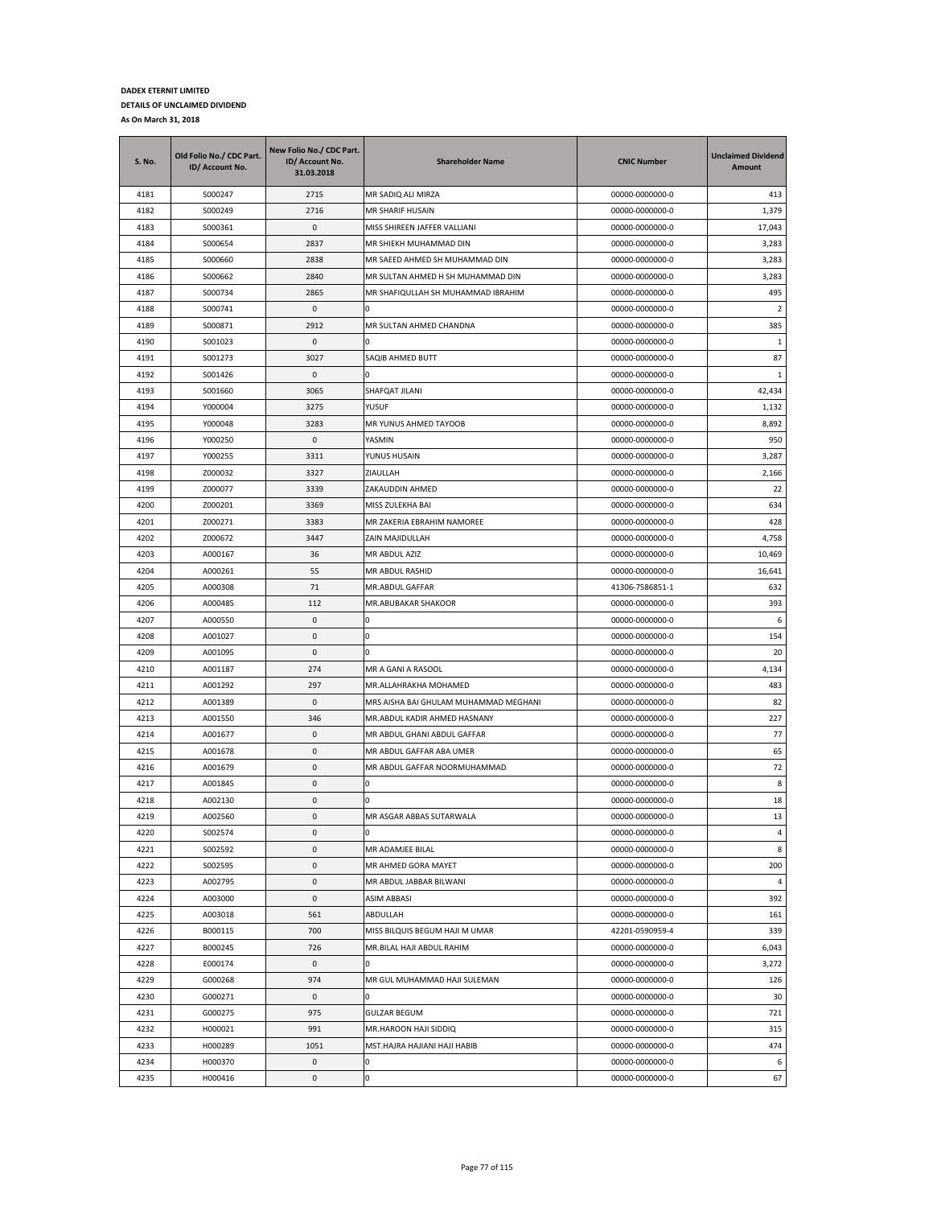**DADEX ETERNIT LIMITED**

**DETAILS OF UNCLAIMED DIVIDEND**

**As On March 31, 2018**

| S. No. | Old Folio No./ CDC Part. ID/ Account No. | New Folio No./ CDC Part. ID/ Account No. 31.03.2018 | Shareholder Name | CNIC Number | Unclaimed Dividend Amount |
|---|---|---|---|---|---|
| 4181 | S000247 | 2715 | MR SADIQ ALI MIRZA | 00000-0000000-0 | 413 |
| 4182 | S000249 | 2716 | MR SHARIF HUSAIN | 00000-0000000-0 | 1,379 |
| 4183 | S000361 | 0 | MISS SHIREEN JAFFER VALLIANI | 00000-0000000-0 | 17,043 |
| 4184 | S000654 | 2837 | MR SHIEKH MUHAMMAD DIN | 00000-0000000-0 | 3,283 |
| 4185 | S000660 | 2838 | MR SAEED AHMED SH MUHAMMAD DIN | 00000-0000000-0 | 3,283 |
| 4186 | S000662 | 2840 | MR SULTAN AHMED H SH MUHAMMAD DIN | 00000-0000000-0 | 3,283 |
| 4187 | S000734 | 2865 | MR SHAFIQULLAH SH MUHAMMAD IBRAHIM | 00000-0000000-0 | 495 |
| 4188 | S000741 | 0 | 0 | 00000-0000000-0 | 2 |
| 4189 | S000871 | 2912 | MR SULTAN AHMED CHANDNA | 00000-0000000-0 | 385 |
| 4190 | S001023 | 0 | 0 | 00000-0000000-0 | 1 |
| 4191 | S001273 | 3027 | SAQIB AHMED BUTT | 00000-0000000-0 | 87 |
| 4192 | S001426 | 0 | 0 | 00000-0000000-0 | 1 |
| 4193 | S001660 | 3065 | SHAFQAT JILANI | 00000-0000000-0 | 42,434 |
| 4194 | Y000004 | 3275 | YUSUF | 00000-0000000-0 | 1,132 |
| 4195 | Y000048 | 3283 | MR YUNUS AHMED TAYOOB | 00000-0000000-0 | 8,892 |
| 4196 | Y000250 | 0 | YASMIN | 00000-0000000-0 | 950 |
| 4197 | Y000255 | 3311 | YUNUS HUSAIN | 00000-0000000-0 | 3,287 |
| 4198 | Z000032 | 3327 | ZIAULLAH | 00000-0000000-0 | 2,166 |
| 4199 | Z000077 | 3339 | ZAKAUDDIN AHMED | 00000-0000000-0 | 22 |
| 4200 | Z000201 | 3369 | MISS ZULEKHA BAI | 00000-0000000-0 | 634 |
| 4201 | Z000271 | 3383 | MR ZAKERIA EBRAHIM NAMOREE | 00000-0000000-0 | 428 |
| 4202 | Z000672 | 3447 | ZAIN MAJIDULLAH | 00000-0000000-0 | 4,758 |
| 4203 | A000167 | 36 | MR ABDUL AZIZ | 00000-0000000-0 | 10,469 |
| 4204 | A000261 | 55 | MR ABDUL RASHID | 00000-0000000-0 | 16,641 |
| 4205 | A000308 | 71 | MR.ABDUL GAFFAR | 41306-7586851-1 | 632 |
| 4206 | A000485 | 112 | MR.ABUBAKAR SHAKOOR | 00000-0000000-0 | 393 |
| 4207 | A000550 | 0 | 0 | 00000-0000000-0 | 6 |
| 4208 | A001027 | 0 | 0 | 00000-0000000-0 | 154 |
| 4209 | A001095 | 0 | 0 | 00000-0000000-0 | 20 |
| 4210 | A001187 | 274 | MR A GANI A RASOOL | 00000-0000000-0 | 4,134 |
| 4211 | A001292 | 297 | MR.ALLAHRAKHA MOHAMED | 00000-0000000-0 | 483 |
| 4212 | A001389 | 0 | MRS AISHA BAI GHULAM MUHAMMAD MEGHANI | 00000-0000000-0 | 82 |
| 4213 | A001550 | 346 | MR.ABDUL KADIR AHMED HASNANY | 00000-0000000-0 | 227 |
| 4214 | A001677 | 0 | MR ABDUL GHANI ABDUL GAFFAR | 00000-0000000-0 | 77 |
| 4215 | A001678 | 0 | MR ABDUL GAFFAR ABA UMER | 00000-0000000-0 | 65 |
| 4216 | A001679 | 0 | MR ABDUL GAFFAR NOORMUHAMMAD | 00000-0000000-0 | 72 |
| 4217 | A001845 | 0 | 0 | 00000-0000000-0 | 8 |
| 4218 | A002130 | 0 | 0 | 00000-0000000-0 | 18 |
| 4219 | A002560 | 0 | MR ASGAR ABBAS SUTARWALA | 00000-0000000-0 | 13 |
| 4220 | S002574 | 0 | 0 | 00000-0000000-0 | 4 |
| 4221 | S002592 | 0 | MR ADAMJEE BILAL | 00000-0000000-0 | 8 |
| 4222 | S002595 | 0 | MR AHMED GORA MAYET | 00000-0000000-0 | 200 |
| 4223 | A002795 | 0 | MR ABDUL JABBAR BILWANI | 00000-0000000-0 | 4 |
| 4224 | A003000 | 0 | ASIM ABBASI | 00000-0000000-0 | 392 |
| 4225 | A003018 | 561 | ABDULLAH | 00000-0000000-0 | 161 |
| 4226 | B000115 | 700 | MISS BILQUIS BEGUM HAJI M UMAR | 42201-0590959-4 | 339 |
| 4227 | B000245 | 726 | MR.BILAL HAJI ABDUL RAHIM | 00000-0000000-0 | 6,043 |
| 4228 | E000174 | 0 | 0 | 00000-0000000-0 | 3,272 |
| 4229 | G000268 | 974 | MR GUL MUHAMMAD HAJI SULEMAN | 00000-0000000-0 | 126 |
| 4230 | G000271 | 0 | 0 | 00000-0000000-0 | 30 |
| 4231 | G000275 | 975 | GULZAR BEGUM | 00000-0000000-0 | 721 |
| 4232 | H000021 | 991 | MR.HAROON HAJI SIDDIQ | 00000-0000000-0 | 315 |
| 4233 | H000289 | 1051 | MST.HAJRA HAJIANI HAJI HABIB | 00000-0000000-0 | 474 |
| 4234 | H000370 | 0 | 0 | 00000-0000000-0 | 6 |
| 4235 | H000416 | 0 | 0 | 00000-0000000-0 | 67 |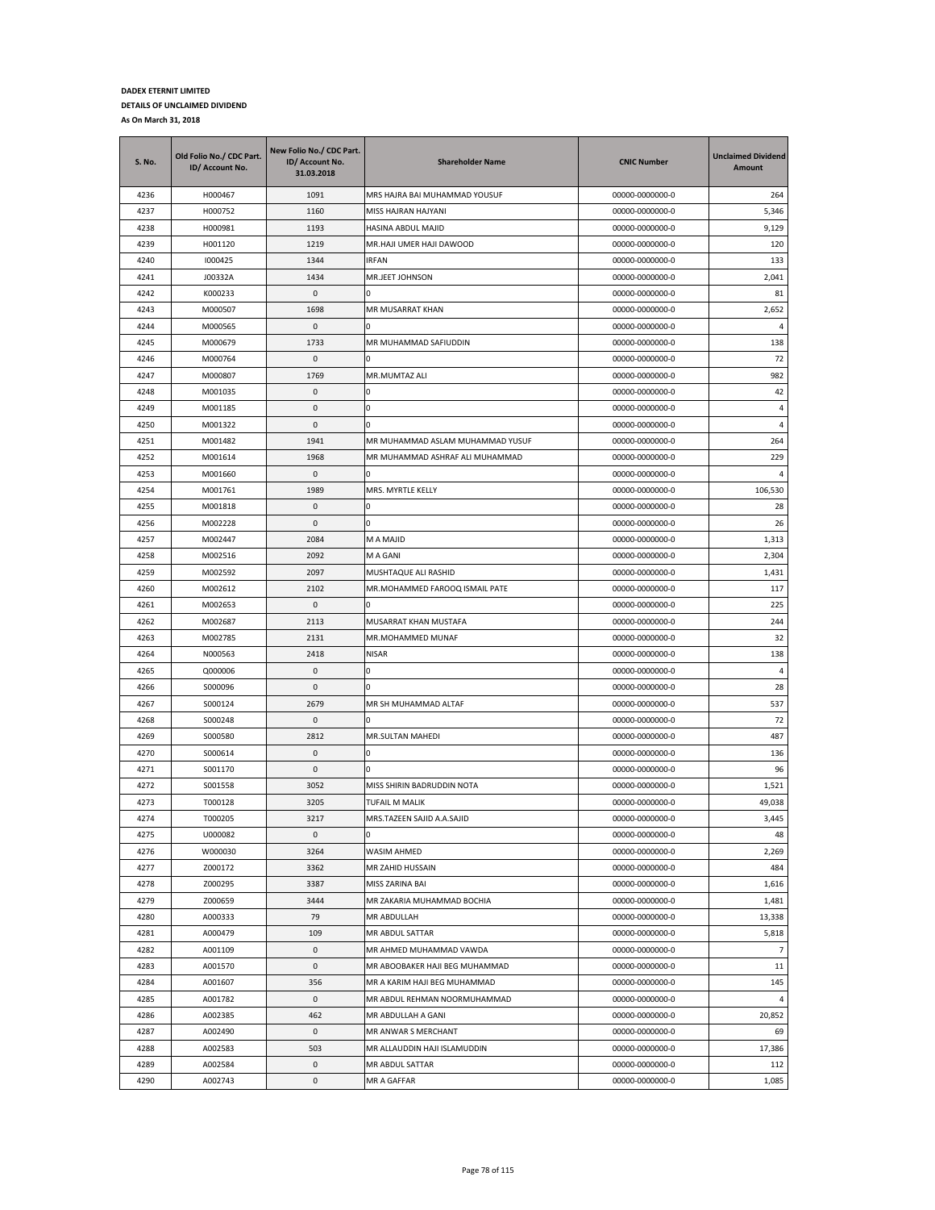**DADEX ETERNIT LIMITED**
**DETAILS OF UNCLAIMED DIVIDEND**
**As On March 31, 2018**

| S. No. | Old Folio No./ CDC Part. ID/ Account No. | New Folio No./ CDC Part. ID/ Account No. 31.03.2018 | Shareholder Name | CNIC Number | Unclaimed Dividend Amount |
|---|---|---|---|---|---|
| 4236 | H000467 | 1091 | MRS HAJRA BAI MUHAMMAD YOUSUF | 00000-0000000-0 | 264 |
| 4237 | H000752 | 1160 | MISS HAJRAN HAJYANI | 00000-0000000-0 | 5,346 |
| 4238 | H000981 | 1193 | HASINA ABDUL MAJID | 00000-0000000-0 | 9,129 |
| 4239 | H001120 | 1219 | MR.HAJI UMER HAJI DAWOOD | 00000-0000000-0 | 120 |
| 4240 | I000425 | 1344 | IRFAN | 00000-0000000-0 | 133 |
| 4241 | J00332A | 1434 | MR.JEET JOHNSON | 00000-0000000-0 | 2,041 |
| 4242 | K000233 | 0 | 0 | 00000-0000000-0 | 81 |
| 4243 | M000507 | 1698 | MR MUSARRAT KHAN | 00000-0000000-0 | 2,652 |
| 4244 | M000565 | 0 | 0 | 00000-0000000-0 | 4 |
| 4245 | M000679 | 1733 | MR MUHAMMAD SAFIUDDIN | 00000-0000000-0 | 138 |
| 4246 | M000764 | 0 | 0 | 00000-0000000-0 | 72 |
| 4247 | M000807 | 1769 | MR.MUMTAZ ALI | 00000-0000000-0 | 982 |
| 4248 | M001035 | 0 | 0 | 00000-0000000-0 | 42 |
| 4249 | M001185 | 0 | 0 | 00000-0000000-0 | 4 |
| 4250 | M001322 | 0 | 0 | 00000-0000000-0 | 4 |
| 4251 | M001482 | 1941 | MR MUHAMMAD ASLAM MUHAMMAD YUSUF | 00000-0000000-0 | 264 |
| 4252 | M001614 | 1968 | MR MUHAMMAD ASHRAF ALI MUHAMMAD | 00000-0000000-0 | 229 |
| 4253 | M001660 | 0 | 0 | 00000-0000000-0 | 4 |
| 4254 | M001761 | 1989 | MRS. MYRTLE KELLY | 00000-0000000-0 | 106,530 |
| 4255 | M001818 | 0 | 0 | 00000-0000000-0 | 28 |
| 4256 | M002228 | 0 | 0 | 00000-0000000-0 | 26 |
| 4257 | M002447 | 2084 | M A MAJID | 00000-0000000-0 | 1,313 |
| 4258 | M002516 | 2092 | M A GANI | 00000-0000000-0 | 2,304 |
| 4259 | M002592 | 2097 | MUSHTAQUE ALI RASHID | 00000-0000000-0 | 1,431 |
| 4260 | M002612 | 2102 | MR.MOHAMMED FAROOQ ISMAIL PATE | 00000-0000000-0 | 117 |
| 4261 | M002653 | 0 | 0 | 00000-0000000-0 | 225 |
| 4262 | M002687 | 2113 | MUSARRAT KHAN MUSTAFA | 00000-0000000-0 | 244 |
| 4263 | M002785 | 2131 | MR.MOHAMMED MUNAF | 00000-0000000-0 | 32 |
| 4264 | N000563 | 2418 | NISAR | 00000-0000000-0 | 138 |
| 4265 | Q000006 | 0 | 0 | 00000-0000000-0 | 4 |
| 4266 | S000096 | 0 | 0 | 00000-0000000-0 | 28 |
| 4267 | S000124 | 2679 | MR SH MUHAMMAD ALTAF | 00000-0000000-0 | 537 |
| 4268 | S000248 | 0 | 0 | 00000-0000000-0 | 72 |
| 4269 | S000580 | 2812 | MR.SULTAN MAHEDI | 00000-0000000-0 | 487 |
| 4270 | S000614 | 0 | 0 | 00000-0000000-0 | 136 |
| 4271 | S001170 | 0 | 0 | 00000-0000000-0 | 96 |
| 4272 | S001558 | 3052 | MISS SHIRIN BADRUDDIN NOTA | 00000-0000000-0 | 1,521 |
| 4273 | T000128 | 3205 | TUFAIL M MALIK | 00000-0000000-0 | 49,038 |
| 4274 | T000205 | 3217 | MRS.TAZEEN SAJID A.A.SAJID | 00000-0000000-0 | 3,445 |
| 4275 | U000082 | 0 | 0 | 00000-0000000-0 | 48 |
| 4276 | W000030 | 3264 | WASIM AHMED | 00000-0000000-0 | 2,269 |
| 4277 | Z000172 | 3362 | MR ZAHID HUSSAIN | 00000-0000000-0 | 484 |
| 4278 | Z000295 | 3387 | MISS ZARINA BAI | 00000-0000000-0 | 1,616 |
| 4279 | Z000659 | 3444 | MR ZAKARIA MUHAMMAD BOCHIA | 00000-0000000-0 | 1,481 |
| 4280 | A000333 | 79 | MR ABDULLAH | 00000-0000000-0 | 13,338 |
| 4281 | A000479 | 109 | MR ABDUL SATTAR | 00000-0000000-0 | 5,818 |
| 4282 | A001109 | 0 | MR AHMED MUHAMMAD VAWDA | 00000-0000000-0 | 7 |
| 4283 | A001570 | 0 | MR ABOOBAKER HAJI BEG MUHAMMAD | 00000-0000000-0 | 11 |
| 4284 | A001607 | 356 | MR A KARIM HAJI BEG MUHAMMAD | 00000-0000000-0 | 145 |
| 4285 | A001782 | 0 | MR ABDUL REHMAN NOORMUHAMMAD | 00000-0000000-0 | 4 |
| 4286 | A002385 | 462 | MR ABDULLAH A GANI | 00000-0000000-0 | 20,852 |
| 4287 | A002490 | 0 | MR ANWAR S MERCHANT | 00000-0000000-0 | 69 |
| 4288 | A002583 | 503 | MR ALLAUDDIN HAJI ISLAMUDDIN | 00000-0000000-0 | 17,386 |
| 4289 | A002584 | 0 | MR ABDUL SATTAR | 00000-0000000-0 | 112 |
| 4290 | A002743 | 0 | MR A GAFFAR | 00000-0000000-0 | 1,085 |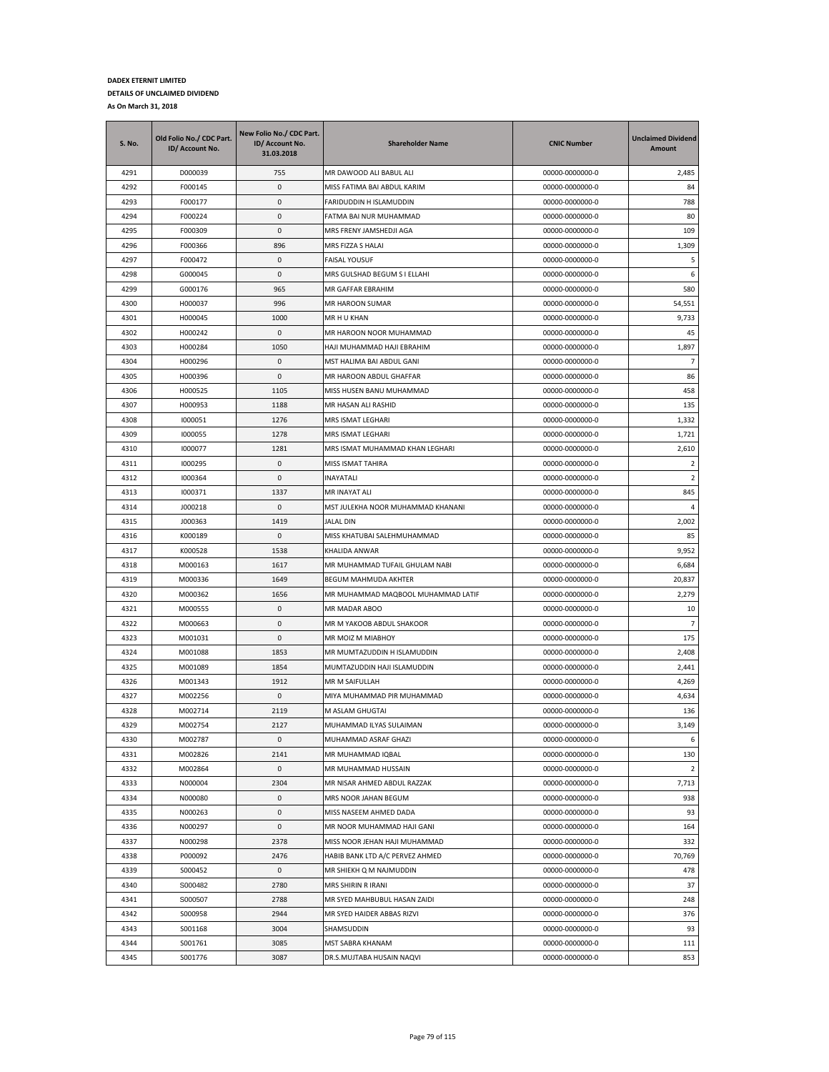**DADEX ETERNIT LIMITED**

**DETAILS OF UNCLAIMED DIVIDEND**

**As On March 31, 2018**

| S. No. | Old Folio No./ CDC Part. ID/ Account No. | New Folio No./ CDC Part. ID/ Account No. 31.03.2018 | Shareholder Name | CNIC Number | Unclaimed Dividend Amount |
|---|---|---|---|---|---|
| 4291 | D000039 | 755 | MR DAWOOD ALI BABUL ALI | 00000-0000000-0 | 2,485 |
| 4292 | F000145 | 0 | MISS FATIMA BAI ABDUL KARIM | 00000-0000000-0 | 84 |
| 4293 | F000177 | 0 | FARIDUDDIN H ISLAMUDDIN | 00000-0000000-0 | 788 |
| 4294 | F000224 | 0 | FATMA BAI NUR MUHAMMAD | 00000-0000000-0 | 80 |
| 4295 | F000309 | 0 | MRS FRENY JAMSHEDJI AGA | 00000-0000000-0 | 109 |
| 4296 | F000366 | 896 | MRS FIZZA S HALAI | 00000-0000000-0 | 1,309 |
| 4297 | F000472 | 0 | FAISAL YOUSUF | 00000-0000000-0 | 5 |
| 4298 | G000045 | 0 | MRS GULSHAD BEGUM S I ELLAHI | 00000-0000000-0 | 6 |
| 4299 | G000176 | 965 | MR GAFFAR EBRAHIM | 00000-0000000-0 | 580 |
| 4300 | H000037 | 996 | MR HAROON SUMAR | 00000-0000000-0 | 54,551 |
| 4301 | H000045 | 1000 | MR H U KHAN | 00000-0000000-0 | 9,733 |
| 4302 | H000242 | 0 | MR HAROON NOOR MUHAMMAD | 00000-0000000-0 | 45 |
| 4303 | H000284 | 1050 | HAJI MUHAMMAD HAJI EBRAHIM | 00000-0000000-0 | 1,897 |
| 4304 | H000296 | 0 | MST HALIMA BAI ABDUL GANI | 00000-0000000-0 | 7 |
| 4305 | H000396 | 0 | MR HAROON ABDUL GHAFFAR | 00000-0000000-0 | 86 |
| 4306 | H000525 | 1105 | MISS HUSEN BANU MUHAMMAD | 00000-0000000-0 | 458 |
| 4307 | H000953 | 1188 | MR HASAN ALI RASHID | 00000-0000000-0 | 135 |
| 4308 | I000051 | 1276 | MRS ISMAT LEGHARI | 00000-0000000-0 | 1,332 |
| 4309 | I000055 | 1278 | MRS ISMAT LEGHARI | 00000-0000000-0 | 1,721 |
| 4310 | I000077 | 1281 | MRS ISMAT MUHAMMAD KHAN LEGHARI | 00000-0000000-0 | 2,610 |
| 4311 | I000295 | 0 | MISS ISMAT TAHIRA | 00000-0000000-0 | 2 |
| 4312 | I000364 | 0 | INAYATALI | 00000-0000000-0 | 2 |
| 4313 | I000371 | 1337 | MR INAYAT ALI | 00000-0000000-0 | 845 |
| 4314 | J000218 | 0 | MST JULEKHA NOOR MUHAMMAD KHANANI | 00000-0000000-0 | 4 |
| 4315 | J000363 | 1419 | JALAL DIN | 00000-0000000-0 | 2,002 |
| 4316 | K000189 | 0 | MISS KHATUBAI SALEHMUHAMMAD | 00000-0000000-0 | 85 |
| 4317 | K000528 | 1538 | KHALIDA ANWAR | 00000-0000000-0 | 9,952 |
| 4318 | M000163 | 1617 | MR MUHAMMAD TUFAIL GHULAM NABI | 00000-0000000-0 | 6,684 |
| 4319 | M000336 | 1649 | BEGUM MAHMUDA AKHTER | 00000-0000000-0 | 20,837 |
| 4320 | M000362 | 1656 | MR MUHAMMAD MAQBOOL MUHAMMAD LATIF | 00000-0000000-0 | 2,279 |
| 4321 | M000555 | 0 | MR MADAR ABOO | 00000-0000000-0 | 10 |
| 4322 | M000663 | 0 | MR M YAKOOB ABDUL SHAKOOR | 00000-0000000-0 | 7 |
| 4323 | M001031 | 0 | MR MOIZ M MIABHOY | 00000-0000000-0 | 175 |
| 4324 | M001088 | 1853 | MR MUMTAZUDDIN H ISLAMUDDIN | 00000-0000000-0 | 2,408 |
| 4325 | M001089 | 1854 | MUMTAZUDDIN HAJI ISLAMUDDIN | 00000-0000000-0 | 2,441 |
| 4326 | M001343 | 1912 | MR M SAIFULLAH | 00000-0000000-0 | 4,269 |
| 4327 | M002256 | 0 | MIYA MUHAMMAD PIR MUHAMMAD | 00000-0000000-0 | 4,634 |
| 4328 | M002714 | 2119 | M ASLAM GHUGTAI | 00000-0000000-0 | 136 |
| 4329 | M002754 | 2127 | MUHAMMAD ILYAS SULAIMAN | 00000-0000000-0 | 3,149 |
| 4330 | M002787 | 0 | MUHAMMAD ASRAF GHAZI | 00000-0000000-0 | 6 |
| 4331 | M002826 | 2141 | MR MUHAMMAD IQBAL | 00000-0000000-0 | 130 |
| 4332 | M002864 | 0 | MR MUHAMMAD HUSSAIN | 00000-0000000-0 | 2 |
| 4333 | N000004 | 2304 | MR NISAR AHMED ABDUL RAZZAK | 00000-0000000-0 | 7,713 |
| 4334 | N000080 | 0 | MRS NOOR JAHAN BEGUM | 00000-0000000-0 | 938 |
| 4335 | N000263 | 0 | MISS NASEEM AHMED DADA | 00000-0000000-0 | 93 |
| 4336 | N000297 | 0 | MR NOOR MUHAMMAD HAJI GANI | 00000-0000000-0 | 164 |
| 4337 | N000298 | 2378 | MISS NOOR JEHAN HAJI MUHAMMAD | 00000-0000000-0 | 332 |
| 4338 | P000092 | 2476 | HABIB BANK LTD A/C PERVEZ AHMED | 00000-0000000-0 | 70,769 |
| 4339 | S000452 | 0 | MR SHIEKH Q M NAJMUDDIN | 00000-0000000-0 | 478 |
| 4340 | S000482 | 2780 | MRS SHIRIN R IRANI | 00000-0000000-0 | 37 |
| 4341 | S000507 | 2788 | MR SYED MAHBUBUL HASAN ZAIDI | 00000-0000000-0 | 248 |
| 4342 | S000958 | 2944 | MR SYED HAIDER ABBAS RIZVI | 00000-0000000-0 | 376 |
| 4343 | S001168 | 3004 | SHAMSUDDIN | 00000-0000000-0 | 93 |
| 4344 | S001761 | 3085 | MST SABRA KHANAM | 00000-0000000-0 | 111 |
| 4345 | S001776 | 3087 | DR.S.MUJTABA HUSAIN NAQVI | 00000-0000000-0 | 853 |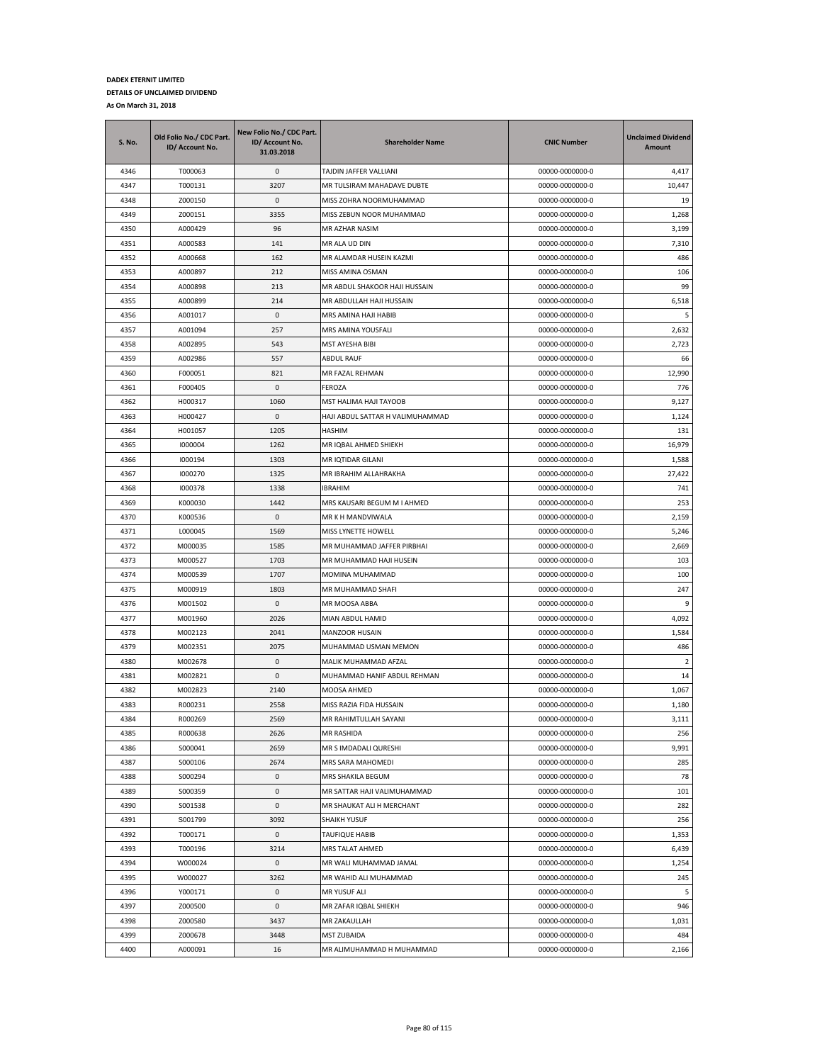**DADEX ETERNIT LIMITED**

**DETAILS OF UNCLAIMED DIVIDEND**

**As On March 31, 2018**

| S. No. | Old Folio No./ CDC Part. ID/ Account No. | New Folio No./ CDC Part. ID/ Account No. 31.03.2018 | Shareholder Name | CNIC Number | Unclaimed Dividend Amount |
|---|---|---|---|---|---|
| 4346 | T000063 | 0 | TAJDIN JAFFER VALLIANI | 00000-0000000-0 | 4,417 |
| 4347 | T000131 | 3207 | MR TULSIRAM MAHADAVE DUBTE | 00000-0000000-0 | 10,447 |
| 4348 | Z000150 | 0 | MISS ZOHRA NOORMUHAMMAD | 00000-0000000-0 | 19 |
| 4349 | Z000151 | 3355 | MISS ZEBUN NOOR MUHAMMAD | 00000-0000000-0 | 1,268 |
| 4350 | A000429 | 96 | MR AZHAR NASIM | 00000-0000000-0 | 3,199 |
| 4351 | A000583 | 141 | MR ALA UD DIN | 00000-0000000-0 | 7,310 |
| 4352 | A000668 | 162 | MR ALAMDAR HUSEIN KAZMI | 00000-0000000-0 | 486 |
| 4353 | A000897 | 212 | MISS AMINA OSMAN | 00000-0000000-0 | 106 |
| 4354 | A000898 | 213 | MR ABDUL SHAKOOR HAJI HUSSAIN | 00000-0000000-0 | 99 |
| 4355 | A000899 | 214 | MR ABDULLAH HAJI HUSSAIN | 00000-0000000-0 | 6,518 |
| 4356 | A001017 | 0 | MRS AMINA HAJI HABIB | 00000-0000000-0 | 5 |
| 4357 | A001094 | 257 | MRS AMINA YOUSFALI | 00000-0000000-0 | 2,632 |
| 4358 | A002895 | 543 | MST AYESHA BIBI | 00000-0000000-0 | 2,723 |
| 4359 | A002986 | 557 | ABDUL RAUF | 00000-0000000-0 | 66 |
| 4360 | F000051 | 821 | MR FAZAL REHMAN | 00000-0000000-0 | 12,990 |
| 4361 | F000405 | 0 | FEROZA | 00000-0000000-0 | 776 |
| 4362 | H000317 | 1060 | MST HALIMA HAJI TAYOOB | 00000-0000000-0 | 9,127 |
| 4363 | H000427 | 0 | HAJI ABDUL SATTAR H VALIMUHAMMAD | 00000-0000000-0 | 1,124 |
| 4364 | H001057 | 1205 | HASHIM | 00000-0000000-0 | 131 |
| 4365 | I000004 | 1262 | MR IQBAL AHMED SHIEKH | 00000-0000000-0 | 16,979 |
| 4366 | I000194 | 1303 | MR IQTIDAR GILANI | 00000-0000000-0 | 1,588 |
| 4367 | I000270 | 1325 | MR IBRAHIM ALLAHRAKHA | 00000-0000000-0 | 27,422 |
| 4368 | I000378 | 1338 | IBRAHIM | 00000-0000000-0 | 741 |
| 4369 | K000030 | 1442 | MRS KAUSARI BEGUM M I AHMED | 00000-0000000-0 | 253 |
| 4370 | K000536 | 0 | MR K H MANDVIWALA | 00000-0000000-0 | 2,159 |
| 4371 | L000045 | 1569 | MISS LYNETTE HOWELL | 00000-0000000-0 | 5,246 |
| 4372 | M000035 | 1585 | MR MUHAMMAD JAFFER PIRBHAI | 00000-0000000-0 | 2,669 |
| 4373 | M000527 | 1703 | MR MUHAMMAD HAJI HUSEIN | 00000-0000000-0 | 103 |
| 4374 | M000539 | 1707 | MOMINA MUHAMMAD | 00000-0000000-0 | 100 |
| 4375 | M000919 | 1803 | MR MUHAMMAD SHAFI | 00000-0000000-0 | 247 |
| 4376 | M001502 | 0 | MR MOOSA ABBA | 00000-0000000-0 | 9 |
| 4377 | M001960 | 2026 | MIAN ABDUL HAMID | 00000-0000000-0 | 4,092 |
| 4378 | M002123 | 2041 | MANZOOR HUSAIN | 00000-0000000-0 | 1,584 |
| 4379 | M002351 | 2075 | MUHAMMAD USMAN MEMON | 00000-0000000-0 | 486 |
| 4380 | M002678 | 0 | MALIK MUHAMMAD AFZAL | 00000-0000000-0 | 2 |
| 4381 | M002821 | 0 | MUHAMMAD HANIF ABDUL REHMAN | 00000-0000000-0 | 14 |
| 4382 | M002823 | 2140 | MOOSA AHMED | 00000-0000000-0 | 1,067 |
| 4383 | R000231 | 2558 | MISS RAZIA FIDA HUSSAIN | 00000-0000000-0 | 1,180 |
| 4384 | R000269 | 2569 | MR RAHIMTULLAH SAYANI | 00000-0000000-0 | 3,111 |
| 4385 | R000638 | 2626 | MR RASHIDA | 00000-0000000-0 | 256 |
| 4386 | S000041 | 2659 | MR S IMDADALI QURESHI | 00000-0000000-0 | 9,991 |
| 4387 | S000106 | 2674 | MRS SARA MAHOMEDI | 00000-0000000-0 | 285 |
| 4388 | S000294 | 0 | MRS SHAKILA BEGUM | 00000-0000000-0 | 78 |
| 4389 | S000359 | 0 | MR SATTAR HAJI VALIMUHAMMAD | 00000-0000000-0 | 101 |
| 4390 | S001538 | 0 | MR SHAUKAT ALI H MERCHANT | 00000-0000000-0 | 282 |
| 4391 | S001799 | 3092 | SHAIKH YUSUF | 00000-0000000-0 | 256 |
| 4392 | T000171 | 0 | TAUFIQUE HABIB | 00000-0000000-0 | 1,353 |
| 4393 | T000196 | 3214 | MRS TALAT AHMED | 00000-0000000-0 | 6,439 |
| 4394 | W000024 | 0 | MR WALI MUHAMMAD JAMAL | 00000-0000000-0 | 1,254 |
| 4395 | W000027 | 3262 | MR WAHID ALI MUHAMMAD | 00000-0000000-0 | 245 |
| 4396 | Y000171 | 0 | MR YUSUF ALI | 00000-0000000-0 | 5 |
| 4397 | Z000500 | 0 | MR ZAFAR IQBAL SHIEKH | 00000-0000000-0 | 946 |
| 4398 | Z000580 | 3437 | MR ZAKAULLAH | 00000-0000000-0 | 1,031 |
| 4399 | Z000678 | 3448 | MST ZUBAIDA | 00000-0000000-0 | 484 |
| 4400 | A000091 | 16 | MR ALIMUHAMMAD H MUHAMMAD | 00000-0000000-0 | 2,166 |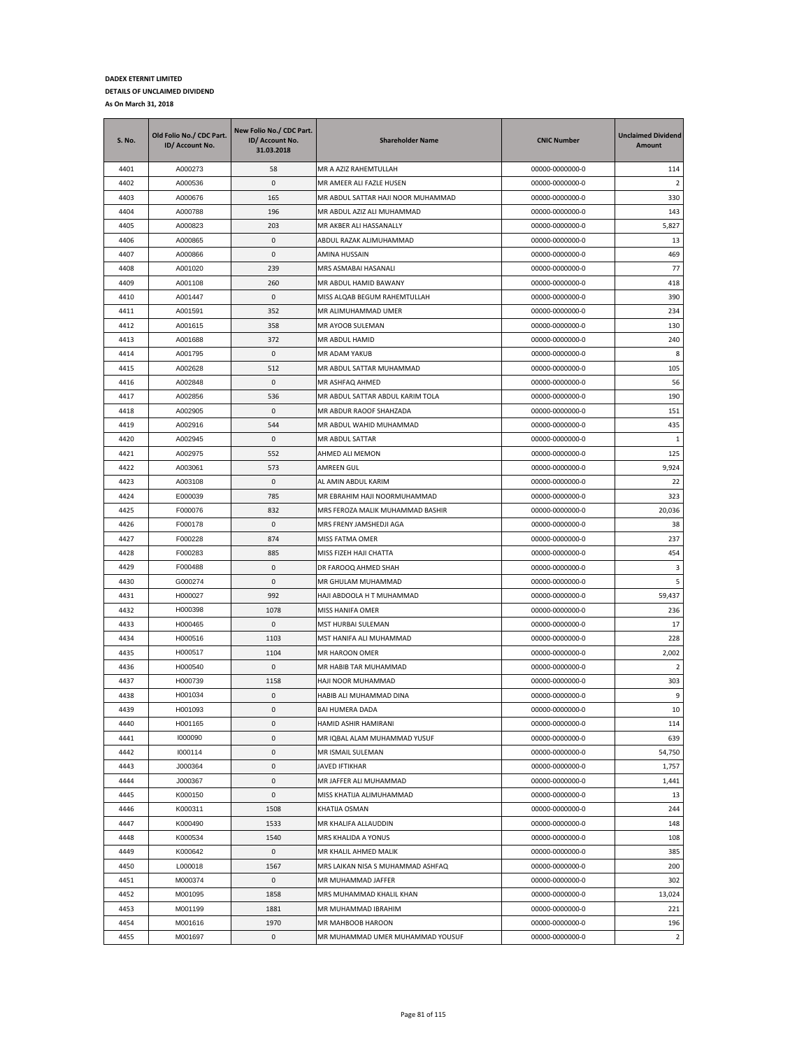**DADEX ETERNIT LIMITED**

**DETAILS OF UNCLAIMED DIVIDEND**

**As On March 31, 2018**

| S. No. | Old Folio No./ CDC Part. ID/ Account No. | New Folio No./ CDC Part. ID/ Account No. 31.03.2018 | Shareholder Name | CNIC Number | Unclaimed Dividend Amount |
|---|---|---|---|---|---|
| 4401 | A000273 | 58 | MR A AZIZ RAHEMTULLAH | 00000-0000000-0 | 114 |
| 4402 | A000536 | 0 | MR AMEER ALI FAZLE HUSEN | 00000-0000000-0 | 2 |
| 4403 | A000676 | 165 | MR ABDUL SATTAR HAJI NOOR MUHAMMAD | 00000-0000000-0 | 330 |
| 4404 | A000788 | 196 | MR ABDUL AZIZ ALI MUHAMMAD | 00000-0000000-0 | 143 |
| 4405 | A000823 | 203 | MR AKBER ALI HASSANALLY | 00000-0000000-0 | 5,827 |
| 4406 | A000865 | 0 | ABDUL RAZAK ALIMUHAMMAD | 00000-0000000-0 | 13 |
| 4407 | A000866 | 0 | AMINA HUSSAIN | 00000-0000000-0 | 469 |
| 4408 | A001020 | 239 | MRS ASMABAI HASANALI | 00000-0000000-0 | 77 |
| 4409 | A001108 | 260 | MR ABDUL HAMID BAWANY | 00000-0000000-0 | 418 |
| 4410 | A001447 | 0 | MISS ALQAB BEGUM RAHEMTULLAH | 00000-0000000-0 | 390 |
| 4411 | A001591 | 352 | MR ALIMUHAMMAD UMER | 00000-0000000-0 | 234 |
| 4412 | A001615 | 358 | MR AYOOB SULEMAN | 00000-0000000-0 | 130 |
| 4413 | A001688 | 372 | MR ABDUL HAMID | 00000-0000000-0 | 240 |
| 4414 | A001795 | 0 | MR ADAM YAKUB | 00000-0000000-0 | 8 |
| 4415 | A002628 | 512 | MR ABDUL SATTAR MUHAMMAD | 00000-0000000-0 | 105 |
| 4416 | A002848 | 0 | MR ASHFAQ AHMED | 00000-0000000-0 | 56 |
| 4417 | A002856 | 536 | MR ABDUL SATTAR ABDUL KARIM TOLA | 00000-0000000-0 | 190 |
| 4418 | A002905 | 0 | MR ABDUR RAOOF SHAHZADA | 00000-0000000-0 | 151 |
| 4419 | A002916 | 544 | MR ABDUL WAHID MUHAMMAD | 00000-0000000-0 | 435 |
| 4420 | A002945 | 0 | MR ABDUL SATTAR | 00000-0000000-0 | 1 |
| 4421 | A002975 | 552 | AHMED ALI MEMON | 00000-0000000-0 | 125 |
| 4422 | A003061 | 573 | AMREEN GUL | 00000-0000000-0 | 9,924 |
| 4423 | A003108 | 0 | AL AMIN ABDUL KARIM | 00000-0000000-0 | 22 |
| 4424 | E000039 | 785 | MR EBRAHIM HAJI NOORMUHAMMAD | 00000-0000000-0 | 323 |
| 4425 | F000076 | 832 | MRS FEROZA MALIK MUHAMMAD BASHIR | 00000-0000000-0 | 20,036 |
| 4426 | F000178 | 0 | MRS FRENY JAMSHEDJI AGA | 00000-0000000-0 | 38 |
| 4427 | F000228 | 874 | MISS FATMA OMER | 00000-0000000-0 | 237 |
| 4428 | F000283 | 885 | MISS FIZEH HAJI CHATTA | 00000-0000000-0 | 454 |
| 4429 | F000488 | 0 | DR FAROOQ AHMED SHAH | 00000-0000000-0 | 3 |
| 4430 | G000274 | 0 | MR GHULAM MUHAMMAD | 00000-0000000-0 | 5 |
| 4431 | H000027 | 992 | HAJI ABDOOLA H T MUHAMMAD | 00000-0000000-0 | 59,437 |
| 4432 | H000398 | 1078 | MISS HANIFA OMER | 00000-0000000-0 | 236 |
| 4433 | H000465 | 0 | MST HURBAI SULEMAN | 00000-0000000-0 | 17 |
| 4434 | H000516 | 1103 | MST HANIFA ALI MUHAMMAD | 00000-0000000-0 | 228 |
| 4435 | H000517 | 1104 | MR HAROON OMER | 00000-0000000-0 | 2,002 |
| 4436 | H000540 | 0 | MR HABIB TAR MUHAMMAD | 00000-0000000-0 | 2 |
| 4437 | H000739 | 1158 | HAJI NOOR MUHAMMAD | 00000-0000000-0 | 303 |
| 4438 | H001034 | 0 | HABIB ALI MUHAMMAD DINA | 00000-0000000-0 | 9 |
| 4439 | H001093 | 0 | BAI HUMERA DADA | 00000-0000000-0 | 10 |
| 4440 | H001165 | 0 | HAMID ASHIR HAMIRANI | 00000-0000000-0 | 114 |
| 4441 | I000090 | 0 | MR IQBAL ALAM MUHAMMAD YUSUF | 00000-0000000-0 | 639 |
| 4442 | I000114 | 0 | MR ISMAIL SULEMAN | 00000-0000000-0 | 54,750 |
| 4443 | J000364 | 0 | JAVED IFTIKHAR | 00000-0000000-0 | 1,757 |
| 4444 | J000367 | 0 | MR JAFFER ALI MUHAMMAD | 00000-0000000-0 | 1,441 |
| 4445 | K000150 | 0 | MISS KHATIJA ALIMUHAMMAD | 00000-0000000-0 | 13 |
| 4446 | K000311 | 1508 | KHATIJA OSMAN | 00000-0000000-0 | 244 |
| 4447 | K000490 | 1533 | MR KHALIFA ALLAUDDIN | 00000-0000000-0 | 148 |
| 4448 | K000534 | 1540 | MRS KHALIDA A YONUS | 00000-0000000-0 | 108 |
| 4449 | K000642 | 0 | MR KHALIL AHMED MALIK | 00000-0000000-0 | 385 |
| 4450 | L000018 | 1567 | MRS LAIKAN NISA S MUHAMMAD ASHFAQ | 00000-0000000-0 | 200 |
| 4451 | M000374 | 0 | MR MUHAMMAD JAFFER | 00000-0000000-0 | 302 |
| 4452 | M001095 | 1858 | MRS MUHAMMAD KHALIL KHAN | 00000-0000000-0 | 13,024 |
| 4453 | M001199 | 1881 | MR MUHAMMAD IBRAHIM | 00000-0000000-0 | 221 |
| 4454 | M001616 | 1970 | MR MAHBOOB HAROON | 00000-0000000-0 | 196 |
| 4455 | M001697 | 0 | MR MUHAMMAD UMER MUHAMMAD YOUSUF | 00000-0000000-0 | 2 |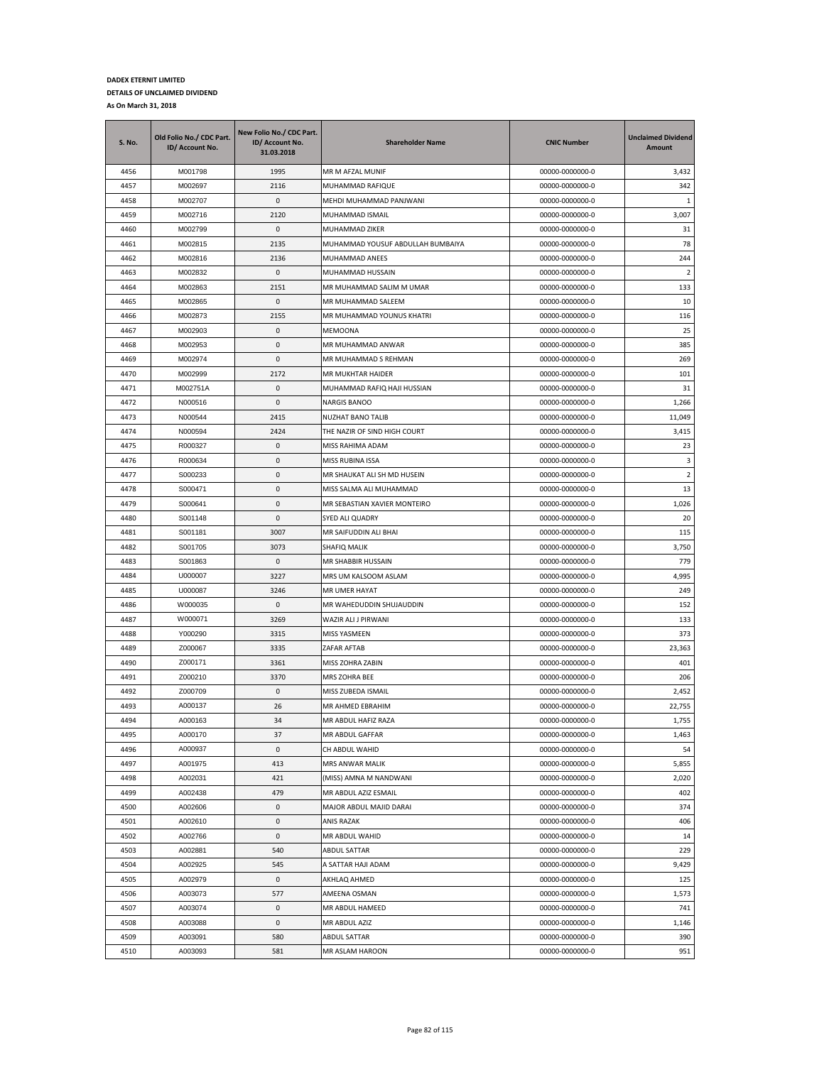**DADEX ETERNIT LIMITED**

**DETAILS OF UNCLAIMED DIVIDEND**

**As On March 31, 2018**

| S. No. | Old Folio No./ CDC Part. ID/ Account No. | New Folio No./ CDC Part. ID/ Account No. 31.03.2018 | Shareholder Name | CNIC Number | Unclaimed Dividend Amount |
|---|---|---|---|---|---|
| 4456 | M001798 | 1995 | MR M AFZAL MUNIF | 00000-0000000-0 | 3,432 |
| 4457 | M002697 | 2116 | MUHAMMAD RAFIQUE | 00000-0000000-0 | 342 |
| 4458 | M002707 | 0 | MEHDI MUHAMMAD PANJWANI | 00000-0000000-0 | 1 |
| 4459 | M002716 | 2120 | MUHAMMAD ISMAIL | 00000-0000000-0 | 3,007 |
| 4460 | M002799 | 0 | MUHAMMAD ZIKER | 00000-0000000-0 | 31 |
| 4461 | M002815 | 2135 | MUHAMMAD YOUSUF ABDULLAH BUMBAIYA | 00000-0000000-0 | 78 |
| 4462 | M002816 | 2136 | MUHAMMAD ANEES | 00000-0000000-0 | 244 |
| 4463 | M002832 | 0 | MUHAMMAD HUSSAIN | 00000-0000000-0 | 2 |
| 4464 | M002863 | 2151 | MR MUHAMMAD SALIM M UMAR | 00000-0000000-0 | 133 |
| 4465 | M002865 | 0 | MR MUHAMMAD SALEEM | 00000-0000000-0 | 10 |
| 4466 | M002873 | 2155 | MR MUHAMMAD YOUNUS KHATRI | 00000-0000000-0 | 116 |
| 4467 | M002903 | 0 | MEMOONA | 00000-0000000-0 | 25 |
| 4468 | M002953 | 0 | MR MUHAMMAD ANWAR | 00000-0000000-0 | 385 |
| 4469 | M002974 | 0 | MR MUHAMMAD S REHMAN | 00000-0000000-0 | 269 |
| 4470 | M002999 | 2172 | MR MUKHTAR HAIDER | 00000-0000000-0 | 101 |
| 4471 | M002751A | 0 | MUHAMMAD RAFIQ HAJI HUSSIAN | 00000-0000000-0 | 31 |
| 4472 | N000516 | 0 | NARGIS BANOO | 00000-0000000-0 | 1,266 |
| 4473 | N000544 | 2415 | NUZHAT BANO TALIB | 00000-0000000-0 | 11,049 |
| 4474 | N000594 | 2424 | THE NAZIR OF SIND HIGH COURT | 00000-0000000-0 | 3,415 |
| 4475 | R000327 | 0 | MISS RAHIMA ADAM | 00000-0000000-0 | 23 |
| 4476 | R000634 | 0 | MISS RUBINA ISSA | 00000-0000000-0 | 3 |
| 4477 | S000233 | 0 | MR SHAUKAT ALI SH MD HUSEIN | 00000-0000000-0 | 2 |
| 4478 | S000471 | 0 | MISS SALMA ALI MUHAMMAD | 00000-0000000-0 | 13 |
| 4479 | S000641 | 0 | MR SEBASTIAN XAVIER MONTEIRO | 00000-0000000-0 | 1,026 |
| 4480 | S001148 | 0 | SYED ALI QUADRY | 00000-0000000-0 | 20 |
| 4481 | S001181 | 3007 | MR SAIFUDDIN ALI BHAI | 00000-0000000-0 | 115 |
| 4482 | S001705 | 3073 | SHAFIQ MALIK | 00000-0000000-0 | 3,750 |
| 4483 | S001863 | 0 | MR SHABBIR HUSSAIN | 00000-0000000-0 | 779 |
| 4484 | U000007 | 3227 | MRS UM KALSOOM ASLAM | 00000-0000000-0 | 4,995 |
| 4485 | U000087 | 3246 | MR UMER HAYAT | 00000-0000000-0 | 249 |
| 4486 | W000035 | 0 | MR WAHEDUDDIN SHUJAUDDIN | 00000-0000000-0 | 152 |
| 4487 | W000071 | 3269 | WAZIR ALI J PIRWANI | 00000-0000000-0 | 133 |
| 4488 | Y000290 | 3315 | MISS YASMEEN | 00000-0000000-0 | 373 |
| 4489 | Z000067 | 3335 | ZAFAR AFTAB | 00000-0000000-0 | 23,363 |
| 4490 | Z000171 | 3361 | MISS ZOHRA ZABIN | 00000-0000000-0 | 401 |
| 4491 | Z000210 | 3370 | MRS ZOHRA BEE | 00000-0000000-0 | 206 |
| 4492 | Z000709 | 0 | MISS ZUBEDA ISMAIL | 00000-0000000-0 | 2,452 |
| 4493 | A000137 | 26 | MR AHMED EBRAHIM | 00000-0000000-0 | 22,755 |
| 4494 | A000163 | 34 | MR ABDUL HAFIZ RAZA | 00000-0000000-0 | 1,755 |
| 4495 | A000170 | 37 | MR ABDUL GAFFAR | 00000-0000000-0 | 1,463 |
| 4496 | A000937 | 0 | CH ABDUL WAHID | 00000-0000000-0 | 54 |
| 4497 | A001975 | 413 | MRS ANWAR MALIK | 00000-0000000-0 | 5,855 |
| 4498 | A002031 | 421 | (MISS) AMNA M NANDWANI | 00000-0000000-0 | 2,020 |
| 4499 | A002438 | 479 | MR ABDUL AZIZ ESMAIL | 00000-0000000-0 | 402 |
| 4500 | A002606 | 0 | MAJOR ABDUL MAJID DARAI | 00000-0000000-0 | 374 |
| 4501 | A002610 | 0 | ANIS RAZAK | 00000-0000000-0 | 406 |
| 4502 | A002766 | 0 | MR ABDUL WAHID | 00000-0000000-0 | 14 |
| 4503 | A002881 | 540 | ABDUL SATTAR | 00000-0000000-0 | 229 |
| 4504 | A002925 | 545 | A SATTAR HAJI ADAM | 00000-0000000-0 | 9,429 |
| 4505 | A002979 | 0 | AKHLAQ AHMED | 00000-0000000-0 | 125 |
| 4506 | A003073 | 577 | AMEENA OSMAN | 00000-0000000-0 | 1,573 |
| 4507 | A003074 | 0 | MR ABDUL HAMEED | 00000-0000000-0 | 741 |
| 4508 | A003088 | 0 | MR ABDUL AZIZ | 00000-0000000-0 | 1,146 |
| 4509 | A003091 | 580 | ABDUL SATTAR | 00000-0000000-0 | 390 |
| 4510 | A003093 | 581 | MR ASLAM HAROON | 00000-0000000-0 | 951 |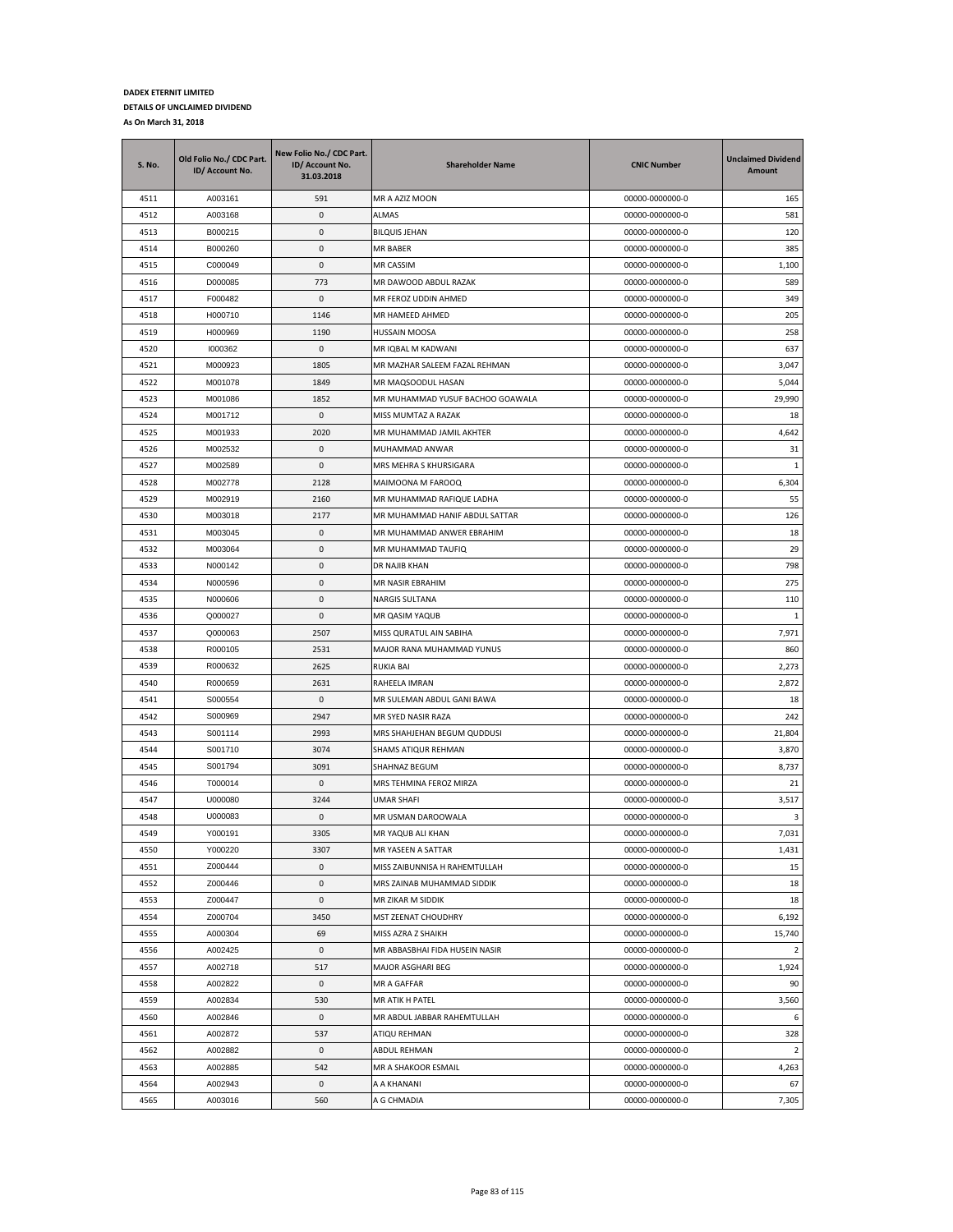**DADEX ETERNIT LIMITED**

**DETAILS OF UNCLAIMED DIVIDEND**

**As On March 31, 2018**

| S. No. | Old Folio No./ CDC Part. ID/ Account No. | New Folio No./ CDC Part. ID/ Account No. 31.03.2018 | Shareholder Name | CNIC Number | Unclaimed Dividend Amount |
|---|---|---|---|---|---|
| 4511 | A003161 | 591 | MR A AZIZ MOON | 00000-0000000-0 | 165 |
| 4512 | A003168 | 0 | ALMAS | 00000-0000000-0 | 581 |
| 4513 | B000215 | 0 | BILQUIS JEHAN | 00000-0000000-0 | 120 |
| 4514 | B000260 | 0 | MR BABER | 00000-0000000-0 | 385 |
| 4515 | C000049 | 0 | MR CASSIM | 00000-0000000-0 | 1,100 |
| 4516 | D000085 | 773 | MR DAWOOD ABDUL RAZAK | 00000-0000000-0 | 589 |
| 4517 | F000482 | 0 | MR FEROZ UDDIN AHMED | 00000-0000000-0 | 349 |
| 4518 | H000710 | 1146 | MR HAMEED AHMED | 00000-0000000-0 | 205 |
| 4519 | H000969 | 1190 | HUSSAIN MOOSA | 00000-0000000-0 | 258 |
| 4520 | I000362 | 0 | MR IQBAL M KADWANI | 00000-0000000-0 | 637 |
| 4521 | M000923 | 1805 | MR MAZHAR SALEEM FAZAL REHMAN | 00000-0000000-0 | 3,047 |
| 4522 | M001078 | 1849 | MR MAQSOODUL HASAN | 00000-0000000-0 | 5,044 |
| 4523 | M001086 | 1852 | MR MUHAMMAD YUSUF BACHOO GOAWALA | 00000-0000000-0 | 29,990 |
| 4524 | M001712 | 0 | MISS MUMTAZ A RAZAK | 00000-0000000-0 | 18 |
| 4525 | M001933 | 2020 | MR MUHAMMAD JAMIL AKHTER | 00000-0000000-0 | 4,642 |
| 4526 | M002532 | 0 | MUHAMMAD ANWAR | 00000-0000000-0 | 31 |
| 4527 | M002589 | 0 | MRS MEHRA S KHURSIGARA | 00000-0000000-0 | 1 |
| 4528 | M002778 | 2128 | MAIMOONA M FAROOQ | 00000-0000000-0 | 6,304 |
| 4529 | M002919 | 2160 | MR MUHAMMAD RAFIQUE LADHA | 00000-0000000-0 | 55 |
| 4530 | M003018 | 2177 | MR MUHAMMAD HANIF ABDUL SATTAR | 00000-0000000-0 | 126 |
| 4531 | M003045 | 0 | MR MUHAMMAD ANWER EBRAHIM | 00000-0000000-0 | 18 |
| 4532 | M003064 | 0 | MR MUHAMMAD TAUFIQ | 00000-0000000-0 | 29 |
| 4533 | N000142 | 0 | DR NAJIB KHAN | 00000-0000000-0 | 798 |
| 4534 | N000596 | 0 | MR NASIR EBRAHIM | 00000-0000000-0 | 275 |
| 4535 | N000606 | 0 | NARGIS SULTANA | 00000-0000000-0 | 110 |
| 4536 | Q000027 | 0 | MR QASIM YAQUB | 00000-0000000-0 | 1 |
| 4537 | Q000063 | 2507 | MISS QURATUL AIN SABIHA | 00000-0000000-0 | 7,971 |
| 4538 | R000105 | 2531 | MAJOR RANA MUHAMMAD YUNUS | 00000-0000000-0 | 860 |
| 4539 | R000632 | 2625 | RUKIA BAI | 00000-0000000-0 | 2,273 |
| 4540 | R000659 | 2631 | RAHEELA IMRAN | 00000-0000000-0 | 2,872 |
| 4541 | S000554 | 0 | MR SULEMAN ABDUL GANI BAWA | 00000-0000000-0 | 18 |
| 4542 | S000969 | 2947 | MR SYED NASIR RAZA | 00000-0000000-0 | 242 |
| 4543 | S001114 | 2993 | MRS SHAHJEHAN BEGUM QUDDUSI | 00000-0000000-0 | 21,804 |
| 4544 | S001710 | 3074 | SHAMS ATIQUR REHMAN | 00000-0000000-0 | 3,870 |
| 4545 | S001794 | 3091 | SHAHNAZ BEGUM | 00000-0000000-0 | 8,737 |
| 4546 | T000014 | 0 | MRS TEHMINA FEROZ MIRZA | 00000-0000000-0 | 21 |
| 4547 | U000080 | 3244 | UMAR SHAFI | 00000-0000000-0 | 3,517 |
| 4548 | U000083 | 0 | MR USMAN DAROOWALA | 00000-0000000-0 | 3 |
| 4549 | Y000191 | 3305 | MR YAQUB ALI KHAN | 00000-0000000-0 | 7,031 |
| 4550 | Y000220 | 3307 | MR YASEEN A SATTAR | 00000-0000000-0 | 1,431 |
| 4551 | Z000444 | 0 | MISS ZAIBUNNISA H RAHEMTULLAH | 00000-0000000-0 | 15 |
| 4552 | Z000446 | 0 | MRS ZAINAB MUHAMMAD SIDDIK | 00000-0000000-0 | 18 |
| 4553 | Z000447 | 0 | MR ZIKAR M SIDDIK | 00000-0000000-0 | 18 |
| 4554 | Z000704 | 3450 | MST ZEENAT CHOUDHRY | 00000-0000000-0 | 6,192 |
| 4555 | A000304 | 69 | MISS AZRA Z SHAIKH | 00000-0000000-0 | 15,740 |
| 4556 | A002425 | 0 | MR ABBASBHAI FIDA HUSEIN NASIR | 00000-0000000-0 | 2 |
| 4557 | A002718 | 517 | MAJOR ASGHARI BEG | 00000-0000000-0 | 1,924 |
| 4558 | A002822 | 0 | MR A GAFFAR | 00000-0000000-0 | 90 |
| 4559 | A002834 | 530 | MR ATIK H PATEL | 00000-0000000-0 | 3,560 |
| 4560 | A002846 | 0 | MR ABDUL JABBAR RAHEMTULLAH | 00000-0000000-0 | 6 |
| 4561 | A002872 | 537 | ATIQU REHMAN | 00000-0000000-0 | 328 |
| 4562 | A002882 | 0 | ABDUL REHMAN | 00000-0000000-0 | 2 |
| 4563 | A002885 | 542 | MR A SHAKOOR ESMAIL | 00000-0000000-0 | 4,263 |
| 4564 | A002943 | 0 | A A KHANANI | 00000-0000000-0 | 67 |
| 4565 | A003016 | 560 | A G CHMADIA | 00000-0000000-0 | 7,305 |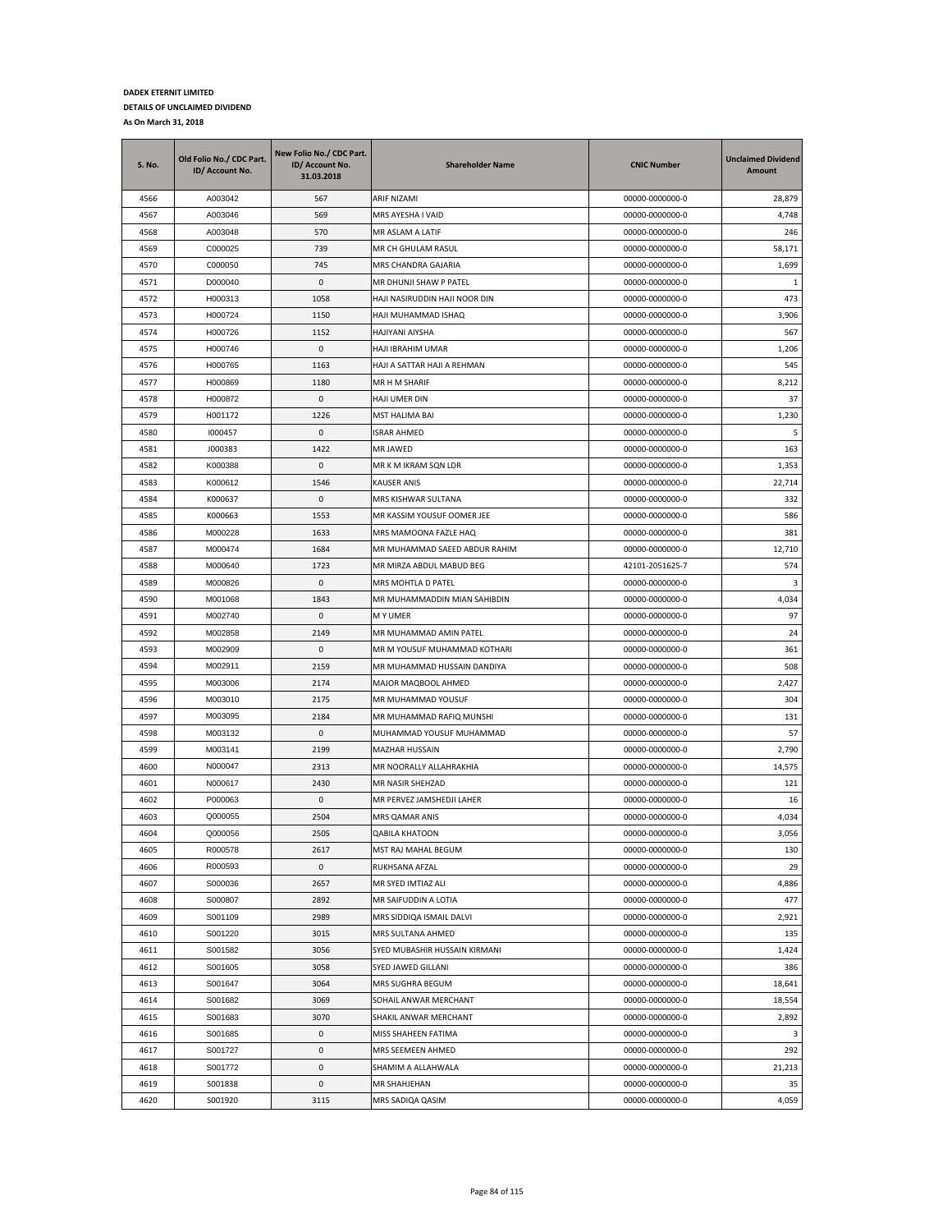**DADEX ETERNIT LIMITED**

**DETAILS OF UNCLAIMED DIVIDEND**

**As On March 31, 2018**

| S. No. | Old Folio No./ CDC Part. ID/ Account No. | New Folio No./ CDC Part. ID/ Account No. 31.03.2018 | Shareholder Name | CNIC Number | Unclaimed Dividend Amount |
|---|---|---|---|---|---|
| 4566 | A003042 | 567 | ARIF NIZAMI | 00000-0000000-0 | 28,879 |
| 4567 | A003046 | 569 | MRS AYESHA I VAID | 00000-0000000-0 | 4,748 |
| 4568 | A003048 | 570 | MR ASLAM A LATIF | 00000-0000000-0 | 246 |
| 4569 | C000025 | 739 | MR CH GHULAM RASUL | 00000-0000000-0 | 58,171 |
| 4570 | C000050 | 745 | MRS CHANDRA GAJARIA | 00000-0000000-0 | 1,699 |
| 4571 | D000040 | 0 | MR DHUNJI SHAW P PATEL | 00000-0000000-0 | 1 |
| 4572 | H000313 | 1058 | HAJI NASIRUDDIN HAJI NOOR DIN | 00000-0000000-0 | 473 |
| 4573 | H000724 | 1150 | HAJI MUHAMMAD ISHAQ | 00000-0000000-0 | 3,906 |
| 4574 | H000726 | 1152 | HAJIYANI AIYSHA | 00000-0000000-0 | 567 |
| 4575 | H000746 | 0 | HAJI IBRAHIM UMAR | 00000-0000000-0 | 1,206 |
| 4576 | H000765 | 1163 | HAJI A SATTAR HAJI A REHMAN | 00000-0000000-0 | 545 |
| 4577 | H000869 | 1180 | MR H M SHARIF | 00000-0000000-0 | 8,212 |
| 4578 | H000872 | 0 | HAJI UMER DIN | 00000-0000000-0 | 37 |
| 4579 | H001172 | 1226 | MST HALIMA BAI | 00000-0000000-0 | 1,230 |
| 4580 | I000457 | 0 | ISRAR AHMED | 00000-0000000-0 | 5 |
| 4581 | J000383 | 1422 | MR JAWED | 00000-0000000-0 | 163 |
| 4582 | K000388 | 0 | MR K M IKRAM SQN LDR | 00000-0000000-0 | 1,353 |
| 4583 | K000612 | 1546 | KAUSER ANIS | 00000-0000000-0 | 22,714 |
| 4584 | K000637 | 0 | MRS KISHWAR SULTANA | 00000-0000000-0 | 332 |
| 4585 | K000663 | 1553 | MR KASSIM YOUSUF OOMER JEE | 00000-0000000-0 | 586 |
| 4586 | M000228 | 1633 | MRS MAMOONA FAZLE HAQ | 00000-0000000-0 | 381 |
| 4587 | M000474 | 1684 | MR MUHAMMAD SAEED ABDUR RAHIM | 00000-0000000-0 | 12,710 |
| 4588 | M000640 | 1723 | MR MIRZA ABDUL MABUD BEG | 42101-2051625-7 | 574 |
| 4589 | M000826 | 0 | MRS MOHTLA D PATEL | 00000-0000000-0 | 3 |
| 4590 | M001068 | 1843 | MR MUHAMMADDIN MIAN SAHIBDIN | 00000-0000000-0 | 4,034 |
| 4591 | M002740 | 0 | M Y UMER | 00000-0000000-0 | 97 |
| 4592 | M002858 | 2149 | MR MUHAMMAD AMIN PATEL | 00000-0000000-0 | 24 |
| 4593 | M002909 | 0 | MR M YOUSUF MUHAMMAD KOTHARI | 00000-0000000-0 | 361 |
| 4594 | M002911 | 2159 | MR MUHAMMAD HUSSAIN DANDIYA | 00000-0000000-0 | 508 |
| 4595 | M003006 | 2174 | MAJOR MAQBOOL AHMED | 00000-0000000-0 | 2,427 |
| 4596 | M003010 | 2175 | MR MUHAMMAD YOUSUF | 00000-0000000-0 | 304 |
| 4597 | M003095 | 2184 | MR MUHAMMAD RAFIQ MUNSHI | 00000-0000000-0 | 131 |
| 4598 | M003132 | 0 | MUHAMMAD YOUSUF MUHAMMAD | 00000-0000000-0 | 57 |
| 4599 | M003141 | 2199 | MAZHAR HUSSAIN | 00000-0000000-0 | 2,790 |
| 4600 | N000047 | 2313 | MR NOORALLY ALLAHRAKHIA | 00000-0000000-0 | 14,575 |
| 4601 | N000617 | 2430 | MR NASIR SHEHZAD | 00000-0000000-0 | 121 |
| 4602 | P000063 | 0 | MR PERVEZ JAMSHEDJI LAHER | 00000-0000000-0 | 16 |
| 4603 | Q000055 | 2504 | MRS QAMAR ANIS | 00000-0000000-0 | 4,034 |
| 4604 | Q000056 | 2505 | QABILA KHATOON | 00000-0000000-0 | 3,056 |
| 4605 | R000578 | 2617 | MST RAJ MAHAL BEGUM | 00000-0000000-0 | 130 |
| 4606 | R000593 | 0 | RUKHSANA AFZAL | 00000-0000000-0 | 29 |
| 4607 | S000036 | 2657 | MR SYED IMTIAZ ALI | 00000-0000000-0 | 4,886 |
| 4608 | S000807 | 2892 | MR SAIFUDDIN A LOTIA | 00000-0000000-0 | 477 |
| 4609 | S001109 | 2989 | MRS SIDDIQA ISMAIL DALVI | 00000-0000000-0 | 2,921 |
| 4610 | S001220 | 3015 | MRS SULTANA AHMED | 00000-0000000-0 | 135 |
| 4611 | S001582 | 3056 | SYED MUBASHIR HUSSAIN KIRMANI | 00000-0000000-0 | 1,424 |
| 4612 | S001605 | 3058 | SYED JAWED GILLANI | 00000-0000000-0 | 386 |
| 4613 | S001647 | 3064 | MRS SUGHRA BEGUM | 00000-0000000-0 | 18,641 |
| 4614 | S001682 | 3069 | SOHAIL ANWAR MERCHANT | 00000-0000000-0 | 18,554 |
| 4615 | S001683 | 3070 | SHAKIL ANWAR MERCHANT | 00000-0000000-0 | 2,892 |
| 4616 | S001685 | 0 | MISS SHAHEEN FATIMA | 00000-0000000-0 | 3 |
| 4617 | S001727 | 0 | MRS SEEMEEN AHMED | 00000-0000000-0 | 292 |
| 4618 | S001772 | 0 | SHAMIM A ALLAHWALA | 00000-0000000-0 | 21,213 |
| 4619 | S001838 | 0 | MR SHAHJEHAN | 00000-0000000-0 | 35 |
| 4620 | S001920 | 3115 | MRS SADIQA QASIM | 00000-0000000-0 | 4,059 |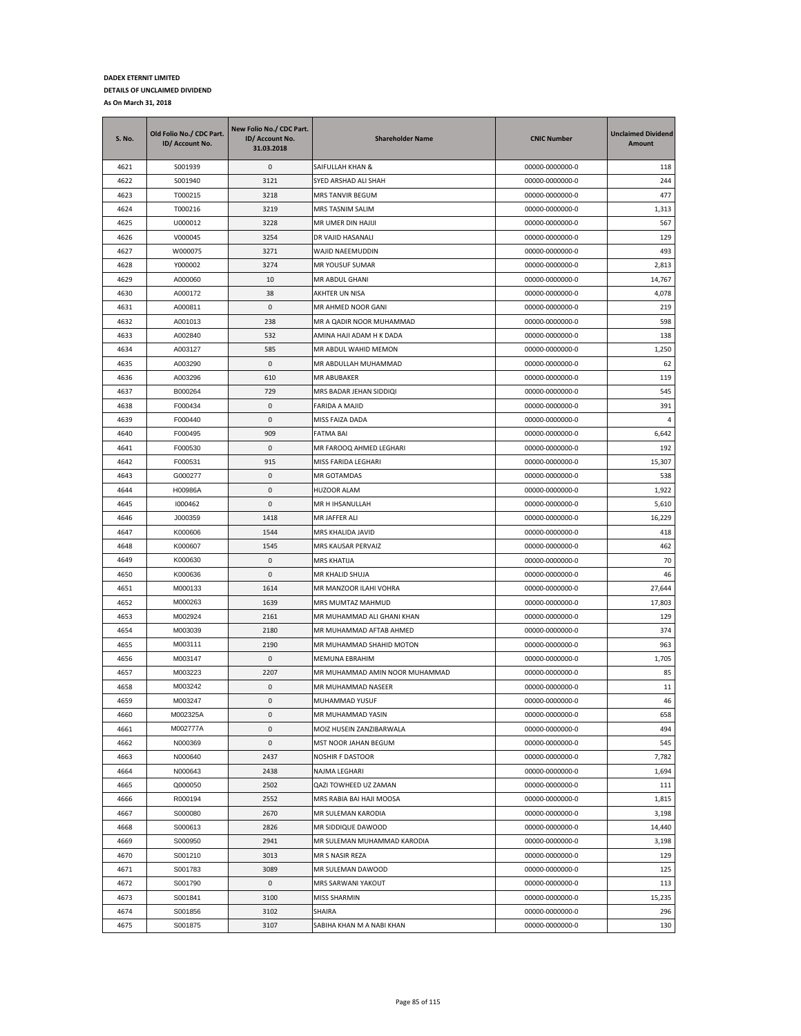**DADEX ETERNIT LIMITED**

**DETAILS OF UNCLAIMED DIVIDEND**

**As On March 31, 2018**

| S. No. | Old Folio No./ CDC Part. ID/ Account No. | New Folio No./ CDC Part. ID/ Account No. 31.03.2018 | Shareholder Name | CNIC Number | Unclaimed Dividend Amount |
|---|---|---|---|---|---|
| 4621 | S001939 | 0 | SAIFULLAH KHAN & | 00000-0000000-0 | 118 |
| 4622 | S001940 | 3121 | SYED ARSHAD ALI SHAH | 00000-0000000-0 | 244 |
| 4623 | T000215 | 3218 | MRS TANVIR BEGUM | 00000-0000000-0 | 477 |
| 4624 | T000216 | 3219 | MRS TASNIM SALIM | 00000-0000000-0 | 1,313 |
| 4625 | U000012 | 3228 | MR UMER DIN HAJIJI | 00000-0000000-0 | 567 |
| 4626 | V000045 | 3254 | DR VAJID HASANALI | 00000-0000000-0 | 129 |
| 4627 | W000075 | 3271 | WAJID NAEEMUDDIN | 00000-0000000-0 | 493 |
| 4628 | Y000002 | 3274 | MR YOUSUF SUMAR | 00000-0000000-0 | 2,813 |
| 4629 | A000060 | 10 | MR ABDUL GHANI | 00000-0000000-0 | 14,767 |
| 4630 | A000172 | 38 | AKHTER UN NISA | 00000-0000000-0 | 4,078 |
| 4631 | A000811 | 0 | MR AHMED NOOR GANI | 00000-0000000-0 | 219 |
| 4632 | A001013 | 238 | MR A QADIR NOOR MUHAMMAD | 00000-0000000-0 | 598 |
| 4633 | A002840 | 532 | AMINA HAJI ADAM H K DADA | 00000-0000000-0 | 138 |
| 4634 | A003127 | 585 | MR ABDUL WAHID MEMON | 00000-0000000-0 | 1,250 |
| 4635 | A003290 | 0 | MR ABDULLAH MUHAMMAD | 00000-0000000-0 | 62 |
| 4636 | A003296 | 610 | MR ABUBAKER | 00000-0000000-0 | 119 |
| 4637 | B000264 | 729 | MRS BADAR JEHAN SIDDIQI | 00000-0000000-0 | 545 |
| 4638 | F000434 | 0 | FARIDA A MAJID | 00000-0000000-0 | 391 |
| 4639 | F000440 | 0 | MISS FAIZA DADA | 00000-0000000-0 | 4 |
| 4640 | F000495 | 909 | FATMA BAI | 00000-0000000-0 | 6,642 |
| 4641 | F000530 | 0 | MR FAROOQ AHMED LEGHARI | 00000-0000000-0 | 192 |
| 4642 | F000531 | 915 | MISS FARIDA LEGHARI | 00000-0000000-0 | 15,307 |
| 4643 | G000277 | 0 | MR GOTAMDAS | 00000-0000000-0 | 538 |
| 4644 | H00986A | 0 | HUZOOR ALAM | 00000-0000000-0 | 1,922 |
| 4645 | I000462 | 0 | MR H IHSANULLAH | 00000-0000000-0 | 5,610 |
| 4646 | J000359 | 1418 | MR JAFFER ALI | 00000-0000000-0 | 16,229 |
| 4647 | K000606 | 1544 | MRS KHALIDA JAVID | 00000-0000000-0 | 418 |
| 4648 | K000607 | 1545 | MRS KAUSAR PERVAIZ | 00000-0000000-0 | 462 |
| 4649 | K000630 | 0 | MRS KHATIJA | 00000-0000000-0 | 70 |
| 4650 | K000636 | 0 | MR KHALID SHUJA | 00000-0000000-0 | 46 |
| 4651 | M000133 | 1614 | MR MANZOOR ILAHI VOHRA | 00000-0000000-0 | 27,644 |
| 4652 | M000263 | 1639 | MRS MUMTAZ MAHMUD | 00000-0000000-0 | 17,803 |
| 4653 | M002924 | 2161 | MR MUHAMMAD ALI GHANI KHAN | 00000-0000000-0 | 129 |
| 4654 | M003039 | 2180 | MR MUHAMMAD AFTAB AHMED | 00000-0000000-0 | 374 |
| 4655 | M003111 | 2190 | MR MUHAMMAD SHAHID MOTON | 00000-0000000-0 | 963 |
| 4656 | M003147 | 0 | MEMUNA EBRAHIM | 00000-0000000-0 | 1,705 |
| 4657 | M003223 | 2207 | MR MUHAMMAD AMIN NOOR MUHAMMAD | 00000-0000000-0 | 85 |
| 4658 | M003242 | 0 | MR MUHAMMAD NASEER | 00000-0000000-0 | 11 |
| 4659 | M003247 | 0 | MUHAMMAD YUSUF | 00000-0000000-0 | 46 |
| 4660 | M002325A | 0 | MR MUHAMMAD YASIN | 00000-0000000-0 | 658 |
| 4661 | M002777A | 0 | MOIZ HUSEIN ZANZIBARWALA | 00000-0000000-0 | 494 |
| 4662 | N000369 | 0 | MST NOOR JAHAN BEGUM | 00000-0000000-0 | 545 |
| 4663 | N000640 | 2437 | NOSHIR F DASTOOR | 00000-0000000-0 | 7,782 |
| 4664 | N000643 | 2438 | NAJMA LEGHARI | 00000-0000000-0 | 1,694 |
| 4665 | Q000050 | 2502 | QAZI TOWHEED UZ ZAMAN | 00000-0000000-0 | 111 |
| 4666 | R000194 | 2552 | MRS RABIA BAI HAJI MOOSA | 00000-0000000-0 | 1,815 |
| 4667 | S000080 | 2670 | MR SULEMAN KARODIA | 00000-0000000-0 | 3,198 |
| 4668 | S000613 | 2826 | MR SIDDIQUE DAWOOD | 00000-0000000-0 | 14,440 |
| 4669 | S000950 | 2941 | MR SULEMAN MUHAMMAD KARODIA | 00000-0000000-0 | 3,198 |
| 4670 | S001210 | 3013 | MR S NASIR REZA | 00000-0000000-0 | 129 |
| 4671 | S001783 | 3089 | MR SULEMAN DAWOOD | 00000-0000000-0 | 125 |
| 4672 | S001790 | 0 | MRS SARWANI YAKOUT | 00000-0000000-0 | 113 |
| 4673 | S001841 | 3100 | MISS SHARMIN | 00000-0000000-0 | 15,235 |
| 4674 | S001856 | 3102 | SHAIRA | 00000-0000000-0 | 296 |
| 4675 | S001875 | 3107 | SABIHA KHAN M A NABI KHAN | 00000-0000000-0 | 130 |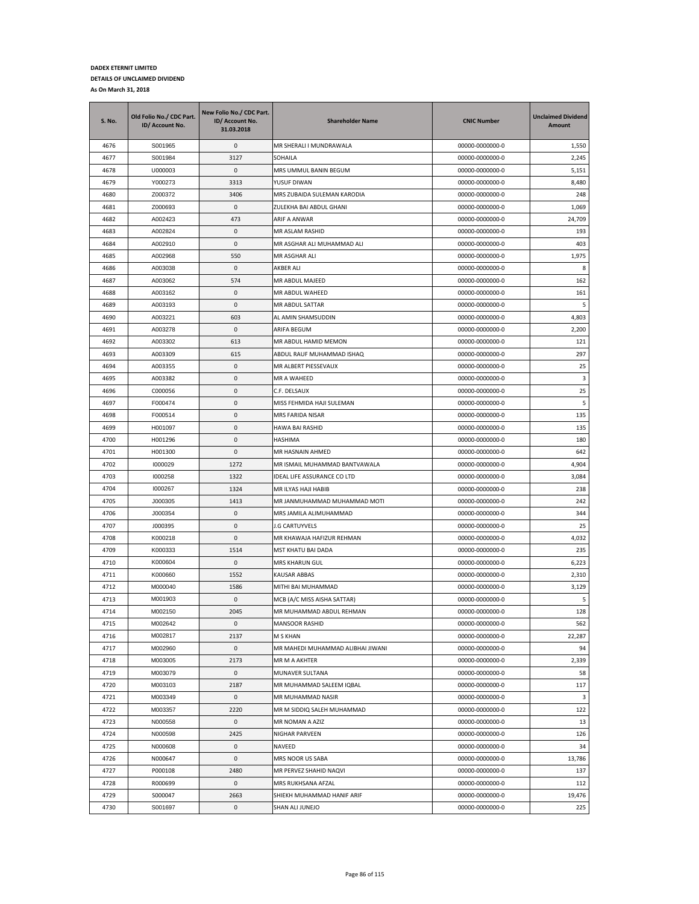**DADEX ETERNIT LIMITED**

**DETAILS OF UNCLAIMED DIVIDEND**

**As On March 31, 2018**

| S. No. | Old Folio No./ CDC Part. ID/ Account No. | New Folio No./ CDC Part. ID/ Account No. 31.03.2018 | Shareholder Name | CNIC Number | Unclaimed Dividend Amount |
|---|---|---|---|---|---|
| 4676 | S001965 | 0 | MR SHERALI I MUNDRAWALA | 00000-0000000-0 | 1,550 |
| 4677 | S001984 | 3127 | SOHAILA | 00000-0000000-0 | 2,245 |
| 4678 | U000003 | 0 | MRS UMMUL BANIN BEGUM | 00000-0000000-0 | 5,151 |
| 4679 | Y000273 | 3313 | YUSUF DIWAN | 00000-0000000-0 | 8,480 |
| 4680 | Z000372 | 3406 | MRS ZUBAIDA SULEMAN KARODIA | 00000-0000000-0 | 248 |
| 4681 | Z000693 | 0 | ZULEKHA BAI ABDUL GHANI | 00000-0000000-0 | 1,069 |
| 4682 | A002423 | 473 | ARIF A ANWAR | 00000-0000000-0 | 24,709 |
| 4683 | A002824 | 0 | MR ASLAM RASHID | 00000-0000000-0 | 193 |
| 4684 | A002910 | 0 | MR ASGHAR ALI MUHAMMAD ALI | 00000-0000000-0 | 403 |
| 4685 | A002968 | 550 | MR ASGHAR ALI | 00000-0000000-0 | 1,975 |
| 4686 | A003038 | 0 | AKBER ALI | 00000-0000000-0 | 8 |
| 4687 | A003062 | 574 | MR ABDUL MAJEED | 00000-0000000-0 | 162 |
| 4688 | A003162 | 0 | MR ABDUL WAHEED | 00000-0000000-0 | 161 |
| 4689 | A003193 | 0 | MR ABDUL SATTAR | 00000-0000000-0 | 5 |
| 4690 | A003221 | 603 | AL AMIN SHAMSUDDIN | 00000-0000000-0 | 4,803 |
| 4691 | A003278 | 0 | ARIFA BEGUM | 00000-0000000-0 | 2,200 |
| 4692 | A003302 | 613 | MR ABDUL HAMID MEMON | 00000-0000000-0 | 121 |
| 4693 | A003309 | 615 | ABDUL RAUF MUHAMMAD ISHAQ | 00000-0000000-0 | 297 |
| 4694 | A003355 | 0 | MR ALBERT PIESSEVAUX | 00000-0000000-0 | 25 |
| 4695 | A003382 | 0 | MR A WAHEED | 00000-0000000-0 | 3 |
| 4696 | C000056 | 0 | C.F. DELSAUX | 00000-0000000-0 | 25 |
| 4697 | F000474 | 0 | MISS FEHMIDA HAJI SULEMAN | 00000-0000000-0 | 5 |
| 4698 | F000514 | 0 | MRS FARIDA NISAR | 00000-0000000-0 | 135 |
| 4699 | H001097 | 0 | HAWA BAI RASHID | 00000-0000000-0 | 135 |
| 4700 | H001296 | 0 | HASHIMA | 00000-0000000-0 | 180 |
| 4701 | H001300 | 0 | MR HASNAIN AHMED | 00000-0000000-0 | 642 |
| 4702 | I000029 | 1272 | MR ISMAIL MUHAMMAD BANTVAWALA | 00000-0000000-0 | 4,904 |
| 4703 | I000258 | 1322 | IDEAL LIFE ASSURANCE CO LTD | 00000-0000000-0 | 3,084 |
| 4704 | I000267 | 1324 | MR ILYAS HAJI HABIB | 00000-0000000-0 | 238 |
| 4705 | J000305 | 1413 | MR JANMUHAMMAD MUHAMMAD MOTI | 00000-0000000-0 | 242 |
| 4706 | J000354 | 0 | MRS JAMILA ALIMUHAMMAD | 00000-0000000-0 | 344 |
| 4707 | J000395 | 0 | J.G CARTUYVELS | 00000-0000000-0 | 25 |
| 4708 | K000218 | 0 | MR KHAWAJA HAFIZUR REHMAN | 00000-0000000-0 | 4,032 |
| 4709 | K000333 | 1514 | MST KHATU BAI DADA | 00000-0000000-0 | 235 |
| 4710 | K000604 | 0 | MRS KHARUN GUL | 00000-0000000-0 | 6,223 |
| 4711 | K000660 | 1552 | KAUSAR ABBAS | 00000-0000000-0 | 2,310 |
| 4712 | M000040 | 1586 | MITHI BAI MUHAMMAD | 00000-0000000-0 | 3,129 |
| 4713 | M001903 | 0 | MCB (A/C MISS AISHA SATTAR) | 00000-0000000-0 | 5 |
| 4714 | M002150 | 2045 | MR MUHAMMAD ABDUL REHMAN | 00000-0000000-0 | 128 |
| 4715 | M002642 | 0 | MANSOOR RASHID | 00000-0000000-0 | 562 |
| 4716 | M002817 | 2137 | M S KHAN | 00000-0000000-0 | 22,287 |
| 4717 | M002960 | 0 | MR MAHEDI MUHAMMAD ALIBHAI JIWANI | 00000-0000000-0 | 94 |
| 4718 | M003005 | 2173 | MR M A AKHTER | 00000-0000000-0 | 2,339 |
| 4719 | M003079 | 0 | MUNAVER SULTANA | 00000-0000000-0 | 58 |
| 4720 | M003103 | 2187 | MR MUHAMMAD SALEEM IQBAL | 00000-0000000-0 | 117 |
| 4721 | M003349 | 0 | MR MUHAMMAD NASIR | 00000-0000000-0 | 3 |
| 4722 | M003357 | 2220 | MR M SIDDIQ SALEH MUHAMMAD | 00000-0000000-0 | 122 |
| 4723 | N000558 | 0 | MR NOMAN A AZIZ | 00000-0000000-0 | 13 |
| 4724 | N000598 | 2425 | NIGHAR PARVEEN | 00000-0000000-0 | 126 |
| 4725 | N000608 | 0 | NAVEED | 00000-0000000-0 | 34 |
| 4726 | N000647 | 0 | MRS NOOR US SABA | 00000-0000000-0 | 13,786 |
| 4727 | P000108 | 2480 | MR PERVEZ SHAHID NAQVI | 00000-0000000-0 | 137 |
| 4728 | R000699 | 0 | MRS RUKHSANA AFZAL | 00000-0000000-0 | 112 |
| 4729 | S000047 | 2663 | SHIEKH MUHAMMAD HANIF ARIF | 00000-0000000-0 | 19,476 |
| 4730 | S001697 | 0 | SHAN ALI JUNEJO | 00000-0000000-0 | 225 |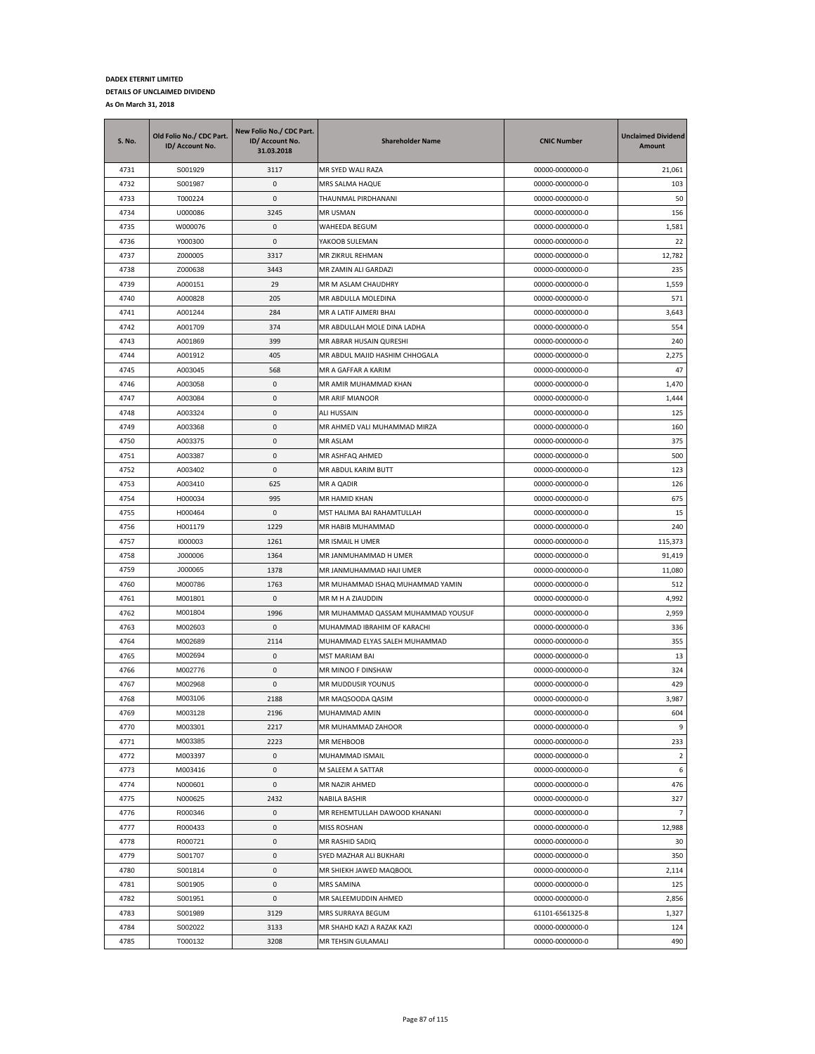**DADEX ETERNIT LIMITED**

**DETAILS OF UNCLAIMED DIVIDEND**

**As On March 31, 2018**

| S. No. | Old Folio No./ CDC Part. ID/ Account No. | New Folio No./ CDC Part. ID/ Account No. 31.03.2018 | Shareholder Name | CNIC Number | Unclaimed Dividend Amount |
|---|---|---|---|---|---|
| 4731 | S001929 | 3117 | MR SYED WALI RAZA | 00000-0000000-0 | 21,061 |
| 4732 | S001987 | 0 | MRS SALMA HAQUE | 00000-0000000-0 | 103 |
| 4733 | T000224 | 0 | THAUNMAL PIRDHANANI | 00000-0000000-0 | 50 |
| 4734 | U000086 | 3245 | MR USMAN | 00000-0000000-0 | 156 |
| 4735 | W000076 | 0 | WAHEEDA BEGUM | 00000-0000000-0 | 1,581 |
| 4736 | Y000300 | 0 | YAKOOB SULEMAN | 00000-0000000-0 | 22 |
| 4737 | Z000005 | 3317 | MR ZIKRUL REHMAN | 00000-0000000-0 | 12,782 |
| 4738 | Z000638 | 3443 | MR ZAMIN ALI GARDAZI | 00000-0000000-0 | 235 |
| 4739 | A000151 | 29 | MR M ASLAM CHAUDHRY | 00000-0000000-0 | 1,559 |
| 4740 | A000828 | 205 | MR ABDULLA MOLEDINA | 00000-0000000-0 | 571 |
| 4741 | A001244 | 284 | MR A LATIF AJMERI BHAI | 00000-0000000-0 | 3,643 |
| 4742 | A001709 | 374 | MR ABDULLAH MOLE DINA LADHA | 00000-0000000-0 | 554 |
| 4743 | A001869 | 399 | MR ABRAR HUSAIN QURESHI | 00000-0000000-0 | 240 |
| 4744 | A001912 | 405 | MR ABDUL MAJID HASHIM CHHOGALA | 00000-0000000-0 | 2,275 |
| 4745 | A003045 | 568 | MR A GAFFAR A KARIM | 00000-0000000-0 | 47 |
| 4746 | A003058 | 0 | MR AMIR MUHAMMAD KHAN | 00000-0000000-0 | 1,470 |
| 4747 | A003084 | 0 | MR ARIF MIANOOR | 00000-0000000-0 | 1,444 |
| 4748 | A003324 | 0 | ALI HUSSAIN | 00000-0000000-0 | 125 |
| 4749 | A003368 | 0 | MR AHMED VALI MUHAMMAD MIRZA | 00000-0000000-0 | 160 |
| 4750 | A003375 | 0 | MR ASLAM | 00000-0000000-0 | 375 |
| 4751 | A003387 | 0 | MR ASHFAQ AHMED | 00000-0000000-0 | 500 |
| 4752 | A003402 | 0 | MR ABDUL KARIM BUTT | 00000-0000000-0 | 123 |
| 4753 | A003410 | 625 | MR A QADIR | 00000-0000000-0 | 126 |
| 4754 | H000034 | 995 | MR HAMID KHAN | 00000-0000000-0 | 675 |
| 4755 | H000464 | 0 | MST HALIMA BAI RAHAMTULLAH | 00000-0000000-0 | 15 |
| 4756 | H001179 | 1229 | MR HABIB MUHAMMAD | 00000-0000000-0 | 240 |
| 4757 | I000003 | 1261 | MR ISMAIL H UMER | 00000-0000000-0 | 115,373 |
| 4758 | J000006 | 1364 | MR JANMUHAMMAD H UMER | 00000-0000000-0 | 91,419 |
| 4759 | J000065 | 1378 | MR JANMUHAMMAD HAJI UMER | 00000-0000000-0 | 11,080 |
| 4760 | M000786 | 1763 | MR MUHAMMAD ISHAQ MUHAMMAD YAMIN | 00000-0000000-0 | 512 |
| 4761 | M001801 | 0 | MR M H A ZIAUDDIN | 00000-0000000-0 | 4,992 |
| 4762 | M001804 | 1996 | MR MUHAMMAD QASSAM MUHAMMAD YOUSUF | 00000-0000000-0 | 2,959 |
| 4763 | M002603 | 0 | MUHAMMAD IBRAHIM OF KARACHI | 00000-0000000-0 | 336 |
| 4764 | M002689 | 2114 | MUHAMMAD ELYAS SALEH MUHAMMAD | 00000-0000000-0 | 355 |
| 4765 | M002694 | 0 | MST MARIAM BAI | 00000-0000000-0 | 13 |
| 4766 | M002776 | 0 | MR MINOO F DINSHAW | 00000-0000000-0 | 324 |
| 4767 | M002968 | 0 | MR MUDDUSIR YOUNUS | 00000-0000000-0 | 429 |
| 4768 | M003106 | 2188 | MR MAQSOODA QASIM | 00000-0000000-0 | 3,987 |
| 4769 | M003128 | 2196 | MUHAMMAD AMIN | 00000-0000000-0 | 604 |
| 4770 | M003301 | 2217 | MR MUHAMMAD ZAHOOR | 00000-0000000-0 | 9 |
| 4771 | M003385 | 2223 | MR MEHBOOB | 00000-0000000-0 | 233 |
| 4772 | M003397 | 0 | MUHAMMAD ISMAIL | 00000-0000000-0 | 2 |
| 4773 | M003416 | 0 | M SALEEM A SATTAR | 00000-0000000-0 | 6 |
| 4774 | N000601 | 0 | MR NAZIR AHMED | 00000-0000000-0 | 476 |
| 4775 | N000625 | 2432 | NABILA BASHIR | 00000-0000000-0 | 327 |
| 4776 | R000346 | 0 | MR REHEMTULLAH DAWOOD KHANANI | 00000-0000000-0 | 7 |
| 4777 | R000433 | 0 | MISS ROSHAN | 00000-0000000-0 | 12,988 |
| 4778 | R000721 | 0 | MR RASHID SADIQ | 00000-0000000-0 | 30 |
| 4779 | S001707 | 0 | SYED MAZHAR ALI BUKHARI | 00000-0000000-0 | 350 |
| 4780 | S001814 | 0 | MR SHIEKH JAWED MAQBOOL | 00000-0000000-0 | 2,114 |
| 4781 | S001905 | 0 | MRS SAMINA | 00000-0000000-0 | 125 |
| 4782 | S001951 | 0 | MR SALEEMUDDIN AHMED | 00000-0000000-0 | 2,856 |
| 4783 | S001989 | 3129 | MRS SURRAYA BEGUM | 61101-6561325-8 | 1,327 |
| 4784 | S002022 | 3133 | MR SHAHD KAZI A RAZAK KAZI | 00000-0000000-0 | 124 |
| 4785 | T000132 | 3208 | MR TEHSIN GULAMALI | 00000-0000000-0 | 490 |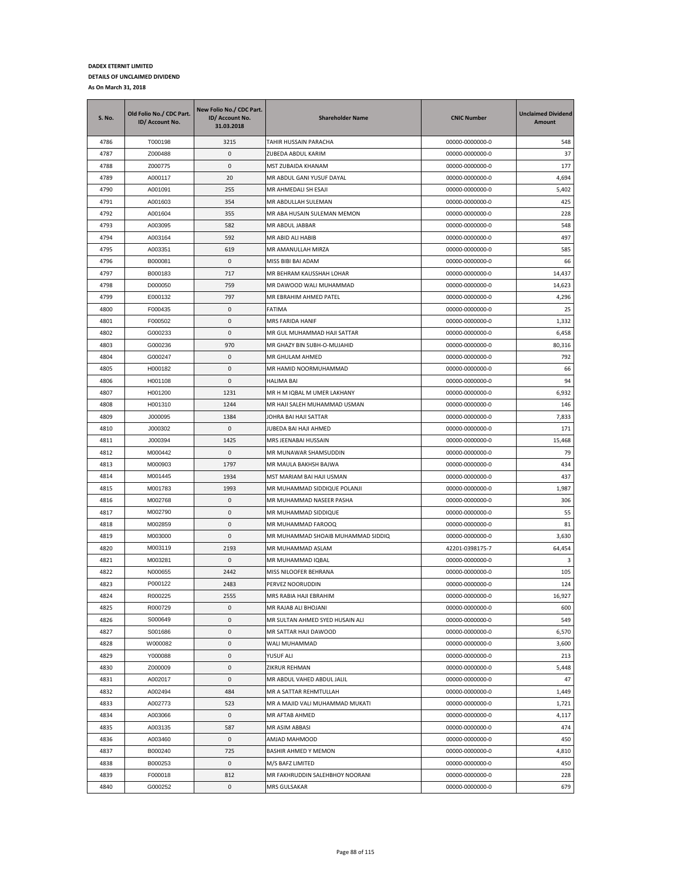**DADEX ETERNIT LIMITED**

**DETAILS OF UNCLAIMED DIVIDEND**

**As On March 31, 2018**

| S. No. | Old Folio No./ CDC Part. ID/ Account No. | New Folio No./ CDC Part. ID/ Account No. 31.03.2018 | Shareholder Name | CNIC Number | Unclaimed Dividend Amount |
|---|---|---|---|---|---|
| 4786 | T000198 | 3215 | TAHIR HUSSAIN PARACHA | 00000-0000000-0 | 548 |
| 4787 | Z000488 | 0 | ZUBEDA ABDUL KARIM | 00000-0000000-0 | 37 |
| 4788 | Z000775 | 0 | MST ZUBAIDA KHANAM | 00000-0000000-0 | 177 |
| 4789 | A000117 | 20 | MR ABDUL GANI YUSUF DAYAL | 00000-0000000-0 | 4,694 |
| 4790 | A001091 | 255 | MR AHMEDALI SH ESAJI | 00000-0000000-0 | 5,402 |
| 4791 | A001603 | 354 | MR ABDULLAH SULEMAN | 00000-0000000-0 | 425 |
| 4792 | A001604 | 355 | MR ABA HUSAIN SULEMAN MEMON | 00000-0000000-0 | 228 |
| 4793 | A003095 | 582 | MR ABDUL JABBAR | 00000-0000000-0 | 548 |
| 4794 | A003164 | 592 | MR ABID ALI HABIB | 00000-0000000-0 | 497 |
| 4795 | A003351 | 619 | MR AMANULLAH MIRZA | 00000-0000000-0 | 585 |
| 4796 | B000081 | 0 | MISS BIBI BAI ADAM | 00000-0000000-0 | 66 |
| 4797 | B000183 | 717 | MR BEHRAM KAUSSHAH LOHAR | 00000-0000000-0 | 14,437 |
| 4798 | D000050 | 759 | MR DAWOOD WALI MUHAMMAD | 00000-0000000-0 | 14,623 |
| 4799 | E000132 | 797 | MR EBRAHIM AHMED PATEL | 00000-0000000-0 | 4,296 |
| 4800 | F000435 | 0 | FATIMA | 00000-0000000-0 | 25 |
| 4801 | F000502 | 0 | MRS FARIDA HANIF | 00000-0000000-0 | 1,332 |
| 4802 | G000233 | 0 | MR GUL MUHAMMAD HAJI SATTAR | 00000-0000000-0 | 6,458 |
| 4803 | G000236 | 970 | MR GHAZY BIN SUBH-O-MUJAHID | 00000-0000000-0 | 80,316 |
| 4804 | G000247 | 0 | MR GHULAM AHMED | 00000-0000000-0 | 792 |
| 4805 | H000182 | 0 | MR HAMID NOORMUHAMMAD | 00000-0000000-0 | 66 |
| 4806 | H001108 | 0 | HALIMA BAI | 00000-0000000-0 | 94 |
| 4807 | H001200 | 1231 | MR H M IQBAL M UMER LAKHANY | 00000-0000000-0 | 6,932 |
| 4808 | H001310 | 1244 | MR HAJI SALEH MUHAMMAD USMAN | 00000-0000000-0 | 146 |
| 4809 | J000095 | 1384 | JOHRA BAI HAJI SATTAR | 00000-0000000-0 | 7,833 |
| 4810 | J000302 | 0 | JUBEDA BAI HAJI AHMED | 00000-0000000-0 | 171 |
| 4811 | J000394 | 1425 | MRS JEENABAI HUSSAIN | 00000-0000000-0 | 15,468 |
| 4812 | M000442 | 0 | MR MUNAWAR SHAMSUDDIN | 00000-0000000-0 | 79 |
| 4813 | M000903 | 1797 | MR MAULA BAKHSH BAJWA | 00000-0000000-0 | 434 |
| 4814 | M001445 | 1934 | MST MARIAM BAI HAJI USMAN | 00000-0000000-0 | 437 |
| 4815 | M001783 | 1993 | MR MUHAMMAD SIDDIQUE POLANJI | 00000-0000000-0 | 1,987 |
| 4816 | M002768 | 0 | MR MUHAMMAD NASEER PASHA | 00000-0000000-0 | 306 |
| 4817 | M002790 | 0 | MR MUHAMMAD SIDDIQUE | 00000-0000000-0 | 55 |
| 4818 | M002859 | 0 | MR MUHAMMAD FAROOQ | 00000-0000000-0 | 81 |
| 4819 | M003000 | 0 | MR MUHAMMAD SHOAIB MUHAMMAD SIDDIQ | 00000-0000000-0 | 3,630 |
| 4820 | M003119 | 2193 | MR MUHAMMAD ASLAM | 42201-0398175-7 | 64,454 |
| 4821 | M003281 | 0 | MR MUHAMMAD IQBAL | 00000-0000000-0 | 3 |
| 4822 | N000655 | 2442 | MISS NILOOFER BEHRANA | 00000-0000000-0 | 105 |
| 4823 | P000122 | 2483 | PERVEZ NOORUDDIN | 00000-0000000-0 | 124 |
| 4824 | R000225 | 2555 | MRS RABIA HAJI EBRAHIM | 00000-0000000-0 | 16,927 |
| 4825 | R000729 | 0 | MR RAJAB ALI BHOJANI | 00000-0000000-0 | 600 |
| 4826 | S000649 | 0 | MR SULTAN AHMED SYED HUSAIN ALI | 00000-0000000-0 | 549 |
| 4827 | S001686 | 0 | MR SATTAR HAJI DAWOOD | 00000-0000000-0 | 6,570 |
| 4828 | W000082 | 0 | WALI MUHAMMAD | 00000-0000000-0 | 3,600 |
| 4829 | Y000088 | 0 | YUSUF ALI | 00000-0000000-0 | 213 |
| 4830 | Z000009 | 0 | ZIKRUR REHMAN | 00000-0000000-0 | 5,448 |
| 4831 | A002017 | 0 | MR ABDUL VAHED ABDUL JALIL | 00000-0000000-0 | 47 |
| 4832 | A002494 | 484 | MR A SATTAR REHMTULLAH | 00000-0000000-0 | 1,449 |
| 4833 | A002773 | 523 | MR A MAJID VALI MUHAMMAD MUKATI | 00000-0000000-0 | 1,721 |
| 4834 | A003066 | 0 | MR AFTAB AHMED | 00000-0000000-0 | 4,117 |
| 4835 | A003135 | 587 | MR ASIM ABBASI | 00000-0000000-0 | 474 |
| 4836 | A003460 | 0 | AMJAD MAHMOOD | 00000-0000000-0 | 450 |
| 4837 | B000240 | 725 | BASHIR AHMED Y MEMON | 00000-0000000-0 | 4,810 |
| 4838 | B000253 | 0 | M/S BAFZ LIMITED | 00000-0000000-0 | 450 |
| 4839 | F000018 | 812 | MR FAKHRUDDIN SALEHBHOY NOORANI | 00000-0000000-0 | 228 |
| 4840 | G000252 | 0 | MRS GULSAKAR | 00000-0000000-0 | 679 |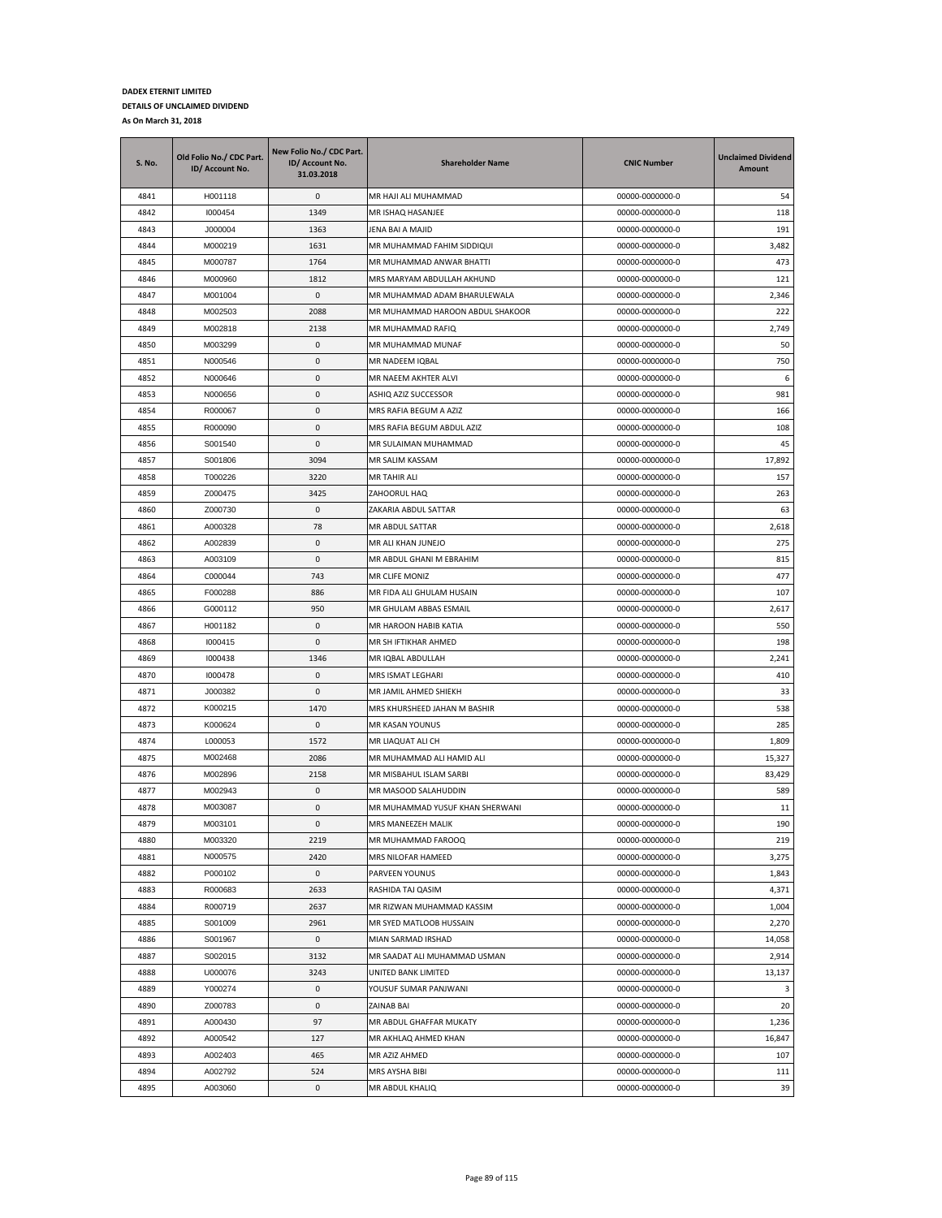**DADEX ETERNIT LIMITED**

**DETAILS OF UNCLAIMED DIVIDEND**

**As On March 31, 2018**

| S. No. | Old Folio No./ CDC Part. ID/ Account No. | New Folio No./ CDC Part. ID/ Account No. 31.03.2018 | Shareholder Name | CNIC Number | Unclaimed Dividend Amount |
|---|---|---|---|---|---|
| 4841 | H001118 | 0 | MR HAJI ALI MUHAMMAD | 00000-0000000-0 | 54 |
| 4842 | I000454 | 1349 | MR ISHAQ HASANJEE | 00000-0000000-0 | 118 |
| 4843 | J000004 | 1363 | JENA BAI A MAJID | 00000-0000000-0 | 191 |
| 4844 | M000219 | 1631 | MR MUHAMMAD FAHIM SIDDIQUI | 00000-0000000-0 | 3,482 |
| 4845 | M000787 | 1764 | MR MUHAMMAD ANWAR BHATTI | 00000-0000000-0 | 473 |
| 4846 | M000960 | 1812 | MRS MARYAM ABDULLAH AKHUND | 00000-0000000-0 | 121 |
| 4847 | M001004 | 0 | MR MUHAMMAD ADAM BHARULEWALA | 00000-0000000-0 | 2,346 |
| 4848 | M002503 | 2088 | MR MUHAMMAD HAROON ABDUL SHAKOOR | 00000-0000000-0 | 222 |
| 4849 | M002818 | 2138 | MR MUHAMMAD RAFIQ | 00000-0000000-0 | 2,749 |
| 4850 | M003299 | 0 | MR MUHAMMAD MUNAF | 00000-0000000-0 | 50 |
| 4851 | N000546 | 0 | MR NADEEM IQBAL | 00000-0000000-0 | 750 |
| 4852 | N000646 | 0 | MR NAEEM AKHTER ALVI | 00000-0000000-0 | 6 |
| 4853 | N000656 | 0 | ASHIQ AZIZ SUCCESSOR | 00000-0000000-0 | 981 |
| 4854 | R000067 | 0 | MRS RAFIA BEGUM A AZIZ | 00000-0000000-0 | 166 |
| 4855 | R000090 | 0 | MRS RAFIA BEGUM ABDUL AZIZ | 00000-0000000-0 | 108 |
| 4856 | S001540 | 0 | MR SULAIMAN MUHAMMAD | 00000-0000000-0 | 45 |
| 4857 | S001806 | 3094 | MR SALIM KASSAM | 00000-0000000-0 | 17,892 |
| 4858 | T000226 | 3220 | MR TAHIR ALI | 00000-0000000-0 | 157 |
| 4859 | Z000475 | 3425 | ZAHOORUL HAQ | 00000-0000000-0 | 263 |
| 4860 | Z000730 | 0 | ZAKARIA ABDUL SATTAR | 00000-0000000-0 | 63 |
| 4861 | A000328 | 78 | MR ABDUL SATTAR | 00000-0000000-0 | 2,618 |
| 4862 | A002839 | 0 | MR ALI KHAN JUNEJO | 00000-0000000-0 | 275 |
| 4863 | A003109 | 0 | MR ABDUL GHANI M EBRAHIM | 00000-0000000-0 | 815 |
| 4864 | C000044 | 743 | MR CLIFE MONIZ | 00000-0000000-0 | 477 |
| 4865 | F000288 | 886 | MR FIDA ALI GHULAM HUSAIN | 00000-0000000-0 | 107 |
| 4866 | G000112 | 950 | MR GHULAM ABBAS ESMAIL | 00000-0000000-0 | 2,617 |
| 4867 | H001182 | 0 | MR HAROON HABIB KATIA | 00000-0000000-0 | 550 |
| 4868 | I000415 | 0 | MR SH IFTIKHAR AHMED | 00000-0000000-0 | 198 |
| 4869 | I000438 | 1346 | MR IQBAL ABDULLAH | 00000-0000000-0 | 2,241 |
| 4870 | I000478 | 0 | MRS ISMAT LEGHARI | 00000-0000000-0 | 410 |
| 4871 | J000382 | 0 | MR JAMIL AHMED SHIEKH | 00000-0000000-0 | 33 |
| 4872 | K000215 | 1470 | MRS KHURSHEED JAHAN M BASHIR | 00000-0000000-0 | 538 |
| 4873 | K000624 | 0 | MR KASAN YOUNUS | 00000-0000000-0 | 285 |
| 4874 | L000053 | 1572 | MR LIAQUAT ALI CH | 00000-0000000-0 | 1,809 |
| 4875 | M002468 | 2086 | MR MUHAMMAD ALI HAMID ALI | 00000-0000000-0 | 15,327 |
| 4876 | M002896 | 2158 | MR MISBAHUL ISLAM SARBI | 00000-0000000-0 | 83,429 |
| 4877 | M002943 | 0 | MR MASOOD SALAHUDDIN | 00000-0000000-0 | 589 |
| 4878 | M003087 | 0 | MR MUHAMMAD YUSUF KHAN SHERWANI | 00000-0000000-0 | 11 |
| 4879 | M003101 | 0 | MRS MANEEZEH MALIK | 00000-0000000-0 | 190 |
| 4880 | M003320 | 2219 | MR MUHAMMAD FAROOQ | 00000-0000000-0 | 219 |
| 4881 | N000575 | 2420 | MRS NILOFAR HAMEED | 00000-0000000-0 | 3,275 |
| 4882 | P000102 | 0 | PARVEEN YOUNUS | 00000-0000000-0 | 1,843 |
| 4883 | R000683 | 2633 | RASHIDA TAJ QASIM | 00000-0000000-0 | 4,371 |
| 4884 | R000719 | 2637 | MR RIZWAN MUHAMMAD KASSIM | 00000-0000000-0 | 1,004 |
| 4885 | S001009 | 2961 | MR SYED MATLOOB HUSSAIN | 00000-0000000-0 | 2,270 |
| 4886 | S001967 | 0 | MIAN SARMAD IRSHAD | 00000-0000000-0 | 14,058 |
| 4887 | S002015 | 3132 | MR SAADAT ALI MUHAMMAD USMAN | 00000-0000000-0 | 2,914 |
| 4888 | U000076 | 3243 | UNITED BANK LIMITED | 00000-0000000-0 | 13,137 |
| 4889 | Y000274 | 0 | YOUSUF SUMAR PANJWANI | 00000-0000000-0 | 3 |
| 4890 | Z000783 | 0 | ZAINAB BAI | 00000-0000000-0 | 20 |
| 4891 | A000430 | 97 | MR ABDUL GHAFFAR MUKATY | 00000-0000000-0 | 1,236 |
| 4892 | A000542 | 127 | MR AKHLAQ AHMED KHAN | 00000-0000000-0 | 16,847 |
| 4893 | A002403 | 465 | MR AZIZ AHMED | 00000-0000000-0 | 107 |
| 4894 | A002792 | 524 | MRS AYSHA BIBI | 00000-0000000-0 | 111 |
| 4895 | A003060 | 0 | MR ABDUL KHALIQ | 00000-0000000-0 | 39 |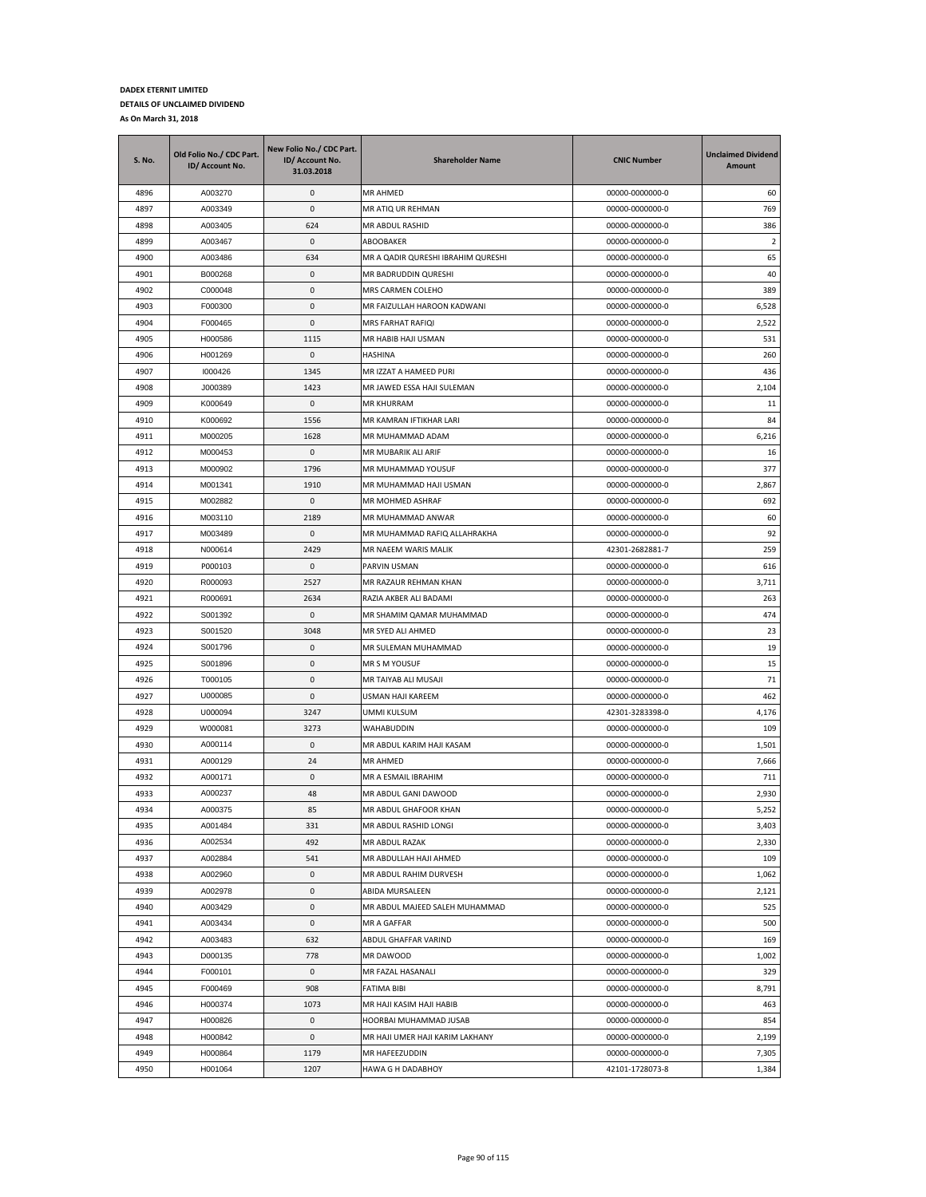**DADEX ETERNIT LIMITED**
**DETAILS OF UNCLAIMED DIVIDEND**
**As On March 31, 2018**

| S. No. | Old Folio No./ CDC Part. ID/ Account No. | New Folio No./ CDC Part. ID/ Account No. 31.03.2018 | Shareholder Name | CNIC Number | Unclaimed Dividend Amount |
|---|---|---|---|---|---|
| 4896 | A003270 | 0 | MR AHMED | 00000-0000000-0 | 60 |
| 4897 | A003349 | 0 | MR ATIQ UR REHMAN | 00000-0000000-0 | 769 |
| 4898 | A003405 | 624 | MR ABDUL RASHID | 00000-0000000-0 | 386 |
| 4899 | A003467 | 0 | ABOOBAKER | 00000-0000000-0 | 2 |
| 4900 | A003486 | 634 | MR A QADIR QURESHI IBRAHIM QURESHI | 00000-0000000-0 | 65 |
| 4901 | B000268 | 0 | MR BADRUDDIN QURESHI | 00000-0000000-0 | 40 |
| 4902 | C000048 | 0 | MRS CARMEN COLEHO | 00000-0000000-0 | 389 |
| 4903 | F000300 | 0 | MR FAIZULLAH HAROON KADWANI | 00000-0000000-0 | 6,528 |
| 4904 | F000465 | 0 | MRS FARHAT RAFIQI | 00000-0000000-0 | 2,522 |
| 4905 | H000586 | 1115 | MR HABIB HAJI USMAN | 00000-0000000-0 | 531 |
| 4906 | H001269 | 0 | HASHINA | 00000-0000000-0 | 260 |
| 4907 | I000426 | 1345 | MR IZZAT A HAMEED PURI | 00000-0000000-0 | 436 |
| 4908 | J000389 | 1423 | MR JAWED ESSA HAJI SULEMAN | 00000-0000000-0 | 2,104 |
| 4909 | K000649 | 0 | MR KHURRAM | 00000-0000000-0 | 11 |
| 4910 | K000692 | 1556 | MR KAMRAN IFTIKHAR LARI | 00000-0000000-0 | 84 |
| 4911 | M000205 | 1628 | MR MUHAMMAD ADAM | 00000-0000000-0 | 6,216 |
| 4912 | M000453 | 0 | MR MUBARIK ALI ARIF | 00000-0000000-0 | 16 |
| 4913 | M000902 | 1796 | MR MUHAMMAD YOUSUF | 00000-0000000-0 | 377 |
| 4914 | M001341 | 1910 | MR MUHAMMAD HAJI USMAN | 00000-0000000-0 | 2,867 |
| 4915 | M002882 | 0 | MR MOHMED ASHRAF | 00000-0000000-0 | 692 |
| 4916 | M003110 | 2189 | MR MUHAMMAD ANWAR | 00000-0000000-0 | 60 |
| 4917 | M003489 | 0 | MR MUHAMMAD RAFIQ ALLAHRAKHA | 00000-0000000-0 | 92 |
| 4918 | N000614 | 2429 | MR NAEEM WARIS MALIK | 42301-2682881-7 | 259 |
| 4919 | P000103 | 0 | PARVIN USMAN | 00000-0000000-0 | 616 |
| 4920 | R000093 | 2527 | MR RAZAUR REHMAN KHAN | 00000-0000000-0 | 3,711 |
| 4921 | R000691 | 2634 | RAZIA AKBER ALI BADAMI | 00000-0000000-0 | 263 |
| 4922 | S001392 | 0 | MR SHAMIM QAMAR MUHAMMAD | 00000-0000000-0 | 474 |
| 4923 | S001520 | 3048 | MR SYED ALI AHMED | 00000-0000000-0 | 23 |
| 4924 | S001796 | 0 | MR SULEMAN MUHAMMAD | 00000-0000000-0 | 19 |
| 4925 | S001896 | 0 | MR S M YOUSUF | 00000-0000000-0 | 15 |
| 4926 | T000105 | 0 | MR TAIYAB ALI MUSAJI | 00000-0000000-0 | 71 |
| 4927 | U000085 | 0 | USMAN HAJI KAREEM | 00000-0000000-0 | 462 |
| 4928 | U000094 | 3247 | UMMI KULSUM | 42301-3283398-0 | 4,176 |
| 4929 | W000081 | 3273 | WAHABUDDIN | 00000-0000000-0 | 109 |
| 4930 | A000114 | 0 | MR ABDUL KARIM HAJI KASAM | 00000-0000000-0 | 1,501 |
| 4931 | A000129 | 24 | MR AHMED | 00000-0000000-0 | 7,666 |
| 4932 | A000171 | 0 | MR A ESMAIL IBRAHIM | 00000-0000000-0 | 711 |
| 4933 | A000237 | 48 | MR ABDUL GANI DAWOOD | 00000-0000000-0 | 2,930 |
| 4934 | A000375 | 85 | MR ABDUL GHAFOOR KHAN | 00000-0000000-0 | 5,252 |
| 4935 | A001484 | 331 | MR ABDUL RASHID LONGI | 00000-0000000-0 | 3,403 |
| 4936 | A002534 | 492 | MR ABDUL RAZAK | 00000-0000000-0 | 2,330 |
| 4937 | A002884 | 541 | MR ABDULLAH HAJI AHMED | 00000-0000000-0 | 109 |
| 4938 | A002960 | 0 | MR ABDUL RAHIM DURVESH | 00000-0000000-0 | 1,062 |
| 4939 | A002978 | 0 | ABIDA MURSALEEN | 00000-0000000-0 | 2,121 |
| 4940 | A003429 | 0 | MR ABDUL MAJEED SALEH MUHAMMAD | 00000-0000000-0 | 525 |
| 4941 | A003434 | 0 | MR A GAFFAR | 00000-0000000-0 | 500 |
| 4942 | A003483 | 632 | ABDUL GHAFFAR VARIND | 00000-0000000-0 | 169 |
| 4943 | D000135 | 778 | MR DAWOOD | 00000-0000000-0 | 1,002 |
| 4944 | F000101 | 0 | MR FAZAL HASANALI | 00000-0000000-0 | 329 |
| 4945 | F000469 | 908 | FATIMA BIBI | 00000-0000000-0 | 8,791 |
| 4946 | H000374 | 1073 | MR HAJI KASIM HAJI HABIB | 00000-0000000-0 | 463 |
| 4947 | H000826 | 0 | HOORBAI MUHAMMAD JUSAB | 00000-0000000-0 | 854 |
| 4948 | H000842 | 0 | MR HAJI UMER HAJI KARIM LAKHANY | 00000-0000000-0 | 2,199 |
| 4949 | H000864 | 1179 | MR HAFEEZUDDIN | 00000-0000000-0 | 7,305 |
| 4950 | H001064 | 1207 | HAWA G H DADABHOY | 42101-1728073-8 | 1,384 |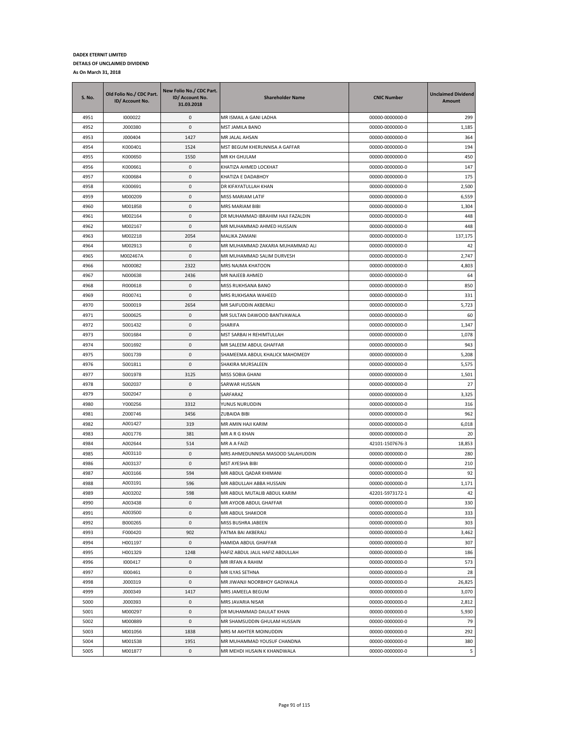**DADEX ETERNIT LIMITED**

**DETAILS OF UNCLAIMED DIVIDEND**

**As On March 31, 2018**

| S. No. | Old Folio No./ CDC Part. ID/ Account No. | New Folio No./ CDC Part. ID/ Account No. 31.03.2018 | Shareholder Name | CNIC Number | Unclaimed Dividend Amount |
|---|---|---|---|---|---|
| 4951 | I000022 | 0 | MR ISMAIL A GANI LADHA | 00000-0000000-0 | 299 |
| 4952 | J000380 | 0 | MST JAMILA BANO | 00000-0000000-0 | 1,185 |
| 4953 | J000404 | 1427 | MR JALAL AHSAN | 00000-0000000-0 | 364 |
| 4954 | K000401 | 1524 | MST BEGUM KHERUNNISA A GAFFAR | 00000-0000000-0 | 194 |
| 4955 | K000650 | 1550 | MR KH GHULAM | 00000-0000000-0 | 450 |
| 4956 | K000661 | 0 | KHATIZA AHMED LOCKHAT | 00000-0000000-0 | 147 |
| 4957 | K000684 | 0 | KHATIZA E DADABHOY | 00000-0000000-0 | 175 |
| 4958 | K000691 | 0 | DR KIFAYATULLAH KHAN | 00000-0000000-0 | 2,500 |
| 4959 | M000209 | 0 | MISS MARIAM LATIF | 00000-0000000-0 | 6,559 |
| 4960 | M001858 | 0 | MRS MARIAM BIBI | 00000-0000000-0 | 1,304 |
| 4961 | M002164 | 0 | DR MUHAMMAD IBRAHIM HAJI FAZALDIN | 00000-0000000-0 | 448 |
| 4962 | M002167 | 0 | MR MUHAMMAD AHMED HUSSAIN | 00000-0000000-0 | 448 |
| 4963 | M002218 | 2054 | MALIKA ZAMANI | 00000-0000000-0 | 137,175 |
| 4964 | M002913 | 0 | MR MUHAMMAD ZAKARIA MUHAMMAD ALI | 00000-0000000-0 | 42 |
| 4965 | M002467A | 0 | MR MUHAMMAD SALIM DURVESH | 00000-0000000-0 | 2,747 |
| 4966 | N000082 | 2322 | MRS NAJMA KHATOON | 00000-0000000-0 | 4,803 |
| 4967 | N000638 | 2436 | MR NAJEEB AHMED | 00000-0000000-0 | 64 |
| 4968 | R000618 | 0 | MISS RUKHSANA BANO | 00000-0000000-0 | 850 |
| 4969 | R000741 | 0 | MRS RUKHSANA WAHEED | 00000-0000000-0 | 331 |
| 4970 | S000019 | 2654 | MR SAIFUDDIN AKBERALI | 00000-0000000-0 | 5,723 |
| 4971 | S000625 | 0 | MR SULTAN DAWOOD BANTVAWALA | 00000-0000000-0 | 60 |
| 4972 | S001432 | 0 | SHARIFA | 00000-0000000-0 | 1,347 |
| 4973 | S001684 | 0 | MST SARBAI H REHIMTULLAH | 00000-0000000-0 | 1,078 |
| 4974 | S001692 | 0 | MR SALEEM ABDUL GHAFFAR | 00000-0000000-0 | 943 |
| 4975 | S001739 | 0 | SHAMEEMA ABDUL KHALICK MAHOMEDY | 00000-0000000-0 | 5,208 |
| 4976 | S001811 | 0 | SHAKIRA MURSALEEN | 00000-0000000-0 | 5,575 |
| 4977 | S001978 | 3125 | MISS SOBIA GHANI | 00000-0000000-0 | 1,501 |
| 4978 | S002037 | 0 | SARWAR HUSSAIN | 00000-0000000-0 | 27 |
| 4979 | S002047 | 0 | SARFARAZ | 00000-0000000-0 | 3,325 |
| 4980 | Y000256 | 3312 | YUNUS NURUDDIN | 00000-0000000-0 | 316 |
| 4981 | Z000746 | 3456 | ZUBAIDA BIBI | 00000-0000000-0 | 962 |
| 4982 | A001427 | 319 | MR AMIN HAJI KARIM | 00000-0000000-0 | 6,018 |
| 4983 | A001776 | 381 | MR A R G KHAN | 00000-0000000-0 | 20 |
| 4984 | A002644 | 514 | MR A A FAIZI | 42101-1507676-3 | 18,853 |
| 4985 | A003110 | 0 | MRS AHMEDUNNISA MASOOD SALAHUDDIN | 00000-0000000-0 | 280 |
| 4986 | A003137 | 0 | MST AYESHA BIBI | 00000-0000000-0 | 210 |
| 4987 | A003166 | 594 | MR ABDUL QADAR KHIMANI | 00000-0000000-0 | 92 |
| 4988 | A003191 | 596 | MR ABDULLAH ABBA HUSSAIN | 00000-0000000-0 | 1,171 |
| 4989 | A003202 | 598 | MR ABDUL MUTALIB ABDUL KARIM | 42201-5973172-1 | 42 |
| 4990 | A003438 | 0 | MR AYOOB ABDUL GHAFFAR | 00000-0000000-0 | 330 |
| 4991 | A003500 | 0 | MR ABDUL SHAKOOR | 00000-0000000-0 | 333 |
| 4992 | B000265 | 0 | MISS BUSHRA JABEEN | 00000-0000000-0 | 303 |
| 4993 | F000420 | 902 | FATMA BAI AKBERALI | 00000-0000000-0 | 3,462 |
| 4994 | H001197 | 0 | HAMIDA ABDUL GHAFFAR | 00000-0000000-0 | 307 |
| 4995 | H001329 | 1248 | HAFIZ ABDUL JALIL HAFIZ ABDULLAH | 00000-0000000-0 | 186 |
| 4996 | I000417 | 0 | MR IRFAN A RAHIM | 00000-0000000-0 | 573 |
| 4997 | I000461 | 0 | MR ILYAS SETHNA | 00000-0000000-0 | 28 |
| 4998 | J000319 | 0 | MR JIWANJI NOORBHOY GADIWALA | 00000-0000000-0 | 26,825 |
| 4999 | J000349 | 1417 | MRS JAMEELA BEGUM | 00000-0000000-0 | 3,070 |
| 5000 | J000393 | 0 | MRS JAVARIA NISAR | 00000-0000000-0 | 2,812 |
| 5001 | M000297 | 0 | DR MUHAMMAD DAULAT KHAN | 00000-0000000-0 | 5,930 |
| 5002 | M000889 | 0 | MR SHAMSUDDIN GHULAM HUSSAIN | 00000-0000000-0 | 79 |
| 5003 | M001056 | 1838 | MRS M AKHTER MOINUDDIN | 00000-0000000-0 | 292 |
| 5004 | M001538 | 1951 | MR MUHAMMAD YOUSUF CHANDNA | 00000-0000000-0 | 380 |
| 5005 | M001877 | 0 | MR MEHDI HUSAIN K KHANDWALA | 00000-0000000-0 | 5 |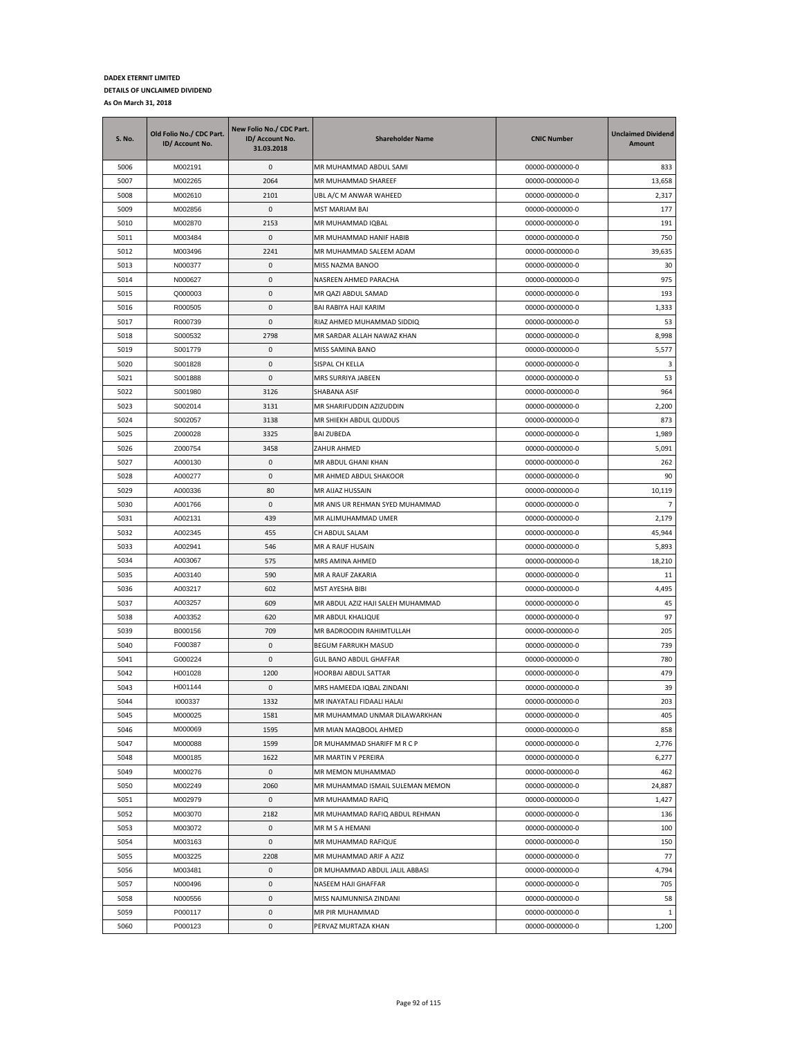**DADEX ETERNIT LIMITED**

**DETAILS OF UNCLAIMED DIVIDEND**

**As On March 31, 2018**

| S. No. | Old Folio No./ CDC Part. ID/ Account No. | New Folio No./ CDC Part. ID/ Account No. 31.03.2018 | Shareholder Name | CNIC Number | Unclaimed Dividend Amount |
|---|---|---|---|---|---|
| 5006 | M002191 | 0 | MR MUHAMMAD ABDUL SAMI | 00000-0000000-0 | 833 |
| 5007 | M002265 | 2064 | MR MUHAMMAD SHAREEF | 00000-0000000-0 | 13,658 |
| 5008 | M002610 | 2101 | UBL A/C M ANWAR WAHEED | 00000-0000000-0 | 2,317 |
| 5009 | M002856 | 0 | MST MARIAM BAI | 00000-0000000-0 | 177 |
| 5010 | M002870 | 2153 | MR MUHAMMAD IQBAL | 00000-0000000-0 | 191 |
| 5011 | M003484 | 0 | MR MUHAMMAD HANIF HABIB | 00000-0000000-0 | 750 |
| 5012 | M003496 | 2241 | MR MUHAMMAD SALEEM ADAM | 00000-0000000-0 | 39,635 |
| 5013 | N000377 | 0 | MISS NAZMA BANOO | 00000-0000000-0 | 30 |
| 5014 | N000627 | 0 | NASREEN AHMED PARACHA | 00000-0000000-0 | 975 |
| 5015 | Q000003 | 0 | MR QAZI ABDUL SAMAD | 00000-0000000-0 | 193 |
| 5016 | R000505 | 0 | BAI RABIYA HAJI KARIM | 00000-0000000-0 | 1,333 |
| 5017 | R000739 | 0 | RIAZ AHMED MUHAMMAD SIDDIQ | 00000-0000000-0 | 53 |
| 5018 | S000532 | 2798 | MR SARDAR ALLAH NAWAZ KHAN | 00000-0000000-0 | 8,998 |
| 5019 | S001779 | 0 | MISS SAMINA BANO | 00000-0000000-0 | 5,577 |
| 5020 | S001828 | 0 | SISPAL CH KELLA | 00000-0000000-0 | 3 |
| 5021 | S001888 | 0 | MRS SURRIYA JABEEN | 00000-0000000-0 | 53 |
| 5022 | S001980 | 3126 | SHABANA ASIF | 00000-0000000-0 | 964 |
| 5023 | S002014 | 3131 | MR SHARIFUDDIN AZIZUDDIN | 00000-0000000-0 | 2,200 |
| 5024 | S002057 | 3138 | MR SHIEKH ABDUL QUDDUS | 00000-0000000-0 | 873 |
| 5025 | Z000028 | 3325 | BAI ZUBEDA | 00000-0000000-0 | 1,989 |
| 5026 | Z000754 | 3458 | ZAHUR AHMED | 00000-0000000-0 | 5,091 |
| 5027 | A000130 | 0 | MR ABDUL GHANI KHAN | 00000-0000000-0 | 262 |
| 5028 | A000277 | 0 | MR AHMED ABDUL SHAKOOR | 00000-0000000-0 | 90 |
| 5029 | A000336 | 80 | MR AIJAZ HUSSAIN | 00000-0000000-0 | 10,119 |
| 5030 | A001766 | 0 | MR ANIS UR REHMAN SYED MUHAMMAD | 00000-0000000-0 | 7 |
| 5031 | A002131 | 439 | MR ALIMUHAMMAD UMER | 00000-0000000-0 | 2,179 |
| 5032 | A002345 | 455 | CH ABDUL SALAM | 00000-0000000-0 | 45,944 |
| 5033 | A002941 | 546 | MR A RAUF HUSAIN | 00000-0000000-0 | 5,893 |
| 5034 | A003067 | 575 | MRS AMINA AHMED | 00000-0000000-0 | 18,210 |
| 5035 | A003140 | 590 | MR A RAUF ZAKARIA | 00000-0000000-0 | 11 |
| 5036 | A003217 | 602 | MST AYESHA BIBI | 00000-0000000-0 | 4,495 |
| 5037 | A003257 | 609 | MR ABDUL AZIZ HAJI SALEH MUHAMMAD | 00000-0000000-0 | 45 |
| 5038 | A003352 | 620 | MR ABDUL KHALIQUE | 00000-0000000-0 | 97 |
| 5039 | B000156 | 709 | MR BADROODIN RAHIMTULLAH | 00000-0000000-0 | 205 |
| 5040 | F000387 | 0 | BEGUM FARRUKH MASUD | 00000-0000000-0 | 739 |
| 5041 | G000224 | 0 | GUL BANO ABDUL GHAFFAR | 00000-0000000-0 | 780 |
| 5042 | H001028 | 1200 | HOORBAI ABDUL SATTAR | 00000-0000000-0 | 479 |
| 5043 | H001144 | 0 | MRS HAMEEDA IQBAL ZINDANI | 00000-0000000-0 | 39 |
| 5044 | I000337 | 1332 | MR INAYATALI FIDAALI HALAI | 00000-0000000-0 | 203 |
| 5045 | M000025 | 1581 | MR MUHAMMAD UNMAR DILAWARKHAN | 00000-0000000-0 | 405 |
| 5046 | M000069 | 1595 | MR MIAN MAQBOOL AHMED | 00000-0000000-0 | 858 |
| 5047 | M000088 | 1599 | DR MUHAMMAD SHARIFF M R C P | 00000-0000000-0 | 2,776 |
| 5048 | M000185 | 1622 | MR MARTIN V PEREIRA | 00000-0000000-0 | 6,277 |
| 5049 | M000276 | 0 | MR MEMON MUHAMMAD | 00000-0000000-0 | 462 |
| 5050 | M002249 | 2060 | MR MUHAMMAD ISMAIL SULEMAN MEMON | 00000-0000000-0 | 24,887 |
| 5051 | M002979 | 0 | MR MUHAMMAD RAFIQ | 00000-0000000-0 | 1,427 |
| 5052 | M003070 | 2182 | MR MUHAMMAD RAFIQ ABDUL REHMAN | 00000-0000000-0 | 136 |
| 5053 | M003072 | 0 | MR M S A HEMANI | 00000-0000000-0 | 100 |
| 5054 | M003163 | 0 | MR MUHAMMAD RAFIQUE | 00000-0000000-0 | 150 |
| 5055 | M003225 | 2208 | MR MUHAMMAD ARIF A AZIZ | 00000-0000000-0 | 77 |
| 5056 | M003481 | 0 | DR MUHAMMAD ABDUL JALIL ABBASI | 00000-0000000-0 | 4,794 |
| 5057 | N000496 | 0 | NASEEM HAJI GHAFFAR | 00000-0000000-0 | 705 |
| 5058 | N000556 | 0 | MISS NAJMUNNISA ZINDANI | 00000-0000000-0 | 58 |
| 5059 | P000117 | 0 | MR PIR MUHAMMAD | 00000-0000000-0 | 1 |
| 5060 | P000123 | 0 | PERVAZ MURTAZA KHAN | 00000-0000000-0 | 1,200 |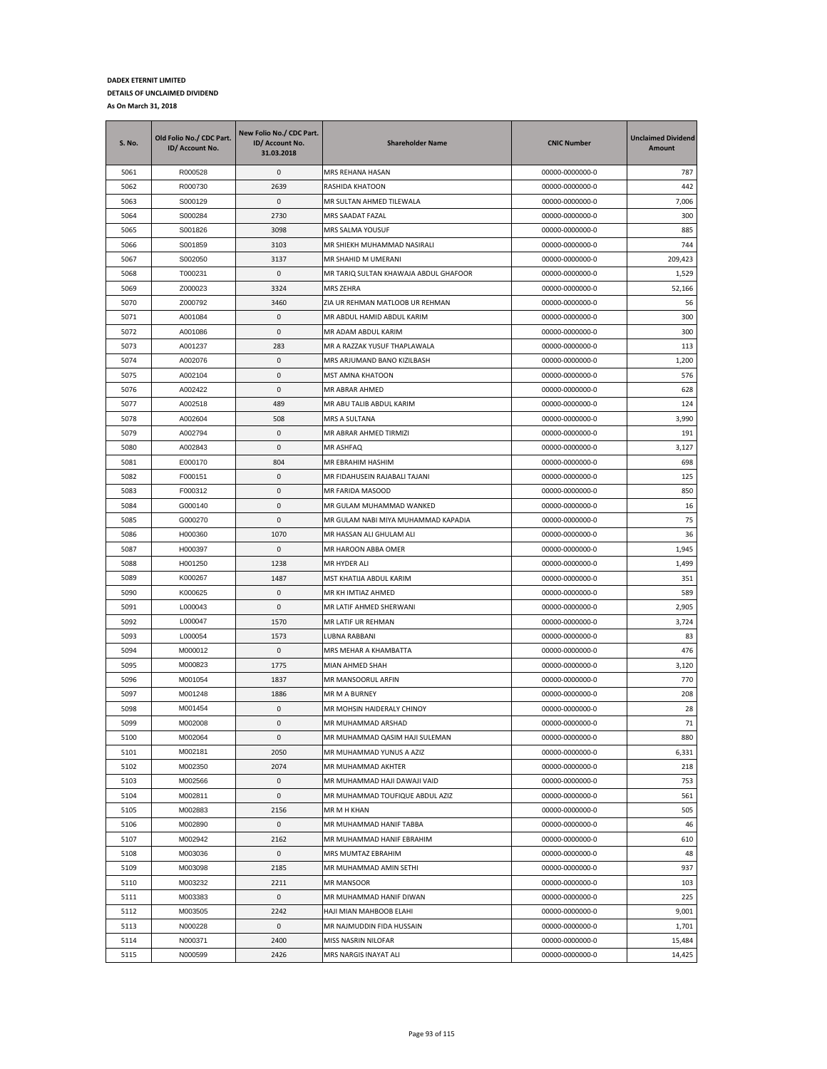**DADEX ETERNIT LIMITED**

**DETAILS OF UNCLAIMED DIVIDEND**

**As On March 31, 2018**

| S. No. | Old Folio No./ CDC Part. ID/ Account No. | New Folio No./ CDC Part. ID/ Account No. 31.03.2018 | Shareholder Name | CNIC Number | Unclaimed Dividend Amount |
|---|---|---|---|---|---|
| 5061 | R000528 | 0 | MRS REHANA HASAN | 00000-0000000-0 | 787 |
| 5062 | R000730 | 2639 | RASHIDA KHATOON | 00000-0000000-0 | 442 |
| 5063 | S000129 | 0 | MR SULTAN AHMED TILEWALA | 00000-0000000-0 | 7,006 |
| 5064 | S000284 | 2730 | MRS SAADAT FAZAL | 00000-0000000-0 | 300 |
| 5065 | S001826 | 3098 | MRS SALMA YOUSUF | 00000-0000000-0 | 885 |
| 5066 | S001859 | 3103 | MR SHIEKH MUHAMMAD NASIRALI | 00000-0000000-0 | 744 |
| 5067 | S002050 | 3137 | MR SHAHID M UMERANI | 00000-0000000-0 | 209,423 |
| 5068 | T000231 | 0 | MR TARIQ SULTAN KHAWAJA ABDUL GHAFOOR | 00000-0000000-0 | 1,529 |
| 5069 | Z000023 | 3324 | MRS ZEHRA | 00000-0000000-0 | 52,166 |
| 5070 | Z000792 | 3460 | ZIA UR REHMAN MATLOOB UR REHMAN | 00000-0000000-0 | 56 |
| 5071 | A001084 | 0 | MR ABDUL HAMID ABDUL KARIM | 00000-0000000-0 | 300 |
| 5072 | A001086 | 0 | MR ADAM ABDUL KARIM | 00000-0000000-0 | 300 |
| 5073 | A001237 | 283 | MR A RAZZAK YUSUF THAPLAWALA | 00000-0000000-0 | 113 |
| 5074 | A002076 | 0 | MRS ARJUMAND BANO KIZILBASH | 00000-0000000-0 | 1,200 |
| 5075 | A002104 | 0 | MST AMNA KHATOON | 00000-0000000-0 | 576 |
| 5076 | A002422 | 0 | MR ABRAR AHMED | 00000-0000000-0 | 628 |
| 5077 | A002518 | 489 | MR ABU TALIB ABDUL KARIM | 00000-0000000-0 | 124 |
| 5078 | A002604 | 508 | MRS A SULTANA | 00000-0000000-0 | 3,990 |
| 5079 | A002794 | 0 | MR ABRAR AHMED TIRMIZI | 00000-0000000-0 | 191 |
| 5080 | A002843 | 0 | MR ASHFAQ | 00000-0000000-0 | 3,127 |
| 5081 | E000170 | 804 | MR EBRAHIM HASHIM | 00000-0000000-0 | 698 |
| 5082 | F000151 | 0 | MR FIDAHUSEIN RAJABALI TAJANI | 00000-0000000-0 | 125 |
| 5083 | F000312 | 0 | MR FARIDA MASOOD | 00000-0000000-0 | 850 |
| 5084 | G000140 | 0 | MR GULAM MUHAMMAD WANKED | 00000-0000000-0 | 16 |
| 5085 | G000270 | 0 | MR GULAM NABI MIYA MUHAMMAD KAPADIA | 00000-0000000-0 | 75 |
| 5086 | H000360 | 1070 | MR HASSAN ALI GHULAM ALI | 00000-0000000-0 | 36 |
| 5087 | H000397 | 0 | MR HAROON ABBA OMER | 00000-0000000-0 | 1,945 |
| 5088 | H001250 | 1238 | MR HYDER ALI | 00000-0000000-0 | 1,499 |
| 5089 | K000267 | 1487 | MST KHATIJA ABDUL KARIM | 00000-0000000-0 | 351 |
| 5090 | K000625 | 0 | MR KH IMTIAZ AHMED | 00000-0000000-0 | 589 |
| 5091 | L000043 | 0 | MR LATIF AHMED SHERWANI | 00000-0000000-0 | 2,905 |
| 5092 | L000047 | 1570 | MR LATIF UR REHMAN | 00000-0000000-0 | 3,724 |
| 5093 | L000054 | 1573 | LUBNA RABBANI | 00000-0000000-0 | 83 |
| 5094 | M000012 | 0 | MRS MEHAR A KHAMBATTA | 00000-0000000-0 | 476 |
| 5095 | M000823 | 1775 | MIAN AHMED SHAH | 00000-0000000-0 | 3,120 |
| 5096 | M001054 | 1837 | MR MANSOORUL ARFIN | 00000-0000000-0 | 770 |
| 5097 | M001248 | 1886 | MR M A BURNEY | 00000-0000000-0 | 208 |
| 5098 | M001454 | 0 | MR MOHSIN HAIDERALY CHINOY | 00000-0000000-0 | 28 |
| 5099 | M002008 | 0 | MR MUHAMMAD ARSHAD | 00000-0000000-0 | 71 |
| 5100 | M002064 | 0 | MR MUHAMMAD QASIM HAJI SULEMAN | 00000-0000000-0 | 880 |
| 5101 | M002181 | 2050 | MR MUHAMMAD YUNUS A AZIZ | 00000-0000000-0 | 6,331 |
| 5102 | M002350 | 2074 | MR MUHAMMAD AKHTER | 00000-0000000-0 | 218 |
| 5103 | M002566 | 0 | MR MUHAMMAD HAJI DAWAJI VAID | 00000-0000000-0 | 753 |
| 5104 | M002811 | 0 | MR MUHAMMAD TOUFIQUE ABDUL AZIZ | 00000-0000000-0 | 561 |
| 5105 | M002883 | 2156 | MR M H KHAN | 00000-0000000-0 | 505 |
| 5106 | M002890 | 0 | MR MUHAMMAD HANIF TABBA | 00000-0000000-0 | 46 |
| 5107 | M002942 | 2162 | MR MUHAMMAD HANIF EBRAHIM | 00000-0000000-0 | 610 |
| 5108 | M003036 | 0 | MRS MUMTAZ EBRAHIM | 00000-0000000-0 | 48 |
| 5109 | M003098 | 2185 | MR MUHAMMAD AMIN SETHI | 00000-0000000-0 | 937 |
| 5110 | M003232 | 2211 | MR MANSOOR | 00000-0000000-0 | 103 |
| 5111 | M003383 | 0 | MR MUHAMMAD HANIF DIWAN | 00000-0000000-0 | 225 |
| 5112 | M003505 | 2242 | HAJI MIAN MAHBOOB ELAHI | 00000-0000000-0 | 9,001 |
| 5113 | N000228 | 0 | MR NAJMUDDIN FIDA HUSSAIN | 00000-0000000-0 | 1,701 |
| 5114 | N000371 | 2400 | MISS NASRIN NILOFAR | 00000-0000000-0 | 15,484 |
| 5115 | N000599 | 2426 | MRS NARGIS INAYAT ALI | 00000-0000000-0 | 14,425 |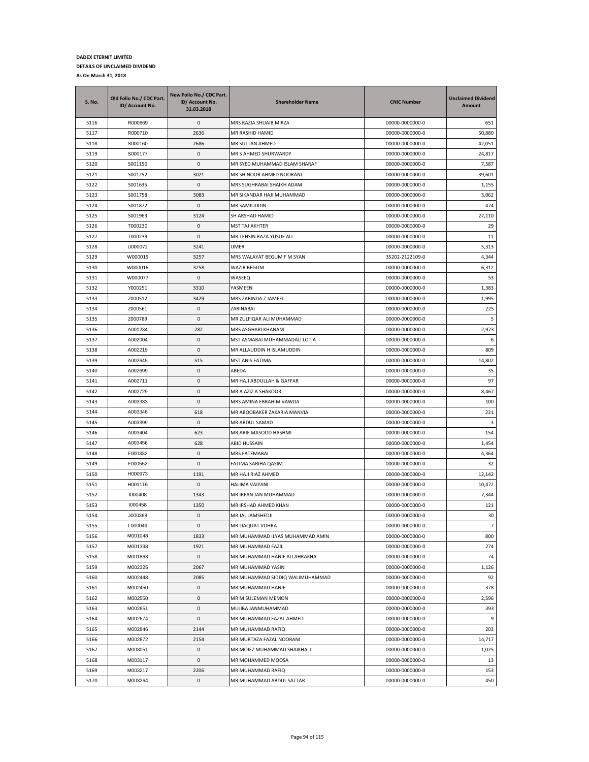**DADEX ETERNIT LIMITED**

**DETAILS OF UNCLAIMED DIVIDEND**

**As On March 31, 2018**

| S. No. | Old Folio No./ CDC Part. ID/ Account No. | New Folio No./ CDC Part. ID/ Account No. 31.03.2018 | Shareholder Name | CNIC Number | Unclaimed Dividend Amount |
|---|---|---|---|---|---|
| 5116 | R000669 | 0 | MRS RAZIA SHUAIB MIRZA | 00000-0000000-0 | 651 |
| 5117 | R000710 | 2636 | MR RASHID HAMID | 00000-0000000-0 | 50,880 |
| 5118 | S000160 | 2686 | MR SULTAN AHMED | 00000-0000000-0 | 42,051 |
| 5119 | S000177 | 0 | MR S AHMED SHURWARDY | 00000-0000000-0 | 24,817 |
| 5120 | S001156 | 0 | MR SYED MUHAMMAD ISLAM SHARAF | 00000-0000000-0 | 7,587 |
| 5121 | S001252 | 3021 | MR SH NOOR AHMED NOORANI | 00000-0000000-0 | 39,601 |
| 5122 | S001635 | 0 | MRS SUGHRABAI SHAIKH ADAM | 00000-0000000-0 | 1,155 |
| 5123 | S001758 | 3083 | MR SIKANDAR HAJI MUHAMMAD | 00000-0000000-0 | 3,062 |
| 5124 | S001872 | 0 | MR SAMIUDDIN | 00000-0000000-0 | 474 |
| 5125 | S001963 | 3124 | SH ARSHAD HAMID | 00000-0000000-0 | 27,110 |
| 5126 | T000230 | 0 | MST TAJ AKHTER | 00000-0000000-0 | 29 |
| 5127 | T000239 | 0 | MR TEHSIN RAZA YUSUF ALI | 00000-0000000-0 | 11 |
| 5128 | U000072 | 3241 | UMER | 00000-0000000-0 | 5,313 |
| 5129 | W000015 | 3257 | MRS WALAYAT BEGUM F M SYAN | 35202-2122109-0 | 4,344 |
| 5130 | W000016 | 3258 | WAZIR BEGUM | 00000-0000000-0 | 6,312 |
| 5131 | W000077 | 0 | WASEEQ | 00000-0000000-0 | 53 |
| 5132 | Y000251 | 3310 | YASMEEN | 00000-0000000-0 | 1,383 |
| 5133 | Z000512 | 3429 | MRS ZABINDA Z JAMEEL | 00000-0000000-0 | 1,995 |
| 5134 | Z000561 | 0 | ZARINABAI | 00000-0000000-0 | 225 |
| 5135 | Z000789 | 0 | MR ZULFIQAR ALI MUHAMMAD | 00000-0000000-0 | 5 |
| 5136 | A001234 | 282 | MRS ASGHARI KHANAM | 00000-0000000-0 | 2,973 |
| 5137 | A002004 | 0 | MST ASMABAI MUHAMMADALI LOTIA | 00000-0000000-0 | 6 |
| 5138 | A002219 | 0 | MR ALLAUDDIN H ISLAMUDDIN | 00000-0000000-0 | 809 |
| 5139 | A002645 | 515 | MST ANIS FATIMA | 00000-0000000-0 | 14,802 |
| 5140 | A002699 | 0 | ABEDA | 00000-0000000-0 | 35 |
| 5141 | A002711 | 0 | MR HAJI ABDULLAH & GAFFAR | 00000-0000000-0 | 97 |
| 5142 | A002729 | 0 | MR A AZIZ A SHAKOOR | 00000-0000000-0 | 8,467 |
| 5143 | A003333 | 0 | MRS AMINA EBRAHIM VAWDA | 00000-0000000-0 | 100 |
| 5144 | A003346 | 618 | MR ABOOBAKER ZAKARIA MANVIA | 00000-0000000-0 | 221 |
| 5145 | A003399 | 0 | MR ABDUL SAMAD | 00000-0000000-0 | 3 |
| 5146 | A003404 | 623 | MR ARIF MASOOD HASHMI | 00000-0000000-0 | 154 |
| 5147 | A003456 | 628 | ABID HUSSAIN | 00000-0000000-0 | 1,454 |
| 5148 | F000332 | 0 | MRS FATEMABAI | 00000-0000000-0 | 4,364 |
| 5149 | F000552 | 0 | FATIMA SABIHA QASIM | 00000-0000000-0 | 32 |
| 5150 | H000973 | 1191 | MR HAJI RIAZ AHMED | 00000-0000000-0 | 12,142 |
| 5151 | H001116 | 0 | HALIMA VAIYANI | 00000-0000000-0 | 10,472 |
| 5152 | I000408 | 1343 | MR IRFAN JAN MUHAMMAD | 00000-0000000-0 | 7,344 |
| 5153 | I000458 | 1350 | MR IRSHAD AHMED KHAN | 00000-0000000-0 | 121 |
| 5154 | J000368 | 0 | MR JAL JAMSHEDJI | 00000-0000000-0 | 30 |
| 5155 | L000049 | 0 | MR LIAQUAT VOHRA | 00000-0000000-0 | 7 |
| 5156 | M001048 | 1833 | MR MUHAMMAD ILYAS MUHAMMAD AMIN | 00000-0000000-0 | 800 |
| 5157 | M001398 | 1921 | MR MUHAMMAD FAZIL | 00000-0000000-0 | 274 |
| 5158 | M001863 | 0 | MR MUHAMMAD HANIF ALLAHRAKHA | 00000-0000000-0 | 74 |
| 5159 | M002325 | 2067 | MR MUHAMMAD YASIN | 00000-0000000-0 | 1,126 |
| 5160 | M002448 | 2085 | MR MUHAMMAD SIDDIQ WALIMUHAMMAD | 00000-0000000-0 | 92 |
| 5161 | M002450 | 0 | MR MUHAMMAD HANIF | 00000-0000000-0 | 378 |
| 5162 | M002550 | 0 | MR M SULEMAN MEMON | 00000-0000000-0 | 2,596 |
| 5163 | M002651 | 0 | MUJIBA JANMUHAMMAD | 00000-0000000-0 | 393 |
| 5164 | M002674 | 0 | MR MUHAMMAD FAZAL AHMED | 00000-0000000-0 | 9 |
| 5165 | M002846 | 2144 | MR MUHAMMAD RAFIQ | 00000-0000000-0 | 203 |
| 5166 | M002872 | 2154 | MR MURTAZA FAZAL NOORANI | 00000-0000000-0 | 14,717 |
| 5167 | M003051 | 0 | MR MOIEZ MUHAMMAD SHAIKHALI | 00000-0000000-0 | 1,025 |
| 5168 | M003117 | 0 | MR MOHAMMED MOOSA | 00000-0000000-0 | 13 |
| 5169 | M003217 | 2206 | MR MUHAMMAD RAFIQ | 00000-0000000-0 | 153 |
| 5170 | M003264 | 0 | MR MUHAMMAD ABDUL SATTAR | 00000-0000000-0 | 450 |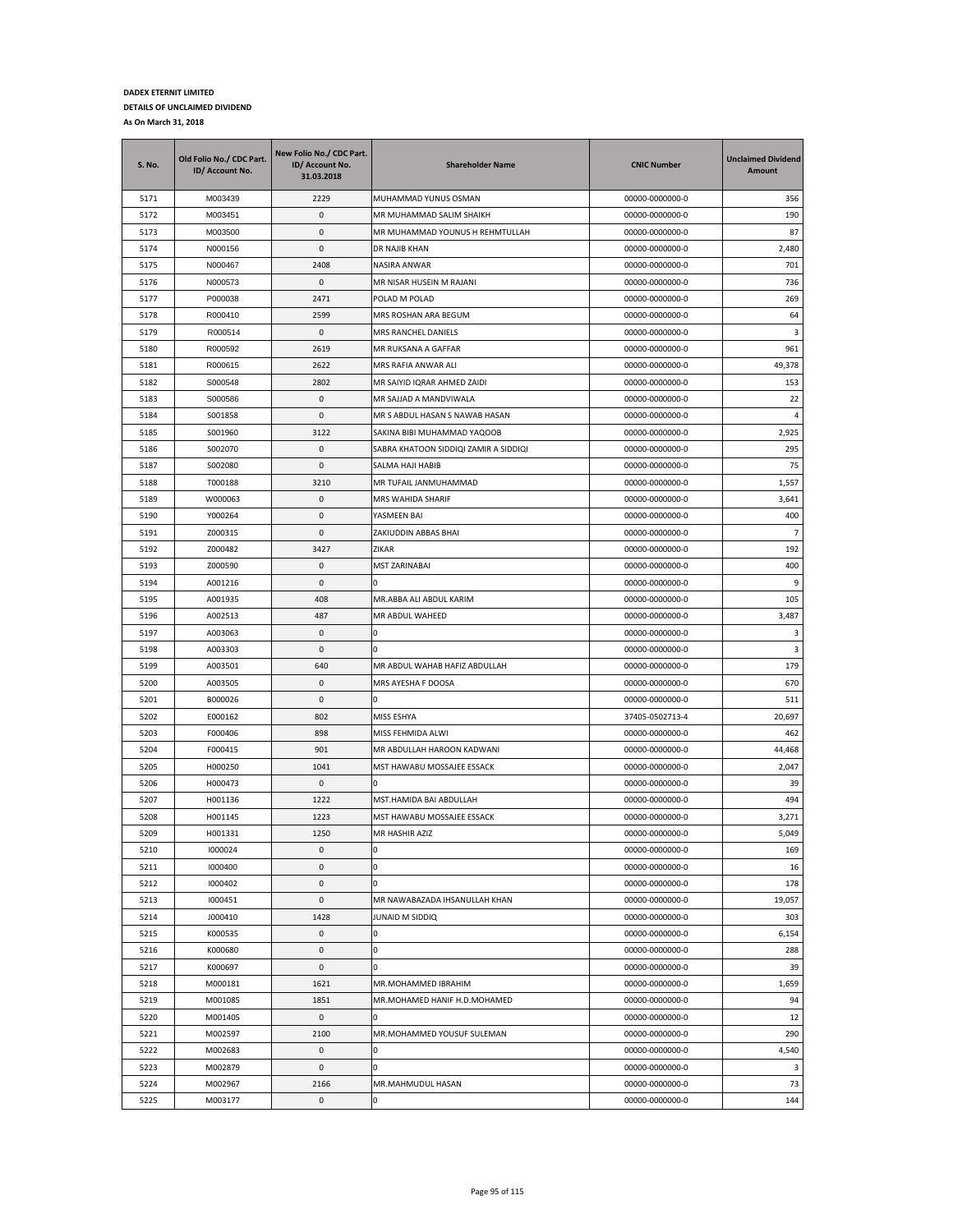**DADEX ETERNIT LIMITED**

**DETAILS OF UNCLAIMED DIVIDEND**

**As On March 31, 2018**

| S. No. | Old Folio No./ CDC Part. ID/ Account No. | New Folio No./ CDC Part. ID/ Account No. 31.03.2018 | Shareholder Name | CNIC Number | Unclaimed Dividend Amount |
|---|---|---|---|---|---|
| 5171 | M003439 | 2229 | MUHAMMAD YUNUS OSMAN | 00000-0000000-0 | 356 |
| 5172 | M003451 | 0 | MR MUHAMMAD SALIM SHAIKH | 00000-0000000-0 | 190 |
| 5173 | M003500 | 0 | MR MUHAMMAD YOUNUS H REHMTULLAH | 00000-0000000-0 | 87 |
| 5174 | N000156 | 0 | DR NAJIB KHAN | 00000-0000000-0 | 2,480 |
| 5175 | N000467 | 2408 | NASIRA ANWAR | 00000-0000000-0 | 701 |
| 5176 | N000573 | 0 | MR NISAR HUSEIN M RAJANI | 00000-0000000-0 | 736 |
| 5177 | P000038 | 2471 | POLAD M POLAD | 00000-0000000-0 | 269 |
| 5178 | R000410 | 2599 | MRS ROSHAN ARA BEGUM | 00000-0000000-0 | 64 |
| 5179 | R000514 | 0 | MRS RANCHEL DANIELS | 00000-0000000-0 | 3 |
| 5180 | R000592 | 2619 | MR RUKSANA A GAFFAR | 00000-0000000-0 | 961 |
| 5181 | R000615 | 2622 | MRS RAFIA ANWAR ALI | 00000-0000000-0 | 49,378 |
| 5182 | S000548 | 2802 | MR SAIYID IQRAR AHMED ZAIDI | 00000-0000000-0 | 153 |
| 5183 | S000586 | 0 | MR SAJJAD A MANDVIWALA | 00000-0000000-0 | 22 |
| 5184 | S001858 | 0 | MR S ABDUL HASAN S NAWAB HASAN | 00000-0000000-0 | 4 |
| 5185 | S001960 | 3122 | SAKINA BIBI MUHAMMAD YAQOOB | 00000-0000000-0 | 2,925 |
| 5186 | S002070 | 0 | SABRA KHATOON SIDDIQI ZAMIR A SIDDIQI | 00000-0000000-0 | 295 |
| 5187 | S002080 | 0 | SALMA HAJI HABIB | 00000-0000000-0 | 75 |
| 5188 | T000188 | 3210 | MR TUFAIL JANMUHAMMAD | 00000-0000000-0 | 1,557 |
| 5189 | W000063 | 0 | MRS WAHIDA SHARIF | 00000-0000000-0 | 3,641 |
| 5190 | Y000264 | 0 | YASMEEN BAI | 00000-0000000-0 | 400 |
| 5191 | Z000315 | 0 | ZAKIUDDIN ABBAS BHAI | 00000-0000000-0 | 7 |
| 5192 | Z000482 | 3427 | ZIKAR | 00000-0000000-0 | 192 |
| 5193 | Z000590 | 0 | MST ZARINABAI | 00000-0000000-0 | 400 |
| 5194 | A001216 | 0 | 0 | 00000-0000000-0 | 9 |
| 5195 | A001935 | 408 | MR.ABBA ALI ABDUL KARIM | 00000-0000000-0 | 105 |
| 5196 | A002513 | 487 | MR ABDUL WAHEED | 00000-0000000-0 | 3,487 |
| 5197 | A003063 | 0 | 0 | 00000-0000000-0 | 3 |
| 5198 | A003303 | 0 | 0 | 00000-0000000-0 | 3 |
| 5199 | A003501 | 640 | MR ABDUL WAHAB HAFIZ ABDULLAH | 00000-0000000-0 | 179 |
| 5200 | A003505 | 0 | MRS AYESHA F DOOSA | 00000-0000000-0 | 670 |
| 5201 | B000026 | 0 | 0 | 00000-0000000-0 | 511 |
| 5202 | E000162 | 802 | MISS ESHYA | 37405-0502713-4 | 20,697 |
| 5203 | F000406 | 898 | MISS FEHMIDA ALWI | 00000-0000000-0 | 462 |
| 5204 | F000415 | 901 | MR ABDULLAH HAROON KADWANI | 00000-0000000-0 | 44,468 |
| 5205 | H000250 | 1041 | MST HAWABU MOSSAJEE ESSACK | 00000-0000000-0 | 2,047 |
| 5206 | H000473 | 0 | 0 | 00000-0000000-0 | 39 |
| 5207 | H001136 | 1222 | MST.HAMIDA BAI ABDULLAH | 00000-0000000-0 | 494 |
| 5208 | H001145 | 1223 | MST HAWABU MOSSAJEE ESSACK | 00000-0000000-0 | 3,271 |
| 5209 | H001331 | 1250 | MR HASHIR AZIZ | 00000-0000000-0 | 5,049 |
| 5210 | I000024 | 0 | 0 | 00000-0000000-0 | 169 |
| 5211 | I000400 | 0 | 0 | 00000-0000000-0 | 16 |
| 5212 | I000402 | 0 | 0 | 00000-0000000-0 | 178 |
| 5213 | I000451 | 0 | MR NAWABAZADA IHSANULLAH KHAN | 00000-0000000-0 | 19,057 |
| 5214 | J000410 | 1428 | JUNAID M SIDDIQ | 00000-0000000-0 | 303 |
| 5215 | K000535 | 0 | 0 | 00000-0000000-0 | 6,154 |
| 5216 | K000680 | 0 | 0 | 00000-0000000-0 | 288 |
| 5217 | K000697 | 0 | 0 | 00000-0000000-0 | 39 |
| 5218 | M000181 | 1621 | MR.MOHAMMED IBRAHIM | 00000-0000000-0 | 1,659 |
| 5219 | M001085 | 1851 | MR.MOHAMED HANIF H.D.MOHAMED | 00000-0000000-0 | 94 |
| 5220 | M001405 | 0 | 0 | 00000-0000000-0 | 12 |
| 5221 | M002597 | 2100 | MR.MOHAMMED YOUSUF SULEMAN | 00000-0000000-0 | 290 |
| 5222 | M002683 | 0 | 0 | 00000-0000000-0 | 4,540 |
| 5223 | M002879 | 0 | 0 | 00000-0000000-0 | 3 |
| 5224 | M002967 | 2166 | MR.MAHMUDUL HASAN | 00000-0000000-0 | 73 |
| 5225 | M003177 | 0 | 0 | 00000-0000000-0 | 144 |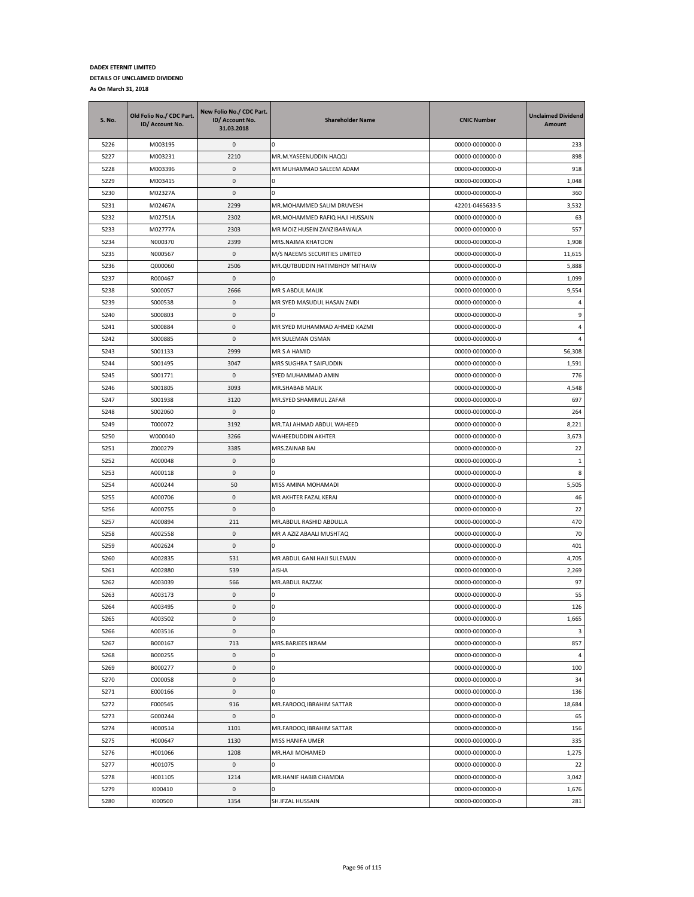**DADEX ETERNIT LIMITED**

**DETAILS OF UNCLAIMED DIVIDEND**

**As On March 31, 2018**

| S. No. | Old Folio No./ CDC Part. ID/ Account No. | New Folio No./ CDC Part. ID/ Account No. 31.03.2018 | Shareholder Name | CNIC Number | Unclaimed Dividend Amount |
|---|---|---|---|---|---|
| 5226 | M003195 | 0 | 0 | 00000-0000000-0 | 233 |
| 5227 | M003231 | 2210 | MR.M.YASEENUDDIN HAQQI | 00000-0000000-0 | 898 |
| 5228 | M003396 | 0 | MR MUHAMMAD SALEEM ADAM | 00000-0000000-0 | 918 |
| 5229 | M003415 | 0 | 0 | 00000-0000000-0 | 1,048 |
| 5230 | M02327A | 0 | 0 | 00000-0000000-0 | 360 |
| 5231 | M02467A | 2299 | MR.MOHAMMED SALIM DRUVESH | 42201-0465633-5 | 3,532 |
| 5232 | M02751A | 2302 | MR.MOHAMMED RAFIQ HAJI HUSSAIN | 00000-0000000-0 | 63 |
| 5233 | M02777A | 2303 | MR MOIZ HUSEIN ZANZIBARWALA | 00000-0000000-0 | 557 |
| 5234 | N000370 | 2399 | MRS.NAJMA KHATOON | 00000-0000000-0 | 1,908 |
| 5235 | N000567 | 0 | M/S NAEEMS SECURITIES LIMITED | 00000-0000000-0 | 11,615 |
| 5236 | Q000060 | 2506 | MR.QUTBUDDIN HATIMBHOY MITHAIW | 00000-0000000-0 | 5,888 |
| 5237 | R000467 | 0 | 0 | 00000-0000000-0 | 1,099 |
| 5238 | S000057 | 2666 | MR S ABDUL MALIK | 00000-0000000-0 | 9,554 |
| 5239 | S000538 | 0 | MR SYED MASUDUL HASAN ZAIDI | 00000-0000000-0 | 4 |
| 5240 | S000803 | 0 | 0 | 00000-0000000-0 | 9 |
| 5241 | S000884 | 0 | MR SYED MUHAMMAD AHMED KAZMI | 00000-0000000-0 | 4 |
| 5242 | S000885 | 0 | MR SULEMAN OSMAN | 00000-0000000-0 | 4 |
| 5243 | S001133 | 2999 | MR S A HAMID | 00000-0000000-0 | 56,308 |
| 5244 | S001495 | 3047 | MRS SUGHRA T SAIFUDDIN | 00000-0000000-0 | 1,591 |
| 5245 | S001771 | 0 | SYED MUHAMMAD AMIN | 00000-0000000-0 | 776 |
| 5246 | S001805 | 3093 | MR.SHABAB MALIK | 00000-0000000-0 | 4,548 |
| 5247 | S001938 | 3120 | MR.SYED SHAMIMUL ZAFAR | 00000-0000000-0 | 697 |
| 5248 | S002060 | 0 | 0 | 00000-0000000-0 | 264 |
| 5249 | T000072 | 3192 | MR.TAJ AHMAD ABDUL WAHEED | 00000-0000000-0 | 8,221 |
| 5250 | W000040 | 3266 | WAHEEDUDDIN AKHTER | 00000-0000000-0 | 3,673 |
| 5251 | Z000279 | 3385 | MRS.ZAINAB BAI | 00000-0000000-0 | 22 |
| 5252 | A000048 | 0 | 0 | 00000-0000000-0 | 1 |
| 5253 | A000118 | 0 | 0 | 00000-0000000-0 | 8 |
| 5254 | A000244 | 50 | MISS AMINA MOHAMADI | 00000-0000000-0 | 5,505 |
| 5255 | A000706 | 0 | MR AKHTER FAZAL KERAI | 00000-0000000-0 | 46 |
| 5256 | A000755 | 0 | 0 | 00000-0000000-0 | 22 |
| 5257 | A000894 | 211 | MR.ABDUL RASHID ABDULLA | 00000-0000000-0 | 470 |
| 5258 | A002558 | 0 | MR A AZIZ ABAALI MUSHTAQ | 00000-0000000-0 | 70 |
| 5259 | A002624 | 0 | 0 | 00000-0000000-0 | 401 |
| 5260 | A002835 | 531 | MR ABDUL GANI HAJI SULEMAN | 00000-0000000-0 | 4,705 |
| 5261 | A002880 | 539 | AISHA | 00000-0000000-0 | 2,269 |
| 5262 | A003039 | 566 | MR.ABDUL RAZZAK | 00000-0000000-0 | 97 |
| 5263 | A003173 | 0 | 0 | 00000-0000000-0 | 55 |
| 5264 | A003495 | 0 | 0 | 00000-0000000-0 | 126 |
| 5265 | A003502 | 0 | 0 | 00000-0000000-0 | 1,665 |
| 5266 | A003516 | 0 | 0 | 00000-0000000-0 | 3 |
| 5267 | B000167 | 713 | MRS.BARJEES IKRAM | 00000-0000000-0 | 857 |
| 5268 | B000255 | 0 | 0 | 00000-0000000-0 | 4 |
| 5269 | B000277 | 0 | 0 | 00000-0000000-0 | 100 |
| 5270 | C000058 | 0 | 0 | 00000-0000000-0 | 34 |
| 5271 | E000166 | 0 | 0 | 00000-0000000-0 | 136 |
| 5272 | F000545 | 916 | MR.FAROOQ IBRAHIM SATTAR | 00000-0000000-0 | 18,684 |
| 5273 | G000244 | 0 | 0 | 00000-0000000-0 | 65 |
| 5274 | H000514 | 1101 | MR.FAROOQ IBRAHIM SATTAR | 00000-0000000-0 | 156 |
| 5275 | H000647 | 1130 | MISS HANIFA UMER | 00000-0000000-0 | 335 |
| 5276 | H001066 | 1208 | MR.HAJI MOHAMED | 00000-0000000-0 | 1,275 |
| 5277 | H001075 | 0 | 0 | 00000-0000000-0 | 22 |
| 5278 | H001105 | 1214 | MR.HANIF HABIB CHAMDIA | 00000-0000000-0 | 3,042 |
| 5279 | I000410 | 0 | 0 | 00000-0000000-0 | 1,676 |
| 5280 | I000500 | 1354 | SH.IFZAL HUSSAIN | 00000-0000000-0 | 281 |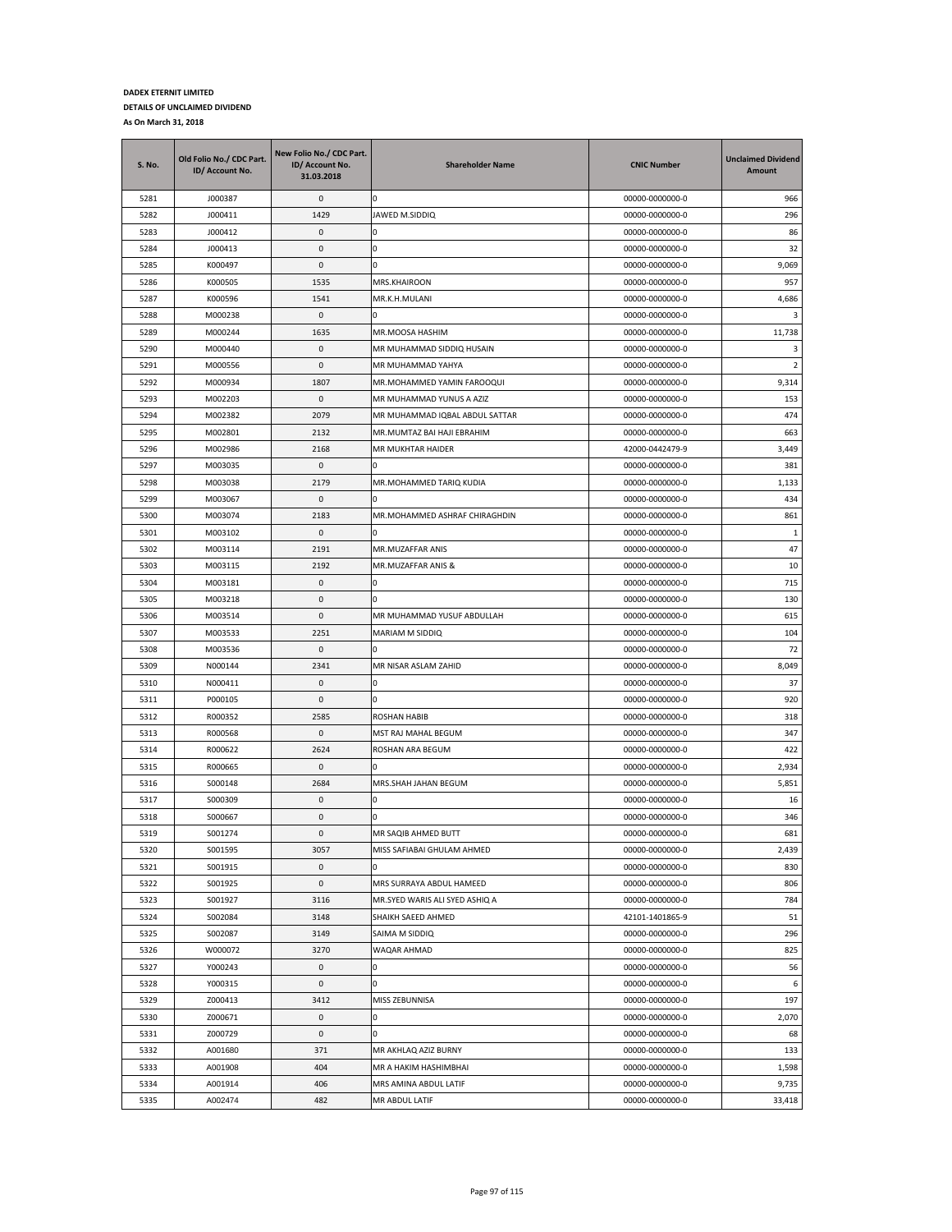**DADEX ETERNIT LIMITED**

**DETAILS OF UNCLAIMED DIVIDEND**

**As On March 31, 2018**

| S. No. | Old Folio No./ CDC Part. ID/ Account No. | New Folio No./ CDC Part. ID/ Account No. 31.03.2018 | Shareholder Name | CNIC Number | Unclaimed Dividend Amount |
|---|---|---|---|---|---|
| 5281 | J000387 | 0 | 0 | 00000-0000000-0 | 966 |
| 5282 | J000411 | 1429 | JAWED M.SIDDIQ | 00000-0000000-0 | 296 |
| 5283 | J000412 | 0 | 0 | 00000-0000000-0 | 86 |
| 5284 | J000413 | 0 | 0 | 00000-0000000-0 | 32 |
| 5285 | K000497 | 0 | 0 | 00000-0000000-0 | 9,069 |
| 5286 | K000505 | 1535 | MRS.KHAIROON | 00000-0000000-0 | 957 |
| 5287 | K000596 | 1541 | MR.K.H.MULANI | 00000-0000000-0 | 4,686 |
| 5288 | M000238 | 0 | 0 | 00000-0000000-0 | 3 |
| 5289 | M000244 | 1635 | MR.MOOSA HASHIM | 00000-0000000-0 | 11,738 |
| 5290 | M000440 | 0 | MR MUHAMMAD SIDDIQ HUSAIN | 00000-0000000-0 | 3 |
| 5291 | M000556 | 0 | MR MUHAMMAD YAHYA | 00000-0000000-0 | 2 |
| 5292 | M000934 | 1807 | MR.MOHAMMED YAMIN FAROOQUI | 00000-0000000-0 | 9,314 |
| 5293 | M002203 | 0 | MR MUHAMMAD YUNUS A AZIZ | 00000-0000000-0 | 153 |
| 5294 | M002382 | 2079 | MR MUHAMMAD IQBAL ABDUL SATTAR | 00000-0000000-0 | 474 |
| 5295 | M002801 | 2132 | MR.MUMTAZ BAI HAJI EBRAHIM | 00000-0000000-0 | 663 |
| 5296 | M002986 | 2168 | MR MUKHTAR HAIDER | 42000-0442479-9 | 3,449 |
| 5297 | M003035 | 0 | 0 | 00000-0000000-0 | 381 |
| 5298 | M003038 | 2179 | MR.MOHAMMED TARIQ KUDIA | 00000-0000000-0 | 1,133 |
| 5299 | M003067 | 0 | 0 | 00000-0000000-0 | 434 |
| 5300 | M003074 | 2183 | MR.MOHAMMED ASHRAF CHIRAGHDIN | 00000-0000000-0 | 861 |
| 5301 | M003102 | 0 | 0 | 00000-0000000-0 | 1 |
| 5302 | M003114 | 2191 | MR.MUZAFFAR ANIS | 00000-0000000-0 | 47 |
| 5303 | M003115 | 2192 | MR.MUZAFFAR ANIS & | 00000-0000000-0 | 10 |
| 5304 | M003181 | 0 | 0 | 00000-0000000-0 | 715 |
| 5305 | M003218 | 0 | 0 | 00000-0000000-0 | 130 |
| 5306 | M003514 | 0 | MR MUHAMMAD YUSUF ABDULLAH | 00000-0000000-0 | 615 |
| 5307 | M003533 | 2251 | MARIAM M SIDDIQ | 00000-0000000-0 | 104 |
| 5308 | M003536 | 0 | 0 | 00000-0000000-0 | 72 |
| 5309 | N000144 | 2341 | MR NISAR ASLAM ZAHID | 00000-0000000-0 | 8,049 |
| 5310 | N000411 | 0 | 0 | 00000-0000000-0 | 37 |
| 5311 | P000105 | 0 | 0 | 00000-0000000-0 | 920 |
| 5312 | R000352 | 2585 | ROSHAN HABIB | 00000-0000000-0 | 318 |
| 5313 | R000568 | 0 | MST RAJ MAHAL BEGUM | 00000-0000000-0 | 347 |
| 5314 | R000622 | 2624 | ROSHAN ARA BEGUM | 00000-0000000-0 | 422 |
| 5315 | R000665 | 0 | 0 | 00000-0000000-0 | 2,934 |
| 5316 | S000148 | 2684 | MRS.SHAH JAHAN BEGUM | 00000-0000000-0 | 5,851 |
| 5317 | S000309 | 0 | 0 | 00000-0000000-0 | 16 |
| 5318 | S000667 | 0 | 0 | 00000-0000000-0 | 346 |
| 5319 | S001274 | 0 | MR SAQIB AHMED BUTT | 00000-0000000-0 | 681 |
| 5320 | S001595 | 3057 | MISS SAFIABAI GHULAM AHMED | 00000-0000000-0 | 2,439 |
| 5321 | S001915 | 0 | 0 | 00000-0000000-0 | 830 |
| 5322 | S001925 | 0 | MRS SURRAYA ABDUL HAMEED | 00000-0000000-0 | 806 |
| 5323 | S001927 | 3116 | MR.SYED WARIS ALI SYED ASHIQ A | 00000-0000000-0 | 784 |
| 5324 | S002084 | 3148 | SHAIKH SAEED AHMED | 42101-1401865-9 | 51 |
| 5325 | S002087 | 3149 | SAIMA M SIDDIQ | 00000-0000000-0 | 296 |
| 5326 | W000072 | 3270 | WAQAR AHMAD | 00000-0000000-0 | 825 |
| 5327 | Y000243 | 0 | 0 | 00000-0000000-0 | 56 |
| 5328 | Y000315 | 0 | 0 | 00000-0000000-0 | 6 |
| 5329 | Z000413 | 3412 | MISS ZEBUNNISA | 00000-0000000-0 | 197 |
| 5330 | Z000671 | 0 | 0 | 00000-0000000-0 | 2,070 |
| 5331 | Z000729 | 0 | 0 | 00000-0000000-0 | 68 |
| 5332 | A001680 | 371 | MR AKHLAQ AZIZ BURNY | 00000-0000000-0 | 133 |
| 5333 | A001908 | 404 | MR A HAKIM HASHIMBHAI | 00000-0000000-0 | 1,598 |
| 5334 | A001914 | 406 | MRS AMINA ABDUL LATIF | 00000-0000000-0 | 9,735 |
| 5335 | A002474 | 482 | MR ABDUL LATIF | 00000-0000000-0 | 33,418 |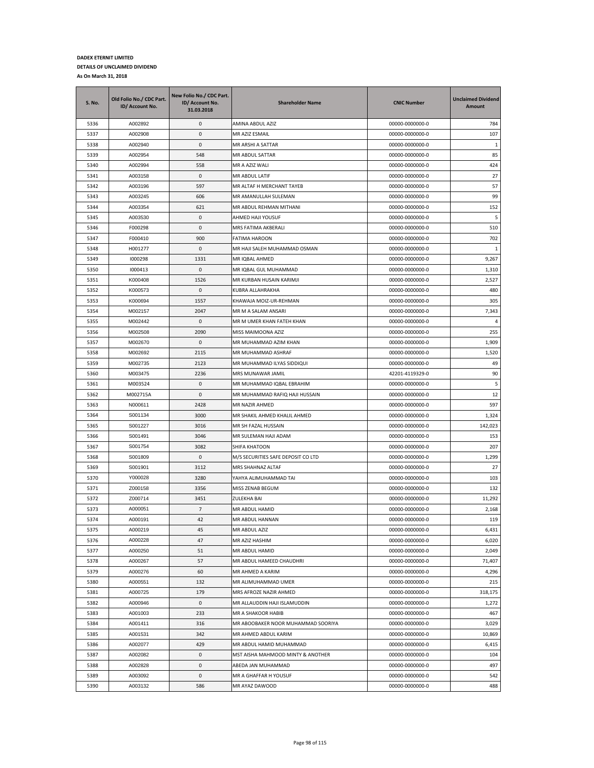**DADEX ETERNIT LIMITED**

**DETAILS OF UNCLAIMED DIVIDEND**

**As On March 31, 2018**

| S. No. | Old Folio No./ CDC Part. ID/ Account No. | New Folio No./ CDC Part. ID/ Account No. 31.03.2018 | Shareholder Name | CNIC Number | Unclaimed Dividend Amount |
|---|---|---|---|---|---|
| 5336 | A002892 | 0 | AMINA ABDUL AZIZ | 00000-0000000-0 | 784 |
| 5337 | A002908 | 0 | MR AZIZ ESMAIL | 00000-0000000-0 | 107 |
| 5338 | A002940 | 0 | MR ARSHI A SATTAR | 00000-0000000-0 | 1 |
| 5339 | A002954 | 548 | MR ABDUL SATTAR | 00000-0000000-0 | 85 |
| 5340 | A002994 | 558 | MR A AZIZ WALI | 00000-0000000-0 | 424 |
| 5341 | A003158 | 0 | MR ABDUL LATIF | 00000-0000000-0 | 27 |
| 5342 | A003196 | 597 | MR ALTAF H MERCHANT TAYEB | 00000-0000000-0 | 57 |
| 5343 | A003245 | 606 | MR AMANULLAH SULEMAN | 00000-0000000-0 | 99 |
| 5344 | A003354 | 621 | MR ABDUL REHMAN MITHANI | 00000-0000000-0 | 152 |
| 5345 | A003530 | 0 | AHMED HAJI YOUSUF | 00000-0000000-0 | 5 |
| 5346 | F000298 | 0 | MRS FATIMA AKBERALI | 00000-0000000-0 | 510 |
| 5347 | F000410 | 900 | FATIMA HAROON | 00000-0000000-0 | 702 |
| 5348 | H001277 | 0 | MR HAJI SALEH MUHAMMAD OSMAN | 00000-0000000-0 | 1 |
| 5349 | I000298 | 1331 | MR IQBAL AHMED | 00000-0000000-0 | 9,267 |
| 5350 | I000413 | 0 | MR IQBAL GUL MUHAMMAD | 00000-0000000-0 | 1,310 |
| 5351 | K000408 | 1526 | MR KURBAN HUSAIN KARIMJI | 00000-0000000-0 | 2,527 |
| 5352 | K000573 | 0 | KUBRA ALLAHRAKHA | 00000-0000000-0 | 480 |
| 5353 | K000694 | 1557 | KHAWAJA MOIZ-UR-REHMAN | 00000-0000000-0 | 305 |
| 5354 | M002157 | 2047 | MR M A SALAM ANSARI | 00000-0000000-0 | 7,343 |
| 5355 | M002442 | 0 | MR M UMER KHAN FATEH KHAN | 00000-0000000-0 | 4 |
| 5356 | M002508 | 2090 | MISS MAIMOONA AZIZ | 00000-0000000-0 | 255 |
| 5357 | M002670 | 0 | MR MUHAMMAD AZIM KHAN | 00000-0000000-0 | 1,909 |
| 5358 | M002692 | 2115 | MR MUHAMMAD ASHRAF | 00000-0000000-0 | 1,520 |
| 5359 | M002735 | 2123 | MR MUHAMMAD ILYAS SIDDIQUI | 00000-0000000-0 | 49 |
| 5360 | M003475 | 2236 | MRS MUNAWAR JAMIL | 42201-4119329-0 | 90 |
| 5361 | M003524 | 0 | MR MUHAMMAD IQBAL EBRAHIM | 00000-0000000-0 | 5 |
| 5362 | M002715A | 0 | MR MUHAMMAD RAFIQ HAJI HUSSAIN | 00000-0000000-0 | 12 |
| 5363 | N000611 | 2428 | MR NAZIR AHMED | 00000-0000000-0 | 597 |
| 5364 | S001134 | 3000 | MR SHAKIL AHMED KHALIL AHMED | 00000-0000000-0 | 1,324 |
| 5365 | S001227 | 3016 | MR SH FAZAL HUSSAIN | 00000-0000000-0 | 142,023 |
| 5366 | S001491 | 3046 | MR SULEMAN HAJI ADAM | 00000-0000000-0 | 153 |
| 5367 | S001754 | 3082 | SHIFA KHATOON | 00000-0000000-0 | 207 |
| 5368 | S001809 | 0 | M/S SECURITIES SAFE DEPOSIT CO LTD | 00000-0000000-0 | 1,299 |
| 5369 | S001901 | 3112 | MRS SHAHNAZ ALTAF | 00000-0000000-0 | 27 |
| 5370 | Y000028 | 3280 | YAHYA ALIMUHAMMAD TAI | 00000-0000000-0 | 103 |
| 5371 | Z000158 | 3356 | MISS ZENAB BEGUM | 00000-0000000-0 | 132 |
| 5372 | Z000714 | 3451 | ZULEKHA BAI | 00000-0000000-0 | 11,292 |
| 5373 | A000051 | 7 | MR ABDUL HAMID | 00000-0000000-0 | 2,168 |
| 5374 | A000191 | 42 | MR ABDUL HANNAN | 00000-0000000-0 | 119 |
| 5375 | A000219 | 45 | MR ABDUL AZIZ | 00000-0000000-0 | 6,431 |
| 5376 | A000228 | 47 | MR AZIZ HASHIM | 00000-0000000-0 | 6,020 |
| 5377 | A000250 | 51 | MR ABDUL HAMID | 00000-0000000-0 | 2,049 |
| 5378 | A000267 | 57 | MR ABDUL HAMEED CHAUDHRI | 00000-0000000-0 | 71,407 |
| 5379 | A000276 | 60 | MR AHMED A KARIM | 00000-0000000-0 | 4,296 |
| 5380 | A000551 | 132 | MR ALIMUHAMMAD UMER | 00000-0000000-0 | 215 |
| 5381 | A000725 | 179 | MRS AFROZE NAZIR AHMED | 00000-0000000-0 | 318,175 |
| 5382 | A000946 | 0 | MR ALLAUDDIN HAJI ISLAMUDDIN | 00000-0000000-0 | 1,272 |
| 5383 | A001003 | 233 | MR A SHAKOOR HABIB | 00000-0000000-0 | 467 |
| 5384 | A001411 | 316 | MR ABOOBAKER NOOR MUHAMMAD SOORIYA | 00000-0000000-0 | 3,029 |
| 5385 | A001531 | 342 | MR AHMED ABDUL KARIM | 00000-0000000-0 | 10,869 |
| 5386 | A002077 | 429 | MR ABDUL HAMID MUHAMMAD | 00000-0000000-0 | 6,415 |
| 5387 | A002082 | 0 | MST AISHA MAHMOOD MINTY & ANOTHER | 00000-0000000-0 | 104 |
| 5388 | A002828 | 0 | ABEDA JAN MUHAMMAD | 00000-0000000-0 | 497 |
| 5389 | A003092 | 0 | MR A GHAFFAR H YOUSUF | 00000-0000000-0 | 542 |
| 5390 | A003132 | 586 | MR AYAZ DAWOOD | 00000-0000000-0 | 488 |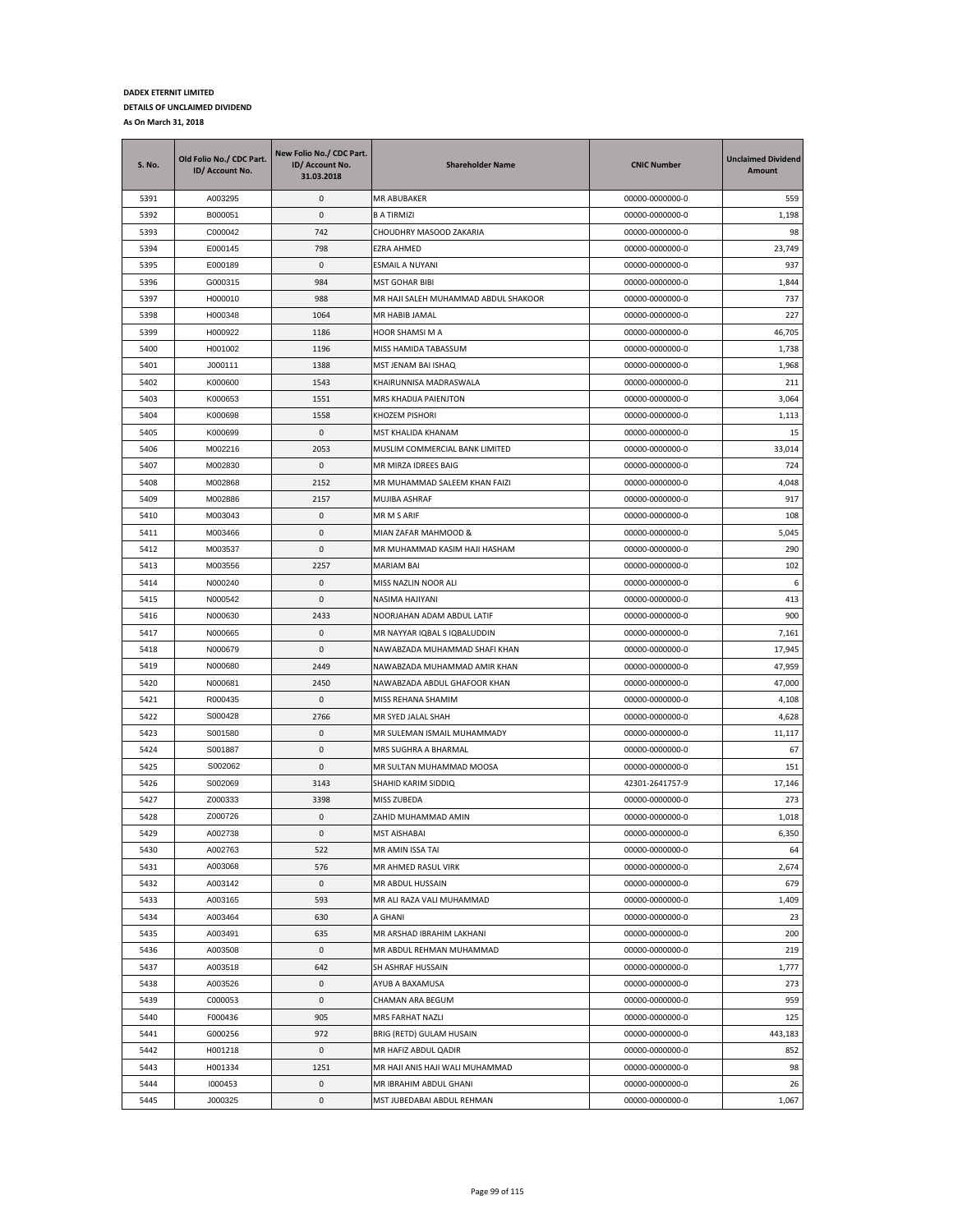**DADEX ETERNIT LIMITED**

**DETAILS OF UNCLAIMED DIVIDEND**

**As On March 31, 2018**

| S. No. | Old Folio No./ CDC Part. ID/ Account No. | New Folio No./ CDC Part. ID/ Account No. 31.03.2018 | Shareholder Name | CNIC Number | Unclaimed Dividend Amount |
|---|---|---|---|---|---|
| 5391 | A003295 | 0 | MR ABUBAKER | 00000-0000000-0 | 559 |
| 5392 | B000051 | 0 | B A TIRMIZI | 00000-0000000-0 | 1,198 |
| 5393 | C000042 | 742 | CHOUDHRY MASOOD ZAKARIA | 00000-0000000-0 | 98 |
| 5394 | E000145 | 798 | EZRA AHMED | 00000-0000000-0 | 23,749 |
| 5395 | E000189 | 0 | ESMAIL A NUYANI | 00000-0000000-0 | 937 |
| 5396 | G000315 | 984 | MST GOHAR BIBI | 00000-0000000-0 | 1,844 |
| 5397 | H000010 | 988 | MR HAJI SALEH MUHAMMAD ABDUL SHAKOOR | 00000-0000000-0 | 737 |
| 5398 | H000348 | 1064 | MR HABIB JAMAL | 00000-0000000-0 | 227 |
| 5399 | H000922 | 1186 | HOOR SHAMSI M A | 00000-0000000-0 | 46,705 |
| 5400 | H001002 | 1196 | MISS HAMIDA TABASSUM | 00000-0000000-0 | 1,738 |
| 5401 | J000111 | 1388 | MST JENAM BAI ISHAQ | 00000-0000000-0 | 1,968 |
| 5402 | K000600 | 1543 | KHAIRUNNISA MADRASWALA | 00000-0000000-0 | 211 |
| 5403 | K000653 | 1551 | MRS KHADIJA PAIENJTON | 00000-0000000-0 | 3,064 |
| 5404 | K000698 | 1558 | KHOZEM PISHORI | 00000-0000000-0 | 1,113 |
| 5405 | K000699 | 0 | MST KHALIDA KHANAM | 00000-0000000-0 | 15 |
| 5406 | M002216 | 2053 | MUSLIM COMMERCIAL BANK LIMITED | 00000-0000000-0 | 33,014 |
| 5407 | M002830 | 0 | MR MIRZA IDREES BAIG | 00000-0000000-0 | 724 |
| 5408 | M002868 | 2152 | MR MUHAMMAD SALEEM KHAN FAIZI | 00000-0000000-0 | 4,048 |
| 5409 | M002886 | 2157 | MUJIBA ASHRAF | 00000-0000000-0 | 917 |
| 5410 | M003043 | 0 | MR M S ARIF | 00000-0000000-0 | 108 |
| 5411 | M003466 | 0 | MIAN ZAFAR MAHMOOD & | 00000-0000000-0 | 5,045 |
| 5412 | M003537 | 0 | MR MUHAMMAD KASIM HAJI HASHAM | 00000-0000000-0 | 290 |
| 5413 | M003556 | 2257 | MARIAM BAI | 00000-0000000-0 | 102 |
| 5414 | N000240 | 0 | MISS NAZLIN NOOR ALI | 00000-0000000-0 | 6 |
| 5415 | N000542 | 0 | NASIMA HAJIYANI | 00000-0000000-0 | 413 |
| 5416 | N000630 | 2433 | NOORJAHAN ADAM ABDUL LATIF | 00000-0000000-0 | 900 |
| 5417 | N000665 | 0 | MR NAYYAR IQBAL S IQBALUDDIN | 00000-0000000-0 | 7,161 |
| 5418 | N000679 | 0 | NAWABZADA MUHAMMAD SHAFI KHAN | 00000-0000000-0 | 17,945 |
| 5419 | N000680 | 2449 | NAWABZADA MUHAMMAD AMIR KHAN | 00000-0000000-0 | 47,959 |
| 5420 | N000681 | 2450 | NAWABZADA ABDUL GHAFOOR KHAN | 00000-0000000-0 | 47,000 |
| 5421 | R000435 | 0 | MISS REHANA SHAMIM | 00000-0000000-0 | 4,108 |
| 5422 | S000428 | 2766 | MR SYED JALAL SHAH | 00000-0000000-0 | 4,628 |
| 5423 | S001580 | 0 | MR SULEMAN ISMAIL MUHAMMADY | 00000-0000000-0 | 11,117 |
| 5424 | S001887 | 0 | MRS SUGHRA A BHARMAL | 00000-0000000-0 | 67 |
| 5425 | S002062 | 0 | MR SULTAN MUHAMMAD MOOSA | 00000-0000000-0 | 151 |
| 5426 | S002069 | 3143 | SHAHID KARIM SIDDIQ | 42301-2641757-9 | 17,146 |
| 5427 | Z000333 | 3398 | MISS ZUBEDA | 00000-0000000-0 | 273 |
| 5428 | Z000726 | 0 | ZAHID MUHAMMAD AMIN | 00000-0000000-0 | 1,018 |
| 5429 | A002738 | 0 | MST AISHABAI | 00000-0000000-0 | 6,350 |
| 5430 | A002763 | 522 | MR AMIN ISSA TAI | 00000-0000000-0 | 64 |
| 5431 | A003068 | 576 | MR AHMED RASUL VIRK | 00000-0000000-0 | 2,674 |
| 5432 | A003142 | 0 | MR ABDUL HUSSAIN | 00000-0000000-0 | 679 |
| 5433 | A003165 | 593 | MR ALI RAZA VALI MUHAMMAD | 00000-0000000-0 | 1,409 |
| 5434 | A003464 | 630 | A GHANI | 00000-0000000-0 | 23 |
| 5435 | A003491 | 635 | MR ARSHAD IBRAHIM LAKHANI | 00000-0000000-0 | 200 |
| 5436 | A003508 | 0 | MR ABDUL REHMAN MUHAMMAD | 00000-0000000-0 | 219 |
| 5437 | A003518 | 642 | SH ASHRAF HUSSAIN | 00000-0000000-0 | 1,777 |
| 5438 | A003526 | 0 | AYUB A BAXAMUSA | 00000-0000000-0 | 273 |
| 5439 | C000053 | 0 | CHAMAN ARA BEGUM | 00000-0000000-0 | 959 |
| 5440 | F000436 | 905 | MRS FARHAT NAZLI | 00000-0000000-0 | 125 |
| 5441 | G000256 | 972 | BRIG (RETD) GULAM HUSAIN | 00000-0000000-0 | 443,183 |
| 5442 | H001218 | 0 | MR HAFIZ ABDUL QADIR | 00000-0000000-0 | 852 |
| 5443 | H001334 | 1251 | MR HAJI ANIS HAJI WALI MUHAMMAD | 00000-0000000-0 | 98 |
| 5444 | I000453 | 0 | MR IBRAHIM ABDUL GHANI | 00000-0000000-0 | 26 |
| 5445 | J000325 | 0 | MST JUBEDABAI ABDUL REHMAN | 00000-0000000-0 | 1,067 |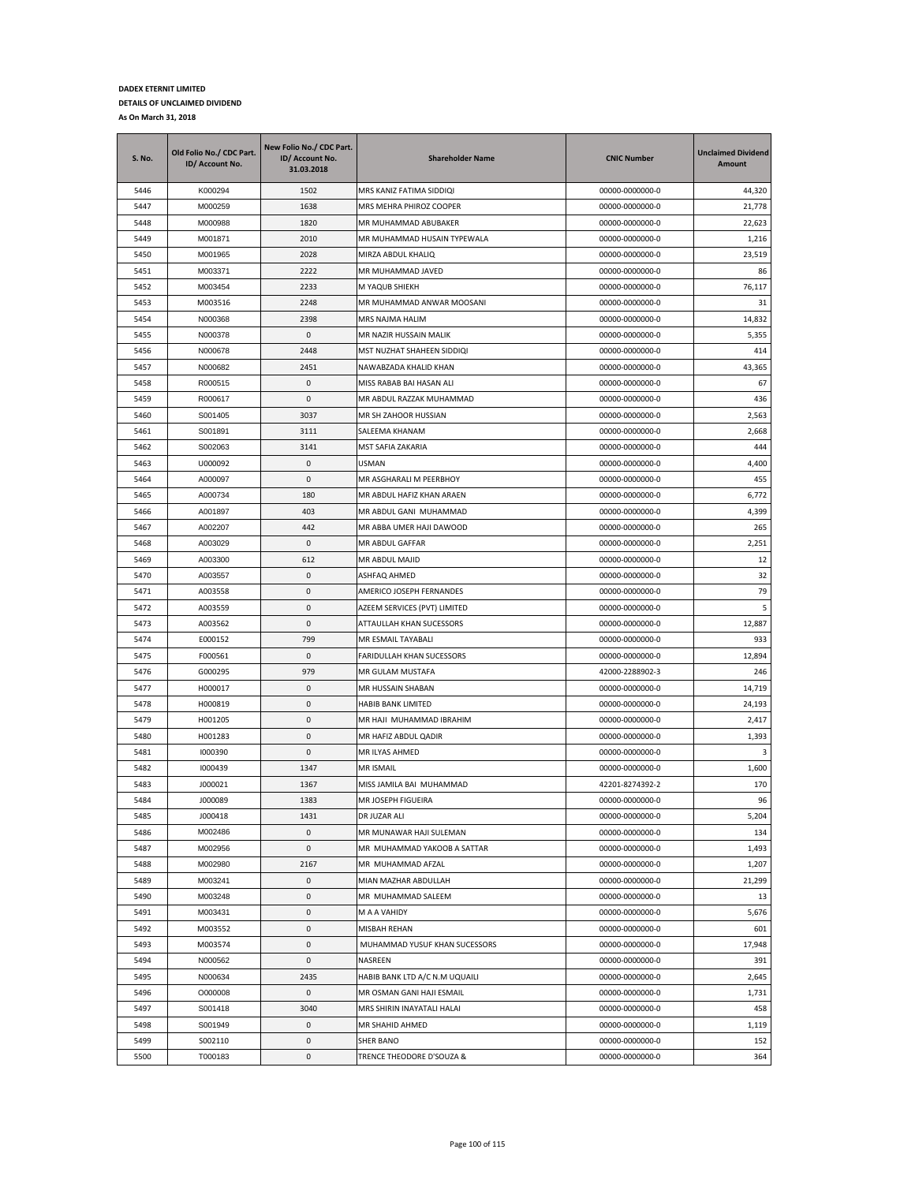**DADEX ETERNIT LIMITED**

**DETAILS OF UNCLAIMED DIVIDEND**

**As On March 31, 2018**

| S. No. | Old Folio No./ CDC Part. ID/ Account No. | New Folio No./ CDC Part. ID/ Account No. 31.03.2018 | Shareholder Name | CNIC Number | Unclaimed Dividend Amount |
|---|---|---|---|---|---|
| 5446 | K000294 | 1502 | MRS KANIZ FATIMA SIDDIQI | 00000-0000000-0 | 44,320 |
| 5447 | M000259 | 1638 | MRS MEHRA PHIROZ COOPER | 00000-0000000-0 | 21,778 |
| 5448 | M000988 | 1820 | MR MUHAMMAD ABUBAKER | 00000-0000000-0 | 22,623 |
| 5449 | M001871 | 2010 | MR MUHAMMAD HUSAIN TYPEWALA | 00000-0000000-0 | 1,216 |
| 5450 | M001965 | 2028 | MIRZA ABDUL KHALIQ | 00000-0000000-0 | 23,519 |
| 5451 | M003371 | 2222 | MR MUHAMMAD JAVED | 00000-0000000-0 | 86 |
| 5452 | M003454 | 2233 | M YAQUB SHIEKH | 00000-0000000-0 | 76,117 |
| 5453 | M003516 | 2248 | MR MUHAMMAD ANWAR MOOSANI | 00000-0000000-0 | 31 |
| 5454 | N000368 | 2398 | MRS NAJMA HALIM | 00000-0000000-0 | 14,832 |
| 5455 | N000378 | 0 | MR NAZIR HUSSAIN MALIK | 00000-0000000-0 | 5,355 |
| 5456 | N000678 | 2448 | MST NUZHAT SHAHEEN SIDDIQI | 00000-0000000-0 | 414 |
| 5457 | N000682 | 2451 | NAWABZADA KHALID KHAN | 00000-0000000-0 | 43,365 |
| 5458 | R000515 | 0 | MISS RABAB BAI HASAN ALI | 00000-0000000-0 | 67 |
| 5459 | R000617 | 0 | MR ABDUL RAZZAK MUHAMMAD | 00000-0000000-0 | 436 |
| 5460 | S001405 | 3037 | MR SH ZAHOOR HUSSIAN | 00000-0000000-0 | 2,563 |
| 5461 | S001891 | 3111 | SALEEMA KHANAM | 00000-0000000-0 | 2,668 |
| 5462 | S002063 | 3141 | MST SAFIA ZAKARIA | 00000-0000000-0 | 444 |
| 5463 | U000092 | 0 | USMAN | 00000-0000000-0 | 4,400 |
| 5464 | A000097 | 0 | MR ASGHARALI M PEERBHOY | 00000-0000000-0 | 455 |
| 5465 | A000734 | 180 | MR ABDUL HAFIZ KHAN ARAEN | 00000-0000000-0 | 6,772 |
| 5466 | A001897 | 403 | MR ABDUL GANI MUHAMMAD | 00000-0000000-0 | 4,399 |
| 5467 | A002207 | 442 | MR ABBA UMER HAJI DAWOOD | 00000-0000000-0 | 265 |
| 5468 | A003029 | 0 | MR ABDUL GAFFAR | 00000-0000000-0 | 2,251 |
| 5469 | A003300 | 612 | MR ABDUL MAJID | 00000-0000000-0 | 12 |
| 5470 | A003557 | 0 | ASHFAQ AHMED | 00000-0000000-0 | 32 |
| 5471 | A003558 | 0 | AMERICO JOSEPH FERNANDES | 00000-0000000-0 | 79 |
| 5472 | A003559 | 0 | AZEEM SERVICES (PVT) LIMITED | 00000-0000000-0 | 5 |
| 5473 | A003562 | 0 | ATTAULLAH KHAN SUCESSORS | 00000-0000000-0 | 12,887 |
| 5474 | E000152 | 799 | MR ESMAIL TAYABALI | 00000-0000000-0 | 933 |
| 5475 | F000561 | 0 | FARIDULLAH KHAN SUCESSORS | 00000-0000000-0 | 12,894 |
| 5476 | G000295 | 979 | MR GULAM MUSTAFA | 42000-2288902-3 | 246 |
| 5477 | H000017 | 0 | MR HUSSAIN SHABAN | 00000-0000000-0 | 14,719 |
| 5478 | H000819 | 0 | HABIB BANK LIMITED | 00000-0000000-0 | 24,193 |
| 5479 | H001205 | 0 | MR HAJI MUHAMMAD IBRAHIM | 00000-0000000-0 | 2,417 |
| 5480 | H001283 | 0 | MR HAFIZ ABDUL QADIR | 00000-0000000-0 | 1,393 |
| 5481 | I000390 | 0 | MR ILYAS AHMED | 00000-0000000-0 | 3 |
| 5482 | I000439 | 1347 | MR ISMAIL | 00000-0000000-0 | 1,600 |
| 5483 | J000021 | 1367 | MISS JAMILA BAI MUHAMMAD | 42201-8274392-2 | 170 |
| 5484 | J000089 | 1383 | MR JOSEPH FIGUEIRA | 00000-0000000-0 | 96 |
| 5485 | J000418 | 1431 | DR JUZAR ALI | 00000-0000000-0 | 5,204 |
| 5486 | M002486 | 0 | MR MUNAWAR HAJI SULEMAN | 00000-0000000-0 | 134 |
| 5487 | M002956 | 0 | MR MUHAMMAD YAKOOB A SATTAR | 00000-0000000-0 | 1,493 |
| 5488 | M002980 | 2167 | MR MUHAMMAD AFZAL | 00000-0000000-0 | 1,207 |
| 5489 | M003241 | 0 | MIAN MAZHAR ABDULLAH | 00000-0000000-0 | 21,299 |
| 5490 | M003248 | 0 | MR MUHAMMAD SALEEM | 00000-0000000-0 | 13 |
| 5491 | M003431 | 0 | M A A VAHIDY | 00000-0000000-0 | 5,676 |
| 5492 | M003552 | 0 | MISBAH REHAN | 00000-0000000-0 | 601 |
| 5493 | M003574 | 0 | MUHAMMAD YUSUF KHAN SUCESSORS | 00000-0000000-0 | 17,948 |
| 5494 | N000562 | 0 | NASREEN | 00000-0000000-0 | 391 |
| 5495 | N000634 | 2435 | HABIB BANK LTD A/C N.M UQUAILI | 00000-0000000-0 | 2,645 |
| 5496 | O000008 | 0 | MR OSMAN GANI HAJI ESMAIL | 00000-0000000-0 | 1,731 |
| 5497 | S001418 | 3040 | MRS SHIRIN INAYATALI HALAI | 00000-0000000-0 | 458 |
| 5498 | S001949 | 0 | MR SHAHID AHMED | 00000-0000000-0 | 1,119 |
| 5499 | S002110 | 0 | SHER BANO | 00000-0000000-0 | 152 |
| 5500 | T000183 | 0 | TRENCE THEODORE D'SOUZA & | 00000-0000000-0 | 364 |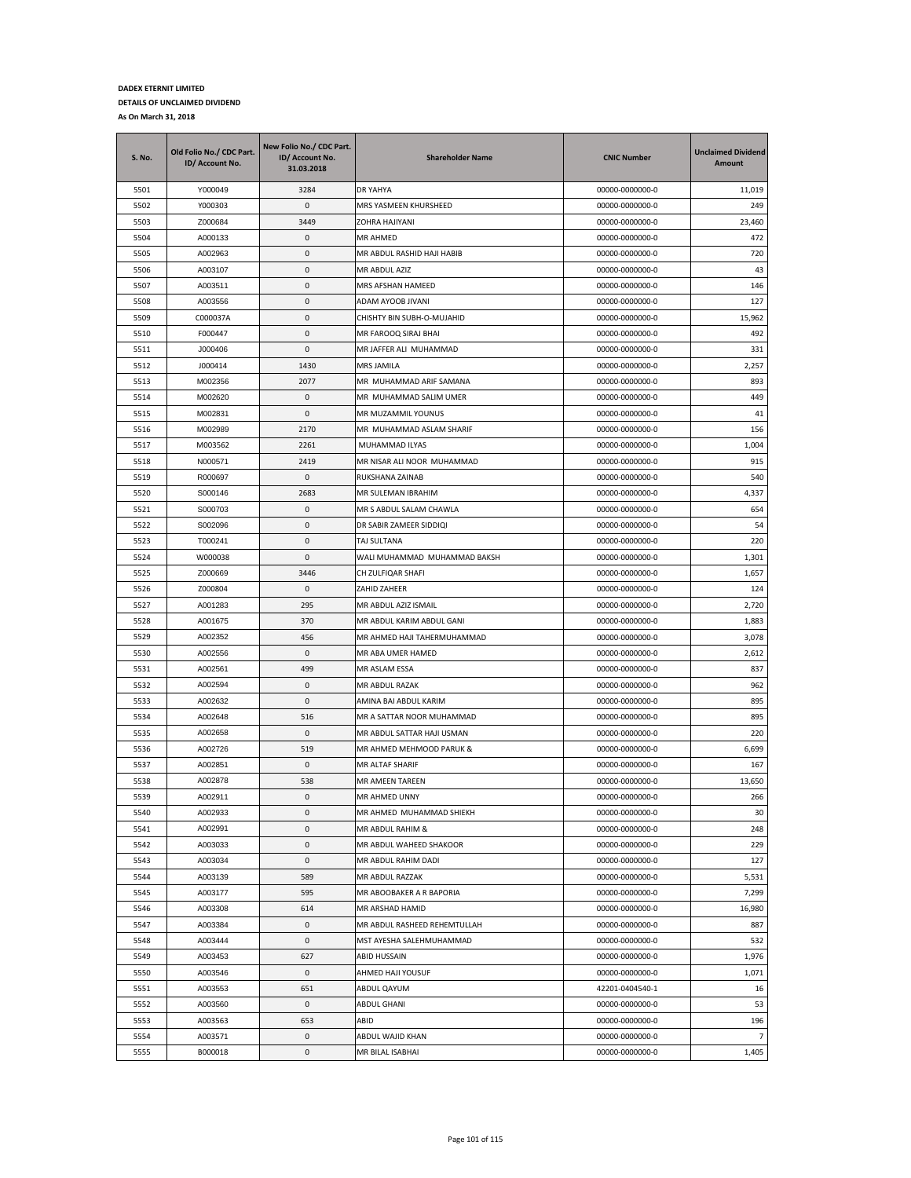**DADEX ETERNIT LIMITED**

**DETAILS OF UNCLAIMED DIVIDEND**

**As On March 31, 2018**

| S. No. | Old Folio No./ CDC Part. ID/ Account No. | New Folio No./ CDC Part. ID/ Account No. 31.03.2018 | Shareholder Name | CNIC Number | Unclaimed Dividend Amount |
|---|---|---|---|---|---|
| 5501 | Y000049 | 3284 | DR YAHYA | 00000-0000000-0 | 11,019 |
| 5502 | Y000303 | 0 | MRS YASMEEN KHURSHEED | 00000-0000000-0 | 249 |
| 5503 | Z000684 | 3449 | ZOHRA HAJIYANI | 00000-0000000-0 | 23,460 |
| 5504 | A000133 | 0 | MR AHMED | 00000-0000000-0 | 472 |
| 5505 | A002963 | 0 | MR ABDUL RASHID HAJI HABIB | 00000-0000000-0 | 720 |
| 5506 | A003107 | 0 | MR ABDUL AZIZ | 00000-0000000-0 | 43 |
| 5507 | A003511 | 0 | MRS AFSHAN HAMEED | 00000-0000000-0 | 146 |
| 5508 | A003556 | 0 | ADAM AYOOB JIVANI | 00000-0000000-0 | 127 |
| 5509 | C000037A | 0 | CHISHTY BIN SUBH-O-MUJAHID | 00000-0000000-0 | 15,962 |
| 5510 | F000447 | 0 | MR FAROOQ SIRAJ BHAI | 00000-0000000-0 | 492 |
| 5511 | J000406 | 0 | MR JAFFER ALI MUHAMMAD | 00000-0000000-0 | 331 |
| 5512 | J000414 | 1430 | MRS JAMILA | 00000-0000000-0 | 2,257 |
| 5513 | M002356 | 2077 | MR MUHAMMAD ARIF SAMANA | 00000-0000000-0 | 893 |
| 5514 | M002620 | 0 | MR MUHAMMAD SALIM UMER | 00000-0000000-0 | 449 |
| 5515 | M002831 | 0 | MR MUZAMMIL YOUNUS | 00000-0000000-0 | 41 |
| 5516 | M002989 | 2170 | MR MUHAMMAD ASLAM SHARIF | 00000-0000000-0 | 156 |
| 5517 | M003562 | 2261 | MUHAMMAD ILYAS | 00000-0000000-0 | 1,004 |
| 5518 | N000571 | 2419 | MR NISAR ALI NOOR MUHAMMAD | 00000-0000000-0 | 915 |
| 5519 | R000697 | 0 | RUKSHANA ZAINAB | 00000-0000000-0 | 540 |
| 5520 | S000146 | 2683 | MR SULEMAN IBRAHIM | 00000-0000000-0 | 4,337 |
| 5521 | S000703 | 0 | MR S ABDUL SALAM CHAWLA | 00000-0000000-0 | 654 |
| 5522 | S002096 | 0 | DR SABIR ZAMEER SIDDIQI | 00000-0000000-0 | 54 |
| 5523 | T000241 | 0 | TAJ SULTANA | 00000-0000000-0 | 220 |
| 5524 | W000038 | 0 | WALI MUHAMMAD MUHAMMAD BAKSH | 00000-0000000-0 | 1,301 |
| 5525 | Z000669 | 3446 | CH ZULFIQAR SHAFI | 00000-0000000-0 | 1,657 |
| 5526 | Z000804 | 0 | ZAHID ZAHEER | 00000-0000000-0 | 124 |
| 5527 | A001283 | 295 | MR ABDUL AZIZ ISMAIL | 00000-0000000-0 | 2,720 |
| 5528 | A001675 | 370 | MR ABDUL KARIM ABDUL GANI | 00000-0000000-0 | 1,883 |
| 5529 | A002352 | 456 | MR AHMED HAJI TAHERMUHAMMAD | 00000-0000000-0 | 3,078 |
| 5530 | A002556 | 0 | MR ABA UMER HAMED | 00000-0000000-0 | 2,612 |
| 5531 | A002561 | 499 | MR ASLAM ESSA | 00000-0000000-0 | 837 |
| 5532 | A002594 | 0 | MR ABDUL RAZAK | 00000-0000000-0 | 962 |
| 5533 | A002632 | 0 | AMINA BAI ABDUL KARIM | 00000-0000000-0 | 895 |
| 5534 | A002648 | 516 | MR A SATTAR NOOR MUHAMMAD | 00000-0000000-0 | 895 |
| 5535 | A002658 | 0 | MR ABDUL SATTAR HAJI USMAN | 00000-0000000-0 | 220 |
| 5536 | A002726 | 519 | MR AHMED MEHMOOD PARUK & | 00000-0000000-0 | 6,699 |
| 5537 | A002851 | 0 | MR ALTAF SHARIF | 00000-0000000-0 | 167 |
| 5538 | A002878 | 538 | MR AMEEN TAREEN | 00000-0000000-0 | 13,650 |
| 5539 | A002911 | 0 | MR AHMED UNNY | 00000-0000000-0 | 266 |
| 5540 | A002933 | 0 | MR AHMED MUHAMMAD SHIEKH | 00000-0000000-0 | 30 |
| 5541 | A002991 | 0 | MR ABDUL RAHIM & | 00000-0000000-0 | 248 |
| 5542 | A003033 | 0 | MR ABDUL WAHEED SHAKOOR | 00000-0000000-0 | 229 |
| 5543 | A003034 | 0 | MR ABDUL RAHIM DADI | 00000-0000000-0 | 127 |
| 5544 | A003139 | 589 | MR ABDUL RAZZAK | 00000-0000000-0 | 5,531 |
| 5545 | A003177 | 595 | MR ABOOBAKER A R BAPORIA | 00000-0000000-0 | 7,299 |
| 5546 | A003308 | 614 | MR ARSHAD HAMID | 00000-0000000-0 | 16,980 |
| 5547 | A003384 | 0 | MR ABDUL RASHEED REHEMTULLAH | 00000-0000000-0 | 887 |
| 5548 | A003444 | 0 | MST AYESHA SALEHMUHAMMAD | 00000-0000000-0 | 532 |
| 5549 | A003453 | 627 | ABID HUSSAIN | 00000-0000000-0 | 1,976 |
| 5550 | A003546 | 0 | AHMED HAJI YOUSUF | 00000-0000000-0 | 1,071 |
| 5551 | A003553 | 651 | ABDUL QAYUM | 42201-0404540-1 | 16 |
| 5552 | A003560 | 0 | ABDUL GHANI | 00000-0000000-0 | 53 |
| 5553 | A003563 | 653 | ABID | 00000-0000000-0 | 196 |
| 5554 | A003571 | 0 | ABDUL WAJID KHAN | 00000-0000000-0 | 7 |
| 5555 | B000018 | 0 | MR BILAL ISABHAI | 00000-0000000-0 | 1,405 |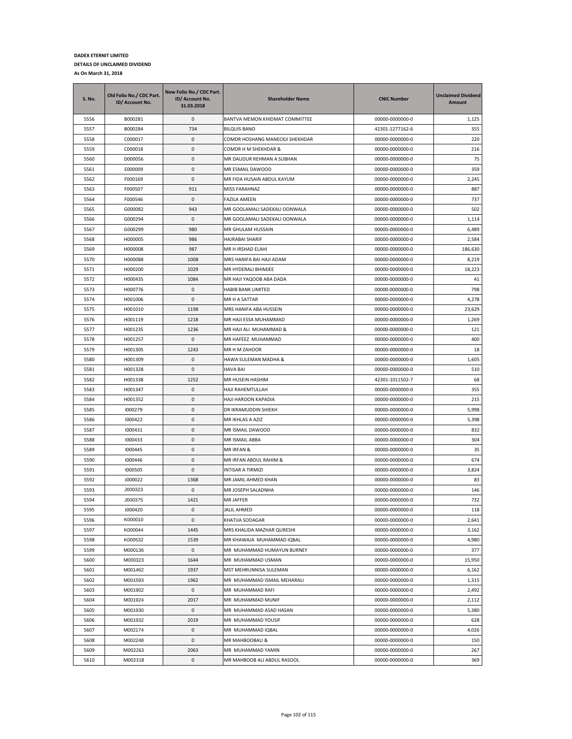**DADEX ETERNIT LIMITED**

**DETAILS OF UNCLAIMED DIVIDEND**

**As On March 31, 2018**

| S. No. | Old Folio No./ CDC Part. ID/ Account No. | New Folio No./ CDC Part. ID/ Account No. 31.03.2018 | Shareholder Name | CNIC Number | Unclaimed Dividend Amount |
|---|---|---|---|---|---|
| 5556 | B000281 | 0 | BANTVA MEMON KHIDMAT COMMITTEE | 00000-0000000-0 | 1,125 |
| 5557 | B000284 | 734 | BILQUIS BANO | 42301-1277162-6 | 355 |
| 5558 | C000017 | 0 | COMDR HOSHANG MANECKJI SHEKHDAR | 00000-0000000-0 | 220 |
| 5559 | C000018 | 0 | COMDR H M SHEKHDAR & | 00000-0000000-0 | 216 |
| 5560 | D000056 | 0 | MR DAUDUR REHMAN A SUBHAN | 00000-0000000-0 | 75 |
| 5561 | E000009 | 0 | MR ESMAIL DAWOOD | 00000-0000000-0 | 359 |
| 5562 | F000169 | 0 | MR FIDA HUSAIN ABDUL KAYUM | 00000-0000000-0 | 2,245 |
| 5563 | F000507 | 911 | MISS FARAHNAZ | 00000-0000000-0 | 887 |
| 5564 | F000546 | 0 | FAZILA AMEEN | 00000-0000000-0 | 737 |
| 5565 | G000082 | 943 | MR GOOLAMALI SADEKALI OONWALA | 00000-0000000-0 | 502 |
| 5566 | G000294 | 0 | MR GOOLAMALI SADEKALI OONWALA | 00000-0000000-0 | 1,114 |
| 5567 | G000299 | 980 | MR GHULAM HUSSAIN | 00000-0000000-0 | 6,489 |
| 5568 | H000005 | 986 | HAJRABAI SHARIF | 00000-0000000-0 | 2,584 |
| 5569 | H000008 | 987 | MR H IRSHAD ELAHI | 00000-0000000-0 | 186,630 |
| 5570 | H000088 | 1008 | MRS HANIFA BAI HAJI ADAM | 00000-0000000-0 | 8,219 |
| 5571 | H000200 | 1029 | MR HYDERALI BHIMJEE | 00000-0000000-0 | 18,223 |
| 5572 | H000435 | 1084 | MR HAJI YAQOOB ABA DADA | 00000-0000000-0 | 41 |
| 5573 | H000776 | 0 | HABIB BANK LIMITED | 00000-0000000-0 | 798 |
| 5574 | H001006 | 0 | MR H A SATTAR | 00000-0000000-0 | 4,278 |
| 5575 | H001010 | 1198 | MRS HANIFA ABA HUSSEIN | 00000-0000000-0 | 23,629 |
| 5576 | H001119 | 1218 | MR HAJI ESSA MUHAMMAD | 00000-0000000-0 | 1,269 |
| 5577 | H001235 | 1236 | MR HAJI ALI MUHAMMAD & | 00000-0000000-0 | 121 |
| 5578 | H001257 | 0 | MR HAFEEZ MUHAMMAD | 00000-0000000-0 | 400 |
| 5579 | H001305 | 1243 | MR H M ZAHOOR | 00000-0000000-0 | 18 |
| 5580 | H001309 | 0 | HAWA SULEMAN MADHA & | 00000-0000000-0 | 1,605 |
| 5581 | H001328 | 0 | HAVA BAI | 00000-0000000-0 | 510 |
| 5582 | H001338 | 1252 | MR HUSEIN HASHIM | 42301-1011502-7 | 68 |
| 5583 | H001347 | 0 | HAJI RAHEMTULLAH | 00000-0000000-0 | 355 |
| 5584 | H001352 | 0 | HAJI HAROON KAPADIA | 00000-0000000-0 | 215 |
| 5585 | I000279 | 0 | DR IKRAMUDDIN SHIEKH | 00000-0000000-0 | 5,998 |
| 5586 | I000422 | 0 | MR IKHLAS A AZIZ | 00000-0000000-0 | 5,398 |
| 5587 | I000431 | 0 | MR ISMAIL DAWOOD | 00000-0000000-0 | 832 |
| 5588 | I000433 | 0 | MR ISMAIL ABBA | 00000-0000000-0 | 304 |
| 5589 | I000445 | 0 | MR IRFAN & | 00000-0000000-0 | 35 |
| 5590 | I000446 | 0 | MR IRFAN ABDUL RAHIM & | 00000-0000000-0 | 674 |
| 5591 | I000505 | 0 | INTISAR A TIRMIZI | 00000-0000000-0 | 3,824 |
| 5592 | J000022 | 1368 | MR JAMIL AHMED KHAN | 00000-0000000-0 | 83 |
| 5593 | J000323 | 0 | MR JOSEPH SALADNHA | 00000-0000000-0 | 146 |
| 5594 | J000375 | 1421 | MR JAFFER | 00000-0000000-0 | 732 |
| 5595 | J000420 | 0 | JALIL AHMED | 00000-0000000-0 | 118 |
| 5596 | K000010 | 0 | KHATIJA SODAGAR | 00000-0000000-0 | 2,641 |
| 5597 | K000044 | 1445 | MRS KHALIDA MAZHAR QURESHI | 00000-0000000-0 | 3,162 |
| 5598 | K000532 | 1539 | MR KHAWAJA MUHAMMAD IQBAL | 00000-0000000-0 | 4,980 |
| 5599 | M000136 | 0 | MR MUHAMMAD HUMAYUN BURNEY | 00000-0000000-0 | 377 |
| 5600 | M000323 | 1644 | MR MUHAMMAD USMAN | 00000-0000000-0 | 15,950 |
| 5601 | M001462 | 1937 | MST MEHRUNNISA SULEMAN | 00000-0000000-0 | 6,162 |
| 5602 | M001593 | 1962 | MR MUHAMMAD ISMAIL MEHARALI | 00000-0000000-0 | 1,315 |
| 5603 | M001902 | 0 | MR MUHAMMAD RAFI | 00000-0000000-0 | 2,492 |
| 5604 | M001924 | 2017 | MR MUHAMMAD MUNIF | 00000-0000000-0 | 2,112 |
| 5605 | M001930 | 0 | MR MUHAMMAD ASAD HASAN | 00000-0000000-0 | 5,380 |
| 5606 | M001932 | 2019 | MR MUHAMMAD YOUSIF | 00000-0000000-0 | 628 |
| 5607 | M002174 | 0 | MR MUHAMMAD IQBAL | 00000-0000000-0 | 4,026 |
| 5608 | M002248 | 0 | MR MAHBOOBALI & | 00000-0000000-0 | 150 |
| 5609 | M002263 | 2063 | MR MUHAMMAD YAMIN | 00000-0000000-0 | 267 |
| 5610 | M002318 | 0 | MR MAHBOOB ALI ABDUL RASOOL | 00000-0000000-0 | 369 |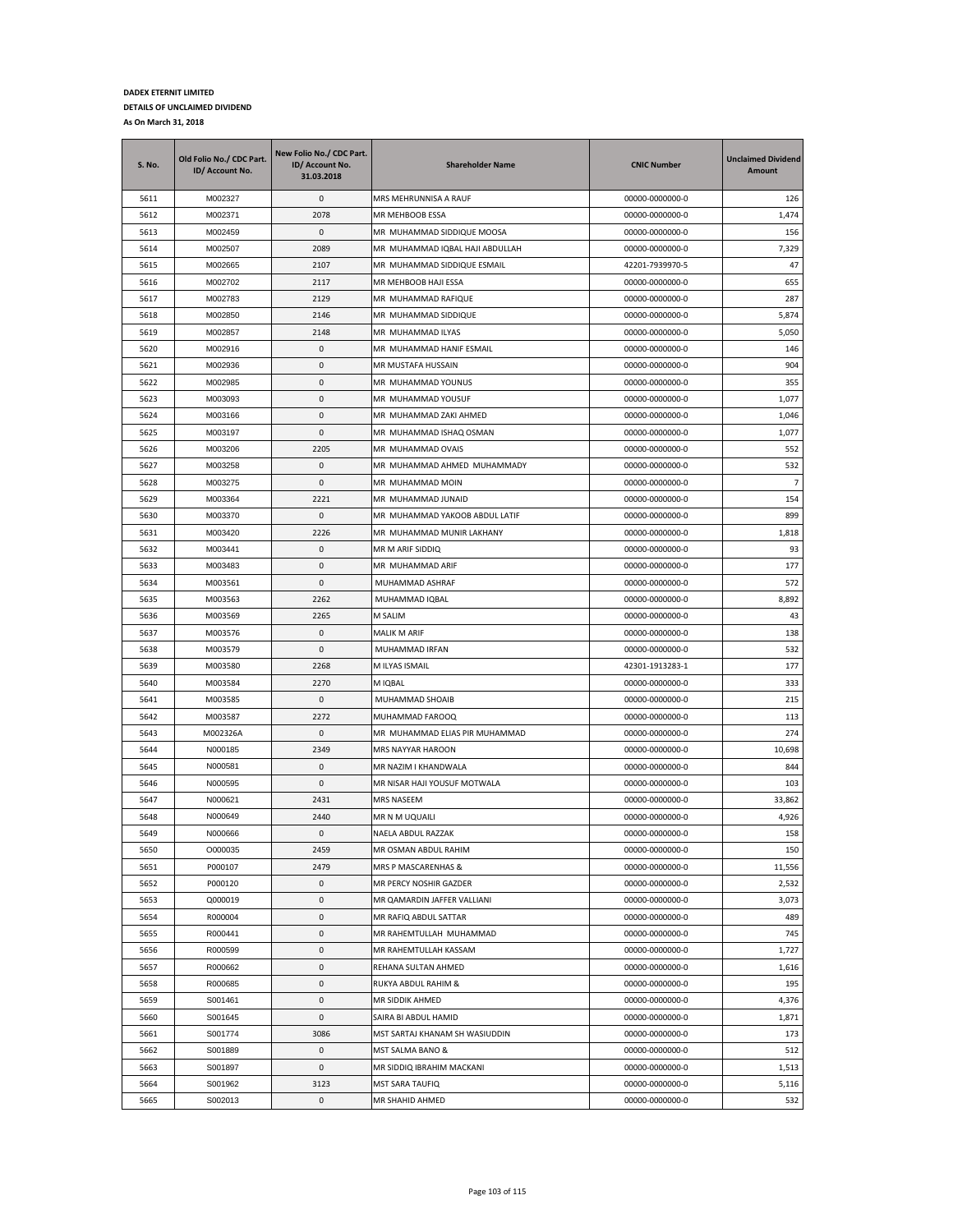**DADEX ETERNIT LIMITED**

**DETAILS OF UNCLAIMED DIVIDEND**

**As On March 31, 2018**

| S. No. | Old Folio No./ CDC Part. ID/ Account No. | New Folio No./ CDC Part. ID/ Account No. 31.03.2018 | Shareholder Name | CNIC Number | Unclaimed Dividend Amount |
|---|---|---|---|---|---|
| 5611 | M002327 | 0 | MRS MEHRUNNISA A RAUF | 00000-0000000-0 | 126 |
| 5612 | M002371 | 2078 | MR MEHBOOB ESSA | 00000-0000000-0 | 1,474 |
| 5613 | M002459 | 0 | MR MUHAMMAD SIDDIQUE MOOSA | 00000-0000000-0 | 156 |
| 5614 | M002507 | 2089 | MR MUHAMMAD IQBAL HAJI ABDULLAH | 00000-0000000-0 | 7,329 |
| 5615 | M002665 | 2107 | MR MUHAMMAD SIDDIQUE ESMAIL | 42201-7939970-5 | 47 |
| 5616 | M002702 | 2117 | MR MEHBOOB HAJI ESSA | 00000-0000000-0 | 655 |
| 5617 | M002783 | 2129 | MR MUHAMMAD RAFIQUE | 00000-0000000-0 | 287 |
| 5618 | M002850 | 2146 | MR MUHAMMAD SIDDIQUE | 00000-0000000-0 | 5,874 |
| 5619 | M002857 | 2148 | MR MUHAMMAD ILYAS | 00000-0000000-0 | 5,050 |
| 5620 | M002916 | 0 | MR MUHAMMAD HANIF ESMAIL | 00000-0000000-0 | 146 |
| 5621 | M002936 | 0 | MR MUSTAFA HUSSAIN | 00000-0000000-0 | 904 |
| 5622 | M002985 | 0 | MR MUHAMMAD YOUNUS | 00000-0000000-0 | 355 |
| 5623 | M003093 | 0 | MR MUHAMMAD YOUSUF | 00000-0000000-0 | 1,077 |
| 5624 | M003166 | 0 | MR MUHAMMAD ZAKI AHMED | 00000-0000000-0 | 1,046 |
| 5625 | M003197 | 0 | MR MUHAMMAD ISHAQ OSMAN | 00000-0000000-0 | 1,077 |
| 5626 | M003206 | 2205 | MR MUHAMMAD OVAIS | 00000-0000000-0 | 552 |
| 5627 | M003258 | 0 | MR MUHAMMAD AHMED MUHAMMADY | 00000-0000000-0 | 532 |
| 5628 | M003275 | 0 | MR MUHAMMAD MOIN | 00000-0000000-0 | 7 |
| 5629 | M003364 | 2221 | MR MUHAMMAD JUNAID | 00000-0000000-0 | 154 |
| 5630 | M003370 | 0 | MR MUHAMMAD YAKOOB ABDUL LATIF | 00000-0000000-0 | 899 |
| 5631 | M003420 | 2226 | MR MUHAMMAD MUNIR LAKHANY | 00000-0000000-0 | 1,818 |
| 5632 | M003441 | 0 | MR M ARIF SIDDIQ | 00000-0000000-0 | 93 |
| 5633 | M003483 | 0 | MR MUHAMMAD ARIF | 00000-0000000-0 | 177 |
| 5634 | M003561 | 0 | MUHAMMAD ASHRAF | 00000-0000000-0 | 572 |
| 5635 | M003563 | 2262 | MUHAMMAD IQBAL | 00000-0000000-0 | 8,892 |
| 5636 | M003569 | 2265 | M SALIM | 00000-0000000-0 | 43 |
| 5637 | M003576 | 0 | MALIK M ARIF | 00000-0000000-0 | 138 |
| 5638 | M003579 | 0 | MUHAMMAD IRFAN | 00000-0000000-0 | 532 |
| 5639 | M003580 | 2268 | M ILYAS ISMAIL | 42301-1913283-1 | 177 |
| 5640 | M003584 | 2270 | M IQBAL | 00000-0000000-0 | 333 |
| 5641 | M003585 | 0 | MUHAMMAD SHOAIB | 00000-0000000-0 | 215 |
| 5642 | M003587 | 2272 | MUHAMMAD FAROOQ | 00000-0000000-0 | 113 |
| 5643 | M002326A | 0 | MR MUHAMMAD ELIAS PIR MUHAMMAD | 00000-0000000-0 | 274 |
| 5644 | N000185 | 2349 | MRS NAYYAR HAROON | 00000-0000000-0 | 10,698 |
| 5645 | N000581 | 0 | MR NAZIM I KHANDWALA | 00000-0000000-0 | 844 |
| 5646 | N000595 | 0 | MR NISAR HAJI YOUSUF MOTWALA | 00000-0000000-0 | 103 |
| 5647 | N000621 | 2431 | MRS NASEEM | 00000-0000000-0 | 33,862 |
| 5648 | N000649 | 2440 | MR N M UQUAILI | 00000-0000000-0 | 4,926 |
| 5649 | N000666 | 0 | NAELA ABDUL RAZZAK | 00000-0000000-0 | 158 |
| 5650 | O000035 | 2459 | MR OSMAN ABDUL RAHIM | 00000-0000000-0 | 150 |
| 5651 | P000107 | 2479 | MRS P MASCARENHAS & | 00000-0000000-0 | 11,556 |
| 5652 | P000120 | 0 | MR PERCY NOSHIR GAZDER | 00000-0000000-0 | 2,532 |
| 5653 | Q000019 | 0 | MR QAMARDIN JAFFER VALLIANI | 00000-0000000-0 | 3,073 |
| 5654 | R000004 | 0 | MR RAFIQ ABDUL SATTAR | 00000-0000000-0 | 489 |
| 5655 | R000441 | 0 | MR RAHEMTULLAH MUHAMMAD | 00000-0000000-0 | 745 |
| 5656 | R000599 | 0 | MR RAHEMTULLAH KASSAM | 00000-0000000-0 | 1,727 |
| 5657 | R000662 | 0 | REHANA SULTAN AHMED | 00000-0000000-0 | 1,616 |
| 5658 | R000685 | 0 | RUKYA ABDUL RAHIM & | 00000-0000000-0 | 195 |
| 5659 | S001461 | 0 | MR SIDDIK AHMED | 00000-0000000-0 | 4,376 |
| 5660 | S001645 | 0 | SAIRA BI ABDUL HAMID | 00000-0000000-0 | 1,871 |
| 5661 | S001774 | 3086 | MST SARTAJ KHANAM SH WASIUDDIN | 00000-0000000-0 | 173 |
| 5662 | S001889 | 0 | MST SALMA BANO & | 00000-0000000-0 | 512 |
| 5663 | S001897 | 0 | MR SIDDIQ IBRAHIM MACKANI | 00000-0000000-0 | 1,513 |
| 5664 | S001962 | 3123 | MST SARA TAUFIQ | 00000-0000000-0 | 5,116 |
| 5665 | S002013 | 0 | MR SHAHID AHMED | 00000-0000000-0 | 532 |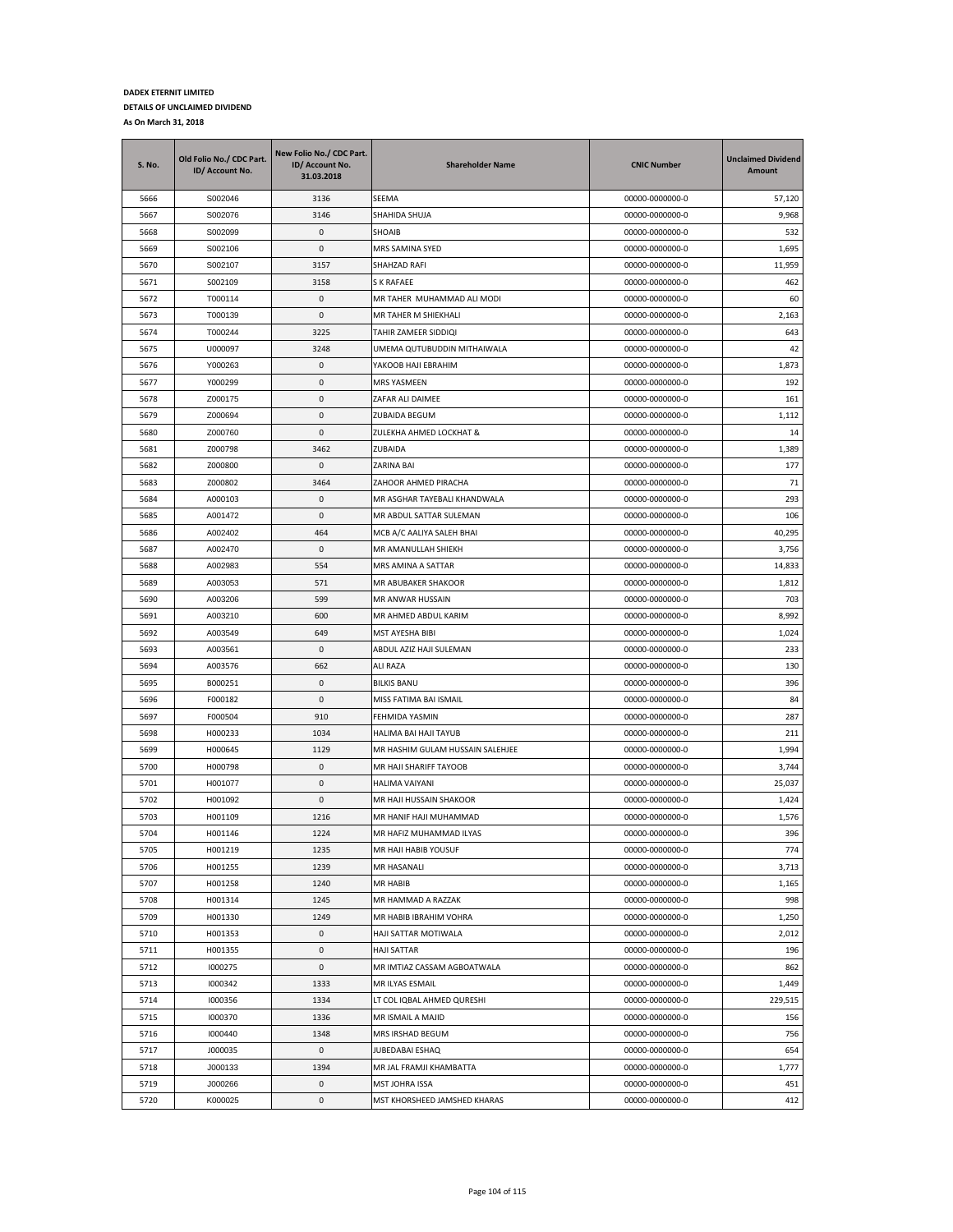**DADEX ETERNIT LIMITED**

**DETAILS OF UNCLAIMED DIVIDEND**

**As On March 31, 2018**

| S. No. | Old Folio No./ CDC Part. ID/ Account No. | New Folio No./ CDC Part. ID/ Account No. 31.03.2018 | Shareholder Name | CNIC Number | Unclaimed Dividend Amount |
|---|---|---|---|---|---|
| 5666 | S002046 | 3136 | SEEMA | 00000-0000000-0 | 57,120 |
| 5667 | S002076 | 3146 | SHAHIDA SHUJA | 00000-0000000-0 | 9,968 |
| 5668 | S002099 | 0 | SHOAIB | 00000-0000000-0 | 532 |
| 5669 | S002106 | 0 | MRS SAMINA SYED | 00000-0000000-0 | 1,695 |
| 5670 | S002107 | 3157 | SHAHZAD RAFI | 00000-0000000-0 | 11,959 |
| 5671 | S002109 | 3158 | S K RAFAEE | 00000-0000000-0 | 462 |
| 5672 | T000114 | 0 | MR TAHER MUHAMMAD ALI MODI | 00000-0000000-0 | 60 |
| 5673 | T000139 | 0 | MR TAHER M SHIEKHALI | 00000-0000000-0 | 2,163 |
| 5674 | T000244 | 3225 | TAHIR ZAMEER SIDDIQI | 00000-0000000-0 | 643 |
| 5675 | U000097 | 3248 | UMEMA QUTUBUDDIN MITHAIWALA | 00000-0000000-0 | 42 |
| 5676 | Y000263 | 0 | YAKOOB HAJI EBRAHIM | 00000-0000000-0 | 1,873 |
| 5677 | Y000299 | 0 | MRS YASMEEN | 00000-0000000-0 | 192 |
| 5678 | Z000175 | 0 | ZAFAR ALI DAIMEE | 00000-0000000-0 | 161 |
| 5679 | Z000694 | 0 | ZUBAIDA BEGUM | 00000-0000000-0 | 1,112 |
| 5680 | Z000760 | 0 | ZULEKHA AHMED LOCKHAT & | 00000-0000000-0 | 14 |
| 5681 | Z000798 | 3462 | ZUBAIDA | 00000-0000000-0 | 1,389 |
| 5682 | Z000800 | 0 | ZARINA BAI | 00000-0000000-0 | 177 |
| 5683 | Z000802 | 3464 | ZAHOOR AHMED PIRACHA | 00000-0000000-0 | 71 |
| 5684 | A000103 | 0 | MR ASGHAR TAYEBALI KHANDWALA | 00000-0000000-0 | 293 |
| 5685 | A001472 | 0 | MR ABDUL SATTAR SULEMAN | 00000-0000000-0 | 106 |
| 5686 | A002402 | 464 | MCB A/C AALIYA SALEH BHAI | 00000-0000000-0 | 40,295 |
| 5687 | A002470 | 0 | MR AMANULLAH SHIEKH | 00000-0000000-0 | 3,756 |
| 5688 | A002983 | 554 | MRS AMINA A SATTAR | 00000-0000000-0 | 14,833 |
| 5689 | A003053 | 571 | MR ABUBAKER SHAKOOR | 00000-0000000-0 | 1,812 |
| 5690 | A003206 | 599 | MR ANWAR HUSSAIN | 00000-0000000-0 | 703 |
| 5691 | A003210 | 600 | MR AHMED ABDUL KARIM | 00000-0000000-0 | 8,992 |
| 5692 | A003549 | 649 | MST AYESHA BIBI | 00000-0000000-0 | 1,024 |
| 5693 | A003561 | 0 | ABDUL AZIZ HAJI SULEMAN | 00000-0000000-0 | 233 |
| 5694 | A003576 | 662 | ALI RAZA | 00000-0000000-0 | 130 |
| 5695 | B000251 | 0 | BILKIS BANU | 00000-0000000-0 | 396 |
| 5696 | F000182 | 0 | MISS FATIMA BAI ISMAIL | 00000-0000000-0 | 84 |
| 5697 | F000504 | 910 | FEHMIDA YASMIN | 00000-0000000-0 | 287 |
| 5698 | H000233 | 1034 | HALIMA BAI HAJI TAYUB | 00000-0000000-0 | 211 |
| 5699 | H000645 | 1129 | MR HASHIM GULAM HUSSAIN SALEHJEE | 00000-0000000-0 | 1,994 |
| 5700 | H000798 | 0 | MR HAJI SHARIFF TAYOOB | 00000-0000000-0 | 3,744 |
| 5701 | H001077 | 0 | HALIMA VAIYANI | 00000-0000000-0 | 25,037 |
| 5702 | H001092 | 0 | MR HAJI HUSSAIN SHAKOOR | 00000-0000000-0 | 1,424 |
| 5703 | H001109 | 1216 | MR HANIF HAJI MUHAMMAD | 00000-0000000-0 | 1,576 |
| 5704 | H001146 | 1224 | MR HAFIZ MUHAMMAD ILYAS | 00000-0000000-0 | 396 |
| 5705 | H001219 | 1235 | MR HAJI HABIB YOUSUF | 00000-0000000-0 | 774 |
| 5706 | H001255 | 1239 | MR HASANALI | 00000-0000000-0 | 3,713 |
| 5707 | H001258 | 1240 | MR HABIB | 00000-0000000-0 | 1,165 |
| 5708 | H001314 | 1245 | MR HAMMAD A RAZZAK | 00000-0000000-0 | 998 |
| 5709 | H001330 | 1249 | MR HABIB IBRAHIM VOHRA | 00000-0000000-0 | 1,250 |
| 5710 | H001353 | 0 | HAJI SATTAR MOTIWALA | 00000-0000000-0 | 2,012 |
| 5711 | H001355 | 0 | HAJI SATTAR | 00000-0000000-0 | 196 |
| 5712 | I000275 | 0 | MR IMTIAZ CASSAM AGBOATWALA | 00000-0000000-0 | 862 |
| 5713 | I000342 | 1333 | MR ILYAS ESMAIL | 00000-0000000-0 | 1,449 |
| 5714 | I000356 | 1334 | LT COL IQBAL AHMED QURESHI | 00000-0000000-0 | 229,515 |
| 5715 | I000370 | 1336 | MR ISMAIL A MAJID | 00000-0000000-0 | 156 |
| 5716 | I000440 | 1348 | MRS IRSHAD BEGUM | 00000-0000000-0 | 756 |
| 5717 | J000035 | 0 | JUBEDABAI ESHAQ | 00000-0000000-0 | 654 |
| 5718 | J000133 | 1394 | MR JAL FRAMJI KHAMBATTA | 00000-0000000-0 | 1,777 |
| 5719 | J000266 | 0 | MST JOHRA ISSA | 00000-0000000-0 | 451 |
| 5720 | K000025 | 0 | MST KHORSHEED JAMSHED KHARAS | 00000-0000000-0 | 412 |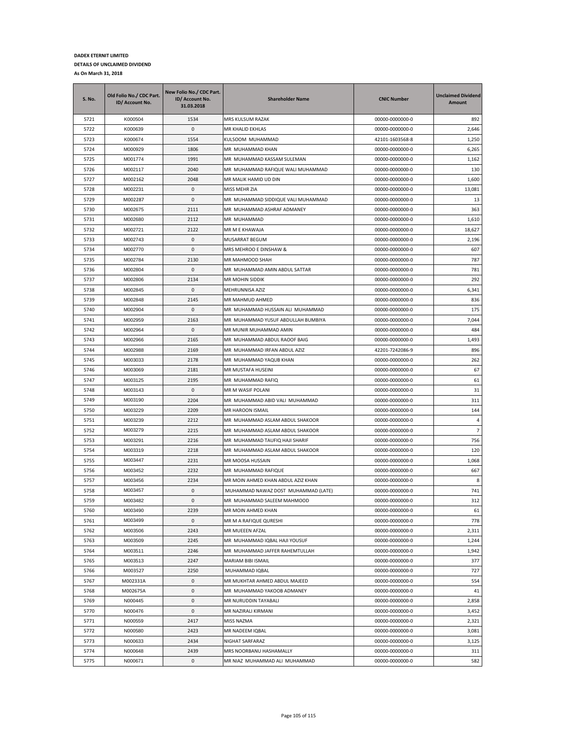**DADEX ETERNIT LIMITED**

**DETAILS OF UNCLAIMED DIVIDEND**

**As On March 31, 2018**

| S. No. | Old Folio No./ CDC Part. ID/ Account No. | New Folio No./ CDC Part. ID/ Account No. 31.03.2018 | Shareholder Name | CNIC Number | Unclaimed Dividend Amount |
|---|---|---|---|---|---|
| 5721 | K000504 | 1534 | MRS KULSUM RAZAK | 00000-0000000-0 | 892 |
| 5722 | K000639 | 0 | MR KHALID EKHLAS | 00000-0000000-0 | 2,646 |
| 5723 | K000674 | 1554 | KULSOOM MUHAMMAD | 42101-1603568-8 | 1,250 |
| 5724 | M000929 | 1806 | MR MUHAMMAD KHAN | 00000-0000000-0 | 6,265 |
| 5725 | M001774 | 1991 | MR MUHAMMAD KASSAM SULEMAN | 00000-0000000-0 | 1,162 |
| 5726 | M002117 | 2040 | MR MUHAMMAD RAFIQUE WALI MUHAMMAD | 00000-0000000-0 | 130 |
| 5727 | M002162 | 2048 | MR MALIK HAMID UD DIN | 00000-0000000-0 | 1,600 |
| 5728 | M002231 | 0 | MISS MEHR ZIA | 00000-0000000-0 | 13,081 |
| 5729 | M002287 | 0 | MR MUHAMMAD SIDDIQUE VALI MUHAMMAD | 00000-0000000-0 | 13 |
| 5730 | M002675 | 2111 | MR MUHAMMAD ASHRAF ADMANEY | 00000-0000000-0 | 363 |
| 5731 | M002680 | 2112 | MR MUHAMMAD | 00000-0000000-0 | 1,610 |
| 5732 | M002721 | 2122 | MR M E KHAWAJA | 00000-0000000-0 | 18,627 |
| 5733 | M002743 | 0 | MUSARRAT BEGUM | 00000-0000000-0 | 2,196 |
| 5734 | M002770 | 0 | MRS MEHROO E DINSHAW & | 00000-0000000-0 | 607 |
| 5735 | M002784 | 2130 | MR MAHMOOD SHAH | 00000-0000000-0 | 787 |
| 5736 | M002804 | 0 | MR MUHAMMAD AMIN ABDUL SATTAR | 00000-0000000-0 | 781 |
| 5737 | M002806 | 2134 | MR MOHIN SIDDIK | 00000-0000000-0 | 292 |
| 5738 | M002845 | 0 | MEHRUNNISA AZIZ | 00000-0000000-0 | 6,341 |
| 5739 | M002848 | 2145 | MR MAHMUD AHMED | 00000-0000000-0 | 836 |
| 5740 | M002904 | 0 | MR MUHAMMAD HUSSAIN ALI MUHAMMAD | 00000-0000000-0 | 175 |
| 5741 | M002959 | 2163 | MR MUHAMMAD YUSUF ABDULLAH BUMBIYA | 00000-0000000-0 | 7,044 |
| 5742 | M002964 | 0 | MR MUNIR MUHAMMAD AMIN | 00000-0000000-0 | 484 |
| 5743 | M002966 | 2165 | MR MUHAMMAD ABDUL RAOOF BAIG | 00000-0000000-0 | 1,493 |
| 5744 | M002988 | 2169 | MR MUHAMMAD IRFAN ABDUL AZIZ | 42201-7242086-9 | 896 |
| 5745 | M003033 | 2178 | MR MUHAMMAD YAQUB KHAN | 00000-0000000-0 | 262 |
| 5746 | M003069 | 2181 | MR MUSTAFA HUSEINI | 00000-0000000-0 | 67 |
| 5747 | M003125 | 2195 | MR MUHAMMAD RAFIQ | 00000-0000000-0 | 61 |
| 5748 | M003143 | 0 | MR M WASIF POLANI | 00000-0000000-0 | 31 |
| 5749 | M003190 | 2204 | MR MUHAMMAD ABID VALI MUHAMMAD | 00000-0000000-0 | 311 |
| 5750 | M003229 | 2209 | MR HAROON ISMAIL | 00000-0000000-0 | 144 |
| 5751 | M003239 | 2212 | MR MUHAMMAD ASLAM ABDUL SHAKOOR | 00000-0000000-0 | 4 |
| 5752 | M003279 | 2215 | MR MUHAMMAD ASLAM ABDUL SHAKOOR | 00000-0000000-0 | 7 |
| 5753 | M003291 | 2216 | MR MUHAMMAD TAUFIQ HAJI SHARIF | 00000-0000000-0 | 756 |
| 5754 | M003319 | 2218 | MR MUHAMMAD ASLAM ABDUL SHAKOOR | 00000-0000000-0 | 120 |
| 5755 | M003447 | 2231 | MR MOOSA HUSSAIN | 00000-0000000-0 | 1,068 |
| 5756 | M003452 | 2232 | MR MUHAMMAD RAFIQUE | 00000-0000000-0 | 667 |
| 5757 | M003456 | 2234 | MR MOIN AHMED KHAN ABDUL AZIZ KHAN | 00000-0000000-0 | 8 |
| 5758 | M003457 | 0 | MUHAMMAD NAWAZ DOST MUHAMMAD (LATE) | 00000-0000000-0 | 741 |
| 5759 | M003482 | 0 | MR MUHAMMAD SALEEM MAHMOOD | 00000-0000000-0 | 312 |
| 5760 | M003490 | 2239 | MR MOIN AHMED KHAN | 00000-0000000-0 | 61 |
| 5761 | M003499 | 0 | MR M A RAFIQUE QURESHI | 00000-0000000-0 | 778 |
| 5762 | M003506 | 2243 | MR MUEEEN AFZAL | 00000-0000000-0 | 2,311 |
| 5763 | M003509 | 2245 | MR MUHAMMAD IQBAL HAJI YOUSUF | 00000-0000000-0 | 1,244 |
| 5764 | M003511 | 2246 | MR MUHAMMAD JAFFER RAHEMTULLAH | 00000-0000000-0 | 1,942 |
| 5765 | M003513 | 2247 | MARIAM BIBI ISMAIL | 00000-0000000-0 | 377 |
| 5766 | M003527 | 2250 | MUHAMMAD IQBAL | 00000-0000000-0 | 727 |
| 5767 | M002331A | 0 | MR MUKHTAR AHMED ABDUL MAJEED | 00000-0000000-0 | 554 |
| 5768 | M002675A | 0 | MR MUHAMMAD YAKOOB ADMANEY | 00000-0000000-0 | 41 |
| 5769 | N000445 | 0 | MR NURUDDIN TAYABALI | 00000-0000000-0 | 2,858 |
| 5770 | N000476 | 0 | MR NAZIRALI KIRMANI | 00000-0000000-0 | 3,452 |
| 5771 | N000559 | 2417 | MISS NAZMA | 00000-0000000-0 | 2,321 |
| 5772 | N000580 | 2423 | MR NADEEM IQBAL | 00000-0000000-0 | 3,081 |
| 5773 | N000633 | 2434 | NIGHAT SARFARAZ | 00000-0000000-0 | 3,125 |
| 5774 | N000648 | 2439 | MRS NOORBANU HASHAMALLY | 00000-0000000-0 | 311 |
| 5775 | N000671 | 0 | MR NIAZ MUHAMMAD ALI MUHAMMAD | 00000-0000000-0 | 582 |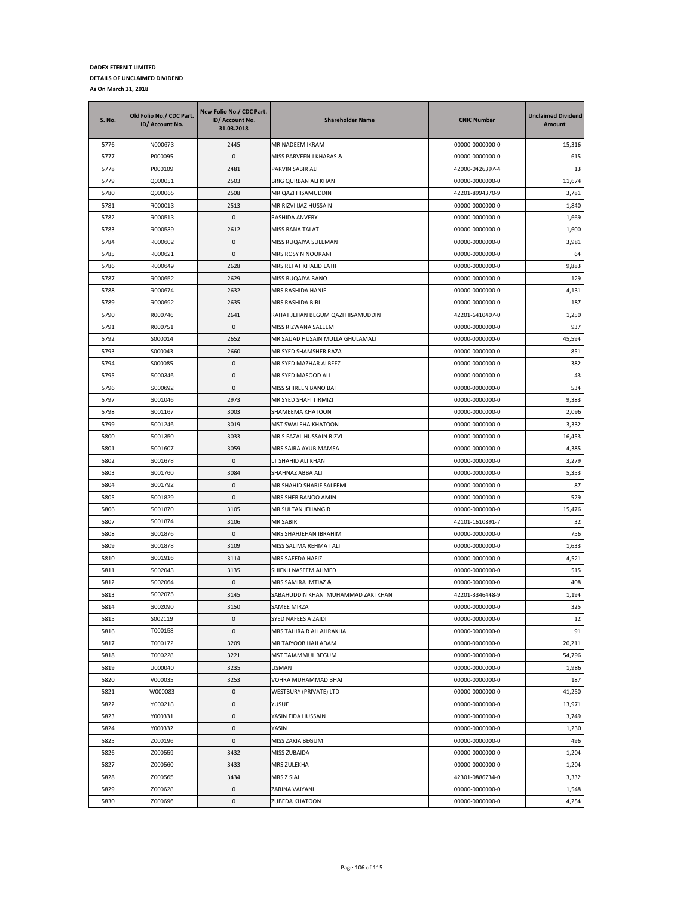**DADEX ETERNIT LIMITED**

**DETAILS OF UNCLAIMED DIVIDEND**

**As On March 31, 2018**

| S. No. | Old Folio No./ CDC Part. ID/ Account No. | New Folio No./ CDC Part. ID/ Account No. 31.03.2018 | Shareholder Name | CNIC Number | Unclaimed Dividend Amount |
|---|---|---|---|---|---|
| 5776 | N000673 | 2445 | MR NADEEM IKRAM | 00000-0000000-0 | 15,316 |
| 5777 | P000095 | 0 | MISS PARVEEN J KHARAS & | 00000-0000000-0 | 615 |
| 5778 | P000109 | 2481 | PARVIN SABIR ALI | 42000-0426397-4 | 13 |
| 5779 | Q000051 | 2503 | BRIG QURBAN ALI KHAN | 00000-0000000-0 | 11,674 |
| 5780 | Q000065 | 2508 | MR QAZI HISAMUDDIN | 42201-8994370-9 | 3,781 |
| 5781 | R000013 | 2513 | MR RIZVI IJAZ HUSSAIN | 00000-0000000-0 | 1,840 |
| 5782 | R000513 | 0 | RASHIDA ANVERY | 00000-0000000-0 | 1,669 |
| 5783 | R000539 | 2612 | MISS RANA TALAT | 00000-0000000-0 | 1,600 |
| 5784 | R000602 | 0 | MISS RUQAIYA SULEMAN | 00000-0000000-0 | 3,981 |
| 5785 | R000621 | 0 | MRS ROSY N NOORANI | 00000-0000000-0 | 64 |
| 5786 | R000649 | 2628 | MRS REFAT KHALID LATIF | 00000-0000000-0 | 9,883 |
| 5787 | R000652 | 2629 | MISS RUQAIYA BANO | 00000-0000000-0 | 129 |
| 5788 | R000674 | 2632 | MRS RASHIDA HANIF | 00000-0000000-0 | 4,131 |
| 5789 | R000692 | 2635 | MRS RASHIDA BIBI | 00000-0000000-0 | 187 |
| 5790 | R000746 | 2641 | RAHAT JEHAN BEGUM QAZI HISAMUDDIN | 42201-6410407-0 | 1,250 |
| 5791 | R000751 | 0 | MISS RIZWANA SALEEM | 00000-0000000-0 | 937 |
| 5792 | S000014 | 2652 | MR SAJJAD HUSAIN MULLA GHULAMALI | 00000-0000000-0 | 45,594 |
| 5793 | S000043 | 2660 | MR SYED SHAMSHER RAZA | 00000-0000000-0 | 851 |
| 5794 | S000085 | 0 | MR SYED MAZHAR ALBEEZ | 00000-0000000-0 | 382 |
| 5795 | S000346 | 0 | MR SYED MASOOD ALI | 00000-0000000-0 | 43 |
| 5796 | S000692 | 0 | MISS SHIREEN BANO BAI | 00000-0000000-0 | 534 |
| 5797 | S001046 | 2973 | MR SYED SHAFI TIRMIZI | 00000-0000000-0 | 9,383 |
| 5798 | S001167 | 3003 | SHAMEEMA KHATOON | 00000-0000000-0 | 2,096 |
| 5799 | S001246 | 3019 | MST SWALEHA KHATOON | 00000-0000000-0 | 3,332 |
| 5800 | S001350 | 3033 | MR S FAZAL HUSSAIN RIZVI | 00000-0000000-0 | 16,453 |
| 5801 | S001607 | 3059 | MRS SAIRA AYUB MAMSA | 00000-0000000-0 | 4,385 |
| 5802 | S001678 | 0 | LT SHAHID ALI KHAN | 00000-0000000-0 | 3,279 |
| 5803 | S001760 | 3084 | SHAHNAZ ABBA ALI | 00000-0000000-0 | 5,353 |
| 5804 | S001792 | 0 | MR SHAHID SHARIF SALEEMI | 00000-0000000-0 | 87 |
| 5805 | S001829 | 0 | MRS SHER BANOO AMIN | 00000-0000000-0 | 529 |
| 5806 | S001870 | 3105 | MR SULTAN JEHANGIR | 00000-0000000-0 | 15,476 |
| 5807 | S001874 | 3106 | MR SABIR | 42101-1610891-7 | 32 |
| 5808 | S001876 | 0 | MRS SHAHJEHAN IBRAHIM | 00000-0000000-0 | 756 |
| 5809 | S001878 | 3109 | MISS SALIMA REHMAT ALI | 00000-0000000-0 | 1,633 |
| 5810 | S001916 | 3114 | MRS SAEEDA HAFIZ | 00000-0000000-0 | 4,521 |
| 5811 | S002043 | 3135 | SHIEKH NASEEM AHMED | 00000-0000000-0 | 515 |
| 5812 | S002064 | 0 | MRS SAMIRA IMTIAZ & | 00000-0000000-0 | 408 |
| 5813 | S002075 | 3145 | SABAHUDDIN KHAN MUHAMMAD ZAKI KHAN | 42201-3346448-9 | 1,194 |
| 5814 | S002090 | 3150 | SAMEE MIRZA | 00000-0000000-0 | 325 |
| 5815 | S002119 | 0 | SYED NAFEES A ZAIDI | 00000-0000000-0 | 12 |
| 5816 | T000158 | 0 | MRS TAHIRA R ALLAHRAKHA | 00000-0000000-0 | 91 |
| 5817 | T000172 | 3209 | MR TAIYOOB HAJI ADAM | 00000-0000000-0 | 20,211 |
| 5818 | T000228 | 3221 | MST TAJAMMUL BEGUM | 00000-0000000-0 | 54,796 |
| 5819 | U000040 | 3235 | USMAN | 00000-0000000-0 | 1,986 |
| 5820 | V000035 | 3253 | VOHRA MUHAMMAD BHAI | 00000-0000000-0 | 187 |
| 5821 | W000083 | 0 | WESTBURY (PRIVATE) LTD | 00000-0000000-0 | 41,250 |
| 5822 | Y000218 | 0 | YUSUF | 00000-0000000-0 | 13,971 |
| 5823 | Y000331 | 0 | YASIN FIDA HUSSAIN | 00000-0000000-0 | 3,749 |
| 5824 | Y000332 | 0 | YASIN | 00000-0000000-0 | 1,230 |
| 5825 | Z000196 | 0 | MISS ZAKIA BEGUM | 00000-0000000-0 | 496 |
| 5826 | Z000559 | 3432 | MISS ZUBAIDA | 00000-0000000-0 | 1,204 |
| 5827 | Z000560 | 3433 | MRS ZULEKHA | 00000-0000000-0 | 1,204 |
| 5828 | Z000565 | 3434 | MRS Z SIAL | 42301-0886734-0 | 3,332 |
| 5829 | Z000628 | 0 | ZARINA VAIYANI | 00000-0000000-0 | 1,548 |
| 5830 | Z000696 | 0 | ZUBEDA KHATOON | 00000-0000000-0 | 4,254 |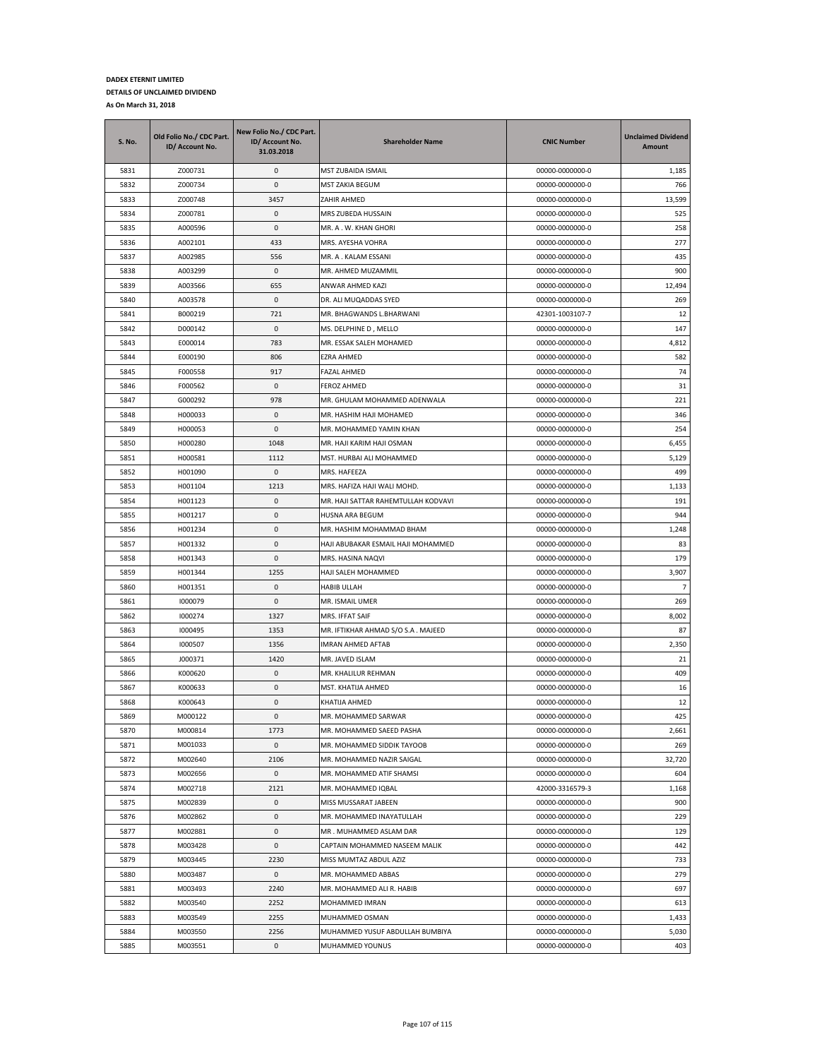**DADEX ETERNIT LIMITED**

**DETAILS OF UNCLAIMED DIVIDEND**

**As On March 31, 2018**

| S. No. | Old Folio No./ CDC Part. ID/ Account No. | New Folio No./ CDC Part. ID/ Account No. 31.03.2018 | Shareholder Name | CNIC Number | Unclaimed Dividend Amount |
|---|---|---|---|---|---|
| 5831 | Z000731 | 0 | MST ZUBAIDA ISMAIL | 00000-0000000-0 | 1,185 |
| 5832 | Z000734 | 0 | MST ZAKIA BEGUM | 00000-0000000-0 | 766 |
| 5833 | Z000748 | 3457 | ZAHIR AHMED | 00000-0000000-0 | 13,599 |
| 5834 | Z000781 | 0 | MRS ZUBEDA HUSSAIN | 00000-0000000-0 | 525 |
| 5835 | A000596 | 0 | MR. A . W. KHAN GHORI | 00000-0000000-0 | 258 |
| 5836 | A002101 | 433 | MRS. AYESHA VOHRA | 00000-0000000-0 | 277 |
| 5837 | A002985 | 556 | MR. A . KALAM ESSANI | 00000-0000000-0 | 435 |
| 5838 | A003299 | 0 | MR. AHMED MUZAMMIL | 00000-0000000-0 | 900 |
| 5839 | A003566 | 655 | ANWAR AHMED KAZI | 00000-0000000-0 | 12,494 |
| 5840 | A003578 | 0 | DR. ALI MUQADDAS SYED | 00000-0000000-0 | 269 |
| 5841 | B000219 | 721 | MR. BHAGWANDS L.BHARWANI | 42301-1003107-7 | 12 |
| 5842 | D000142 | 0 | MS. DELPHINE D , MELLO | 00000-0000000-0 | 147 |
| 5843 | E000014 | 783 | MR. ESSAK SALEH MOHAMED | 00000-0000000-0 | 4,812 |
| 5844 | E000190 | 806 | EZRA AHMED | 00000-0000000-0 | 582 |
| 5845 | F000558 | 917 | FAZAL AHMED | 00000-0000000-0 | 74 |
| 5846 | F000562 | 0 | FEROZ AHMED | 00000-0000000-0 | 31 |
| 5847 | G000292 | 978 | MR. GHULAM MOHAMMED ADENWALA | 00000-0000000-0 | 221 |
| 5848 | H000033 | 0 | MR. HASHIM HAJI MOHAMED | 00000-0000000-0 | 346 |
| 5849 | H000053 | 0 | MR. MOHAMMED YAMIN KHAN | 00000-0000000-0 | 254 |
| 5850 | H000280 | 1048 | MR. HAJI KARIM HAJI OSMAN | 00000-0000000-0 | 6,455 |
| 5851 | H000581 | 1112 | MST. HURBAI ALI MOHAMMED | 00000-0000000-0 | 5,129 |
| 5852 | H001090 | 0 | MRS. HAFEEZA | 00000-0000000-0 | 499 |
| 5853 | H001104 | 1213 | MRS. HAFIZA HAJI WALI MOHD. | 00000-0000000-0 | 1,133 |
| 5854 | H001123 | 0 | MR. HAJI SATTAR RAHEMTULLAH KODVAVI | 00000-0000000-0 | 191 |
| 5855 | H001217 | 0 | HUSNA ARA BEGUM | 00000-0000000-0 | 944 |
| 5856 | H001234 | 0 | MR. HASHIM MOHAMMAD BHAM | 00000-0000000-0 | 1,248 |
| 5857 | H001332 | 0 | HAJI ABUBAKAR ESMAIL HAJI MOHAMMED | 00000-0000000-0 | 83 |
| 5858 | H001343 | 0 | MRS. HASINA NAQVI | 00000-0000000-0 | 179 |
| 5859 | H001344 | 1255 | HAJI SALEH MOHAMMED | 00000-0000000-0 | 3,907 |
| 5860 | H001351 | 0 | HABIB ULLAH | 00000-0000000-0 | 7 |
| 5861 | I000079 | 0 | MR. ISMAIL UMER | 00000-0000000-0 | 269 |
| 5862 | I000274 | 1327 | MRS. IFFAT SAIF | 00000-0000000-0 | 8,002 |
| 5863 | I000495 | 1353 | MR. IFTIKHAR AHMAD S/O S.A . MAJEED | 00000-0000000-0 | 87 |
| 5864 | I000507 | 1356 | IMRAN AHMED AFTAB | 00000-0000000-0 | 2,350 |
| 5865 | J000371 | 1420 | MR. JAVED ISLAM | 00000-0000000-0 | 21 |
| 5866 | K000620 | 0 | MR. KHALILUR REHMAN | 00000-0000000-0 | 409 |
| 5867 | K000633 | 0 | MST. KHATIJA AHMED | 00000-0000000-0 | 16 |
| 5868 | K000643 | 0 | KHATIJA AHMED | 00000-0000000-0 | 12 |
| 5869 | M000122 | 0 | MR. MOHAMMED SARWAR | 00000-0000000-0 | 425 |
| 5870 | M000814 | 1773 | MR. MOHAMMED SAEED PASHA | 00000-0000000-0 | 2,661 |
| 5871 | M001033 | 0 | MR. MOHAMMED SIDDIK TAYOOB | 00000-0000000-0 | 269 |
| 5872 | M002640 | 2106 | MR. MOHAMMED NAZIR SAIGAL | 00000-0000000-0 | 32,720 |
| 5873 | M002656 | 0 | MR. MOHAMMED ATIF SHAMSI | 00000-0000000-0 | 604 |
| 5874 | M002718 | 2121 | MR. MOHAMMED IQBAL | 42000-3316579-3 | 1,168 |
| 5875 | M002839 | 0 | MISS MUSSARAT JABEEN | 00000-0000000-0 | 900 |
| 5876 | M002862 | 0 | MR. MOHAMMED INAYATULLAH | 00000-0000000-0 | 229 |
| 5877 | M002881 | 0 | MR . MUHAMMED ASLAM DAR | 00000-0000000-0 | 129 |
| 5878 | M003428 | 0 | CAPTAIN MOHAMMED NASEEM MALIK | 00000-0000000-0 | 442 |
| 5879 | M003445 | 2230 | MISS MUMTAZ ABDUL AZIZ | 00000-0000000-0 | 733 |
| 5880 | M003487 | 0 | MR. MOHAMMED ABBAS | 00000-0000000-0 | 279 |
| 5881 | M003493 | 2240 | MR. MOHAMMED ALI R. HABIB | 00000-0000000-0 | 697 |
| 5882 | M003540 | 2252 | MOHAMMED IMRAN | 00000-0000000-0 | 613 |
| 5883 | M003549 | 2255 | MUHAMMED OSMAN | 00000-0000000-0 | 1,433 |
| 5884 | M003550 | 2256 | MUHAMMED YUSUF ABDULLAH BUMBIYA | 00000-0000000-0 | 5,030 |
| 5885 | M003551 | 0 | MUHAMMED YOUNUS | 00000-0000000-0 | 403 |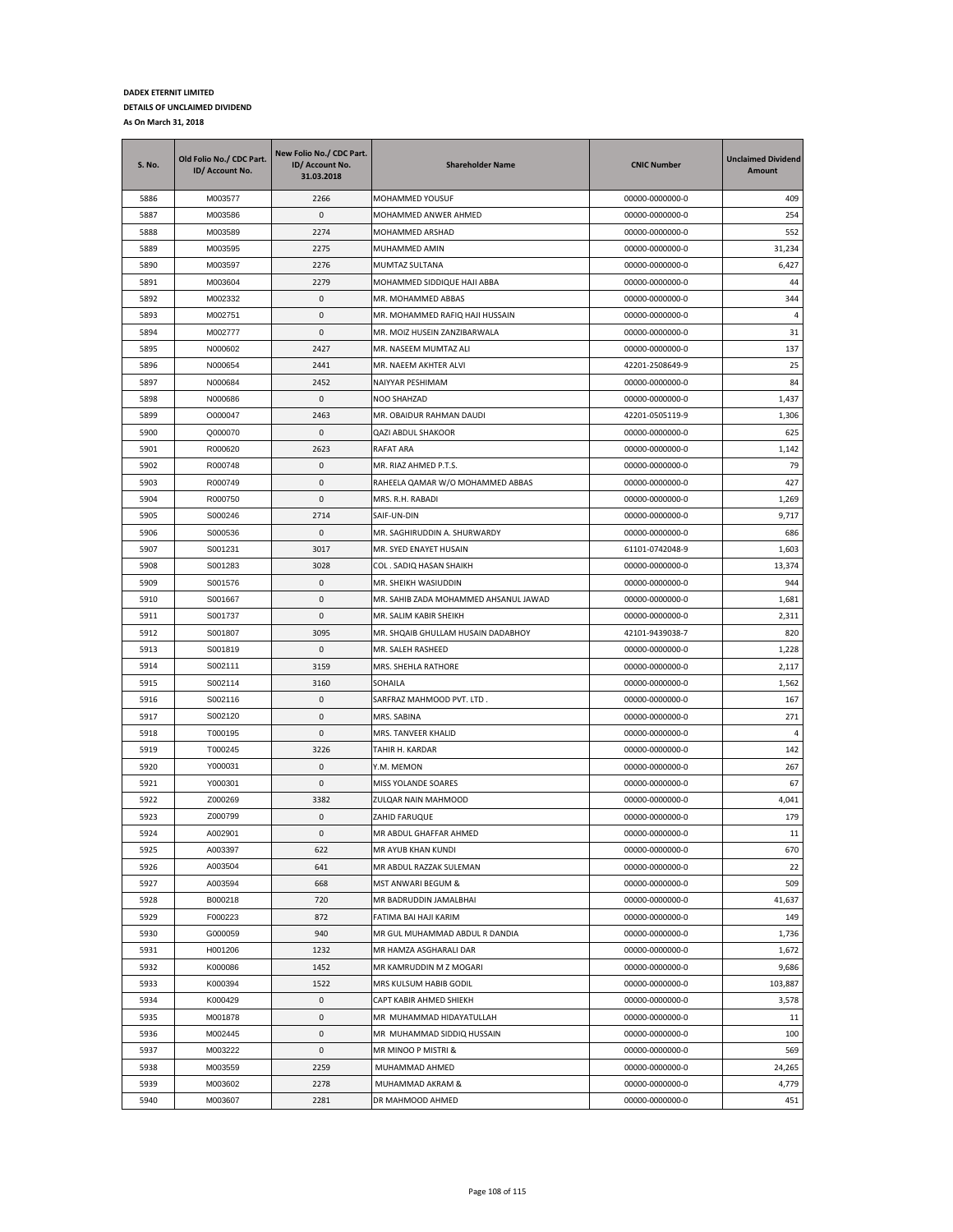**DADEX ETERNIT LIMITED**

**DETAILS OF UNCLAIMED DIVIDEND**

**As On March 31, 2018**

| S. No. | Old Folio No./ CDC Part. ID/ Account No. | New Folio No./ CDC Part. ID/ Account No. 31.03.2018 | Shareholder Name | CNIC Number | Unclaimed Dividend Amount |
|---|---|---|---|---|---|
| 5886 | M003577 | 2266 | MOHAMMED YOUSUF | 00000-0000000-0 | 409 |
| 5887 | M003586 | 0 | MOHAMMED ANWER AHMED | 00000-0000000-0 | 254 |
| 5888 | M003589 | 2274 | MOHAMMED ARSHAD | 00000-0000000-0 | 552 |
| 5889 | M003595 | 2275 | MUHAMMED AMIN | 00000-0000000-0 | 31,234 |
| 5890 | M003597 | 2276 | MUMTAZ SULTANA | 00000-0000000-0 | 6,427 |
| 5891 | M003604 | 2279 | MOHAMMED SIDDIQUE HAJI ABBA | 00000-0000000-0 | 44 |
| 5892 | M002332 | 0 | MR. MOHAMMED ABBAS | 00000-0000000-0 | 344 |
| 5893 | M002751 | 0 | MR. MOHAMMED RAFIQ HAJI HUSSAIN | 00000-0000000-0 | 4 |
| 5894 | M002777 | 0 | MR. MOIZ HUSEIN ZANZIBARWALA | 00000-0000000-0 | 31 |
| 5895 | N000602 | 2427 | MR. NASEEM MUMTAZ ALI | 00000-0000000-0 | 137 |
| 5896 | N000654 | 2441 | MR. NAEEM AKHTER ALVI | 42201-2508649-9 | 25 |
| 5897 | N000684 | 2452 | NAIYYAR PESHIMAM | 00000-0000000-0 | 84 |
| 5898 | N000686 | 0 | NOO SHAHZAD | 00000-0000000-0 | 1,437 |
| 5899 | O000047 | 2463 | MR. OBAIDUR RAHMAN DAUDI | 42201-0505119-9 | 1,306 |
| 5900 | Q000070 | 0 | QAZI ABDUL SHAKOOR | 00000-0000000-0 | 625 |
| 5901 | R000620 | 2623 | RAFAT ARA | 00000-0000000-0 | 1,142 |
| 5902 | R000748 | 0 | MR. RIAZ AHMED P.T.S. | 00000-0000000-0 | 79 |
| 5903 | R000749 | 0 | RAHEELA QAMAR W/O MOHAMMED ABBAS | 00000-0000000-0 | 427 |
| 5904 | R000750 | 0 | MRS. R.H. RABADI | 00000-0000000-0 | 1,269 |
| 5905 | S000246 | 2714 | SAIF-UN-DIN | 00000-0000000-0 | 9,717 |
| 5906 | S000536 | 0 | MR. SAGHIRUDDIN A. SHURWARDY | 00000-0000000-0 | 686 |
| 5907 | S001231 | 3017 | MR. SYED ENAYET HUSAIN | 61101-0742048-9 | 1,603 |
| 5908 | S001283 | 3028 | COL . SADIQ HASAN SHAIKH | 00000-0000000-0 | 13,374 |
| 5909 | S001576 | 0 | MR. SHEIKH WASIUDDIN | 00000-0000000-0 | 944 |
| 5910 | S001667 | 0 | MR. SAHIB ZADA MOHAMMED AHSANUL JAWAD | 00000-0000000-0 | 1,681 |
| 5911 | S001737 | 0 | MR. SALIM KABIR SHEIKH | 00000-0000000-0 | 2,311 |
| 5912 | S001807 | 3095 | MR. SHQAIB GHULLAM HUSAIN DADABHOY | 42101-9439038-7 | 820 |
| 5913 | S001819 | 0 | MR. SALEH RASHEED | 00000-0000000-0 | 1,228 |
| 5914 | S002111 | 3159 | MRS. SHEHLA RATHORE | 00000-0000000-0 | 2,117 |
| 5915 | S002114 | 3160 | SOHAILA | 00000-0000000-0 | 1,562 |
| 5916 | S002116 | 0 | SARFRAZ MAHMOOD PVT. LTD . | 00000-0000000-0 | 167 |
| 5917 | S002120 | 0 | MRS. SABINA | 00000-0000000-0 | 271 |
| 5918 | T000195 | 0 | MRS. TANVEER KHALID | 00000-0000000-0 | 4 |
| 5919 | T000245 | 3226 | TAHIR H. KARDAR | 00000-0000000-0 | 142 |
| 5920 | Y000031 | 0 | Y.M. MEMON | 00000-0000000-0 | 267 |
| 5921 | Y000301 | 0 | MISS YOLANDE SOARES | 00000-0000000-0 | 67 |
| 5922 | Z000269 | 3382 | ZULQAR NAIN MAHMOOD | 00000-0000000-0 | 4,041 |
| 5923 | Z000799 | 0 | ZAHID FARUQUE | 00000-0000000-0 | 179 |
| 5924 | A002901 | 0 | MR ABDUL GHAFFAR AHMED | 00000-0000000-0 | 11 |
| 5925 | A003397 | 622 | MR AYUB KHAN KUNDI | 00000-0000000-0 | 670 |
| 5926 | A003504 | 641 | MR ABDUL RAZZAK SULEMAN | 00000-0000000-0 | 22 |
| 5927 | A003594 | 668 | MST ANWARI BEGUM & | 00000-0000000-0 | 509 |
| 5928 | B000218 | 720 | MR BADRUDDIN JAMALBHAI | 00000-0000000-0 | 41,637 |
| 5929 | F000223 | 872 | FATIMA BAI HAJI KARIM | 00000-0000000-0 | 149 |
| 5930 | G000059 | 940 | MR GUL MUHAMMAD ABDUL R DANDIA | 00000-0000000-0 | 1,736 |
| 5931 | H001206 | 1232 | MR HAMZA ASGHARALI DAR | 00000-0000000-0 | 1,672 |
| 5932 | K000086 | 1452 | MR KAMRUDDIN M Z MOGARI | 00000-0000000-0 | 9,686 |
| 5933 | K000394 | 1522 | MRS KULSUM HABIB GODIL | 00000-0000000-0 | 103,887 |
| 5934 | K000429 | 0 | CAPT KABIR AHMED SHIEKH | 00000-0000000-0 | 3,578 |
| 5935 | M001878 | 0 | MR MUHAMMAD HIDAYATULLAH | 00000-0000000-0 | 11 |
| 5936 | M002445 | 0 | MR MUHAMMAD SIDDIQ HUSSAIN | 00000-0000000-0 | 100 |
| 5937 | M003222 | 0 | MR MINOO P MISTRI & | 00000-0000000-0 | 569 |
| 5938 | M003559 | 2259 | MUHAMMAD AHMED | 00000-0000000-0 | 24,265 |
| 5939 | M003602 | 2278 | MUHAMMAD AKRAM & | 00000-0000000-0 | 4,779 |
| 5940 | M003607 | 2281 | DR MAHMOOD AHMED | 00000-0000000-0 | 451 |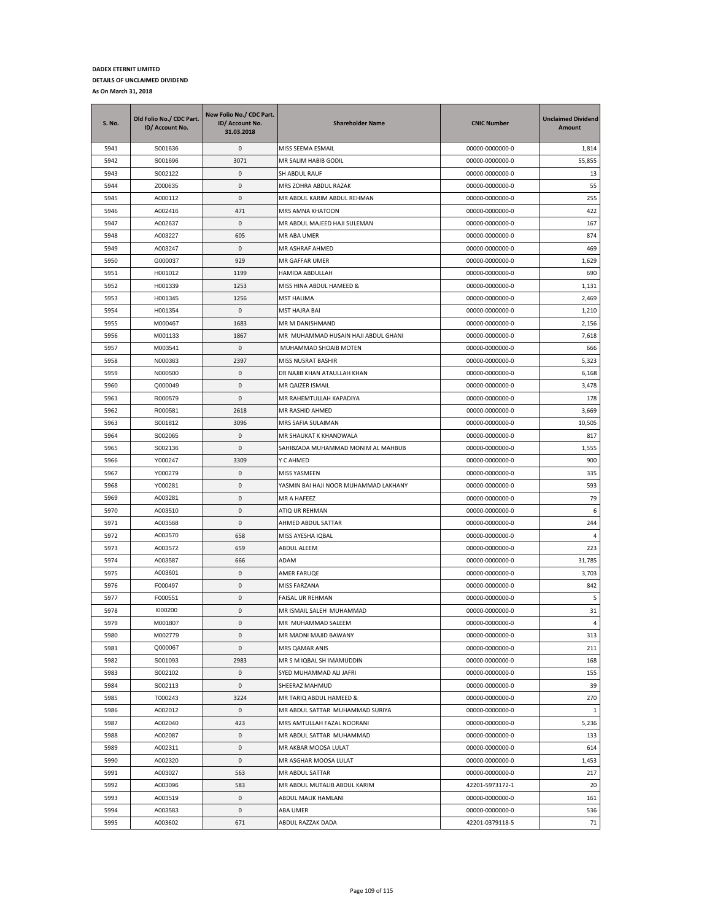**DADEX ETERNIT LIMITED**

**DETAILS OF UNCLAIMED DIVIDEND**

**As On March 31, 2018**

| S. No. | Old Folio No./ CDC Part. ID/ Account No. | New Folio No./ CDC Part. ID/ Account No. 31.03.2018 | Shareholder Name | CNIC Number | Unclaimed Dividend Amount |
|---|---|---|---|---|---|
| 5941 | S001636 | 0 | MISS SEEMA ESMAIL | 00000-0000000-0 | 1,814 |
| 5942 | S001696 | 3071 | MR SALIM HABIB GODIL | 00000-0000000-0 | 55,855 |
| 5943 | S002122 | 0 | SH ABDUL RAUF | 00000-0000000-0 | 13 |
| 5944 | Z000635 | 0 | MRS ZOHRA ABDUL RAZAK | 00000-0000000-0 | 55 |
| 5945 | A000112 | 0 | MR ABDUL KARIM ABDUL REHMAN | 00000-0000000-0 | 255 |
| 5946 | A002416 | 471 | MRS AMNA KHATOON | 00000-0000000-0 | 422 |
| 5947 | A002637 | 0 | MR ABDUL MAJEED HAJI SULEMAN | 00000-0000000-0 | 167 |
| 5948 | A003227 | 605 | MR ABA UMER | 00000-0000000-0 | 874 |
| 5949 | A003247 | 0 | MR ASHRAF AHMED | 00000-0000000-0 | 469 |
| 5950 | G000037 | 929 | MR GAFFAR UMER | 00000-0000000-0 | 1,629 |
| 5951 | H001012 | 1199 | HAMIDA ABDULLAH | 00000-0000000-0 | 690 |
| 5952 | H001339 | 1253 | MISS HINA ABDUL HAMEED & | 00000-0000000-0 | 1,131 |
| 5953 | H001345 | 1256 | MST HALIMA | 00000-0000000-0 | 2,469 |
| 5954 | H001354 | 0 | MST HAJRA BAI | 00000-0000000-0 | 1,210 |
| 5955 | M000467 | 1683 | MR M DANISHMAND | 00000-0000000-0 | 2,156 |
| 5956 | M001133 | 1867 | MR MUHAMMAD HUSAIN HAJI ABDUL GHANI | 00000-0000000-0 | 7,618 |
| 5957 | M003541 | 0 | MUHAMMAD SHOAIB MOTEN | 00000-0000000-0 | 666 |
| 5958 | N000363 | 2397 | MISS NUSRAT BASHIR | 00000-0000000-0 | 5,323 |
| 5959 | N000500 | 0 | DR NAJIB KHAN ATAULLAH KHAN | 00000-0000000-0 | 6,168 |
| 5960 | Q000049 | 0 | MR QAIZER ISMAIL | 00000-0000000-0 | 3,478 |
| 5961 | R000579 | 0 | MR RAHEMTULLAH KAPADIYA | 00000-0000000-0 | 178 |
| 5962 | R000581 | 2618 | MR RASHID AHMED | 00000-0000000-0 | 3,669 |
| 5963 | S001812 | 3096 | MRS SAFIA SULAIMAN | 00000-0000000-0 | 10,505 |
| 5964 | S002065 | 0 | MR SHAUKAT K KHANDWALA | 00000-0000000-0 | 817 |
| 5965 | S002136 | 0 | SAHIBZADA MUHAMMAD MONIM AL MAHBUB | 00000-0000000-0 | 1,555 |
| 5966 | Y000247 | 3309 | Y C AHMED | 00000-0000000-0 | 900 |
| 5967 | Y000279 | 0 | MISS YASMEEN | 00000-0000000-0 | 335 |
| 5968 | Y000281 | 0 | YASMIN BAI HAJI NOOR MUHAMMAD LAKHANY | 00000-0000000-0 | 593 |
| 5969 | A003281 | 0 | MR A HAFEEZ | 00000-0000000-0 | 79 |
| 5970 | A003510 | 0 | ATIQ UR REHMAN | 00000-0000000-0 | 6 |
| 5971 | A003568 | 0 | AHMED ABDUL SATTAR | 00000-0000000-0 | 244 |
| 5972 | A003570 | 658 | MISS AYESHA IQBAL | 00000-0000000-0 | 4 |
| 5973 | A003572 | 659 | ABDUL ALEEM | 00000-0000000-0 | 223 |
| 5974 | A003587 | 666 | ADAM | 00000-0000000-0 | 31,785 |
| 5975 | A003601 | 0 | AMER FARUQE | 00000-0000000-0 | 3,703 |
| 5976 | F000497 | 0 | MISS FARZANA | 00000-0000000-0 | 842 |
| 5977 | F000551 | 0 | FAISAL UR REHMAN | 00000-0000000-0 | 5 |
| 5978 | I000200 | 0 | MR ISMAIL SALEH MUHAMMAD | 00000-0000000-0 | 31 |
| 5979 | M001807 | 0 | MR MUHAMMAD SALEEM | 00000-0000000-0 | 4 |
| 5980 | M002779 | 0 | MR MADNI MAJID BAWANY | 00000-0000000-0 | 313 |
| 5981 | Q000067 | 0 | MRS QAMAR ANIS | 00000-0000000-0 | 211 |
| 5982 | S001093 | 2983 | MR S M IQBAL SH IMAMUDDIN | 00000-0000000-0 | 168 |
| 5983 | S002102 | 0 | SYED MUHAMMAD ALI JAFRI | 00000-0000000-0 | 155 |
| 5984 | S002113 | 0 | SHEERAZ MAHMUD | 00000-0000000-0 | 39 |
| 5985 | T000243 | 3224 | MR TARIQ ABDUL HAMEED & | 00000-0000000-0 | 270 |
| 5986 | A002012 | 0 | MR ABDUL SATTAR MUHAMMAD SURIYA | 00000-0000000-0 | 1 |
| 5987 | A002040 | 423 | MRS AMTULLAH FAZAL NOORANI | 00000-0000000-0 | 5,236 |
| 5988 | A002087 | 0 | MR ABDUL SATTAR MUHAMMAD | 00000-0000000-0 | 133 |
| 5989 | A002311 | 0 | MR AKBAR MOOSA LULAT | 00000-0000000-0 | 614 |
| 5990 | A002320 | 0 | MR ASGHAR MOOSA LULAT | 00000-0000000-0 | 1,453 |
| 5991 | A003027 | 563 | MR ABDUL SATTAR | 00000-0000000-0 | 217 |
| 5992 | A003096 | 583 | MR ABDUL MUTALIB ABDUL KARIM | 42201-5973172-1 | 20 |
| 5993 | A003519 | 0 | ABDUL MALIK HAMLANI | 00000-0000000-0 | 161 |
| 5994 | A003583 | 0 | ABA UMER | 00000-0000000-0 | 536 |
| 5995 | A003602 | 671 | ABDUL RAZZAK DADA | 42201-0379118-5 | 71 |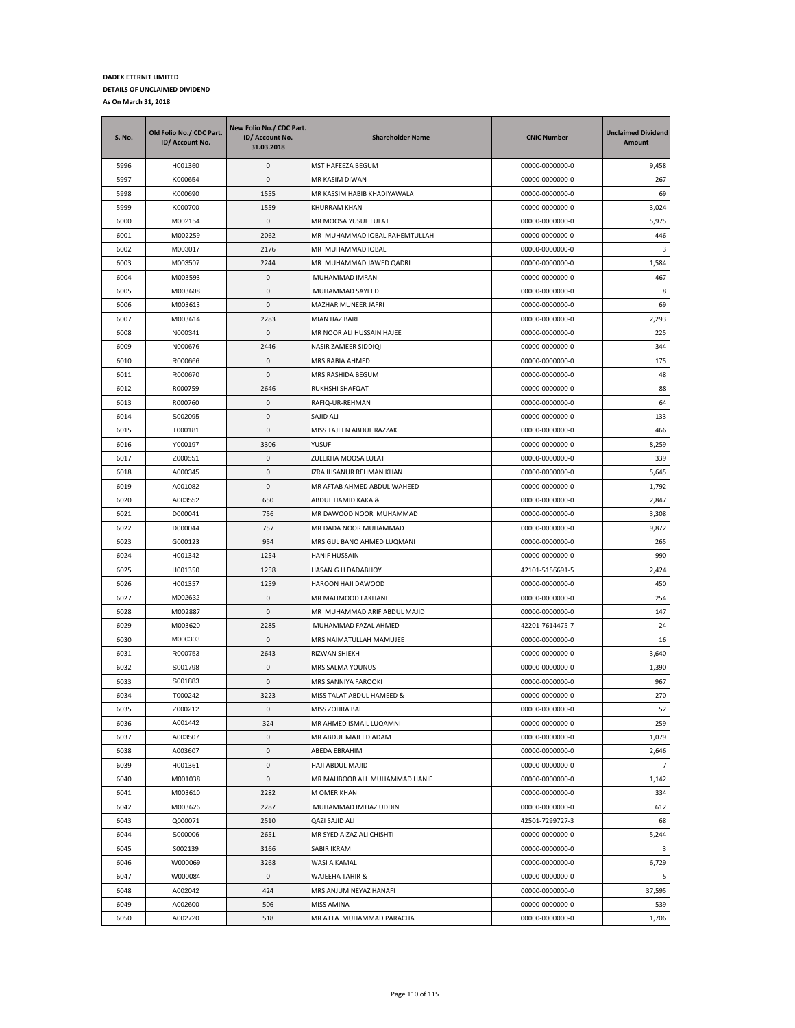**DADEX ETERNIT LIMITED**

**DETAILS OF UNCLAIMED DIVIDEND**

**As On March 31, 2018**

| S. No. | Old Folio No./ CDC Part. ID/ Account No. | New Folio No./ CDC Part. ID/ Account No. 31.03.2018 | Shareholder Name | CNIC Number | Unclaimed Dividend Amount |
|---|---|---|---|---|---|
| 5996 | H001360 | 0 | MST HAFEEZA BEGUM | 00000-0000000-0 | 9,458 |
| 5997 | K000654 | 0 | MR KASIM DIWAN | 00000-0000000-0 | 267 |
| 5998 | K000690 | 1555 | MR KASSIM HABIB KHADIYAWALA | 00000-0000000-0 | 69 |
| 5999 | K000700 | 1559 | KHURRAM KHAN | 00000-0000000-0 | 3,024 |
| 6000 | M002154 | 0 | MR MOOSA YUSUF LULAT | 00000-0000000-0 | 5,975 |
| 6001 | M002259 | 2062 | MR MUHAMMAD IQBAL RAHEMTULLAH | 00000-0000000-0 | 446 |
| 6002 | M003017 | 2176 | MR MUHAMMAD IQBAL | 00000-0000000-0 | 3 |
| 6003 | M003507 | 2244 | MR MUHAMMAD JAWED QADRI | 00000-0000000-0 | 1,584 |
| 6004 | M003593 | 0 | MUHAMMAD IMRAN | 00000-0000000-0 | 467 |
| 6005 | M003608 | 0 | MUHAMMAD SAYEED | 00000-0000000-0 | 8 |
| 6006 | M003613 | 0 | MAZHAR MUNEER JAFRI | 00000-0000000-0 | 69 |
| 6007 | M003614 | 2283 | MIAN IJAZ BARI | 00000-0000000-0 | 2,293 |
| 6008 | N000341 | 0 | MR NOOR ALI HUSSAIN HAJEE | 00000-0000000-0 | 225 |
| 6009 | N000676 | 2446 | NASIR ZAMEER SIDDIQI | 00000-0000000-0 | 344 |
| 6010 | R000666 | 0 | MRS RABIA AHMED | 00000-0000000-0 | 175 |
| 6011 | R000670 | 0 | MRS RASHIDA BEGUM | 00000-0000000-0 | 48 |
| 6012 | R000759 | 2646 | RUKHSHI SHAFQAT | 00000-0000000-0 | 88 |
| 6013 | R000760 | 0 | RAFIQ-UR-REHMAN | 00000-0000000-0 | 64 |
| 6014 | S002095 | 0 | SAJID ALI | 00000-0000000-0 | 133 |
| 6015 | T000181 | 0 | MISS TAJEEN ABDUL RAZZAK | 00000-0000000-0 | 466 |
| 6016 | Y000197 | 3306 | YUSUF | 00000-0000000-0 | 8,259 |
| 6017 | Z000551 | 0 | ZULEKHA MOOSA LULAT | 00000-0000000-0 | 339 |
| 6018 | A000345 | 0 | IZRA IHSANUR REHMAN KHAN | 00000-0000000-0 | 5,645 |
| 6019 | A001082 | 0 | MR AFTAB AHMED ABDUL WAHEED | 00000-0000000-0 | 1,792 |
| 6020 | A003552 | 650 | ABDUL HAMID KAKA & | 00000-0000000-0 | 2,847 |
| 6021 | D000041 | 756 | MR DAWOOD NOOR MUHAMMAD | 00000-0000000-0 | 3,308 |
| 6022 | D000044 | 757 | MR DADA NOOR MUHAMMAD | 00000-0000000-0 | 9,872 |
| 6023 | G000123 | 954 | MRS GUL BANO AHMED LUQMANI | 00000-0000000-0 | 265 |
| 6024 | H001342 | 1254 | HANIF HUSSAIN | 00000-0000000-0 | 990 |
| 6025 | H001350 | 1258 | HASAN G H DADABHOY | 42101-5156691-5 | 2,424 |
| 6026 | H001357 | 1259 | HAROON HAJI DAWOOD | 00000-0000000-0 | 450 |
| 6027 | M002632 | 0 | MR MAHMOOD LAKHANI | 00000-0000000-0 | 254 |
| 6028 | M002887 | 0 | MR MUHAMMAD ARIF ABDUL MAJID | 00000-0000000-0 | 147 |
| 6029 | M003620 | 2285 | MUHAMMAD FAZAL AHMED | 42201-7614475-7 | 24 |
| 6030 | M000303 | 0 | MRS NAIMATULLAH MAMUJEE | 00000-0000000-0 | 16 |
| 6031 | R000753 | 2643 | RIZWAN SHIEKH | 00000-0000000-0 | 3,640 |
| 6032 | S001798 | 0 | MRS SALMA YOUNUS | 00000-0000000-0 | 1,390 |
| 6033 | S001883 | 0 | MRS SANNIYA FAROOKI | 00000-0000000-0 | 967 |
| 6034 | T000242 | 3223 | MISS TALAT ABDUL HAMEED & | 00000-0000000-0 | 270 |
| 6035 | Z000212 | 0 | MISS ZOHRA BAI | 00000-0000000-0 | 52 |
| 6036 | A001442 | 324 | MR AHMED ISMAIL LUQAMNI | 00000-0000000-0 | 259 |
| 6037 | A003507 | 0 | MR ABDUL MAJEED ADAM | 00000-0000000-0 | 1,079 |
| 6038 | A003607 | 0 | ABEDA EBRAHIM | 00000-0000000-0 | 2,646 |
| 6039 | H001361 | 0 | HAJI ABDUL MAJID | 00000-0000000-0 | 7 |
| 6040 | M001038 | 0 | MR MAHBOOB ALI MUHAMMAD HANIF | 00000-0000000-0 | 1,142 |
| 6041 | M003610 | 2282 | M OMER KHAN | 00000-0000000-0 | 334 |
| 6042 | M003626 | 2287 | MUHAMMAD IMTIAZ UDDIN | 00000-0000000-0 | 612 |
| 6043 | Q000071 | 2510 | QAZI SAJID ALI | 42501-7299727-3 | 68 |
| 6044 | S000006 | 2651 | MR SYED AIZAZ ALI CHISHTI | 00000-0000000-0 | 5,244 |
| 6045 | S002139 | 3166 | SABIR IKRAM | 00000-0000000-0 | 3 |
| 6046 | W000069 | 3268 | WASI A KAMAL | 00000-0000000-0 | 6,729 |
| 6047 | W000084 | 0 | WAJEEHA TAHIR & | 00000-0000000-0 | 5 |
| 6048 | A002042 | 424 | MRS ANJUM NEYAZ HANAFI | 00000-0000000-0 | 37,595 |
| 6049 | A002600 | 506 | MISS AMINA | 00000-0000000-0 | 539 |
| 6050 | A002720 | 518 | MR ATTA MUHAMMAD PARACHA | 00000-0000000-0 | 1,706 |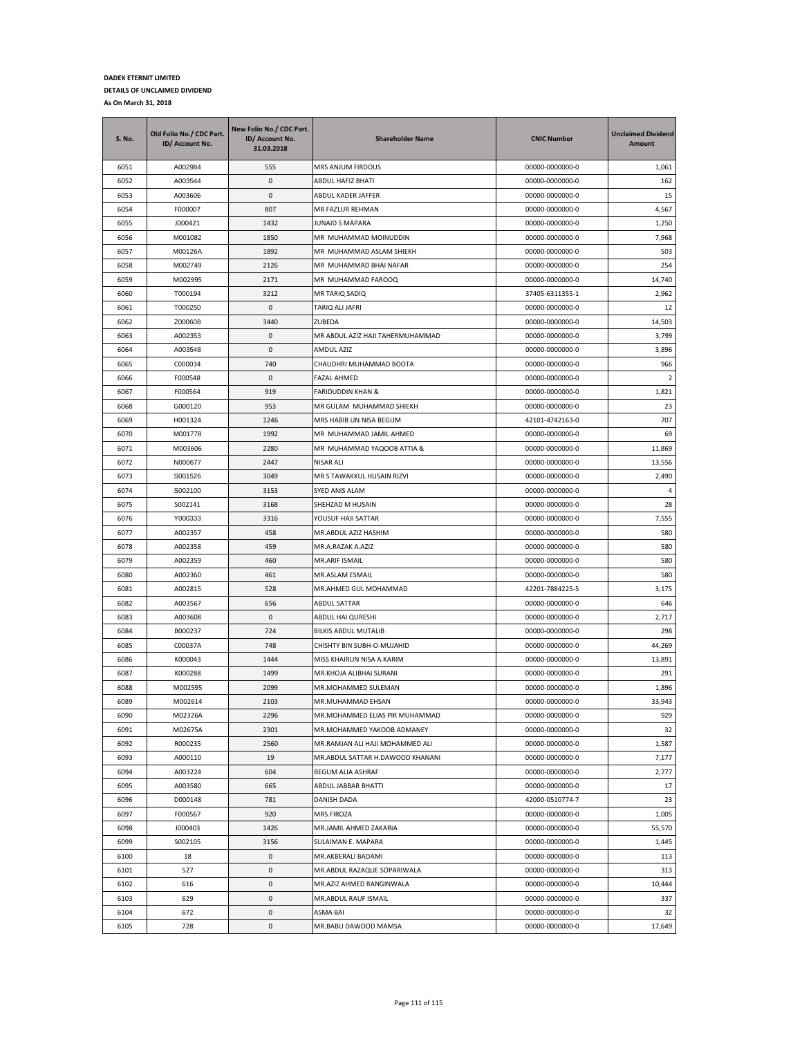**DADEX ETERNIT LIMITED**

**DETAILS OF UNCLAIMED DIVIDEND**

**As On March 31, 2018**

| S. No. | Old Folio No./ CDC Part. ID/ Account No. | New Folio No./ CDC Part. ID/ Account No. 31.03.2018 | Shareholder Name | CNIC Number | Unclaimed Dividend Amount |
|---|---|---|---|---|---|
| 6051 | A002984 | 555 | MRS ANJUM FIRDOUS | 00000-0000000-0 | 1,061 |
| 6052 | A003544 | 0 | ABDUL HAFIZ BHATI | 00000-0000000-0 | 162 |
| 6053 | A003606 | 0 | ABDUL KADER JAFFER | 00000-0000000-0 | 15 |
| 6054 | F000007 | 807 | MR FAZLUR REHMAN | 00000-0000000-0 | 4,567 |
| 6055 | J000421 | 1432 | JUNAID S MAPARA | 00000-0000000-0 | 1,250 |
| 6056 | M001082 | 1850 | MR MUHAMMAD MOINUDDIN | 00000-0000000-0 | 7,968 |
| 6057 | M00126A | 1892 | MR MUHAMMAD ASLAM SHIEKH | 00000-0000000-0 | 503 |
| 6058 | M002749 | 2126 | MR MUHAMMAD BHAI NAFAR | 00000-0000000-0 | 254 |
| 6059 | M002995 | 2171 | MR MUHAMMAD FAROOQ | 00000-0000000-0 | 14,740 |
| 6060 | T000194 | 3212 | MR TARIQ SADIQ | 37405-6311355-1 | 2,962 |
| 6061 | T000250 | 0 | TARIQ ALI JAFRI | 00000-0000000-0 | 12 |
| 6062 | Z000608 | 3440 | ZUBEDA | 00000-0000000-0 | 14,503 |
| 6063 | A002353 | 0 | MR ABDUL AZIZ HAJI TAHERMUHAMMAD | 00000-0000000-0 | 3,799 |
| 6064 | A003548 | 0 | AMDUL AZIZ | 00000-0000000-0 | 3,896 |
| 6065 | C000034 | 740 | CHAUDHRI MUHAMMAD BOOTA | 00000-0000000-0 | 966 |
| 6066 | F000548 | 0 | FAZAL AHMED | 00000-0000000-0 | 2 |
| 6067 | F000564 | 919 | FARIDUDDIN KHAN & | 00000-0000000-0 | 1,821 |
| 6068 | G000120 | 953 | MR GULAM MUHAMMAD SHIEKH | 00000-0000000-0 | 23 |
| 6069 | H001324 | 1246 | MRS HABIB UN NISA BEGUM | 42101-4742163-0 | 707 |
| 6070 | M001778 | 1992 | MR MUHAMMAD JAMIL AHMED | 00000-0000000-0 | 69 |
| 6071 | M003606 | 2280 | MR MUHAMMAD YAQOOB ATTIA & | 00000-0000000-0 | 11,869 |
| 6072 | N000677 | 2447 | NISAR ALI | 00000-0000000-0 | 13,556 |
| 6073 | S001526 | 3049 | MR S TAWAKKUL HUSAIN RIZVI | 00000-0000000-0 | 2,490 |
| 6074 | S002100 | 3153 | SYED ANIS ALAM | 00000-0000000-0 | 4 |
| 6075 | S002141 | 3168 | SHEHZAD M HUSAIN | 00000-0000000-0 | 28 |
| 6076 | Y000333 | 3316 | YOUSUF HAJI SATTAR | 00000-0000000-0 | 7,555 |
| 6077 | A002357 | 458 | MR.ABDUL AZIZ HASHIM | 00000-0000000-0 | 580 |
| 6078 | A002358 | 459 | MR.A.RAZAK A.AZIZ | 00000-0000000-0 | 580 |
| 6079 | A002359 | 460 | MR.ARIF ISMAIL | 00000-0000000-0 | 580 |
| 6080 | A002360 | 461 | MR.ASLAM ESMAIL | 00000-0000000-0 | 580 |
| 6081 | A002815 | 528 | MR.AHMED GUL MOHAMMAD | 42201-7884225-5 | 3,175 |
| 6082 | A003567 | 656 | ABDUL SATTAR | 00000-0000000-0 | 646 |
| 6083 | A003608 | 0 | ABDUL HAI QURESHI | 00000-0000000-0 | 2,717 |
| 6084 | B000237 | 724 | BILKIS ABDUL MUTALIB | 00000-0000000-0 | 298 |
| 6085 | C00037A | 748 | CHISHTY BIN SUBH-O-MUJAHID | 00000-0000000-0 | 44,269 |
| 6086 | K000043 | 1444 | MISS KHAIRUN NISA A.KARIM | 00000-0000000-0 | 13,891 |
| 6087 | K000288 | 1499 | MR.KHOJA ALIBHAI SURANI | 00000-0000000-0 | 291 |
| 6088 | M002595 | 2099 | MR.MOHAMMED SULEMAN | 00000-0000000-0 | 1,896 |
| 6089 | M002614 | 2103 | MR.MUHAMMAD EHSAN | 00000-0000000-0 | 33,943 |
| 6090 | M02326A | 2296 | MR.MOHAMMED ELIAS PIR MUHAMMAD | 00000-0000000-0 | 929 |
| 6091 | M02675A | 2301 | MR.MOHAMMED YAKOOB ADMANEY | 00000-0000000-0 | 32 |
| 6092 | R000235 | 2560 | MR.RAMJAN ALI HAJI MOHAMMED ALI | 00000-0000000-0 | 1,587 |
| 6093 | A000110 | 19 | MR.ABDUL SATTAR H.DAWOOD KHANANI | 00000-0000000-0 | 7,177 |
| 6094 | A003224 | 604 | BEGUM ALIA ASHRAF | 00000-0000000-0 | 2,777 |
| 6095 | A003580 | 665 | ABDUL JABBAR BHATTI | 00000-0000000-0 | 17 |
| 6096 | D000148 | 781 | DANISH DADA | 42000-0510774-7 | 23 |
| 6097 | F000567 | 920 | MRS.FIROZA | 00000-0000000-0 | 1,005 |
| 6098 | J000403 | 1426 | MR.JAMIL AHMED ZAKARIA | 00000-0000000-0 | 55,570 |
| 6099 | S002105 | 3156 | SULAIMAN E. MAPARA | 00000-0000000-0 | 1,445 |
| 6100 | 18 | 0 | MR.AKBERALI BADAMI | 00000-0000000-0 | 113 |
| 6101 | 527 | 0 | MR.ABDUL RAZAQUE SOPARIWALA | 00000-0000000-0 | 313 |
| 6102 | 616 | 0 | MR.AZIZ AHMED RANGINWALA | 00000-0000000-0 | 10,444 |
| 6103 | 629 | 0 | MR.ABDUL RAUF ISMAIL | 00000-0000000-0 | 337 |
| 6104 | 672 | 0 | ASMA BAI | 00000-0000000-0 | 32 |
| 6105 | 728 | 0 | MR.BABU DAWOOD MAMSA | 00000-0000000-0 | 17,649 |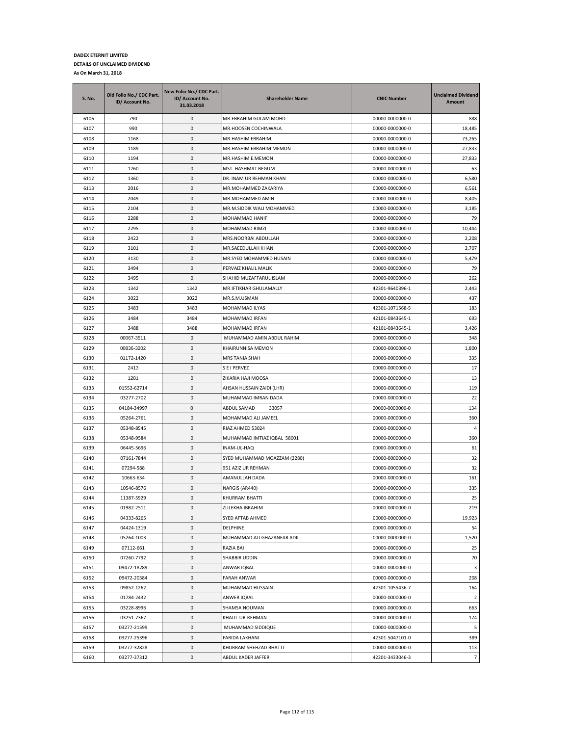**DADEX ETERNIT LIMITED**

**DETAILS OF UNCLAIMED DIVIDEND**

**As On March 31, 2018**

| S. No. | Old Folio No./ CDC Part. ID/ Account No. | New Folio No./ CDC Part. ID/ Account No. 31.03.2018 | Shareholder Name | CNIC Number | Unclaimed Dividend Amount |
|---|---|---|---|---|---|
| 6106 | 790 | 0 | MR.EBRAHIM GULAM MOHD. | 00000-0000000-0 | 888 |
| 6107 | 990 | 0 | MR.HOOSEN COCHINWALA | 00000-0000000-0 | 18,485 |
| 6108 | 1168 | 0 | MR.HASHIM EBRAHIM | 00000-0000000-0 | 73,265 |
| 6109 | 1189 | 0 | MR.HASHIM EBRAHIM MEMON | 00000-0000000-0 | 27,833 |
| 6110 | 1194 | 0 | MR.HASHIM E.MEMON | 00000-0000000-0 | 27,833 |
| 6111 | 1260 | 0 | MST. HASHMAT BEGUM | 00000-0000000-0 | 63 |
| 6112 | 1360 | 0 | DR. INAM UR REHMAN KHAN | 00000-0000000-0 | 6,580 |
| 6113 | 2016 | 0 | MR.MOHAMMED ZAKARIYA | 00000-0000000-0 | 6,561 |
| 6114 | 2049 | 0 | MR.MOHAMMED AMIN | 00000-0000000-0 | 8,405 |
| 6115 | 2104 | 0 | MR.M.SIDDIK WALI MOHAMMED | 00000-0000000-0 | 3,185 |
| 6116 | 2288 | 0 | MOHAMMAD HANIF | 00000-0000000-0 | 79 |
| 6117 | 2295 | 0 | MOHAMMAD RIMZI | 00000-0000000-0 | 10,444 |
| 6118 | 2422 | 0 | MRS.NOORBAI ABDULLAH | 00000-0000000-0 | 2,208 |
| 6119 | 3101 | 0 | MR.SAEEDULLAH KHAN | 00000-0000000-0 | 2,707 |
| 6120 | 3130 | 0 | MR.SYED MOHAMMED HUSAIN | 00000-0000000-0 | 5,479 |
| 6121 | 3494 | 0 | PERVAIZ KHALIL MALIK | 00000-0000000-0 | 79 |
| 6122 | 3495 | 0 | SHAHID MUZAFFARUL ISLAM | 00000-0000000-0 | 262 |
| 6123 | 1342 | 1342 | MR.IFTIKHAR GHULAMALLY | 42301-9640396-1 | 2,443 |
| 6124 | 3022 | 3022 | MR.S.M.USMAN | 00000-0000000-0 | 437 |
| 6125 | 3483 | 3483 | MOHAMMAD ILYAS | 42301-1071568-5 | 183 |
| 6126 | 3484 | 3484 | MOHAMMAD IRFAN | 42101-0843645-1 | 693 |
| 6127 | 3488 | 3488 | MOHAMMAD IRFAN | 42101-0843645-1 | 3,426 |
| 6128 | 00067-3511 | 0 | MUHAMMAD AMIN ABDUL RAHIM | 00000-0000000-0 | 348 |
| 6129 | 00836-3202 | 0 | KHAIRUNNISA MEMON | 00000-0000000-0 | 1,800 |
| 6130 | 01172-1420 | 0 | MRS TANIA SHAH | 00000-0000000-0 | 335 |
| 6131 | 2413 | 0 | S E I PERVEZ | 00000-0000000-0 | 17 |
| 6132 | 1281 | 0 | ZIKARIA HAJI MOOSA | 00000-0000000-0 | 13 |
| 6133 | 01552-62714 | 0 | AHSAN HUSSAIN ZAIDI (LHR) | 00000-0000000-0 | 119 |
| 6134 | 03277-2702 | 0 | MUHAMMAD IMRAN DADA | 00000-0000000-0 | 22 |
| 6135 | 04184-34997 | 0 | ABDUL SAMAD 33057 | 00000-0000000-0 | 134 |
| 6136 | 05264-2761 | 0 | MOHAMMAD ALI JAMEEL | 00000-0000000-0 | 360 |
| 6137 | 05348-8545 | 0 | RIAZ AHMED 53024 | 00000-0000000-0 | 4 |
| 6138 | 05348-9584 | 0 | MUHAMMAD IMTIAZ IQBAL 58001 | 00000-0000000-0 | 360 |
| 6139 | 06445-5696 | 0 | INAM-UL-HAQ | 00000-0000000-0 | 61 |
| 6140 | 07161-7844 | 0 | SYED MUHAMMAD MOAZZAM (2280) | 00000-0000000-0 | 32 |
| 6141 | 07294-588 | 0 | 951 AZIZ UR REHMAN | 00000-0000000-0 | 32 |
| 6142 | 10663-634 | 0 | AMANULLAH DADA | 00000-0000000-0 | 161 |
| 6143 | 10546-8576 | 0 | NARGIS (AR440) | 00000-0000000-0 | 335 |
| 6144 | 11387-5929 | 0 | KHURRAM BHATTI | 00000-0000000-0 | 25 |
| 6145 | 01982-2511 | 0 | ZULEKHA IBRAHIM | 00000-0000000-0 | 219 |
| 6146 | 04333-8265 | 0 | SYED AFTAB AHMED | 00000-0000000-0 | 19,923 |
| 6147 | 04424-1319 | 0 | DELPHINE | 00000-0000000-0 | 54 |
| 6148 | 05264-1003 | 0 | MUHAMMAD ALI GHAZANFAR ADIL | 00000-0000000-0 | 1,520 |
| 6149 | 07112-661 | 0 | RAZIA BAI | 00000-0000000-0 | 25 |
| 6150 | 07260-7792 | 0 | SHABBIR UDDIN | 00000-0000000-0 | 70 |
| 6151 | 09472-18289 | 0 | ANWAR IQBAL | 00000-0000000-0 | 3 |
| 6152 | 09472-20384 | 0 | FARAH ANWAR | 00000-0000000-0 | 208 |
| 6153 | 09852-1262 | 0 | MUHAMMAD HUSSAIN | 42301-1055436-7 | 164 |
| 6154 | 01784-2432 | 0 | ANWER IQBAL | 00000-0000000-0 | 2 |
| 6155 | 03228-8996 | 0 | SHAMSA NOUMAN | 00000-0000000-0 | 663 |
| 6156 | 03251-7367 | 0 | KHALIL-UR-REHMAN | 00000-0000000-0 | 174 |
| 6157 | 03277-21599 | 0 | MUHAMMAD SIDDIQUE | 00000-0000000-0 | 5 |
| 6158 | 03277-25396 | 0 | FARIDA LAKHANI | 42301-5047101-0 | 389 |
| 6159 | 03277-32828 | 0 | KHURRAM SHEHZAD BHATTI | 00000-0000000-0 | 113 |
| 6160 | 03277-37312 | 0 | ABDUL KADER JAFFER | 42201-3433046-3 | 7 |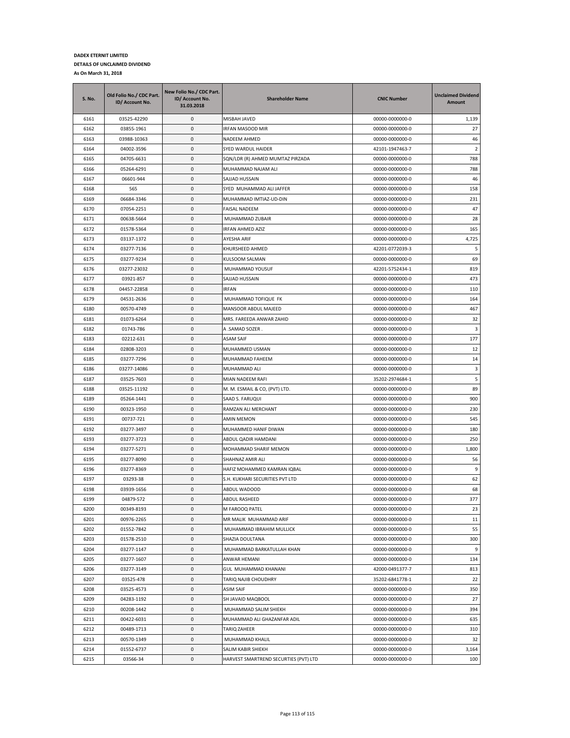**DADEX ETERNIT LIMITED**

**DETAILS OF UNCLAIMED DIVIDEND**

**As On March 31, 2018**

| S. No. | Old Folio No./ CDC Part. ID/ Account No. | New Folio No./ CDC Part. ID/ Account No. 31.03.2018 | Shareholder Name | CNIC Number | Unclaimed Dividend Amount |
|---|---|---|---|---|---|
| 6161 | 03525-42290 | 0 | MISBAH JAVED | 00000-0000000-0 | 1,139 |
| 6162 | 03855-1961 | 0 | IRFAN MASOOD MIR | 00000-0000000-0 | 27 |
| 6163 | 03988-10363 | 0 | NADEEM AHMED | 00000-0000000-0 | 46 |
| 6164 | 04002-3596 | 0 | SYED WARDUL HAIDER | 42101-1947463-7 | 2 |
| 6165 | 04705-6631 | 0 | SQN/LDR (R) AHMED MUMTAZ PIRZADA | 00000-0000000-0 | 788 |
| 6166 | 05264-6291 | 0 | MUHAMMAD NAJAM ALI | 00000-0000000-0 | 788 |
| 6167 | 06601-944 | 0 | SAJJAD HUSSAIN | 00000-0000000-0 | 46 |
| 6168 | 565 | 0 | SYED MUHAMMAD ALI JAFFER | 00000-0000000-0 | 158 |
| 6169 | 06684-3346 | 0 | MUHAMMAD IMTIAZ-UD-DIN | 00000-0000000-0 | 231 |
| 6170 | 07054-2251 | 0 | FAISAL NADEEM | 00000-0000000-0 | 47 |
| 6171 | 00638-5664 | 0 | MUHAMMAD ZUBAIR | 00000-0000000-0 | 28 |
| 6172 | 01578-5364 | 0 | IRFAN AHMED AZIZ | 00000-0000000-0 | 165 |
| 6173 | 03137-1372 | 0 | AYESHA ARIF | 00000-0000000-0 | 4,725 |
| 6174 | 03277-7136 | 0 | KHURSHEED AHMED | 42201-0772039-3 | 5 |
| 6175 | 03277-9234 | 0 | KULSOOM SALMAN | 00000-0000000-0 | 69 |
| 6176 | 03277-23032 | 0 | MUHAMMAD YOUSUF | 42201-5752434-1 | 819 |
| 6177 | 03921-857 | 0 | SAJJAD HUSSAIN | 00000-0000000-0 | 473 |
| 6178 | 04457-22858 | 0 | IRFAN | 00000-0000000-0 | 110 |
| 6179 | 04531-2636 | 0 | MUHAMMAD TOFIQUE FK | 00000-0000000-0 | 164 |
| 6180 | 00570-4749 | 0 | MANSOOR ABDUL MAJEED | 00000-0000000-0 | 467 |
| 6181 | 01073-6264 | 0 | MRS. FAREEDA ANWAR ZAHID | 00000-0000000-0 | 32 |
| 6182 | 01743-786 | 0 | A .SAMAD SOZER . | 00000-0000000-0 | 3 |
| 6183 | 02212-631 | 0 | ASAM SAIF | 00000-0000000-0 | 177 |
| 6184 | 02808-3203 | 0 | MUHAMMED USMAN | 00000-0000000-0 | 12 |
| 6185 | 03277-7296 | 0 | MUHAMMAD FAHEEM | 00000-0000000-0 | 14 |
| 6186 | 03277-14086 | 0 | MUHAMMAD ALI | 00000-0000000-0 | 3 |
| 6187 | 03525-7603 | 0 | MIAN NADEEM RAFI | 35202-2974684-1 | 5 |
| 6188 | 03525-11192 | 0 | M. M. ESMAIL & CO, (PVT) LTD. | 00000-0000000-0 | 89 |
| 6189 | 05264-1441 | 0 | SAAD S. FARUQUI | 00000-0000000-0 | 900 |
| 6190 | 00323-1950 | 0 | RAMZAN ALI MERCHANT | 00000-0000000-0 | 230 |
| 6191 | 00737-721 | 0 | AMIN MEMON | 00000-0000000-0 | 545 |
| 6192 | 03277-3497 | 0 | MUHAMMED HANIF DIWAN | 00000-0000000-0 | 180 |
| 6193 | 03277-3723 | 0 | ABDUL QADIR HAMDANI | 00000-0000000-0 | 250 |
| 6194 | 03277-5271 | 0 | MOHAMMAD SHARIF MEMON | 00000-0000000-0 | 1,800 |
| 6195 | 03277-8090 | 0 | SHAHNAZ AMIR ALI | 00000-0000000-0 | 56 |
| 6196 | 03277-8369 | 0 | HAFIZ MOHAMMED KAMRAN IQBAL | 00000-0000000-0 | 9 |
| 6197 | 03293-38 | 0 | S.H. KUKHARI SECURITIES PVT LTD | 00000-0000000-0 | 62 |
| 6198 | 03939-1656 | 0 | ABDUL WADOOD | 00000-0000000-0 | 68 |
| 6199 | 04879-572 | 0 | ABDUL RASHEED | 00000-0000000-0 | 377 |
| 6200 | 00349-8193 | 0 | M FAROOQ PATEL | 00000-0000000-0 | 23 |
| 6201 | 00976-2265 | 0 | MR MALIK MUHAMMAD ARIF | 00000-0000000-0 | 11 |
| 6202 | 01552-7842 | 0 | MUHAMMAD IBRAHIM MULLICK | 00000-0000000-0 | 55 |
| 6203 | 01578-2510 | 0 | SHAZIA DOULTANA | 00000-0000000-0 | 300 |
| 6204 | 03277-1147 | 0 | MUHAMMAD BARKATULLAH KHAN | 00000-0000000-0 | 9 |
| 6205 | 03277-1607 | 0 | ANWAR HEMANI | 00000-0000000-0 | 134 |
| 6206 | 03277-3149 | 0 | GUL MUHAMMAD KHANANI | 42000-0491377-7 | 813 |
| 6207 | 03525-478 | 0 | TARIQ NAJIB CHOUDHRY | 35202-6841778-1 | 22 |
| 6208 | 03525-4573 | 0 | ASIM SAIF | 00000-0000000-0 | 350 |
| 6209 | 04283-1192 | 0 | SH JAVAID MAQBOOL | 00000-0000000-0 | 27 |
| 6210 | 00208-1442 | 0 | MUHAMMAD SALIM SHIEKH | 00000-0000000-0 | 394 |
| 6211 | 00422-6031 | 0 | MUHAMMAD ALI GHAZANFAR ADIL | 00000-0000000-0 | 635 |
| 6212 | 00489-1713 | 0 | TARIQ ZAHEER | 00000-0000000-0 | 310 |
| 6213 | 00570-1349 | 0 | MUHAMMAD KHALIL | 00000-0000000-0 | 32 |
| 6214 | 01552-6737 | 0 | SALIM KABIR SHIEKH | 00000-0000000-0 | 3,164 |
| 6215 | 03566-34 | 0 | HARVEST SMARTREND SECURTIES (PVT) LTD | 00000-0000000-0 | 100 |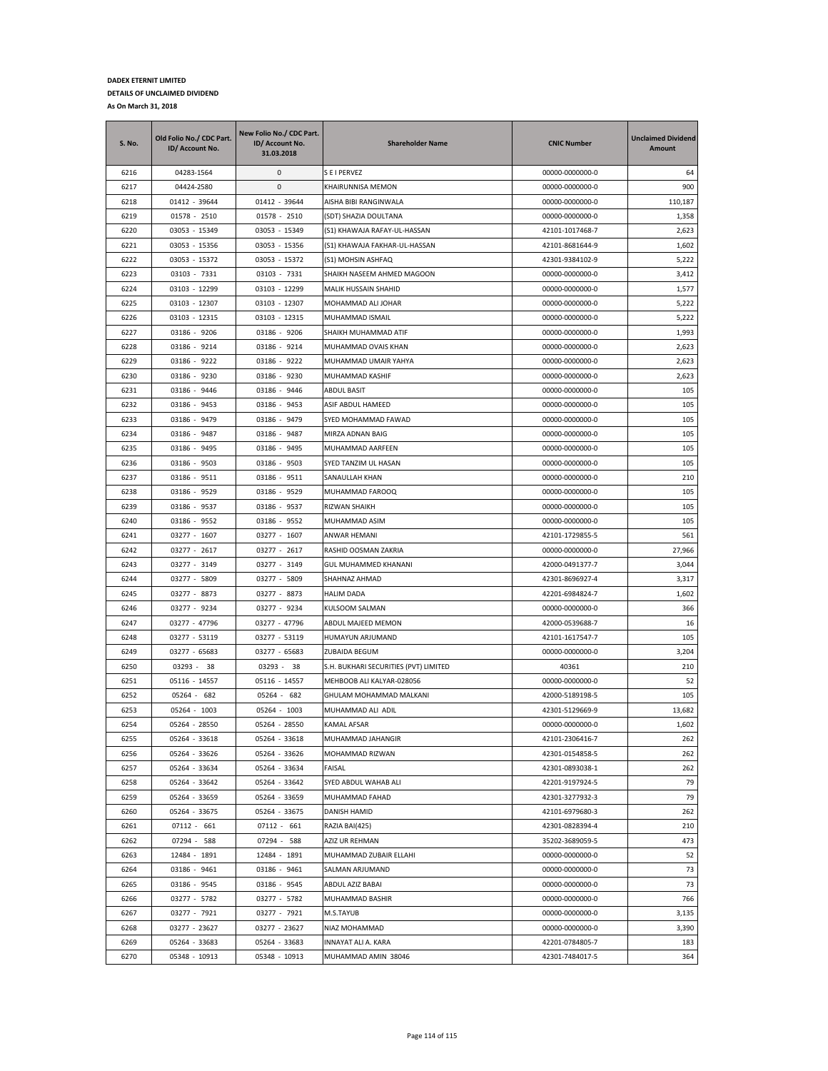**DADEX ETERNIT LIMITED**

**DETAILS OF UNCLAIMED DIVIDEND**

**As On March 31, 2018**

| S. No. | Old Folio No./ CDC Part. ID/ Account No. | New Folio No./ CDC Part. ID/ Account No. 31.03.2018 | Shareholder Name | CNIC Number | Unclaimed Dividend Amount |
|---|---|---|---|---|---|
| 6216 | 04283-1564 | 0 | S E I PERVEZ | 00000-0000000-0 | 64 |
| 6217 | 04424-2580 | 0 | KHAIRUNNISA MEMON | 00000-0000000-0 | 900 |
| 6218 | 01412 - 39644 | 01412 - 39644 | AISHA BIBI RANGINWALA | 00000-0000000-0 | 110,187 |
| 6219 | 01578 - 2510 | 01578 - 2510 | (SDT) SHAZIA DOULTANA | 00000-0000000-0 | 1,358 |
| 6220 | 03053 - 15349 | 03053 - 15349 | (S1) KHAWAJA RAFAY-UL-HASSAN | 42101-1017468-7 | 2,623 |
| 6221 | 03053 - 15356 | 03053 - 15356 | (S1) KHAWAJA FAKHAR-UL-HASSAN | 42101-8681644-9 | 1,602 |
| 6222 | 03053 - 15372 | 03053 - 15372 | (S1) MOHSIN ASHFAQ | 42301-9384102-9 | 5,222 |
| 6223 | 03103 - 7331 | 03103 - 7331 | SHAIKH NASEEM AHMED MAGOON | 00000-0000000-0 | 3,412 |
| 6224 | 03103 - 12299 | 03103 - 12299 | MALIK HUSSAIN SHAHID | 00000-0000000-0 | 1,577 |
| 6225 | 03103 - 12307 | 03103 - 12307 | MOHAMMAD ALI JOHAR | 00000-0000000-0 | 5,222 |
| 6226 | 03103 - 12315 | 03103 - 12315 | MUHAMMAD ISMAIL | 00000-0000000-0 | 5,222 |
| 6227 | 03186 - 9206 | 03186 - 9206 | SHAIKH MUHAMMAD ATIF | 00000-0000000-0 | 1,993 |
| 6228 | 03186 - 9214 | 03186 - 9214 | MUHAMMAD OVAIS KHAN | 00000-0000000-0 | 2,623 |
| 6229 | 03186 - 9222 | 03186 - 9222 | MUHAMMAD UMAIR YAHYA | 00000-0000000-0 | 2,623 |
| 6230 | 03186 - 9230 | 03186 - 9230 | MUHAMMAD KASHIF | 00000-0000000-0 | 2,623 |
| 6231 | 03186 - 9446 | 03186 - 9446 | ABDUL BASIT | 00000-0000000-0 | 105 |
| 6232 | 03186 - 9453 | 03186 - 9453 | ASIF ABDUL HAMEED | 00000-0000000-0 | 105 |
| 6233 | 03186 - 9479 | 03186 - 9479 | SYED MOHAMMAD FAWAD | 00000-0000000-0 | 105 |
| 6234 | 03186 - 9487 | 03186 - 9487 | MIRZA ADNAN BAIG | 00000-0000000-0 | 105 |
| 6235 | 03186 - 9495 | 03186 - 9495 | MUHAMMAD AARFEEN | 00000-0000000-0 | 105 |
| 6236 | 03186 - 9503 | 03186 - 9503 | SYED TANZIM UL HASAN | 00000-0000000-0 | 105 |
| 6237 | 03186 - 9511 | 03186 - 9511 | SANAULLAH KHAN | 00000-0000000-0 | 210 |
| 6238 | 03186 - 9529 | 03186 - 9529 | MUHAMMAD FAROOQ | 00000-0000000-0 | 105 |
| 6239 | 03186 - 9537 | 03186 - 9537 | RIZWAN SHAIKH | 00000-0000000-0 | 105 |
| 6240 | 03186 - 9552 | 03186 - 9552 | MUHAMMAD ASIM | 00000-0000000-0 | 105 |
| 6241 | 03277 - 1607 | 03277 - 1607 | ANWAR HEMANI | 42101-1729855-5 | 561 |
| 6242 | 03277 - 2617 | 03277 - 2617 | RASHID OOSMAN ZAKRIA | 00000-0000000-0 | 27,966 |
| 6243 | 03277 - 3149 | 03277 - 3149 | GUL MUHAMMED KHANANI | 42000-0491377-7 | 3,044 |
| 6244 | 03277 - 5809 | 03277 - 5809 | SHAHNAZ AHMAD | 42301-8696927-4 | 3,317 |
| 6245 | 03277 - 8873 | 03277 - 8873 | HALIM DADA | 42201-6984824-7 | 1,602 |
| 6246 | 03277 - 9234 | 03277 - 9234 | KULSOOM SALMAN | 00000-0000000-0 | 366 |
| 6247 | 03277 - 47796 | 03277 - 47796 | ABDUL MAJEED MEMON | 42000-0539688-7 | 16 |
| 6248 | 03277 - 53119 | 03277 - 53119 | HUMAYUN ARJUMAND | 42101-1617547-7 | 105 |
| 6249 | 03277 - 65683 | 03277 - 65683 | ZUBAIDA BEGUM | 00000-0000000-0 | 3,204 |
| 6250 | 03293 - 38 | 03293 - 38 | S.H. BUKHARI SECURITIES (PVT) LIMITED | 40361 | 210 |
| 6251 | 05116 - 14557 | 05116 - 14557 | MEHBOOB ALI KALYAR-028056 | 00000-0000000-0 | 52 |
| 6252 | 05264 - 682 | 05264 - 682 | GHULAM MOHAMMAD MALKANI | 42000-5189198-5 | 105 |
| 6253 | 05264 - 1003 | 05264 - 1003 | MUHAMMAD ALI ADIL | 42301-5129669-9 | 13,682 |
| 6254 | 05264 - 28550 | 05264 - 28550 | KAMAL AFSAR | 00000-0000000-0 | 1,602 |
| 6255 | 05264 - 33618 | 05264 - 33618 | MUHAMMAD JAHANGIR | 42101-2306416-7 | 262 |
| 6256 | 05264 - 33626 | 05264 - 33626 | MOHAMMAD RIZWAN | 42301-0154858-5 | 262 |
| 6257 | 05264 - 33634 | 05264 - 33634 | FAISAL | 42301-0893038-1 | 262 |
| 6258 | 05264 - 33642 | 05264 - 33642 | SYED ABDUL WAHAB ALI | 42201-9197924-5 | 79 |
| 6259 | 05264 - 33659 | 05264 - 33659 | MUHAMMAD FAHAD | 42301-3277932-3 | 79 |
| 6260 | 05264 - 33675 | 05264 - 33675 | DANISH HAMID | 42101-6979680-3 | 262 |
| 6261 | 07112 - 661 | 07112 - 661 | RAZIA BAI(425) | 42301-0828394-4 | 210 |
| 6262 | 07294 - 588 | 07294 - 588 | AZIZ UR REHMAN | 35202-3689059-5 | 473 |
| 6263 | 12484 - 1891 | 12484 - 1891 | MUHAMMAD ZUBAIR ELLAHI | 00000-0000000-0 | 52 |
| 6264 | 03186 - 9461 | 03186 - 9461 | SALMAN ARJUMAND | 00000-0000000-0 | 73 |
| 6265 | 03186 - 9545 | 03186 - 9545 | ABDUL AZIZ BABAI | 00000-0000000-0 | 73 |
| 6266 | 03277 - 5782 | 03277 - 5782 | MUHAMMAD BASHIR | 00000-0000000-0 | 766 |
| 6267 | 03277 - 7921 | 03277 - 7921 | M.S.TAYUB | 00000-0000000-0 | 3,135 |
| 6268 | 03277 - 23627 | 03277 - 23627 | NIAZ MOHAMMAD | 00000-0000000-0 | 3,390 |
| 6269 | 05264 - 33683 | 05264 - 33683 | INNAYAT ALI A. KARA | 42201-0784805-7 | 183 |
| 6270 | 05348 - 10913 | 05348 - 10913 | MUHAMMAD AMIN 38046 | 42301-7484017-5 | 364 |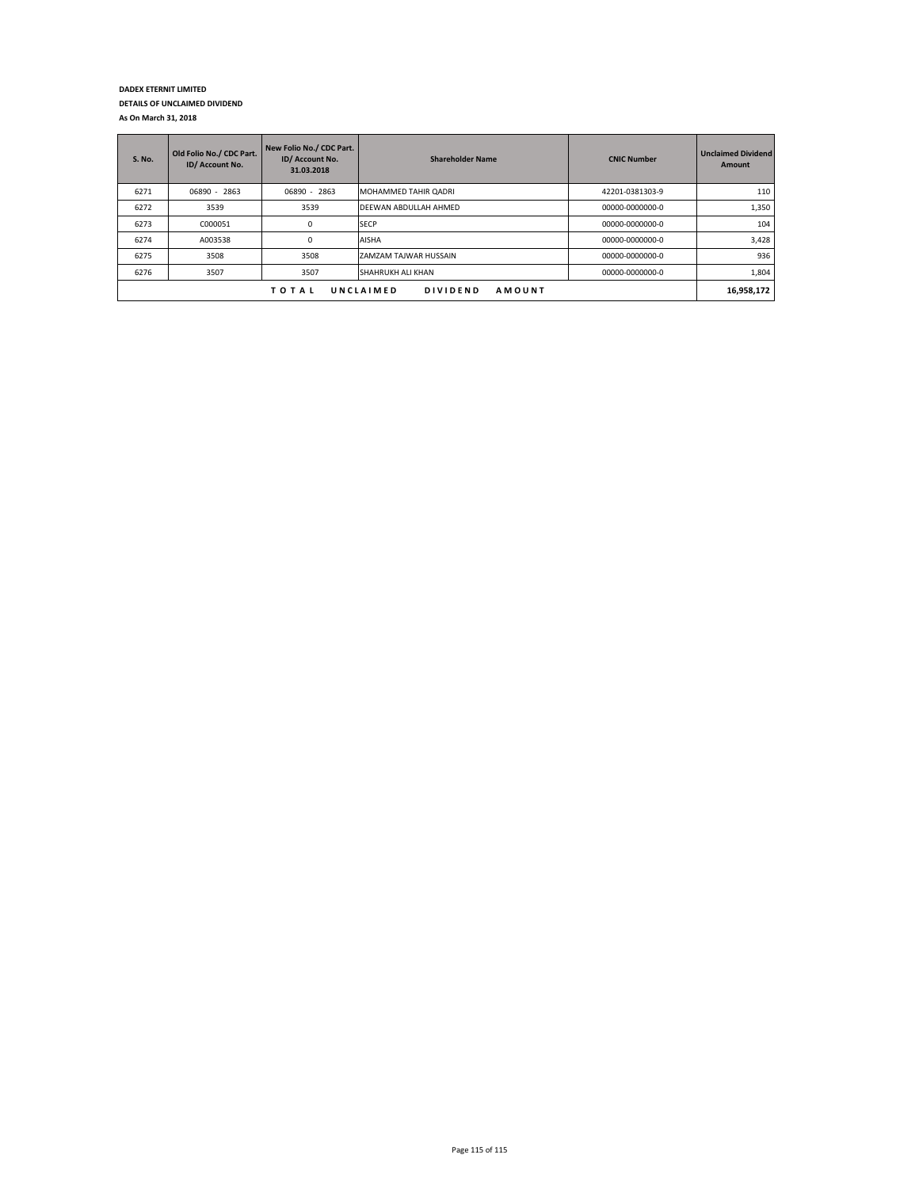**DADEX ETERNIT LIMITED**

**DETAILS OF UNCLAIMED DIVIDEND**

**As On March 31, 2018**

| S. No. | Old Folio No./ CDC Part. ID/ Account No. | New Folio No./ CDC Part. ID/ Account No. 31.03.2018 | Shareholder Name | CNIC Number | Unclaimed Dividend Amount |
|---|---|---|---|---|---|
| 6271 | 06890 - 2863 | 06890 - 2863 | MOHAMMED TAHIR QADRI | 42201-0381303-9 | 110 |
| 6272 | 3539 | 3539 | DEEWAN ABDULLAH AHMED | 00000-0000000-0 | 1,350 |
| 6273 | C000051 | 0 | SECP | 00000-0000000-0 | 104 |
| 6274 | A003538 | 0 | AISHA | 00000-0000000-0 | 3,428 |
| 6275 | 3508 | 3508 | ZAMZAM TAJWAR HUSSAIN | 00000-0000000-0 | 936 |
| 6276 | 3507 | 3507 | SHAHRUKH ALI KHAN | 00000-0000000-0 | 1,804 |
| **TOTAL UNCLAIMED DIVIDEND AMOUNT** | | | | | **16,958,172** |